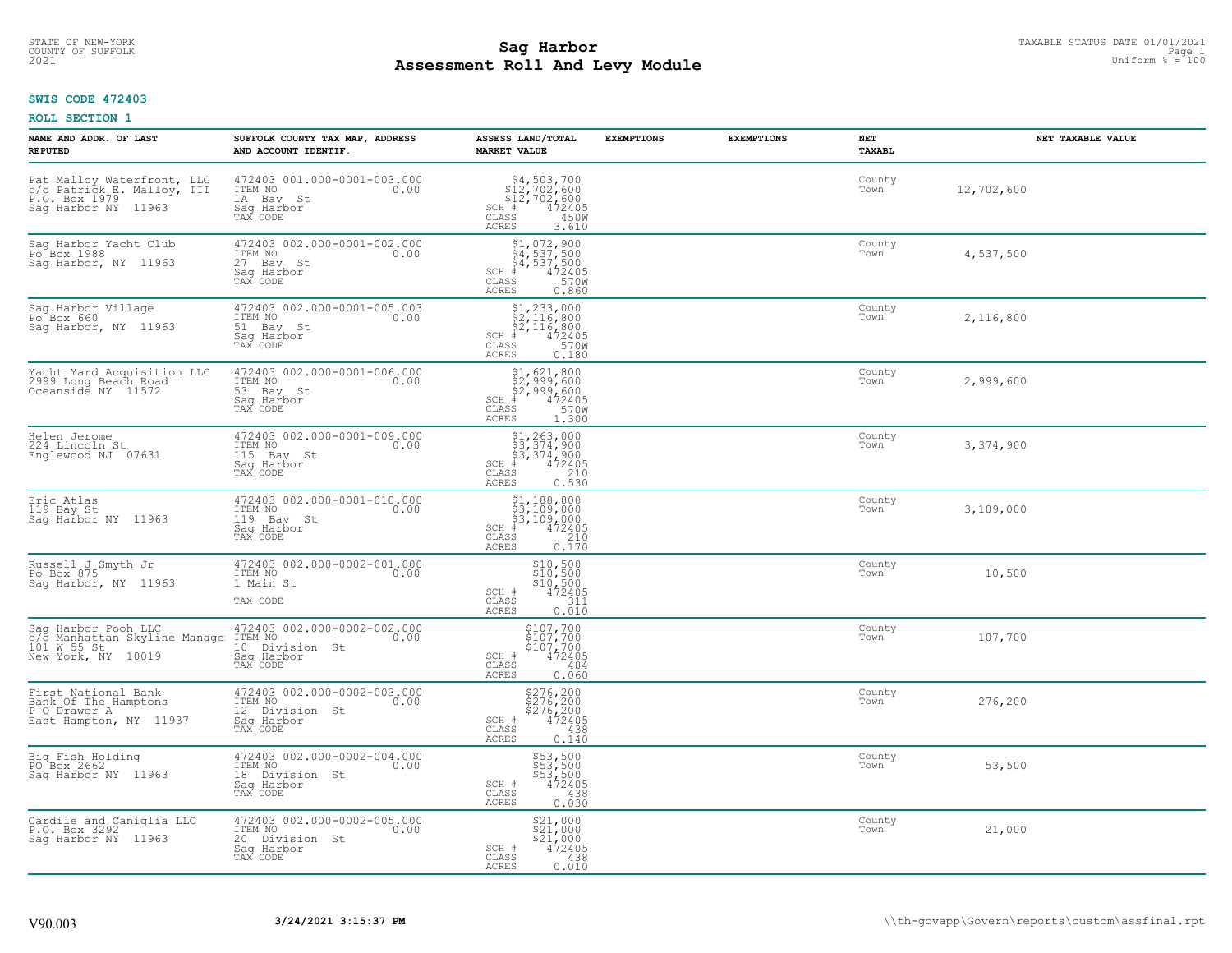STATE OF NEW-YORK
COUNTY OF SUFFOLK
2021

# Sag Harbor
# Assessment Roll And Levy Module

TAXABLE STATUS DATE 01/01/2021
Uniform % = 100

**SWIS CODE 472403**

**ROLL SECTION 1**

| NAME AND ADDR. OF LAST REPUTED | SUFFOLK COUNTY TAX MAP, ADDRESS AND ACCOUNT IDENTIF. | ASSESS LAND/TOTAL MARKET VALUE | EXEMPTIONS | EXEMPTIONS | NET TAXABL | NET TAXABLE VALUE |
|---|---|---|---|---|---|---|
| Pat Malloy Waterfront, LLC<br>c/o Patrick E. Malloy, III<br>P.O. Box 1979<br>Sag Harbor NY 11963 | 472403 001.000-0001-003.000<br>ITEM NO 0.00<br>1A Bay St<br>Sag Harbor<br>TAX CODE | $4,503,700<br>$12,702,600<br>$12,702,600<br>SCH # 472405<br>CLASS 450W<br>ACRES 3.610 | | | County<br>Town | 12,702,600 |
| Sag Harbor Yacht Club<br>Po Box 1988<br>Sag Harbor, NY 11963 | 472403 002.000-0001-002.000<br>ITEM NO 0.00<br>27 Bay St<br>Sag Harbor<br>TAX CODE | $1,072,900<br>$4,537,500<br>$4,537,500<br>SCH # 472405<br>CLASS 570W<br>ACRES 0.860 | | | County<br>Town | 4,537,500 |
| Sag Harbor Village<br>Po Box 660<br>Sag Harbor, NY 11963 | 472403 002.000-0001-005.003<br>ITEM NO 0.00<br>51 Bay St<br>Sag Harbor<br>TAX CODE | $1,233,000<br>$2,116,800<br>$2,116,800<br>SCH # 472405<br>CLASS 570W<br>ACRES 0.180 | | | County<br>Town | 2,116,800 |
| Yacht Yard Acquisition LLC<br>2999 Long Beach Road<br>Oceanside NY 11572 | 472403 002.000-0001-006.000<br>ITEM NO 0.00<br>53 Bay St<br>Sag Harbor<br>TAX CODE | $1,621,800<br>$2,999,600<br>$2,999,600<br>SCH # 472405<br>CLASS 570W<br>ACRES 1.300 | | | County<br>Town | 2,999,600 |
| Helen Jerome<br>224 Lincoln St<br>Englewood NJ 07631 | 472403 002.000-0001-009.000<br>ITEM NO 0.00<br>115 Bay St<br>Sag Harbor<br>TAX CODE | $1,263,000<br>$3,374,900<br>$3,374,900<br>SCH # 472405<br>CLASS 210<br>ACRES 0.530 | | | County<br>Town | 3,374,900 |
| Eric Atlas<br>119 W 55 St<br>Sag Harbor NY 11963 | 472403 002.000-0001-010.000<br>ITEM NO 0.00<br>119 Bay St<br>Sag Harbor<br>TAX CODE | $1,188,800<br>$3,109,000<br>$3,109,000<br>SCH # 472405<br>CLASS 210<br>ACRES 0.170 | | | County<br>Town | 3,109,000 |
| Russell J Smyth Jr<br>Po Box 875<br>Sag Harbor, NY 11963 | 472403 002.000-0002-001.000<br>ITEM NO 0.00<br>1 Main St<br>TAX CODE | $10,500<br>$10,500<br>$10,500<br>SCH # 472405<br>CLASS 311<br>ACRES 0.010 | | | County<br>Town | 10,500 |
| Sag Harbor Pooh LLC<br>c/o Manhattan Skyline Manage<br>101 W 55 St<br>New York, NY 10019 | 472403 002.000-0002-002.000<br>ITEM NO 0.00<br>10 Division St<br>Sag Harbor<br>TAX CODE | $107,700<br>$107,700<br>$107,700<br>SCH # 472405<br>CLASS 484<br>ACRES 0.060 | | | County<br>Town | 107,700 |
| First National Bank<br>Bank Of The Hamptons<br>P O Drawer A<br>East Hampton, NY 11937 | 472403 002.000-0002-003.000<br>ITEM NO 0.00<br>12 Division St<br>Sag Harbor<br>TAX CODE | $276,200<br>$276,200<br>$276,200<br>SCH # 472405<br>CLASS 438<br>ACRES 0.140 | | | County<br>Town | 276,200 |
| Big Fish Holding<br>PO Box 2662<br>Sag Harbor NY 11963 | 472403 002.000-0002-004.000<br>ITEM NO 0.00<br>18 Division St<br>Sag Harbor<br>TAX CODE | $53,500<br>$53,500<br>$53,500<br>SCH # 472405<br>CLASS 438<br>ACRES 0.030 | | | County<br>Town | 53,500 |
| Cardile and Caniglia LLC<br>P.O. Box 3292<br>Sag Harbor NY 11963 | 472403 002.000-0002-005.000<br>ITEM NO 0.00<br>20 Division St<br>Sag Harbor<br>TAX CODE | $21,000<br>$21,000<br>$21,000<br>SCH # 472405<br>CLASS 438<br>ACRES 0.010 | | | County<br>Town | 21,000 |

V90.003 3/24/2021 3:15:37 PM \\th-govapp\Govern\reports\custom\assfinal.rpt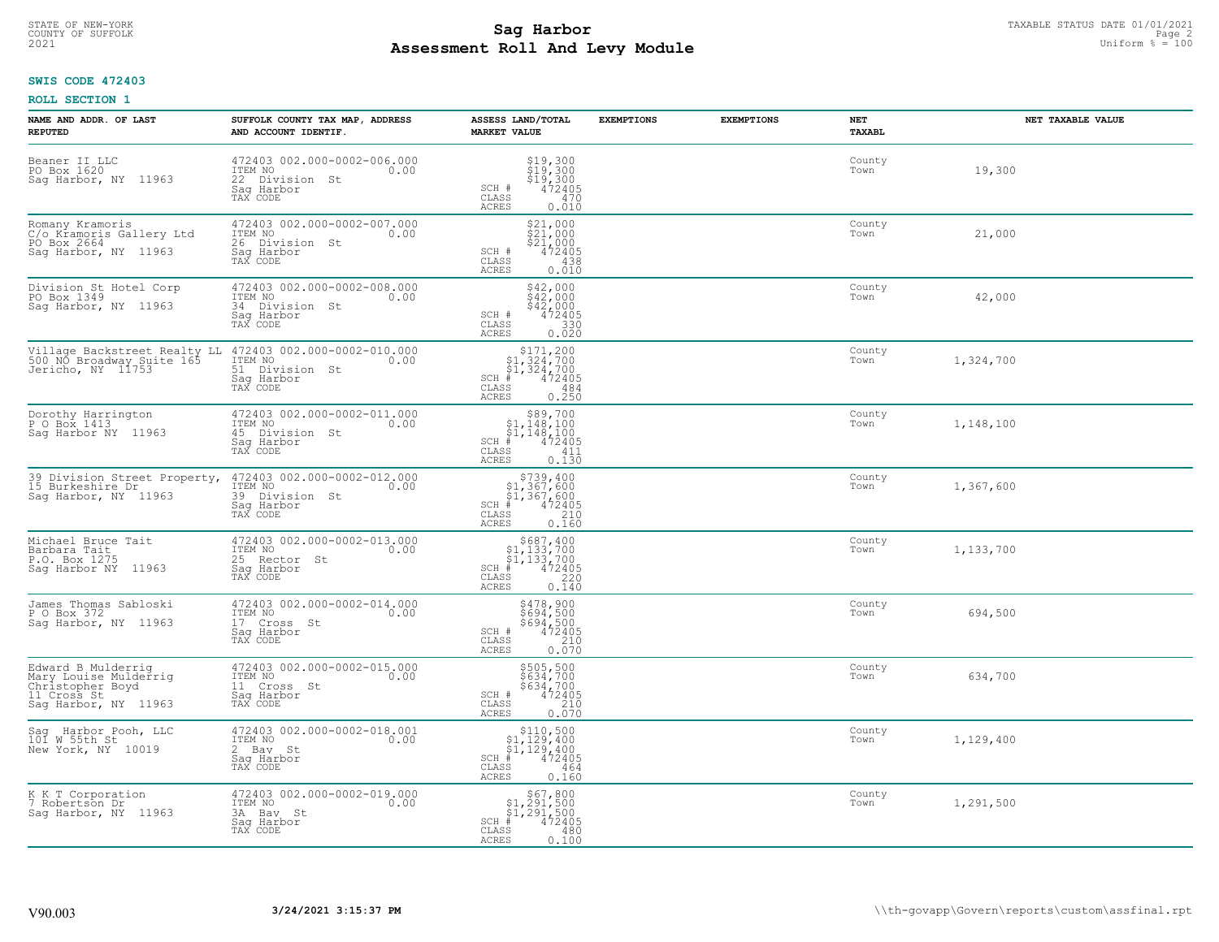STATE OF NEW-YORK
COUNTY OF SUFFOLK
2021

# Sag Harbor
## Assessment Roll And Levy Module

TAXABLE STATUS DATE 01/01/2021
Uniform % = 100

**SWIS CODE 472403**

**ROLL SECTION 1**

| NAME AND ADDR. OF LAST REPUTED | SUFFOLK COUNTY TAX MAP, ADDRESS AND ACCOUNT IDENTIF. | ASSESS LAND/TOTAL MARKET VALUE | EXEMPTIONS | EXEMPTIONS | NET TAXABL | NET TAXABLE VALUE |
|---|---|---|---|---|---|---|
| Beaner II LLC<br>PO Box 1620<br>Sag Harbor, NY 11963 | 472403 002.000-0002-006.000<br>ITEM NO 0.00<br>22 Division St<br>Sag Harbor<br>TAX CODE | $19,300<br>$19,300<br>$19,300<br>SCH # 472405<br>CLASS 470<br>ACRES 0.010 | | | County<br>Town | 19,300 |
| Romany Kramoris<br>C/o Kramoris Gallery Ltd<br>PO Box 2664<br>Sag Harbor, NY 11963 | 472403 002.000-0002-007.000<br>ITEM NO 0.00<br>26 Division St<br>Sag Harbor<br>TAX CODE | $21,000<br>$21,000<br>$21,000<br>SCH # 472405<br>CLASS 438<br>ACRES 0.010 | | | County<br>Town | 21,000 |
| Division St Hotel Corp<br>PO Box 1349<br>Sag Harbor, NY 11963 | 472403 002.000-0002-008.000<br>ITEM NO 0.00<br>34 Division St<br>Sag Harbor<br>TAX CODE | $42,000<br>$42,000<br>$42,000<br>SCH # 472405<br>CLASS 330<br>ACRES 0.020 | | | County<br>Town | 42,000 |
| Village Backstreet Realty LL<br>500 NO Broadway Suite 165<br>Jericho, NY 11753 | 472403 002.000-0002-010.000<br>ITEM NO 0.00<br>51 Division St<br>Sag Harbor<br>TAX CODE | $171,200<br>$1,324,700<br>$1,324,700<br>SCH # 472405<br>CLASS 484<br>ACRES 0.250 | | | County<br>Town | 1,324,700 |
| Dorothy Harrington<br>P O Box 1413<br>Sag Harbor NY 11963 | 472403 002.000-0002-011.000<br>ITEM NO 0.00<br>45 Division St<br>Sag Harbor<br>TAX CODE | $89,700<br>$1,148,100<br>$1,148,100<br>SCH # 472405<br>CLASS 411<br>ACRES 0.130 | | | County<br>Town | 1,148,100 |
| 39 Division Street Property,<br>15 Burkeshire Dr<br>Sag Harbor, NY 11963 | 472403 002.000-0002-012.000<br>ITEM NO 0.00<br>39 Division St<br>Sag Harbor<br>TAX CODE | $739,400<br>$1,367,600<br>$1,367,600<br>SCH # 472405<br>CLASS 210<br>ACRES 0.160 | | | County<br>Town | 1,367,600 |
| Michael Bruce Tait<br>Barbara Tait<br>P.O. Box 1275<br>Sag Harbor NY 11963 | 472403 002.000-0002-013.000<br>ITEM NO 0.00<br>25 Rector St<br>Sag Harbor<br>TAX CODE | $687,400<br>$1,133,700<br>$1,133,700<br>SCH # 472405<br>CLASS 220<br>ACRES 0.140 | | | County<br>Town | 1,133,700 |
| James Thomas Sabloski<br>P O Box 372<br>Sag Harbor, NY 11963 | 472403 002.000-0002-014.000<br>ITEM NO 0.00<br>17 Cross St<br>Sag Harbor<br>TAX CODE | $478,900<br>$694,500<br>$694,500<br>SCH # 472405<br>CLASS 210<br>ACRES 0.070 | | | County<br>Town | 694,500 |
| Edward B Mulderrig<br>Mary Louise Mulderrig<br>Christopher Boyd<br>11 Cross St<br>Sag Harbor, NY 11963 | 472403 002.000-0002-015.000<br>ITEM NO 0.00<br>11 Cross St<br>Sag Harbor<br>TAX CODE | $505,500<br>$634,700<br>$634,700<br>SCH # 472405<br>CLASS 210<br>ACRES 0.070 | | | County<br>Town | 634,700 |
| Sag Harbor Pooh, LLC<br>101 W 55th St<br>New York, NY 10019 | 472403 002.000-0002-018.001<br>ITEM NO 0.00<br>2 Bay St<br>Sag Harbor<br>TAX CODE | $110,500<br>$1,129,400<br>$1,129,400<br>SCH # 472405<br>CLASS 464<br>ACRES 0.160 | | | County<br>Town | 1,129,400 |
| K K T Corporation<br>7 Robertson Dr<br>Sag Harbor, NY 11963 | 472403 002.000-0002-019.000<br>ITEM NO 0.00<br>3A Bay St<br>Sag Harbor<br>TAX CODE | $67,800<br>$1,291,500<br>$1,291,500<br>SCH # 472405<br>CLASS 480<br>ACRES 0.100 | | | County<br>Town | 1,291,500 |

V90.003 3/24/2021 3:15:37 PM \\th-govapp\Govern\reports\custom\assfinal.rpt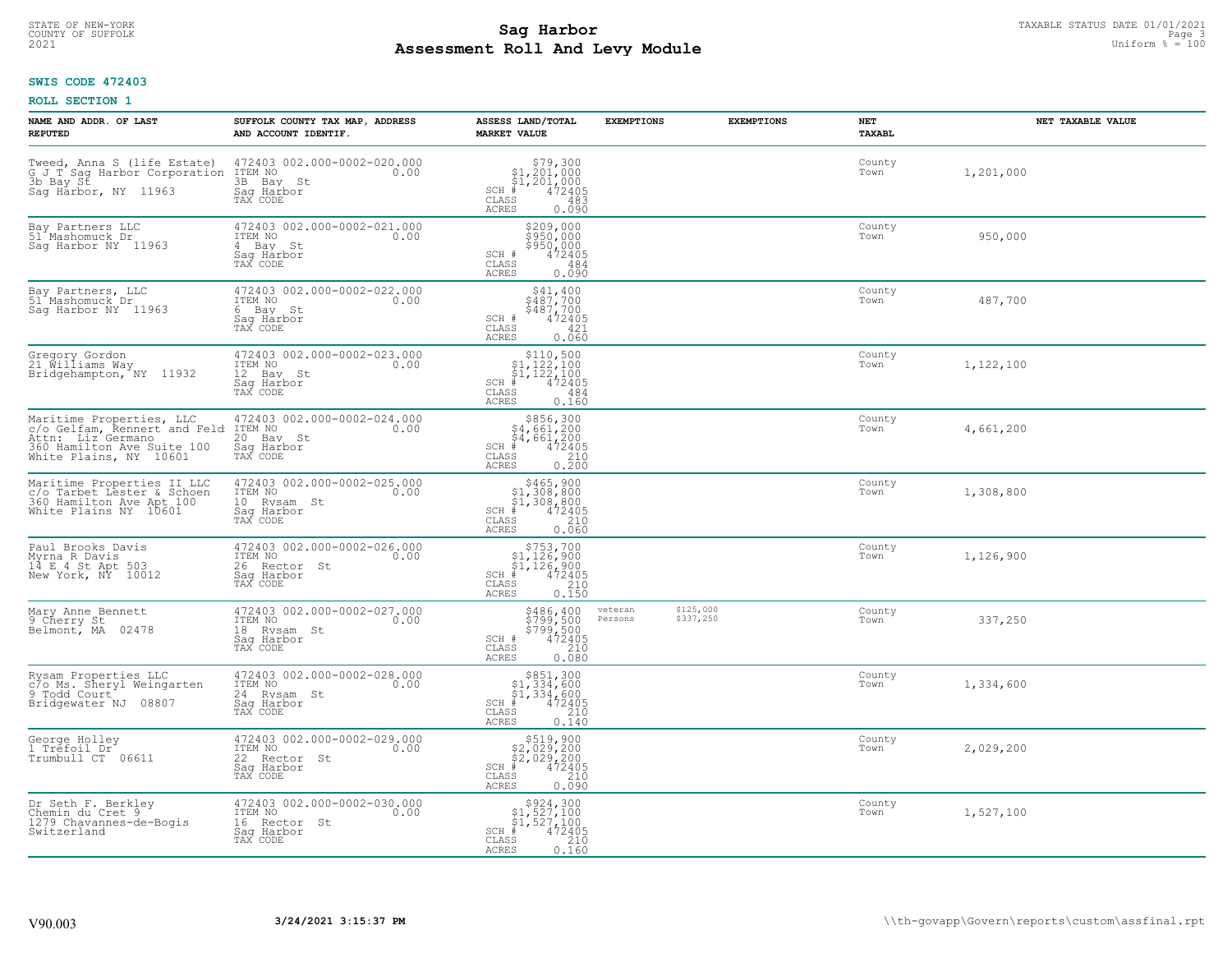STATE OF NEW-YORK
COUNTY OF SUFFOLK
2021

# Sag Harbor
## Assessment Roll And Levy Module

TAXABLE STATUS DATE 01/01/2021
Uniform % = 100

**SWIS CODE 472403**

**ROLL SECTION 1**

| NAME AND ADDR. OF LAST REPUTED | SUFFOLK COUNTY TAX MAP, ADDRESS AND ACCOUNT IDENTIF. | ASSESS LAND/TOTAL MARKET VALUE | EXEMPTIONS | EXEMPTIONS | NET TAXABL | NET TAXABLE VALUE |
|---|---|---|---|---|---|---|
| Tweed, Anna S (life Estate)<br>G J T Sag Harbor Corporation<br>3b Bay St<br>Sag Harbor, NY 11963 | 472403 002.000-0002-020.000<br>ITEM NO 0.00<br>3B Bay St<br>Sag Harbor<br>TAX CODE | $79,300<br>$1,201,000<br>$1,201,000<br>SCH # 472405<br>CLASS 483<br>ACRES 0.090 | | | County<br>Town | 1,201,000 |
| Bay Partners LLC<br>51 Mashomuck Dr<br>Sag Harbor NY 11963 | 472403 002.000-0002-021.000<br>ITEM NO 0.00<br>4 Bay St<br>Sag Harbor<br>TAX CODE | $209,000<br>$950,000<br>$950,000<br>SCH # 472405<br>CLASS 484<br>ACRES 0.090 | | | County<br>Town | 950,000 |
| Bay Partners, LLC<br>51 Mashomuck Dr<br>Sag Harbor NY 11963 | 472403 002.000-0002-022.000<br>ITEM NO 0.00<br>6 Bay St<br>Sag Harbor<br>TAX CODE | $41,400<br>$487,700<br>$487,700<br>SCH # 472405<br>CLASS 421<br>ACRES 0.060 | | | County<br>Town | 487,700 |
| Gregory Gordon<br>21 Williams Way<br>Bridgehampton, NY 11932 | 472403 002.000-0002-023.000<br>ITEM NO 0.00<br>12 Bay St<br>Sag Harbor<br>TAX CODE | $110,500<br>$1,122,100<br>$1,122,100<br>SCH # 472405<br>CLASS 484<br>ACRES 0.160 | | | County<br>Town | 1,122,100 |
| Maritime Properties, LLC<br>c/o Gelfam, Rennert and Feld<br>Attn: Liz Germano<br>360 Hamilton Ave Suite 100<br>White Plains, NY 10601 | 472403 002.000-0002-024.000<br>ITEM NO 0.00<br>20 Bay St<br>Sag Harbor<br>TAX CODE | $856,300<br>$4,661,200<br>$4,661,200<br>SCH # 472405<br>CLASS 210<br>ACRES 0.200 | | | County<br>Town | 4,661,200 |
| Maritime Properties II LLC<br>c/o Tarbet Lester & Schoen<br>360 Hamilton Ave Apt 100<br>White Plains NY 10601 | 472403 002.000-0002-025.000<br>ITEM NO 0.00<br>10 Rysam St<br>Sag Harbor<br>TAX CODE | $465,900<br>$1,308,800<br>$1,308,800<br>SCH # 472405<br>CLASS 210<br>ACRES 0.060 | | | County<br>Town | 1,308,800 |
| Paul Brooks Davis<br>Myrna R Davis<br>14 E 4 St Apt 503<br>New York, NY 10012 | 472403 002.000-0002-026.000<br>ITEM NO 0.00<br>26 Rector St<br>Sag Harbor<br>TAX CODE | $753,700<br>$1,126,900<br>$1,126,900<br>SCH # 472405<br>CLASS 210<br>ACRES 0.150 | | | County<br>Town | 1,126,900 |
| Mary Anne Bennett<br>9 Cherry St<br>Belmont, MA 02478 | 472403 002.000-0002-027.000<br>ITEM NO 0.00<br>18 Rysam St<br>Sag Harbor<br>TAX CODE | $486,400<br>$799,500<br>$799,500<br>SCH # 472405<br>CLASS 210<br>ACRES 0.080 | veteran<br>Persons | $125,000<br>$337,250 | County<br>Town | 337,250 |
| Rysam Properties LLC<br>c/o Ms. Sheryl Weingarten<br>9 Todd Court<br>Bridgewater NJ 08807 | 472403 002.000-0002-028.000<br>ITEM NO 0.00<br>24 Rysam St<br>Sag Harbor<br>TAX CODE | $851,300<br>$1,334,600<br>$1,334,600<br>SCH # 472405<br>CLASS 210<br>ACRES 0.140 | | | County<br>Town | 1,334,600 |
| George Holley<br>1 Trefoil Dr<br>Trumbull CT 06611 | 472403 002.000-0002-029.000<br>ITEM NO 0.00<br>22 Rector St<br>Sag Harbor<br>TAX CODE | $519,900<br>$2,029,200<br>$2,029,200<br>SCH # 472405<br>CLASS 210<br>ACRES 0.090 | | | County<br>Town | 2,029,200 |
| Dr Seth F. Berkley<br>Chemin du Cret 9<br>1279 Chavannes-de-Bogis<br>Switzerland | 472403 002.000-0002-030.000<br>ITEM NO 0.00<br>16 Rector St<br>Sag Harbor<br>TAX CODE | $924,300<br>$1,527,100<br>$1,527,100<br>SCH # 472405<br>CLASS 210<br>ACRES 0.160 | | | County<br>Town | 1,527,100 |

V90.003 3/24/2021 3:15:37 PM \\th-govapp\Govern\reports\custom\assfinal.rpt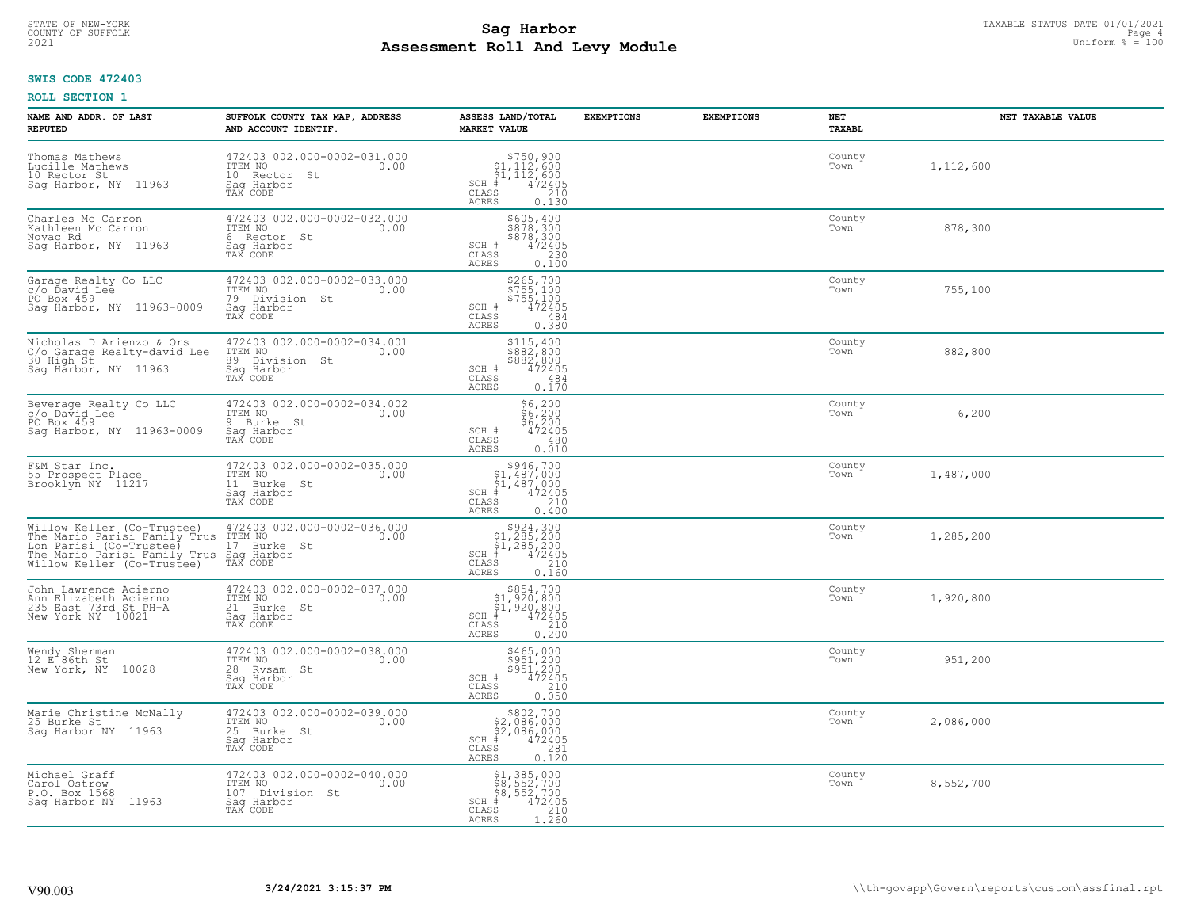**SWIS CODE 472403**

**ROLL SECTION 1**

| NAME AND ADDR. OF LAST REPUTED | SUFFOLK COUNTY TAX MAP, ADDRESS AND ACCOUNT IDENTIF. | ASSESS LAND/TOTAL MARKET VALUE | EXEMPTIONS | EXEMPTIONS | NET TAXABL | NET TAXABLE VALUE |
|---|---|---|---|---|---|---|
| Thomas Mathews<br>Lucille Mathews<br>10 Rector St<br>Sag Harbor, NY 11963 | 472403 002.000-0002-031.000<br>ITEM NO 0.00<br>10 Rector St<br>Sag Harbor<br>TAX CODE | $750,900<br>$1,112,600<br>$1,112,600<br>SCH # 472405<br>CLASS 210<br>ACRES 0.130 | | | County<br>Town | 1,112,600 |
| Charles Mc Carron<br>Kathleen Mc Carron<br>Noyac Rd<br>Sag Harbor, NY 11963 | 472403 002.000-0002-032.000<br>ITEM NO 0.00<br>6 Rector St<br>Sag Harbor<br>TAX CODE | $605,400<br>$878,300<br>$878,300<br>SCH # 472405<br>CLASS 230<br>ACRES 0.100 | | | County<br>Town | 878,300 |
| Garage Realty Co LLC<br>c/o David Lee<br>PO Box 459<br>Sag Harbor, NY 11963-0009 | 472403 002.000-0002-033.000<br>ITEM NO 0.00<br>79 Division St<br>Sag Harbor<br>TAX CODE | $265,700<br>$755,100<br>$755,100<br>SCH # 472405<br>CLASS 484<br>ACRES 0.380 | | | County<br>Town | 755,100 |
| Nicholas D Arienzo & Ors<br>C/o Garage Realty-david Lee<br>30 High St<br>Sag Harbor, NY 11963 | 472403 002.000-0002-034.001<br>ITEM NO 0.00<br>89 Division St<br>Sag Harbor<br>TAX CODE | $115,400<br>$882,800<br>$882,800<br>SCH # 472405<br>CLASS 484<br>ACRES 0.170 | | | County<br>Town | 882,800 |
| Beverage Realty Co LLC<br>c/o David Lee<br>PO Box 459<br>Sag Harbor, NY 11963-0009 | 472403 002.000-0002-034.002<br>ITEM NO 0.00<br>9 Burke St<br>Sag Harbor<br>TAX CODE | $6,200<br>$6,200<br>$6,200<br>SCH # 472405<br>CLASS 480<br>ACRES 0.010 | | | County<br>Town | 6,200 |
| F&M Star Inc.<br>55 Prospect Place<br>Brooklyn NY 11217 | 472403 002.000-0002-035.000<br>ITEM NO 0.00<br>11 Burke St<br>Sag Harbor<br>TAX CODE | $946,700<br>$1,487,000<br>$1,487,000<br>SCH # 472405<br>CLASS 210<br>ACRES 0.400 | | | County<br>Town | 1,487,000 |
| Willow Keller (Co-Trustee)<br>The Mario Parisi Family Trus<br>Lon Parisi (Co-Trustee)<br>The Mario Parisi Family Trus<br>Willow Keller (Co-Trustee) | 472403 002.000-0002-036.000<br>ITEM NO 0.00<br>17 Burke St<br>Sag Harbor<br>TAX CODE | $924,300<br>$1,285,200<br>$1,285,200<br>SCH # 472405<br>CLASS 210<br>ACRES 0.160 | | | County<br>Town | 1,285,200 |
| John Lawrence Acierno<br>Ann Elizabeth Acierno<br>235 East 73rd St PH-A<br>New York NY 10021 | 472403 002.000-0002-037.000<br>ITEM NO 0.00<br>21 Burke St<br>Sag Harbor<br>TAX CODE | $854,700<br>$1,920,800<br>$1,920,800<br>SCH # 472405<br>CLASS 210<br>ACRES 0.200 | | | County<br>Town | 1,920,800 |
| Wendy Sherman<br>12 E 86th St<br>New York, NY 10028 | 472403 002.000-0002-038.000<br>ITEM NO 0.00<br>28 Rysam St<br>Sag Harbor<br>TAX CODE | $465,000<br>$951,200<br>$951,200<br>SCH # 472405<br>CLASS 210<br>ACRES 0.050 | | | County<br>Town | 951,200 |
| Marie Christine McNally<br>25 Burke St<br>Sag Harbor NY 11963 | 472403 002.000-0002-039.000<br>ITEM NO 0.00<br>25 Burke St<br>Sag Harbor<br>TAX CODE | $802,700<br>$2,086,000<br>$2,086,000<br>SCH # 472405<br>CLASS 281<br>ACRES 0.120 | | | County<br>Town | 2,086,000 |
| Michael Graff<br>Carol Ostrow<br>P.O. Box 1568<br>Sag Harbor NY 11963 | 472403 002.000-0002-040.000<br>ITEM NO 0.00<br>107 Division St<br>Sag Harbor<br>TAX CODE | $1,385,000<br>$8,552,700<br>$8,552,700<br>SCH # 472405<br>CLASS 210<br>ACRES 1.260 | | | County<br>Town | 8,552,700 |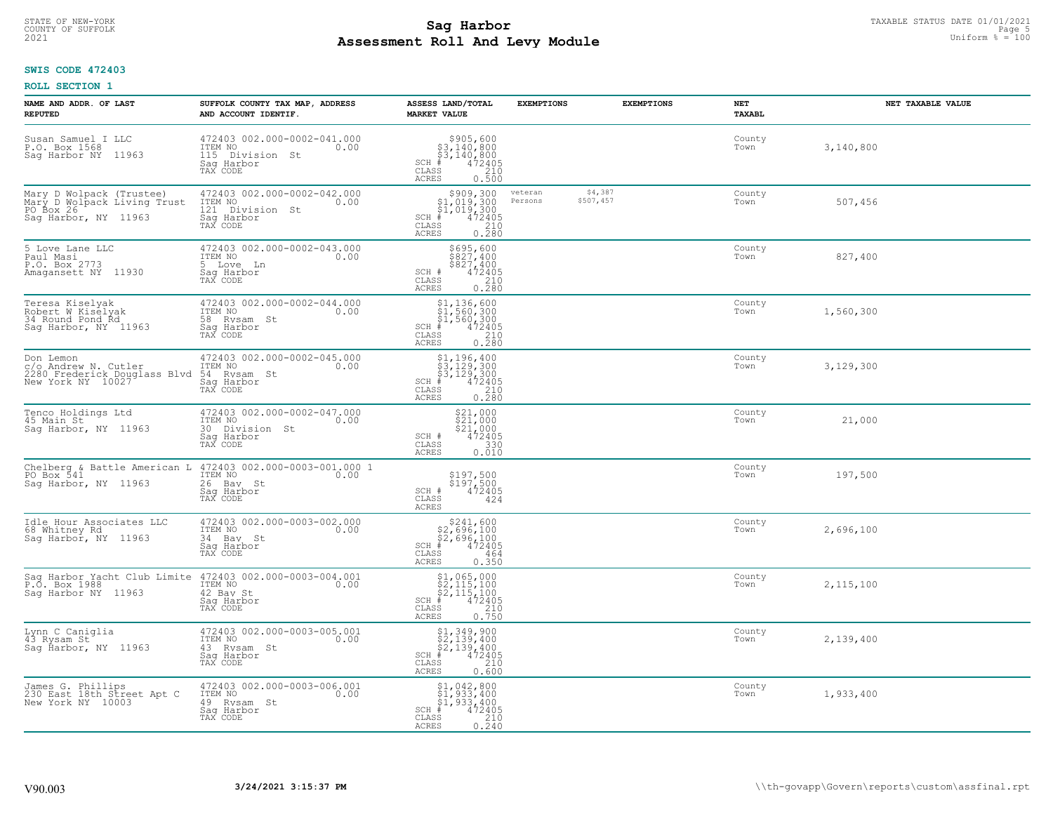**SWIS CODE 472403**

**ROLL SECTION 1**

| NAME AND ADDR. OF LAST REPUTED | SUFFOLK COUNTY TAX MAP, ADDRESS AND ACCOUNT IDENTIF. | ASSESS LAND/TOTAL MARKET VALUE | EXEMPTIONS | EXEMPTIONS | NET TAXABL | NET TAXABLE VALUE |
|---|---|---|---|---|---|---|
| Susan Samuel I LLC<br>P.O. Box 1568<br>Sag Harbor NY 11963 | 472403 002.000-0002-041.000<br>ITEM NO 0.00<br>115 Division St<br>Sag Harbor<br>TAX CODE | $905,600<br>$3,140,800<br>$3,140,800<br>SCH # 472405<br>CLASS 210<br>ACRES 0.500 | | | County<br>Town | 3,140,800 |
| Mary D Wolpack (Trustee)<br>Mary D Wolpack Living Trust<br>PO Box 26<br>Sag Harbor, NY 11963 | 472403 002.000-0002-042.000<br>ITEM NO 0.00<br>121 Division St<br>Sag Harbor<br>TAX CODE | $909,300<br>$1,019,300<br>$1,019,300<br>SCH # 472405<br>CLASS 210<br>ACRES 0.280 | veteran $4,387<br>Persons $507,457 | | County<br>Town | 507,456 |
| 5 Love Lane LLC<br>Paul Masi<br>P.O. Box 2773<br>Amagansett NY 11930 | 472403 002.000-0002-043.000<br>ITEM NO 0.00<br>5 Love Ln<br>Sag Harbor<br>TAX CODE | $695,600<br>$827,400<br>$827,400<br>SCH # 472405<br>CLASS 210<br>ACRES 0.280 | | | County<br>Town | 827,400 |
| Teresa Kiselyak<br>Robert W Kiselyak<br>34 Round Pond Rd<br>Sag Harbor, NY 11963 | 472403 002.000-0002-044.000<br>ITEM NO 0.00<br>58 Rysam St<br>Sag Harbor<br>TAX CODE | $1,136,600<br>$1,560,300<br>$1,560,300<br>SCH # 472405<br>CLASS 210<br>ACRES 0.280 | | | County<br>Town | 1,560,300 |
| Don Lemon<br>c/o Andrew N. Cutler<br>2280 Frederick Douglass Blvd<br>New York NY 10027 | 472403 002.000-0002-045.000<br>ITEM NO 0.00<br>54 Rysam St<br>Sag Harbor<br>TAX CODE | $1,196,400<br>$3,129,300<br>$3,129,300<br>SCH # 472405<br>CLASS 210<br>ACRES 0.280 | | | County<br>Town | 3,129,300 |
| Tenco Holdings Ltd<br>45 Main St<br>Sag Harbor, NY 11963 | 472403 002.000-0002-047.000<br>ITEM NO 0.00<br>30 Division St<br>Sag Harbor<br>TAX CODE | $21,000<br>$21,000<br>$21,000<br>SCH # 472405<br>CLASS 330<br>ACRES 0.010 | | | County<br>Town | 21,000 |
| Chelberg & Battle American L<br>PO Box 541<br>Sag Harbor, NY 11963 | 472403 002.000-0003-001.000 1<br>ITEM NO 0.00<br>26 Bay St<br>Sag Harbor<br>TAX CODE | $197,500<br>$197,500<br>SCH # 472405<br>CLASS 424<br>ACRES | | | County<br>Town | 197,500 |
| Idle Hour Associates LLC<br>68 Whitney Rd<br>Sag Harbor, NY 11963 | 472403 002.000-0003-002.000<br>ITEM NO 0.00<br>34 Bay St<br>Sag Harbor<br>TAX CODE | $241,600<br>$2,696,100<br>$2,696,100<br>SCH # 472405<br>CLASS 464<br>ACRES 0.350 | | | County<br>Town | 2,696,100 |
| Sag Harbor Yacht Club Limite<br>P.O. Box 1988<br>Sag Harbor NY 11963 | 472403 002.000-0003-004.001<br>ITEM NO 0.00<br>42 Bay St<br>Sag Harbor<br>TAX CODE | $1,065,000<br>$2,115,100<br>$2,115,100<br>SCH # 472405<br>CLASS 210<br>ACRES 0.750 | | | County<br>Town | 2,115,100 |
| Lynn C Caniglia<br>43 Rysam St<br>Sag Harbor, NY 11963 | 472403 002.000-0003-005.001<br>ITEM NO 0.00<br>43 Rysam St<br>Sag Harbor<br>TAX CODE | $1,349,900<br>$2,139,400<br>$2,139,400<br>SCH # 472405<br>CLASS 210<br>ACRES 0.600 | | | County<br>Town | 2,139,400 |
| James G. Phillips<br>230 East 18th Street Apt C<br>New York NY 10003 | 472403 002.000-0003-006.001<br>ITEM NO 0.00<br>49 Rysam St<br>Sag Harbor<br>TAX CODE | $1,042,800<br>$1,933,400<br>$1,933,400<br>SCH # 472405<br>CLASS 210<br>ACRES 0.240 | | | County<br>Town | 1,933,400 |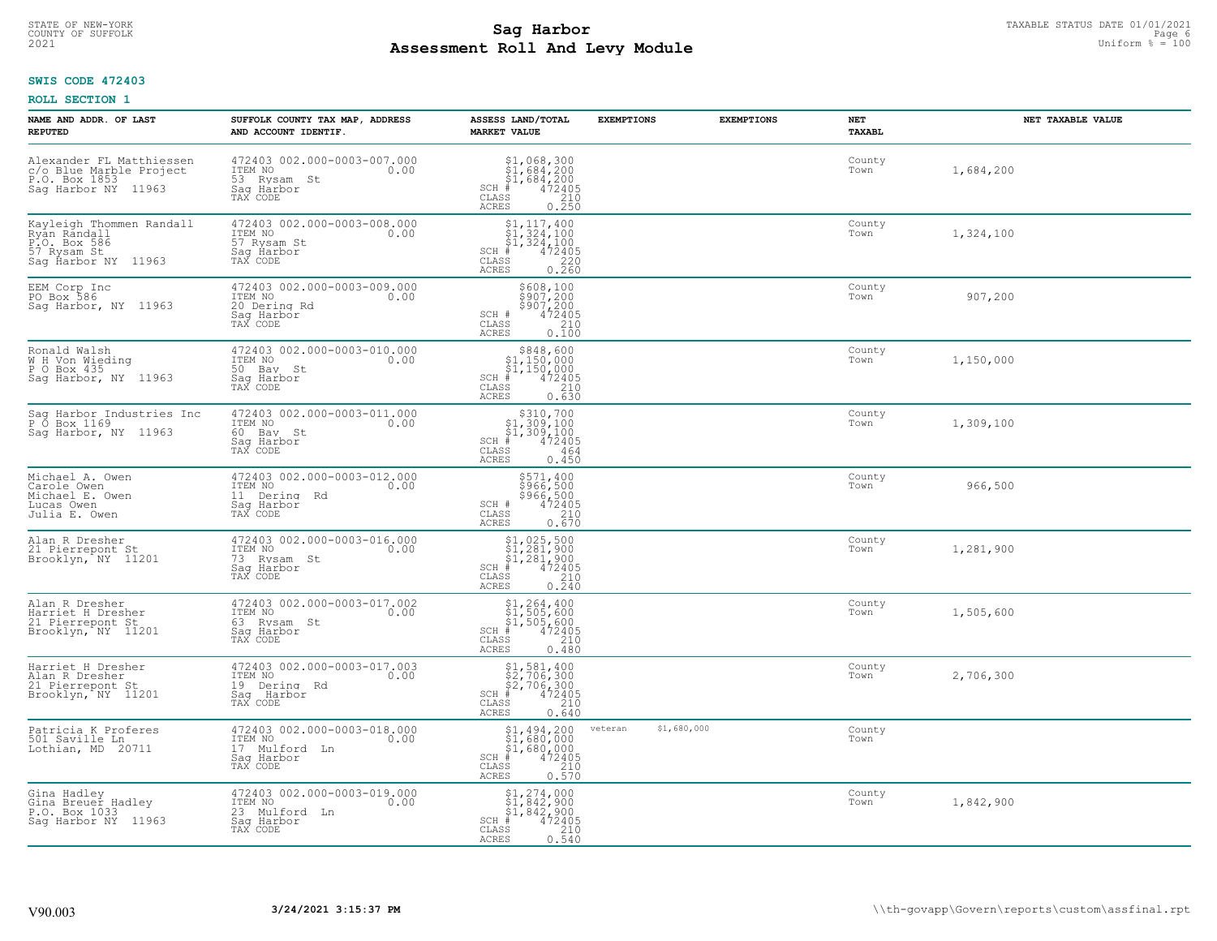**SWIS CODE 472403**

**ROLL SECTION 1**

| NAME AND ADDR. OF LAST REPUTED | SUFFOLK COUNTY TAX MAP, ADDRESS AND ACCOUNT IDENTIF. | ASSESS LAND/TOTAL MARKET VALUE | EXEMPTIONS | EXEMPTIONS | NET TAXABL | NET TAXABLE VALUE |
|---|---|---|---|---|---|---|
| Alexander FL Matthiessen<br>c/o Blue Marble Project<br>P.O. Box 1853<br>Sag Harbor NY 11963 | 472403 002.000-0003-007.000<br>ITEM NO 0.00<br>53 Rysam St<br>Sag Harbor<br>TAX CODE | $1,068,300<br>$1,684,200<br>$1,684,200<br>SCH # 472405<br>CLASS 210<br>ACRES 0.250 | | | County<br>Town | 1,684,200 |
| Kayleigh Thommen Randall<br>Ryan Randall<br>P.O. Box 586<br>57 Rysam St<br>Sag Harbor NY 11963 | 472403 002.000-0003-008.000<br>ITEM NO 0.00<br>57 Rysam St<br>Sag Harbor<br>TAX CODE | $1,117,400<br>$1,324,100<br>$1,324,100<br>SCH # 472405<br>CLASS 220<br>ACRES 0.260 | | | County<br>Town | 1,324,100 |
| EEM Corp Inc<br>PO Box 586<br>Sag Harbor, NY 11963 | 472403 002.000-0003-009.000<br>ITEM NO 0.00<br>20 Dering Rd<br>Sag Harbor<br>TAX CODE | $608,100<br>$907,200<br>$907,200<br>SCH # 472405<br>CLASS 210<br>ACRES 0.100 | | | County<br>Town | 907,200 |
| Ronald Walsh<br>W H Von Wieding<br>P O Box 435<br>Sag Harbor, NY 11963 | 472403 002.000-0003-010.000<br>ITEM NO 0.00<br>50 Bay St<br>Sag Harbor<br>TAX CODE | $848,600<br>$1,150,000<br>$1,150,000<br>SCH # 472405<br>CLASS 210<br>ACRES 0.630 | | | County<br>Town | 1,150,000 |
| Sag Harbor Industries Inc<br>P O Box 1169<br>Sag Harbor, NY 11963 | 472403 002.000-0003-011.000<br>ITEM NO 0.00<br>60 Bay St<br>Sag Harbor<br>TAX CODE | $310,700<br>$1,309,100<br>$1,309,100<br>SCH # 472405<br>CLASS 464<br>ACRES 0.450 | | | County<br>Town | 1,309,100 |
| Michael A. Owen<br>Carole Owen<br>Michael E. Owen<br>Lucas Owen<br>Julia E. Owen | 472403 002.000-0003-012.000<br>ITEM NO 0.00<br>11 Dering Rd<br>Sag Harbor<br>TAX CODE | $571,400<br>$966,500<br>$966,500<br>SCH # 472405<br>CLASS 210<br>ACRES 0.670 | | | County<br>Town | 966,500 |
| Alan R Dresher<br>21 Pierrepont St<br>Brooklyn, NY 11201 | 472403 002.000-0003-016.000<br>ITEM NO 0.00<br>73 Rysam St<br>Sag Harbor<br>TAX CODE | $1,025,500<br>$1,281,900<br>$1,281,900<br>SCH # 472405<br>CLASS 210<br>ACRES 0.240 | | | County<br>Town | 1,281,900 |
| Alan R Dresher<br>Harriet H Dresher<br>21 Pierrepont St<br>Brooklyn, NY 11201 | 472403 002.000-0003-017.002<br>ITEM NO 0.00<br>63 Rysam St<br>Sag Harbor<br>TAX CODE | $1,264,400<br>$1,505,600<br>$1,505,600<br>SCH # 472405<br>CLASS 210<br>ACRES 0.480 | | | County<br>Town | 1,505,600 |
| Harriet H Dresher<br>Alan R Dresher<br>21 Pierrepont St<br>Brooklyn, NY 11201 | 472403 002.000-0003-017.003<br>ITEM NO 0.00<br>19 Dering Rd<br>Sag Harbor<br>TAX CODE | $1,581,400<br>$2,706,300<br>$2,706,300<br>SCH # 472405<br>CLASS 210<br>ACRES 0.640 | | | County<br>Town | 2,706,300 |
| Patricia K Proferes<br>501 Saville Ln<br>Lothian, MD 20711 | 472403 002.000-0003-018.000<br>ITEM NO 0.00<br>17 Mulford Ln<br>Sag Harbor<br>TAX CODE | $1,494,200<br>$1,680,000<br>$1,680,000<br>SCH # 472405<br>CLASS 210<br>ACRES 0.570 | veteran $1,680,000 | | County<br>Town | |
| Gina Hadley<br>Gina Breuer Hadley<br>P.O. Box 1033<br>Sag Harbor NY 11963 | 472403 002.000-0003-019.000<br>ITEM NO 0.00<br>23 Mulford Ln<br>Sag Harbor<br>TAX CODE | $1,274,000<br>$1,842,900<br>$1,842,900<br>SCH # 472405<br>CLASS 210<br>ACRES 0.540 | | | County<br>Town | 1,842,900 |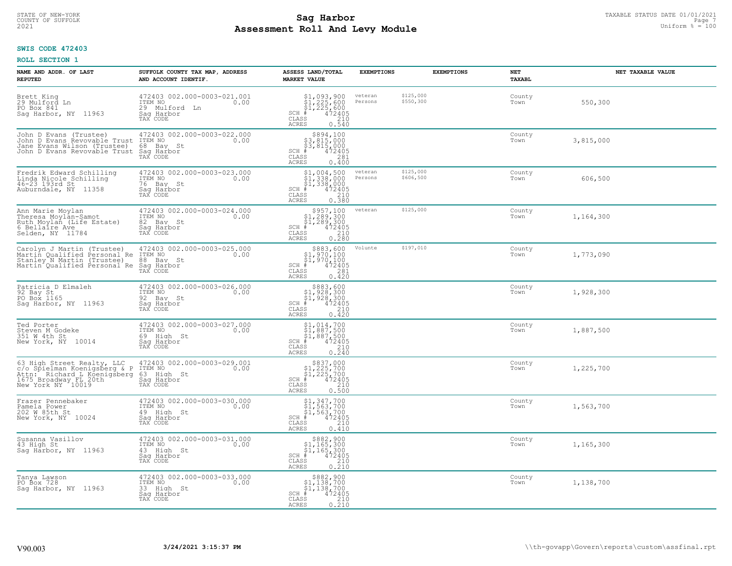# Sag Harbor
## Assessment Roll And Levy Module

STATE OF NEW-YORK
COUNTY OF SUFFOLK
2021

TAXABLE STATUS DATE 01/01/2021
Uniform % = 100

**SWIS CODE 472403**

**ROLL SECTION 1**

| NAME AND ADDR. OF LAST REPUTED | SUFFOLK COUNTY TAX MAP, ADDRESS AND ACCOUNT IDENTIF. | ASSESS LAND/TOTAL MARKET VALUE | EXEMPTIONS | EXEMPTIONS | NET TAXABL | NET TAXABLE VALUE |
|---|---|---|---|---|---|---|
| Brett King<br>29 Mulford Ln<br>PO Box 841<br>Sag Harbor, NY 11963 | 472403 002.000-0003-021.001<br>ITEM NO 0.00<br>29 Mulford Ln<br>Sag Harbor<br>TAX CODE | $1,093,900<br>$1,225,600<br>$1,225,600<br>SCH # 472405<br>CLASS 210<br>ACRES 0.540 | veteran $125,000<br>Persons $550,300 | | County<br>Town | 550,300 |
| John D Evans (Trustee)<br>John D Evans Revovable Trust<br>Jane Evans Wilson (Trustee)<br>John D Evans Revovable Trust | 472403 002.000-0003-022.000<br>ITEM NO 0.00<br>68 Bay St<br>Sag Harbor<br>TAX CODE | $894,100<br>$3,815,000<br>$3,815,000<br>SCH # 472405<br>CLASS 281<br>ACRES 0.400 | | | County<br>Town | 3,815,000 |
| Fredrik Edward Schilling<br>Linda Nicole Schilling<br>46-23 193rd St<br>Auburndale, NY 11358 | 472403 002.000-0003-023.000<br>ITEM NO 0.00<br>76 Bay St<br>Sag Harbor<br>TAX CODE | $1,004,500<br>$1,338,000<br>$1,338,000<br>SCH # 472405<br>CLASS 210<br>ACRES 0.380 | veteran $125,000<br>Persons $606,500 | | County<br>Town | 606,500 |
| Ann Marie Moylan<br>Theresa Moylan-Samot<br>Ruth Moylan (Life Estate)<br>6 Bellaire Ave<br>Selden, NY 11784 | 472403 002.000-0003-024.000<br>ITEM NO 0.00<br>82 Bay St<br>Sag Harbor<br>TAX CODE | $957,100<br>$1,289,300<br>$1,289,300<br>SCH # 472405<br>CLASS 210<br>ACRES 0.280 | veteran $125,000 | | County<br>Town | 1,164,300 |
| Carolyn J Martin (Trustee)<br>Martin Qualified Personal Re<br>Stanley N Martin (Trustee)<br>Martin Qualified Personal Re | 472403 002.000-0003-025.000<br>ITEM NO 0.00<br>88 Bay St<br>Sag Harbor<br>TAX CODE | $883,600<br>$1,970,100<br>$1,970,100<br>SCH # 472405<br>CLASS 281<br>ACRES 0.420 | Volunte $197,010 | | County<br>Town | 1,773,090 |
| Patricia D Elmaleh<br>92 Bay St<br>PO Box 1165<br>Sag Harbor, NY 11963 | 472403 002.000-0003-026.000<br>ITEM NO 0.00<br>92 Bay St<br>Sag Harbor<br>TAX CODE | $883,600<br>$1,928,300<br>$1,928,300<br>SCH # 472405<br>CLASS 210<br>ACRES 0.420 | | | County<br>Town | 1,928,300 |
| Ted Porter<br>Steven M Godeke<br>351 W 4th St<br>New York, NY 10014 | 472403 002.000-0003-027.000<br>ITEM NO 0.00<br>69 High St<br>Sag Harbor<br>TAX CODE | $1,014,700<br>$1,887,500<br>$1,887,500<br>SCH # 472405<br>CLASS 210<br>ACRES 0.240 | | | County<br>Town | 1,887,500 |
| 63 High Street Realty, LLC<br>c/o Spielman Koenigsberg & P<br>Attn: Richard L Koenigsberg<br>1675 Broadway FL 20th<br>New York NY 10019 | 472403 002.000-0003-029.001<br>ITEM NO 0.00<br>63 High St<br>Sag Harbor<br>TAX CODE | $837,000<br>$1,225,700<br>$1,225,700<br>SCH # 472405<br>CLASS 210<br>ACRES 0.500 | | | County<br>Town | 1,225,700 |
| Frazer Pennebaker<br>Pamela Power<br>202 W 85th St<br>New York, NY 10024 | 472403 002.000-0003-030.000<br>ITEM NO 0.00<br>49 High St<br>Sag Harbor<br>TAX CODE | $1,347,700<br>$1,563,700<br>$1,563,700<br>SCH # 472405<br>CLASS 210<br>ACRES 0.410 | | | County<br>Town | 1,563,700 |
| Susanna Vasillov<br>43 High St<br>Sag Harbor, NY 11963 | 472403 002.000-0003-031.000<br>ITEM NO 0.00<br>43 High St<br>Sag Harbor<br>TAX CODE | $882,900<br>$1,165,300<br>$1,165,300<br>SCH # 472405<br>CLASS 210<br>ACRES 0.210 | | | County<br>Town | 1,165,300 |
| Tanya Lawson<br>PO Box 728<br>Sag Harbor, NY 11963 | 472403 002.000-0003-033.000<br>ITEM NO 0.00<br>33 High St<br>Sag Harbor<br>TAX CODE | $882,900<br>$1,138,700<br>$1,138,700<br>SCH # 472405<br>CLASS 210<br>ACRES 0.210 | | | County<br>Town | 1,138,700 |

V90.003 3/24/2021 3:15:37 PM \\th-govapp\Govern\reports\custom\assfinal.rpt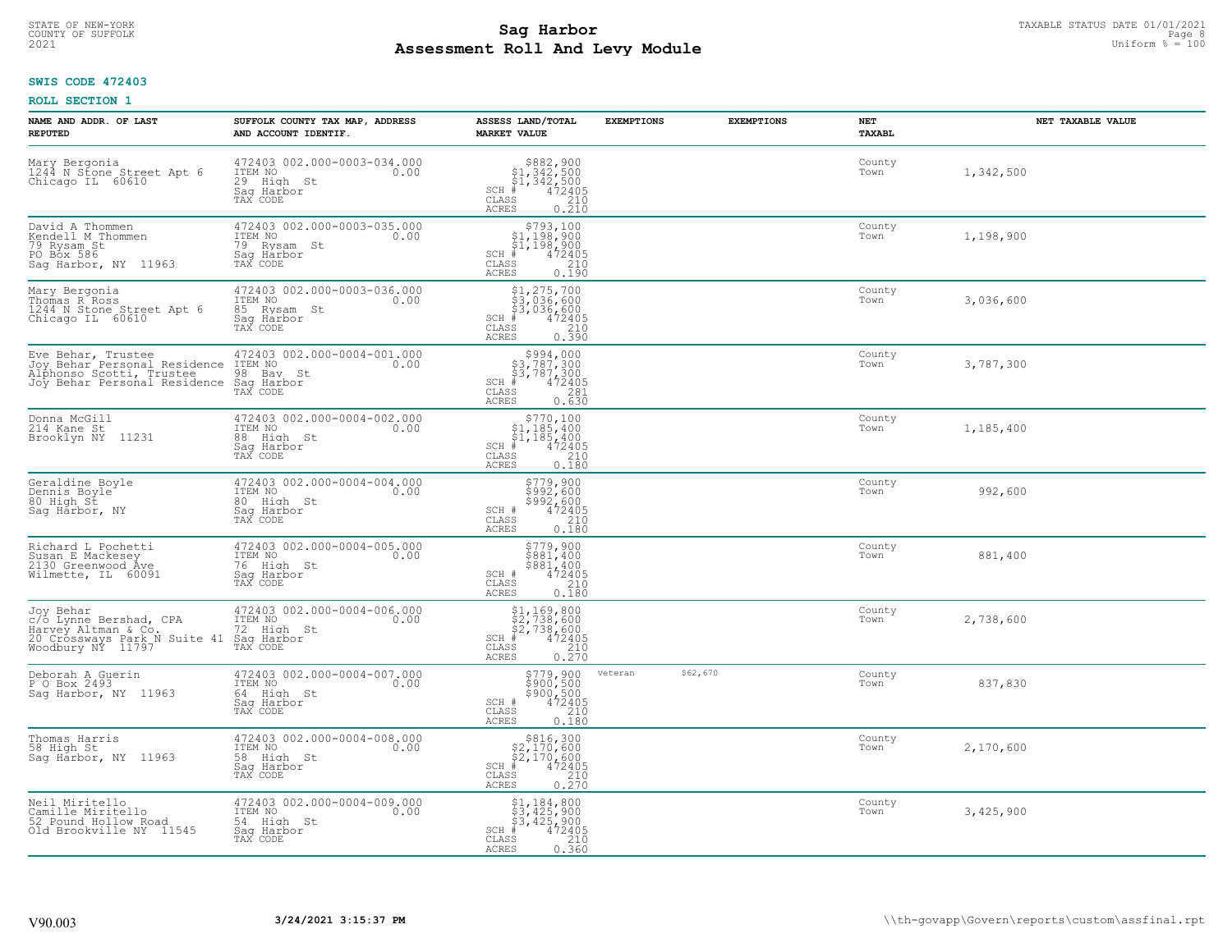**SWIS CODE 472403**

**ROLL SECTION 1**

| NAME AND ADDR. OF LAST REPUTED | SUFFOLK COUNTY TAX MAP, ADDRESS AND ACCOUNT IDENTIF. | ASSESS LAND/TOTAL MARKET VALUE | EXEMPTIONS | EXEMPTIONS | NET TAXABL | NET TAXABLE VALUE |
|---|---|---|---|---|---|---|
| Mary Bergonia<br>1244 N Stone Street Apt 6<br>Chicago IL 60610 | 472403 002.000-0003-034.000<br>ITEM NO 0.00<br>29 High St<br>Sag Harbor<br>TAX CODE | $882,900<br>$1,342,500<br>$1,342,500<br>SCH # 472405<br>CLASS 210<br>ACRES 0.210 | | | County<br>Town | 1,342,500 |
| David A Thommen<br>Kendell M Thommen<br>79 Rysam St<br>PO Box 586<br>Sag Harbor, NY 11963 | 472403 002.000-0003-035.000<br>ITEM NO 0.00<br>79 Rysam St<br>Sag Harbor<br>TAX CODE | $793,100<br>$1,198,900<br>$1,198,900<br>SCH # 472405<br>CLASS 210<br>ACRES 0.190 | | | County<br>Town | 1,198,900 |
| Mary Bergonia<br>Thomas R Ross<br>1244 N Stone Street Apt 6<br>Chicago IL 60610 | 472403 002.000-0003-036.000<br>ITEM NO 0.00<br>85 Rysam St<br>Sag Harbor<br>TAX CODE | $1,275,700<br>$3,036,600<br>$3,036,600<br>SCH # 472405<br>CLASS 210<br>ACRES 0.390 | | | County<br>Town | 3,036,600 |
| Eve Behar, Trustee<br>Joy Behar Personal Residence<br>Alphonso Scotti, Trustee<br>Joy Behar Personal Residence | 472403 002.000-0004-001.000<br>ITEM NO 0.00<br>98 Bay St<br>Sag Harbor<br>TAX CODE | $994,000<br>$3,787,300<br>$3,787,300<br>SCH # 472405<br>CLASS 281<br>ACRES 0.630 | | | County<br>Town | 3,787,300 |
| Donna McGill<br>214 Kane St<br>Brooklyn NY 11231 | 472403 002.000-0004-002.000<br>ITEM NO 0.00<br>88 High St<br>Sag Harbor<br>TAX CODE | $770,100<br>$1,185,400<br>$1,185,400<br>SCH # 472405<br>CLASS 210<br>ACRES 0.180 | | | County<br>Town | 1,185,400 |
| Geraldine Boyle<br>Dennis Boyle<br>80 High St<br>Sag Harbor, NY | 472403 002.000-0004-004.000<br>ITEM NO 0.00<br>80 High St<br>Sag Harbor<br>TAX CODE | $779,900<br>$992,600<br>$992,600<br>SCH # 472405<br>CLASS 210<br>ACRES 0.180 | | | County<br>Town | 992,600 |
| Richard L Pochetti<br>Susan E Mackesey<br>2130 Greenwood Ave<br>Wilmette, IL 60091 | 472403 002.000-0004-005.000<br>ITEM NO 0.00<br>76 High St<br>Sag Harbor<br>TAX CODE | $779,900<br>$881,400<br>$881,400<br>SCH # 472405<br>CLASS 210<br>ACRES 0.180 | | | County<br>Town | 881,400 |
| Joy Behar<br>c/o Lynne Bershad, CPA<br>Harvey Altman & Co.<br>20 Crossways Park N Suite 41<br>Woodbury NY 11797 | 472403 002.000-0004-006.000<br>ITEM NO 0.00<br>72 High St<br>Sag Harbor<br>TAX CODE | $1,169,800<br>$2,738,600<br>$2,738,600<br>SCH # 472405<br>CLASS 210<br>ACRES 0.270 | | | County<br>Town | 2,738,600 |
| Deborah A Guerin<br>P O Box 2493<br>Sag Harbor, NY 11963 | 472403 002.000-0004-007.000<br>ITEM NO 0.00<br>64 High St<br>Sag Harbor<br>TAX CODE | $779,900<br>$900,500<br>$900,500<br>SCH # 472405<br>CLASS 210<br>ACRES 0.180 | veteran $62,670 | | County<br>Town | 837,830 |
| Thomas Harris<br>58 High St<br>Sag Harbor, NY 11963 | 472403 002.000-0004-008.000<br>ITEM NO 0.00<br>58 High St<br>Sag Harbor<br>TAX CODE | $816,300<br>$2,170,600<br>$2,170,600<br>SCH # 472405<br>CLASS 210<br>ACRES 0.270 | | | County<br>Town | 2,170,600 |
| Neil Miritello<br>Camille Miritello<br>52 Pound Hollow Road<br>Old Brookville NY 11545 | 472403 002.000-0004-009.000<br>ITEM NO 0.00<br>54 High St<br>Sag Harbor<br>TAX CODE | $1,184,800<br>$3,425,900<br>$3,425,900<br>SCH # 472405<br>CLASS 210<br>ACRES 0.360 | | | County<br>Town | 3,425,900 |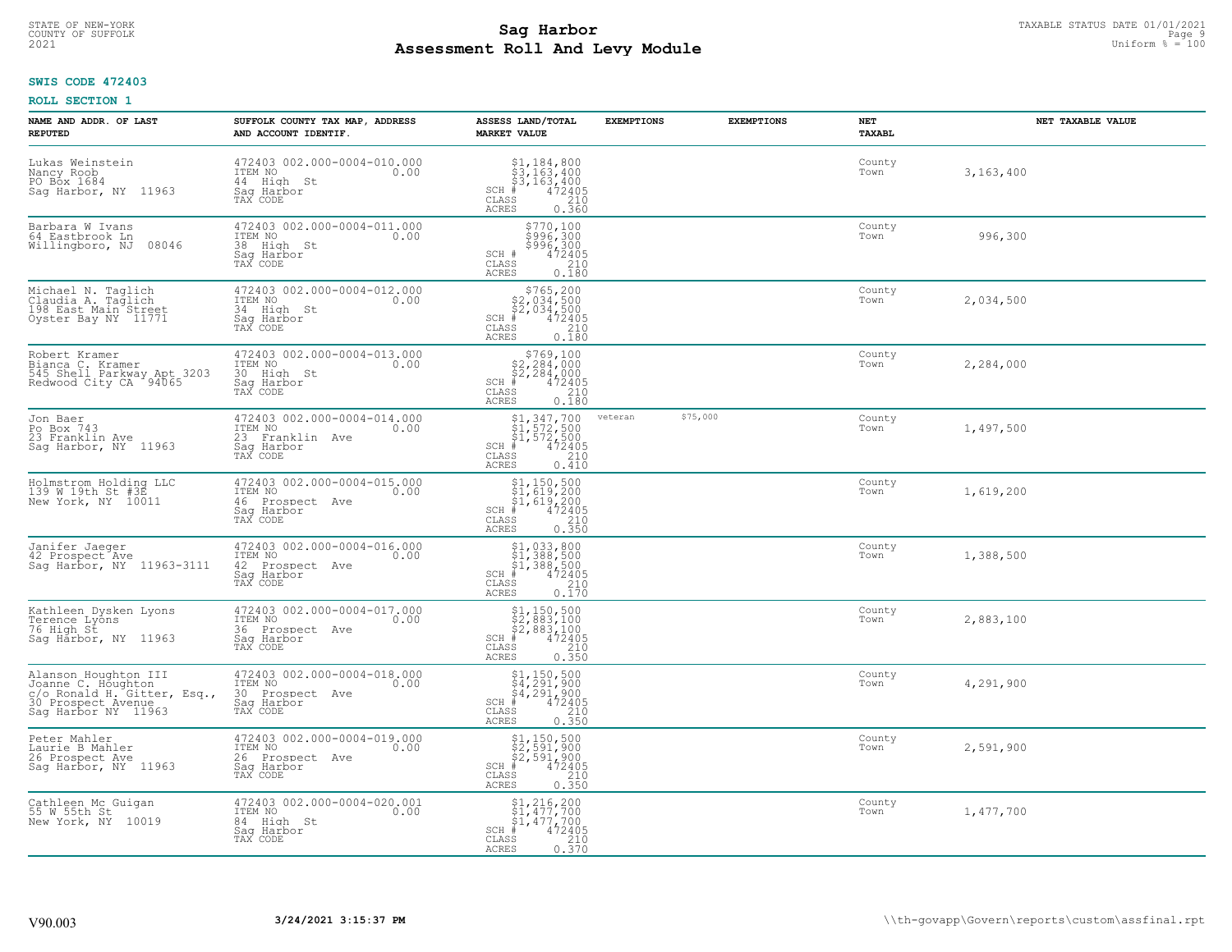**SWIS CODE 472403**

**ROLL SECTION 1**

| NAME AND ADDR. OF LAST REPUTED | SUFFOLK COUNTY TAX MAP, ADDRESS AND ACCOUNT IDENTIF. | ASSESS LAND/TOTAL MARKET VALUE | EXEMPTIONS | EXEMPTIONS | NET TAXABL | NET TAXABLE VALUE |
|---|---|---|---|---|---|---|
| Lukas Weinstein<br>Nancy Roob<br>PO Box 1684<br>Sag Harbor, NY 11963 | 472403 002.000-0004-010.000<br>ITEM NO 0.00<br>44 High St<br>Sag Harbor<br>TAX CODE | $1,184,800<br>$3,163,400<br>$3,163,400<br>SCH # 472405<br>CLASS 210<br>ACRES 0.360 | | | County<br>Town | 3,163,400 |
| Barbara W Ivans<br>64 Eastbrook Ln<br>Willingboro, NJ 08046 | 472403 002.000-0004-011.000<br>ITEM NO 0.00<br>38 High St<br>Sag Harbor<br>TAX CODE | $770,100<br>$996,300<br>$996,300<br>SCH # 472405<br>CLASS 210<br>ACRES 0.180 | | | County<br>Town | 996,300 |
| Michael N. Taglich<br>Claudia A. Taglich<br>198 East Main Street<br>Oyster Bay NY 11771 | 472403 002.000-0004-012.000<br>ITEM NO 0.00<br>34 High St<br>Sag Harbor<br>TAX CODE | $765,200<br>$2,034,500<br>$2,034,500<br>SCH # 472405<br>CLASS 210<br>ACRES 0.180 | | | County<br>Town | 2,034,500 |
| Robert Kramer<br>Bianca C. Kramer<br>545 Shell Parkway Apt 3203<br>Redwood City CA 94065 | 472403 002.000-0004-013.000<br>ITEM NO 0.00<br>30 High St<br>Sag Harbor<br>TAX CODE | $769,100<br>$2,284,000<br>$2,284,000<br>SCH # 472405<br>CLASS 210<br>ACRES 0.180 | | | County<br>Town | 2,284,000 |
| Jon Baer<br>Po Box 743<br>23 Franklin Ave<br>Sag Harbor, NY 11963 | 472403 002.000-0004-014.000<br>ITEM NO 0.00<br>23 Franklin Ave<br>Sag Harbor<br>TAX CODE | $1,347,700<br>$1,572,500<br>$1,572,500<br>SCH # 472405<br>CLASS 210<br>ACRES 0.410 | veteran | $75,000 | County<br>Town | 1,497,500 |
| Holmstrom Holding LLC<br>139 W 19th St #3E<br>New York, NY 10011 | 472403 002.000-0004-015.000<br>ITEM NO 0.00<br>46 Prospect Ave<br>Sag Harbor<br>TAX CODE | $1,150,500<br>$1,619,200<br>$1,619,200<br>SCH # 472405<br>CLASS 210<br>ACRES 0.350 | | | County<br>Town | 1,619,200 |
| Janifer Jaeger<br>42 Prospect Ave<br>Sag Harbor, NY 11963-3111 | 472403 002.000-0004-016.000<br>ITEM NO 0.00<br>42 Prospect Ave<br>Sag Harbor<br>TAX CODE | $1,033,800<br>$1,388,500<br>$1,388,500<br>SCH # 472405<br>CLASS 210<br>ACRES 0.170 | | | County<br>Town | 1,388,500 |
| Kathleen Dysken Lyons<br>Terence Lyons<br>76 High St<br>Sag Harbor, NY 11963 | 472403 002.000-0004-017.000<br>ITEM NO 0.00<br>36 Prospect Ave<br>Sag Harbor<br>TAX CODE | $1,150,500<br>$2,883,100<br>$2,883,100<br>SCH # 472405<br>CLASS 210<br>ACRES 0.350 | | | County<br>Town | 2,883,100 |
| Alanson Houghton III<br>Joanne C. Houghton<br>c/o Ronald H. Gitter, Esq.,<br>30 Prospect Avenue<br>Sag Harbor NY 11963 | 472403 002.000-0004-018.000<br>ITEM NO 0.00<br>30 Prospect Ave<br>Sag Harbor<br>TAX CODE | $1,150,500<br>$4,291,900<br>$4,291,900<br>SCH # 472405<br>CLASS 210<br>ACRES 0.350 | | | County<br>Town | 4,291,900 |
| Peter Mahler<br>Laurie B Mahler<br>26 Prospect Ave<br>Sag Harbor, NY 11963 | 472403 002.000-0004-019.000<br>ITEM NO 0.00<br>26 Prospect Ave<br>Sag Harbor<br>TAX CODE | $1,150,500<br>$2,591,900<br>$2,591,900<br>SCH # 472405<br>CLASS 210<br>ACRES 0.350 | | | County<br>Town | 2,591,900 |
| Cathleen Mc Guigan<br>55 W 55th St<br>New York, NY 10019 | 472403 002.000-0004-020.001<br>ITEM NO 0.00<br>84 High St<br>Sag Harbor<br>TAX CODE | $1,216,200<br>$1,477,700<br>$1,477,700<br>SCH # 472405<br>CLASS 210<br>ACRES 0.370 | | | County<br>Town | 1,477,700 |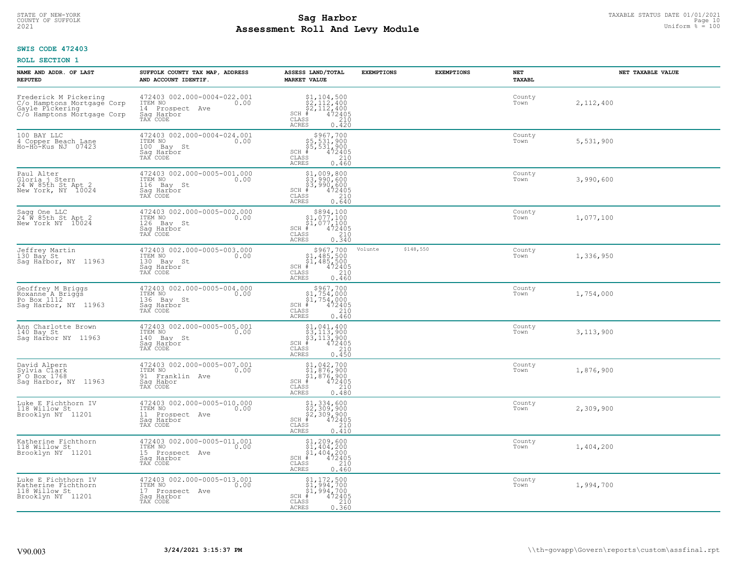STATE OF NEW-YORK
COUNTY OF SUFFOLK
2021

# Sag Harbor
## Assessment Roll And Levy Module

TAXABLE STATUS DATE 01/01/2021
Uniform % = 100

**SWIS CODE 472403**

**ROLL SECTION 1**

| NAME AND ADDR. OF LAST REPUTED | SUFFOLK COUNTY TAX MAP, ADDRESS AND ACCOUNT IDENTIF. | ASSESS LAND/TOTAL MARKET VALUE | EXEMPTIONS | EXEMPTIONS | NET TAXABL | NET TAXABLE VALUE |
|---|---|---|---|---|---|---|
| Frederick M Pickering<br>C/o Hamptons Mortgage Corp<br>Gayle Pickering<br>C/o Hamptons Mortgage Corp | 472403 002.000-0004-022.001<br>ITEM NO 0.00<br>14 Prospect Ave<br>Sag Harbor<br>TAX CODE | $1,104,500<br>$2,112,400<br>$2,112,400<br>SCH # 472405<br>CLASS 210<br>ACRES 0.420 | | | County<br>Town | 2,112,400 |
| 100 BAY LLC<br>4 Copper Beach Lane<br>Ho-Ho-Kus NJ 07423 | 472403 002.000-0004-024.001<br>ITEM NO 0.00<br>100 Bay St<br>Sag Harbor<br>TAX CODE | $967,700<br>$5,531,900<br>$5,531,900<br>SCH # 472405<br>CLASS 210<br>ACRES 0.460 | | | County<br>Town | 5,531,900 |
| Paul Alter<br>Gloria j Stern<br>24 W 85th St Apt 2<br>New York, NY 10024 | 472403 002.000-0005-001.000<br>ITEM NO 0.00<br>116 Bay St<br>Sag Harbor<br>TAX CODE | $1,009,800<br>$3,990,600<br>$3,990,600<br>SCH # 472405<br>CLASS 210<br>ACRES 0.640 | | | County<br>Town | 3,990,600 |
| Sagg One LLC<br>24 W 85th St Apt 2<br>New York NY 10024 | 472403 002.000-0005-002.000<br>ITEM NO 0.00<br>126 Bay St<br>Sag Harbor<br>TAX CODE | $894,100<br>$1,077,100<br>$1,077,100<br>SCH # 472405<br>CLASS 210<br>ACRES 0.340 | | | County<br>Town | 1,077,100 |
| Jeffrey Martin<br>130 Bay St<br>Sag Harbor, NY 11963 | 472403 002.000-0005-003.000<br>ITEM NO 0.00<br>130 Bay St<br>Sag Harbor<br>TAX CODE | $967,700<br>$1,485,500<br>$1,485,500<br>SCH # 472405<br>CLASS 210<br>ACRES 0.460 | Volunte $148,550 | | County<br>Town | 1,336,950 |
| Geoffrey M Briggs<br>Roxanne A Briggs<br>Po Box 1112<br>Sag Harbor, NY 11963 | 472403 002.000-0005-004.000<br>ITEM NO 0.00<br>136 Bay St<br>Sag Harbor<br>TAX CODE | $967,700<br>$1,754,000<br>$1,754,000<br>SCH # 472405<br>CLASS 210<br>ACRES 0.460 | | | County<br>Town | 1,754,000 |
| Ann Charlotte Brown<br>140 Bay St<br>Sag Harbor NY 11963 | 472403 002.000-0005-005.001<br>ITEM NO 0.00<br>140 Bay St<br>Sag Harbor<br>TAX CODE | $1,041,400<br>$3,113,900<br>$3,113,900<br>SCH # 472405<br>CLASS 210<br>ACRES 0.450 | | | County<br>Town | 3,113,900 |
| David Alpern<br>Sylvia Clark<br>P O Box 1768<br>Sag Harbor, NY 11963 | 472403 002.000-0005-007.001<br>ITEM NO 0.00<br>91 Franklin Ave<br>Sag Habor<br>TAX CODE | $1,042,700<br>$1,876,900<br>$1,876,900<br>SCH # 472405<br>CLASS 210<br>ACRES 0.480 | | | County<br>Town | 1,876,900 |
| Luke E Fichthorn IV<br>118 Willow St<br>Brooklyn NY 11201 | 472403 002.000-0005-010.000<br>ITEM NO 0.00<br>11 Prospect Ave<br>Sag Harbor<br>TAX CODE | $1,334,600<br>$2,309,900<br>$2,309,900<br>SCH # 472405<br>CLASS 210<br>ACRES 0.410 | | | County<br>Town | 2,309,900 |
| Katherine Fichthorn<br>118 Willow St<br>Brooklyn NY 11201 | 472403 002.000-0005-011.001<br>ITEM NO 0.00<br>15 Prospect Ave<br>Sag Harbor<br>TAX CODE | $1,209,600<br>$1,404,200<br>$1,404,200<br>SCH # 472405<br>CLASS 210<br>ACRES 0.460 | | | County<br>Town | 1,404,200 |
| Luke E Fichthorn IV<br>Katherine Fichthorn<br>118 Willow St<br>Brooklyn NY 11201 | 472403 002.000-0005-013.001<br>ITEM NO 0.00<br>17 Prospect Ave<br>Sag Harbor<br>TAX CODE | $1,172,500<br>$1,994,700<br>$1,994,700<br>SCH # 472405<br>CLASS 210<br>ACRES 0.360 | | | County<br>Town | 1,994,700 |

V90.003 | 3/24/2021 3:15:37 PM | \\th-govapp\Govern\reports\custom\assfinal.rpt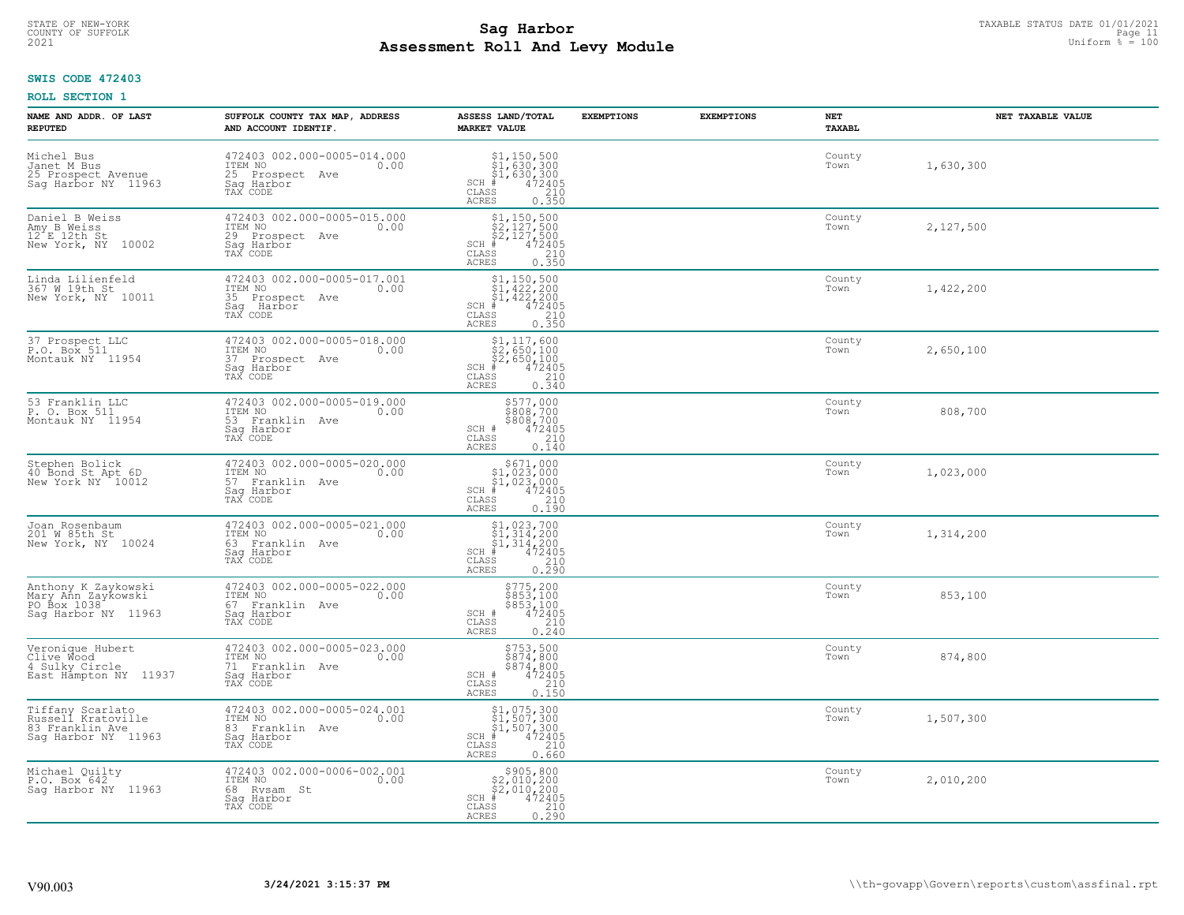STATE OF NEW-YORK
COUNTY OF SUFFOLK
2021

# Sag Harbor
## Assessment Roll And Levy Module

TAXABLE STATUS DATE 01/01/2021
Uniform % = 100

**SWIS CODE 472403**

**ROLL SECTION 1**

| NAME AND ADDR. OF LAST REPUTED | SUFFOLK COUNTY TAX MAP, ADDRESS AND ACCOUNT IDENTIF. | ASSESS LAND/TOTAL MARKET VALUE | EXEMPTIONS | EXEMPTIONS | NET TAXABL | NET TAXABLE VALUE |
|---|---|---|---|---|---|---|
| Michel Bus<br>Janet M Bus<br>25 Prospect Avenue<br>Sag Harbor NY 11963 | 472403 002.000-0005-014.000<br>ITEM NO 0.00<br>25 Prospect Ave<br>Sag Harbor<br>TAX CODE | $1,150,500<br>$1,630,300<br>$1,630,300<br>SCH # 472405<br>CLASS 210<br>ACRES 0.350 | | | County<br>Town | 1,630,300 |
| Daniel B Weiss<br>Amy B Weiss<br>12 E 12th St<br>New York, NY 10002 | 472403 002.000-0005-015.000<br>ITEM NO 0.00<br>29 Prospect Ave<br>Sag Harbor<br>TAX CODE | $1,150,500<br>$2,127,500<br>$2,127,500<br>SCH # 472405<br>CLASS 210<br>ACRES 0.350 | | | County<br>Town | 2,127,500 |
| Linda Lilienfeld<br>367 W 19th St<br>New York, NY 10011 | 472403 002.000-0005-017.001<br>ITEM NO 0.00<br>35 Prospect Ave<br>Sag Harbor<br>TAX CODE | $1,150,500<br>$1,422,200<br>$1,422,200<br>SCH # 472405<br>CLASS 210<br>ACRES 0.350 | | | County<br>Town | 1,422,200 |
| 37 Prospect LLC<br>P.O. Box 511<br>Montauk NY 11954 | 472403 002.000-0005-018.000<br>ITEM NO 0.00<br>37 Prospect Ave<br>Sag Harbor<br>TAX CODE | $1,117,600<br>$2,650,100<br>$2,650,100<br>SCH # 472405<br>CLASS 210<br>ACRES 0.340 | | | County<br>Town | 2,650,100 |
| 53 Franklin LLC<br>P. O. Box 511<br>Montauk NY 11954 | 472403 002.000-0005-019.000<br>ITEM NO 0.00<br>53 Franklin Ave<br>Sag Harbor<br>TAX CODE | $577,000<br>$808,700<br>$808,700<br>SCH # 472405<br>CLASS 210<br>ACRES 0.140 | | | County<br>Town | 808,700 |
| Stephen Bolick<br>40 Bond St Apt 6D<br>New York NY 10012 | 472403 002.000-0005-020.000<br>ITEM NO 0.00<br>57 Franklin Ave<br>Sag Harbor<br>TAX CODE | $671,000<br>$1,023,000<br>$1,023,000<br>SCH # 472405<br>CLASS 210<br>ACRES 0.190 | | | County<br>Town | 1,023,000 |
| Joan Rosenbaum<br>201 W 85th St<br>New York, NY 10024 | 472403 002.000-0005-021.000<br>ITEM NO 0.00<br>63 Franklin Ave<br>Sag Harbor<br>TAX CODE | $1,023,700<br>$1,314,200<br>$1,314,200<br>SCH # 472405<br>CLASS 210<br>ACRES 0.290 | | | County<br>Town | 1,314,200 |
| Anthony K Zaykowski<br>Mary Ann Zaykowski<br>PO Box 1038<br>Sag Harbor NY 11963 | 472403 002.000-0005-022.000<br>ITEM NO 0.00<br>67 Franklin Ave<br>Sag Harbor<br>TAX CODE | $775,200<br>$853,100<br>$853,100<br>SCH # 472405<br>CLASS 210<br>ACRES 0.240 | | | County<br>Town | 853,100 |
| Veronique Hubert<br>Clive Wood<br>4 Sulky Circle<br>East Hampton NY 11937 | 472403 002.000-0005-023.000<br>ITEM NO 0.00<br>71 Franklin Ave<br>Sag Harbor<br>TAX CODE | $753,500<br>$874,800<br>$874,800<br>SCH # 472405<br>CLASS 210<br>ACRES 0.150 | | | County<br>Town | 874,800 |
| Tiffany Scarlato<br>Russell Kratoville<br>83 Franklin Ave<br>Sag Harbor NY 11963 | 472403 002.000-0005-024.001<br>ITEM NO 0.00<br>83 Franklin Ave<br>Sag Harbor<br>TAX CODE | $1,075,300<br>$1,507,300<br>$1,507,300<br>SCH # 472405<br>CLASS 210<br>ACRES 0.660 | | | County<br>Town | 1,507,300 |
| Michael Quilty<br>P.O. Box 642<br>Sag Harbor NY 11963 | 472403 002.000-0006-002.001<br>ITEM NO 0.00<br>68 Rysam St<br>Sag Harbor<br>TAX CODE | $905,800<br>$2,010,200<br>$2,010,200<br>SCH # 472405<br>CLASS 210<br>ACRES 0.290 | | | County<br>Town | 2,010,200 |

V90.003 | 3/24/2021 3:15:37 PM | \\th-govapp\Govern\reports\custom\assfinal.rpt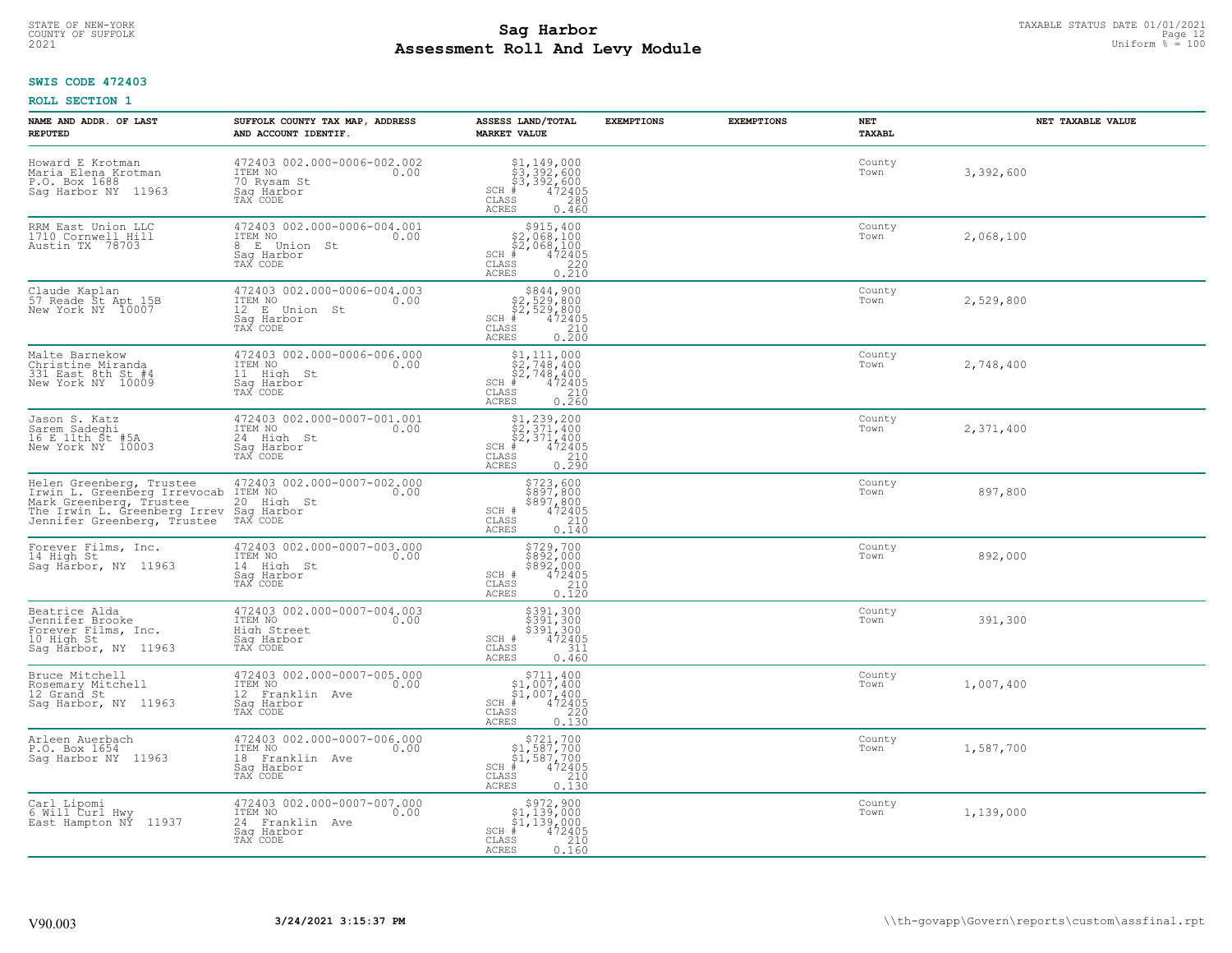STATE OF NEW-YORK
COUNTY OF SUFFOLK
2021

# Sag Harbor
## Assessment Roll And Levy Module

TAXABLE STATUS DATE 01/01/2021
Uniform % = 100

**SWIS CODE 472403**

**ROLL SECTION 1**

| NAME AND ADDR. OF LAST REPUTED | SUFFOLK COUNTY TAX MAP, ADDRESS AND ACCOUNT IDENTIF. | ASSESS LAND/TOTAL MARKET VALUE | EXEMPTIONS | EXEMPTIONS | NET TAXABL | NET TAXABLE VALUE |
|---|---|---|---|---|---|---|
| Howard E Krotman<br>Maria Elena Krotman<br>P.O. Box 1688<br>Sag Harbor NY 11963 | 472403 002.000-0006-002.002<br>ITEM NO 0.00<br>70 Rysam St<br>Sag Harbor<br>TAX CODE | $1,149,000<br>$3,392,600<br>$3,392,600<br>SCH # 472405<br>CLASS 280<br>ACRES 0.460 | | | County<br>Town | 3,392,600 |
| RRM East Union LLC<br>1710 Cornwell Hill<br>Austin TX 78703 | 472403 002.000-0006-004.001<br>ITEM NO 0.00<br>8 E Union St<br>Sag Harbor<br>TAX CODE | $915,400<br>$2,068,100<br>$2,068,100<br>SCH # 472405<br>CLASS 220<br>ACRES 0.210 | | | County<br>Town | 2,068,100 |
| Claude Kaplan<br>57 Reade St Apt 15B<br>New York NY 10007 | 472403 002.000-0006-004.003<br>ITEM NO 0.00<br>12 E Union St<br>Sag Harbor<br>TAX CODE | $844,900<br>$2,529,800<br>$2,529,800<br>SCH # 472405<br>CLASS 210<br>ACRES 0.200 | | | County<br>Town | 2,529,800 |
| Malte Barnekow<br>Christine Miranda<br>331 East 8th St #4<br>New York NY 10009 | 472403 002.000-0006-006.000<br>ITEM NO 0.00<br>11 High St<br>Sag Harbor<br>TAX CODE | $1,111,000<br>$2,748,400<br>$2,748,400<br>SCH # 472405<br>CLASS 210<br>ACRES 0.260 | | | County<br>Town | 2,748,400 |
| Jason S. Katz<br>Sarem Sadeghi<br>16 E 11th St #5A<br>New York NY 10003 | 472403 002.000-0007-001.001<br>ITEM NO 0.00<br>24 High St<br>Sag Harbor<br>TAX CODE | $1,239,200<br>$2,371,400<br>$2,371,400<br>SCH # 472405<br>CLASS 210<br>ACRES 0.290 | | | County<br>Town | 2,371,400 |
| Helen Greenberg, Trustee<br>Irwin L. Greenberg Irrevocab<br>Mark Greenberg, Trustee<br>The Irwin L. Greenberg Irrev<br>Jennifer Greenberg, Trustee | 472403 002.000-0007-002.000<br>ITEM NO 0.00<br>20 High St<br>Sag Harbor<br>TAX CODE | $723,600<br>$897,800<br>$897,800<br>SCH # 472405<br>CLASS 210<br>ACRES 0.140 | | | County<br>Town | 897,800 |
| Forever Films, Inc.<br>14 High St<br>Sag Harbor, NY 11963 | 472403 002.000-0007-003.000<br>ITEM NO 0.00<br>14 High St<br>Sag Harbor<br>TAX CODE | $729,700<br>$892,000<br>$892,000<br>SCH # 472405<br>CLASS 210<br>ACRES 0.120 | | | County<br>Town | 892,000 |
| Beatrice Alda<br>Jennifer Brooke<br>Forever Films, Inc.<br>10 High St<br>Sag Harbor, NY 11963 | 472403 002.000-0007-004.003<br>ITEM NO 0.00<br>High Street<br>Sag Harbor<br>TAX CODE | $391,300<br>$391,300<br>$391,300<br>SCH # 472405<br>CLASS 311<br>ACRES 0.460 | | | County<br>Town | 391,300 |
| Bruce Mitchell<br>Rosemary Mitchell<br>12 Grand St<br>Sag Harbor, NY 11963 | 472403 002.000-0007-005.000<br>ITEM NO 0.00<br>12 Franklin Ave<br>Sag Harbor<br>TAX CODE | $711,400<br>$1,007,400<br>$1,007,400<br>SCH # 472405<br>CLASS 220<br>ACRES 0.130 | | | County<br>Town | 1,007,400 |
| Arleen Auerbach<br>P.O. Box 1654<br>Sag Harbor NY 11963 | 472403 002.000-0007-006.000<br>ITEM NO 0.00<br>18 Franklin Ave<br>Sag Harbor<br>TAX CODE | $721,700<br>$1,587,700<br>$1,587,700<br>SCH # 472405<br>CLASS 210<br>ACRES 0.130 | | | County<br>Town | 1,587,700 |
| Carl Lipomi<br>6 Will Curl Hwy<br>East Hampton NY 11937 | 472403 002.000-0007-007.000<br>ITEM NO 0.00<br>24 Franklin Ave<br>Sag Harbor<br>TAX CODE | $972,900<br>$1,139,000<br>$1,139,000<br>SCH # 472405<br>CLASS 210<br>ACRES 0.160 | | | County<br>Town | 1,139,000 |

V90.003 **3/24/2021 3:15:37 PM** \\th-govapp\Govern\reports\custom\assfinal.rpt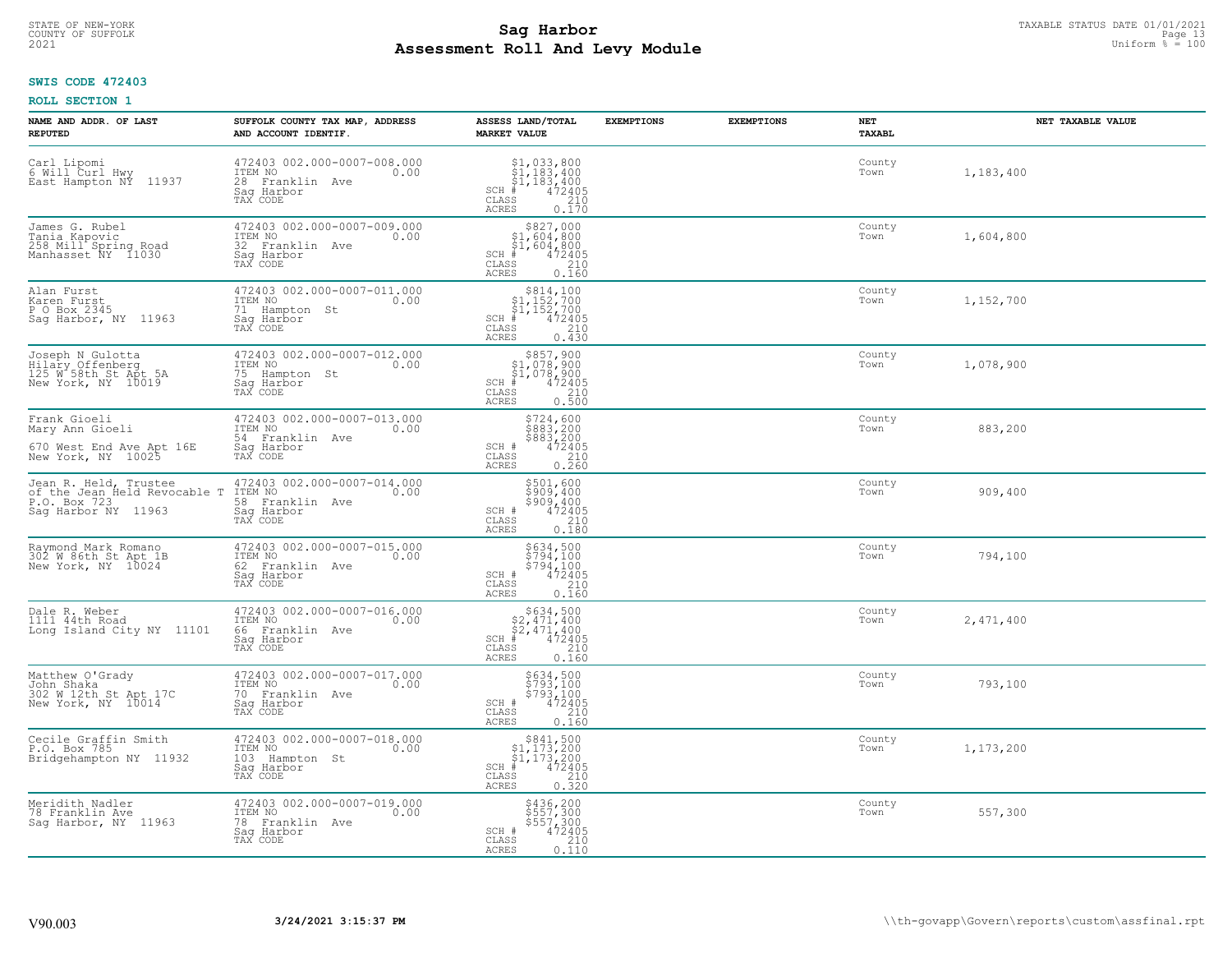STATE OF NEW-YORK
COUNTY OF SUFFOLK
2021

# Sag Harbor
# Assessment Roll And Levy Module

TAXABLE STATUS DATE 01/01/2021
Uniform % = 100

**SWIS CODE 472403**

**ROLL SECTION 1**

| NAME AND ADDR. OF LAST REPUTED | SUFFOLK COUNTY TAX MAP, ADDRESS AND ACCOUNT IDENTIF. | ASSESS LAND/TOTAL MARKET VALUE | EXEMPTIONS | EXEMPTIONS | NET TAXABL | NET TAXABLE VALUE |
|---|---|---|---|---|---|---|
| Carl Lipomi<br>6 Will Curl Hwy<br>East Hampton NY 11937 | 472403 002.000-0007-008.000<br>ITEM NO 0.00<br>28 Franklin Ave<br>Sag Harbor<br>TAX CODE | $1,033,800<br>$1,183,400<br>$1,183,400<br>SCH # 472405<br>CLASS 210<br>ACRES 0.170 | | | County<br>Town | 1,183,400 |
| James G. Rubel<br>Tania Kapovic<br>258 Mill Spring Road<br>Manhasset NY 11030 | 472403 002.000-0007-009.000<br>ITEM NO 0.00<br>32 Franklin Ave<br>Sag Harbor<br>TAX CODE | $827,000<br>$1,604,800<br>$1,604,800<br>SCH # 472405<br>CLASS 210<br>ACRES 0.160 | | | County<br>Town | 1,604,800 |
| Alan Furst<br>Karen Furst<br>P O Box 2345<br>Sag Harbor, NY 11963 | 472403 002.000-0007-011.000<br>ITEM NO 0.00<br>71 Hampton St<br>Sag Harbor<br>TAX CODE | $814,100<br>$1,152,700<br>$1,152,700<br>SCH # 472405<br>CLASS 210<br>ACRES 0.430 | | | County<br>Town | 1,152,700 |
| Joseph N Gulotta<br>Hilary Offenberg<br>125 W 58th St Apt 5A<br>New York, NY 10019 | 472403 002.000-0007-012.000<br>ITEM NO 0.00<br>75 Hampton St<br>Sag Harbor<br>TAX CODE | $857,900<br>$1,078,900<br>$1,078,900<br>SCH # 472405<br>CLASS 210<br>ACRES 0.500 | | | County<br>Town | 1,078,900 |
| Frank Gioeli<br>Mary Ann Gioeli<br><br>670 West End Ave Apt 16E<br>New York, NY 10025 | 472403 002.000-0007-013.000<br>ITEM NO 0.00<br>54 Franklin Ave<br>Sag Harbor<br>TAX CODE | $724,600<br>$883,200<br>$883,200<br>SCH # 472405<br>CLASS 210<br>ACRES 0.260 | | | County<br>Town | 883,200 |
| Jean R. Held, Trustee<br>of the Jean Held Revocable T<br>P.O. Box 723<br>Sag Harbor NY 11963 | 472403 002.000-0007-014.000<br>ITEM NO 0.00<br>58 Franklin Ave<br>Sag Harbor<br>TAX CODE | $501,600<br>$909,400<br>$909,400<br>SCH # 472405<br>CLASS 210<br>ACRES 0.180 | | | County<br>Town | 909,400 |
| Raymond Mark Romano<br>302 W 86th St Apt 1B<br>New York, NY 10024 | 472403 002.000-0007-015.000<br>ITEM NO 0.00<br>62 Franklin Ave<br>Sag Harbor<br>TAX CODE | $634,500<br>$794,100<br>$794,100<br>SCH # 472405<br>CLASS 210<br>ACRES 0.160 | | | County<br>Town | 794,100 |
| Dale R. Weber<br>1111 44th Road<br>Long Island City NY 11101 | 472403 002.000-0007-016.000<br>ITEM NO 0.00<br>66 Franklin Ave<br>Sag Harbor<br>TAX CODE | $634,500<br>$2,471,400<br>$2,471,400<br>SCH # 472405<br>CLASS 210<br>ACRES 0.160 | | | County<br>Town | 2,471,400 |
| Matthew O'Grady<br>John Shaka<br>302 W 12th St Apt 17C<br>New York, NY 10014 | 472403 002.000-0007-017.000<br>ITEM NO 0.00<br>70 Franklin Ave<br>Sag Harbor<br>TAX CODE | $634,500<br>$793,100<br>$793,100<br>SCH # 472405<br>CLASS 210<br>ACRES 0.160 | | | County<br>Town | 793,100 |
| Cecile Graffin Smith<br>P.O. Box 785<br>Bridgehampton NY 11932 | 472403 002.000-0007-018.000<br>ITEM NO 0.00<br>103 Hampton St<br>Sag Harbor<br>TAX CODE | $841,500<br>$1,173,200<br>$1,173,200<br>SCH # 472405<br>CLASS 210<br>ACRES 0.320 | | | County<br>Town | 1,173,200 |
| Meridith Nadler<br>78 Franklin Ave<br>Sag Harbor, NY 11963 | 472403 002.000-0007-019.000<br>ITEM NO 0.00<br>78 Franklin Ave<br>Sag Harbor<br>TAX CODE | $436,200<br>$557,300<br>$557,300<br>SCH # 472405<br>CLASS 210<br>ACRES 0.110 | | | County<br>Town | 557,300 |

V90.003 **3/24/2021 3:15:37 PM** \\th-govapp\Govern\reports\custom\assfinal.rpt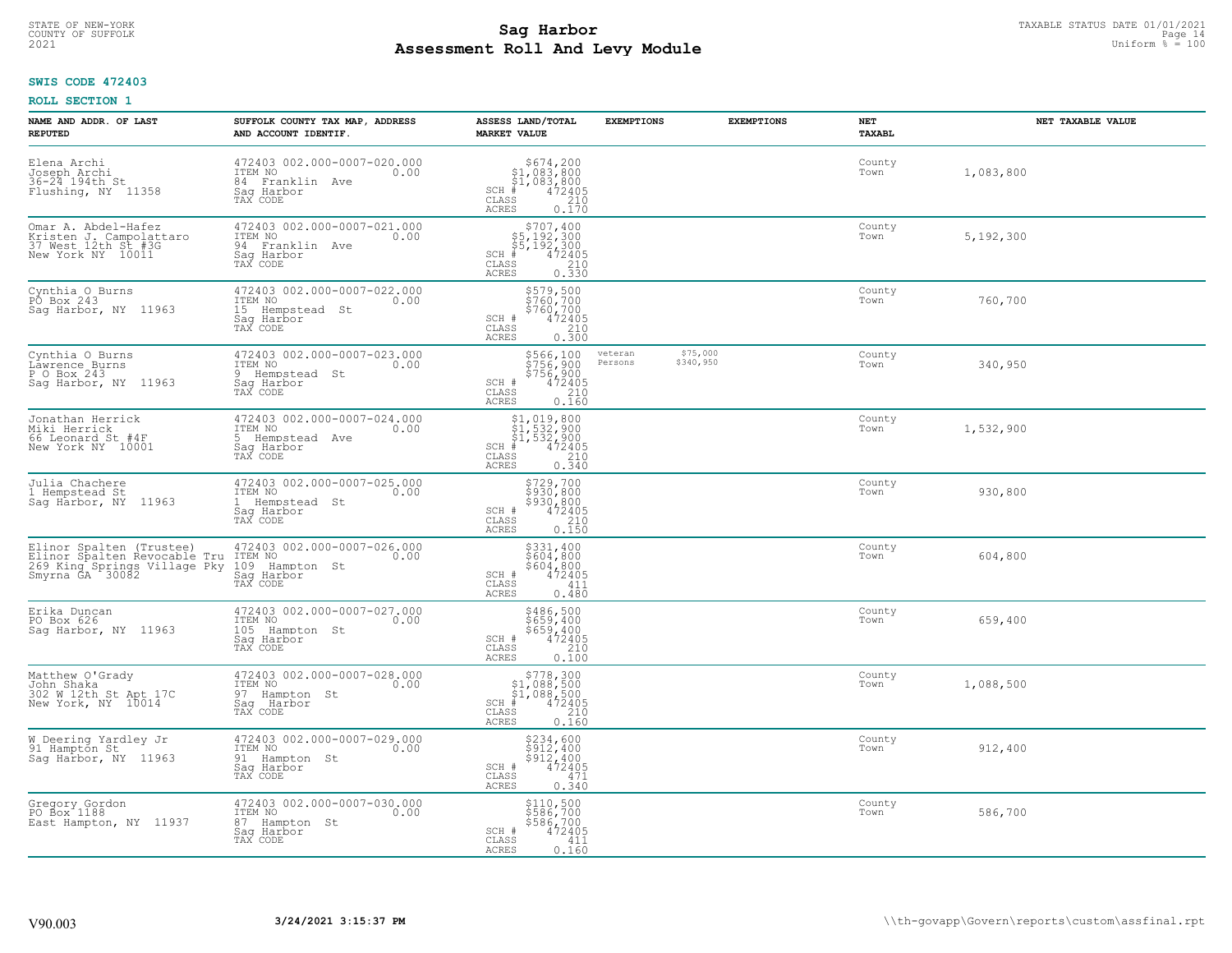STATE OF NEW-YORK
COUNTY OF SUFFOLK
2021

# Sag Harbor
# Assessment Roll And Levy Module

TAXABLE STATUS DATE 01/01/2021
Uniform % = 100

**SWIS CODE 472403**

**ROLL SECTION 1**

| NAME AND ADDR. OF LAST REPUTED | SUFFOLK COUNTY TAX MAP, ADDRESS AND ACCOUNT IDENTIF. | ASSESS LAND/TOTAL MARKET VALUE | EXEMPTIONS | EXEMPTIONS | NET TAXABL | NET TAXABLE VALUE |
|---|---|---|---|---|---|---|
| Elena Archi<br>Joseph Archi<br>36-24 194th St<br>Flushing, NY 11358 | 472403 002.000-0007-020.000<br>ITEM NO 0.00<br>84 Franklin Ave<br>Sag Harbor<br>TAX CODE | $674,200<br>$1,083,800<br>$1,083,800<br>SCH # 472405<br>CLASS 210<br>ACRES 0.170 | | | County<br>Town | 1,083,800 |
| Omar A. Abdel-Hafez<br>Kristen J. Campolattaro<br>37 West 12th St #3G<br>New York NY 10011 | 472403 002.000-0007-021.000<br>ITEM NO 0.00<br>94 Franklin Ave<br>Sag Harbor<br>TAX CODE | $707,400<br>$5,192,300<br>$5,192,300<br>SCH # 472405<br>CLASS 210<br>ACRES 0.330 | | | County<br>Town | 5,192,300 |
| Cynthia O Burns<br>PO Box 243<br>Sag Harbor, NY 11963 | 472403 002.000-0007-022.000<br>ITEM NO 0.00<br>15 Hempstead St<br>Sag Harbor<br>TAX CODE | $579,500<br>$760,700<br>$760,700<br>SCH # 472405<br>CLASS 210<br>ACRES 0.300 | | | County<br>Town | 760,700 |
| Cynthia O Burns<br>Lawrence Burns<br>P O Box 243<br>Sag Harbor, NY 11963 | 472403 002.000-0007-023.000<br>ITEM NO 0.00<br>9 Hempstead St<br>Sag Harbor<br>TAX CODE | $566,100<br>$756,900<br>$756,900<br>SCH # 472405<br>CLASS 210<br>ACRES 0.160 | veteran<br>Persons | $75,000<br>$340,950 | County<br>Town | 340,950 |
| Jonathan Herrick<br>Miki Herrick<br>66 Leonard St #4F<br>New York NY 10001 | 472403 002.000-0007-024.000<br>ITEM NO 0.00<br>5 Hempstead Ave<br>Sag Harbor<br>TAX CODE | $1,019,800<br>$1,532,900<br>$1,532,900<br>SCH # 472405<br>CLASS 210<br>ACRES 0.340 | | | County<br>Town | 1,532,900 |
| Julia Chachere<br>1 Hempstead St<br>Sag Harbor, NY 11963 | 472403 002.000-0007-025.000<br>ITEM NO 0.00<br>1 Hempstead St<br>Sag Harbor<br>TAX CODE | $729,700<br>$930,800<br>$930,800<br>SCH # 472405<br>CLASS 210<br>ACRES 0.150 | | | County<br>Town | 930,800 |
| Elinor Spalten (Trustee)<br>Elinor Spalten Revocable Tru<br>269 King Springs Village Pky<br>Smyrna GA 30082 | 472403 002.000-0007-026.000<br>ITEM NO 0.00<br>109 Hampton St<br>Sag Harbor<br>TAX CODE | $331,400<br>$604,800<br>$604,800<br>SCH # 472405<br>CLASS 411<br>ACRES 0.480 | | | County<br>Town | 604,800 |
| Erika Duncan<br>PO Box 626<br>Sag Harbor, NY 11963 | 472403 002.000-0007-027.000<br>ITEM NO 0.00<br>105 Hampton St<br>Sag Harbor<br>TAX CODE | $486,500<br>$659,400<br>$659,400<br>SCH # 472405<br>CLASS 210<br>ACRES 0.100 | | | County<br>Town | 659,400 |
| Matthew O'Grady<br>John Shaka<br>302 W 12th St Apt 17C<br>New York, NY 10014 | 472403 002.000-0007-028.000<br>ITEM NO 0.00<br>97 Hampton St<br>Sag Harbor<br>TAX CODE | $778,300<br>$1,088,500<br>$1,088,500<br>SCH # 472405<br>CLASS 210<br>ACRES 0.160 | | | County<br>Town | 1,088,500 |
| W Deering Yardley Jr<br>91 Hampton St<br>Sag Harbor, NY 11963 | 472403 002.000-0007-029.000<br>ITEM NO 0.00<br>91 Hampton St<br>Sag Harbor<br>TAX CODE | $234,600<br>$912,400<br>$912,400<br>SCH # 472405<br>CLASS 471<br>ACRES 0.340 | | | County<br>Town | 912,400 |
| Gregory Gordon<br>PO Box 1188<br>East Hampton, NY 11937 | 472403 002.000-0007-030.000<br>ITEM NO 0.00<br>87 Hampton St<br>Sag Harbor<br>TAX CODE | $110,500<br>$586,700<br>$586,700<br>SCH # 472405<br>CLASS 411<br>ACRES 0.160 | | | County<br>Town | 586,700 |

V90.003 3/24/2021 3:15:37 PM \\th-govapp\Govern\reports\custom\assfinal.rpt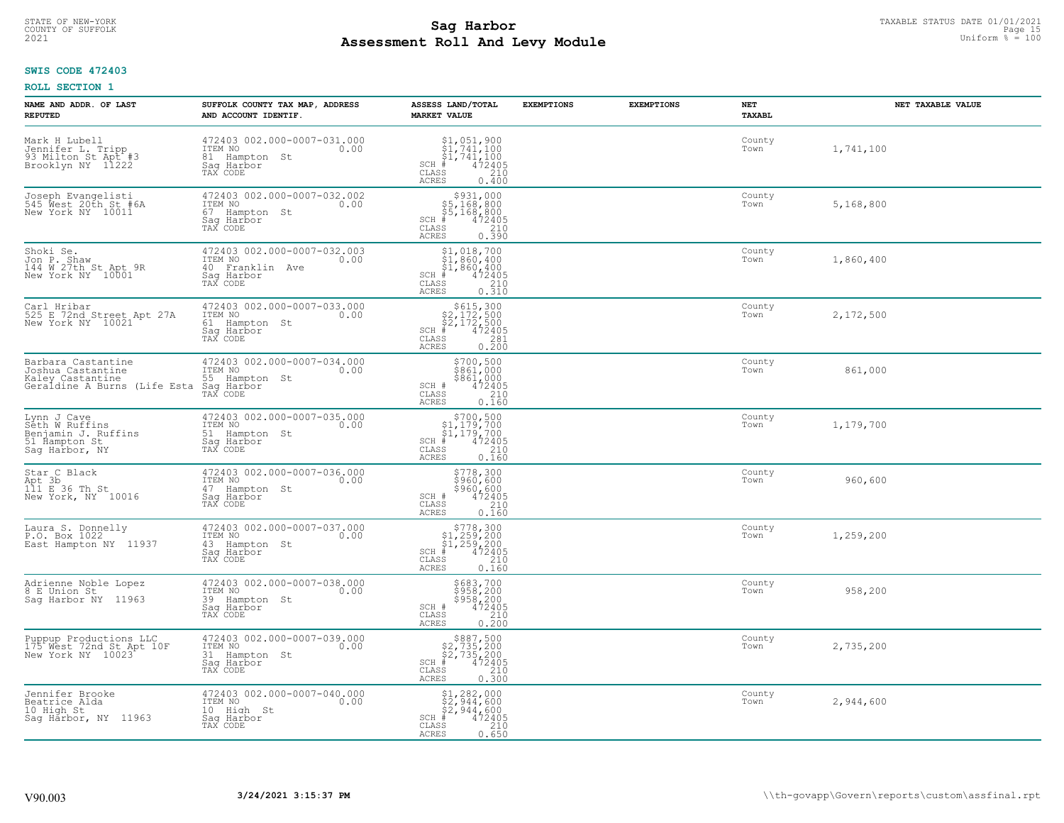STATE OF NEW-YORK
COUNTY OF SUFFOLK
2021

# Sag Harbor
# Assessment Roll And Levy Module

TAXABLE STATUS DATE 01/01/2021
Uniform % = 100

**SWIS CODE 472403**

**ROLL SECTION 1**

| NAME AND ADDR. OF LAST REPUTED | SUFFOLK COUNTY TAX MAP, ADDRESS AND ACCOUNT IDENTIF. | ASSESS LAND/TOTAL MARKET VALUE | EXEMPTIONS | EXEMPTIONS | NET TAXABL | NET TAXABLE VALUE |
|---|---|---|---|---|---|---|
| Mark H Lubell<br>Jennifer L. Tripp<br>93 Milton St Apt #3<br>Brooklyn NY 11222 | 472403 002.000-0007-031.000<br>ITEM NO 0.00<br>81 Hampton St<br>Sag Harbor<br>TAX CODE | $1,051,900<br>$1,741,100<br>$1,741,100<br>SCH # 472405<br>CLASS 210<br>ACRES 0.400 | | | County<br>Town | 1,741,100 |
| Joseph Evangelisti<br>545 West 20th St #6A<br>New York NY 10011 | 472403 002.000-0007-032.002<br>ITEM NO 0.00<br>67 Hampton St<br>Sag Harbor<br>TAX CODE | $931,000<br>$5,168,800<br>$5,168,800<br>SCH # 472405<br>CLASS 210<br>ACRES 0.390 | | | County<br>Town | 5,168,800 |
| Shoki Se.<br>Jon P. Shaw<br>144 W 27th St Apt 9R<br>New York NY 10001 | 472403 002.000-0007-032.003<br>ITEM NO 0.00<br>40 Franklin Ave<br>Sag Harbor<br>TAX CODE | $1,018,700<br>$1,860,400<br>$1,860,400<br>SCH # 472405<br>CLASS 210<br>ACRES 0.310 | | | County<br>Town | 1,860,400 |
| Carl Hribar<br>525 E 72nd Street Apt 27A<br>New York NY 10021 | 472403 002.000-0007-033.000<br>ITEM NO 0.00<br>61 Hampton St<br>Sag Harbor<br>TAX CODE | $615,300<br>$2,172,500<br>$2,172,500<br>SCH # 472405<br>CLASS 281<br>ACRES 0.200 | | | County<br>Town | 2,172,500 |
| Barbara Castantine<br>Joshua Castantine<br>Kaley Castantine<br>Geraldine A Burns (Life Esta | 472403 002.000-0007-034.000<br>ITEM NO 0.00<br>55 Hampton St<br>Sag Harbor<br>TAX CODE | $700,500<br>$861,000<br>$861,000<br>SCH # 472405<br>CLASS 210<br>ACRES 0.160 | | | County<br>Town | 861,000 |
| Lynn J Cave<br>Seth W Ruffins<br>Benjamin J. Ruffins<br>51 Hampton St<br>Sag Harbor, NY | 472403 002.000-0007-035.000<br>ITEM NO 0.00<br>51 Hampton St<br>Sag Harbor<br>TAX CODE | $700,500<br>$1,179,700<br>$1,179,700<br>SCH # 472405<br>CLASS 210<br>ACRES 0.160 | | | County<br>Town | 1,179,700 |
| Star C Black<br>Apt 3b<br>111 E 36 Th St<br>New York, NY 10016 | 472403 002.000-0007-036.000<br>ITEM NO 0.00<br>47 Hampton St<br>Sag Harbor<br>TAX CODE | $778,300<br>$960,600<br>$960,600<br>SCH # 472405<br>CLASS 210<br>ACRES 0.160 | | | County<br>Town | 960,600 |
| Laura S. Donnelly<br>P.O. Box 1022<br>East Hampton NY 11937 | 472403 002.000-0007-037.000<br>ITEM NO 0.00<br>43 Hampton St<br>Sag Harbor<br>TAX CODE | $778,300<br>$1,259,200<br>$1,259,200<br>SCH # 472405<br>CLASS 210<br>ACRES 0.160 | | | County<br>Town | 1,259,200 |
| Adrienne Noble Lopez<br>8 E Union St<br>Sag Harbor NY 11963 | 472403 002.000-0007-038.000<br>ITEM NO 0.00<br>39 Hampton St<br>Sag Harbor<br>TAX CODE | $683,700<br>$958,200<br>$958,200<br>SCH # 472405<br>CLASS 210<br>ACRES 0.200 | | | County<br>Town | 958,200 |
| Puppup Productions LLC<br>175 West 72nd St Apt 10F<br>New York NY 10023 | 472403 002.000-0007-039.000<br>ITEM NO 0.00<br>31 Hampton St<br>Sag Harbor<br>TAX CODE | $887,500<br>$2,735,200<br>$2,735,200<br>SCH # 472405<br>CLASS 210<br>ACRES 0.300 | | | County<br>Town | 2,735,200 |
| Jennifer Brooke<br>Beatrice Alda<br>10 High St<br>Sag Harbor, NY 11963 | 472403 002.000-0007-040.000<br>ITEM NO 0.00<br>10 High St<br>Sag Harbor<br>TAX CODE | $1,282,000<br>$2,944,600<br>$2,944,600<br>SCH # 472405<br>CLASS 210<br>ACRES 0.650 | | | County<br>Town | 2,944,600 |

V90.003 3/24/2021 3:15:37 PM \\th-govapp\Govern\reports\custom\assfinal.rpt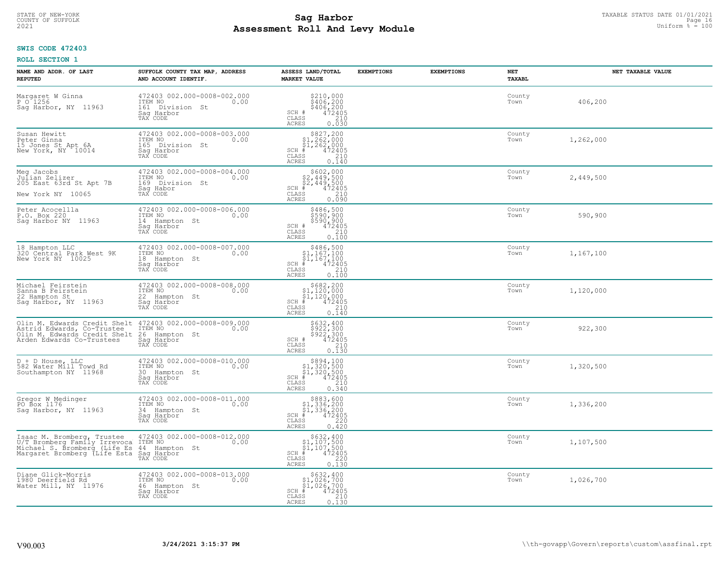STATE OF NEW-YORK
COUNTY OF SUFFOLK
2021

# Sag Harbor
# Assessment Roll And Levy Module

TAXABLE STATUS DATE 01/01/2021
Uniform % = 100

**SWIS CODE 472403**

**ROLL SECTION 1**

| NAME AND ADDR. OF LAST REPUTED | SUFFOLK COUNTY TAX MAP, ADDRESS AND ACCOUNT IDENTIF. | ASSESS LAND/TOTAL MARKET VALUE | EXEMPTIONS | EXEMPTIONS | NET TAXABL | NET TAXABLE VALUE |
|---|---|---|---|---|---|---|
| Margaret W Ginna<br>P O 1256<br>Sag Harbor, NY 11963 | 472403 002.000-0008-002.000<br>ITEM NO 0.00<br>161 Division St<br>Sag Harbor<br>TAX CODE | $210,000<br>$406,200<br>$406,200<br>SCH # 472405<br>CLASS 210<br>ACRES 0.030 | | | County<br>Town | 406,200 |
| Susan Hewitt<br>Peter Ginna<br>15 Jones St Apt 6A<br>New York, NY 10014 | 472403 002.000-0008-003.000<br>ITEM NO 0.00<br>165 Division St<br>Sag Harbor<br>TAX CODE | $827,200<br>$1,262,000<br>$1,262,000<br>SCH # 472405<br>CLASS 210<br>ACRES 0.140 | | | County<br>Town | 1,262,000 |
| Meg Jacobs<br>Julian Zelizer<br>205 East 63rd St Apt 7B<br><br>New York NY 10065 | 472403 002.000-0008-004.000<br>ITEM NO 0.00<br>169 Division St<br>Sag Habor<br>TAX CODE | $602,000<br>$2,449,500<br>$2,449,500<br>SCH # 472405<br>CLASS 210<br>ACRES 0.090 | | | County<br>Town | 2,449,500 |
| Peter Acocellla<br>P.O. Box 220<br>Sag Harbor NY 11963 | 472403 002.000-0008-006.000<br>ITEM NO 0.00<br>14 Hampton St<br>Sag Harbor<br>TAX CODE | $486,500<br>$590,900<br>$590,900<br>SCH # 472405<br>CLASS 210<br>ACRES 0.100 | | | County<br>Town | 590,900 |
| 18 Hampton LLC<br>320 Central Park West 9K<br>New York NY 10025 | 472403 002.000-0008-007.000<br>ITEM NO 0.00<br>18 Hampton St<br>Sag Harbor<br>TAX CODE | $486,500<br>$1,167,100<br>$1,167,100<br>SCH # 472405<br>CLASS 210<br>ACRES 0.100 | | | County<br>Town | 1,167,100 |
| Michael Feirstein<br>Sanna B Feirstein<br>22 Hampton St<br>Sag Harbor, NY 11963 | 472403 002.000-0008-008.000<br>ITEM NO 0.00<br>22 Hampton St<br>Sag Harbor<br>TAX CODE | $682,200<br>$1,120,000<br>$1,120,000<br>SCH # 472405<br>CLASS 210<br>ACRES 0.140 | | | County<br>Town | 1,120,000 |
| Olin M. Edwards Credit Shelt<br>Astrid Edwards, Co-Trustee<br>Olin M. Edwards Credit Shelt<br>Arden Edwards Co-Trustees | 472403 002.000-0008-009.000<br>ITEM NO 0.00<br>26 Hampton St<br>Sag Harbor<br>TAX CODE | $632,400<br>$922,300<br>$922,300<br>SCH # 472405<br>CLASS 210<br>ACRES 0.130 | | | County<br>Town | 922,300 |
| D + D House, LLC<br>582 Water Mill Towd Rd<br>Southampton NY 11968 | 472403 002.000-0008-010.000<br>ITEM NO 0.00<br>30 Hampton St<br>Sag Harbor<br>TAX CODE | $894,100<br>$1,320,500<br>$1,320,500<br>SCH # 472405<br>CLASS 210<br>ACRES 0.340 | | | County<br>Town | 1,320,500 |
| Gregor W Medinger<br>PO Box 1176<br>Sag Harbor, NY 11963 | 472403 002.000-0008-011.000<br>ITEM NO 0.00<br>34 Hampton St<br>Sag Harbor<br>TAX CODE | $883,600<br>$1,336,200<br>$1,336,200<br>SCH # 472405<br>CLASS 220<br>ACRES 0.420 | | | County<br>Town | 1,336,200 |
| Isaac M. Bromberg, Trustee<br>U/T Bromberg Family Irrevoca<br>Michael S. Bromberg (Life Es<br>Margaret Bromberg (Life Esta | 472403 002.000-0008-012.000<br>ITEM NO 0.00<br>44 Hampton St<br>Sag Harbor<br>TAX CODE | $632,400<br>$1,107,500<br>$1,107,500<br>SCH # 472405<br>CLASS 220<br>ACRES 0.130 | | | County<br>Town | 1,107,500 |
| Diane Glick-Morris<br>1980 Deerfield Rd<br>Water Mill, NY 11976 | 472403 002.000-0008-013.000<br>ITEM NO 0.00<br>46 Hampton St<br>Sag Harbor<br>TAX CODE | $632,400<br>$1,026,700<br>$1,026,700<br>SCH # 472405<br>CLASS 210<br>ACRES 0.130 | | | County<br>Town | 1,026,700 |

V90.003 **3/24/2021 3:15:37 PM** \\th-govapp\Govern\reports\custom\assfinal.rpt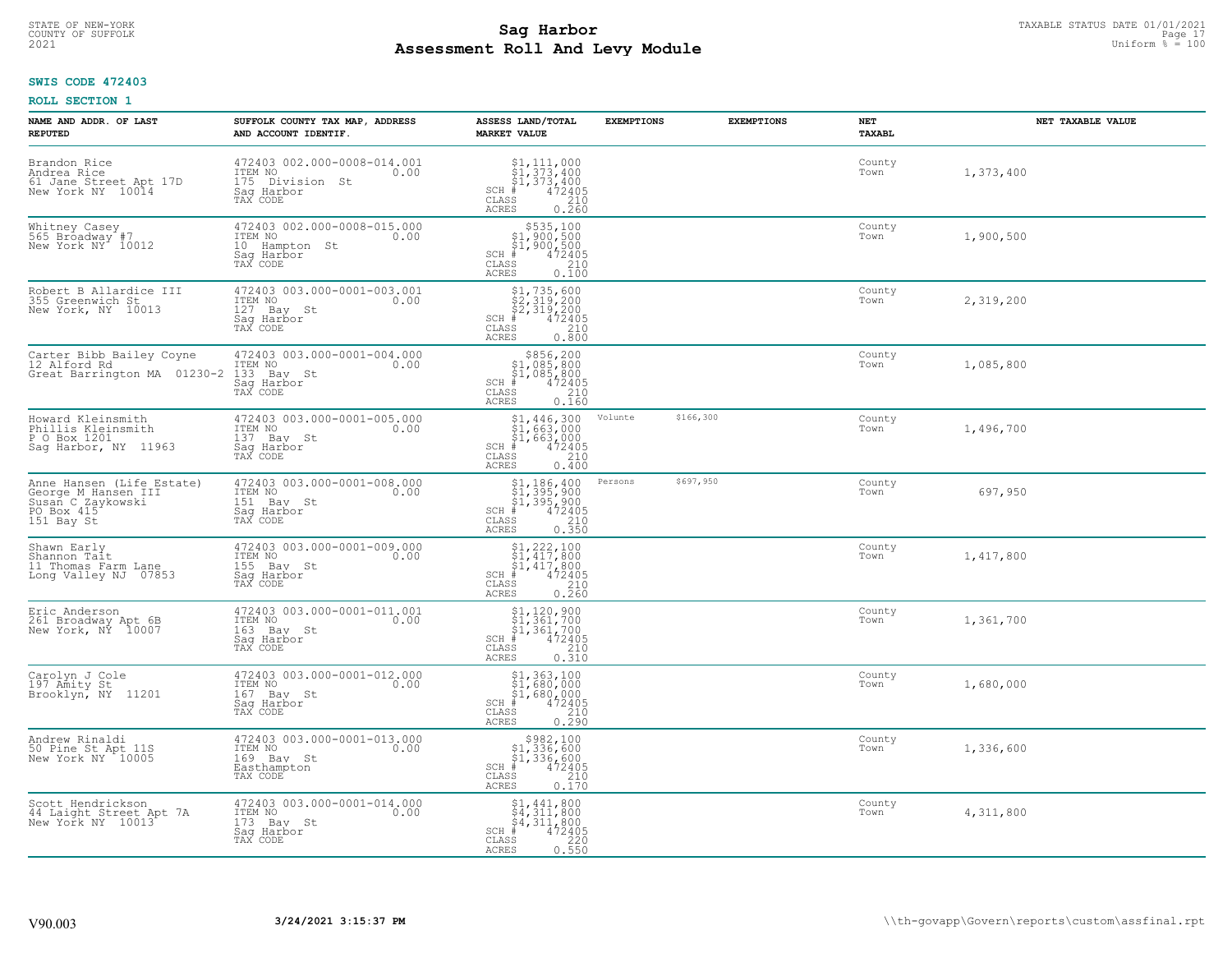STATE OF NEW-YORK
COUNTY OF SUFFOLK
2021

# Sag Harbor
# Assessment Roll And Levy Module

TAXABLE STATUS DATE 01/01/2021
Uniform % = 100

**SWIS CODE 472403**

**ROLL SECTION 1**

| NAME AND ADDR. OF LAST REPUTED | SUFFOLK COUNTY TAX MAP, ADDRESS AND ACCOUNT IDENTIF. | ASSESS LAND/TOTAL MARKET VALUE | EXEMPTIONS | | EXEMPTIONS | NET TAXABL | NET TAXABLE VALUE |
|---|---|---|---|---|---|---|---|
| Brandon Rice<br>Andrea Rice<br>61 Jane Street Apt 17D<br>New York NY 10014 | 472403 002.000-0008-014.001<br>ITEM NO 0.00<br>175 Division St<br>Sag Harbor<br>TAX CODE | $1,111,000<br>$1,373,400<br>$1,373,400<br>SCH # 472405<br>CLASS 210<br>ACRES 0.260 | | | | County<br>Town | 1,373,400 |
| Whitney Casey<br>565 Broadway #7<br>New York NY 10012 | 472403 002.000-0008-015.000<br>ITEM NO 0.00<br>10 Hampton St<br>Sag Harbor<br>TAX CODE | $535,100<br>$1,900,500<br>$1,900,500<br>SCH # 472405<br>CLASS 210<br>ACRES 0.100 | | | | County<br>Town | 1,900,500 |
| Robert B Allardice III<br>355 Greenwich St<br>New York, NY 10013 | 472403 003.000-0001-003.001<br>ITEM NO 0.00<br>127 Bay St<br>Sag Harbor<br>TAX CODE | $1,735,600<br>$2,319,200<br>$2,319,200<br>SCH # 472405<br>CLASS 210<br>ACRES 0.800 | | | | County<br>Town | 2,319,200 |
| Carter Bibb Bailey Coyne<br>12 Alford Rd<br>Great Barrington MA 01230-2 | 472403 003.000-0001-004.000<br>ITEM NO 0.00<br>133 Bay St<br>Sag Harbor<br>TAX CODE | $856,200<br>$1,085,800<br>$1,085,800<br>SCH # 472405<br>CLASS 210<br>ACRES 0.160 | | | | County<br>Town | 1,085,800 |
| Howard Kleinsmith<br>Phillis Kleinsmith<br>P O Box 1201<br>Sag Harbor, NY 11963 | 472403 003.000-0001-005.000<br>ITEM NO 0.00<br>137 Bay St<br>Sag Harbor<br>TAX CODE | $1,446,300<br>$1,663,000<br>$1,663,000<br>SCH # 472405<br>CLASS 210<br>ACRES 0.400 | Volunte | $166,300 | | County<br>Town | 1,496,700 |
| Anne Hansen (Life Estate)<br>George M Hansen III<br>Susan C Zaykowski<br>PO Box 415<br>151 Bay St | 472403 003.000-0001-008.000<br>ITEM NO 0.00<br>151 Bay St<br>Sag Harbor<br>TAX CODE | $1,186,400<br>$1,395,900<br>$1,395,900<br>SCH # 472405<br>CLASS 210<br>ACRES 0.350 | Persons | $697,950 | | County<br>Town | 697,950 |
| Shawn Early<br>Shannon Tait<br>11 Thomas Farm Lane<br>Long Valley NJ 07853 | 472403 003.000-0001-009.000<br>ITEM NO 0.00<br>155 Bay St<br>Sag Harbor<br>TAX CODE | $1,222,100<br>$1,417,800<br>$1,417,800<br>SCH # 472405<br>CLASS 210<br>ACRES 0.260 | | | | County<br>Town | 1,417,800 |
| Eric Anderson<br>261 Broadway Apt 6B<br>New York, NY 10007 | 472403 003.000-0001-011.001<br>ITEM NO 0.00<br>163 Bay St<br>Sag Harbor<br>TAX CODE | $1,120,900<br>$1,361,700<br>$1,361,700<br>SCH # 472405<br>CLASS 210<br>ACRES 0.310 | | | | County<br>Town | 1,361,700 |
| Carolyn J Cole<br>197 Amity St<br>Brooklyn, NY 11201 | 472403 003.000-0001-012.000<br>ITEM NO 0.00<br>167 Bay St<br>Sag Harbor<br>TAX CODE | $1,363,100<br>$1,680,000<br>$1,680,000<br>SCH # 472405<br>CLASS 210<br>ACRES 0.290 | | | | County<br>Town | 1,680,000 |
| Andrew Rinaldi<br>50 Pine St Apt 11S<br>New York NY 10005 | 472403 003.000-0001-013.000<br>ITEM NO 0.00<br>169 Bay St<br>Easthampton<br>TAX CODE | $982,100<br>$1,336,600<br>$1,336,600<br>SCH # 472405<br>CLASS 210<br>ACRES 0.170 | | | | County<br>Town | 1,336,600 |
| Scott Hendrickson<br>44 Laight Street Apt 7A<br>New York NY 10013 | 472403 003.000-0001-014.000<br>ITEM NO 0.00<br>173 Bay St<br>Sag Harbor<br>TAX CODE | $1,441,800<br>$4,311,800<br>$4,311,800<br>SCH # 472405<br>CLASS 220<br>ACRES 0.550 | | | | County<br>Town | 4,311,800 |

V90.003 | 3/24/2021 3:15:37 PM | \\th-govapp\Govern\reports\custom\assfinal.rpt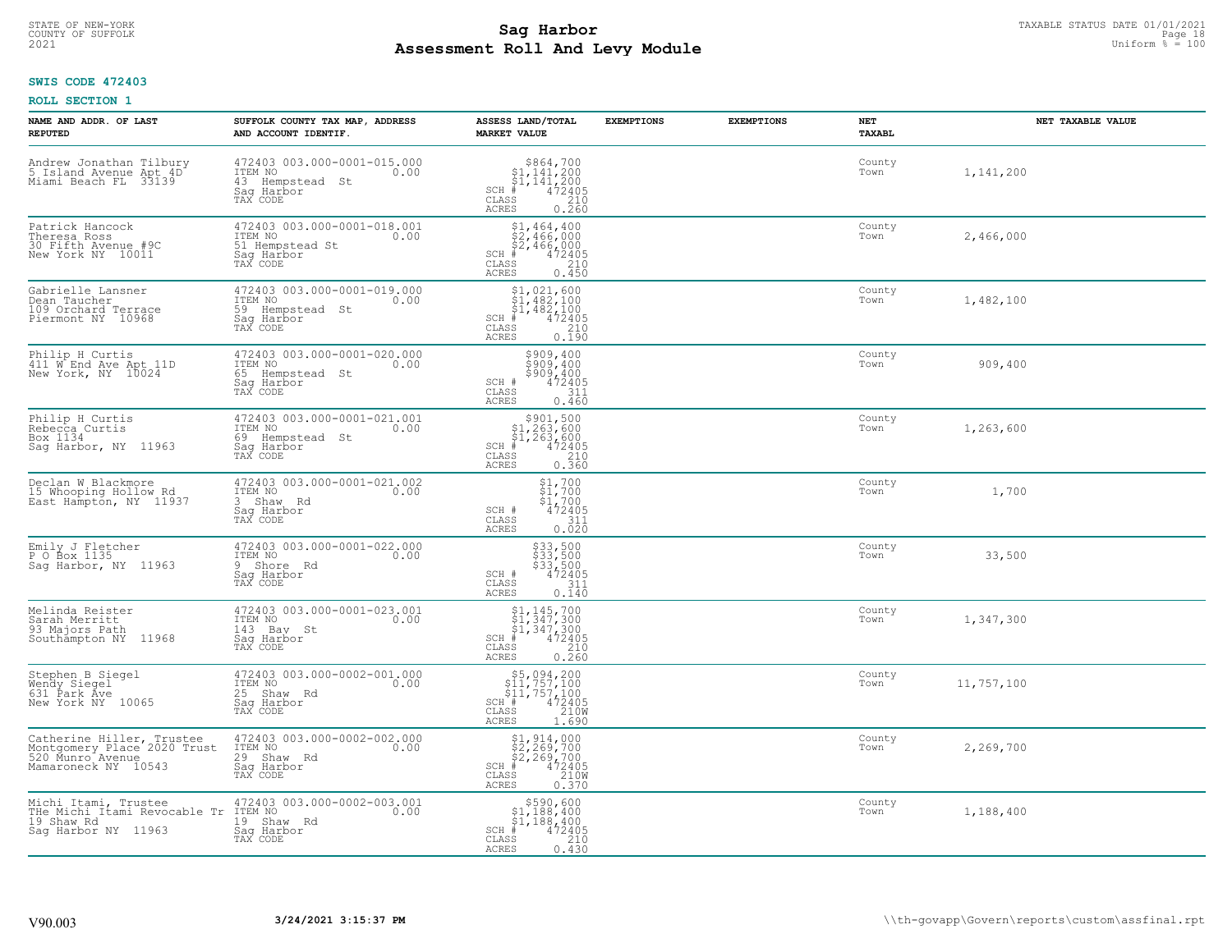# Sag Harbor
## Assessment Roll And Levy Module

STATE OF NEW-YORK
COUNTY OF SUFFOLK
2021

TAXABLE STATUS DATE 01/01/2021
Uniform % = 100

**SWIS CODE 472403**

**ROLL SECTION 1**

| NAME AND ADDR. OF LAST REPUTED | SUFFOLK COUNTY TAX MAP, ADDRESS AND ACCOUNT IDENTIF. | ASSESS LAND/TOTAL MARKET VALUE | EXEMPTIONS | EXEMPTIONS | NET TAXABL | NET TAXABLE VALUE |
|---|---|---|---|---|---|---|
| Andrew Jonathan Tilbury<br>5 Island Avenue Apt 4D<br>Miami Beach FL 33139 | 472403 003.000-0001-015.000<br>ITEM NO 0.00<br>43 Hempstead St<br>Sag Harbor<br>TAX CODE | $864,700<br>$1,141,200<br>$1,141,200<br>SCH # 472405<br>CLASS 210<br>ACRES 0.260 | | | County<br>Town | 1,141,200 |
| Patrick Hancock<br>Theresa Ross<br>30 Fifth Avenue #9C<br>New York NY 10011 | 472403 003.000-0001-018.001<br>ITEM NO 0.00<br>51 Hempstead St<br>Sag Harbor<br>TAX CODE | $1,464,400<br>$2,466,000<br>$2,466,000<br>SCH # 472405<br>CLASS 210<br>ACRES 0.450 | | | County<br>Town | 2,466,000 |
| Gabrielle Lansner<br>Dean Taucher<br>109 Orchard Terrace<br>Piermont NY 10968 | 472403 003.000-0001-019.000<br>ITEM NO 0.00<br>59 Hempstead St<br>Sag Harbor<br>TAX CODE | $1,021,600<br>$1,482,100<br>$1,482,100<br>SCH # 472405<br>CLASS 210<br>ACRES 0.190 | | | County<br>Town | 1,482,100 |
| Philip H Curtis<br>411 W End Ave Apt 11D<br>New York, NY 10024 | 472403 003.000-0001-020.000<br>ITEM NO 0.00<br>65 Hempstead St<br>Sag Harbor<br>TAX CODE | $909,400<br>$909,400<br>$909,400<br>SCH # 472405<br>CLASS 311<br>ACRES 0.460 | | | County<br>Town | 909,400 |
| Philip H Curtis<br>Rebecca Curtis<br>Box 1134<br>Sag Harbor, NY 11963 | 472403 003.000-0001-021.001<br>ITEM NO 0.00<br>69 Hempstead St<br>Sag Harbor<br>TAX CODE | $901,500<br>$1,263,600<br>$1,263,600<br>SCH # 472405<br>CLASS 210<br>ACRES 0.360 | | | County<br>Town | 1,263,600 |
| Declan W Blackmore<br>15 Whooping Hollow Rd<br>East Hampton, NY 11937 | 472403 003.000-0001-021.002<br>ITEM NO 0.00<br>3 Shaw Rd<br>Sag Harbor<br>TAX CODE | $1,700<br>$1,700<br>$1,700<br>SCH # 472405<br>CLASS 311<br>ACRES 0.020 | | | County<br>Town | 1,700 |
| Emily J Fletcher<br>P O Box 1135<br>Sag Harbor, NY 11963 | 472403 003.000-0001-022.000<br>ITEM NO 0.00<br>9 Shore Rd<br>Sag Harbor<br>TAX CODE | $33,500<br>$33,500<br>$33,500<br>SCH # 472405<br>CLASS 311<br>ACRES 0.140 | | | County<br>Town | 33,500 |
| Melinda Reister<br>Sarah Merritt<br>93 Majors Path<br>Southampton NY 11968 | 472403 003.000-0001-023.001<br>ITEM NO 0.00<br>143 Bay St<br>Sag Harbor<br>TAX CODE | $1,145,700<br>$1,347,300<br>$1,347,300<br>SCH # 472405<br>CLASS 210<br>ACRES 0.260 | | | County<br>Town | 1,347,300 |
| Stephen B Siegel<br>Wendy Siegel<br>631 Park Ave<br>New York NY 10065 | 472403 003.000-0002-001.000<br>ITEM NO 0.00<br>25 Shaw Rd<br>Sag Harbor<br>TAX CODE | $5,094,200<br>$11,757,100<br>$11,757,100<br>SCH # 472405<br>CLASS 210W<br>ACRES 1.690 | | | County<br>Town | 11,757,100 |
| Catherine Hiller, Trustee<br>Montgomery Place 2020 Trust<br>520 Munro Avenue<br>Mamaroneck NY 10543 | 472403 003.000-0002-002.000<br>ITEM NO 0.00<br>29 Shaw Rd<br>Sag Harbor<br>TAX CODE | $1,914,000<br>$2,269,700<br>$2,269,700<br>SCH # 472405<br>CLASS 210W<br>ACRES 0.370 | | | County<br>Town | 2,269,700 |
| Michi Itami, Trustee<br>THe Michi Itami Revocable Tr<br>19 Shaw Rd<br>Sag Harbor NY 11963 | 472403 003.000-0002-003.001<br>ITEM NO 0.00<br>19 Shaw Rd<br>Sag Harbor<br>TAX CODE | $590,600<br>$1,188,400<br>$1,188,400<br>SCH # 472405<br>CLASS 210<br>ACRES 0.430 | | | County<br>Town | 1,188,400 |

V90.003 3/24/2021 3:15:37 PM \\th-govapp\Govern\reports\custom\assfinal.rpt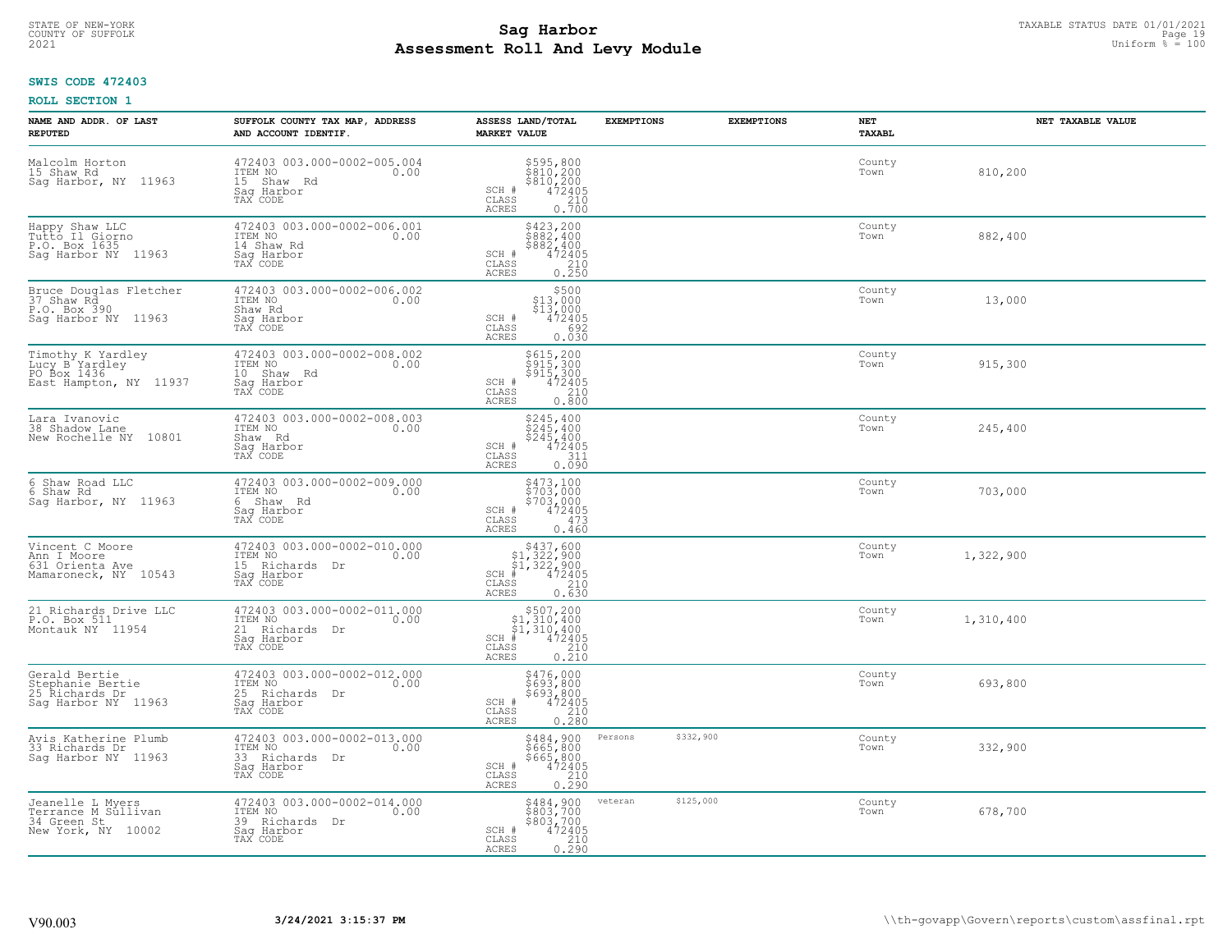STATE OF NEW-YORK
COUNTY OF SUFFOLK
2021

# Sag Harbor
## Assessment Roll And Levy Module

TAXABLE STATUS DATE 01/01/2021
Uniform % = 100

**SWIS CODE 472403**

**ROLL SECTION 1**

| NAME AND ADDR. OF LAST REPUTED | SUFFOLK COUNTY TAX MAP, ADDRESS AND ACCOUNT IDENTIF. | ASSESS LAND/TOTAL MARKET VALUE | EXEMPTIONS | | EXEMPTIONS | NET TAXABL | NET TAXABLE VALUE |
|---|---|---|---|---|---|---|---|
| Malcolm Horton<br>15 Shaw Rd<br>Sag Harbor, NY 11963 | 472403 003.000-0002-005.004<br>ITEM NO 0.00<br>15 Shaw Rd<br>Sag Harbor<br>TAX CODE | $595,800<br>$810,200<br>$810,200<br>SCH # 472405<br>CLASS 210<br>ACRES 0.700 | | | | County<br>Town | 810,200 |
| Happy Shaw LLC<br>Tutto Il Giorno<br>P.O. Box 1635<br>Sag Harbor NY 11963 | 472403 003.000-0002-006.001<br>ITEM NO 0.00<br>14 Shaw Rd<br>Sag Harbor<br>TAX CODE | $423,200<br>$882,400<br>$882,400<br>SCH # 472405<br>CLASS 210<br>ACRES 0.250 | | | | County<br>Town | 882,400 |
| Bruce Douglas Fletcher<br>37 Shaw Rd<br>P.O. Box 390<br>Sag Harbor NY 11963 | 472403 003.000-0002-006.002<br>ITEM NO 0.00<br>Shaw Rd<br>Sag Harbor<br>TAX CODE | $500<br>$13,000<br>$13,000<br>SCH # 472405<br>CLASS 692<br>ACRES 0.030 | | | | County<br>Town | 13,000 |
| Timothy K Yardley<br>Lucy B Yardley<br>PO Box 1436<br>East Hampton, NY 11937 | 472403 003.000-0002-008.002<br>ITEM NO 0.00<br>10 Shaw Rd<br>Sag Harbor<br>TAX CODE | $615,200<br>$915,300<br>$915,300<br>SCH # 472405<br>CLASS 210<br>ACRES 0.800 | | | | County<br>Town | 915,300 |
| Lara Ivanovic<br>38 Shadow Lane<br>New Rochelle NY 10801 | 472403 003.000-0002-008.003<br>ITEM NO 0.00<br>Shaw Rd<br>Sag Harbor<br>TAX CODE | $245,400<br>$245,400<br>$245,400<br>SCH # 472405<br>CLASS 311<br>ACRES 0.090 | | | | County<br>Town | 245,400 |
| 6 Shaw Road LLC<br>6 Shaw Rd<br>Sag Harbor, NY 11963 | 472403 003.000-0002-009.000<br>ITEM NO 0.00<br>6 Shaw Rd<br>Sag Harbor<br>TAX CODE | $473,100<br>$703,000<br>$703,000<br>SCH # 472405<br>CLASS 473<br>ACRES 0.460 | | | | County<br>Town | 703,000 |
| Vincent C Moore<br>Ann I Moore<br>631 Orienta Ave<br>Mamaroneck, NY 10543 | 472403 003.000-0002-010.000<br>ITEM NO 0.00<br>15 Richards Dr<br>Sag Harbor<br>TAX CODE | $437,600<br>$1,322,900<br>$1,322,900<br>SCH # 472405<br>CLASS 210<br>ACRES 0.630 | | | | County<br>Town | 1,322,900 |
| 21 Richards Drive LLC<br>P.O. Box 511<br>Montauk NY 11954 | 472403 003.000-0002-011.000<br>ITEM NO 0.00<br>21 Richards Dr<br>Sag Harbor<br>TAX CODE | $507,200<br>$1,310,400<br>$1,310,400<br>SCH # 472405<br>CLASS 210<br>ACRES 0.210 | | | | County<br>Town | 1,310,400 |
| Gerald Bertie<br>Stephanie Bertie<br>25 Richards Dr<br>Sag Harbor NY 11963 | 472403 003.000-0002-012.000<br>ITEM NO 0.00<br>25 Richards Dr<br>Sag Harbor<br>TAX CODE | $476,000<br>$693,800<br>$693,800<br>SCH # 472405<br>CLASS 210<br>ACRES 0.280 | | | | County<br>Town | 693,800 |
| Avis Katherine Plumb<br>33 Richards Dr<br>Sag Harbor NY 11963 | 472403 003.000-0002-013.000<br>ITEM NO 0.00<br>33 Richards Dr<br>Sag Harbor<br>TAX CODE | $484,900<br>$665,800<br>$665,800<br>SCH # 472405<br>CLASS 210<br>ACRES 0.290 | Persons | $332,900 | | County<br>Town | 332,900 |
| Jeanelle L Myers<br>Terrance M Sullivan<br>34 Green St<br>New York, NY 10002 | 472403 003.000-0002-014.000<br>ITEM NO 0.00<br>39 Richards Dr<br>Sag Harbor<br>TAX CODE | $484,900<br>$803,700<br>$803,700<br>SCH # 472405<br>CLASS 210<br>ACRES 0.290 | veteran | $125,000 | | County<br>Town | 678,700 |

V90.003 3/24/2021 3:15:37 PM \\th-govapp\Govern\reports\custom\assfinal.rpt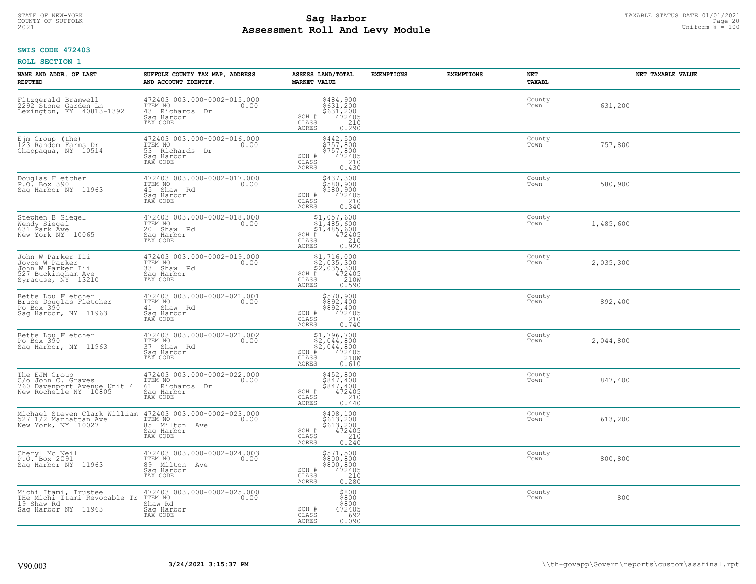STATE OF NEW-YORK
COUNTY OF SUFFOLK
2021

# Sag Harbor
## Assessment Roll And Levy Module

TAXABLE STATUS DATE 01/01/2021
Uniform % = 100

**SWIS CODE 472403**

**ROLL SECTION 1**

| NAME AND ADDR. OF LAST REPUTED | SUFFOLK COUNTY TAX MAP, ADDRESS AND ACCOUNT IDENTIF. | ASSESS LAND/TOTAL MARKET VALUE | EXEMPTIONS | EXEMPTIONS | NET TAXABL | NET TAXABLE VALUE |
|---|---|---|---|---|---|---|
| Fitzgerald Bramwell<br>2292 Stone Garden Ln<br>Lexington, KY 40813-1392 | 472403 003.000-0002-015.000<br>ITEM NO 0.00<br>43 Richards Dr<br>Sag Harbor<br>TAX CODE | $484,900<br>$631,200<br>$631,200<br>SCH # 472405<br>CLASS 210<br>ACRES 0.290 | | | County<br>Town | 631,200 |
| Ejm Group (the)<br>123 Random Farms Dr<br>Chappaqua, NY 10514 | 472403 003.000-0002-016.000<br>ITEM NO 0.00<br>53 Richards Dr<br>Sag Harbor<br>TAX CODE | $442,500<br>$757,800<br>$757,800<br>SCH # 472405<br>CLASS 210<br>ACRES 0.430 | | | County<br>Town | 757,800 |
| Douglas Fletcher<br>P.O. Box 390<br>Sag Harbor NY 11963 | 472403 003.000-0002-017.000<br>ITEM NO 0.00<br>45 Shaw Rd<br>Sag Harbor<br>TAX CODE | $437,300<br>$580,900<br>$580,900<br>SCH # 472405<br>CLASS 210<br>ACRES 0.340 | | | County<br>Town | 580,900 |
| Stephen B Siegel<br>Wendy Siegel<br>631 Park Ave<br>New York NY 10065 | 472403 003.000-0002-018.000<br>ITEM NO 0.00<br>20 Shaw Rd<br>Sag Harbor<br>TAX CODE | $1,057,600<br>$1,485,600<br>$1,485,600<br>SCH # 472405<br>CLASS 210<br>ACRES 0.920 | | | County<br>Town | 1,485,600 |
| John W Parker Iii<br>Joyce W Parker<br>John W Parker Iii<br>527 Buckingham Ave<br>Syracuse, NY 13210 | 472403 003.000-0002-019.000<br>ITEM NO 0.00<br>33 Shaw Rd<br>Sag Harbor<br>TAX CODE | $1,716,000<br>$2,035,300<br>$2,035,300<br>SCH # 472405<br>CLASS 210W<br>ACRES 0.590 | | | County<br>Town | 2,035,300 |
| Bette Lou Fletcher<br>Bruce Douglas Fletcher<br>Po Box 390<br>Sag Harbor, NY 11963 | 472403 003.000-0002-021.001<br>ITEM NO 0.00<br>41 Shaw Rd<br>Sag Harbor<br>TAX CODE | $570,900<br>$892,400<br>$892,400<br>SCH # 472405<br>CLASS 210<br>ACRES 0.740 | | | County<br>Town | 892,400 |
| Bette Lou Fletcher<br>Po Box 390<br>Sag Harbor, NY 11963 | 472403 003.000-0002-021.002<br>ITEM NO 0.00<br>37 Shaw Rd<br>Sag Harbor<br>TAX CODE | $1,796,700<br>$2,044,800<br>$2,044,800<br>SCH # 472405<br>CLASS 210W<br>ACRES 0.610 | | | County<br>Town | 2,044,800 |
| The EJM Group<br>C/o John C. Graves<br>760 Davenport Avenue Unit 4<br>New Rochelle NY 10805 | 472403 003.000-0002-022.000<br>ITEM NO 0.00<br>61 Richards Dr<br>Sag Harbor<br>TAX CODE | $452,800<br>$847,400<br>$847,400<br>SCH # 472405<br>CLASS 210<br>ACRES 0.440 | | | County<br>Town | 847,400 |
| Michael Steven Clark William<br>527 1/2 Manhattan Ave<br>New York, NY 10027 | 472403 003.000-0002-023.000<br>ITEM NO 0.00<br>85 Milton Ave<br>Sag Harbor<br>TAX CODE | $408,100<br>$613,200<br>$613,200<br>SCH # 472405<br>CLASS 210<br>ACRES 0.240 | | | County<br>Town | 613,200 |
| Cheryl Mc Neil<br>P.O. Box 2091<br>Sag Harbor NY 11963 | 472403 003.000-0002-024.003<br>ITEM NO 0.00<br>89 Milton Ave<br>Sag Harbor<br>TAX CODE | $571,500<br>$800,800<br>$800,800<br>SCH # 472405<br>CLASS 210<br>ACRES 0.280 | | | County<br>Town | 800,800 |
| Michi Itami, Trustee<br>THe Michi Itami Revocable Tr<br>19 Shaw Rd<br>Sag Harbor NY 11963 | 472403 003.000-0002-025.000<br>ITEM NO 0.00<br>Shaw Rd<br>Sag Harbor<br>TAX CODE | $800<br>$800<br>$800<br>SCH # 472405<br>CLASS 692<br>ACRES 0.090 | | | County<br>Town | 800 |

V90.003 **3/24/2021 3:15:37 PM** \\th-govapp\Govern\reports\custom\assfinal.rpt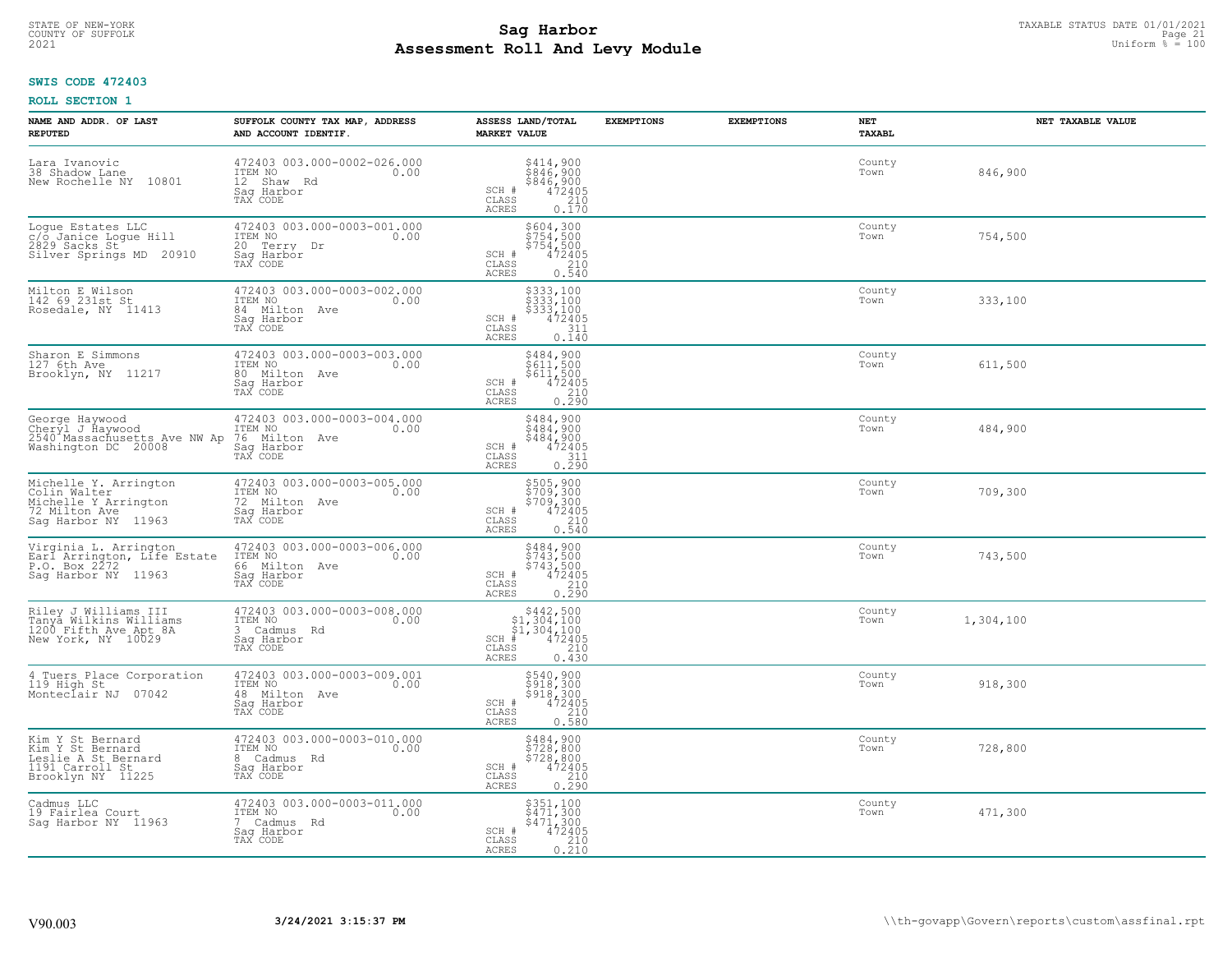**SWIS CODE 472403**

**ROLL SECTION 1**

| NAME AND ADDR. OF LAST REPUTED | SUFFOLK COUNTY TAX MAP, ADDRESS AND ACCOUNT IDENTIF. | ASSESS LAND/TOTAL MARKET VALUE | EXEMPTIONS | EXEMPTIONS | NET TAXABL | NET TAXABLE VALUE |
|---|---|---|---|---|---|---|
| Lara Ivanovic<br>38 Shadow Lane<br>New Rochelle NY 10801 | 472403 003.000-0002-026.000<br>ITEM NO 0.00<br>12 Shaw Rd<br>Sag Harbor<br>TAX CODE | $414,900<br>$846,900<br>$846,900<br>SCH # 472405<br>CLASS 210<br>ACRES 0.170 | | | County<br>Town | 846,900 |
| Logue Estates LLC<br>c/o Janice Logue Hill<br>2829 Sacks St<br>Silver Springs MD 20910 | 472403 003.000-0003-001.000<br>ITEM NO 0.00<br>20 Terry Dr<br>Sag Harbor<br>TAX CODE | $604,300<br>$754,500<br>$754,500<br>SCH # 472405<br>CLASS 210<br>ACRES 0.540 | | | County<br>Town | 754,500 |
| Milton E Wilson<br>142 69 231st St<br>Rosedale, NY 11413 | 472403 003.000-0003-002.000<br>ITEM NO 0.00<br>84 Milton Ave<br>Sag Harbor<br>TAX CODE | $333,100<br>$333,100<br>$333,100<br>SCH # 472405<br>CLASS 311<br>ACRES 0.140 | | | County<br>Town | 333,100 |
| Sharon E Simmons<br>127 6th Ave<br>Brooklyn, NY 11217 | 472403 003.000-0003-003.000<br>ITEM NO 0.00<br>80 Milton Ave<br>Sag Harbor<br>TAX CODE | $484,900<br>$611,500<br>$611,500<br>SCH # 472405<br>CLASS 210<br>ACRES 0.290 | | | County<br>Town | 611,500 |
| George Haywood<br>Cheryl J Haywood<br>2540 Massachusetts Ave NW Ap<br>Washington DC 20008 | 472403 003.000-0003-004.000<br>ITEM NO 0.00<br>76 Milton Ave<br>Sag Harbor<br>TAX CODE | $484,900<br>$484,900<br>$484,900<br>SCH # 472405<br>CLASS 311<br>ACRES 0.290 | | | County<br>Town | 484,900 |
| Michelle Y. Arrington<br>Colin Walter<br>Michelle Y Arrington<br>72 Milton Ave<br>Sag Harbor NY 11963 | 472403 003.000-0003-005.000<br>ITEM NO 0.00<br>72 Milton Ave<br>Sag Harbor<br>TAX CODE | $505,900<br>$709,300<br>$709,300<br>SCH # 472405<br>CLASS 210<br>ACRES 0.540 | | | County<br>Town | 709,300 |
| Virginia L. Arrington<br>Earl Arrington, Life Estate<br>P.O. Box 2272<br>Sag Harbor NY 11963 | 472403 003.000-0003-006.000<br>ITEM NO 0.00<br>66 Milton Ave<br>Sag Harbor<br>TAX CODE | $484,900<br>$743,500<br>$743,500<br>SCH # 472405<br>CLASS 210<br>ACRES 0.290 | | | County<br>Town | 743,500 |
| Riley J Williams III<br>Tanya Wilkins Williams<br>1200 Fifth Ave Apt 8A<br>New York, NY 10029 | 472403 003.000-0003-008.000<br>ITEM NO 0.00<br>3 Cadmus Rd<br>Sag Harbor<br>TAX CODE | $442,500<br>$1,304,100<br>$1,304,100<br>SCH # 472405<br>CLASS 210<br>ACRES 0.430 | | | County<br>Town | 1,304,100 |
| 4 Tuers Place Corporation<br>119 High St<br>Monteclair NJ 07042 | 472403 003.000-0003-009.001<br>ITEM NO 0.00<br>48 Milton Ave<br>Sag Harbor<br>TAX CODE | $540,900<br>$918,300<br>$918,300<br>SCH # 472405<br>CLASS 210<br>ACRES 0.580 | | | County<br>Town | 918,300 |
| Kim Y St Bernard<br>Kim Y St Bernard<br>Leslie A St Bernard<br>1191 Carroll St<br>Brooklyn NY 11225 | 472403 003.000-0003-010.000<br>ITEM NO 0.00<br>8 Cadmus Rd<br>Sag Harbor<br>TAX CODE | $484,900<br>$728,800<br>$728,800<br>SCH # 472405<br>CLASS 210<br>ACRES 0.290 | | | County<br>Town | 728,800 |
| Cadmus LLC<br>19 Fairlea Court<br>Sag Harbor NY 11963 | 472403 003.000-0003-011.000<br>ITEM NO 0.00<br>7 Cadmus Rd<br>Sag Harbor<br>TAX CODE | $351,100<br>$471,300<br>$471,300<br>SCH # 472405<br>CLASS 210<br>ACRES 0.210 | | | County<br>Town | 471,300 |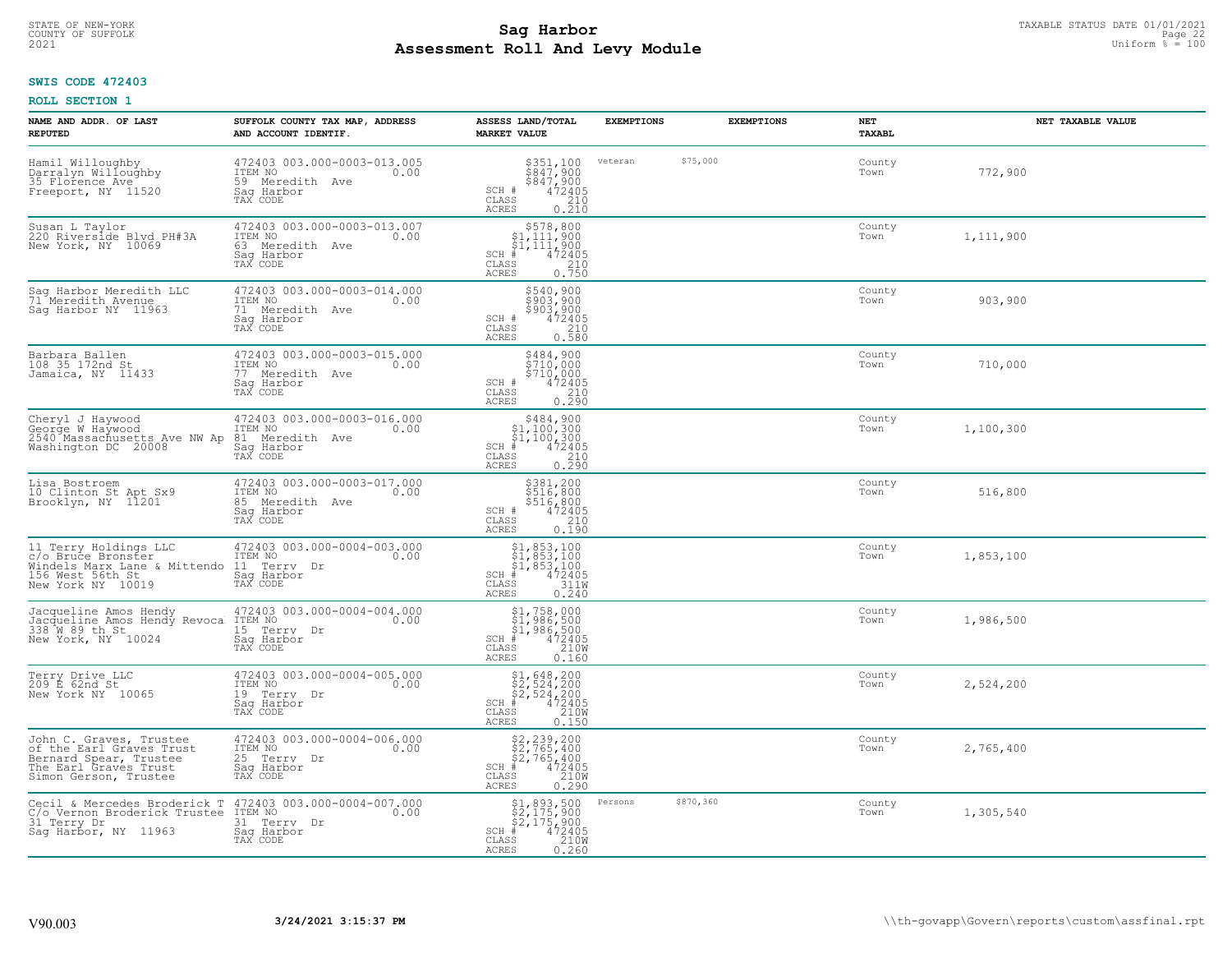STATE OF NEW-YORK
COUNTY OF SUFFOLK
2021

# Sag Harbor
## Assessment Roll And Levy Module

TAXABLE STATUS DATE 01/01/2021
Uniform % = 100

**SWIS CODE 472403**

**ROLL SECTION 1**

| NAME AND ADDR. OF LAST REPUTED | SUFFOLK COUNTY TAX MAP, ADDRESS AND ACCOUNT IDENTIF. | ASSESS LAND/TOTAL MARKET VALUE | EXEMPTIONS | | EXEMPTIONS | NET TAXABL | NET TAXABLE VALUE |
|---|---|---|---|---|---|---|---|
| Hamil Willoughby<br>Darralyn Willoughby<br>35 Florence Ave<br>Freeport, NY 11520 | 472403 003.000-0003-013.005<br>ITEM NO 0.00<br>59 Meredith Ave<br>Sag Harbor<br>TAX CODE | $351,100<br>$847,900<br>$847,900<br>SCH # 472405<br>CLASS 210<br>ACRES 0.210 | veteran | $75,000 | | County<br>Town | 772,900 |
| Susan L Taylor<br>220 Riverside Blvd PH#3A<br>New York, NY 10069 | 472403 003.000-0003-013.007<br>ITEM NO 0.00<br>63 Meredith Ave<br>Sag Harbor<br>TAX CODE | $578,800<br>$1,111,900<br>$1,111,900<br>SCH # 472405<br>CLASS 210<br>ACRES 0.750 | | | | County<br>Town | 1,111,900 |
| Sag Harbor Meredith LLC<br>71 Meredith Avenue<br>Sag Harbor NY 11963 | 472403 003.000-0003-014.000<br>ITEM NO 0.00<br>71 Meredith Ave<br>Sag Harbor<br>TAX CODE | $540,900<br>$903,900<br>$903,900<br>SCH # 472405<br>CLASS 210<br>ACRES 0.580 | | | | County<br>Town | 903,900 |
| Barbara Ballen<br>108 35 172nd St<br>Jamaica, NY 11433 | 472403 003.000-0003-015.000<br>ITEM NO 0.00<br>77 Meredith Ave<br>Sag Harbor<br>TAX CODE | $484,900<br>$710,000<br>$710,000<br>SCH # 472405<br>CLASS 210<br>ACRES 0.290 | | | | County<br>Town | 710,000 |
| Cheryl J Haywood<br>George W Haywood<br>2540 Massachusetts Ave NW Ap<br>Washington DC 20008 | 472403 003.000-0003-016.000<br>ITEM NO 0.00<br>81 Meredith Ave<br>Sag Harbor<br>TAX CODE | $484,900<br>$1,100,300<br>$1,100,300<br>SCH # 472405<br>CLASS 210<br>ACRES 0.290 | | | | County<br>Town | 1,100,300 |
| Lisa Bostroem<br>10 Clinton St Apt Sx9<br>Brooklyn, NY 11201 | 472403 003.000-0003-017.000<br>ITEM NO 0.00<br>85 Meredith Ave<br>Sag Harbor<br>TAX CODE | $381,200<br>$516,800<br>$516,800<br>SCH # 472405<br>CLASS 210<br>ACRES 0.190 | | | | County<br>Town | 516,800 |
| 11 Terry Holdings LLC<br>c/o Bruce Bronster<br>Windels Marx Lane & Mittendo<br>156 West 56th St<br>New York NY 10019 | 472403 003.000-0004-003.000<br>ITEM NO 0.00<br>11 Terry Dr<br>Sag Harbor<br>TAX CODE | $1,853,100<br>$1,853,100<br>$1,853,100<br>SCH # 472405<br>CLASS 311W<br>ACRES 0.240 | | | | County<br>Town | 1,853,100 |
| Jacqueline Amos Hendy<br>Jacqueline Amos Hendy Revocal<br>338 W 89 th St<br>New York, NY 10024 | 472403 003.000-0004-004.000<br>ITEM NO 0.00<br>15 Terry Dr<br>Sag Harbor<br>TAX CODE | $1,758,000<br>$1,986,500<br>$1,986,500<br>SCH # 472405<br>CLASS 210W<br>ACRES 0.160 | | | | County<br>Town | 1,986,500 |
| Terry Drive LLC<br>209 E 62nd St<br>New York NY 10065 | 472403 003.000-0004-005.000<br>ITEM NO 0.00<br>19 Terry Dr<br>Sag Harbor<br>TAX CODE | $1,648,200<br>$2,524,200<br>$2,524,200<br>SCH # 472405<br>CLASS 210W<br>ACRES 0.150 | | | | County<br>Town | 2,524,200 |
| John C. Graves, Trustee<br>of the Earl Graves Trust<br>Bernard Spear, Trustee<br>The Earl Graves Trust<br>Simon Gerson, Trustee | 472403 003.000-0004-006.000<br>ITEM NO 0.00<br>25 Terry Dr<br>Sag Harbor<br>TAX CODE | $2,239,200<br>$2,765,400<br>$2,765,400<br>SCH # 472405<br>CLASS 210W<br>ACRES 0.290 | | | | County<br>Town | 2,765,400 |
| Cecil & Mercedes Broderick T<br>C/o Vernon Broderick Trustee<br>31 Terry Dr<br>Sag Harbor, NY 11963 | 472403 003.000-0004-007.000<br>ITEM NO 0.00<br>31 Terry Dr<br>Sag Harbor<br>TAX CODE | $1,893,500<br>$2,175,900<br>$2,175,900<br>SCH # 472405<br>CLASS 210W<br>ACRES 0.260 | Persons | $870,360 | | County<br>Town | 1,305,540 |

V90.003 | 3/24/2021 3:15:37 PM | \\th-govapp\Govern\reports\custom\assfinal.rpt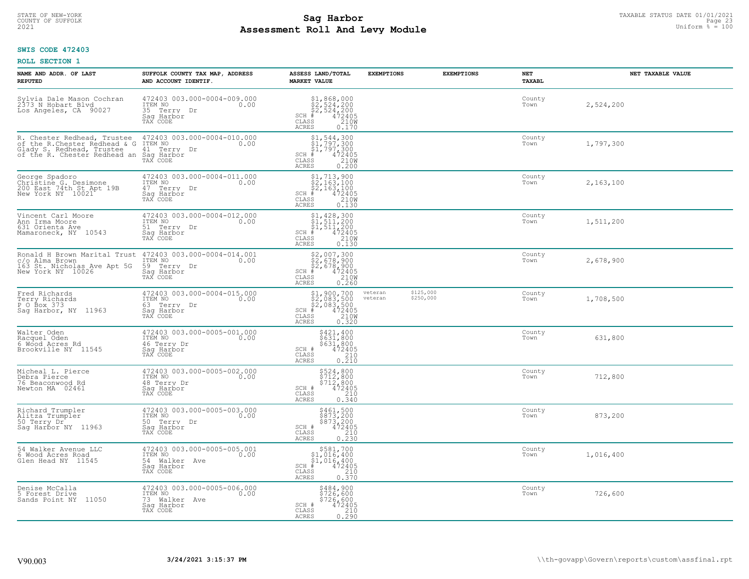STATE OF NEW-YORK
COUNTY OF SUFFOLK
2021

# Sag Harbor
## Assessment Roll And Levy Module

TAXABLE STATUS DATE 01/01/2021
Uniform % = 100

**SWIS CODE 472403**

**ROLL SECTION 1**

| NAME AND ADDR. OF LAST REPUTED | SUFFOLK COUNTY TAX MAP, ADDRESS AND ACCOUNT IDENTIF. | ASSESS LAND/TOTAL MARKET VALUE | EXEMPTIONS | EXEMPTIONS | NET TAXABL | NET TAXABLE VALUE |
|---|---|---|---|---|---|---|
| Sylvia Dale Mason Cochran<br>2373 N Hobart Blvd<br>Los Angeles, CA 90027 | 472403 003.000-0004-009.000<br>ITEM NO 0.00<br>35 Terry Dr<br>Sag Harbor<br>TAX CODE | $1,868,000<br>$2,524,200<br>$2,524,200<br>SCH # 472405<br>CLASS 210W<br>ACRES 0.170 | | | County<br>Town | 2,524,200 |
| R. Chester Redhead, Trustee<br>of the R.Chester Redhead & G<br>Glady S. Redhead, Trustee<br>of the R. Chester Redhead an | 472403 003.000-0004-010.000<br>ITEM NO 0.00<br>41 Terry Dr<br>Sag Harbor<br>TAX CODE | $1,544,300<br>$1,797,300<br>$1,797,300<br>SCH # 472405<br>CLASS 210W<br>ACRES 0.200 | | | County<br>Town | 1,797,300 |
| George Spadoro<br>Christine G. Desimone<br>200 East 74th St Apt 19B<br>New York NY 10021 | 472403 003.000-0004-011.000<br>ITEM NO 0.00<br>47 Terry Dr<br>Sag Harbor<br>TAX CODE | $1,713,900<br>$2,163,100<br>$2,163,100<br>SCH # 472405<br>CLASS 210W<br>ACRES 0.130 | | | County<br>Town | 2,163,100 |
| Vincent Carl Moore<br>Ann Irma Moore<br>631 Orienta Ave<br>Mamaroneck, NY 10543 | 472403 003.000-0004-012.000<br>ITEM NO 0.00<br>51 Terry Dr<br>Sag Harbor<br>TAX CODE | $1,428,300<br>$1,511,200<br>$1,511,200<br>SCH # 472405<br>CLASS 210W<br>ACRES 0.130 | | | County<br>Town | 1,511,200 |
| Ronald H Brown Marital Trust<br>c/o Alma Brown<br>163 St. Nicholas Ave Apt 5G<br>New York NY 10026 | 472403 003.000-0004-014.001<br>ITEM NO 0.00<br>59 Terry Dr<br>Sag Harbor<br>TAX CODE | $2,007,300<br>$2,678,900<br>$2,678,900<br>SCH # 472405<br>CLASS 210W<br>ACRES 0.260 | | | County<br>Town | 2,678,900 |
| Fred Richards<br>Terry Richards<br>P O Box 373<br>Sag Harbor, NY 11963 | 472403 003.000-0004-015.000<br>ITEM NO 0.00<br>63 Terry Dr<br>Sag Harbor<br>TAX CODE | $1,900,700<br>$2,083,500<br>$2,083,500<br>SCH # 472405<br>CLASS 210W<br>ACRES 0.320 | veteran $125,000<br>veteran $250,000 | | County<br>Town | 1,708,500 |
| Walter Oden<br>Racquel Oden<br>6 Wood Acres Rd<br>Brookville NY 11545 | 472403 003.000-0005-001.000<br>ITEM NO 0.00<br>46 Terry Dr<br>Sag Harbor<br>TAX CODE | $421,400<br>$631,800<br>$631,800<br>SCH # 472405<br>CLASS 210<br>ACRES 0.210 | | | County<br>Town | 631,800 |
| Micheal L. Pierce<br>Debra Pierce<br>76 Beaconwood Rd<br>Newton MA 02461 | 472403 003.000-0005-002.000<br>ITEM NO 0.00<br>48 Terry Dr<br>Sag Harbor<br>TAX CODE | $524,800<br>$712,800<br>$712,800<br>SCH # 472405<br>CLASS 210<br>ACRES 0.340 | | | County<br>Town | 712,800 |
| Richard Trumpler<br>Alitza Trumpler<br>50 Terry Dr<br>Sag Harbor NY 11963 | 472403 003.000-0005-003.000<br>ITEM NO 0.00<br>50 Terry Dr<br>Sag Harbor<br>TAX CODE | $461,500<br>$873,200<br>$873,200<br>SCH # 472405<br>CLASS 210<br>ACRES 0.230 | | | County<br>Town | 873,200 |
| 54 Walker Avenue LLC<br>6 Wood Acres Road<br>Glen Head NY 11545 | 472403 003.000-0005-005.001<br>ITEM NO 0.00<br>54 Walker Ave<br>Sag Harbor<br>TAX CODE | $581,700<br>$1,016,400<br>$1,016,400<br>SCH # 472405<br>CLASS 210<br>ACRES 0.370 | | | County<br>Town | 1,016,400 |
| Denise McCalla<br>5 Forest Drive<br>Sands Point NY 11050 | 472403 003.000-0005-006.000<br>ITEM NO 0.00<br>73 Walker Ave<br>Sag Harbor<br>TAX CODE | $484,900<br>$726,600<br>$726,600<br>SCH # 472405<br>CLASS 210<br>ACRES 0.290 | | | County<br>Town | 726,600 |

V90.003 3/24/2021 3:15:37 PM \\th-govapp\Govern\reports\custom\assfinal.rpt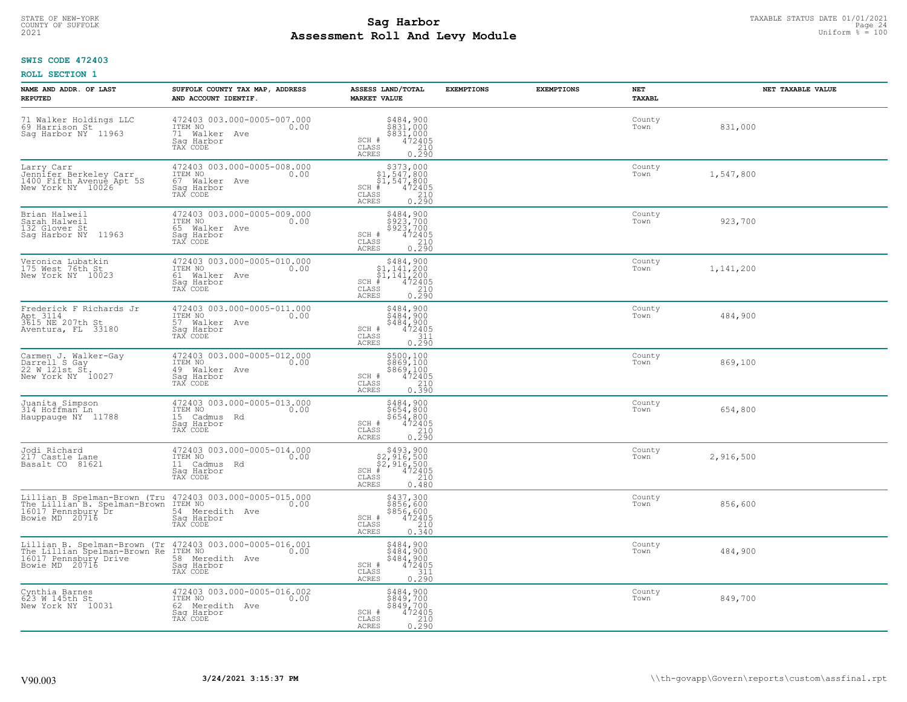**SWIS CODE 472403**

**ROLL SECTION 1**

| NAME AND ADDR. OF LAST REPUTED | SUFFOLK COUNTY TAX MAP, ADDRESS AND ACCOUNT IDENTIF. | ASSESS LAND/TOTAL MARKET VALUE | EXEMPTIONS | EXEMPTIONS | NET TAXABL | NET TAXABLE VALUE |
|---|---|---|---|---|---|---|
| 71 Walker Holdings LLC<br>69 Harrison St<br>Sag Harbor NY 11963 | 472403 003.000-0005-007.000<br>ITEM NO 0.00<br>71 Walker Ave<br>Sag Harbor<br>TAX CODE | $484,900<br>$831,000<br>$831,000<br>SCH # 472405<br>CLASS 210<br>ACRES 0.290 | | | County<br>Town | 831,000 |
| Larry Carr<br>Jennifer Berkeley Carr<br>1400 Fifth Avenue Apt 5S<br>New York NY 10026 | 472403 003.000-0005-008.000<br>ITEM NO 0.00<br>67 Walker Ave<br>Sag Harbor<br>TAX CODE | $373,000<br>$1,547,800<br>$1,547,800<br>SCH # 472405<br>CLASS 210<br>ACRES 0.290 | | | County<br>Town | 1,547,800 |
| Brian Halweil<br>Sarah Halweil<br>132 Glover St<br>Sag Harbor NY 11963 | 472403 003.000-0005-009.000<br>ITEM NO 0.00<br>65 Walker Ave<br>Sag Harbor<br>TAX CODE | $484,900<br>$923,700<br>$923,700<br>SCH # 472405<br>CLASS 210<br>ACRES 0.290 | | | County<br>Town | 923,700 |
| Veronica Lubatkin<br>175 West 76th St<br>New York NY 10023 | 472403 003.000-0005-010.000<br>ITEM NO 0.00<br>61 Walker Ave<br>Sag Harbor<br>TAX CODE | $484,900<br>$1,141,200<br>$1,141,200<br>SCH # 472405<br>CLASS 210<br>ACRES 0.290 | | | County<br>Town | 1,141,200 |
| Frederick F Richards Jr<br>Apt 3114<br>3615 NE 207th St<br>Aventura, FL 33180 | 472403 003.000-0005-011.000<br>ITEM NO 0.00<br>57 Walker Ave<br>Sag Harbor<br>TAX CODE | $484,900<br>$484,900<br>$484,900<br>SCH # 472405<br>CLASS 311<br>ACRES 0.290 | | | County<br>Town | 484,900 |
| Carmen J. Walker-Gay<br>Darrell S Gay<br>22 W 121st St.<br>New York NY 10027 | 472403 003.000-0005-012.000<br>ITEM NO 0.00<br>49 Walker Ave<br>Sag Harbor<br>TAX CODE | $500,100<br>$869,100<br>$869,100<br>SCH # 472405<br>CLASS 210<br>ACRES 0.390 | | | County<br>Town | 869,100 |
| Juanita Simpson<br>314 Hoffman Ln<br>Hauppauge NY 11788 | 472403 003.000-0005-013.000<br>ITEM NO 0.00<br>15 Cadmus Rd<br>Sag Harbor<br>TAX CODE | $484,900<br>$654,800<br>$654,800<br>SCH # 472405<br>CLASS 210<br>ACRES 0.290 | | | County<br>Town | 654,800 |
| Jodi Richard<br>217 Castle Lane<br>Basalt CO 81621 | 472403 003.000-0005-014.000<br>ITEM NO 0.00<br>11 Cadmus Rd<br>Sag Harbor<br>TAX CODE | $493,900<br>$2,916,500<br>$2,916,500<br>SCH # 472405<br>CLASS 210<br>ACRES 0.480 | | | County<br>Town | 2,916,500 |
| Lillian B Spelman-Brown (Tru<br>The Lillian B. Spelman-Brown<br>16017 Pennsbury Dr<br>Bowie MD 20716 | 472403 003.000-0005-015.000<br>ITEM NO 0.00<br>54 Meredith Ave<br>Sag Harbor<br>TAX CODE | $437,300<br>$856,600<br>$856,600<br>SCH # 472405<br>CLASS 210<br>ACRES 0.340 | | | County<br>Town | 856,600 |
| Lillian B. Spelman-Brown (Tr<br>The Lillian Spelman-Brown Re<br>16017 Pennsbury Drive<br>Bowie MD 20716 | 472403 003.000-0005-016.001<br>ITEM NO 0.00<br>58 Meredith Ave<br>Sag Harbor<br>TAX CODE | $484,900<br>$484,900<br>$484,900<br>SCH # 472405<br>CLASS 311<br>ACRES 0.290 | | | County<br>Town | 484,900 |
| Cynthia Barnes<br>623 W 145th St<br>New York NY 10031 | 472403 003.000-0005-016.002<br>ITEM NO 0.00<br>62 Meredith Ave<br>Sag Harbor<br>TAX CODE | $484,900<br>$849,700<br>$849,700<br>SCH # 472405<br>CLASS 210<br>ACRES 0.290 | | | County<br>Town | 849,700 |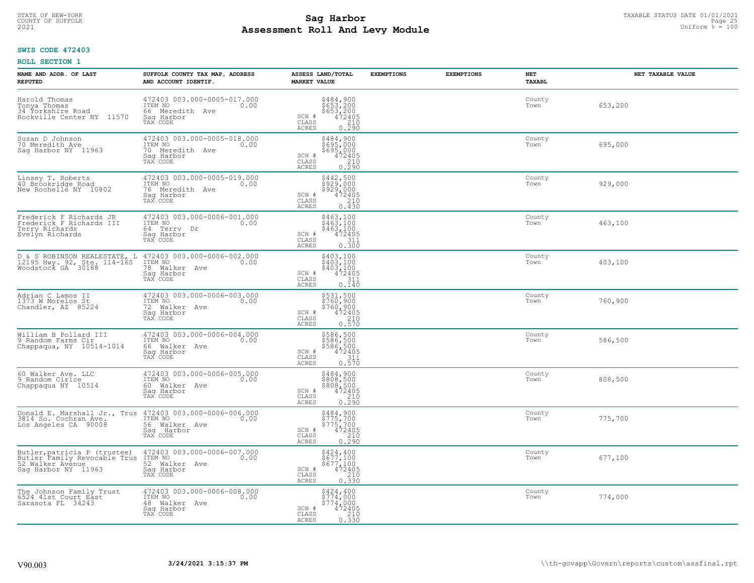STATE OF NEW-YORK
COUNTY OF SUFFOLK
2021

# Sag Harbor
## Assessment Roll And Levy Module

TAXABLE STATUS DATE 01/01/2021
Uniform % = 100

**SWIS CODE 472403**

**ROLL SECTION 1**

| NAME AND ADDR. OF LAST REPUTED | SUFFOLK COUNTY TAX MAP, ADDRESS AND ACCOUNT IDENTIF. | ASSESS LAND/TOTAL MARKET VALUE | EXEMPTIONS | EXEMPTIONS | NET TAXABL | NET TAXABLE VALUE |
|---|---|---|---|---|---|---|
| Harold Thomas<br>Tonya Thomas<br>34 Yorkshire Road<br>Rockville Center NY 11570 | 472403 003.000-0005-017.000<br>ITEM NO 0.00<br>66 Meredith Ave<br>Sag Harbor<br>TAX CODE | $484,900<br>$653,200<br>$653,200<br>SCH # 472405<br>CLASS 210<br>ACRES 0.290 | | | County<br>Town | 653,200 |
| Suzan D Johnson<br>70 Meredith Ave<br>Sag Harbor NY 11963 | 472403 003.000-0005-018.000<br>ITEM NO 0.00<br>70 Meredith Ave<br>Sag Harbor<br>TAX CODE | $484,900<br>$695,000<br>$695,000<br>SCH # 472405<br>CLASS 210<br>ACRES 0.290 | | | County<br>Town | 695,000 |
| Linsey T. Roberts<br>40 Brookridge Road<br>New Rochelle NY 10802 | 472403 003.000-0005-019.000<br>ITEM NO 0.00<br>76 Meredith Ave<br>Sag Harbor<br>TAX CODE | $442,500<br>$929,000<br>$929,000<br>SCH # 472405<br>CLASS 210<br>ACRES 0.430 | | | County<br>Town | 929,000 |
| Frederick F Richards JR<br>Frederick F Richards III<br>Terry Richards<br>Evelyn Richards | 472403 003.000-0006-001.000<br>ITEM NO 0.00<br>64 Terry Dr<br>Sag Harbor<br>TAX CODE | $463,100<br>$463,100<br>$463,100<br>SCH # 472405<br>CLASS 311<br>ACRES 0.300 | | | County<br>Town | 463,100 |
| D & S ROBINSON REALESTATE, L<br>12195 Hwy. 92, Ste. 114-16S<br>Woodstock GA 30188 | 472403 003.000-0006-002.000<br>ITEM NO 0.00<br>78 Walker Ave<br>Sag Harbor<br>TAX CODE | $403,100<br>$403,100<br>$403,100<br>SCH # 472405<br>CLASS 311<br>ACRES 0.140 | | | County<br>Town | 403,100 |
| Adrian C Lamos II<br>1373 W Morelos St<br>Chandler, AZ 85224 | 472403 003.000-0006-003.000<br>ITEM NO 0.00<br>72 Walker Ave<br>Sag Harbor<br>TAX CODE | $531,500<br>$760,900<br>$760,900<br>SCH # 472405<br>CLASS 210<br>ACRES 0.570 | | | County<br>Town | 760,900 |
| William B Pollard III<br>9 Random Farms Cir<br>Chappaqua, NY 10514-1014 | 472403 003.000-0006-004.000<br>ITEM NO 0.00<br>66 Walker Ave<br>Sag Harbor<br>TAX CODE | $586,500<br>$586,500<br>$586,500<br>SCH # 472405<br>CLASS 311<br>ACRES 0.570 | | | County<br>Town | 586,500 |
| 60 Walker Ave. LLC<br>9 Random Cirlce<br>Chappaqua NY 10514 | 472403 003.000-0006-005.000<br>ITEM NO 0.00<br>60 Walker Ave<br>Sag Harbor<br>TAX CODE | $484,900<br>$808,500<br>$808,500<br>SCH # 472405<br>CLASS 210<br>ACRES 0.290 | | | County<br>Town | 808,500 |
| Donald E. Marshall Jr., Trus<br>3814 So. Cochran Ave.<br>Los Angeles CA 90008 | 472403 003.000-0006-006.000<br>ITEM NO 0.00<br>56 Walker Ave<br>Sag Harbor<br>TAX CODE | $484,900<br>$775,700<br>$775,700<br>SCH # 472405<br>CLASS 210<br>ACRES 0.290 | | | County<br>Town | 775,700 |
| Butler,patricia P (trustee)<br>Butler Family Revocable Trus<br>52 Walker Avenue<br>Sag Harbor NY 11963 | 472403 003.000-0006-007.000<br>ITEM NO 0.00<br>52 Walker Ave<br>Sag Harbor<br>TAX CODE | $424,400<br>$677,100<br>$677,100<br>SCH # 472405<br>CLASS 210<br>ACRES 0.330 | | | County<br>Town | 677,100 |
| The Johnson Family Trust<br>6524 41st Court East<br>Sarasota FL 34243 | 472403 003.000-0006-008.000<br>ITEM NO 0.00<br>48 Walker Ave<br>Sag Harbor<br>TAX CODE | $424,400<br>$774,000<br>$774,000<br>SCH # 472405<br>CLASS 210<br>ACRES 0.330 | | | County<br>Town | 774,000 |

V90.003 3/24/2021 3:15:37 PM \\th-govapp\Govern\reports\custom\assfinal.rpt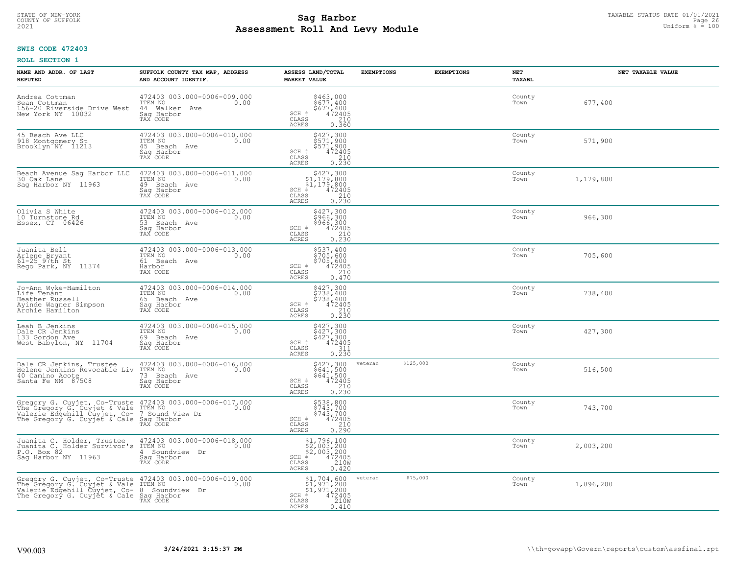**SWIS CODE 472403**

**ROLL SECTION 1**

| NAME AND ADDR. OF LAST REPUTED | SUFFOLK COUNTY TAX MAP, ADDRESS AND ACCOUNT IDENTIF. | ASSESS LAND/TOTAL MARKET VALUE | EXEMPTIONS | EXEMPTIONS | NET TAXABL | NET TAXABLE VALUE |
|---|---|---|---|---|---|---|
| Andrea Cottman<br>Sean Cottman<br>156-20 Riverside Drive West .<br>New York NY 10032 | 472403 003.000-0006-009.000<br>ITEM NO 0.00<br>44 Walker Ave<br>Sag Harbor<br>TAX CODE | $463,000<br>$677,400<br>$677,400<br>SCH # 472405<br>CLASS 210<br>ACRES 0.360 | | | County<br>Town | 677,400 |
| 45 Beach Ave LLC<br>918 Montgomery St<br>Brooklyn NY 11213 | 472403 003.000-0006-010.000<br>ITEM NO 0.00<br>45 Beach Ave<br>Sag Harbor<br>TAX CODE | $427,300<br>$571,900<br>$571,900<br>SCH # 472405<br>CLASS 210<br>ACRES 0.230 | | | County<br>Town | 571,900 |
| Beach Avenue Sag Harbor LLC<br>30 Oak Lane<br>Sag Harbor NY 11963 | 472403 003.000-0006-011.000<br>ITEM NO 0.00<br>49 Beach Ave<br>Sag Harbor<br>TAX CODE | $427,300<br>$1,179,800<br>$1,179,800<br>SCH # 472405<br>CLASS 210<br>ACRES 0.230 | | | County<br>Town | 1,179,800 |
| Olivia S White<br>10 Turnstone Rd<br>Essex, CT 06426 | 472403 003.000-0006-012.000<br>ITEM NO 0.00<br>53 Beach Ave<br>Sag Harbor<br>TAX CODE | $427,300<br>$966,300<br>$966,300<br>SCH # 472405<br>CLASS 210<br>ACRES 0.230 | | | County<br>Town | 966,300 |
| Juanita Bell<br>Arlene Bryant<br>61-25 97th St<br>Rego Park, NY 11374 | 472403 003.000-0006-013.000<br>ITEM NO 0.00<br>61 Beach Ave<br>Harbor<br>TAX CODE | $537,400<br>$705,600<br>$705,600<br>SCH # 472405<br>CLASS 210<br>ACRES 0.470 | | | County<br>Town | 705,600 |
| Jo-Ann Wyke-Hamilton<br>Life Tenant<br>Heather Russell<br>Ayinde Wagner Simpson<br>Archie Hamilton | 472403 003.000-0006-014.000<br>ITEM NO 0.00<br>65 Beach Ave<br>Sag Harbor<br>TAX CODE | $427,300<br>$738,400<br>$738,400<br>SCH # 472405<br>CLASS 210<br>ACRES 0.230 | | | County<br>Town | 738,400 |
| Leah B Jenkins<br>Dale CR Jenkins<br>133 Gordon Ave<br>West Babylon, NY 11704 | 472403 003.000-0006-015.000<br>ITEM NO 0.00<br>69 Beach Ave<br>Sag Harbor<br>TAX CODE | $427,300<br>$427,300<br>$427,300<br>SCH # 472405<br>CLASS 311<br>ACRES 0.230 | | | County<br>Town | 427,300 |
| Dale CR Jenkins, Trustee<br>Helene Jenkins Revocable Liv<br>40 Camino Acote<br>Santa Fe NM 87508 | 472403 003.000-0006-016.000<br>ITEM NO 0.00<br>73 Beach Ave<br>Sag Harbor<br>TAX CODE | $427,300<br>$641,500<br>$641,500<br>SCH # 472405<br>CLASS 210<br>ACRES 0.230 | veteran $125,000 | | County<br>Town | 516,500 |
| Gregory G. Cuyjet, Co-Truste<br>The Gregory G. Cuyjet & Vale<br>Valerie Edgehill Cuyjet, Co-<br>The Gregory G. Cuyjet & Cale | 472403 003.000-0006-017.000<br>ITEM NO 0.00<br>7 Sound View Dr<br>Sag Harbor<br>TAX CODE | $538,800<br>$743,700<br>$743,700<br>SCH # 472405<br>CLASS 210<br>ACRES 0.290 | | | County<br>Town | 743,700 |
| Juanita C. Holder, Trustee<br>Juanita C. Holder Survivor's<br>P.O. Box 82<br>Sag Harbor NY 11963 | 472403 003.000-0006-018.000<br>ITEM NO 0.00<br>4 Soundview Dr<br>Sag Harbor<br>TAX CODE | $1,796,100<br>$2,003,200<br>$2,003,200<br>SCH # 472405<br>CLASS 210W<br>ACRES 0.420 | | | County<br>Town | 2,003,200 |
| Gregory G. Cuyjet, Co-Truste<br>The Gregory G. Cuyjet & Vale<br>Valerie Edgehill Cuyjet, Co-<br>The Gregory G. Cuyjet & Cale | 472403 003.000-0006-019.000<br>ITEM NO 0.00<br>8 Soundview Dr<br>Sag Harbor<br>TAX CODE | $1,704,600<br>$1,971,200<br>$1,971,200<br>SCH # 472405<br>CLASS 210W<br>ACRES 0.410 | veteran $75,000 | | County<br>Town | 1,896,200 |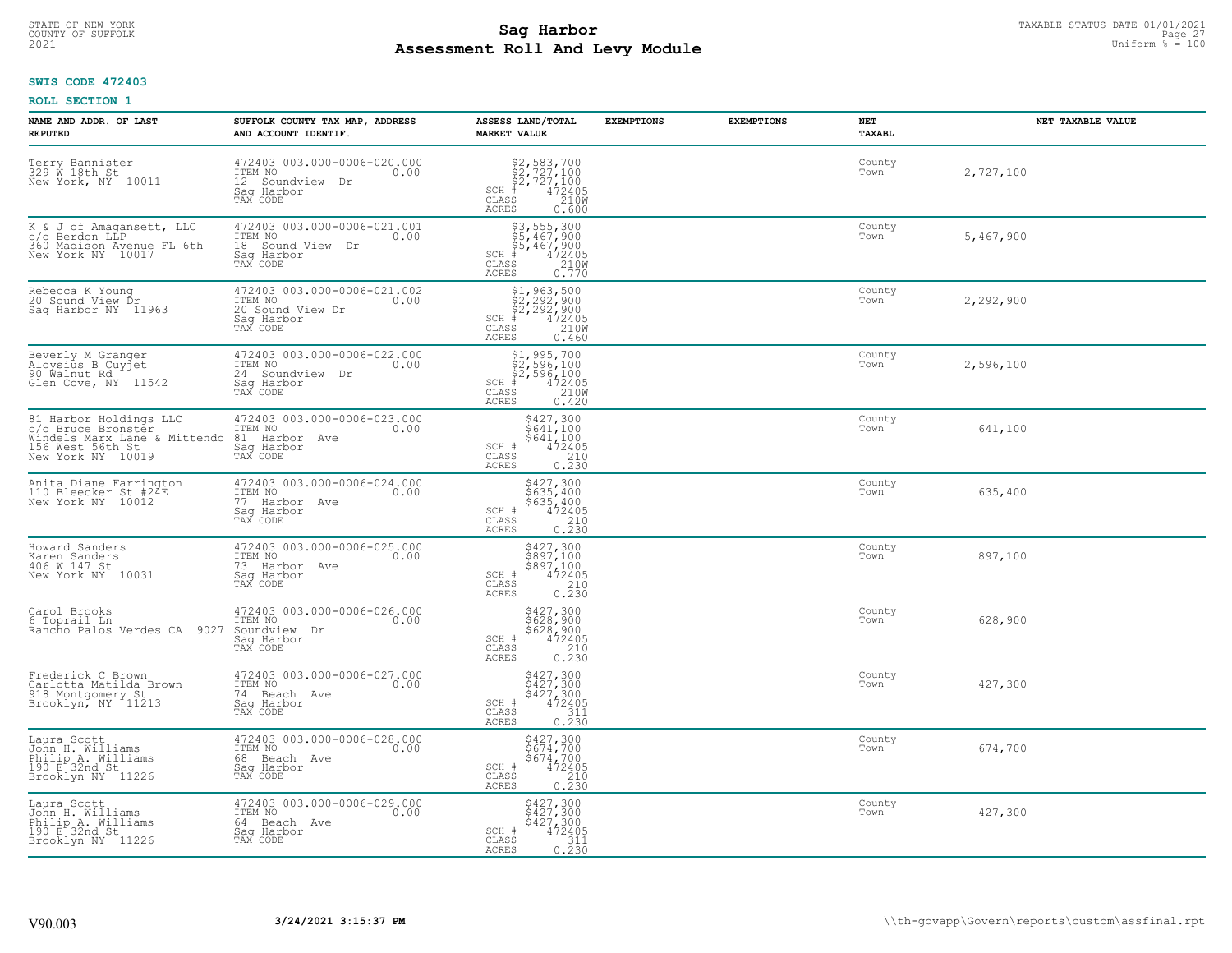STATE OF NEW-YORK
COUNTY OF SUFFOLK
2021

# Sag Harbor
# Assessment Roll And Levy Module

TAXABLE STATUS DATE 01/01/2021
Uniform % = 100

**SWIS CODE 472403**

**ROLL SECTION 1**

| NAME AND ADDR. OF LAST REPUTED | SUFFOLK COUNTY TAX MAP, ADDRESS AND ACCOUNT IDENTIF. | ASSESS LAND/TOTAL MARKET VALUE | EXEMPTIONS | EXEMPTIONS | NET TAXABL | NET TAXABLE VALUE |
|---|---|---|---|---|---|---|
| Terry Bannister<br>329 W 18th St<br>New York, NY 10011 | 472403 003.000-0006-020.000<br>ITEM NO 0.00<br>12 Soundview Dr<br>Sag Harbor<br>TAX CODE | $2,583,700<br>$2,727,100<br>$2,727,100<br>SCH # 472405<br>CLASS 210W<br>ACRES 0.600 | | | County<br>Town | 2,727,100 |
| K & J of Amagansett, LLC<br>c/o Berdon LLP<br>360 Madison Avenue FL 6th<br>New York NY 10017 | 472403 003.000-0006-021.001<br>ITEM NO 0.00<br>18 Sound View Dr<br>Sag Harbor<br>TAX CODE | $3,555,300<br>$5,467,900<br>$5,467,900<br>SCH # 472405<br>CLASS 210W<br>ACRES 0.770 | | | County<br>Town | 5,467,900 |
| Rebecca K Young<br>20 Sound View Dr<br>Sag Harbor NY 11963 | 472403 003.000-0006-021.002<br>ITEM NO 0.00<br>20 Sound View Dr<br>Sag Harbor<br>TAX CODE | $1,963,500<br>$2,292,900<br>$2,292,900<br>SCH # 472405<br>CLASS 210W<br>ACRES 0.460 | | | County<br>Town | 2,292,900 |
| Beverly M Granger<br>Aloysius B Cuyjet<br>90 Walnut Rd<br>Glen Cove, NY 11542 | 472403 003.000-0006-022.000<br>ITEM NO 0.00<br>24 Soundview Dr<br>Sag Harbor<br>TAX CODE | $1,995,700<br>$2,596,100<br>$2,596,100<br>SCH # 472405<br>CLASS 210W<br>ACRES 0.420 | | | County<br>Town | 2,596,100 |
| 81 Harbor Holdings LLC<br>c/o Bruce Bronster<br>Windels Marx Lane & Mittendo<br>156 West 56th St<br>New York NY 10019 | 472403 003.000-0006-023.000<br>ITEM NO 0.00<br>81 Harbor Ave<br>Sag Harbor<br>TAX CODE | $427,300<br>$641,100<br>$641,100<br>SCH # 472405<br>CLASS 210<br>ACRES 0.230 | | | County<br>Town | 641,100 |
| Anita Diane Farrington<br>110 Bleecker St #24E<br>New York NY 10012 | 472403 003.000-0006-024.000<br>ITEM NO 0.00<br>77 Harbor Ave<br>Sag Harbor<br>TAX CODE | $427,300<br>$635,400<br>$635,400<br>SCH # 472405<br>CLASS 210<br>ACRES 0.230 | | | County<br>Town | 635,400 |
| Howard Sanders<br>Karen Sanders<br>406 W 147 St<br>New York NY 10031 | 472403 003.000-0006-025.000<br>ITEM NO 0.00<br>73 Harbor Ave<br>Sag Harbor<br>TAX CODE | $427,300<br>$897,100<br>$897,100<br>SCH # 472405<br>CLASS 210<br>ACRES 0.230 | | | County<br>Town | 897,100 |
| Carol Brooks<br>6 Toprail Ln<br>Rancho Palos Verdes CA 9027 | 472403 003.000-0006-026.000<br>ITEM NO 0.00<br>Soundview Dr<br>Sag Harbor<br>TAX CODE | $427,300<br>$628,900<br>$628,900<br>SCH # 472405<br>CLASS 210<br>ACRES 0.230 | | | County<br>Town | 628,900 |
| Frederick C Brown<br>Carlotta Matilda Brown<br>918 Montgomery St<br>Brooklyn, NY 11213 | 472403 003.000-0006-027.000<br>ITEM NO 0.00<br>74 Beach Ave<br>Sag Harbor<br>TAX CODE | $427,300<br>$427,300<br>$427,300<br>SCH # 472405<br>CLASS 311<br>ACRES 0.230 | | | County<br>Town | 427,300 |
| Laura Scott<br>John H. Williams<br>Philip A. Williams<br>190 E 32nd St<br>Brooklyn NY 11226 | 472403 003.000-0006-028.000<br>ITEM NO 0.00<br>68 Beach Ave<br>Sag Harbor<br>TAX CODE | $427,300<br>$674,700<br>$674,700<br>SCH # 472405<br>CLASS 210<br>ACRES 0.230 | | | County<br>Town | 674,700 |
| Laura Scott<br>John H. Williams<br>Philip A. Williams<br>190 E 32nd St<br>Brooklyn NY 11226 | 472403 003.000-0006-029.000<br>ITEM NO 0.00<br>64 Beach Ave<br>Sag Harbor<br>TAX CODE | $427,300<br>$427,300<br>$427,300<br>SCH # 472405<br>CLASS 311<br>ACRES 0.230 | | | County<br>Town | 427,300 |

V90.003 **3/24/2021 3:15:37 PM** \\th-govapp\Govern\reports\custom\assfinal.rpt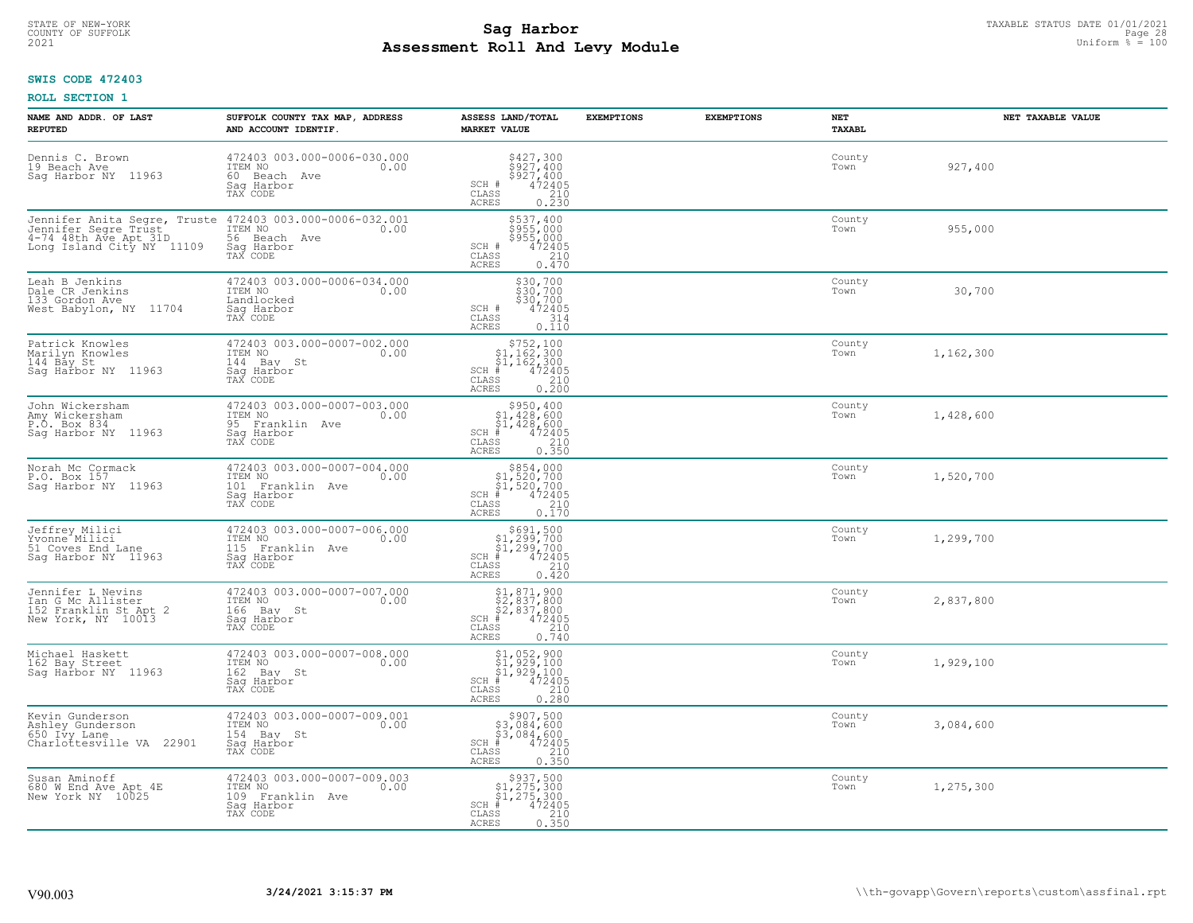STATE OF NEW-YORK
COUNTY OF SUFFOLK
2021

# Sag Harbor
## Assessment Roll And Levy Module

TAXABLE STATUS DATE 01/01/2021
Uniform % = 100

**SWIS CODE 472403**

**ROLL SECTION 1**

| NAME AND ADDR. OF LAST REPUTED | SUFFOLK COUNTY TAX MAP, ADDRESS AND ACCOUNT IDENTIF. | ASSESS LAND/TOTAL MARKET VALUE | EXEMPTIONS | EXEMPTIONS | NET TAXABL | NET TAXABLE VALUE |
|---|---|---|---|---|---|---|
| Dennis C. Brown<br>19 Beach Ave<br>Sag Harbor NY 11963 | 472403 003.000-0006-030.000<br>ITEM NO 0.00<br>60 Beach Ave<br>Sag Harbor<br>TAX CODE | $427,300<br>$927,400<br>$927,400<br>SCH # 472405<br>CLASS 210<br>ACRES 0.230 | | | County<br>Town | 927,400 |
| Jennifer Anita Segre, Truste<br>Jennifer Segre Trust<br>4-74 48th Ave Apt 31D<br>Long Island City NY 11109 | 472403 003.000-0006-032.001<br>ITEM NO 0.00<br>56 Beach Ave<br>Sag Harbor<br>TAX CODE | $537,400<br>$955,000<br>$955,000<br>SCH # 472405<br>CLASS 210<br>ACRES 0.470 | | | County<br>Town | 955,000 |
| Leah B Jenkins<br>Dale CR Jenkins<br>133 Gordon Ave<br>West Babylon, NY 11704 | 472403 003.000-0006-034.000<br>ITEM NO 0.00<br>Landlocked<br>Sag Harbor<br>TAX CODE | $30,700<br>$30,700<br>$30,700<br>SCH # 472405<br>CLASS 314<br>ACRES 0.110 | | | County<br>Town | 30,700 |
| Patrick Knowles<br>Marilyn Knowles<br>144 Bay St<br>Sag Harbor NY 11963 | 472403 003.000-0007-002.000<br>ITEM NO 0.00<br>144 Bay St<br>Sag Harbor<br>TAX CODE | $752,100<br>$1,162,300<br>$1,162,300<br>SCH # 472405<br>CLASS 210<br>ACRES 0.200 | | | County<br>Town | 1,162,300 |
| John Wickersham<br>Amy Wickersham<br>P.O. Box 834<br>Sag Harbor NY 11963 | 472403 003.000-0007-003.000<br>ITEM NO 0.00<br>95 Franklin Ave<br>Sag Harbor<br>TAX CODE | $950,400<br>$1,428,600<br>$1,428,600<br>SCH # 472405<br>CLASS 210<br>ACRES 0.350 | | | County<br>Town | 1,428,600 |
| Norah Mc Cormack<br>P.O. Box 157<br>Sag Harbor NY 11963 | 472403 003.000-0007-004.000<br>ITEM NO 0.00<br>101 Franklin Ave<br>Sag Harbor<br>TAX CODE | $854,000<br>$1,520,700<br>$1,520,700<br>SCH # 472405<br>CLASS 210<br>ACRES 0.170 | | | County<br>Town | 1,520,700 |
| Jeffrey Milici<br>Yvonne Milici<br>51 Coves End Lane<br>Sag Harbor NY 11963 | 472403 003.000-0007-006.000<br>ITEM NO 0.00<br>115 Franklin Ave<br>Sag Harbor<br>TAX CODE | $691,500<br>$1,299,700<br>$1,299,700<br>SCH # 472405<br>CLASS 210<br>ACRES 0.420 | | | County<br>Town | 1,299,700 |
| Jennifer L Nevins<br>Ian G Mc Allister<br>152 Franklin St Apt 2<br>New York, NY 10013 | 472403 003.000-0007-007.000<br>ITEM NO 0.00<br>166 Bay St<br>Sag Harbor<br>TAX CODE | $1,871,900<br>$2,837,800<br>$2,837,800<br>SCH # 472405<br>CLASS 210<br>ACRES 0.740 | | | County<br>Town | 2,837,800 |
| Michael Haskett<br>162 Bay Street<br>Sag Harbor NY 11963 | 472403 003.000-0007-008.000<br>ITEM NO 0.00<br>162 Bay St<br>Sag Harbor<br>TAX CODE | $1,052,900<br>$1,929,100<br>$1,929,100<br>SCH # 472405<br>CLASS 210<br>ACRES 0.280 | | | County<br>Town | 1,929,100 |
| Kevin Gunderson<br>Ashley Gunderson<br>650 Ivy Lane<br>Charlottesville VA 22901 | 472403 003.000-0007-009.001<br>ITEM NO 0.00<br>154 Bay St<br>Sag Harbor<br>TAX CODE | $907,500<br>$3,084,600<br>$3,084,600<br>SCH # 472405<br>CLASS 210<br>ACRES 0.350 | | | County<br>Town | 3,084,600 |
| Susan Aminoff<br>680 W End Ave Apt 4E<br>New York NY 10025 | 472403 003.000-0007-009.003<br>ITEM NO 0.00<br>109 Franklin Ave<br>Sag Harbor<br>TAX CODE | $937,500<br>$1,275,300<br>$1,275,300<br>SCH # 472405<br>CLASS 210<br>ACRES 0.350 | | | County<br>Town | 1,275,300 |

V90.003 **3/24/2021 3:15:37 PM** \\th-govapp\Govern\reports\custom\assfinal.rpt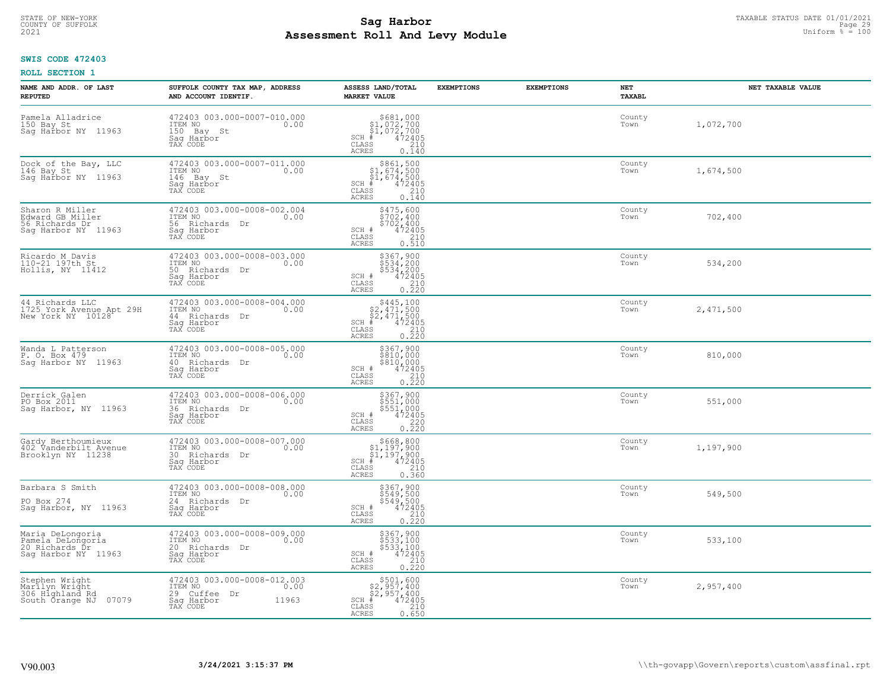**SWIS CODE 472403**

**ROLL SECTION 1**

| NAME AND ADDR. OF LAST REPUTED | SUFFOLK COUNTY TAX MAP, ADDRESS AND ACCOUNT IDENTIF. | ASSESS LAND/TOTAL MARKET VALUE | EXEMPTIONS | EXEMPTIONS | NET TAXABL | NET TAXABLE VALUE |
|---|---|---|---|---|---|---|
| Pamela Alladrice<br>150 Bay St<br>Sag Harbor NY 11963 | 472403 003.000-0007-010.000<br>ITEM NO 0.00<br>150 Bay St<br>Sag Harbor<br>TAX CODE | $681,000<br>$1,072,700<br>$1,072,700<br>SCH # 472405<br>CLASS 210<br>ACRES 0.140 | | | County<br>Town | 1,072,700 |
| Dock of the Bay, LLC<br>146 Bay St<br>Sag Harbor NY 11963 | 472403 003.000-0007-011.000<br>ITEM NO 0.00<br>146 Bay St<br>Sag Harbor<br>TAX CODE | $861,500<br>$1,674,500<br>$1,674,500<br>SCH # 472405<br>CLASS 210<br>ACRES 0.140 | | | County<br>Town | 1,674,500 |
| Sharon R Miller<br>Edward GB Miller<br>56 Richards Dr<br>Sag Harbor NY 11963 | 472403 003.000-0008-002.004<br>ITEM NO 0.00<br>56 Richards Dr<br>Sag Harbor<br>TAX CODE | $475,600<br>$702,400<br>$702,400<br>SCH # 472405<br>CLASS 210<br>ACRES 0.510 | | | County<br>Town | 702,400 |
| Ricardo M Davis<br>110-21 197th St<br>Hollis, NY 11412 | 472403 003.000-0008-003.000<br>ITEM NO 0.00<br>50 Richards Dr<br>Sag Harbor<br>TAX CODE | $367,900<br>$534,200<br>$534,200<br>SCH # 472405<br>CLASS 210<br>ACRES 0.220 | | | County<br>Town | 534,200 |
| 44 Richards LLC<br>1725 York Avenue Apt 29H<br>New York NY 10128 | 472403 003.000-0008-004.000<br>ITEM NO 0.00<br>44 Richards Dr<br>Sag Harbor<br>TAX CODE | $445,100<br>$2,471,500<br>$2,471,500<br>SCH # 472405<br>CLASS 210<br>ACRES 0.220 | | | County<br>Town | 2,471,500 |
| Wanda L Patterson<br>P. O. Box 479<br>Sag Harbor NY 11963 | 472403 003.000-0008-005.000<br>ITEM NO 0.00<br>40 Richards Dr<br>Sag Harbor<br>TAX CODE | $367,900<br>$810,000<br>$810,000<br>SCH # 472405<br>CLASS 210<br>ACRES 0.220 | | | County<br>Town | 810,000 |
| Derrick Galen<br>PO Box 2011<br>Sag Harbor, NY 11963 | 472403 003.000-0008-006.000<br>ITEM NO 0.00<br>36 Richards Dr<br>Sag Harbor<br>TAX CODE | $367,900<br>$551,000<br>$551,000<br>SCH # 472405<br>CLASS 220<br>ACRES 0.220 | | | County<br>Town | 551,000 |
| Gardy Berthoumieux<br>402 Vanderbilt Avenue<br>Brooklyn NY 11238 | 472403 003.000-0008-007.000<br>ITEM NO 0.00<br>30 Richards Dr<br>Sag Harbor<br>TAX CODE | $668,800<br>$1,197,900<br>$1,197,900<br>SCH # 472405<br>CLASS 210<br>ACRES 0.360 | | | County<br>Town | 1,197,900 |
| Barbara S Smith<br><br>PO Box 274<br>Sag Harbor, NY 11963 | 472403 003.000-0008-008.000<br>ITEM NO 0.00<br>24 Richards Dr<br>Sag Harbor<br>TAX CODE | $367,900<br>$549,500<br>$549,500<br>SCH # 472405<br>CLASS 210<br>ACRES 0.220 | | | County<br>Town | 549,500 |
| Maria DeLongoria<br>Pamela DeLongoria<br>20 Richards Dr<br>Sag Harbor NY 11963 | 472403 003.000-0008-009.000<br>ITEM NO 0.00<br>20 Richards Dr<br>Sag Harbor<br>TAX CODE | $367,900<br>$533,100<br>$533,100<br>SCH # 472405<br>CLASS 210<br>ACRES 0.220 | | | County<br>Town | 533,100 |
| Stephen Wright<br>Marilyn Wright<br>306 Highland Rd<br>South Orange NJ 07079 | 472403 003.000-0008-012.003<br>ITEM NO 0.00<br>29 Cuffee Dr<br>Sag Harbor 11963<br>TAX CODE | $501,600<br>$2,957,400<br>$2,957,400<br>SCH # 472405<br>CLASS 210<br>ACRES 0.650 | | | County<br>Town | 2,957,400 |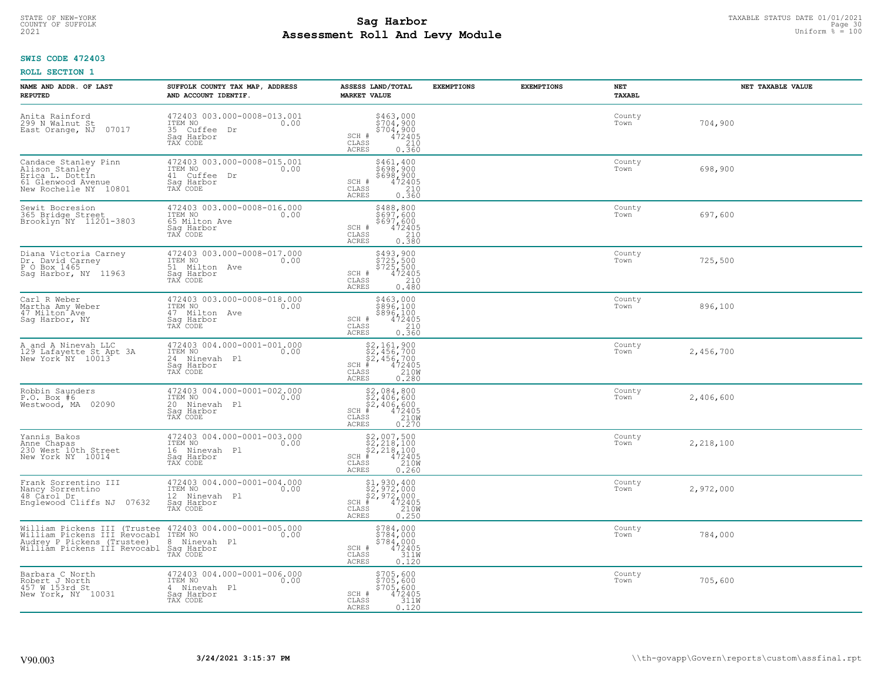**SWIS CODE 472403**

**ROLL SECTION 1**

| NAME AND ADDR. OF LAST REPUTED | SUFFOLK COUNTY TAX MAP, ADDRESS AND ACCOUNT IDENTIF. | ASSESS LAND/TOTAL MARKET VALUE | EXEMPTIONS | EXEMPTIONS | NET TAXABL | NET TAXABLE VALUE |
|---|---|---|---|---|---|---|
| Anita Rainford<br>299 N Walnut St<br>East Orange, NJ 07017 | 472403 003.000-0008-013.001<br>ITEM NO 0.00<br>35 Cuffee Dr<br>Sag Harbor<br>TAX CODE | $463,000<br>$704,900<br>$704,900<br>SCH # 472405<br>CLASS 210<br>ACRES 0.360 | | | County<br>Town | 704,900 |
| Candace Stanley Pinn<br>Alison Stanley<br>Erica L. Dottin<br>61 Glenwood Avenue<br>New Rochelle NY 10801 | 472403 003.000-0008-015.001<br>ITEM NO 0.00<br>41 Cuffee Dr<br>Sag Harbor<br>TAX CODE | $461,400<br>$698,900<br>$698,900<br>SCH # 472405<br>CLASS 210<br>ACRES 0.360 | | | County<br>Town | 698,900 |
| Sewit Bocresion<br>365 Bridge Street<br>Brooklyn NY 11201-3803 | 472403 003.000-0008-016.000<br>ITEM NO 0.00<br>65 Milton Ave<br>Sag Harbor<br>TAX CODE | $488,800<br>$697,600<br>$697,600<br>SCH # 472405<br>CLASS 210<br>ACRES 0.380 | | | County<br>Town | 697,600 |
| Diana Victoria Carney<br>Dr. David Carney<br>P O Box 1465<br>Sag Harbor, NY 11963 | 472403 003.000-0008-017.000<br>ITEM NO 0.00<br>51 Milton Ave<br>Sag Harbor<br>TAX CODE | $493,900<br>$725,500<br>$725,500<br>SCH # 472405<br>CLASS 210<br>ACRES 0.480 | | | County<br>Town | 725,500 |
| Carl R Weber<br>Martha Amy Weber<br>47 Milton Ave<br>Sag Harbor, NY | 472403 003.000-0008-018.000<br>ITEM NO 0.00<br>47 Milton Ave<br>Sag Harbor<br>TAX CODE | $463,000<br>$896,100<br>$896,100<br>SCH # 472405<br>CLASS 210<br>ACRES 0.360 | | | County<br>Town | 896,100 |
| A and A Ninevah LLC<br>129 Lafayette St Apt 3A<br>New York NY 10013 | 472403 004.000-0001-001.000<br>ITEM NO 0.00<br>24 Ninevah Pl<br>Sag Harbor<br>TAX CODE | $2,161,900<br>$2,456,700<br>$2,456,700<br>SCH # 472405<br>CLASS 210W<br>ACRES 0.280 | | | County<br>Town | 2,456,700 |
| Robbin Saunders<br>P.O. Box #6<br>Westwood, MA 02090 | 472403 004.000-0001-002.000<br>ITEM NO 0.00<br>20 Ninevah Pl<br>Sag Harbor<br>TAX CODE | $2,084,800<br>$2,406,600<br>$2,406,600<br>SCH # 472405<br>CLASS 210W<br>ACRES 0.270 | | | County<br>Town | 2,406,600 |
| Yannis Bakos<br>Anne Chapas<br>230 West 10th Street<br>New York NY 10014 | 472403 004.000-0001-003.000<br>ITEM NO 0.00<br>16 Ninevah Pl<br>Sag Harbor<br>TAX CODE | $2,007,500<br>$2,218,100<br>$2,218,100<br>SCH # 472405<br>CLASS 210W<br>ACRES 0.260 | | | County<br>Town | 2,218,100 |
| Frank Sorrentino III<br>Nancy Sorrentino<br>48 Carol Dr<br>Englewood Cliffs NJ 07632 | 472403 004.000-0001-004.000<br>ITEM NO 0.00<br>12 Ninevah Pl<br>Sag Harbor<br>TAX CODE | $1,930,400<br>$2,972,000<br>$2,972,000<br>SCH # 472405<br>CLASS 210W<br>ACRES 0.250 | | | County<br>Town | 2,972,000 |
| William Pickens III (Trustee<br>William Pickens III Revocabl<br>Audrey P Pickens (Trustee)<br>William Pickens III Revocabl | 472403 004.000-0001-005.000<br>ITEM NO 0.00<br>8 Ninevah Pl<br>Sag Harbor<br>TAX CODE | $784,000<br>$784,000<br>$784,000<br>SCH # 472405<br>CLASS 311W<br>ACRES 0.120 | | | County<br>Town | 784,000 |
| Barbara C North<br>Robert J North<br>457 W 153rd St<br>New York, NY 10031 | 472403 004.000-0001-006.000<br>ITEM NO 0.00<br>4 Ninevah Pl<br>Sag Harbor<br>TAX CODE | $705,600<br>$705,600<br>$705,600<br>SCH # 472405<br>CLASS 311W<br>ACRES 0.120 | | | County<br>Town | 705,600 |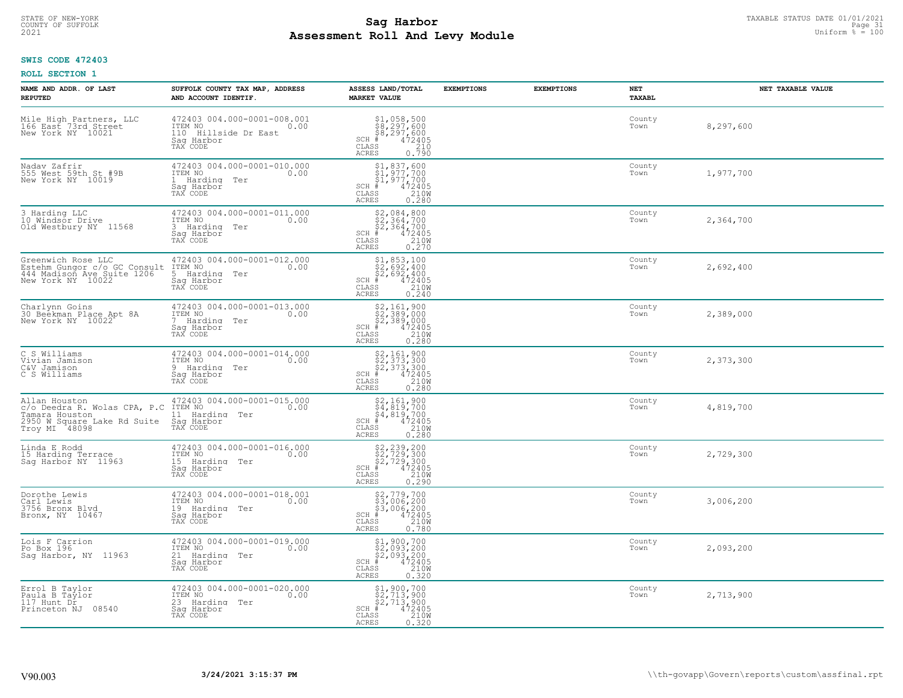**SWIS CODE 472403**

**ROLL SECTION 1**

| NAME AND ADDR. OF LAST REPUTED | SUFFOLK COUNTY TAX MAP, ADDRESS AND ACCOUNT IDENTIF. | ASSESS LAND/TOTAL MARKET VALUE | EXEMPTIONS | EXEMPTIONS | NET TAXABL | NET TAXABLE VALUE |
|---|---|---|---|---|---|---|
| Mile High Partners, LLC<br>166 East 73rd Street<br>New York NY 10021 | 472403 004.000-0001-008.001<br>ITEM NO 0.00<br>110 Hillside Dr East<br>Sag Harbor<br>TAX CODE | $1,058,500<br>$8,297,600<br>$8,297,600<br>SCH # 472405<br>CLASS 210<br>ACRES 0.790 | | | County<br>Town | 8,297,600 |
| Nadav Zafrir<br>555 West 59th St #9B<br>New York NY 10019 | 472403 004.000-0001-010.000<br>ITEM NO 0.00<br>1 Harding Ter<br>Sag Harbor<br>TAX CODE | $1,837,600<br>$1,977,700<br>$1,977,700<br>SCH # 472405<br>CLASS 210W<br>ACRES 0.280 | | | County<br>Town | 1,977,700 |
| 3 Harding LLC<br>10 Windsor Drive<br>Old Westbury NY 11568 | 472403 004.000-0001-011.000<br>ITEM NO 0.00<br>3 Harding Ter<br>Sag Harbor<br>TAX CODE | $2,084,800<br>$2,364,700<br>$2,364,700<br>SCH # 472405<br>CLASS 210W<br>ACRES 0.270 | | | County<br>Town | 2,364,700 |
| Greenwich Rose LLC<br>Estehm Gungor c/o GC Consult<br>444 Madison Ave Suite 1206<br>New York NY 10022 | 472403 004.000-0001-012.000<br>ITEM NO 0.00<br>5 Harding Ter<br>Sag Harbor<br>TAX CODE | $1,853,100<br>$2,692,400<br>$2,692,400<br>SCH # 472405<br>CLASS 210W<br>ACRES 0.240 | | | County<br>Town | 2,692,400 |
| Charlynn Goins<br>30 Beekman Place Apt 8A<br>New York NY 10022 | 472403 004.000-0001-013.000<br>ITEM NO 0.00<br>7 Harding Ter<br>Sag Harbor<br>TAX CODE | $2,161,900<br>$2,389,000<br>$2,389,000<br>SCH # 472405<br>CLASS 210W<br>ACRES 0.280 | | | County<br>Town | 2,389,000 |
| C S Williams<br>Vivian Jamison<br>C&V Jamison<br>C S Williams | 472403 004.000-0001-014.000<br>ITEM NO 0.00<br>9 Harding Ter<br>Sag Harbor<br>TAX CODE | $2,161,900<br>$2,373,300<br>$2,373,300<br>SCH # 472405<br>CLASS 210W<br>ACRES 0.280 | | | County<br>Town | 2,373,300 |
| Allan Houston<br>c/o Deedra R. Wolas CPA, P.C<br>Tamara Houston<br>2950 W Square Lake Rd Suite<br>Troy MI 48098 | 472403 004.000-0001-015.000<br>ITEM NO 0.00<br>11 Harding Ter<br>Sag Harbor<br>TAX CODE | $2,161,900<br>$4,819,700<br>$4,819,700<br>SCH # 472405<br>CLASS 210W<br>ACRES 0.280 | | | County<br>Town | 4,819,700 |
| Linda E Rodd<br>15 Harding Terrace<br>Sag Harbor NY 11963 | 472403 004.000-0001-016.000<br>ITEM NO 0.00<br>15 Harding Ter<br>Sag Harbor<br>TAX CODE | $2,239,200<br>$2,729,300<br>$2,729,300<br>SCH # 472405<br>CLASS 210W<br>ACRES 0.290 | | | County<br>Town | 2,729,300 |
| Dorothe Lewis<br>Carl Lewis<br>3756 Bronx Blvd<br>Bronx, NY 10467 | 472403 004.000-0001-018.001<br>ITEM NO 0.00<br>19 Harding Ter<br>Sag Harbor<br>TAX CODE | $2,779,700<br>$3,006,200<br>$3,006,200<br>SCH # 472405<br>CLASS 210W<br>ACRES 0.780 | | | County<br>Town | 3,006,200 |
| Lois F Carrion<br>Po Box 196<br>Sag Harbor, NY 11963 | 472403 004.000-0001-019.000<br>ITEM NO 0.00<br>21 Harding Ter<br>Sag Harbor<br>TAX CODE | $1,900,700<br>$2,093,200<br>$2,093,200<br>SCH # 472405<br>CLASS 210W<br>ACRES 0.320 | | | County<br>Town | 2,093,200 |
| Errol B Taylor<br>Paula B Taylor<br>117 Hunt Dr<br>Princeton NJ 08540 | 472403 004.000-0001-020.000<br>ITEM NO 0.00<br>23 Harding Ter<br>Sag Harbor<br>TAX CODE | $1,900,700<br>$2,713,900<br>$2,713,900<br>SCH # 472405<br>CLASS 210W<br>ACRES 0.320 | | | County<br>Town | 2,713,900 |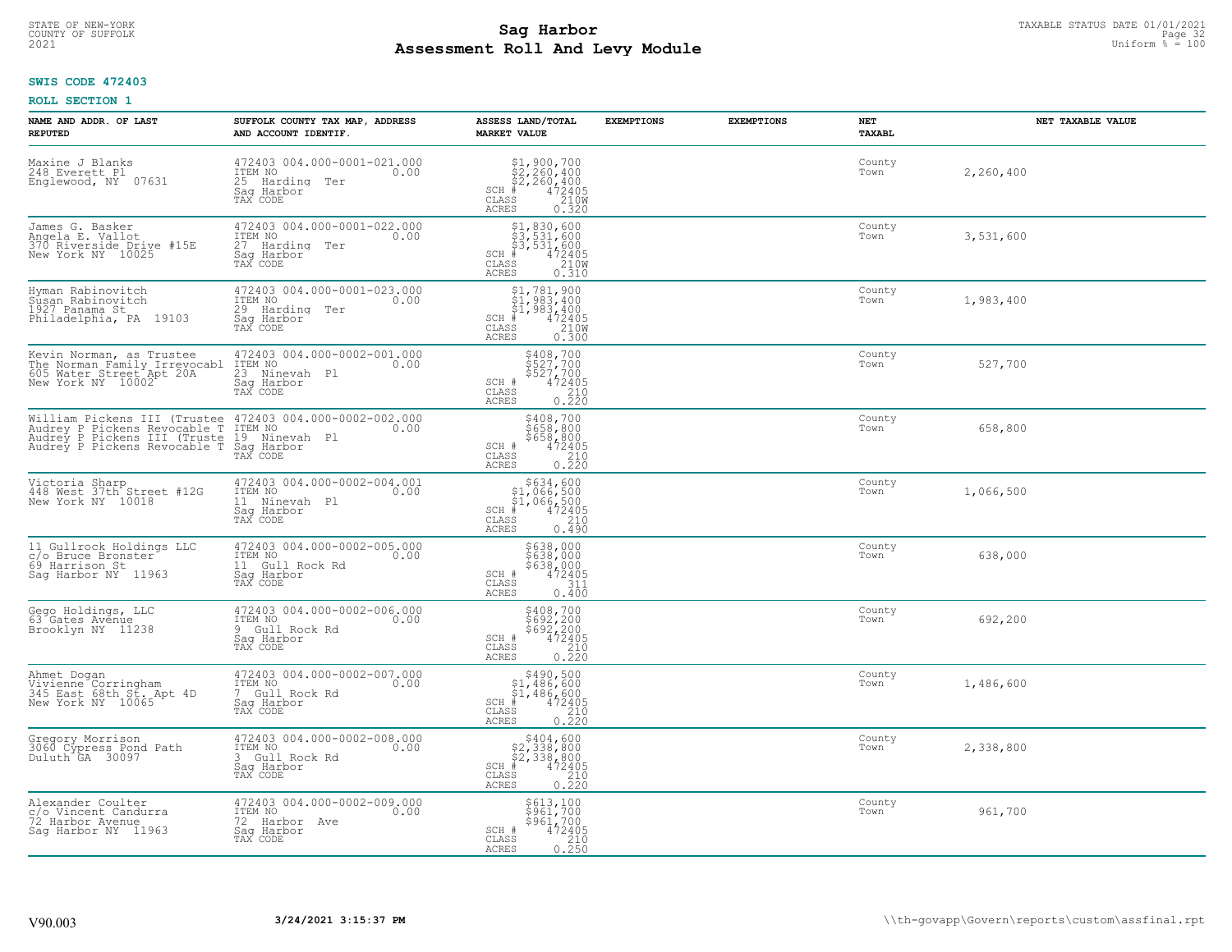**SWIS CODE 472403**

**ROLL SECTION 1**

| NAME AND ADDR. OF LAST REPUTED | SUFFOLK COUNTY TAX MAP, ADDRESS AND ACCOUNT IDENTIF. | ASSESS LAND/TOTAL MARKET VALUE | EXEMPTIONS | EXEMPTIONS | NET TAXABL | NET TAXABLE VALUE |
|---|---|---|---|---|---|---|
| Maxine J Blanks<br>248 Everett Pl<br>Englewood, NY 07631 | 472403 004.000-0001-021.000<br>ITEM NO 0.00<br>25 Harding Ter<br>Sag Harbor<br>TAX CODE | $1,900,700<br>$2,260,400<br>$2,260,400<br>SCH # 472405<br>CLASS 210W<br>ACRES 0.320 | | | County<br>Town | 2,260,400 |
| James G. Basker<br>Angela E. Vallot<br>370 Riverside Drive #15E<br>New York NY 10025 | 472403 004.000-0001-022.000<br>ITEM NO 0.00<br>27 Harding Ter<br>Sag Harbor<br>TAX CODE | $1,830,600<br>$3,531,600<br>$3,531,600<br>SCH # 472405<br>CLASS 210W<br>ACRES 0.310 | | | County<br>Town | 3,531,600 |
| Hyman Rabinovitch<br>Susan Rabinovitch<br>1927 Panama St<br>Philadelphia, PA 19103 | 472403 004.000-0001-023.000<br>ITEM NO 0.00<br>29 Harding Ter<br>Sag Harbor<br>TAX CODE | $1,781,900<br>$1,983,400<br>$1,983,400<br>SCH # 472405<br>CLASS 210W<br>ACRES 0.300 | | | County<br>Town | 1,983,400 |
| Kevin Norman, as Trustee<br>The Norman Family Irrevocabl<br>605 Water Street Apt 20A<br>New York NY 10002 | 472403 004.000-0002-001.000<br>ITEM NO 0.00<br>23 Ninevah Pl<br>Sag Harbor<br>TAX CODE | $408,700<br>$527,700<br>$527,700<br>SCH # 472405<br>CLASS 210<br>ACRES 0.220 | | | County<br>Town | 527,700 |
| William Pickens III (Trustee<br>Audrey P Pickens Revocable T<br>Audrey P Pickens III (Truste<br>Audrey P Pickens Revocable T | 472403 004.000-0002-002.000<br>ITEM NO 0.00<br>19 Ninevah Pl<br>Sag Harbor<br>TAX CODE | $408,700<br>$658,800<br>$658,800<br>SCH # 472405<br>CLASS 210<br>ACRES 0.220 | | | County<br>Town | 658,800 |
| Victoria Sharp<br>448 West 37th Street #12G<br>New York NY 10018 | 472403 004.000-0002-004.001<br>ITEM NO 0.00<br>11 Ninevah Pl<br>Sag Harbor<br>TAX CODE | $634,600<br>$1,066,500<br>$1,066,500<br>SCH # 472405<br>CLASS 210<br>ACRES 0.490 | | | County<br>Town | 1,066,500 |
| 11 Gullrock Holdings LLC<br>c/o Bruce Bronster<br>69 Harrison St<br>Sag Harbor NY 11963 | 472403 004.000-0002-005.000<br>ITEM NO 0.00<br>11 Gull Rock Rd<br>Sag Harbor<br>TAX CODE | $638,000<br>$638,000<br>$638,000<br>SCH # 472405<br>CLASS 311<br>ACRES 0.400 | | | County<br>Town | 638,000 |
| Gego Holdings, LLC<br>63 Gates Avenue<br>Brooklyn NY 11238 | 472403 004.000-0002-006.000<br>ITEM NO 0.00<br>9 Gull Rock Rd<br>Sag Harbor<br>TAX CODE | $408,700<br>$692,200<br>$692,200<br>SCH # 472405<br>CLASS 210<br>ACRES 0.220 | | | County<br>Town | 692,200 |
| Ahmet Dogan<br>Vivienne Corringham<br>345 East 68th St. Apt 4D<br>New York NY 10065 | 472403 004.000-0002-007.000<br>ITEM NO 0.00<br>7 Gull Rock Rd<br>Sag Harbor<br>TAX CODE | $490,500<br>$1,486,600<br>$1,486,600<br>SCH # 472405<br>CLASS 210<br>ACRES 0.220 | | | County<br>Town | 1,486,600 |
| Gregory Morrison<br>3060 Cypress Pond Path<br>Duluth GA 30097 | 472403 004.000-0002-008.000<br>ITEM NO 0.00<br>3 Gull Rock Rd<br>Sag Harbor<br>TAX CODE | $404,600<br>$2,338,800<br>$2,338,800<br>SCH # 472405<br>CLASS 210<br>ACRES 0.220 | | | County<br>Town | 2,338,800 |
| Alexander Coulter<br>c/o Vincent Candurra<br>72 Harbor Avenue<br>Sag Harbor NY 11963 | 472403 004.000-0002-009.000<br>ITEM NO 0.00<br>72 Harbor Ave<br>Sag Harbor<br>TAX CODE | $613,100<br>$961,700<br>$961,700<br>SCH # 472405<br>CLASS 210<br>ACRES 0.250 | | | County<br>Town | 961,700 |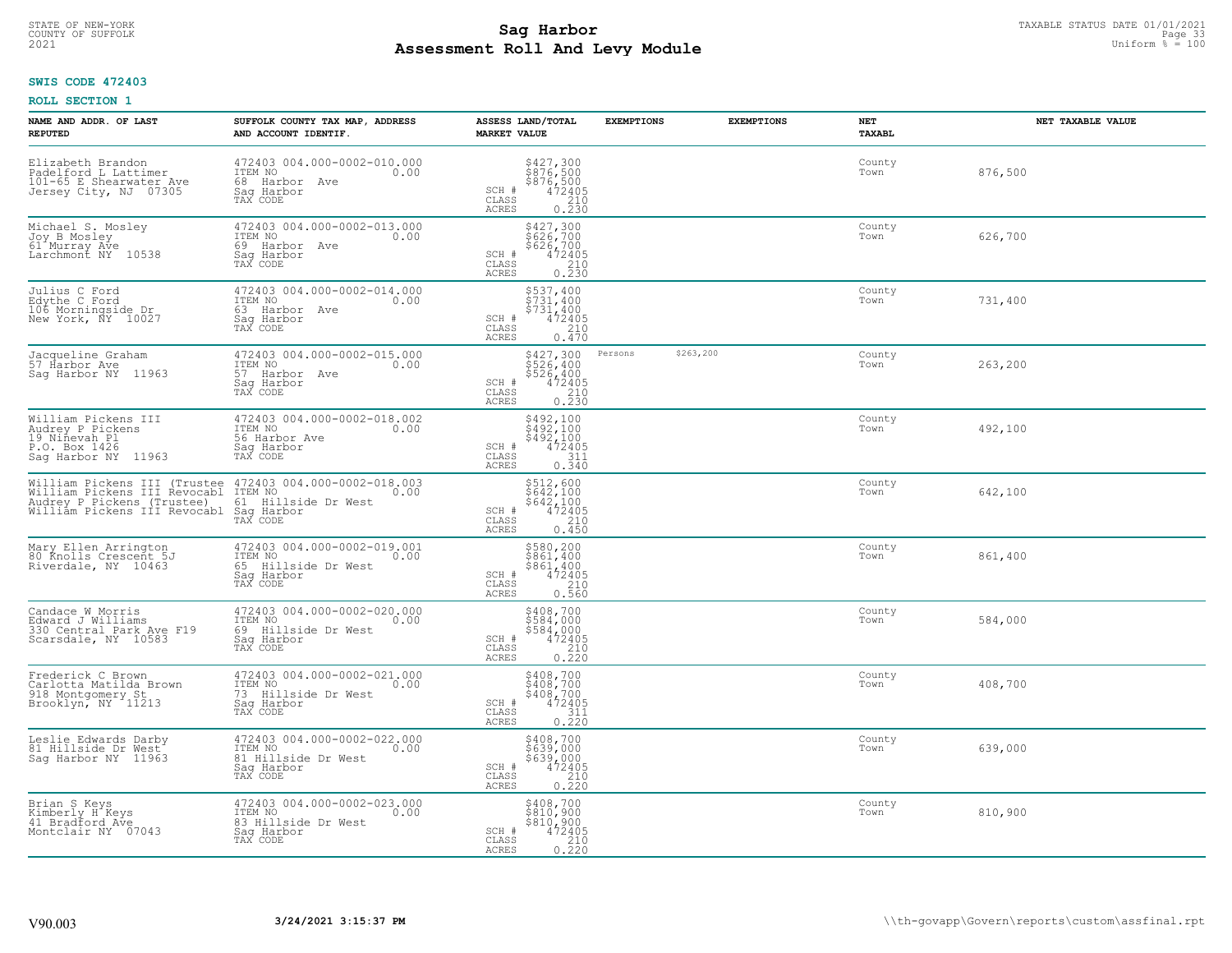**SWIS CODE 472403**

**ROLL SECTION 1**

| NAME AND ADDR. OF LAST REPUTED | SUFFOLK COUNTY TAX MAP, ADDRESS AND ACCOUNT IDENTIF. | ASSESS LAND/TOTAL MARKET VALUE | EXEMPTIONS | EXEMPTIONS | NET TAXABL | NET TAXABLE VALUE |
|---|---|---|---|---|---|---|
| Elizabeth Brandon<br>Padelford L Lattimer<br>101-65 E Shearwater Ave<br>Jersey City, NJ 07305 | 472403 004.000-0002-010.000<br>ITEM NO 0.00<br>68 Harbor Ave<br>Sag Harbor<br>TAX CODE | $427,300<br>$876,500<br>$876,500<br>SCH # 472405<br>CLASS 210<br>ACRES 0.230 | | | County<br>Town | 876,500 |
| Michael S. Mosley<br>Joy B Mosley<br>61 Murray Ave<br>Larchmont NY 10538 | 472403 004.000-0002-013.000<br>ITEM NO 0.00<br>69 Harbor Ave<br>Sag Harbor<br>TAX CODE | $427,300<br>$626,700<br>$626,700<br>SCH # 472405<br>CLASS 210<br>ACRES 0.230 | | | County<br>Town | 626,700 |
| Julius C Ford<br>Edythe C Ford<br>106 Morningside Dr<br>New York, NY 10027 | 472403 004.000-0002-014.000<br>ITEM NO 0.00<br>63 Harbor Ave<br>Sag Harbor<br>TAX CODE | $537,400<br>$731,400<br>$731,400<br>SCH # 472405<br>CLASS 210<br>ACRES 0.470 | | | County<br>Town | 731,400 |
| Jacqueline Graham<br>57 Harbor Ave<br>Sag Harbor NY 11963 | 472403 004.000-0002-015.000<br>ITEM NO 0.00<br>57 Harbor Ave<br>Sag Harbor<br>TAX CODE | $427,300<br>$526,400<br>$526,400<br>SCH # 472405<br>CLASS 210<br>ACRES 0.230 | Persons $263,200 | | County<br>Town | 263,200 |
| William Pickens III<br>Audrey P Pickens<br>19 Ninevah Pl<br>P.O. Box 1426<br>Sag Harbor NY 11963 | 472403 004.000-0002-018.002<br>ITEM NO 0.00<br>56 Harbor Ave<br>Sag Harbor<br>TAX CODE | $492,100<br>$492,100<br>$492,100<br>SCH # 472405<br>CLASS 311<br>ACRES 0.340 | | | County<br>Town | 492,100 |
| William Pickens III (Trustee<br>William Pickens III Revocabl<br>Audrey P Pickens (Trustee)<br>William Pickens III Revocabl | 472403 004.000-0002-018.003<br>ITEM NO 0.00<br>61 Hillside Dr West<br>Sag Harbor<br>TAX CODE | $512,600<br>$642,100<br>$642,100<br>SCH # 472405<br>CLASS 210<br>ACRES 0.450 | | | County<br>Town | 642,100 |
| Mary Ellen Arrington<br>80 Knolls Crescent 5J<br>Riverdale, NY 10463 | 472403 004.000-0002-019.001<br>ITEM NO 0.00<br>65 Hillside Dr West<br>Sag Harbor<br>TAX CODE | $580,200<br>$861,400<br>$861,400<br>SCH # 472405<br>CLASS 210<br>ACRES 0.560 | | | County<br>Town | 861,400 |
| Candace W Morris<br>Edward J Williams<br>330 Central Park Ave F19<br>Scarsdale, NY 10583 | 472403 004.000-0002-020.000<br>ITEM NO 0.00<br>69 Hillside Dr West<br>Sag Harbor<br>TAX CODE | $408,700<br>$584,000<br>$584,000<br>SCH # 472405<br>CLASS 210<br>ACRES 0.220 | | | County<br>Town | 584,000 |
| Frederick C Brown<br>Carlotta Matilda Brown<br>918 Montgomery St<br>Brooklyn, NY 11213 | 472403 004.000-0002-021.000<br>ITEM NO 0.00<br>73 Hillside Dr West<br>Sag Harbor<br>TAX CODE | $408,700<br>$408,700<br>$408,700<br>SCH # 472405<br>CLASS 311<br>ACRES 0.220 | | | County<br>Town | 408,700 |
| Leslie Edwards Darby<br>81 Hillside Dr West<br>Sag Harbor NY 11963 | 472403 004.000-0002-022.000<br>ITEM NO 0.00<br>81 Hillside Dr West<br>Sag Harbor<br>TAX CODE | $408,700<br>$639,000<br>$639,000<br>SCH # 472405<br>CLASS 210<br>ACRES 0.220 | | | County<br>Town | 639,000 |
| Brian S Keys<br>Kimberly H Keys<br>41 Bradford Ave<br>Montclair NY 07043 | 472403 004.000-0002-023.000<br>ITEM NO 0.00<br>83 Hillside Dr West<br>Sag Harbor<br>TAX CODE | $408,700<br>$810,900<br>$810,900<br>SCH # 472405<br>CLASS 210<br>ACRES 0.220 | | | County<br>Town | 810,900 |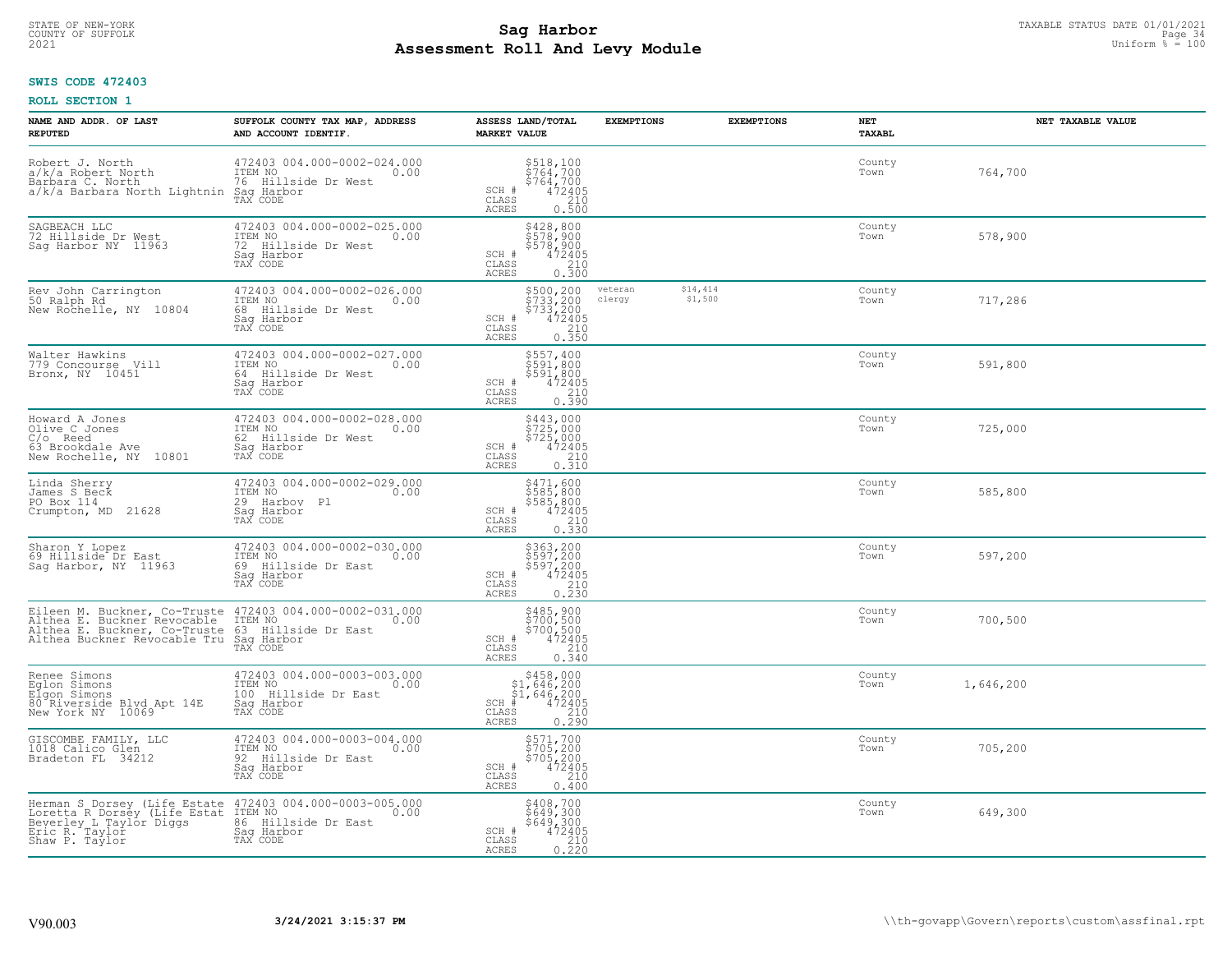STATE OF NEW-YORK
COUNTY OF SUFFOLK
2021

# Sag Harbor
# Assessment Roll And Levy Module

TAXABLE STATUS DATE 01/01/2021
Uniform % = 100

**SWIS CODE 472403**

**ROLL SECTION 1**

| NAME AND ADDR. OF LAST REPUTED | SUFFOLK COUNTY TAX MAP, ADDRESS AND ACCOUNT IDENTIF. | ASSESS LAND/TOTAL MARKET VALUE | EXEMPTIONS | EXEMPTIONS | NET TAXABL | NET TAXABLE VALUE |
|---|---|---|---|---|---|---|
| Robert J. North<br>a/k/a Robert North<br>Barbara C. North<br>a/k/a Barbara North Lightnin | 472403 004.000-0002-024.000<br>ITEM NO 0.00<br>76 Hillside Dr West<br>Sag Harbor<br>TAX CODE | $518,100<br>$764,700<br>$764,700<br>SCH # 472405<br>CLASS 210<br>ACRES 0.500 | | | County<br>Town | 764,700 |
| SAGBEACH LLC<br>72 Hillside Dr West<br>Sag Harbor NY 11963 | 472403 004.000-0002-025.000<br>ITEM NO 0.00<br>72 Hillside Dr West<br>Sag Harbor<br>TAX CODE | $428,800<br>$578,900<br>$578,900<br>SCH # 472405<br>CLASS 210<br>ACRES 0.300 | | | County<br>Town | 578,900 |
| Rev John Carrington<br>50 Ralph Rd<br>New Rochelle, NY 10804 | 472403 004.000-0002-026.000<br>ITEM NO 0.00<br>68 Hillside Dr West<br>Sag Harbor<br>TAX CODE | $500,200<br>$733,200<br>$733,200<br>SCH # 472405<br>CLASS 210<br>ACRES 0.350 | veteran $14,414<br>clergy $1,500 | | County<br>Town | 717,286 |
| Walter Hawkins<br>779 Concourse Vill<br>Bronx, NY 10451 | 472403 004.000-0002-027.000<br>ITEM NO 0.00<br>64 Hillside Dr West<br>Sag Harbor<br>TAX CODE | $557,400<br>$591,800<br>$591,800<br>SCH # 472405<br>CLASS 210<br>ACRES 0.390 | | | County<br>Town | 591,800 |
| Howard A Jones<br>Olive C Jones<br>C/o Reed<br>63 Brookdale Ave<br>New Rochelle, NY 10801 | 472403 004.000-0002-028.000<br>ITEM NO 0.00<br>62 Hillside Dr West<br>Sag Harbor<br>TAX CODE | $443,000<br>$725,000<br>$725,000<br>SCH # 472405<br>CLASS 210<br>ACRES 0.310 | | | County<br>Town | 725,000 |
| Linda Sherry<br>James S Beck<br>PO Box 114<br>Crumpton, MD 21628 | 472403 004.000-0002-029.000<br>ITEM NO 0.00<br>29 Harbov Pl<br>Sag Harbor<br>TAX CODE | $471,600<br>$585,800<br>$585,800<br>SCH # 472405<br>CLASS 210<br>ACRES 0.330 | | | County<br>Town | 585,800 |
| Sharon Y Lopez<br>69 Hillside Dr East<br>Sag Harbor, NY 11963 | 472403 004.000-0002-030.000<br>ITEM NO 0.00<br>69 Hillside Dr East<br>Sag Harbor<br>TAX CODE | $363,200<br>$597,200<br>$597,200<br>SCH # 472405<br>CLASS 210<br>ACRES 0.230 | | | County<br>Town | 597,200 |
| Eileen M. Buckner, Co-Truste<br>Althea E. Buckner Revocable<br>Althea E. Buckner, Co-Truste<br>Althea Buckner Revocable Tru | 472403 004.000-0002-031.000<br>ITEM NO 0.00<br>63 Hillside Dr East<br>Sag Harbor<br>TAX CODE | $485,900<br>$700,500<br>$700,500<br>SCH # 472405<br>CLASS 210<br>ACRES 0.340 | | | County<br>Town | 700,500 |
| Renee Simons<br>Eglon Simons<br>Elgon Simons<br>80 Riverside Blvd Apt 14E<br>New York NY 10069 | 472403 004.000-0003-003.000<br>ITEM NO 0.00<br>100 Hillside Dr East<br>Sag Harbor<br>TAX CODE | $458,000<br>$1,646,200<br>$1,646,200<br>SCH # 472405<br>CLASS 210<br>ACRES 0.290 | | | County<br>Town | 1,646,200 |
| GISCOMBE FAMILY, LLC<br>1018 Calico Glen<br>Bradeton FL 34212 | 472403 004.000-0003-004.000<br>ITEM NO 0.00<br>92 Hillside Dr East<br>Sag Harbor<br>TAX CODE | $571,700<br>$705,200<br>$705,200<br>SCH # 472405<br>CLASS 210<br>ACRES 0.400 | | | County<br>Town | 705,200 |
| Herman S Dorsey (Life Estate<br>Loretta R Dorsey (Life Estat<br>Beverley L Taylor Diggs<br>Eric R. Taylor<br>Shaw P. Taylor | 472403 004.000-0003-005.000<br>ITEM NO 0.00<br>86 Hillside Dr East<br>Sag Harbor<br>TAX CODE | $408,700<br>$649,300<br>$649,300<br>SCH # 472405<br>CLASS 210<br>ACRES 0.220 | | | County<br>Town | 649,300 |

V90.003 3/24/2021 3:15:37 PM \\th-govapp\Govern\reports\custom\assfinal.rpt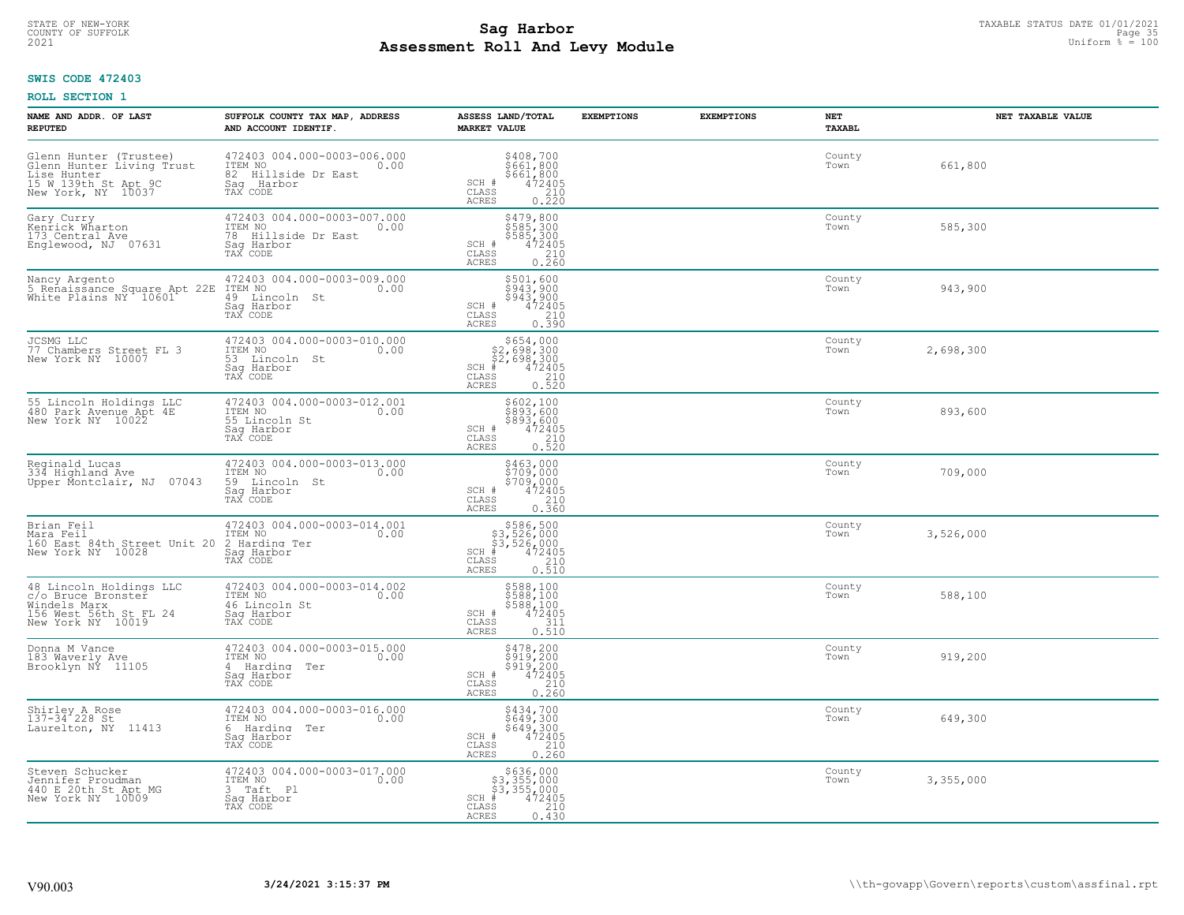STATE OF NEW-YORK
COUNTY OF SUFFOLK
2021

# Sag Harbor
# Assessment Roll And Levy Module

TAXABLE STATUS DATE 01/01/2021
Uniform % = 100

**SWIS CODE 472403**

**ROLL SECTION 1**

| NAME AND ADDR. OF LAST REPUTED | SUFFOLK COUNTY TAX MAP, ADDRESS AND ACCOUNT IDENTIF. | ASSESS LAND/TOTAL MARKET VALUE | EXEMPTIONS | EXEMPTIONS | NET TAXABL | NET TAXABLE VALUE |
|---|---|---|---|---|---|---|
| Glenn Hunter (Trustee)<br>Glenn Hunter Living Trust<br>Lise Hunter<br>15 W 139th St Apt 9C<br>New York, NY 10037 | 472403 004.000-0003-006.000<br>ITEM NO 0.00<br>82 Hillside Dr East<br>Sag Harbor<br>TAX CODE | $408,700<br>$661,800<br>$661,800<br>SCH # 472405<br>CLASS 210<br>ACRES 0.220 | | | County<br>Town | 661,800 |
| Gary Curry<br>Kenrick Wharton<br>173 Central Ave<br>Englewood, NJ 07631 | 472403 004.000-0003-007.000<br>ITEM NO 0.00<br>78 Hillside Dr East<br>Sag Harbor<br>TAX CODE | $479,800<br>$585,300<br>$585,300<br>SCH # 472405<br>CLASS 210<br>ACRES 0.260 | | | County<br>Town | 585,300 |
| Nancy Argento<br>5 Renaissance Square Apt 22E<br>White Plains NY 10601 | 472403 004.000-0003-009.000<br>ITEM NO 0.00<br>49 Lincoln St<br>Sag Harbor<br>TAX CODE | $501,600<br>$943,900<br>$943,900<br>SCH # 472405<br>CLASS 210<br>ACRES 0.390 | | | County<br>Town | 943,900 |
| JCSMG LLC<br>77 Chambers Street FL 3<br>New York NY 10007 | 472403 004.000-0003-010.000<br>ITEM NO 0.00<br>53 Lincoln St<br>Sag Harbor<br>TAX CODE | $654,000<br>$2,698,300<br>$2,698,300<br>SCH # 472405<br>CLASS 210<br>ACRES 0.520 | | | County<br>Town | 2,698,300 |
| 55 Lincoln Holdings LLC<br>480 Park Avenue Apt 4E<br>New York NY 10022 | 472403 004.000-0003-012.001<br>ITEM NO 0.00<br>55 Lincoln St<br>Sag Harbor<br>TAX CODE | $602,100<br>$893,600<br>$893,600<br>SCH # 472405<br>CLASS 210<br>ACRES 0.520 | | | County<br>Town | 893,600 |
| Reginald Lucas<br>334 Highland Ave<br>Upper Montclair, NJ 07043 | 472403 004.000-0003-013.000<br>ITEM NO 0.00<br>59 Lincoln St<br>Sag Harbor<br>TAX CODE | $463,000<br>$709,000<br>$709,000<br>SCH # 472405<br>CLASS 210<br>ACRES 0.360 | | | County<br>Town | 709,000 |
| Brian Feil<br>Mara Feil<br>160 East 84th Street Unit 20<br>New York NY 10028 | 472403 004.000-0003-014.001<br>ITEM NO 0.00<br>2 Harding Ter<br>Sag Harbor<br>TAX CODE | $586,500<br>$3,526,000<br>$3,526,000<br>SCH # 472405<br>CLASS 210<br>ACRES 0.510 | | | County<br>Town | 3,526,000 |
| 48 Lincoln Holdings LLC<br>c/o Bruce Bronster<br>Windels Marx<br>156 West 56th St FL 24<br>New York NY 10019 | 472403 004.000-0003-014.002<br>ITEM NO 0.00<br>46 Lincoln St<br>Sag Harbor<br>TAX CODE | $588,100<br>$588,100<br>$588,100<br>SCH # 472405<br>CLASS 311<br>ACRES 0.510 | | | County<br>Town | 588,100 |
| Donna M Vance<br>183 Waverly Ave<br>Brooklyn NY 11105 | 472403 004.000-0003-015.000<br>ITEM NO 0.00<br>4 Harding Ter<br>Sag Harbor<br>TAX CODE | $478,200<br>$919,200<br>$919,200<br>SCH # 472405<br>CLASS 210<br>ACRES 0.260 | | | County<br>Town | 919,200 |
| Shirley A Rose<br>137-34 228 St<br>Laurelton, NY 11413 | 472403 004.000-0003-016.000<br>ITEM NO 0.00<br>6 Harding Ter<br>Sag Harbor<br>TAX CODE | $434,700<br>$649,300<br>$649,300<br>SCH # 472405<br>CLASS 210<br>ACRES 0.260 | | | County<br>Town | 649,300 |
| Steven Schucker<br>Jennifer Proudman<br>440 E 20th St Apt MG<br>New York NY 10009 | 472403 004.000-0003-017.000<br>ITEM NO 0.00<br>3 Taft Pl<br>Sag Harbor<br>TAX CODE | $636,000<br>$3,355,000<br>$3,355,000<br>SCH # 472405<br>CLASS 210<br>ACRES 0.430 | | | County<br>Town | 3,355,000 |

V90.003 **3/24/2021 3:15:37 PM** \\th-govapp\Govern\reports\custom\assfinal.rpt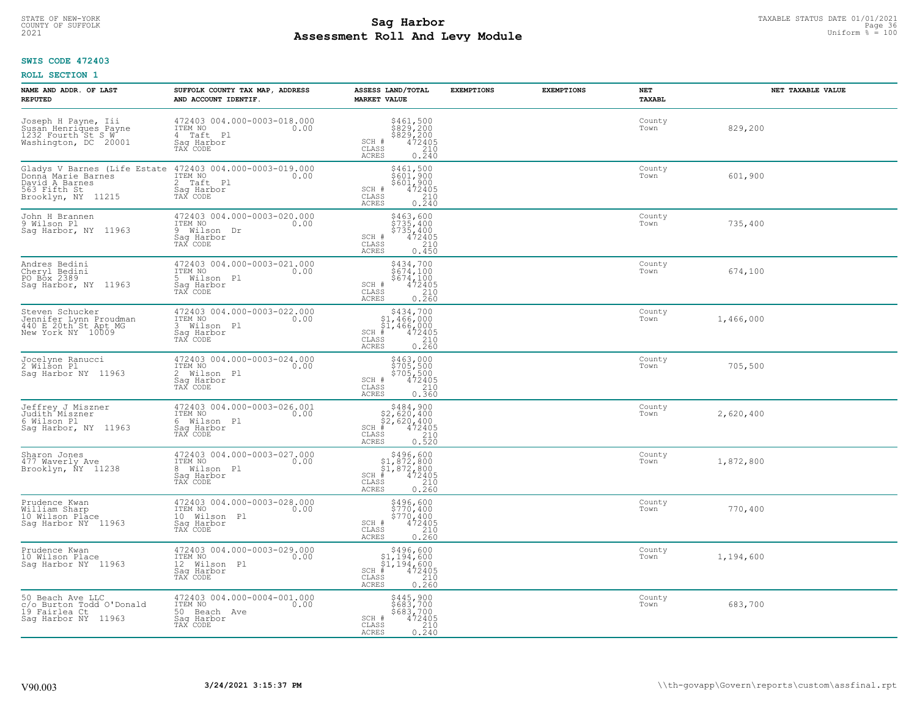STATE OF NEW-YORK
COUNTY OF SUFFOLK
2021

# Sag Harbor
## Assessment Roll And Levy Module

TAXABLE STATUS DATE 01/01/2021
Uniform % = 100

**SWIS CODE 472403**

**ROLL SECTION 1**

| NAME AND ADDR. OF LAST REPUTED | SUFFOLK COUNTY TAX MAP, ADDRESS AND ACCOUNT IDENTIF. | ASSESS LAND/TOTAL MARKET VALUE | EXEMPTIONS | EXEMPTIONS | NET TAXABL | NET TAXABLE VALUE |
|---|---|---|---|---|---|---|
| Joseph H Payne, Iii<br>Susan Henriques Payne<br>1232 Fourth St S W<br>Washington, DC 20001 | 472403 004.000-0003-018.000<br>ITEM NO 0.00<br>4 Taft Pl<br>Sag Harbor<br>TAX CODE | $461,500<br>$829,200<br>$829,200<br>SCH # 472405<br>CLASS 210<br>ACRES 0.240 | | | County<br>Town | 829,200 |
| Gladys V Barnes (Life Estate<br>Donna Marie Barnes<br>David A Barnes<br>563 Fifth St<br>Brooklyn, NY 11215 | 472403 004.000-0003-019.000<br>ITEM NO 0.00<br>2 Taft Pl<br>Sag Harbor<br>TAX CODE | $461,500<br>$601,900<br>$601,900<br>SCH # 472405<br>CLASS 210<br>ACRES 0.240 | | | County<br>Town | 601,900 |
| John H Brannen<br>9 Wilson Pl<br>Sag Harbor, NY 11963 | 472403 004.000-0003-020.000<br>ITEM NO 0.00<br>9 Wilson Dr<br>Sag Harbor<br>TAX CODE | $463,600<br>$735,400<br>$735,400<br>SCH # 472405<br>CLASS 210<br>ACRES 0.450 | | | County<br>Town | 735,400 |
| Andres Bedini<br>Cheryl Bedini<br>PO Box 2389<br>Sag Harbor, NY 11963 | 472403 004.000-0003-021.000<br>ITEM NO 0.00<br>5 Wilson Pl<br>Sag Harbor<br>TAX CODE | $434,700<br>$674,100<br>$674,100<br>SCH # 472405<br>CLASS 210<br>ACRES 0.260 | | | County<br>Town | 674,100 |
| Steven Schucker<br>Jennifer Lynn Proudman<br>440 E 20th St Apt MG<br>New York NY 10009 | 472403 004.000-0003-022.000<br>ITEM NO 0.00<br>3 Wilson Pl<br>Sag Harbor<br>TAX CODE | $434,700<br>$1,466,000<br>$1,466,000<br>SCH # 472405<br>CLASS 210<br>ACRES 0.260 | | | County<br>Town | 1,466,000 |
| Jocelyne Ranucci<br>2 Wilson Pl<br>Sag Harbor NY 11963 | 472403 004.000-0003-024.000<br>ITEM NO 0.00<br>2 Wilson Pl<br>Sag Harbor<br>TAX CODE | $463,000<br>$705,500<br>$705,500<br>SCH # 472405<br>CLASS 210<br>ACRES 0.360 | | | County<br>Town | 705,500 |
| Jeffrey J Miszner<br>Judith Miszner<br>6 Wilson Pl<br>Sag Harbor, NY 11963 | 472403 004.000-0003-026.001<br>ITEM NO 0.00<br>6 Wilson Pl<br>Sag Harbor<br>TAX CODE | $484,900<br>$2,620,400<br>$2,620,400<br>SCH # 472405<br>CLASS 210<br>ACRES 0.520 | | | County<br>Town | 2,620,400 |
| Sharon Jones<br>477 Waverly Ave<br>Brooklyn, NY 11238 | 472403 004.000-0003-027.000<br>ITEM NO 0.00<br>8 Wilson Pl<br>Sag Harbor<br>TAX CODE | $496,600<br>$1,872,800<br>$1,872,800<br>SCH # 472405<br>CLASS 210<br>ACRES 0.260 | | | County<br>Town | 1,872,800 |
| Prudence Kwan<br>William Sharp<br>10 Wilson Place<br>Sag Harbor NY 11963 | 472403 004.000-0003-028.000<br>ITEM NO 0.00<br>10 Wilson Pl<br>Sag Harbor<br>TAX CODE | $496,600<br>$770,400<br>$770,400<br>SCH # 472405<br>CLASS 210<br>ACRES 0.260 | | | County<br>Town | 770,400 |
| Prudence Kwan<br>10 Wilson Place<br>Sag Harbor NY 11963 | 472403 004.000-0003-029.000<br>ITEM NO 0.00<br>12 Wilson Pl<br>Sag Harbor<br>TAX CODE | $496,600<br>$1,194,600<br>$1,194,600<br>SCH # 472405<br>CLASS 210<br>ACRES 0.260 | | | County<br>Town | 1,194,600 |
| 50 Beach Ave LLC<br>c/o Burton Todd O'Donald<br>19 Fairlea Ct<br>Sag Harbor NY 11963 | 472403 004.000-0004-001.000<br>ITEM NO 0.00<br>50 Beach Ave<br>Sag Harbor<br>TAX CODE | $445,900<br>$683,700<br>$683,700<br>SCH # 472405<br>CLASS 210<br>ACRES 0.240 | | | County<br>Town | 683,700 |

V90.003 **3/24/2021 3:15:37 PM** \\th-govapp\Govern\reports\custom\assfinal.rpt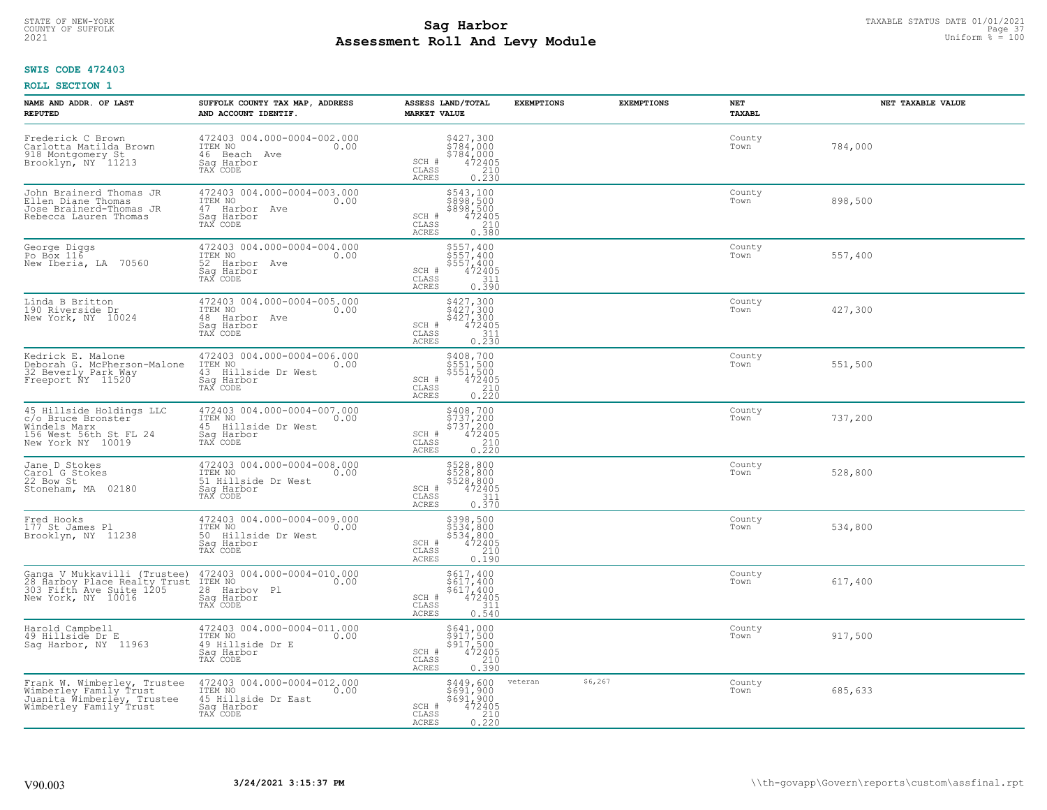**SWIS CODE 472403**

**ROLL SECTION 1**

| NAME AND ADDR. OF LAST REPUTED | SUFFOLK COUNTY TAX MAP, ADDRESS AND ACCOUNT IDENTIF. | ASSESS LAND/TOTAL MARKET VALUE | EXEMPTIONS | EXEMPTIONS | NET TAXABL | NET TAXABLE VALUE |
|---|---|---|---|---|---|---|
| Frederick C Brown<br>Carlotta Matilda Brown<br>918 Montgomery St<br>Brooklyn, NY 11213 | 472403 004.000-0004-002.000<br>ITEM NO 0.00<br>46 Beach Ave<br>Sag Harbor<br>TAX CODE | $427,300<br>$784,000<br>$784,000<br>SCH # 472405<br>CLASS 210<br>ACRES 0.230 | | | County<br>Town | 784,000 |
| John Brainerd Thomas JR<br>Ellen Diane Thomas<br>Jose Brainerd-Thomas JR<br>Rebecca Lauren Thomas | 472403 004.000-0004-003.000<br>ITEM NO 0.00<br>47 Harbor Ave<br>Sag Harbor<br>TAX CODE | $543,100<br>$898,500<br>$898,500<br>SCH # 472405<br>CLASS 210<br>ACRES 0.380 | | | County<br>Town | 898,500 |
| George Diggs<br>Po Box 116<br>New Iberia, LA 70560 | 472403 004.000-0004-004.000<br>ITEM NO 0.00<br>52 Harbor Ave<br>Sag Harbor<br>TAX CODE | $557,400<br>$557,400<br>$557,400<br>SCH # 472405<br>CLASS 311<br>ACRES 0.390 | | | County<br>Town | 557,400 |
| Linda B Britton<br>190 Riverside Dr<br>New York, NY 10024 | 472403 004.000-0004-005.000<br>ITEM NO 0.00<br>48 Harbor Ave<br>Sag Harbor<br>TAX CODE | $427,300<br>$427,300<br>$427,300<br>SCH # 472405<br>CLASS 311<br>ACRES 0.230 | | | County<br>Town | 427,300 |
| Kedrick E. Malone<br>Deborah G. McPherson-Malone<br>32 Beverly Park Way<br>Freeport NY 11520 | 472403 004.000-0004-006.000<br>ITEM NO 0.00<br>43 Hillside Dr West<br>Sag Harbor<br>TAX CODE | $408,700<br>$551,500<br>$551,500<br>SCH # 472405<br>CLASS 210<br>ACRES 0.220 | | | County<br>Town | 551,500 |
| 45 Hillside Holdings LLC<br>c/o Bruce Bronster<br>Windels Marx<br>156 West 56th St FL 24<br>New York NY 10019 | 472403 004.000-0004-007.000<br>ITEM NO 0.00<br>45 Hillside Dr West<br>Sag Harbor<br>TAX CODE | $408,700<br>$737,200<br>$737,200<br>SCH # 472405<br>CLASS 210<br>ACRES 0.220 | | | County<br>Town | 737,200 |
| Jane D Stokes<br>Carol G Stokes<br>22 Bow St<br>Stoneham, MA 02180 | 472403 004.000-0004-008.000<br>ITEM NO 0.00<br>51 Hillside Dr West<br>Sag Harbor<br>TAX CODE | $528,800<br>$528,800<br>$528,800<br>SCH # 472405<br>CLASS 311<br>ACRES 0.370 | | | County<br>Town | 528,800 |
| Fred Hooks<br>177 St James Pl<br>Brooklyn, NY 11238 | 472403 004.000-0004-009.000<br>ITEM NO 0.00<br>50 Hillside Dr West<br>Sag Harbor<br>TAX CODE | $398,500<br>$534,800<br>$534,800<br>SCH # 472405<br>CLASS 210<br>ACRES 0.190 | | | County<br>Town | 534,800 |
| Ganga V Mukkavilli (Trustee)<br>28 Harboy Place Realty Trust<br>303 Fifth Ave Suite 1205<br>New York, NY 10016 | 472403 004.000-0004-010.000<br>ITEM NO 0.00<br>28 Harboy Pl<br>Sag Harbor<br>TAX CODE | $617,400<br>$617,400<br>$617,400<br>SCH # 472405<br>CLASS 311<br>ACRES 0.540 | | | County<br>Town | 617,400 |
| Harold Campbell<br>49 Hillside Dr E<br>Sag Harbor, NY 11963 | 472403 004.000-0004-011.000<br>ITEM NO 0.00<br>49 Hillside Dr E<br>Sag Harbor<br>TAX CODE | $641,000<br>$917,500<br>$917,500<br>SCH # 472405<br>CLASS 210<br>ACRES 0.390 | | | County<br>Town | 917,500 |
| Frank W. Wimberley, Trustee<br>Wimberley Family Trust<br>Juanita Wimberley, Trustee<br>Wimberley Family Trust | 472403 004.000-0004-012.000<br>ITEM NO 0.00<br>45 Hillside Dr East<br>Sag Harbor<br>TAX CODE | $449,600<br>$691,900<br>$691,900<br>SCH # 472405<br>CLASS 210<br>ACRES 0.220 | veteran $6,267 | | County<br>Town | 685,633 |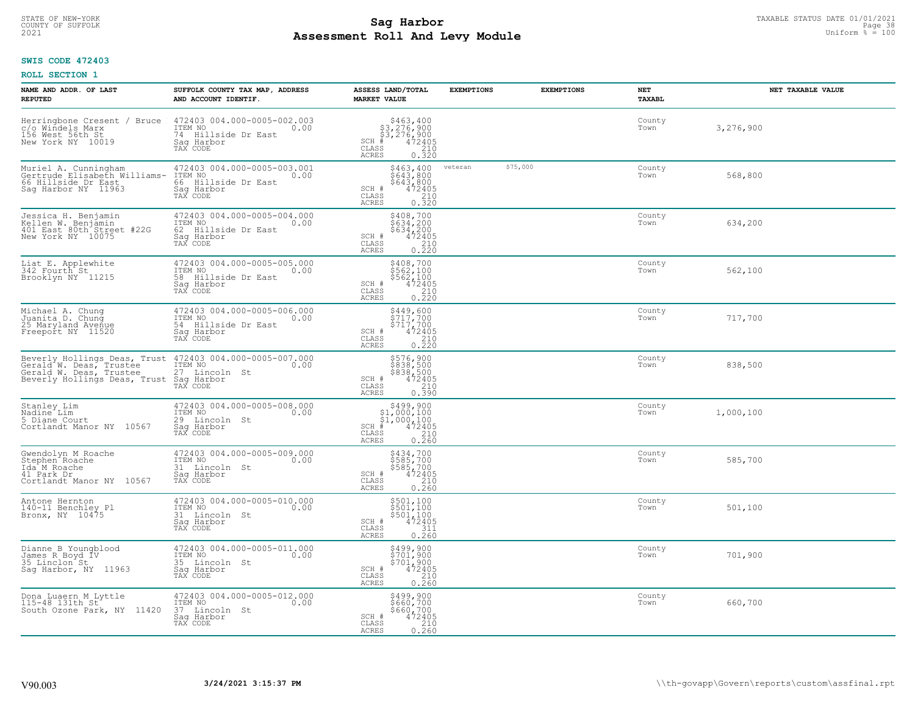**SWIS CODE 472403**

**ROLL SECTION 1**

| NAME AND ADDR. OF LAST REPUTED | SUFFOLK COUNTY TAX MAP, ADDRESS AND ACCOUNT IDENTIF. | ASSESS LAND/TOTAL MARKET VALUE | EXEMPTIONS | EXEMPTIONS | NET TAXABL | NET TAXABLE VALUE |
|---|---|---|---|---|---|---|
| Herringbone Cresent / Bruce<br>c/o Windels Marx<br>156 West 56th St<br>New York NY 10019 | 472403 004.000-0005-002.003<br>ITEM NO 0.00<br>74 Hillside Dr East<br>Sag Harbor<br>TAX CODE | $463,400<br>$3,276,900<br>$3,276,900<br>SCH # 472405<br>CLASS 210<br>ACRES 0.320 | | | County<br>Town | 3,276,900 |
| Muriel A. Cunningham<br>Gertrude Elisabeth Williams-<br>66 Hillside Dr East<br>Sag Harbor NY 11963 | 472403 004.000-0005-003.001<br>ITEM NO 0.00<br>66 Hillside Dr East<br>Sag Harbor<br>TAX CODE | $463,400<br>$643,800<br>$643,800<br>SCH # 472405<br>CLASS 210<br>ACRES 0.320 | veteran $75,000 | | County<br>Town | 568,800 |
| Jessica H. Benjamin<br>Kellen W. Benjamin<br>401 East 80th Street #22G<br>New York NY 10075 | 472403 004.000-0005-004.000<br>ITEM NO 0.00<br>62 Hillside Dr East<br>Sag Harbor<br>TAX CODE | $408,700<br>$634,200<br>$634,200<br>SCH # 472405<br>CLASS 210<br>ACRES 0.220 | | | County<br>Town | 634,200 |
| Liat E. Applewhite<br>342 Fourth St<br>Brooklyn NY 11215 | 472403 004.000-0005-005.000<br>ITEM NO 0.00<br>58 Hillside Dr East<br>Sag Harbor<br>TAX CODE | $408,700<br>$562,100<br>$562,100<br>SCH # 472405<br>CLASS 210<br>ACRES 0.220 | | | County<br>Town | 562,100 |
| Michael A. Chung<br>Juanita D. Chung<br>25 Maryland Avenue<br>Freeport NY 11520 | 472403 004.000-0005-006.000<br>ITEM NO 0.00<br>54 Hillside Dr East<br>Sag Harbor<br>TAX CODE | $449,600<br>$717,700<br>$717,700<br>SCH # 472405<br>CLASS 210<br>ACRES 0.220 | | | County<br>Town | 717,700 |
| Beverly Hollings Deas, Trust<br>Gerald W. Deas, Trustee<br>Gerald W. Deas, Trustee<br>Beverly Hollings Deas, Trust | 472403 004.000-0005-007.000<br>ITEM NO 0.00<br>27 Lincoln St<br>Sag Harbor<br>TAX CODE | $576,900<br>$838,500<br>$838,500<br>SCH # 472405<br>CLASS 210<br>ACRES 0.390 | | | County<br>Town | 838,500 |
| Stanley Lim<br>Nadine Lim<br>5 Diane Court<br>Cortlandt Manor NY 10567 | 472403 004.000-0005-008.000<br>ITEM NO 0.00<br>29 Lincoln St<br>Sag Harbor<br>TAX CODE | $499,900<br>$1,000,100<br>$1,000,100<br>SCH # 472405<br>CLASS 210<br>ACRES 0.260 | | | County<br>Town | 1,000,100 |
| Gwendolyn M Roache<br>Stephen Roache<br>Ida M Roache<br>41 Park Dr<br>Cortlandt Manor NY 10567 | 472403 004.000-0005-009.000<br>ITEM NO 0.00<br>31 Lincoln St<br>Sag Harbor<br>TAX CODE | $434,700<br>$585,700<br>$585,700<br>SCH # 472405<br>CLASS 210<br>ACRES 0.260 | | | County<br>Town | 585,700 |
| Antone Hernton<br>140-11 Benchley Pl<br>Bronx, NY 10475 | 472403 004.000-0005-010.000<br>ITEM NO 0.00<br>31 Lincoln St<br>Sag Harbor<br>TAX CODE | $501,100<br>$501,100<br>$501,100<br>SCH # 472405<br>CLASS 311<br>ACRES 0.260 | | | County<br>Town | 501,100 |
| Dianne B Youngblood<br>James R Boyd IV<br>35 Linclon St<br>Sag Harbor, NY 11963 | 472403 004.000-0005-011.000<br>ITEM NO 0.00<br>35 Lincoln St<br>Sag Harbor<br>TAX CODE | $499,900<br>$701,900<br>$701,900<br>SCH # 472405<br>CLASS 210<br>ACRES 0.260 | | | County<br>Town | 701,900 |
| Dona Luaern M Lyttle<br>115-48 131th St<br>South Ozone Park, NY 11420 | 472403 004.000-0005-012.000<br>ITEM NO 0.00<br>37 Lincoln St<br>Sag Harbor<br>TAX CODE | $499,900<br>$660,700<br>$660,700<br>SCH # 472405<br>CLASS 210<br>ACRES 0.260 | | | County<br>Town | 660,700 |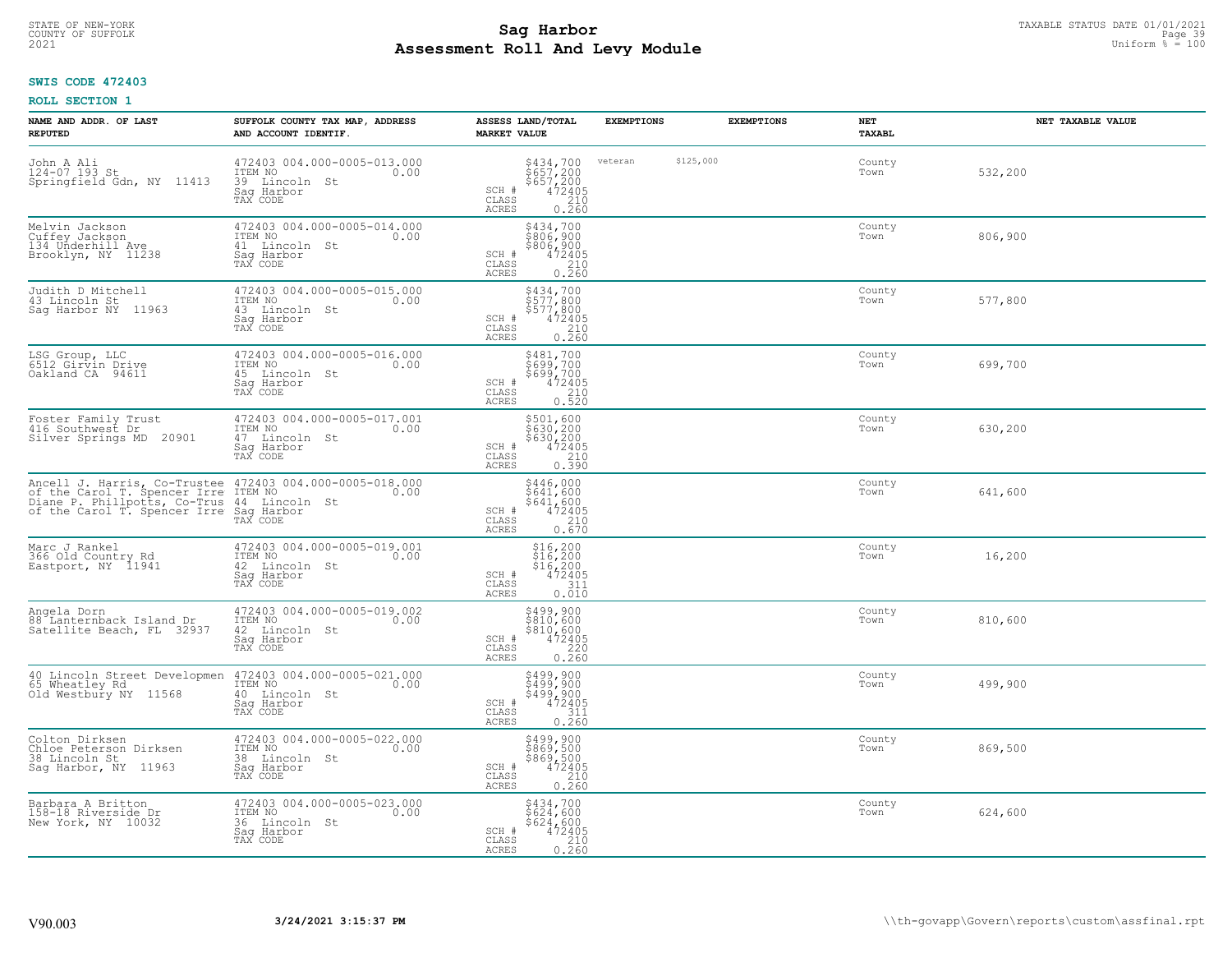STATE OF NEW-YORK
COUNTY OF SUFFOLK
2021

# Sag Harbor
# Assessment Roll And Levy Module

TAXABLE STATUS DATE 01/01/2021
Uniform % = 100

**SWIS CODE 472403**

**ROLL SECTION 1**

| NAME AND ADDR. OF LAST REPUTED | SUFFOLK COUNTY TAX MAP, ADDRESS AND ACCOUNT IDENTIF. | ASSESS LAND/TOTAL MARKET VALUE | EXEMPTIONS | EXEMPTIONS | NET TAXABL | NET TAXABLE VALUE |
|---|---|---|---|---|---|---|
| John A Ali<br>124-07 193 St<br>Springfield Gdn, NY 11413 | 472403 004.000-0005-013.000<br>ITEM NO 0.00<br>39 Lincoln St<br>Sag Harbor<br>TAX CODE | $434,700<br>$657,200<br>$657,200<br>SCH # 472405<br>CLASS 210<br>ACRES 0.260 | veteran $125,000 | | County<br>Town | 532,200 |
| Melvin Jackson<br>Cuffey Jackson<br>134 Underhill Ave<br>Brooklyn, NY 11238 | 472403 004.000-0005-014.000<br>ITEM NO 0.00<br>41 Lincoln St<br>Sag Harbor<br>TAX CODE | $434,700<br>$806,900<br>$806,900<br>SCH # 472405<br>CLASS 210<br>ACRES 0.260 | | | County<br>Town | 806,900 |
| Judith D Mitchell<br>43 Lincoln St<br>Sag Harbor NY 11963 | 472403 004.000-0005-015.000<br>ITEM NO 0.00<br>43 Lincoln St<br>Sag Harbor<br>TAX CODE | $434,700<br>$577,800<br>$577,800<br>SCH # 472405<br>CLASS 210<br>ACRES 0.260 | | | County<br>Town | 577,800 |
| LSG Group, LLC<br>6512 Girvin Drive<br>Oakland CA 94611 | 472403 004.000-0005-016.000<br>ITEM NO 0.00<br>45 Lincoln St<br>Sag Harbor<br>TAX CODE | $481,700<br>$699,700<br>$699,700<br>SCH # 472405<br>CLASS 210<br>ACRES 0.520 | | | County<br>Town | 699,700 |
| Foster Family Trust<br>416 Southwest Dr<br>Silver Springs MD 20901 | 472403 004.000-0005-017.001<br>ITEM NO 0.00<br>47 Lincoln St<br>Sag Harbor<br>TAX CODE | $501,600<br>$630,200<br>$630,200<br>SCH # 472405<br>CLASS 210<br>ACRES 0.390 | | | County<br>Town | 630,200 |
| Ancell J. Harris, Co-Trustee<br>of the Carol T. Spencer Irre<br>Diane P. Phillpotts, Co-Trus<br>of the Carol T. Spencer Irre | 472403 004.000-0005-018.000<br>ITEM NO 0.00<br>44 Lincoln St<br>Sag Harbor<br>TAX CODE | $446,000<br>$641,600<br>$641,600<br>SCH # 472405<br>CLASS 210<br>ACRES 0.670 | | | County<br>Town | 641,600 |
| Marc J Rankel<br>366 Old Country Rd<br>Eastport, NY 11941 | 472403 004.000-0005-019.001<br>ITEM NO 0.00<br>42 Lincoln St<br>Sag Harbor<br>TAX CODE | $16,200<br>$16,200<br>$16,200<br>SCH # 472405<br>CLASS 311<br>ACRES 0.010 | | | County<br>Town | 16,200 |
| Angela Dorn<br>88 Lanternback Island Dr<br>Satellite Beach, FL 32937 | 472403 004.000-0005-019.002<br>ITEM NO 0.00<br>42 Lincoln St<br>Sag Harbor<br>TAX CODE | $499,900<br>$810,600<br>$810,600<br>SCH # 472405<br>CLASS 220<br>ACRES 0.260 | | | County<br>Town | 810,600 |
| 40 Lincoln Street Developmen<br>65 Wheatley Rd<br>Old Westbury NY 11568 | 472403 004.000-0005-021.000<br>ITEM NO 0.00<br>40 Lincoln St<br>Sag Harbor<br>TAX CODE | $499,900<br>$499,900<br>$499,900<br>SCH # 472405<br>CLASS 311<br>ACRES 0.260 | | | County<br>Town | 499,900 |
| Colton Dirksen<br>Chloe Peterson Dirksen<br>38 Lincoln St<br>Sag Harbor, NY 11963 | 472403 004.000-0005-022.000<br>ITEM NO 0.00<br>38 Lincoln St<br>Sag Harbor<br>TAX CODE | $499,900<br>$869,500<br>$869,500<br>SCH # 472405<br>CLASS 210<br>ACRES 0.260 | | | County<br>Town | 869,500 |
| Barbara A Britton<br>158-18 Riverside Dr<br>New York, NY 10032 | 472403 004.000-0005-023.000<br>ITEM NO 0.00<br>36 Lincoln St<br>Sag Harbor<br>TAX CODE | $434,700<br>$624,600<br>$624,600<br>SCH # 472405<br>CLASS 210<br>ACRES 0.260 | | | County<br>Town | 624,600 |

V90.003 3/24/2021 3:15:37 PM \\th-govapp\Govern\reports\custom\assfinal.rpt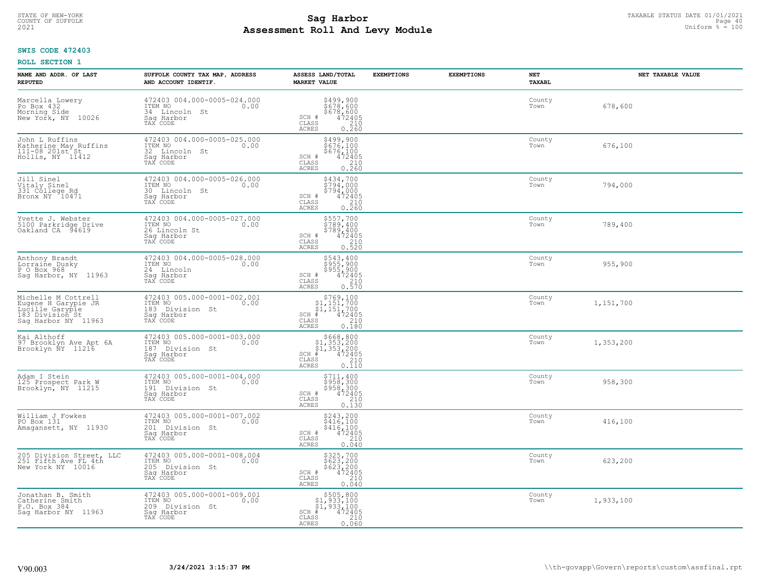STATE OF NEW-YORK
COUNTY OF SUFFOLK
2021

# Sag Harbor
## Assessment Roll And Levy Module

TAXABLE STATUS DATE 01/01/2021
Uniform % = 100

**SWIS CODE 472403**

**ROLL SECTION 1**

| NAME AND ADDR. OF LAST REPUTED | SUFFOLK COUNTY TAX MAP, ADDRESS AND ACCOUNT IDENTIF. | ASSESS LAND/TOTAL MARKET VALUE | EXEMPTIONS | EXEMPTIONS | NET TAXABL | NET TAXABLE VALUE |
|---|---|---|---|---|---|---|
| Marcella Lowery<br>Po Box 432<br>Morning Side<br>New York, NY 10026 | 472403 004.000-0005-024.000<br>ITEM NO 0.00<br>34 Lincoln St<br>Sag Harbor<br>TAX CODE | $499,900<br>$678,600<br>$678,600<br>SCH # 472405<br>CLASS 210<br>ACRES 0.260 | | | County<br>Town | 678,600 |
| John L Ruffins<br>Katherine May Ruffins<br>111-08 201st St<br>Hollis, NY 11412 | 472403 004.000-0005-025.000<br>ITEM NO 0.00<br>32 Lincoln St<br>Sag Harbor<br>TAX CODE | $499,900<br>$676,100<br>$676,100<br>SCH # 472405<br>CLASS 210<br>ACRES 0.260 | | | County<br>Town | 676,100 |
| Jill Sinel<br>Vitaly Sinel<br>331 College Rd<br>Bronx NY 10471 | 472403 004.000-0005-026.000<br>ITEM NO 0.00<br>30 Lincoln St<br>Sag Harbor<br>TAX CODE | $434,700<br>$794,000<br>$794,000<br>SCH # 472405<br>CLASS 210<br>ACRES 0.260 | | | County<br>Town | 794,000 |
| Yvette J. Webster<br>5100 Parkridge Drive<br>Oakland CA 94619 | 472403 004.000-0005-027.000<br>ITEM NO 0.00<br>26 Lincoln St<br>Sag Harbor<br>TAX CODE | $557,700<br>$789,400<br>$789,400<br>SCH # 472405<br>CLASS 210<br>ACRES 0.520 | | | County<br>Town | 789,400 |
| Anthony Brandt<br>Lorraine Dusky<br>P O Box 968<br>Sag Harbor, NY 11963 | 472403 004.000-0005-028.000<br>ITEM NO 0.00<br>24 Lincoln<br>Sag Harbor<br>TAX CODE | $543,400<br>$955,900<br>$955,900<br>SCH # 472405<br>CLASS 210<br>ACRES 0.570 | | | County<br>Town | 955,900 |
| Michelle M Cottrell<br>Eugene H Garypie JR<br>Lucille Garypie<br>183 Division St<br>Sag Harbor NY 11963 | 472403 005.000-0001-002.001<br>ITEM NO 0.00<br>183 Division St<br>Sag Harbor<br>TAX CODE | $769,100<br>$1,151,700<br>$1,151,700<br>SCH # 472405<br>CLASS 210<br>ACRES 0.180 | | | County<br>Town | 1,151,700 |
| Kai Althoff<br>97 Brooklyn Ave Apt 6A<br>Brooklyn NY 11216 | 472403 005.000-0001-003.000<br>ITEM NO 0.00<br>187 Division St<br>Sag Harbor<br>TAX CODE | $668,800<br>$1,353,200<br>$1,353,200<br>SCH # 472405<br>CLASS 210<br>ACRES 0.110 | | | County<br>Town | 1,353,200 |
| Adam I Stein<br>125 Prospect Park W<br>Brooklyn, NY 11215 | 472403 005.000-0001-004.000<br>ITEM NO 0.00<br>191 Division St<br>Sag Harbor<br>TAX CODE | $711,400<br>$958,300<br>$958,300<br>SCH # 472405<br>CLASS 210<br>ACRES 0.130 | | | County<br>Town | 958,300 |
| William J Fowkes<br>PO Box 131<br>Amagansett, NY 11930 | 472403 005.000-0001-007.002<br>ITEM NO 0.00<br>201 Division St<br>Sag Harbor<br>TAX CODE | $243,200<br>$416,100<br>$416,100<br>SCH # 472405<br>CLASS 210<br>ACRES 0.040 | | | County<br>Town | 416,100 |
| 205 Division Street, LLC<br>251 Fifth Ave FL 4th<br>New York NY 10016 | 472403 005.000-0001-008.004<br>ITEM NO 0.00<br>205 Division St<br>Sag Harbor<br>TAX CODE | $325,700<br>$623,200<br>$623,200<br>SCH # 472405<br>CLASS 210<br>ACRES 0.040 | | | County<br>Town | 623,200 |
| Jonathan B. Smith<br>Catherine Smith<br>P.O. Box 384<br>Sag Harbor NY 11963 | 472403 005.000-0001-009.001<br>ITEM NO 0.00<br>209 Division St<br>Sag Harbor<br>TAX CODE | $505,800<br>$1,933,100<br>$1,933,100<br>SCH # 472405<br>CLASS 210<br>ACRES 0.060 | | | County<br>Town | 1,933,100 |

V90.003 **3/24/2021 3:15:37 PM** \\th-govapp\Govern\reports\custom\assfinal.rpt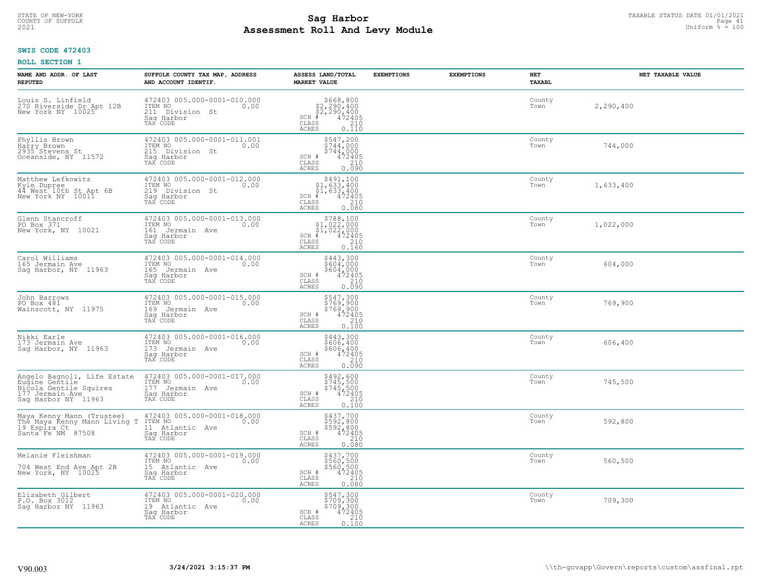**Sag Harbor**
**Assessment Roll And Levy Module**

STATE OF NEW-YORK
COUNTY OF SUFFOLK
2021

TAXABLE STATUS DATE 01/01/2021
Uniform % = 100

**SWIS CODE 472403**

**ROLL SECTION 1**

| NAME AND ADDR. OF LAST REPUTED | SUFFOLK COUNTY TAX MAP, ADDRESS AND ACCOUNT IDENTIF. | ASSESS LAND/TOTAL MARKET VALUE | EXEMPTIONS | EXEMPTIONS | NET TAXABL | NET TAXABLE VALUE |
|---|---|---|---|---|---|---|
| Louis S. Linfield<br>270 Riverside Dr Apt 12B<br>New York NY 10025 | 472403 005.000-0001-010.000<br>ITEM NO 0.00<br>211 Division St<br>Sag Harbor<br>TAX CODE | $668,800<br>$2,290,400<br>$2,290,400<br>SCH # 472405<br>CLASS 210<br>ACRES 0.110 | | | County<br>Town | 2,290,400 |
| Phyllis Brown<br>Harry Brown<br>2935 Stevens St<br>Oceanside, NY 11572 | 472403 005.000-0001-011.001<br>ITEM NO 0.00<br>215 Division St<br>Sag Harbor<br>TAX CODE | $547,200<br>$744,000<br>$744,000<br>SCH # 472405<br>CLASS 210<br>ACRES 0.090 | | | County<br>Town | 744,000 |
| Matthew Lefkowitz<br>Kyle Dupree<br>44 West 10th St Apt 6B<br>New York NY 10011 | 472403 005.000-0001-012.000<br>ITEM NO 0.00<br>219 Division St<br>Sag Harbor<br>TAX CODE | $491,100<br>$1,633,400<br>$1,633,400<br>SCH # 472405<br>CLASS 210<br>ACRES 0.080 | | | County<br>Town | 1,633,400 |
| Glenn Stancroff<br>PO Box 371<br>New York, NY 10021 | 472403 005.000-0001-013.000<br>ITEM NO 0.00<br>161 Jermain Ave<br>Sag Harbor<br>TAX CODE | $788,100<br>$1,022,000<br>$1,022,000<br>SCH # 472405<br>CLASS 210<br>ACRES 0.160 | | | County<br>Town | 1,022,000 |
| Carol Williams<br>165 Jermain Ave<br>Sag Harbor, NY 11963 | 472403 005.000-0001-014.000<br>ITEM NO 0.00<br>165 Jermain Ave<br>Sag Harbor<br>TAX CODE | $443,300<br>$604,000<br>$604,000<br>SCH # 472405<br>CLASS 210<br>ACRES 0.090 | | | County<br>Town | 604,000 |
| John Barrows<br>PO Box 481<br>Wainscott, NY 11975 | 472403 005.000-0001-015.000<br>ITEM NO 0.00<br>169 Jermain Ave<br>Sag Harbor<br>TAX CODE | $547,300<br>$769,900<br>$769,900<br>SCH # 472405<br>CLASS 210<br>ACRES 0.100 | | | County<br>Town | 769,900 |
| Nikki Earle<br>173 Jermain Ave<br>Sag Harbor, NY 11963 | 472403 005.000-0001-016.000<br>ITEM NO 0.00<br>173 Jermain Ave<br>Sag Harbor<br>TAX CODE | $443,300<br>$606,400<br>$606,400<br>SCH # 472405<br>CLASS 210<br>ACRES 0.090 | | | County<br>Town | 606,400 |
| Angelo Bagnoli, Life Estate<br>Eugine Gentile<br>Nicola Gentile Squires<br>177 Jermain Ave<br>Sag Harbor NY 11963 | 472403 005.000-0001-017.000<br>ITEM NO 0.00<br>177 Jermain Ave<br>Sag Harbor<br>TAX CODE | $492,600<br>$745,500<br>$745,500<br>SCH # 472405<br>CLASS 210<br>ACRES 0.100 | | | County<br>Town | 745,500 |
| Maya Kenny Mann (Trustee)<br>The Maya Kenny Mann Living T<br>19 Espira Ct<br>Santa Fe NM 87508 | 472403 005.000-0001-018.000<br>ITEM NO 0.00<br>11 Atlantic Ave<br>Sag Harbor<br>TAX CODE | $437,700<br>$592,800<br>$592,800<br>SCH # 472405<br>CLASS 210<br>ACRES 0.080 | | | County<br>Town | 592,800 |
| Melanie Fleishman<br><br>704 West End Ave Apt 2B<br>New York, NY 10025 | 472403 005.000-0001-019.000<br>ITEM NO 0.00<br>15 Atlantic Ave<br>Sag Harbor<br>TAX CODE | $437,700<br>$560,500<br>$560,500<br>SCH # 472405<br>CLASS 210<br>ACRES 0.080 | | | County<br>Town | 560,500 |
| Elizabeth Gilbert<br>P.O. Box 3012<br>Sag Harbor NY 11963 | 472403 005.000-0001-020.000<br>ITEM NO 0.00<br>19 Atlantic Ave<br>Sag Harbor<br>TAX CODE | $547,300<br>$709,300<br>$709,300<br>SCH # 472405<br>CLASS 210<br>ACRES 0.100 | | | County<br>Town | 709,300 |

V90.003 3/24/2021 3:15:37 PM \\th-govapp\Govern\reports\custom\assfinal.rpt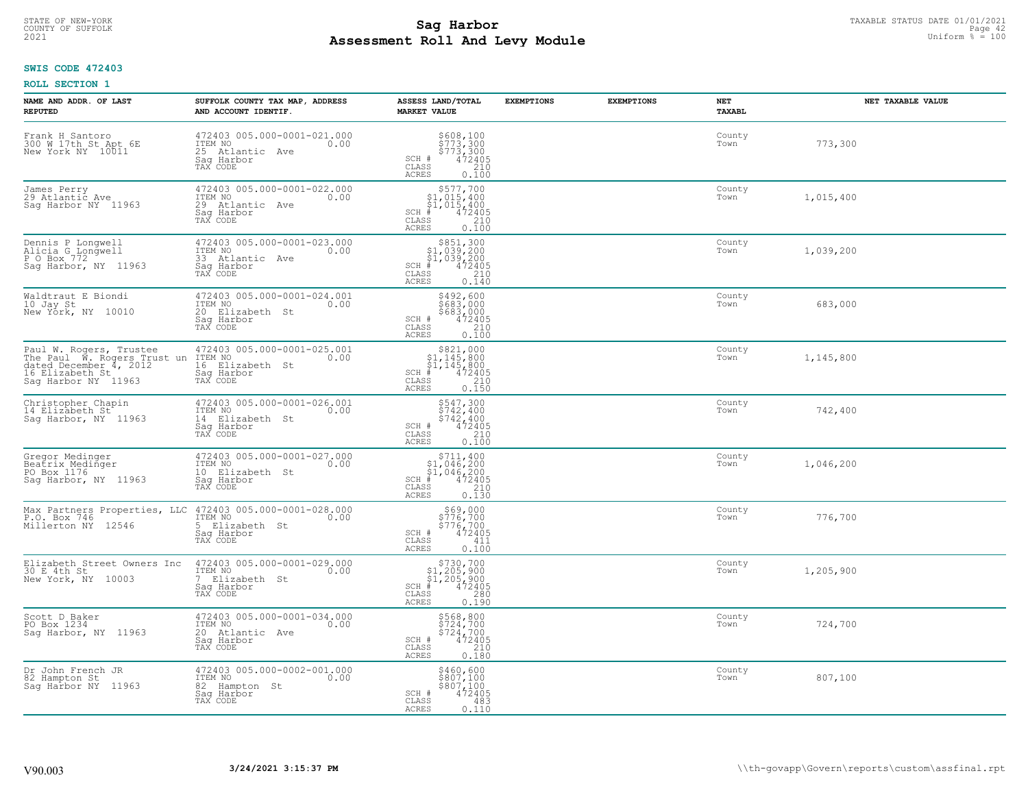**SWIS CODE 472403**

**ROLL SECTION 1**

| NAME AND ADDR. OF LAST REPUTED | SUFFOLK COUNTY TAX MAP, ADDRESS AND ACCOUNT IDENTIF. | ASSESS LAND/TOTAL MARKET VALUE | EXEMPTIONS | EXEMPTIONS | NET TAXABL | NET TAXABLE VALUE |
|---|---|---|---|---|---|---|
| Frank H Santoro<br>300 W 17th St Apt 6E<br>New York NY 10011 | 472403 005.000-0001-021.000<br>ITEM NO 0.00<br>25 Atlantic Ave<br>Sag Harbor<br>TAX CODE | $608,100<br>$773,300<br>$773,300<br>SCH # 472405<br>CLASS 210<br>ACRES 0.100 | | | County<br>Town | 773,300 |
| James Perry<br>29 Atlantic Ave<br>Sag Harbor NY 11963 | 472403 005.000-0001-022.000<br>ITEM NO 0.00<br>29 Atlantic Ave<br>Sag Harbor<br>TAX CODE | $577,700<br>$1,015,400<br>$1,015,400<br>SCH # 472405<br>CLASS 210<br>ACRES 0.100 | | | County<br>Town | 1,015,400 |
| Dennis P Longwell<br>Alicia G Longwell<br>P O Box 772<br>Sag Harbor, NY 11963 | 472403 005.000-0001-023.000<br>ITEM NO 0.00<br>33 Atlantic Ave<br>Sag Harbor<br>TAX CODE | $851,300<br>$1,039,200<br>$1,039,200<br>SCH # 472405<br>CLASS 210<br>ACRES 0.140 | | | County<br>Town | 1,039,200 |
| Waldtraut E Biondi<br>10 Jay St<br>New York, NY 10010 | 472403 005.000-0001-024.001<br>ITEM NO 0.00<br>20 Elizabeth St<br>Sag Harbor<br>TAX CODE | $492,600<br>$683,000<br>$683,000<br>SCH # 472405<br>CLASS 210<br>ACRES 0.100 | | | County<br>Town | 683,000 |
| Paul W. Rogers, Trustee<br>The Paul W. Rogers Trust un<br>dated December 4, 2012<br>16 Elizabeth St<br>Sag Harbor NY 11963 | 472403 005.000-0001-025.001<br>ITEM NO 0.00<br>16 Elizabeth St<br>Sag Harbor<br>TAX CODE | $821,000<br>$1,145,800<br>$1,145,800<br>SCH # 472405<br>CLASS 210<br>ACRES 0.150 | | | County<br>Town | 1,145,800 |
| Christopher Chapin<br>14 Elizabeth St<br>Sag Harbor, NY 11963 | 472403 005.000-0001-026.001<br>ITEM NO 0.00<br>14 Elizabeth St<br>Sag Harbor<br>TAX CODE | $547,300<br>$742,400<br>$742,400<br>SCH # 472405<br>CLASS 210<br>ACRES 0.100 | | | County<br>Town | 742,400 |
| Gregor Medinger<br>Beatrix Medinger<br>PO Box 1176<br>Sag Harbor, NY 11963 | 472403 005.000-0001-027.000<br>ITEM NO 0.00<br>10 Elizabeth St<br>Sag Harbor<br>TAX CODE | $711,400<br>$1,046,200<br>$1,046,200<br>SCH # 472405<br>CLASS 210<br>ACRES 0.130 | | | County<br>Town | 1,046,200 |
| Max Partners Properties, LLC<br>P.O. Box 746<br>Millerton NY 12546 | 472403 005.000-0001-028.000<br>ITEM NO 0.00<br>5 Elizabeth St<br>Sag Harbor<br>TAX CODE | $69,000<br>$776,700<br>$776,700<br>SCH # 472405<br>CLASS 411<br>ACRES 0.100 | | | County<br>Town | 776,700 |
| Elizabeth Street Owners Inc<br>30 E 4th St<br>New York, NY 10003 | 472403 005.000-0001-029.000<br>ITEM NO 0.00<br>7 Elizabeth St<br>Sag Harbor<br>TAX CODE | $730,700<br>$1,205,900<br>$1,205,900<br>SCH # 472405<br>CLASS 280<br>ACRES 0.190 | | | County<br>Town | 1,205,900 |
| Scott D Baker<br>PO Box 1234<br>Sag Harbor, NY 11963 | 472403 005.000-0001-034.000<br>ITEM NO 0.00<br>20 Atlantic Ave<br>Sag Harbor<br>TAX CODE | $568,800<br>$724,700<br>$724,700<br>SCH # 472405<br>CLASS 210<br>ACRES 0.180 | | | County<br>Town | 724,700 |
| Dr John French JR<br>82 Hampton St<br>Sag Harbor NY 11963 | 472403 005.000-0002-001.000<br>ITEM NO 0.00<br>82 Hampton St<br>Sag Harbor<br>TAX CODE | $460,600<br>$807,100<br>$807,100<br>SCH # 472405<br>CLASS 483<br>ACRES 0.110 | | | County<br>Town | 807,100 |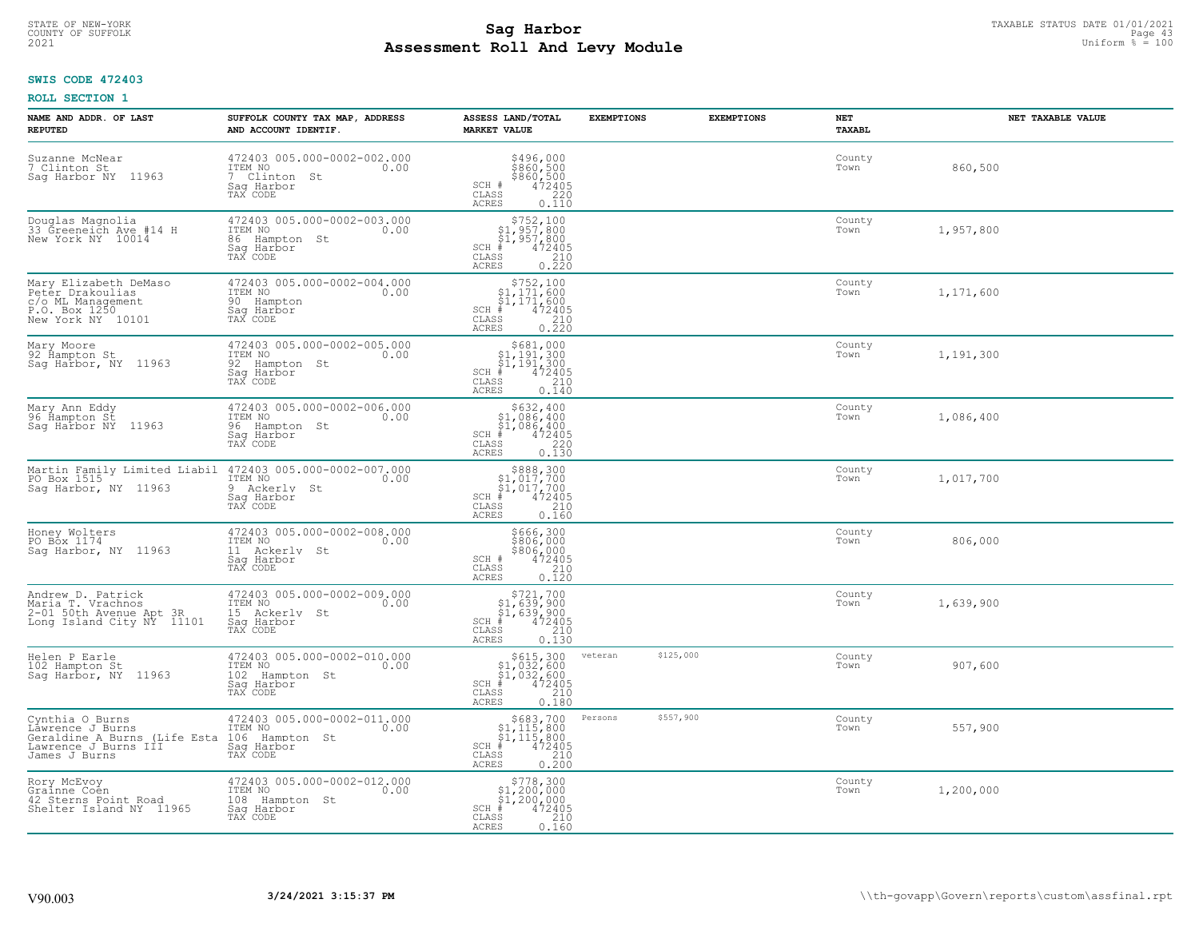# Sag Harbor
## Assessment Roll And Levy Module

STATE OF NEW-YORK
COUNTY OF SUFFOLK
2021

TAXABLE STATUS DATE 01/01/2021
Uniform % = 100

**SWIS CODE 472403**

**ROLL SECTION 1**

| NAME AND ADDR. OF LAST REPUTED | SUFFOLK COUNTY TAX MAP, ADDRESS AND ACCOUNT IDENTIF. | ASSESS LAND/TOTAL MARKET VALUE | EXEMPTIONS | EXEMPTIONS | NET TAXABL | NET TAXABLE VALUE |
|---|---|---|---|---|---|---|
| Suzanne McNear<br>7 Clinton St<br>Sag Harbor NY 11963 | 472403 005.000-0002-002.000<br>ITEM NO 0.00<br>7 Clinton St<br>Sag Harbor<br>TAX CODE | $496,000<br>$860,500<br>$860,500<br>SCH # 472405<br>CLASS 220<br>ACRES 0.110 | | | County<br>Town | 860,500 |
| Douglas Magnolia<br>33 Greeneich Ave #14 H<br>New York NY 10014 | 472403 005.000-0002-003.000<br>ITEM NO 0.00<br>86 Hampton St<br>Sag Harbor<br>TAX CODE | $752,100<br>$1,957,800<br>$1,957,800<br>SCH # 472405<br>CLASS 210<br>ACRES 0.220 | | | County<br>Town | 1,957,800 |
| Mary Elizabeth DeMaso<br>Peter Drakoulias<br>c/o ML Management<br>P.O. Box 1250<br>New York NY 10101 | 472403 005.000-0002-004.000<br>ITEM NO 0.00<br>90 Hampton<br>Sag Harbor<br>TAX CODE | $752,100<br>$1,171,600<br>$1,171,600<br>SCH # 472405<br>CLASS 210<br>ACRES 0.220 | | | County<br>Town | 1,171,600 |
| Mary Moore<br>92 Hampton St<br>Sag Harbor, NY 11963 | 472403 005.000-0002-005.000<br>ITEM NO 0.00<br>92 Hampton St<br>Sag Harbor<br>TAX CODE | $681,000<br>$1,191,300<br>$1,191,300<br>SCH # 472405<br>CLASS 210<br>ACRES 0.140 | | | County<br>Town | 1,191,300 |
| Mary Ann Eddy<br>96 Hampton St<br>Sag Harbor NY 11963 | 472403 005.000-0002-006.000<br>ITEM NO 0.00<br>96 Hampton St<br>Sag Harbor<br>TAX CODE | $632,400<br>$1,086,400<br>$1,086,400<br>SCH # 472405<br>CLASS 220<br>ACRES 0.130 | | | County<br>Town | 1,086,400 |
| Martin Family Limited Liabil<br>PO Box 1515<br>Sag Harbor, NY 11963 | 472403 005.000-0002-007.000<br>ITEM NO 0.00<br>9 Ackerly St<br>Sag Harbor<br>TAX CODE | $888,300<br>$1,017,700<br>$1,017,700<br>SCH # 472405<br>CLASS 210<br>ACRES 0.160 | | | County<br>Town | 1,017,700 |
| Honey Wolters<br>PO Box 1174<br>Sag Harbor, NY 11963 | 472403 005.000-0002-008.000<br>ITEM NO 0.00<br>11 Ackerly St<br>Sag Harbor<br>TAX CODE | $666,300<br>$806,000<br>$806,000<br>SCH # 472405<br>CLASS 210<br>ACRES 0.120 | | | County<br>Town | 806,000 |
| Andrew D. Patrick<br>Maria T. Vrachnos<br>2-01 50th Avenue Apt 3R<br>Long Island City NY 11101 | 472403 005.000-0002-009.000<br>ITEM NO 0.00<br>15 Ackerly St<br>Sag Harbor<br>TAX CODE | $721,700<br>$1,639,900<br>$1,639,900<br>SCH # 472405<br>CLASS 210<br>ACRES 0.130 | | | County<br>Town | 1,639,900 |
| Helen P Earle<br>102 Hampton St<br>Sag Harbor, NY 11963 | 472403 005.000-0002-010.000<br>ITEM NO 0.00<br>102 Hampton St<br>Sag Harbor<br>TAX CODE | $615,300<br>$1,032,600<br>$1,032,600<br>SCH # 472405<br>CLASS 210<br>ACRES 0.180 | veteran $125,000 | | County<br>Town | 907,600 |
| Cynthia O Burns<br>Lawrence J Burns<br>Geraldine A Burns (Life Esta<br>Lawrence J Burns III<br>James J Burns | 472403 005.000-0002-011.000<br>ITEM NO 0.00<br>106 Hampton St<br>Sag Harbor<br>TAX CODE | $683,700<br>$1,115,800<br>$1,115,800<br>SCH # 472405<br>CLASS 210<br>ACRES 0.200 | Persons $557,900 | | County<br>Town | 557,900 |
| Rory McEvoy<br>Grainne Coen<br>42 Sterns Point Road<br>Shelter Island NY 11965 | 472403 005.000-0002-012.000<br>ITEM NO 0.00<br>108 Hampton St<br>Sag Harbor<br>TAX CODE | $778,300<br>$1,200,000<br>$1,200,000<br>SCH # 472405<br>CLASS 210<br>ACRES 0.160 | | | County<br>Town | 1,200,000 |

V90.003 **3/24/2021 3:15:37 PM** \\th-govapp\Govern\reports\custom\assfinal.rpt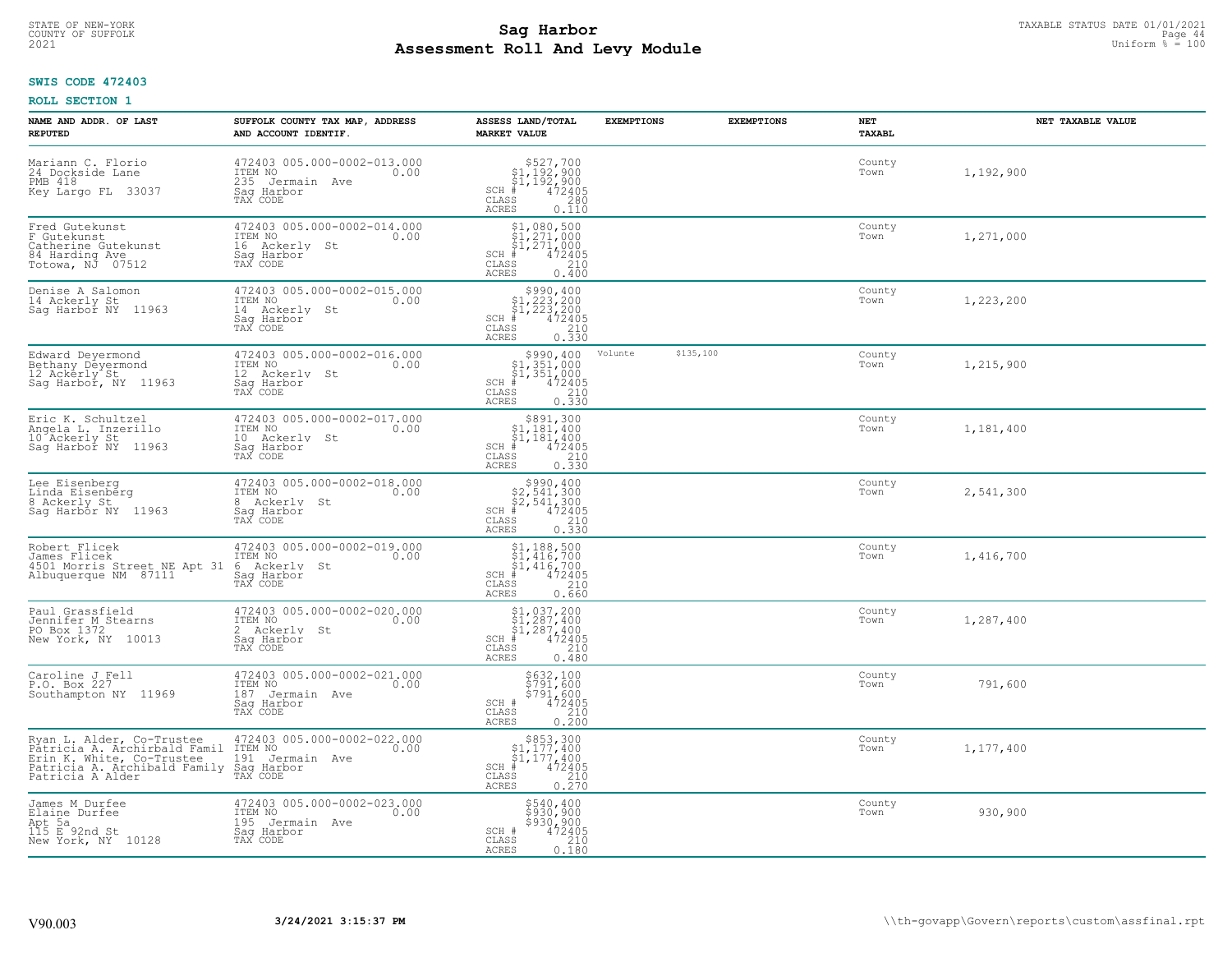STATE OF NEW-YORK
COUNTY OF SUFFOLK
2021

# Sag Harbor
## Assessment Roll And Levy Module

TAXABLE STATUS DATE 01/01/2021
Uniform % = 100

**SWIS CODE 472403**

**ROLL SECTION 1**

| NAME AND ADDR. OF LAST REPUTED | SUFFOLK COUNTY TAX MAP, ADDRESS AND ACCOUNT IDENTIF. | ASSESS LAND/TOTAL MARKET VALUE | EXEMPTIONS | EXEMPTIONS | NET TAXABL | NET TAXABLE VALUE |
|---|---|---|---|---|---|---|
| Mariann C. Florio<br>24 Dockside Lane<br>PMB 418<br>Key Largo FL 33037 | 472403 005.000-0002-013.000<br>ITEM NO 0.00<br>235 Jermain Ave<br>Sag Harbor<br>TAX CODE | $527,700<br>$1,192,900<br>$1,192,900<br>SCH # 472405<br>CLASS 280<br>ACRES 0.110 | | | County<br>Town | 1,192,900 |
| Fred Gutekunst<br>F Gutekunst<br>Catherine Gutekunst<br>84 Harding Ave<br>Totowa, NJ 07512 | 472403 005.000-0002-014.000<br>ITEM NO 0.00<br>16 Ackerly St<br>Sag Harbor<br>TAX CODE | $1,080,500<br>$1,271,000<br>$1,271,000<br>SCH # 472405<br>CLASS 210<br>ACRES 0.400 | | | County<br>Town | 1,271,000 |
| Denise A Salomon<br>14 Ackerly St<br>Sag Harbor NY 11963 | 472403 005.000-0002-015.000<br>ITEM NO 0.00<br>14 Ackerly St<br>Sag Harbor<br>TAX CODE | $990,400<br>$1,223,200<br>$1,223,200<br>SCH # 472405<br>CLASS 210<br>ACRES 0.330 | | | County<br>Town | 1,223,200 |
| Edward Deyermond<br>Bethany Deyermond<br>12 Ackerly St<br>Sag Harbor, NY 11963 | 472403 005.000-0002-016.000<br>ITEM NO 0.00<br>12 Ackerly St<br>Sag Harbor<br>TAX CODE | $990,400<br>$1,351,000<br>$1,351,000<br>SCH # 472405<br>CLASS 210<br>ACRES 0.330 | Volunte $135,100 | | County<br>Town | 1,215,900 |
| Eric K. Schultzel<br>Angela L. Inzerillo<br>10 Ackerly St<br>Sag Harbor NY 11963 | 472403 005.000-0002-017.000<br>ITEM NO 0.00<br>10 Ackerly St<br>Sag Harbor<br>TAX CODE | $891,300<br>$1,181,400<br>$1,181,400<br>SCH # 472405<br>CLASS 210<br>ACRES 0.330 | | | County<br>Town | 1,181,400 |
| Lee Eisenberg<br>Linda Eisenberg<br>8 Ackerly St<br>Sag Harbor NY 11963 | 472403 005.000-0002-018.000<br>ITEM NO 0.00<br>8 Ackerly St<br>Sag Harbor<br>TAX CODE | $990,400<br>$2,541,300<br>$2,541,300<br>SCH # 472405<br>CLASS 210<br>ACRES 0.330 | | | County<br>Town | 2,541,300 |
| Robert Flicek<br>James Flicek<br>4501 Morris Street NE Apt 31<br>Albuquerque NM 87111 | 472403 005.000-0002-019.000<br>ITEM NO 0.00<br>6 Ackerly St<br>Sag Harbor<br>TAX CODE | $1,188,500<br>$1,416,700<br>$1,416,700<br>SCH # 472405<br>CLASS 210<br>ACRES 0.660 | | | County<br>Town | 1,416,700 |
| Paul Grassfield<br>Jennifer M Stearns<br>PO Box 1372<br>New York, NY 10013 | 472403 005.000-0002-020.000<br>ITEM NO 0.00<br>2 Ackerly St<br>Sag Harbor<br>TAX CODE | $1,037,200<br>$1,287,400<br>$1,287,400<br>SCH # 472405<br>CLASS 210<br>ACRES 0.480 | | | County<br>Town | 1,287,400 |
| Caroline J Fell<br>P.O. Box 227<br>Southampton NY 11969 | 472403 005.000-0002-021.000<br>ITEM NO 0.00<br>187 Jermain Ave<br>Sag Harbor<br>TAX CODE | $632,100<br>$791,600<br>$791,600<br>SCH # 472405<br>CLASS 210<br>ACRES 0.200 | | | County<br>Town | 791,600 |
| Ryan L. Alder, Co-Trustee<br>Patricia A. Archirbald Famil<br>Erin K. White, Co-Trustee<br>Patricia A. Archibald Family<br>Patricia A Alder | 472403 005.000-0002-022.000<br>ITEM NO 0.00<br>191 Jermain Ave<br>Sag Harbor<br>TAX CODE | $853,300<br>$1,177,400<br>$1,177,400<br>SCH # 472405<br>CLASS 210<br>ACRES 0.270 | | | County<br>Town | 1,177,400 |
| James M Durfee<br>Elaine Durfee<br>Apt 5a<br>115 E 92nd St<br>New York, NY 10128 | 472403 005.000-0002-023.000<br>ITEM NO 0.00<br>195 Jermain Ave<br>Sag Harbor<br>TAX CODE | $540,400<br>$930,900<br>$930,900<br>SCH # 472405<br>CLASS 210<br>ACRES 0.180 | | | County<br>Town | 930,900 |

V90.003 3/24/2021 3:15:37 PM \\th-govapp\Govern\reports\custom\assfinal.rpt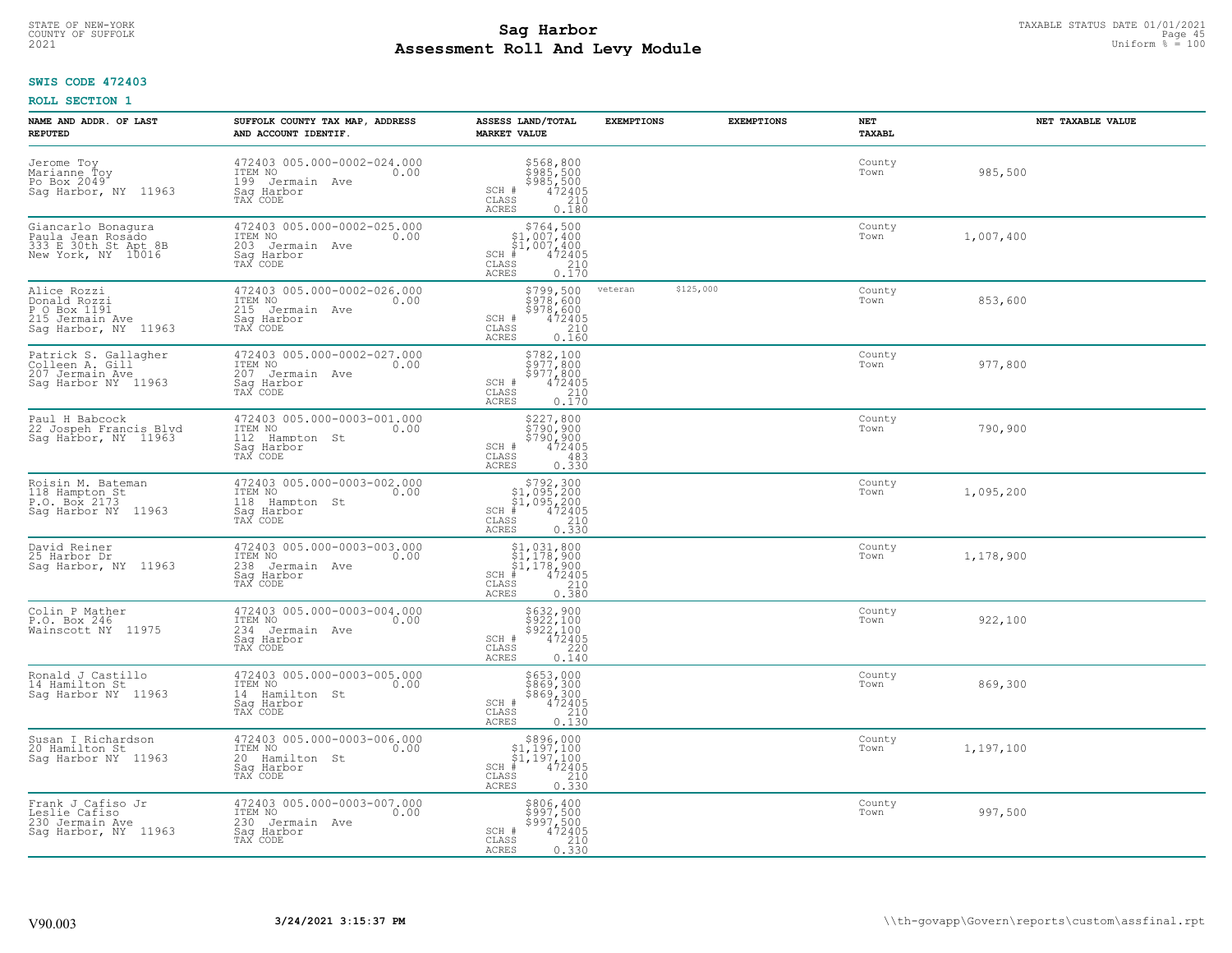**SWIS CODE 472403**

**ROLL SECTION 1**

| NAME AND ADDR. OF LAST REPUTED | SUFFOLK COUNTY TAX MAP, ADDRESS AND ACCOUNT IDENTIF. | ASSESS LAND/TOTAL MARKET VALUE | EXEMPTIONS | EXEMPTIONS | NET TAXABL | NET TAXABLE VALUE |
|---|---|---|---|---|---|---|
| Jerome Toy<br>Marianne Toy<br>Po Box 2049<br>Sag Harbor, NY 11963 | 472403 005.000-0002-024.000<br>ITEM NO 0.00<br>199 Jermain Ave<br>Sag Harbor<br>TAX CODE | $568,800<br>$985,500<br>$985,500<br>SCH # 472405<br>CLASS 210<br>ACRES 0.180 | | | County<br>Town | 985,500 |
| Giancarlo Bonagura<br>Paula Jean Rosado<br>333 E 30th St Apt 8B<br>New York, NY 10016 | 472403 005.000-0002-025.000<br>ITEM NO 0.00<br>203 Jermain Ave<br>Sag Harbor<br>TAX CODE | $764,500<br>$1,007,400<br>$1,007,400<br>SCH # 472405<br>CLASS 210<br>ACRES 0.170 | | | County<br>Town | 1,007,400 |
| Alice Rozzi<br>Donald Rozzi<br>P O Box 1191<br>215 Jermain Ave<br>Sag Harbor, NY 11963 | 472403 005.000-0002-026.000<br>ITEM NO 0.00<br>215 Jermain Ave<br>Sag Harbor<br>TAX CODE | $799,500<br>$978,600<br>$978,600<br>SCH # 472405<br>CLASS 210<br>ACRES 0.160 | veteran | $125,000 | County<br>Town | 853,600 |
| Patrick S. Gallagher<br>Colleen A. Gill<br>207 Jermain Ave<br>Sag Harbor NY 11963 | 472403 005.000-0002-027.000<br>ITEM NO 0.00<br>207 Jermain Ave<br>Sag Harbor<br>TAX CODE | $782,100<br>$977,800<br>$977,800<br>SCH # 472405<br>CLASS 210<br>ACRES 0.170 | | | County<br>Town | 977,800 |
| Paul H Babcock<br>22 Jospeh Francis Blvd<br>Sag Harbor, NY 11963 | 472403 005.000-0003-001.000<br>ITEM NO 0.00<br>112 Hampton St<br>Sag Harbor<br>TAX CODE | $227,800<br>$790,900<br>$790,900<br>SCH # 472405<br>CLASS 483<br>ACRES 0.330 | | | County<br>Town | 790,900 |
| Roisin M. Bateman<br>118 Hampton St<br>P.O. Box 2173<br>Sag Harbor NY 11963 | 472403 005.000-0003-002.000<br>ITEM NO 0.00<br>118 Hampton St<br>Sag Harbor<br>TAX CODE | $792,300<br>$1,095,200<br>$1,095,200<br>SCH # 472405<br>CLASS 210<br>ACRES 0.330 | | | County<br>Town | 1,095,200 |
| David Reiner<br>25 Harbor Dr<br>Sag Harbor, NY 11963 | 472403 005.000-0003-003.000<br>ITEM NO 0.00<br>238 Jermain Ave<br>Sag Harbor<br>TAX CODE | $1,031,800<br>$1,178,900<br>$1,178,900<br>SCH # 472405<br>CLASS 210<br>ACRES 0.380 | | | County<br>Town | 1,178,900 |
| Colin P Mather<br>P.O. Box 246<br>Wainscott NY 11975 | 472403 005.000-0003-004.000<br>ITEM NO 0.00<br>234 Jermain Ave<br>Sag Harbor<br>TAX CODE | $632,900<br>$922,100<br>$922,100<br>SCH # 472405<br>CLASS 220<br>ACRES 0.140 | | | County<br>Town | 922,100 |
| Ronald J Castillo<br>14 Hamilton St<br>Sag Harbor NY 11963 | 472403 005.000-0003-005.000<br>ITEM NO 0.00<br>14 Hamilton St<br>Sag Harbor<br>TAX CODE | $653,000<br>$869,300<br>$869,300<br>SCH # 472405<br>CLASS 210<br>ACRES 0.130 | | | County<br>Town | 869,300 |
| Susan I Richardson<br>20 Hamilton St<br>Sag Harbor NY 11963 | 472403 005.000-0003-006.000<br>ITEM NO 0.00<br>20 Hamilton St<br>Sag Harbor<br>TAX CODE | $896,000<br>$1,197,100<br>$1,197,100<br>SCH # 472405<br>CLASS 210<br>ACRES 0.330 | | | County<br>Town | 1,197,100 |
| Frank J Cafiso Jr<br>Leslie Cafiso<br>230 Jermain Ave<br>Sag Harbor, NY 11963 | 472403 005.000-0003-007.000<br>ITEM NO 0.00<br>230 Jermain Ave<br>Sag Harbor<br>TAX CODE | $806,400<br>$997,500<br>$997,500<br>SCH # 472405<br>CLASS 210<br>ACRES 0.330 | | | County<br>Town | 997,500 |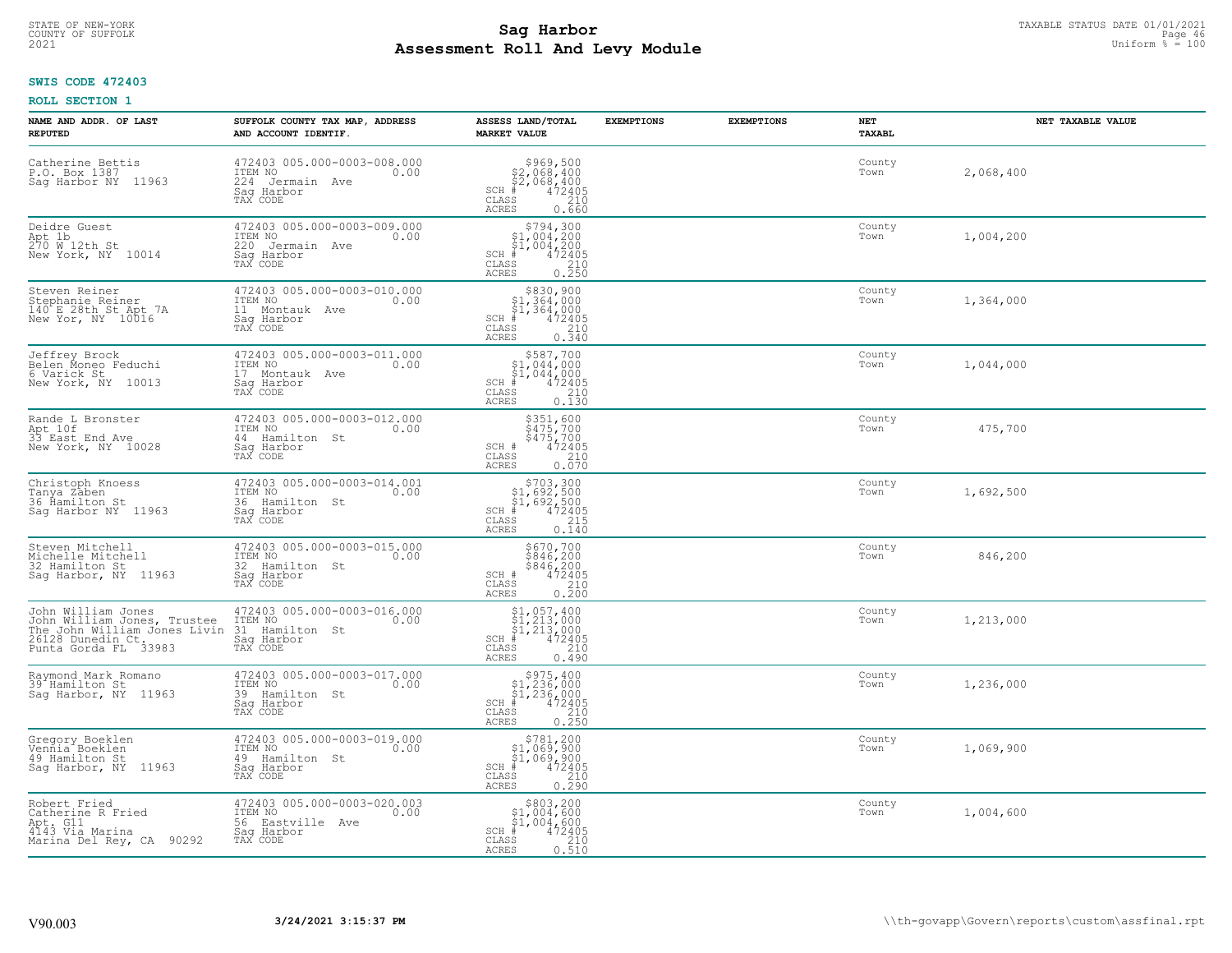STATE OF NEW-YORK
COUNTY OF SUFFOLK
2021

# Sag Harbor
# Assessment Roll And Levy Module

TAXABLE STATUS DATE 01/01/2021
Uniform % = 100

**SWIS CODE 472403**

**ROLL SECTION 1**

| NAME AND ADDR. OF LAST REPUTED | SUFFOLK COUNTY TAX MAP, ADDRESS AND ACCOUNT IDENTIF. | ASSESS LAND/TOTAL MARKET VALUE | EXEMPTIONS | EXEMPTIONS | NET TAXABL | NET TAXABLE VALUE |
|---|---|---|---|---|---|---|
| Catherine Bettis<br>P.O. Box 1387<br>Sag Harbor NY 11963 | 472403 005.000-0003-008.000<br>ITEM NO 0.00<br>224 Jermain Ave<br>Sag Harbor<br>TAX CODE | $969,500<br>$2,068,400<br>$2,068,400<br>SCH # 472405<br>CLASS 210<br>ACRES 0.660 | | | County<br>Town | 2,068,400 |
| Deidre Guest<br>Apt 1b<br>270 W 12th St<br>New York, NY 10014 | 472403 005.000-0003-009.000<br>ITEM NO 0.00<br>220 Jermain Ave<br>Sag Harbor<br>TAX CODE | $794,300<br>$1,004,200<br>$1,004,200<br>SCH # 472405<br>CLASS 210<br>ACRES 0.250 | | | County<br>Town | 1,004,200 |
| Steven Reiner<br>Stephanie Reiner<br>140 E 28th St Apt 7A<br>New Yor, NY 10016 | 472403 005.000-0003-010.000<br>ITEM NO 0.00<br>11 Montauk Ave<br>Sag Harbor<br>TAX CODE | $830,900<br>$1,364,000<br>$1,364,000<br>SCH # 472405<br>CLASS 210<br>ACRES 0.340 | | | County<br>Town | 1,364,000 |
| Jeffrey Brock<br>Belen Moneo Feduchi<br>6 Varick St<br>New York, NY 10013 | 472403 005.000-0003-011.000<br>ITEM NO 0.00<br>17 Montauk Ave<br>Sag Harbor<br>TAX CODE | $587,700<br>$1,044,000<br>$1,044,000<br>SCH # 472405<br>CLASS 210<br>ACRES 0.130 | | | County<br>Town | 1,044,000 |
| Rande L Bronster<br>Apt 10f<br>33 East End Ave<br>New York, NY 10028 | 472403 005.000-0003-012.000<br>ITEM NO 0.00<br>44 Hamilton St<br>Sag Harbor<br>TAX CODE | $351,600<br>$475,700<br>$475,700<br>SCH # 472405<br>CLASS 210<br>ACRES 0.070 | | | County<br>Town | 475,700 |
| Christoph Knoess<br>Tanya Zaben<br>36 Hamilton St<br>Sag Harbor NY 11963 | 472403 005.000-0003-014.001<br>ITEM NO 0.00<br>36 Hamilton St<br>Sag Harbor<br>TAX CODE | $703,300<br>$1,692,500<br>$1,692,500<br>SCH # 472405<br>CLASS 215<br>ACRES 0.140 | | | County<br>Town | 1,692,500 |
| Steven Mitchell<br>Michelle Mitchell<br>32 Hamilton St<br>Sag Harbor, NY 11963 | 472403 005.000-0003-015.000<br>ITEM NO 0.00<br>32 Hamilton St<br>Sag Harbor<br>TAX CODE | $670,700<br>$846,200<br>$846,200<br>SCH # 472405<br>CLASS 210<br>ACRES 0.200 | | | County<br>Town | 846,200 |
| John William Jones<br>John William Jones, Trustee<br>The John William Jones Livin<br>26128 Dunedin Ct.<br>Punta Gorda FL 33983 | 472403 005.000-0003-016.000<br>ITEM NO 0.00<br>31 Hamilton St<br>Sag Harbor<br>TAX CODE | $1,057,400<br>$1,213,000<br>$1,213,000<br>SCH # 472405<br>CLASS 210<br>ACRES 0.490 | | | County<br>Town | 1,213,000 |
| Raymond Mark Romano<br>39 Hamilton St<br>Sag Harbor, NY 11963 | 472403 005.000-0003-017.000<br>ITEM NO 0.00<br>39 Hamilton St<br>Sag Harbor<br>TAX CODE | $975,400<br>$1,236,000<br>$1,236,000<br>SCH # 472405<br>CLASS 210<br>ACRES 0.250 | | | County<br>Town | 1,236,000 |
| Gregory Boeklen<br>Vennia Boeklen<br>49 Hamilton St<br>Sag Harbor, NY 11963 | 472403 005.000-0003-019.000<br>ITEM NO 0.00<br>49 Hamilton St<br>Sag Harbor<br>TAX CODE | $781,200<br>$1,069,900<br>$1,069,900<br>SCH # 472405<br>CLASS 210<br>ACRES 0.290 | | | County<br>Town | 1,069,900 |
| Robert Fried<br>Catherine R Fried<br>Apt. G11<br>4143 Via Marina<br>Marina Del Rey, CA 90292 | 472403 005.000-0003-020.003<br>ITEM NO 0.00<br>56 Eastville Ave<br>Sag Harbor<br>TAX CODE | $803,200<br>$1,004,600<br>$1,004,600<br>SCH # 472405<br>CLASS 210<br>ACRES 0.510 | | | County<br>Town | 1,004,600 |

V90.003 3/24/2021 3:15:37 PM \\th-govapp\Govern\reports\custom\assfinal.rpt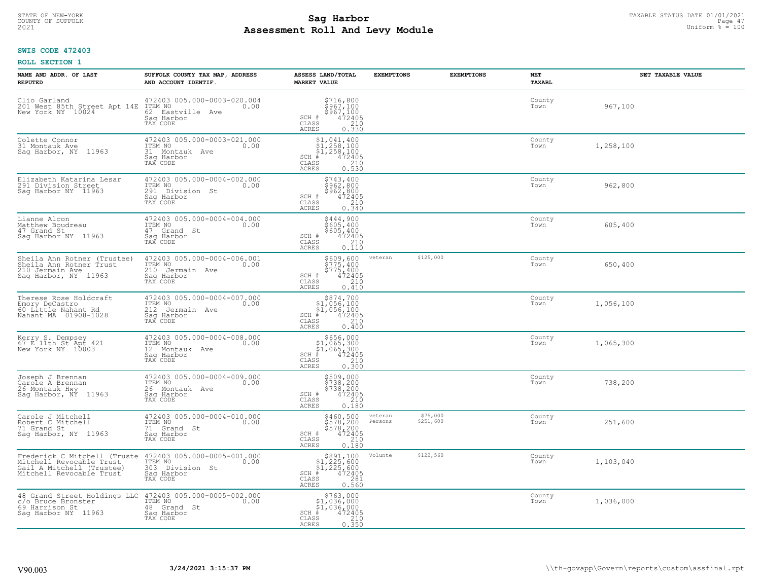STATE OF NEW-YORK
COUNTY OF SUFFOLK
2021

# Sag Harbor
## Assessment Roll And Levy Module

TAXABLE STATUS DATE 01/01/2021
Uniform % = 100

**SWIS CODE 472403**

**ROLL SECTION 1**

| NAME AND ADDR. OF LAST REPUTED | SUFFOLK COUNTY TAX MAP, ADDRESS AND ACCOUNT IDENTIF. | ASSESS LAND/TOTAL MARKET VALUE | EXEMPTIONS | EXEMPTIONS | NET TAXABL | NET TAXABLE VALUE |
|---|---|---|---|---|---|---|
| Clio Garland<br>201 West 85th Street Apt 14E<br>New York NY 10024 | 472403 005.000-0003-020.004<br>ITEM NO 0.00<br>62 Eastville Ave<br>Sag Harbor<br>TAX CODE | $716,800<br>$967,100<br>$967,100<br>SCH # 472405<br>CLASS 210<br>ACRES 0.330 | | | County<br>Town | 967,100 |
| Colette Connor<br>31 Montauk Ave<br>Sag Harbor, NY 11963 | 472403 005.000-0003-021.000<br>ITEM NO 0.00<br>31 Montauk Ave<br>Sag Harbor<br>TAX CODE | $1,041,400<br>$1,258,100<br>$1,258,100<br>SCH # 472405<br>CLASS 210<br>ACRES 0.530 | | | County<br>Town | 1,258,100 |
| Elizabeth Katarina Lesar<br>291 Division Street<br>Sag Harbor NY 11963 | 472403 005.000-0004-002.000<br>ITEM NO 0.00<br>291 Division St<br>Sag Harbor<br>TAX CODE | $743,400<br>$962,800<br>$962,800<br>SCH # 472405<br>CLASS 210<br>ACRES 0.340 | | | County<br>Town | 962,800 |
| Lianne Alcon<br>Matthew Boudreau<br>47 Grand St<br>Sag Harbor NY 11963 | 472403 005.000-0004-004.000<br>ITEM NO 0.00<br>47 Grand St<br>Sag Harbor<br>TAX CODE | $444,900<br>$605,400<br>$605,400<br>SCH # 472405<br>CLASS 210<br>ACRES 0.110 | | | County<br>Town | 605,400 |
| Sheila Ann Rotner (Trustee)<br>Sheila Ann Rotner Trust<br>210 Jermain Ave<br>Sag Harbor, NY 11963 | 472403 005.000-0004-006.001<br>ITEM NO 0.00<br>210 Jermain Ave<br>Sag Harbor<br>TAX CODE | $609,600<br>$775,400<br>$775,400<br>SCH # 472405<br>CLASS 210<br>ACRES 0.410 | veteran $125,000 | | County<br>Town | 650,400 |
| Therese Rose Holdcraft<br>Emory DeCastro<br>60 Little Nahant Rd<br>Nahant MA 01908-1028 | 472403 005.000-0004-007.000<br>ITEM NO 0.00<br>212 Jermain Ave<br>Sag Harbor<br>TAX CODE | $874,700<br>$1,056,100<br>$1,056,100<br>SCH # 472405<br>CLASS 210<br>ACRES 0.400 | | | County<br>Town | 1,056,100 |
| Kerry S. Dempsey<br>67 E 11th St Apt 421<br>New York NY 10003 | 472403 005.000-0004-008.000<br>ITEM NO 0.00<br>12 Montauk Ave<br>Sag Harbor<br>TAX CODE | $656,000<br>$1,065,300<br>$1,065,300<br>SCH # 472405<br>CLASS 210<br>ACRES 0.300 | | | County<br>Town | 1,065,300 |
| Joseph J Brennan<br>Carole A Brennan<br>26 Montauk Hwy<br>Sag Harbor, NY 11963 | 472403 005.000-0004-009.000<br>ITEM NO 0.00<br>26 Montauk Ave<br>Sag Harbor<br>TAX CODE | $509,000<br>$738,200<br>$738,200<br>SCH # 472405<br>CLASS 210<br>ACRES 0.180 | | | County<br>Town | 738,200 |
| Carole J Mitchell<br>Robert C Mitchell<br>71 Grand St<br>Sag Harbor, NY 11963 | 472403 005.000-0004-010.000<br>ITEM NO 0.00<br>71 Grand St<br>Sag Harbor<br>TAX CODE | $460,500<br>$578,200<br>$578,200<br>SCH # 472405<br>CLASS 210<br>ACRES 0.180 | veteran $75,000<br>Persons $251,600 | | County<br>Town | 251,600 |
| Frederick C Mitchell (Truste<br>Mitchell Revocable Trust<br>Gail A Mitchell (Trustee)<br>Mitchell Revocable Trust | 472403 005.000-0005-001.000<br>ITEM NO 0.00<br>303 Division St<br>Sag Harbor<br>TAX CODE | $891,100<br>$1,225,600<br>$1,225,600<br>SCH # 472405<br>CLASS 281<br>ACRES 0.560 | Volunte $122,560 | | County<br>Town | 1,103,040 |
| 48 Grand Street Holdings LLC<br>c/o Bruce Bronster<br>69 Harrison St<br>Sag Harbor NY 11963 | 472403 005.000-0005-002.000<br>ITEM NO 0.00<br>48 Grand St<br>Sag Harbor<br>TAX CODE | $763,000<br>$1,036,000<br>$1,036,000<br>SCH # 472405<br>CLASS 210<br>ACRES 0.350 | | | County<br>Town | 1,036,000 |

V90.003 3/24/2021 3:15:37 PM \\th-govapp\Govern\reports\custom\assfinal.rpt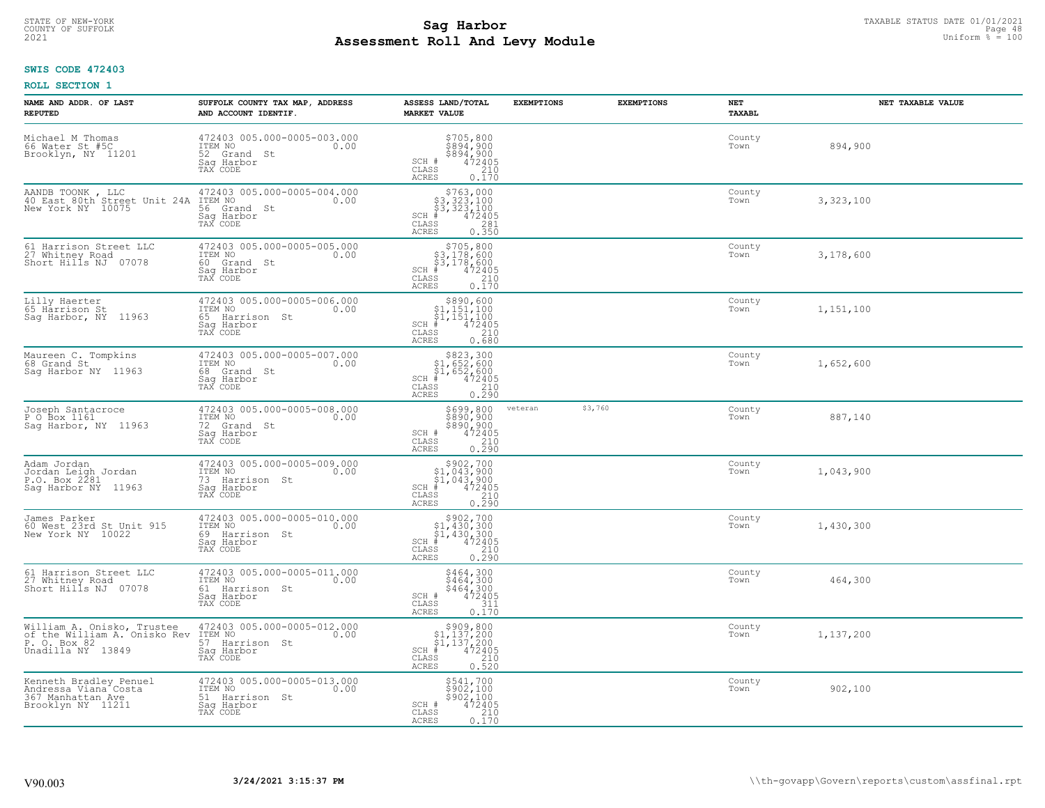STATE OF NEW-YORK
COUNTY OF SUFFOLK
2021

# Sag Harbor
## Assessment Roll And Levy Module

TAXABLE STATUS DATE 01/01/2021
Uniform % = 100

**SWIS CODE 472403**

**ROLL SECTION 1**

| NAME AND ADDR. OF LAST REPUTED | SUFFOLK COUNTY TAX MAP, ADDRESS AND ACCOUNT IDENTIF. | ASSESS LAND/TOTAL MARKET VALUE | EXEMPTIONS | EXEMPTIONS | NET TAXABL | NET TAXABLE VALUE |
|---|---|---|---|---|---|---|
| Michael M Thomas<br>66 Water St #5C<br>Brooklyn, NY 11201 | 472403 005.000-0005-003.000<br>ITEM NO 0.00<br>52 Grand St<br>Sag Harbor<br>TAX CODE | $705,800<br>$894,900<br>$894,900<br>SCH # 472405<br>CLASS 210<br>ACRES 0.170 | | | County<br>Town | 894,900 |
| AANDB TOONK , LLC<br>40 East 80th Street Unit 24A<br>New York NY 10075 | 472403 005.000-0005-004.000<br>ITEM NO 0.00<br>56 Grand St<br>Sag Harbor<br>TAX CODE | $763,000<br>$3,323,100<br>$3,323,100<br>SCH # 472405<br>CLASS 281<br>ACRES 0.350 | | | County<br>Town | 3,323,100 |
| 61 Harrison Street LLC<br>27 Whitney Road<br>Short Hills NJ 07078 | 472403 005.000-0005-005.000<br>ITEM NO 0.00<br>60 Grand St<br>Sag Harbor<br>TAX CODE | $705,800<br>$3,178,600<br>$3,178,600<br>SCH # 472405<br>CLASS 210<br>ACRES 0.170 | | | County<br>Town | 3,178,600 |
| Lilly Haerter<br>65 Harrison St<br>Sag Harbor, NY 11963 | 472403 005.000-0005-006.000<br>ITEM NO 0.00<br>65 Harrison St<br>Sag Harbor<br>TAX CODE | $890,600<br>$1,151,100<br>$1,151,100<br>SCH # 472405<br>CLASS 210<br>ACRES 0.680 | | | County<br>Town | 1,151,100 |
| Maureen C. Tompkins<br>68 Grand St<br>Sag Harbor NY 11963 | 472403 005.000-0005-007.000<br>ITEM NO 0.00<br>68 Grand St<br>Sag Harbor<br>TAX CODE | $823,300<br>$1,652,600<br>$1,652,600<br>SCH # 472405<br>CLASS 210<br>ACRES 0.290 | | | County<br>Town | 1,652,600 |
| Joseph Santacroce<br>P O Box 1161<br>Sag Harbor, NY 11963 | 472403 005.000-0005-008.000<br>ITEM NO 0.00<br>72 Grand St<br>Sag Harbor<br>TAX CODE | $699,800<br>$890,900<br>$890,900<br>SCH # 472405<br>CLASS 210<br>ACRES 0.290 | veteran | $3,760 | County<br>Town | 887,140 |
| Adam Jordan<br>Jordan Leigh Jordan<br>P.O. Box 2281<br>Sag Harbor NY 11963 | 472403 005.000-0005-009.000<br>ITEM NO 0.00<br>73 Harrison St<br>Sag Harbor<br>TAX CODE | $902,700<br>$1,043,900<br>$1,043,900<br>SCH # 472405<br>CLASS 210<br>ACRES 0.290 | | | County<br>Town | 1,043,900 |
| James Parker<br>60 West 23rd St Unit 915<br>New York NY 10022 | 472403 005.000-0005-010.000<br>ITEM NO 0.00<br>69 Harrison St<br>Sag Harbor<br>TAX CODE | $902,700<br>$1,430,300<br>$1,430,300<br>SCH # 472405<br>CLASS 210<br>ACRES 0.290 | | | County<br>Town | 1,430,300 |
| 61 Harrison Street LLC<br>27 Whitney Road<br>Short Hills NJ 07078 | 472403 005.000-0005-011.000<br>ITEM NO 0.00<br>61 Harrison St<br>Sag Harbor<br>TAX CODE | $464,300<br>$464,300<br>$464,300<br>SCH # 472405<br>CLASS 311<br>ACRES 0.170 | | | County<br>Town | 464,300 |
| William A. Onisko, Trustee<br>of the William A. Onisko Rev<br>P. O. Box 82<br>Unadilla NY 13849 | 472403 005.000-0005-012.000<br>ITEM NO 0.00<br>57 Harrison St<br>Sag Harbor<br>TAX CODE | $909,800<br>$1,137,200<br>$1,137,200<br>SCH # 472405<br>CLASS 210<br>ACRES 0.520 | | | County<br>Town | 1,137,200 |
| Kenneth Bradley Penuel<br>Andressa Viana Costa<br>367 Manhattan Ave<br>Brooklyn NY 11211 | 472403 005.000-0005-013.000<br>ITEM NO 0.00<br>51 Harrison St<br>Sag Harbor<br>TAX CODE | $541,700<br>$902,100<br>$902,100<br>SCH # 472405<br>CLASS 210<br>ACRES 0.170 | | | County<br>Town | 902,100 |

V90.003 3/24/2021 3:15:37 PM \\th-govapp\Govern\reports\custom\assfinal.rpt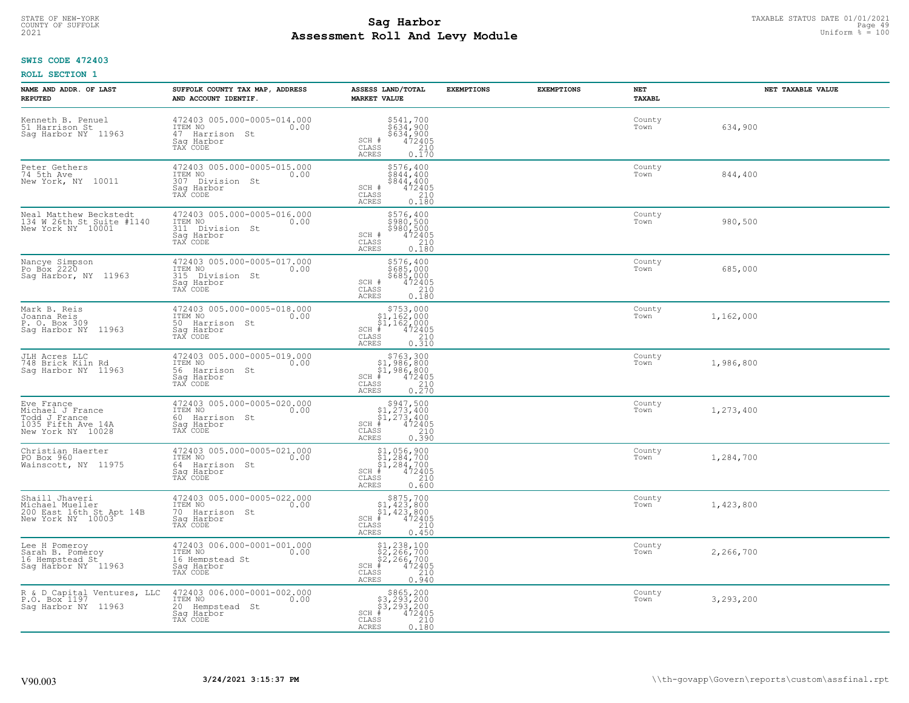# Sag Harbor
# Assessment Roll And Levy Module

STATE OF NEW-YORK
COUNTY OF SUFFOLK
2021

TAXABLE STATUS DATE 01/01/2021
Uniform % = 100

**SWIS CODE 472403**

**ROLL SECTION 1**

| NAME AND ADDR. OF LAST REPUTED | SUFFOLK COUNTY TAX MAP, ADDRESS AND ACCOUNT IDENTIF. | ASSESS LAND/TOTAL MARKET VALUE | EXEMPTIONS | EXEMPTIONS | NET TAXABL | NET TAXABLE VALUE |
|---|---|---|---|---|---|---|
| Kenneth B. Penuel<br>51 Harrison St<br>Sag Harbor NY 11963 | 472403 005.000-0005-014.000<br>ITEM NO 0.00<br>47 Harrison St<br>Sag Harbor<br>TAX CODE | $541,700<br>$634,900<br>$634,900<br>SCH # 472405<br>CLASS 210<br>ACRES 0.170 | | | County<br>Town | 634,900 |
| Peter Gethers<br>74 5th Ave<br>New York, NY 10011 | 472403 005.000-0005-015.000<br>ITEM NO 0.00<br>307 Division St<br>Sag Harbor<br>TAX CODE | $576,400<br>$844,400<br>$844,400<br>SCH # 472405<br>CLASS 210<br>ACRES 0.180 | | | County<br>Town | 844,400 |
| Neal Matthew Beckstedt<br>134 W 26th St Suite #1140<br>New York NY 10001 | 472403 005.000-0005-016.000<br>ITEM NO 0.00<br>311 Division St<br>Sag Harbor<br>TAX CODE | $576,400<br>$980,500<br>$980,500<br>SCH # 472405<br>CLASS 210<br>ACRES 0.180 | | | County<br>Town | 980,500 |
| Nancye Simpson<br>Po Box 2220<br>Sag Harbor, NY 11963 | 472403 005.000-0005-017.000<br>ITEM NO 0.00<br>315 Division St<br>Sag Harbor<br>TAX CODE | $576,400<br>$685,000<br>$685,000<br>SCH # 472405<br>CLASS 210<br>ACRES 0.180 | | | County<br>Town | 685,000 |
| Mark B. Reis<br>Joanna Reis<br>P. O. Box 309<br>Sag Harbor NY 11963 | 472403 005.000-0005-018.000<br>ITEM NO 0.00<br>50 Harrison St<br>Sag Harbor<br>TAX CODE | $753,000<br>$1,162,000<br>$1,162,000<br>SCH # 472405<br>CLASS 210<br>ACRES 0.310 | | | County<br>Town | 1,162,000 |
| JLH Acres LLC<br>748 Brick Kiln Rd<br>Sag Harbor NY 11963 | 472403 005.000-0005-019.000<br>ITEM NO 0.00<br>56 Harrison St<br>Sag Harbor<br>TAX CODE | $763,300<br>$1,986,800<br>$1,986,800<br>SCH # 472405<br>CLASS 210<br>ACRES 0.270 | | | County<br>Town | 1,986,800 |
| Eve France<br>Michael J France<br>Todd J France<br>1035 Fifth Ave 14A<br>New York NY 10028 | 472403 005.000-0005-020.000<br>ITEM NO 0.00<br>60 Harrison St<br>Sag Harbor<br>TAX CODE | $947,500<br>$1,273,400<br>$1,273,400<br>SCH # 472405<br>CLASS 210<br>ACRES 0.390 | | | County<br>Town | 1,273,400 |
| Christian Haerter<br>PO Box 960<br>Wainscott, NY 11975 | 472403 005.000-0005-021.000<br>ITEM NO 0.00<br>64 Harrison St<br>Sag Harbor<br>TAX CODE | $1,056,900<br>$1,284,700<br>$1,284,700<br>SCH # 472405<br>CLASS 210<br>ACRES 0.600 | | | County<br>Town | 1,284,700 |
| Shaill Jhaveri<br>Michael Mueller<br>200 East 16th St Apt 14B<br>New York NY 10003 | 472403 005.000-0005-022.000<br>ITEM NO 0.00<br>70 Harrison St<br>Sag Harbor<br>TAX CODE | $875,700<br>$1,423,800<br>$1,423,800<br>SCH # 472405<br>CLASS 210<br>ACRES 0.450 | | | County<br>Town | 1,423,800 |
| Lee H Pomeroy<br>Sarah B. Pomeroy<br>16 Hempstead St<br>Sag Harbor NY 11963 | 472403 006.000-0001-001.000<br>ITEM NO 0.00<br>16 Hempstead St<br>Sag Harbor<br>TAX CODE | $1,238,100<br>$2,266,700<br>$2,266,700<br>SCH # 472405<br>CLASS 210<br>ACRES 0.940 | | | County<br>Town | 2,266,700 |
| R & D Capital Ventures, LLC<br>P.O. Box 1197<br>Sag Harbor NY 11963 | 472403 006.000-0001-002.000<br>ITEM NO 0.00<br>20 Hempstead St<br>Sag Harbor<br>TAX CODE | $865,200<br>$3,293,200<br>$3,293,200<br>SCH # 472405<br>CLASS 210<br>ACRES 0.180 | | | County<br>Town | 3,293,200 |

V90.003 **3/24/2021 3:15:37 PM** \\th-govapp\Govern\reports\custom\assfinal.rpt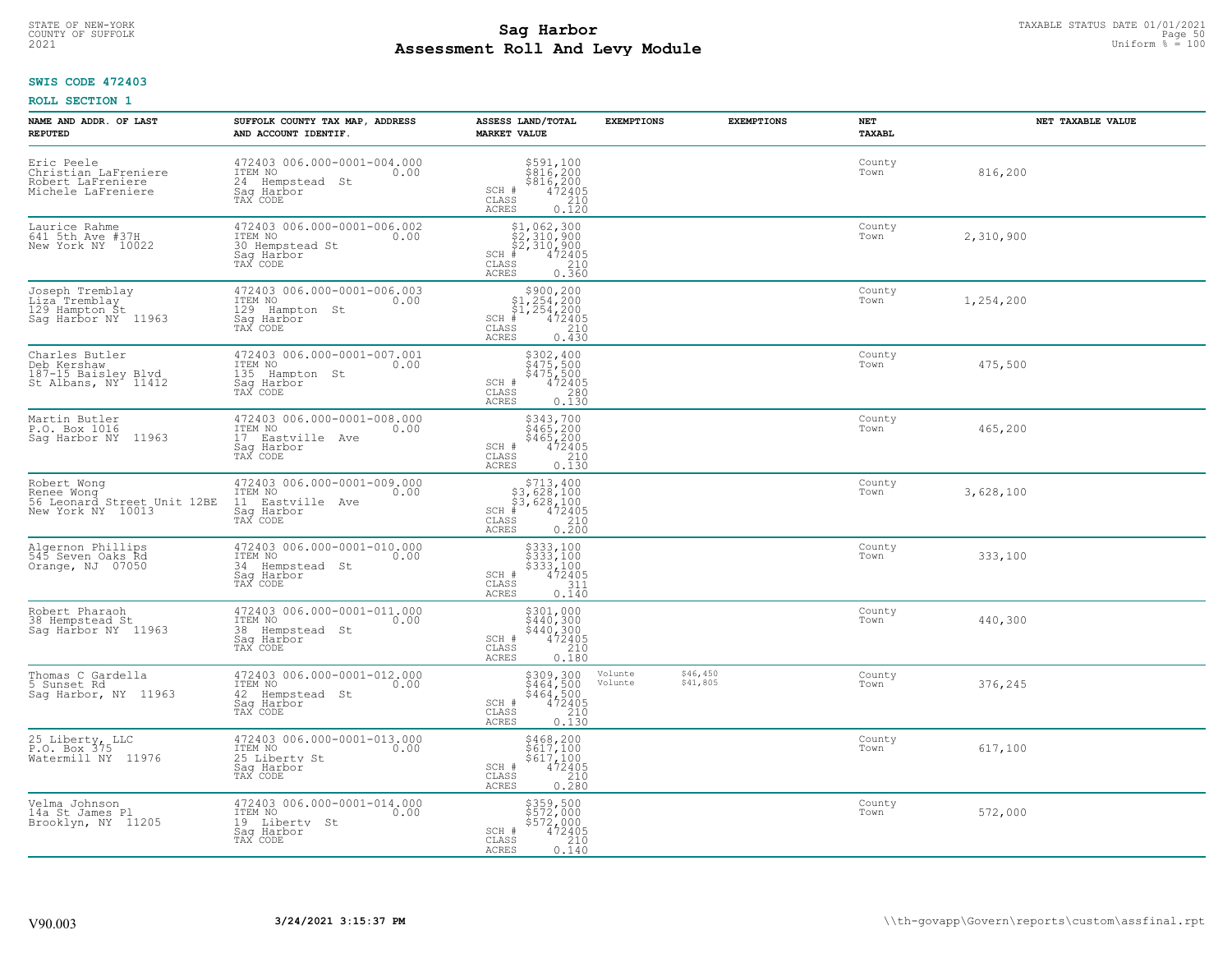**SWIS CODE 472403**

**ROLL SECTION 1**

| NAME AND ADDR. OF LAST REPUTED | SUFFOLK COUNTY TAX MAP, ADDRESS AND ACCOUNT IDENTIF. | ASSESS LAND/TOTAL MARKET VALUE | EXEMPTIONS | EXEMPTIONS | NET TAXABL | NET TAXABLE VALUE |
|---|---|---|---|---|---|---|
| Eric Peele<br>Christian LaFreniere<br>Robert LaFreniere<br>Michele LaFreniere | 472403 006.000-0001-004.000<br>ITEM NO 0.00<br>24 Hempstead St<br>Sag Harbor<br>TAX CODE | $591,100<br>$816,200<br>$816,200<br>SCH # 472405<br>CLASS 210<br>ACRES 0.120 | | | County<br>Town | 816,200 |
| Laurice Rahme<br>641 5th Ave #37H<br>New York NY 10022 | 472403 006.000-0001-006.002<br>ITEM NO 0.00<br>30 Hempstead St<br>Sag Harbor<br>TAX CODE | $1,062,300<br>$2,310,900<br>$2,310,900<br>SCH # 472405<br>CLASS 210<br>ACRES 0.360 | | | County<br>Town | 2,310,900 |
| Joseph Tremblay<br>Liza Tremblay<br>129 Hampton St<br>Sag Harbor NY 11963 | 472403 006.000-0001-006.003<br>ITEM NO 0.00<br>129 Hampton St<br>Sag Harbor<br>TAX CODE | $900,200<br>$1,254,200<br>$1,254,200<br>SCH # 472405<br>CLASS 210<br>ACRES 0.430 | | | County<br>Town | 1,254,200 |
| Charles Butler<br>Deb Kershaw<br>187-15 Baisley Blvd<br>St Albans, NY 11412 | 472403 006.000-0001-007.001<br>ITEM NO 0.00<br>135 Hampton St<br>Sag Harbor<br>TAX CODE | $302,400<br>$475,500<br>$475,500<br>SCH # 472405<br>CLASS 280<br>ACRES 0.130 | | | County<br>Town | 475,500 |
| Martin Butler<br>P.O. Box 1016<br>Sag Harbor NY 11963 | 472403 006.000-0001-008.000<br>ITEM NO 0.00<br>17 Eastville Ave<br>Sag Harbor<br>TAX CODE | $343,700<br>$465,200<br>$465,200<br>SCH # 472405<br>CLASS 210<br>ACRES 0.130 | | | County<br>Town | 465,200 |
| Robert Wong<br>Renee Wong<br>56 Leonard Street Unit 12BE<br>New York NY 10013 | 472403 006.000-0001-009.000<br>ITEM NO 0.00<br>11 Eastville Ave<br>Sag Harbor<br>TAX CODE | $713,400<br>$3,628,100<br>$3,628,100<br>SCH # 472405<br>CLASS 210<br>ACRES 0.200 | | | County<br>Town | 3,628,100 |
| Algernon Phillips<br>545 Seven Oaks Rd<br>Orange, NJ 07050 | 472403 006.000-0001-010.000<br>ITEM NO 0.00<br>34 Hempstead St<br>Sag Harbor<br>TAX CODE | $333,100<br>$333,100<br>$333,100<br>SCH # 472405<br>CLASS 311<br>ACRES 0.140 | | | County<br>Town | 333,100 |
| Robert Pharaoh<br>38 Hempstead St<br>Sag Harbor NY 11963 | 472403 006.000-0001-011.000<br>ITEM NO 0.00<br>38 Hempstead St<br>Sag Harbor<br>TAX CODE | $301,000<br>$440,300<br>$440,300<br>SCH # 472405<br>CLASS 210<br>ACRES 0.180 | | | County<br>Town | 440,300 |
| Thomas C Gardella<br>5 Sunset Rd<br>Sag Harbor, NY 11963 | 472403 006.000-0001-012.000<br>ITEM NO 0.00<br>42 Hempstead St<br>Sag Harbor<br>TAX CODE | $309,300<br>$464,500<br>$464,500<br>SCH # 472405<br>CLASS 210<br>ACRES 0.130 | Volunte<br>Volunte | $46,450<br>$41,805 | County<br>Town | 376,245 |
| 25 Liberty, LLC<br>P.O. Box 375<br>Watermill NY 11976 | 472403 006.000-0001-013.000<br>ITEM NO 0.00<br>25 Liberty St<br>Sag Harbor<br>TAX CODE | $468,200<br>$617,100<br>$617,100<br>SCH # 472405<br>CLASS 210<br>ACRES 0.280 | | | County<br>Town | 617,100 |
| Velma Johnson<br>14a St James Pl<br>Brooklyn, NY 11205 | 472403 006.000-0001-014.000<br>ITEM NO 0.00<br>19 Liberty St<br>Sag Harbor<br>TAX CODE | $359,500<br>$572,000<br>$572,000<br>SCH # 472405<br>CLASS 210<br>ACRES 0.140 | | | County<br>Town | 572,000 |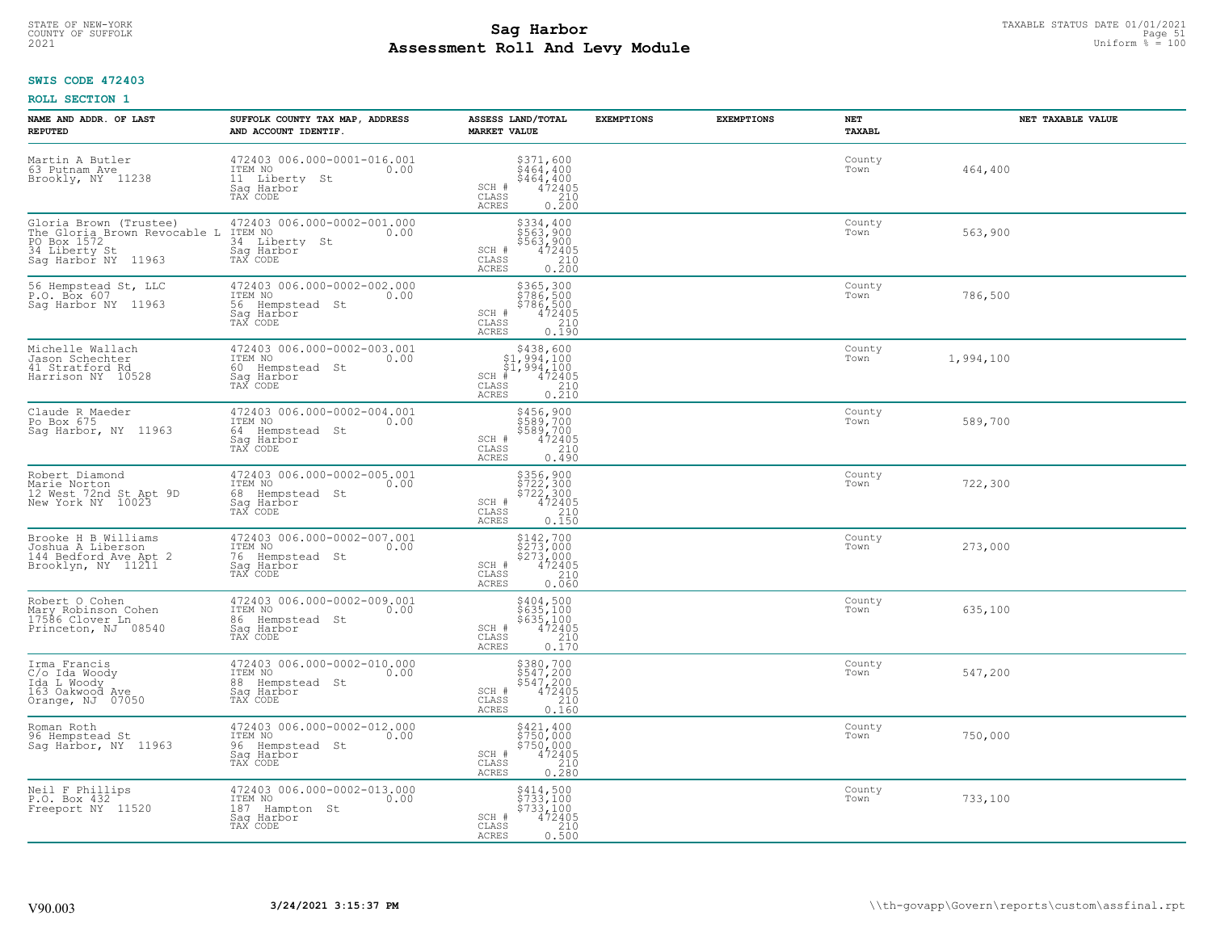STATE OF NEW-YORK
COUNTY OF SUFFOLK
2021

# Sag Harbor
## Assessment Roll And Levy Module

TAXABLE STATUS DATE 01/01/2021
Uniform % = 100

**SWIS CODE 472403**

**ROLL SECTION 1**

| NAME AND ADDR. OF LAST REPUTED | SUFFOLK COUNTY TAX MAP, ADDRESS AND ACCOUNT IDENTIF. | ASSESS LAND/TOTAL MARKET VALUE | EXEMPTIONS | EXEMPTIONS | NET TAXABL | NET TAXABLE VALUE |
|---|---|---|---|---|---|---|
| Martin A Butler<br>63 Putnam Ave<br>Brookly, NY 11238 | 472403 006.000-0001-016.001<br>ITEM NO 0.00<br>11 Liberty St<br>Sag Harbor<br>TAX CODE | $371,600<br>$464,400<br>$464,400<br>SCH # 472405<br>CLASS 210<br>ACRES 0.200 | | | County<br>Town | 464,400 |
| Gloria Brown (Trustee)<br>The Gloria Brown Revocable L<br>PO Box 1572<br>34 Liberty St<br>Sag Harbor NY 11963 | 472403 006.000-0002-001.000<br>ITEM NO 0.00<br>34 Liberty St<br>Sag Harbor<br>TAX CODE | $334,400<br>$563,900<br>$563,900<br>SCH # 472405<br>CLASS 210<br>ACRES 0.200 | | | County<br>Town | 563,900 |
| 56 Hempstead St, LLC<br>P.O. Box 607<br>Sag Harbor NY 11963 | 472403 006.000-0002-002.000<br>ITEM NO 0.00<br>56 Hempstead St<br>Sag Harbor<br>TAX CODE | $365,300<br>$786,500<br>$786,500<br>SCH # 472405<br>CLASS 210<br>ACRES 0.190 | | | County<br>Town | 786,500 |
| Michelle Wallach<br>Jason Schechter<br>41 Stratford Rd<br>Harrison NY 10528 | 472403 006.000-0002-003.001<br>ITEM NO 0.00<br>60 Hempstead St<br>Sag Harbor<br>TAX CODE | $438,600<br>$1,994,100<br>$1,994,100<br>SCH # 472405<br>CLASS 210<br>ACRES 0.210 | | | County<br>Town | 1,994,100 |
| Claude R Maeder<br>Po Box 675<br>Sag Harbor, NY 11963 | 472403 006.000-0002-004.001<br>ITEM NO 0.00<br>64 Hempstead St<br>Sag Harbor<br>TAX CODE | $456,900<br>$589,700<br>$589,700<br>SCH # 472405<br>CLASS 210<br>ACRES 0.490 | | | County<br>Town | 589,700 |
| Robert Diamond<br>Marie Norton<br>12 West 72nd St Apt 9D<br>New York NY 10023 | 472403 006.000-0002-005.001<br>ITEM NO 0.00<br>68 Hempstead St<br>Sag Harbor<br>TAX CODE | $356,900<br>$722,300<br>$722,300<br>SCH # 472405<br>CLASS 210<br>ACRES 0.150 | | | County<br>Town | 722,300 |
| Brooke H B Williams<br>Joshua A Liberson<br>144 Bedford Ave Apt 2<br>Brooklyn, NY 11211 | 472403 006.000-0002-007.001<br>ITEM NO 0.00<br>76 Hempstead St<br>Sag Harbor<br>TAX CODE | $142,700<br>$273,000<br>$273,000<br>SCH # 472405<br>CLASS 210<br>ACRES 0.060 | | | County<br>Town | 273,000 |
| Robert O Cohen<br>Mary Robinson Cohen<br>17586 Clover Ln<br>Princeton, NJ 08540 | 472403 006.000-0002-009.001<br>ITEM NO 0.00<br>86 Hempstead St<br>Sag Harbor<br>TAX CODE | $404,500<br>$635,100<br>$635,100<br>SCH # 472405<br>CLASS 210<br>ACRES 0.170 | | | County<br>Town | 635,100 |
| Irma Francis<br>C/o Ida Woody<br>Ida L Woody<br>163 Oakwood Ave<br>Orange, NJ 07050 | 472403 006.000-0002-010.000<br>ITEM NO 0.00<br>88 Hempstead St<br>Sag Harbor<br>TAX CODE | $380,700<br>$547,200<br>$547,200<br>SCH # 472405<br>CLASS 210<br>ACRES 0.160 | | | County<br>Town | 547,200 |
| Roman Roth<br>96 Hempstead St<br>Sag Harbor, NY 11963 | 472403 006.000-0002-012.000<br>ITEM NO 0.00<br>96 Hempstead St<br>Sag Harbor<br>TAX CODE | $421,400<br>$750,000<br>$750,000<br>SCH # 472405<br>CLASS 210<br>ACRES 0.280 | | | County<br>Town | 750,000 |
| Neil F Phillips<br>P.O. Box 432<br>Freeport NY 11520 | 472403 006.000-0002-013.000<br>ITEM NO 0.00<br>187 Hampton St<br>Sag Harbor<br>TAX CODE | $414,500<br>$733,100<br>$733,100<br>SCH # 472405<br>CLASS 210<br>ACRES 0.500 | | | County<br>Town | 733,100 |

V90.003 3/24/2021 3:15:37 PM \\th-govapp\Govern\reports\custom\assfinal.rpt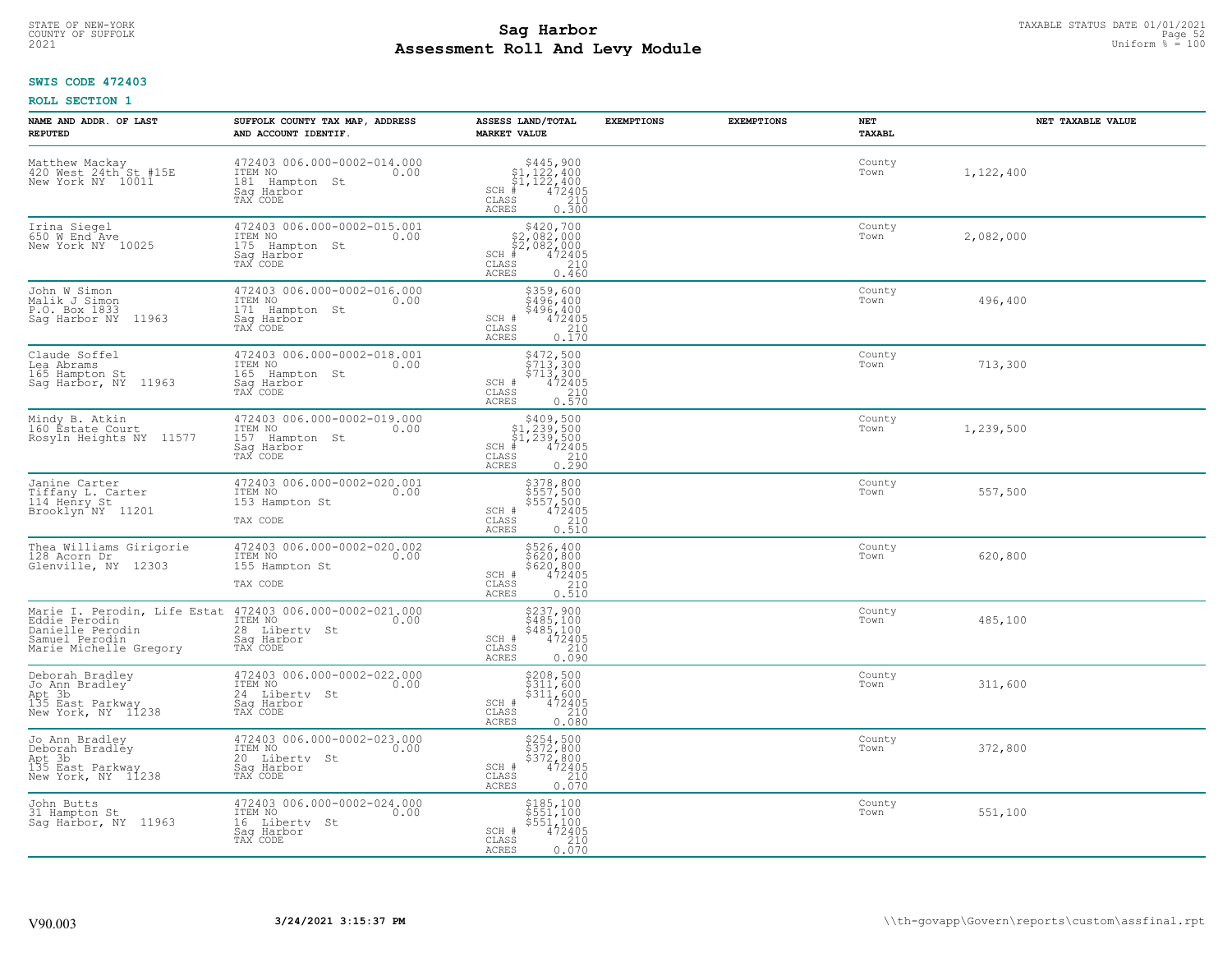**Sag Harbor**
**Assessment Roll And Levy Module**

STATE OF NEW-YORK
COUNTY OF SUFFOLK
2021

TAXABLE STATUS DATE 01/01/2021
Uniform % = 100

**SWIS CODE 472403**

**ROLL SECTION 1**

| NAME AND ADDR. OF LAST REPUTED | SUFFOLK COUNTY TAX MAP, ADDRESS AND ACCOUNT IDENTIF. | ASSESS LAND/TOTAL MARKET VALUE | EXEMPTIONS | EXEMPTIONS | NET TAXABL | NET TAXABLE VALUE |
|---|---|---|---|---|---|---|
| Matthew Mackay<br>420 West 24th St #15E<br>New York NY 10011 | 472403 006.000-0002-014.000<br>ITEM NO 0.00<br>181 Hampton St<br>Sag Harbor<br>TAX CODE | $445,900<br>$1,122,400<br>$1,122,400<br>SCH # 472405<br>CLASS 210<br>ACRES 0.300 | | | County<br>Town | 1,122,400 |
| Irina Siegel<br>650 W End Ave<br>New York NY 10025 | 472403 006.000-0002-015.001<br>ITEM NO 0.00<br>175 Hampton St<br>Sag Harbor<br>TAX CODE | $420,700<br>$2,082,000<br>$2,082,000<br>SCH # 472405<br>CLASS 210<br>ACRES 0.460 | | | County<br>Town | 2,082,000 |
| John W Simon<br>Malik J Simon<br>P.O. Box 1833<br>Sag Harbor NY 11963 | 472403 006.000-0002-016.000<br>ITEM NO 0.00<br>171 Hampton St<br>Sag Harbor<br>TAX CODE | $359,600<br>$496,400<br>$496,400<br>SCH # 472405<br>CLASS 210<br>ACRES 0.170 | | | County<br>Town | 496,400 |
| Claude Soffel<br>Lea Abrams<br>165 Hampton St<br>Sag Harbor, NY 11963 | 472403 006.000-0002-018.001<br>ITEM NO 0.00<br>165 Hampton St<br>Sag Harbor<br>TAX CODE | $472,500<br>$713,300<br>$713,300<br>SCH # 472405<br>CLASS 210<br>ACRES 0.570 | | | County<br>Town | 713,300 |
| Mindy B. Atkin<br>160 Estate Court<br>Rosyln Heights NY 11577 | 472403 006.000-0002-019.000<br>ITEM NO 0.00<br>157 Hampton St<br>Sag Harbor<br>TAX CODE | $409,500<br>$1,239,500<br>$1,239,500<br>SCH # 472405<br>CLASS 210<br>ACRES 0.290 | | | County<br>Town | 1,239,500 |
| Janine Carter<br>Tiffany L. Carter<br>114 Henry St<br>Brooklyn NY 11201 | 472403 006.000-0002-020.001<br>ITEM NO 0.00<br>153 Hampton St<br><br>TAX CODE | $378,800<br>$557,500<br>$557,500<br>SCH # 472405<br>CLASS 210<br>ACRES 0.510 | | | County<br>Town | 557,500 |
| Thea Williams Girigorie<br>128 Acorn Dr<br>Glenville, NY 12303 | 472403 006.000-0002-020.002<br>ITEM NO 0.00<br>155 Hampton St<br><br>TAX CODE | $526,400<br>$620,800<br>$620,800<br>SCH # 472405<br>CLASS 210<br>ACRES 0.510 | | | County<br>Town | 620,800 |
| Marie I. Perodin, Life Estat<br>Eddie Perodin<br>Danielle Perodin<br>Samuel Perodin<br>Marie Michelle Gregory | 472403 006.000-0002-021.000<br>ITEM NO 0.00<br>28 Liberty St<br>Sag Harbor<br>TAX CODE | $237,900<br>$485,100<br>$485,100<br>SCH # 472405<br>CLASS 210<br>ACRES 0.090 | | | County<br>Town | 485,100 |
| Deborah Bradley<br>Jo Ann Bradley<br>Apt 3b<br>135 East Parkway<br>New York, NY 11238 | 472403 006.000-0002-022.000<br>ITEM NO 0.00<br>24 Liberty St<br>Sag Harbor<br>TAX CODE | $208,500<br>$311,600<br>$311,600<br>SCH # 472405<br>CLASS 210<br>ACRES 0.080 | | | County<br>Town | 311,600 |
| Jo Ann Bradley<br>Deborah Bradley<br>Apt 3b<br>135 East Parkway<br>New York, NY 11238 | 472403 006.000-0002-023.000<br>ITEM NO 0.00<br>20 Liberty St<br>Sag Harbor<br>TAX CODE | $254,500<br>$372,800<br>$372,800<br>SCH # 472405<br>CLASS 210<br>ACRES 0.070 | | | County<br>Town | 372,800 |
| John Butts<br>31 Hampton St<br>Sag Harbor, NY 11963 | 472403 006.000-0002-024.000<br>ITEM NO 0.00<br>16 Liberty St<br>Sag Harbor<br>TAX CODE | $185,100<br>$551,100<br>$551,100<br>SCH # 472405<br>CLASS 210<br>ACRES 0.070 | | | County<br>Town | 551,100 |

V90.003 **3/24/2021 3:15:37 PM** \\th-govapp\Govern\reports\custom\assfinal.rpt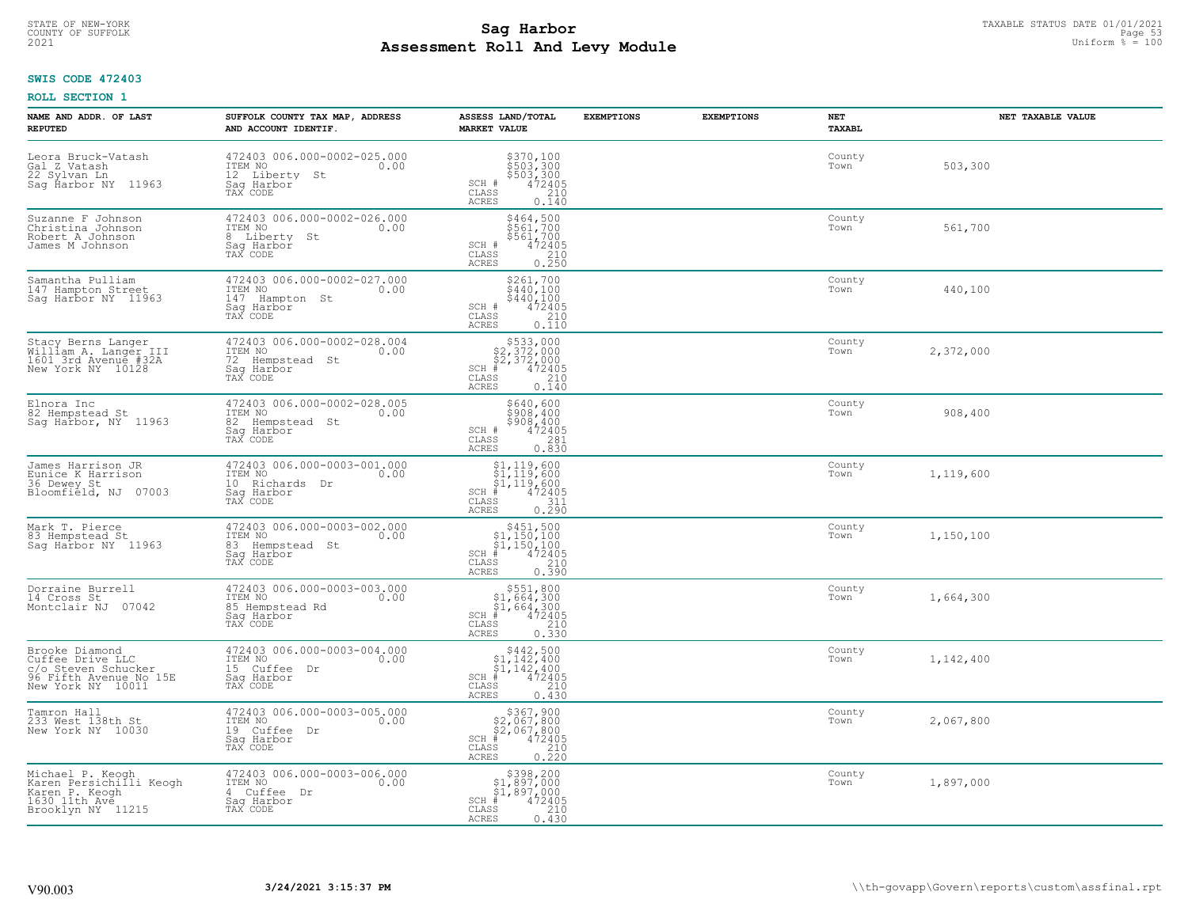STATE OF NEW-YORK
COUNTY OF SUFFOLK
2021

# Sag Harbor
## Assessment Roll And Levy Module

TAXABLE STATUS DATE 01/01/2021
Uniform % = 100

**SWIS CODE 472403**

**ROLL SECTION 1**

| NAME AND ADDR. OF LAST REPUTED | SUFFOLK COUNTY TAX MAP, ADDRESS AND ACCOUNT IDENTIF. | ASSESS LAND/TOTAL MARKET VALUE | EXEMPTIONS | EXEMPTIONS | NET TAXABL | NET TAXABLE VALUE |
|---|---|---|---|---|---|---|
| Leora Bruck-Vatash<br>Gal Z Vatash<br>22 Sylvan Ln<br>Sag Harbor NY 11963 | 472403 006.000-0002-025.000<br>ITEM NO 0.00<br>12 Liberty St<br>Sag Harbor<br>TAX CODE | $370,100<br>$503,300<br>$503,300<br>SCH # 472405<br>CLASS 210<br>ACRES 0.140 | | | County<br>Town | 503,300 |
| Suzanne F Johnson<br>Christina Johnson<br>Robert A Johnson<br>James M Johnson | 472403 006.000-0002-026.000<br>ITEM NO 0.00<br>8 Liberty St<br>Sag Harbor<br>TAX CODE | $464,500<br>$561,700<br>$561,700<br>SCH # 472405<br>CLASS 210<br>ACRES 0.250 | | | County<br>Town | 561,700 |
| Samantha Pulliam<br>147 Hampton Street<br>Sag Harbor NY 11963 | 472403 006.000-0002-027.000<br>ITEM NO 0.00<br>147 Hampton St<br>Sag Harbor<br>TAX CODE | $261,700<br>$440,100<br>$440,100<br>SCH # 472405<br>CLASS 210<br>ACRES 0.110 | | | County<br>Town | 440,100 |
| Stacy Berns Langer<br>William A. Langer III<br>1601 3rd Avenue #32A<br>New York NY 10128 | 472403 006.000-0002-028.004<br>ITEM NO 0.00<br>72 Hempstead St<br>Sag Harbor<br>TAX CODE | $533,000<br>$2,372,000<br>$2,372,000<br>SCH # 472405<br>CLASS 210<br>ACRES 0.140 | | | County<br>Town | 2,372,000 |
| Elnora Inc<br>82 Hempstead St<br>Sag Harbor, NY 11963 | 472403 006.000-0002-028.005<br>ITEM NO 0.00<br>82 Hempstead St<br>Sag Harbor<br>TAX CODE | $640,600<br>$908,400<br>$908,400<br>SCH # 472405<br>CLASS 281<br>ACRES 0.830 | | | County<br>Town | 908,400 |
| James Harrison JR<br>Eunice K Harrison<br>36 Dewey St<br>Bloomfield, NJ 07003 | 472403 006.000-0003-001.000<br>ITEM NO 0.00<br>10 Richards Dr<br>Sag Harbor<br>TAX CODE | $1,119,600<br>$1,119,600<br>$1,119,600<br>SCH # 472405<br>CLASS 311<br>ACRES 0.290 | | | County<br>Town | 1,119,600 |
| Mark T. Pierce<br>83 Hempstead St<br>Sag Harbor NY 11963 | 472403 006.000-0003-002.000<br>ITEM NO 0.00<br>83 Hempstead St<br>Sag Harbor<br>TAX CODE | $451,500<br>$1,150,100<br>$1,150,100<br>SCH # 472405<br>CLASS 210<br>ACRES 0.390 | | | County<br>Town | 1,150,100 |
| Dorraine Burrell<br>14 Cross St<br>Montclair NJ 07042 | 472403 006.000-0003-003.000<br>ITEM NO 0.00<br>85 Hempstead Rd<br>Sag Harbor<br>TAX CODE | $551,800<br>$1,664,300<br>$1,664,300<br>SCH # 472405<br>CLASS 210<br>ACRES 0.330 | | | County<br>Town | 1,664,300 |
| Brooke Diamond<br>Cuffee Drive LLC<br>c/o Steven Schucker<br>96 Fifth Avenue No 15E<br>New York NY 10011 | 472403 006.000-0003-004.000<br>ITEM NO 0.00<br>15 Cuffee Dr<br>Sag Harbor<br>TAX CODE | $442,500<br>$1,142,400<br>$1,142,400<br>SCH # 472405<br>CLASS 210<br>ACRES 0.430 | | | County<br>Town | 1,142,400 |
| Tamron Hall<br>233 West 138th St<br>New York NY 10030 | 472403 006.000-0003-005.000<br>ITEM NO 0.00<br>19 Cuffee Dr<br>Sag Harbor<br>TAX CODE | $367,900<br>$2,067,800<br>$2,067,800<br>SCH # 472405<br>CLASS 210<br>ACRES 0.220 | | | County<br>Town | 2,067,800 |
| Michael P. Keogh<br>Karen Persichilli Keogh<br>Karen P. Keogh<br>1630 11th Ave<br>Brooklyn NY 11215 | 472403 006.000-0003-006.000<br>ITEM NO 0.00<br>4 Cuffee Dr<br>Sag Harbor<br>TAX CODE | $398,200<br>$1,897,000<br>$1,897,000<br>SCH # 472405<br>CLASS 210<br>ACRES 0.430 | | | County<br>Town | 1,897,000 |

V90.003 3/24/2021 3:15:37 PM \\th-govapp\Govern\reports\custom\assfinal.rpt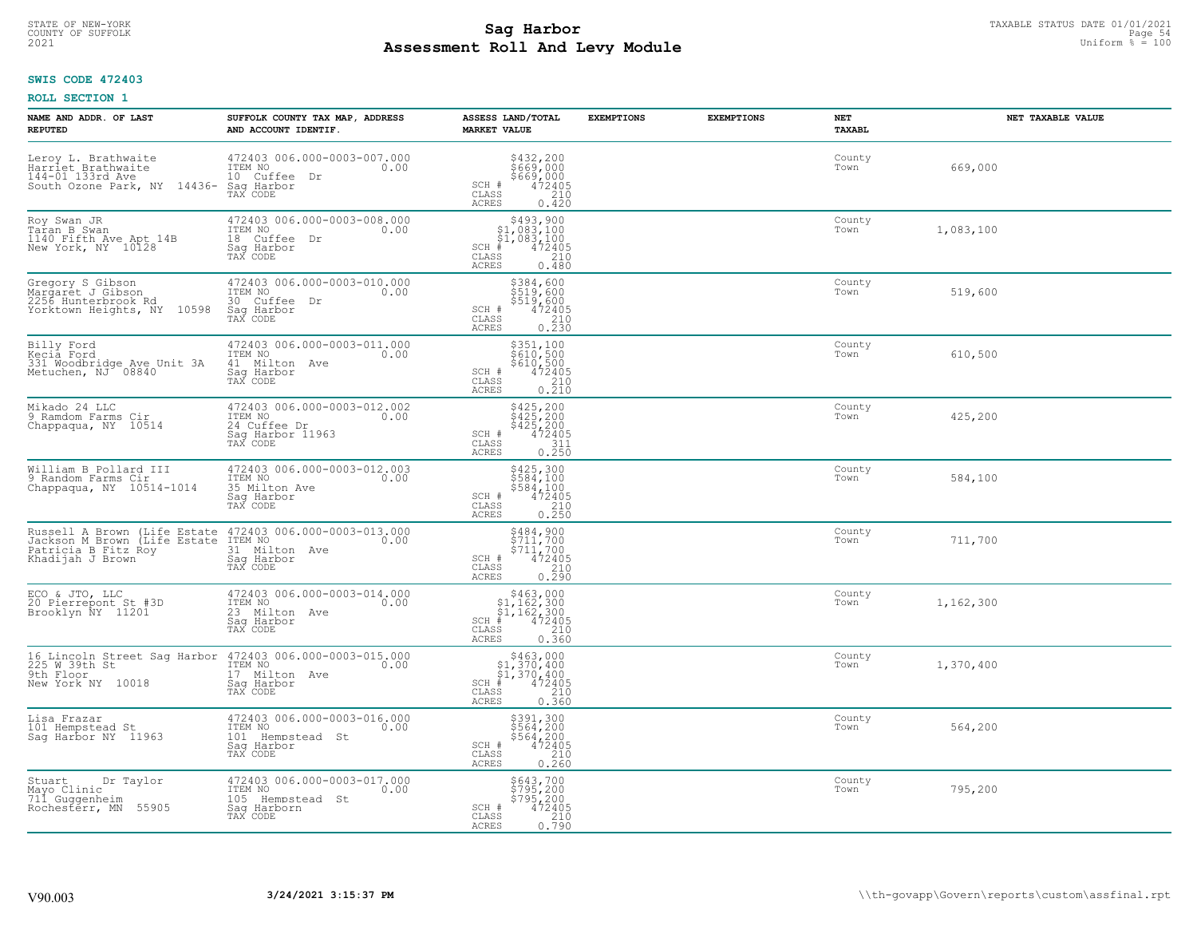STATE OF NEW-YORK
COUNTY OF SUFFOLK
2021

# Sag Harbor
## Assessment Roll And Levy Module

TAXABLE STATUS DATE 01/01/2021
Uniform % = 100

**SWIS CODE 472403**

**ROLL SECTION 1**

| NAME AND ADDR. OF LAST REPUTED | SUFFOLK COUNTY TAX MAP, ADDRESS AND ACCOUNT IDENTIF. | ASSESS LAND/TOTAL MARKET VALUE | EXEMPTIONS | EXEMPTIONS | NET TAXABL | NET TAXABLE VALUE |
|---|---|---|---|---|---|---|
| Leroy L. Brathwaite<br>Harriet Brathwaite<br>144-01 133rd Ave<br>South Ozone Park, NY 14436- | 472403 006.000-0003-007.000<br>ITEM NO 0.00<br>10 Cuffee Dr<br>Sag Harbor<br>TAX CODE | $432,200<br>$669,000<br>$669,000<br>SCH # 472405<br>CLASS 210<br>ACRES 0.420 | | | County<br>Town | 669,000 |
| Roy Swan JR<br>Taran B Swan<br>1140 Fifth Ave Apt 14B<br>New York, NY 10128 | 472403 006.000-0003-008.000<br>ITEM NO 0.00<br>18 Cuffee Dr<br>Sag Harbor<br>TAX CODE | $493,900<br>$1,083,100<br>$1,083,100<br>SCH # 472405<br>CLASS 210<br>ACRES 0.480 | | | County<br>Town | 1,083,100 |
| Gregory S Gibson<br>Margaret J Gibson<br>2256 Hunterbrook Rd<br>Yorktown Heights, NY 10598 | 472403 006.000-0003-010.000<br>ITEM NO 0.00<br>30 Cuffee Dr<br>Sag Harbor<br>TAX CODE | $384,600<br>$519,600<br>$519,600<br>SCH # 472405<br>CLASS 210<br>ACRES 0.230 | | | County<br>Town | 519,600 |
| Billy Ford<br>Kecia Ford<br>331 Woodbridge Ave Unit 3A<br>Metuchen, NJ 08840 | 472403 006.000-0003-011.000<br>ITEM NO 0.00<br>41 Milton Ave<br>Sag Harbor<br>TAX CODE | $351,100<br>$610,500<br>$610,500<br>SCH # 472405<br>CLASS 210<br>ACRES 0.210 | | | County<br>Town | 610,500 |
| Mikado 24 LLC<br>9 Ramdom Farms Cir<br>Chappaqua, NY 10514 | 472403 006.000-0003-012.002<br>ITEM NO 0.00<br>24 Cuffee Dr<br>Sag Harbor 11963<br>TAX CODE | $425,200<br>$425,200<br>$425,200<br>SCH # 472405<br>CLASS 311<br>ACRES 0.250 | | | County<br>Town | 425,200 |
| William B Pollard III<br>9 Random Farms Cir<br>Chappaqua, NY 10514-1014 | 472403 006.000-0003-012.003<br>ITEM NO 0.00<br>35 Milton Ave<br>Sag Harbor<br>TAX CODE | $425,300<br>$584,100<br>$584,100<br>SCH # 472405<br>CLASS 210<br>ACRES 0.250 | | | County<br>Town | 584,100 |
| Russell A Brown (Life Estate<br>Jackson M Brown (Life Estate<br>Patricia B Fitz Roy<br>Khadijah J Brown | 472403 006.000-0003-013.000<br>ITEM NO 0.00<br>31 Milton Ave<br>Sag Harbor<br>TAX CODE | $484,900<br>$711,700<br>$711,700<br>SCH # 472405<br>CLASS 210<br>ACRES 0.290 | | | County<br>Town | 711,700 |
| ECO & JTO, LLC<br>20 Pierrepont St #3D<br>Brooklyn NY 11201 | 472403 006.000-0003-014.000<br>ITEM NO 0.00<br>23 Milton Ave<br>Sag Harbor<br>TAX CODE | $463,000<br>$1,162,300<br>$1,162,300<br>SCH # 472405<br>CLASS 210<br>ACRES 0.360 | | | County<br>Town | 1,162,300 |
| 16 Lincoln Street Sag Harbor<br>225 W 39th St<br>9th Floor<br>New York NY 10018 | 472403 006.000-0003-015.000<br>ITEM NO 0.00<br>17 Milton Ave<br>Sag Harbor<br>TAX CODE | $463,000<br>$1,370,400<br>$1,370,400<br>SCH # 472405<br>CLASS 210<br>ACRES 0.360 | | | County<br>Town | 1,370,400 |
| Lisa Frazar<br>101 Hempstead St<br>Sag Harbor NY 11963 | 472403 006.000-0003-016.000<br>ITEM NO 0.00<br>101 Hempstead St<br>Sag Harbor<br>TAX CODE | $391,300<br>$564,200<br>$564,200<br>SCH # 472405<br>CLASS 210<br>ACRES 0.260 | | | County<br>Town | 564,200 |
| Stuart Dr Taylor<br>Mayo Clinic<br>711 Guggenheim<br>Rochesterr, MN 55905 | 472403 006.000-0003-017.000<br>ITEM NO 0.00<br>105 Hempstead St<br>Sag Harborn<br>TAX CODE | $643,700<br>$795,200<br>$795,200<br>SCH # 472405<br>CLASS 210<br>ACRES 0.790 | | | County<br>Town | 795,200 |

V90.003 3/24/2021 3:15:37 PM \\th-govapp\Govern\reports\custom\assfinal.rpt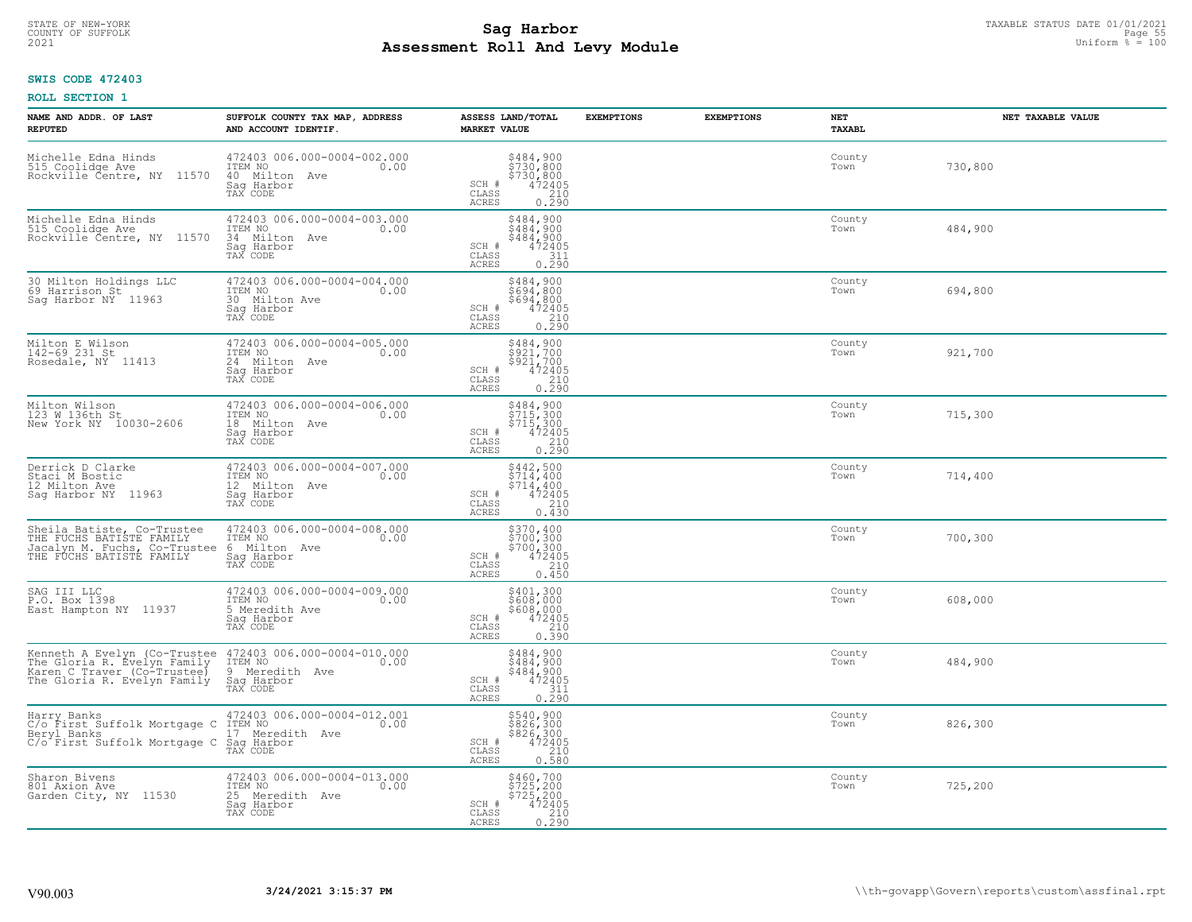**SWIS CODE 472403**

**ROLL SECTION 1**

| NAME AND ADDR. OF LAST REPUTED | SUFFOLK COUNTY TAX MAP, ADDRESS AND ACCOUNT IDENTIF. | ASSESS LAND/TOTAL MARKET VALUE | EXEMPTIONS | EXEMPTIONS | NET TAXABL | NET TAXABLE VALUE |
|---|---|---|---|---|---|---|
| Michelle Edna Hinds<br>515 Coolidge Ave<br>Rockville Centre, NY 11570 | 472403 006.000-0004-002.000<br>ITEM NO 0.00<br>40 Milton Ave<br>Sag Harbor<br>TAX CODE | $484,900<br>$730,800<br>$730,800<br>SCH # 472405<br>CLASS 210<br>ACRES 0.290 | | | County<br>Town | 730,800 |
| Michelle Edna Hinds<br>515 Coolidge Ave<br>Rockville Centre, NY 11570 | 472403 006.000-0004-003.000<br>ITEM NO 0.00<br>34 Milton Ave<br>Sag Harbor<br>TAX CODE | $484,900<br>$484,900<br>$484,900<br>SCH # 472405<br>CLASS 311<br>ACRES 0.290 | | | County<br>Town | 484,900 |
| 30 Milton Holdings LLC<br>69 Harrison St<br>Sag Harbor NY 11963 | 472403 006.000-0004-004.000<br>ITEM NO 0.00<br>30 Milton Ave<br>Sag Harbor<br>TAX CODE | $484,900<br>$694,800<br>$694,800<br>SCH # 472405<br>CLASS 210<br>ACRES 0.290 | | | County<br>Town | 694,800 |
| Milton E Wilson<br>142-69 231 St<br>Rosedale, NY 11413 | 472403 006.000-0004-005.000<br>ITEM NO 0.00<br>24 Milton Ave<br>Sag Harbor<br>TAX CODE | $484,900<br>$921,700<br>$921,700<br>SCH # 472405<br>CLASS 210<br>ACRES 0.290 | | | County<br>Town | 921,700 |
| Milton Wilson<br>123 W 136th St<br>New York NY 10030-2606 | 472403 006.000-0004-006.000<br>ITEM NO 0.00<br>18 Milton Ave<br>Sag Harbor<br>TAX CODE | $484,900<br>$715,300<br>$715,300<br>SCH # 472405<br>CLASS 210<br>ACRES 0.290 | | | County<br>Town | 715,300 |
| Derrick D Clarke<br>Staci M Bostic<br>12 Milton Ave<br>Sag Harbor NY 11963 | 472403 006.000-0004-007.000<br>ITEM NO 0.00<br>12 Milton Ave<br>Sag Harbor<br>TAX CODE | $442,500<br>$714,400<br>$714,400<br>SCH # 472405<br>CLASS 210<br>ACRES 0.430 | | | County<br>Town | 714,400 |
| Sheila Batiste, Co-Trustee<br>THE FUCHS BATISTE FAMILY<br>Jacalyn M. Fuchs, Co-Trustee<br>THE FUCHS BATISTE FAMILY | 472403 006.000-0004-008.000<br>ITEM NO 0.00<br>6 Milton Ave<br>Sag Harbor<br>TAX CODE | $370,400<br>$700,300<br>$700,300<br>SCH # 472405<br>CLASS 210<br>ACRES 0.450 | | | County<br>Town | 700,300 |
| SAG III LLC<br>P.O. Box 1398<br>East Hampton NY 11937 | 472403 006.000-0004-009.000<br>ITEM NO 0.00<br>5 Meredith Ave<br>Sag Harbor<br>TAX CODE | $401,300<br>$608,000<br>$608,000<br>SCH # 472405<br>CLASS 210<br>ACRES 0.390 | | | County<br>Town | 608,000 |
| Kenneth A Evelyn (Co-Trustee<br>The Gloria R. Evelyn Family<br>Karen C Traver (Co-Trustee)<br>The Gloria R. Evelyn Family | 472403 006.000-0004-010.000<br>ITEM NO 0.00<br>9 Meredith Ave<br>Sag Harbor<br>TAX CODE | $484,900<br>$484,900<br>$484,900<br>SCH # 472405<br>CLASS 311<br>ACRES 0.290 | | | County<br>Town | 484,900 |
| Harry Banks<br>C/o First Suffolk Mortgage C<br>Beryl Banks<br>C/o First Suffolk Mortgage C | 472403 006.000-0004-012.001<br>ITEM NO 0.00<br>17 Meredith Ave<br>Sag Harbor<br>TAX CODE | $540,900<br>$826,300<br>$826,300<br>SCH # 472405<br>CLASS 210<br>ACRES 0.580 | | | County<br>Town | 826,300 |
| Sharon Bivens<br>801 Axion Ave<br>Garden City, NY 11530 | 472403 006.000-0004-013.000<br>ITEM NO 0.00<br>25 Meredith Ave<br>Sag Harbor<br>TAX CODE | $460,700<br>$725,200<br>$725,200<br>SCH # 472405<br>CLASS 210<br>ACRES 0.290 | | | County<br>Town | 725,200 |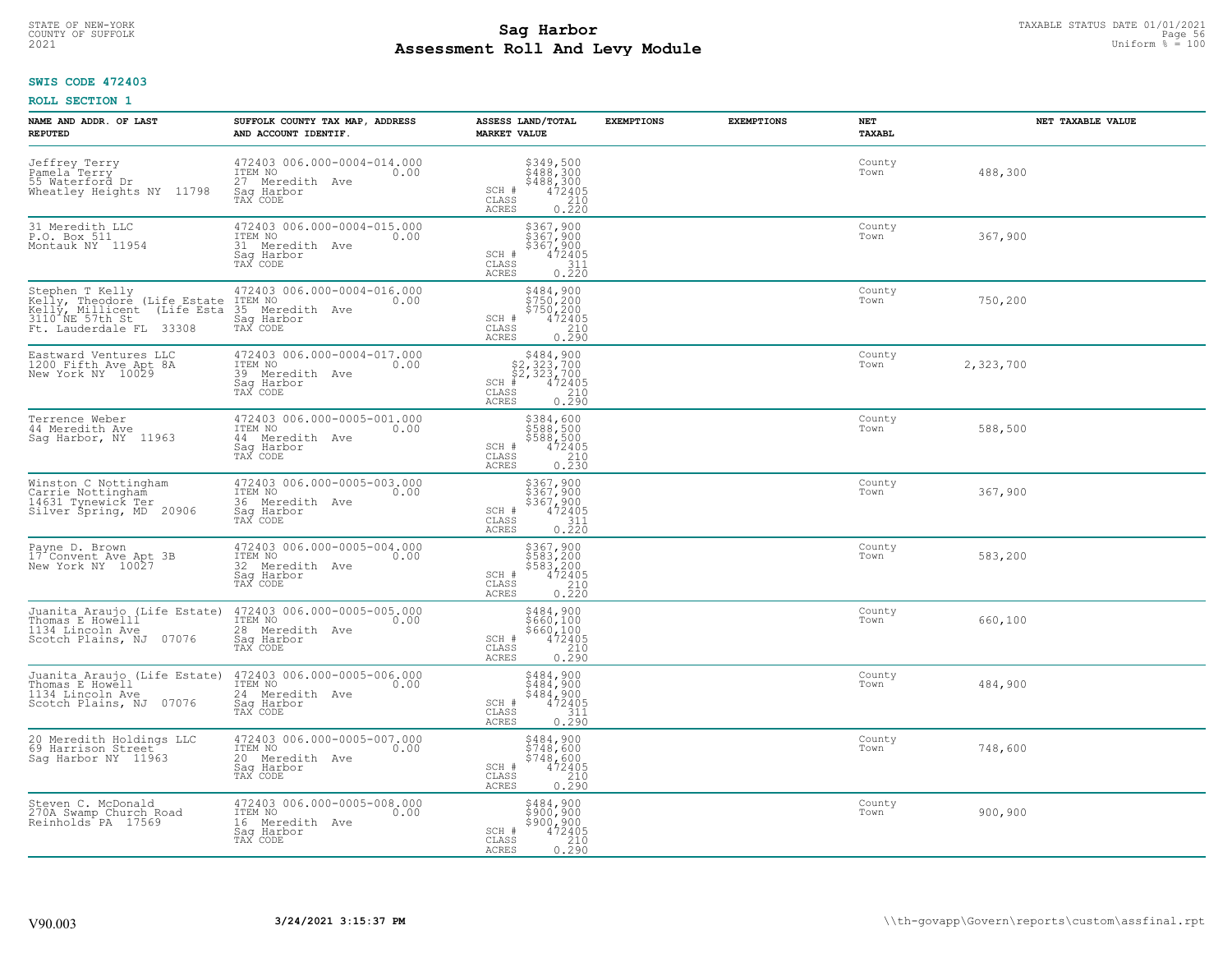STATE OF NEW-YORK
COUNTY OF SUFFOLK
2021

# Sag Harbor
# Assessment Roll And Levy Module

TAXABLE STATUS DATE 01/01/2021
Uniform % = 100

**SWIS CODE 472403**

**ROLL SECTION 1**

| NAME AND ADDR. OF LAST REPUTED | SUFFOLK COUNTY TAX MAP, ADDRESS AND ACCOUNT IDENTIF. | ASSESS LAND/TOTAL MARKET VALUE | EXEMPTIONS | EXEMPTIONS | NET TAXABL | NET TAXABLE VALUE |
|---|---|---|---|---|---|---|
| Jeffrey Terry<br>Pamela Terry<br>55 Waterford Dr<br>Wheatley Heights NY 11798 | 472403 006.000-0004-014.000<br>ITEM NO 0.00<br>27 Meredith Ave<br>Sag Harbor<br>TAX CODE | $349,500<br>$488,300<br>$488,300<br>SCH # 472405<br>CLASS 210<br>ACRES 0.220 | | | County<br>Town | 488,300 |
| 31 Meredith LLC<br>P.O. Box 511<br>Montauk NY 11954 | 472403 006.000-0004-015.000<br>ITEM NO 0.00<br>31 Meredith Ave<br>Sag Harbor<br>TAX CODE | $367,900<br>$367,900<br>$367,900<br>SCH # 472405<br>CLASS 311<br>ACRES 0.220 | | | County<br>Town | 367,900 |
| Stephen T Kelly<br>Kelly, Theodore (Life Estate<br>Kelly, Millicent (Life Esta<br>3110 NE 57th St<br>Ft. Lauderdale FL 33308 | 472403 006.000-0004-016.000<br>ITEM NO 0.00<br>35 Meredith Ave<br>Sag Harbor<br>TAX CODE | $484,900<br>$750,200<br>$750,200<br>SCH # 472405<br>CLASS 210<br>ACRES 0.290 | | | County<br>Town | 750,200 |
| Eastward Ventures LLC<br>1200 Fifth Ave Apt 8A<br>New York NY 10029 | 472403 006.000-0004-017.000<br>ITEM NO 0.00<br>39 Meredith Ave<br>Sag Harbor<br>TAX CODE | $484,900<br>$2,323,700<br>$2,323,700<br>SCH # 472405<br>CLASS 210<br>ACRES 0.290 | | | County<br>Town | 2,323,700 |
| Terrence Weber<br>44 Meredith Ave<br>Sag Harbor, NY 11963 | 472403 006.000-0005-001.000<br>ITEM NO 0.00<br>44 Meredith Ave<br>Sag Harbor<br>TAX CODE | $384,600<br>$588,500<br>$588,500<br>SCH # 472405<br>CLASS 210<br>ACRES 0.230 | | | County<br>Town | 588,500 |
| Winston C Nottingham<br>Carrie Nottingham<br>14631 Tynewick Ter<br>Silver Spring, MD 20906 | 472403 006.000-0005-003.000<br>ITEM NO 0.00<br>36 Meredith Ave<br>Sag Harbor<br>TAX CODE | $367,900<br>$367,900<br>$367,900<br>SCH # 472405<br>CLASS 311<br>ACRES 0.220 | | | County<br>Town | 367,900 |
| Payne D. Brown<br>17 Convent Ave Apt 3B<br>New York NY 10027 | 472403 006.000-0005-004.000<br>ITEM NO 0.00<br>32 Meredith Ave<br>Sag Harbor<br>TAX CODE | $367,900<br>$583,200<br>$583,200<br>SCH # 472405<br>CLASS 210<br>ACRES 0.220 | | | County<br>Town | 583,200 |
| Juanita Araujo (Life Estate)<br>Thomas E Howell<br>1134 Lincoln Ave<br>Scotch Plains, NJ 07076 | 472403 006.000-0005-005.000<br>ITEM NO 0.00<br>28 Meredith Ave<br>Sag Harbor<br>TAX CODE | $484,900<br>$660,100<br>$660,100<br>SCH # 472405<br>CLASS 210<br>ACRES 0.290 | | | County<br>Town | 660,100 |
| Juanita Araujo (Life Estate)<br>Thomas E Howell<br>1134 Lincoln Ave<br>Scotch Plains, NJ 07076 | 472403 006.000-0005-006.000<br>ITEM NO 0.00<br>24 Meredith Ave<br>Sag Harbor<br>TAX CODE | $484,900<br>$484,900<br>$484,900<br>SCH # 472405<br>CLASS 311<br>ACRES 0.290 | | | County<br>Town | 484,900 |
| 20 Meredith Holdings LLC<br>69 Harrison Street<br>Sag Harbor NY 11963 | 472403 006.000-0005-007.000<br>ITEM NO 0.00<br>20 Meredith Ave<br>Sag Harbor<br>TAX CODE | $484,900<br>$748,600<br>$748,600<br>SCH # 472405<br>CLASS 210<br>ACRES 0.290 | | | County<br>Town | 748,600 |
| Steven C. McDonald<br>270A Swamp Church Road<br>Reinholds PA 17569 | 472403 006.000-0005-008.000<br>ITEM NO 0.00<br>16 Meredith Ave<br>Sag Harbor<br>TAX CODE | $484,900<br>$900,900<br>$900,900<br>SCH # 472405<br>CLASS 210<br>ACRES 0.290 | | | County<br>Town | 900,900 |

V90.003 3/24/2021 3:15:37 PM \\th-govapp\Govern\reports\custom\assfinal.rpt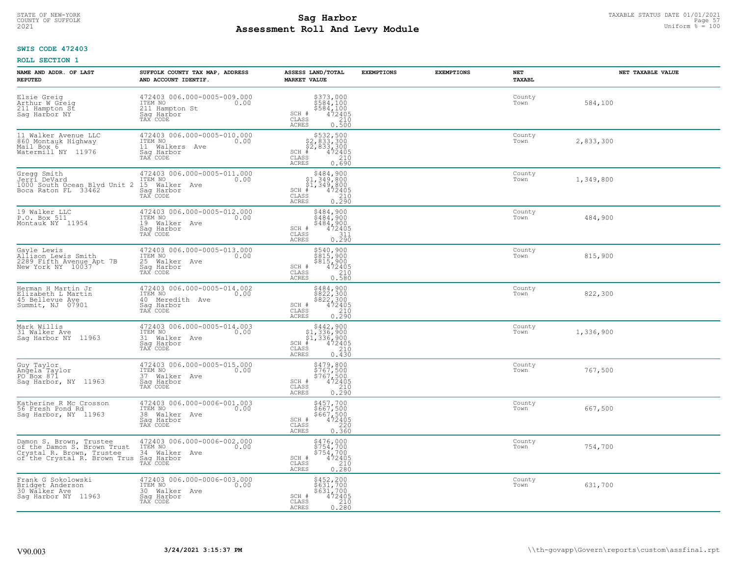STATE OF NEW-YORK
COUNTY OF SUFFOLK
2021

# Sag Harbor
## Assessment Roll And Levy Module

TAXABLE STATUS DATE 01/01/2021
Uniform % = 100

**SWIS CODE 472403**

**ROLL SECTION 1**

| NAME AND ADDR. OF LAST REPUTED | SUFFOLK COUNTY TAX MAP, ADDRESS AND ACCOUNT IDENTIF. | ASSESS LAND/TOTAL MARKET VALUE | EXEMPTIONS | EXEMPTIONS | NET TAXABL | NET TAXABLE VALUE |
|---|---|---|---|---|---|---|
| Elsie Greig<br>Arthur W Greig<br>211 Hampton St<br>Sag Harbor NY | 472403 006.000-0005-009.000<br>ITEM NO 0.00<br>211 Hampton St<br>Sag Harbor<br>TAX CODE | $373,000<br>$584,100<br>$584,100<br>SCH # 472405<br>CLASS 210<br>ACRES 0.500 | | | County<br>Town | 584,100 |
| 11 Walker Avenue LLC<br>860 Montauk Highway<br>Mail Box 6<br>Watermill NY 11976 | 472403 006.000-0005-010.000<br>ITEM NO 0.00<br>11 Walkers Ave<br>Sag Harbor<br>TAX CODE | $532,500<br>$2,833,300<br>$2,833,300<br>SCH # 472405<br>CLASS 210<br>ACRES 0.690 | | | County<br>Town | 2,833,300 |
| Gregg Smith<br>Jerri DeVard<br>1000 South Ocean Blvd Unit 2<br>Boca Raton FL 33462 | 472403 006.000-0005-011.000<br>ITEM NO 0.00<br>15 Walker Ave<br>Sag Harbor<br>TAX CODE | $484,900<br>$1,349,800<br>$1,349,800<br>SCH # 472405<br>CLASS 210<br>ACRES 0.290 | | | County<br>Town | 1,349,800 |
| 19 Walker LLC<br>P.O. Box 511<br>Montauk NY 11954 | 472403 006.000-0005-012.000<br>ITEM NO 0.00<br>19 Walker Ave<br>Sag Harbor<br>TAX CODE | $484,900<br>$484,900<br>$484,900<br>SCH # 472405<br>CLASS 311<br>ACRES 0.290 | | | County<br>Town | 484,900 |
| Gayle Lewis<br>Allison Lewis Smith<br>2289 Fifth Avenue Apt 7B<br>New York NY 10037 | 472403 006.000-0005-013.000<br>ITEM NO 0.00<br>25 Walker Ave<br>Sag Harbor<br>TAX CODE | $540,900<br>$815,900<br>$815,900<br>SCH # 472405<br>CLASS 210<br>ACRES 0.580 | | | County<br>Town | 815,900 |
| Herman H Martin Jr<br>Elizabeth L Martin<br>45 Bellevue Ave<br>Summit, NJ 07901 | 472403 006.000-0005-014.002<br>ITEM NO 0.00<br>40 Meredith Ave<br>Sag Harbor<br>TAX CODE | $484,900<br>$822,300<br>$822,300<br>SCH # 472405<br>CLASS 210<br>ACRES 0.290 | | | County<br>Town | 822,300 |
| Mark Willis<br>31 Walker Ave<br>Sag Harbor NY 11963 | 472403 006.000-0005-014.003<br>ITEM NO 0.00<br>31 Walker Ave<br>Sag Harbor<br>TAX CODE | $442,900<br>$1,336,900<br>$1,336,900<br>SCH # 472405<br>CLASS 210<br>ACRES 0.430 | | | County<br>Town | 1,336,900 |
| Guy Taylor<br>Angela Taylor<br>PO Box 871<br>Sag Harbor, NY 11963 | 472403 006.000-0005-015.000<br>ITEM NO 0.00<br>37 Walker Ave<br>Sag Harbor<br>TAX CODE | $479,800<br>$767,500<br>$767,500<br>SCH # 472405<br>CLASS 210<br>ACRES 0.290 | | | County<br>Town | 767,500 |
| Katherine R Mc Crosson<br>56 Fresh Pond Rd<br>Sag Harbor, NY 11963 | 472403 006.000-0006-001.003<br>ITEM NO 0.00<br>38 Walker Ave<br>Sag Harbor<br>TAX CODE | $457,700<br>$667,500<br>$667,500<br>SCH # 472405<br>CLASS 220<br>ACRES 0.360 | | | County<br>Town | 667,500 |
| Damon S. Brown, Trustee<br>of the Damon S. Brown Trust<br>Crystal R. Brown, Trustee<br>of the Crystal R. Brown Trus | 472403 006.000-0006-002.000<br>ITEM NO 0.00<br>34 Walker Ave<br>Sag Harbor<br>TAX CODE | $476,000<br>$754,700<br>$754,700<br>SCH # 472405<br>CLASS 210<br>ACRES 0.280 | | | County<br>Town | 754,700 |
| Frank G Sokolowski<br>Bridget Anderson<br>30 Walker Ave<br>Sag Harbor NY 11963 | 472403 006.000-0006-003.000<br>ITEM NO 0.00<br>30 Walker Ave<br>Sag Harbor<br>TAX CODE | $452,200<br>$631,700<br>$631,700<br>SCH # 472405<br>CLASS 210<br>ACRES 0.280 | | | County<br>Town | 631,700 |

V90.003 3/24/2021 3:15:37 PM \\th-govapp\Govern\reports\custom\assfinal.rpt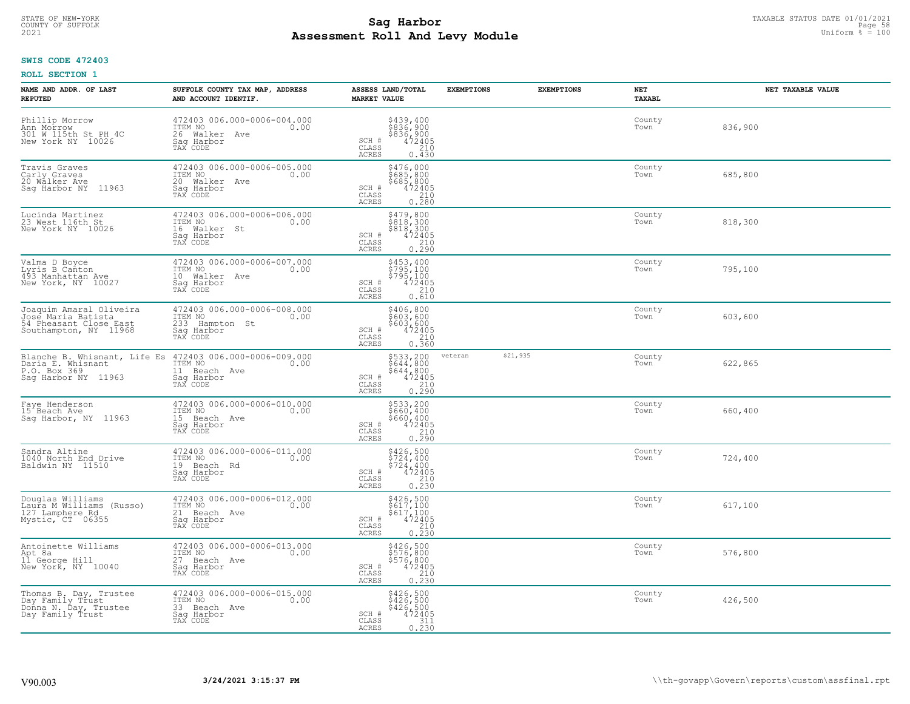STATE OF NEW-YORK
COUNTY OF SUFFOLK
2021

# Sag Harbor
# Assessment Roll And Levy Module

TAXABLE STATUS DATE 01/01/2021
Uniform % = 100

**SWIS CODE 472403**

**ROLL SECTION 1**

| NAME AND ADDR. OF LAST REPUTED | SUFFOLK COUNTY TAX MAP, ADDRESS AND ACCOUNT IDENTIF. | ASSESS LAND/TOTAL MARKET VALUE | EXEMPTIONS | EXEMPTIONS | NET TAXABL | NET TAXABLE VALUE |
|---|---|---|---|---|---|---|
| Phillip Morrow<br>Ann Morrow<br>301 W 115th St PH 4C<br>New York NY 10026 | 472403 006.000-0006-004.000<br>ITEM NO 0.00<br>26 Walker Ave<br>Sag Harbor<br>TAX CODE | $439,400<br>$836,900<br>$836,900<br>SCH # 472405<br>CLASS 210<br>ACRES 0.430 | | | County<br>Town | 836,900 |
| Travis Graves<br>Carly Graves<br>20 Walker Ave<br>Sag Harbor NY 11963 | 472403 006.000-0006-005.000<br>ITEM NO 0.00<br>20 Walker Ave<br>Sag Harbor<br>TAX CODE | $476,000<br>$685,800<br>$685,800<br>SCH # 472405<br>CLASS 210<br>ACRES 0.280 | | | County<br>Town | 685,800 |
| Lucinda Martinez<br>23 West 116th St<br>New York NY 10026 | 472403 006.000-0006-006.000<br>ITEM NO 0.00<br>16 Walker St<br>Sag Harbor<br>TAX CODE | $479,800<br>$818,300<br>$818,300<br>SCH # 472405<br>CLASS 210<br>ACRES 0.290 | | | County<br>Town | 818,300 |
| Valma D Boyce<br>Lyris B Canton<br>493 Manhattan Ave<br>New York, NY 10027 | 472403 006.000-0006-007.000<br>ITEM NO 0.00<br>10 Walker Ave<br>Sag Harbor<br>TAX CODE | $453,400<br>$795,100<br>$795,100<br>SCH # 472405<br>CLASS 210<br>ACRES 0.610 | | | County<br>Town | 795,100 |
| Joaquim Amaral Oliveira<br>Jose Maria Batista<br>54 Pheasant Close East<br>Southampton, NY 11968 | 472403 006.000-0006-008.000<br>ITEM NO 0.00<br>233 Hampton St<br>Sag Harbor<br>TAX CODE | $406,800<br>$603,600<br>$603,600<br>SCH # 472405<br>CLASS 210<br>ACRES 0.360 | | | County<br>Town | 603,600 |
| Blanche B. Whisnant, Life Es<br>Daria E. Whisnant<br>P.O. Box 369<br>Sag Harbor NY 11963 | 472403 006.000-0006-009.000<br>ITEM NO 0.00<br>11 Beach Ave<br>Sag Harbor<br>TAX CODE | $533,200<br>$644,800<br>$644,800<br>SCH # 472405<br>CLASS 210<br>ACRES 0.290 | veteran $21,935 | | County<br>Town | 622,865 |
| Faye Henderson<br>15 Beach Ave<br>Sag Harbor, NY 11963 | 472403 006.000-0006-010.000<br>ITEM NO 0.00<br>15 Beach Ave<br>Sag Harbor<br>TAX CODE | $533,200<br>$660,400<br>$660,400<br>SCH # 472405<br>CLASS 210<br>ACRES 0.290 | | | County<br>Town | 660,400 |
| Sandra Altine<br>1040 North End Drive<br>Baldwin NY 11510 | 472403 006.000-0006-011.000<br>ITEM NO 0.00<br>19 Beach Rd<br>Sag Harbor<br>TAX CODE | $426,500<br>$724,400<br>$724,400<br>SCH # 472405<br>CLASS 210<br>ACRES 0.230 | | | County<br>Town | 724,400 |
| Douglas Williams<br>Laura M Williams (Russo)<br>127 Lamphere Rd<br>Mystic, CT 06355 | 472403 006.000-0006-012.000<br>ITEM NO 0.00<br>21 Beach Ave<br>Sag Harbor<br>TAX CODE | $426,500<br>$617,100<br>$617,100<br>SCH # 472405<br>CLASS 210<br>ACRES 0.230 | | | County<br>Town | 617,100 |
| Antoinette Williams<br>Apt 8a<br>11 George Hill<br>New York, NY 10040 | 472403 006.000-0006-013.000<br>ITEM NO 0.00<br>27 Beach Ave<br>Sag Harbor<br>TAX CODE | $426,500<br>$576,800<br>$576,800<br>SCH # 472405<br>CLASS 210<br>ACRES 0.230 | | | County<br>Town | 576,800 |
| Thomas B. Day, Trustee<br>Day Family Trust<br>Donna N. Day, Trustee<br>Day Family Trust | 472403 006.000-0006-015.000<br>ITEM NO 0.00<br>33 Beach Ave<br>Sag Harbor<br>TAX CODE | $426,500<br>$426,500<br>$426,500<br>SCH # 472405<br>CLASS 311<br>ACRES 0.230 | | | County<br>Town | 426,500 |

V90.003 **3/24/2021 3:15:37 PM** \\th-govapp\Govern\reports\custom\assfinal.rpt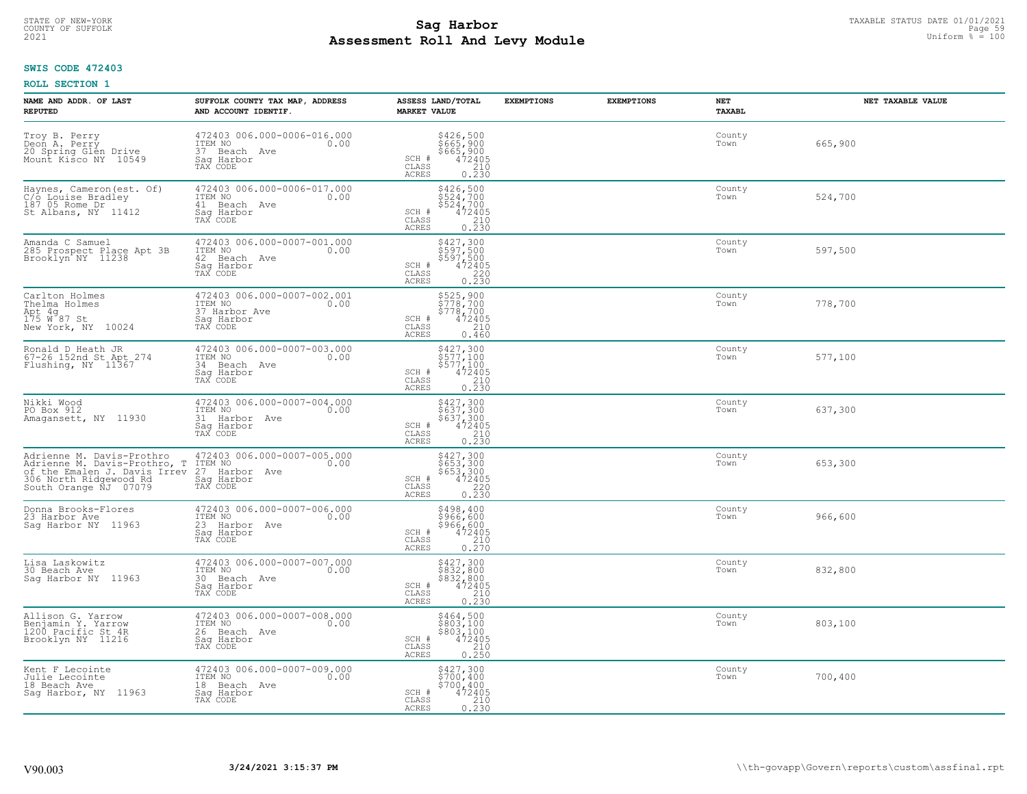**SWIS CODE 472403**

**ROLL SECTION 1**

| NAME AND ADDR. OF LAST REPUTED | SUFFOLK COUNTY TAX MAP, ADDRESS AND ACCOUNT IDENTIF. | ASSESS LAND/TOTAL MARKET VALUE | EXEMPTIONS | EXEMPTIONS | NET TAXABL | NET TAXABLE VALUE |
|---|---|---|---|---|---|---|
| Troy B. Perry<br>Deon A. Perry<br>20 Spring Glen Drive<br>Mount Kisco NY 10549 | 472403 006.000-0006-016.000<br>ITEM NO 0.00<br>37 Beach Ave<br>Sag Harbor<br>TAX CODE | $426,500<br>$665,900<br>$665,900<br>SCH # 472405<br>CLASS 210<br>ACRES 0.230 | | | County<br>Town | 665,900 |
| Haynes, Cameron(est. Of)<br>C/o Louise Bradley<br>187 05 Rome Dr<br>St Albans, NY 11412 | 472403 006.000-0006-017.000<br>ITEM NO 0.00<br>41 Beach Ave<br>Sag Harbor<br>TAX CODE | $426,500<br>$524,700<br>$524,700<br>SCH # 472405<br>CLASS 210<br>ACRES 0.230 | | | County<br>Town | 524,700 |
| Amanda C Samuel<br>285 Prospect Place Apt 3B<br>Brooklyn NY 11238 | 472403 006.000-0007-001.000<br>ITEM NO 0.00<br>42 Beach Ave<br>Sag Harbor<br>TAX CODE | $427,300<br>$597,500<br>$597,500<br>SCH # 472405<br>CLASS 220<br>ACRES 0.230 | | | County<br>Town | 597,500 |
| Carlton Holmes<br>Thelma Holmes<br>Apt 4g<br>175 W 87 St<br>New York, NY 10024 | 472403 006.000-0007-002.001<br>ITEM NO 0.00<br>37 Harbor Ave<br>Sag Harbor<br>TAX CODE | $525,900<br>$778,700<br>$778,700<br>SCH # 472405<br>CLASS 210<br>ACRES 0.460 | | | County<br>Town | 778,700 |
| Ronald D Heath JR<br>67-26 152nd St Apt 274<br>Flushing, NY 11367 | 472403 006.000-0007-003.000<br>ITEM NO 0.00<br>34 Beach Ave<br>Sag Harbor<br>TAX CODE | $427,300<br>$577,100<br>$577,100<br>SCH # 472405<br>CLASS 210<br>ACRES 0.230 | | | County<br>Town | 577,100 |
| Nikki Wood<br>PO Box 912<br>Amagansett, NY 11930 | 472403 006.000-0007-004.000<br>ITEM NO 0.00<br>31 Harbor Ave<br>Sag Harbor<br>TAX CODE | $427,300<br>$637,300<br>$637,300<br>SCH # 472405<br>CLASS 210<br>ACRES 0.230 | | | County<br>Town | 637,300 |
| Adrienne M. Davis-Prothro<br>Adrienne M. Davis-Prothro, T<br>of the Emalen J. Davis Irrev<br>306 North Ridgewood Rd<br>South Orange NJ 07079 | 472403 006.000-0007-005.000<br>ITEM NO 0.00<br>27 Harbor Ave<br>Sag Harbor<br>TAX CODE | $427,300<br>$653,300<br>$653,300<br>SCH # 472405<br>CLASS 220<br>ACRES 0.230 | | | County<br>Town | 653,300 |
| Donna Brooks-Flores<br>23 Harbor Ave<br>Sag Harbor NY 11963 | 472403 006.000-0007-006.000<br>ITEM NO 0.00<br>23 Harbor Ave<br>Sag Harbor<br>TAX CODE | $498,400<br>$966,600<br>$966,600<br>SCH # 472405<br>CLASS 210<br>ACRES 0.270 | | | County<br>Town | 966,600 |
| Lisa Laskowitz<br>30 Beach Ave<br>Sag Harbor NY 11963 | 472403 006.000-0007-007.000<br>ITEM NO 0.00<br>30 Beach Ave<br>Sag Harbor<br>TAX CODE | $427,300<br>$832,800<br>$832,800<br>SCH # 472405<br>CLASS 210<br>ACRES 0.230 | | | County<br>Town | 832,800 |
| Allison G. Yarrow<br>Benjamin Y. Yarrow<br>1200 Pacific St 4R<br>Brooklyn NY 11216 | 472403 006.000-0007-008.000<br>ITEM NO 0.00<br>26 Beach Ave<br>Sag Harbor<br>TAX CODE | $464,500<br>$803,100<br>$803,100<br>SCH # 472405<br>CLASS 210<br>ACRES 0.250 | | | County<br>Town | 803,100 |
| Kent F Lecointe<br>Julie Lecointe<br>18 Beach Ave<br>Sag Harbor, NY 11963 | 472403 006.000-0007-009.000<br>ITEM NO 0.00<br>18 Beach Ave<br>Sag Harbor<br>TAX CODE | $427,300<br>$700,400<br>$700,400<br>SCH # 472405<br>CLASS 210<br>ACRES 0.230 | | | County<br>Town | 700,400 |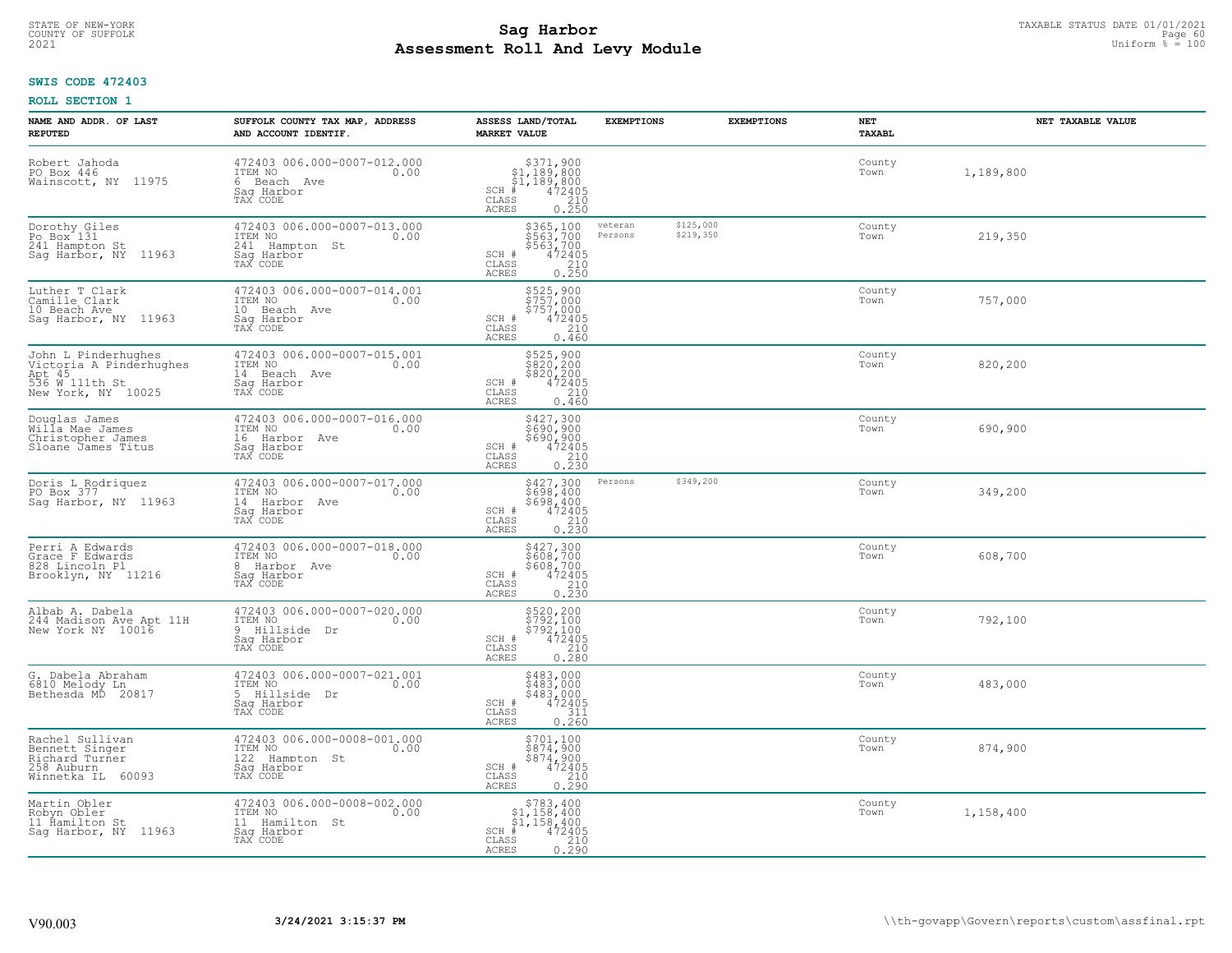STATE OF NEW-YORK
COUNTY OF SUFFOLK
2021

# Sag Harbor
# Assessment Roll And Levy Module

TAXABLE STATUS DATE 01/01/2021
Uniform % = 100

**SWIS CODE 472403**

**ROLL SECTION 1**

| NAME AND ADDR. OF LAST REPUTED | SUFFOLK COUNTY TAX MAP, ADDRESS AND ACCOUNT IDENTIF. | ASSESS LAND/TOTAL MARKET VALUE | EXEMPTIONS | EXEMPTIONS | NET TAXABL | NET TAXABLE VALUE |
|---|---|---|---|---|---|---|
| Robert Jahoda<br>PO Box 446<br>Wainscott, NY 11975 | 472403 006.000-0007-012.000<br>ITEM NO 0.00<br>6 Beach Ave<br>Sag Harbor<br>TAX CODE | $371,900<br>$1,189,800<br>$1,189,800<br>SCH # 472405<br>CLASS 210<br>ACRES 0.250 | | | County<br>Town | 1,189,800 |
| Dorothy Giles<br>Po Box 131<br>241 Hampton St<br>Sag Harbor, NY 11963 | 472403 006.000-0007-013.000<br>ITEM NO 0.00<br>241 Hampton St<br>Sag Harbor<br>TAX CODE | $365,100<br>$563,700<br>$563,700<br>SCH # 472405<br>CLASS 210<br>ACRES 0.250 | veteran<br>Persons | $125,000<br>$219,350 | County<br>Town | 219,350 |
| Luther T Clark<br>Camille Clark<br>10 Beach Ave<br>Sag Harbor, NY 11963 | 472403 006.000-0007-014.001<br>ITEM NO 0.00<br>10 Beach Ave<br>Sag Harbor<br>TAX CODE | $525,900<br>$757,000<br>$757,000<br>SCH # 472405<br>CLASS 210<br>ACRES 0.460 | | | County<br>Town | 757,000 |
| John L Pinderhughes<br>Victoria A Pinderhughes<br>Apt 45<br>536 W 111th St<br>New York, NY 10025 | 472403 006.000-0007-015.001<br>ITEM NO 0.00<br>14 Beach Ave<br>Sag Harbor<br>TAX CODE | $525,900<br>$820,200<br>$820,200<br>SCH # 472405<br>CLASS 210<br>ACRES 0.460 | | | County<br>Town | 820,200 |
| Douglas James<br>Willa Mae James<br>Christopher James<br>Sloane James Titus | 472403 006.000-0007-016.000<br>ITEM NO 0.00<br>16 Harbor Ave<br>Sag Harbor<br>TAX CODE | $427,300<br>$690,900<br>$690,900<br>SCH # 472405<br>CLASS 210<br>ACRES 0.230 | | | County<br>Town | 690,900 |
| Doris L Rodriquez<br>PO Box 377<br>Sag Harbor, NY 11963 | 472403 006.000-0007-017.000<br>ITEM NO 0.00<br>14 Harbor Ave<br>Sag Harbor<br>TAX CODE | $427,300<br>$698,400<br>$698,400<br>SCH # 472405<br>CLASS 210<br>ACRES 0.230 | Persons | $349,200 | County<br>Town | 349,200 |
| Perri A Edwards<br>Grace F Edwards<br>828 Lincoln Pl<br>Brooklyn, NY 11216 | 472403 006.000-0007-018.000<br>ITEM NO 0.00<br>8 Harbor Ave<br>Sag Harbor<br>TAX CODE | $427,300<br>$608,700<br>$608,700<br>SCH # 472405<br>CLASS 210<br>ACRES 0.230 | | | County<br>Town | 608,700 |
| Albab A. Dabela<br>244 Madison Ave Apt 11H<br>New York NY 10016 | 472403 006.000-0007-020.000<br>ITEM NO 0.00<br>9 Hillside Dr<br>Sag Harbor<br>TAX CODE | $520,200<br>$792,100<br>$792,100<br>SCH # 472405<br>CLASS 210<br>ACRES 0.280 | | | County<br>Town | 792,100 |
| G. Dabela Abraham<br>6810 Melody Ln<br>Bethesda MD 20817 | 472403 006.000-0007-021.001<br>ITEM NO 0.00<br>5 Hillside Dr<br>Sag Harbor<br>TAX CODE | $483,000<br>$483,000<br>$483,000<br>SCH # 472405<br>CLASS 311<br>ACRES 0.260 | | | County<br>Town | 483,000 |
| Rachel Sullivan<br>Bennett Singer<br>Richard Turner<br>258 Auburn<br>Winnetka IL 60093 | 472403 006.000-0008-001.000<br>ITEM NO 0.00<br>122 Hampton St<br>Sag Harbor<br>TAX CODE | $701,100<br>$874,900<br>$874,900<br>SCH # 472405<br>CLASS 210<br>ACRES 0.290 | | | County<br>Town | 874,900 |
| Martin Obler<br>Robyn Obler<br>11 Hamilton St<br>Sag Harbor, NY 11963 | 472403 006.000-0008-002.000<br>ITEM NO 0.00<br>11 Hamilton St<br>Sag Harbor<br>TAX CODE | $783,400<br>$1,158,400<br>$1,158,400<br>SCH # 472405<br>CLASS 210<br>ACRES 0.290 | | | County<br>Town | 1,158,400 |

V90.003 &nbsp;&nbsp; 3/24/2021 3:15:37 PM &nbsp;&nbsp; \\th-govapp\Govern\reports\custom\assfinal.rpt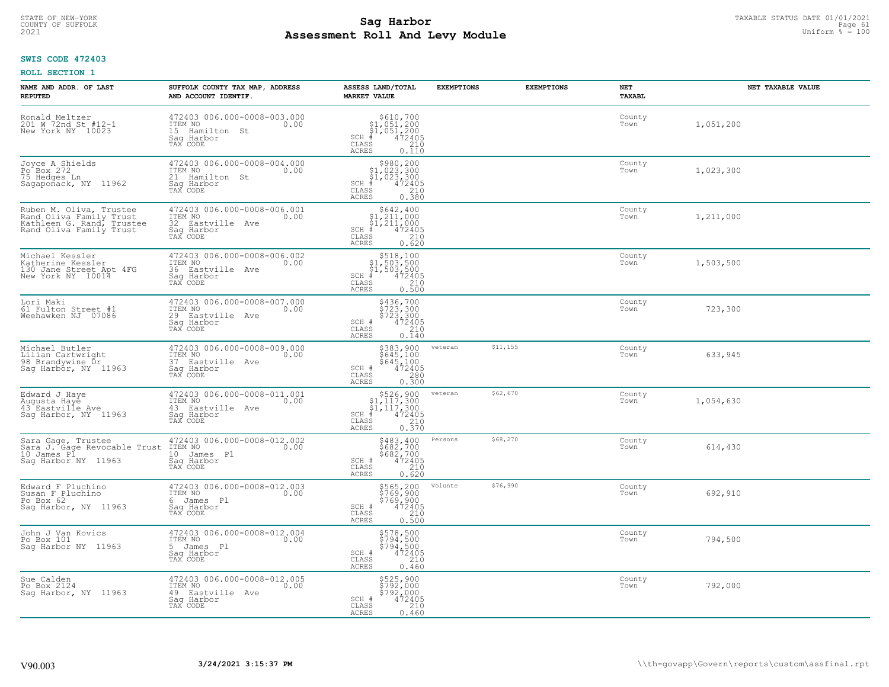STATE OF NEW-YORK
COUNTY OF SUFFOLK
2021

# Sag Harbor
## Assessment Roll And Levy Module

TAXABLE STATUS DATE 01/01/2021
Uniform % = 100

**SWIS CODE 472403**

**ROLL SECTION 1**

| NAME AND ADDR. OF LAST REPUTED | SUFFOLK COUNTY TAX MAP, ADDRESS AND ACCOUNT IDENTIF. | ASSESS LAND/TOTAL MARKET VALUE | EXEMPTIONS | EXEMPTIONS | NET TAXABL | NET TAXABLE VALUE |
|---|---|---|---|---|---|---|
| Ronald Meltzer<br>201 W 72nd St #12-1<br>New York NY 10023 | 472403 006.000-0008-003.000<br>ITEM NO 0.00<br>15 Hamilton St<br>Sag Harbor<br>TAX CODE | $610,700<br>$1,051,200<br>$1,051,200<br>SCH # 472405<br>CLASS 210<br>ACRES 0.110 | | | County<br>Town | 1,051,200 |
| Joyce A Shields<br>Po Box 272<br>75 Hedges Ln<br>Sagaponack, NY 11962 | 472403 006.000-0008-004.000<br>ITEM NO 0.00<br>21 Hamilton St<br>Sag Harbor<br>TAX CODE | $980,200<br>$1,023,300<br>$1,023,300<br>SCH # 472405<br>CLASS 210<br>ACRES 0.380 | | | County<br>Town | 1,023,300 |
| Ruben M. Oliva, Trustee<br>Rand Oliva Family Trust<br>Kathleen G. Rand, Trustee<br>Rand Oliva Family Trust | 472403 006.000-0008-006.001<br>ITEM NO 0.00<br>32 Eastville Ave<br>Sag Harbor<br>TAX CODE | $642,400<br>$1,211,000<br>$1,211,000<br>SCH # 472405<br>CLASS 210<br>ACRES 0.620 | | | County<br>Town | 1,211,000 |
| Michael Kessler<br>Katherine Kessler<br>130 Jane Street Apt 4FG<br>New York NY 10014 | 472403 006.000-0008-006.002<br>ITEM NO 0.00<br>36 Eastville Ave<br>Sag Harbor<br>TAX CODE | $518,100<br>$1,503,500<br>$1,503,500<br>SCH # 472405<br>CLASS 210<br>ACRES 0.500 | | | County<br>Town | 1,503,500 |
| Lori Maki<br>61 Fulton Street #1<br>Weehawken NJ 07086 | 472403 006.000-0008-007.000<br>ITEM NO 0.00<br>29 Eastville Ave<br>Sag Harbor<br>TAX CODE | $436,700<br>$723,300<br>$723,300<br>SCH # 472405<br>CLASS 210<br>ACRES 0.140 | | | County<br>Town | 723,300 |
| Michael Butler<br>Lilian Cartwright<br>98 Brandywine Dr<br>Sag Harbor, NY 11963 | 472403 006.000-0008-009.000<br>ITEM NO 0.00<br>37 Eastville Ave<br>Sag Harbor<br>TAX CODE | $383,900<br>$645,100<br>$645,100<br>SCH # 472405<br>CLASS 280<br>ACRES 0.300 | veteran | $11,155 | County<br>Town | 633,945 |
| Edward J Haye<br>Augusta Haye<br>43 Eastville Ave<br>Sag Harbor, NY 11963 | 472403 006.000-0008-011.001<br>ITEM NO 0.00<br>43 Eastville Ave<br>Sag Harbor<br>TAX CODE | $526,900<br>$1,117,300<br>$1,117,300<br>SCH # 472405<br>CLASS 210<br>ACRES 0.370 | veteran | $62,670 | County<br>Town | 1,054,630 |
| Sara Gage, Trustee<br>Sara J. Gage Revocable Trust<br>10 James Pl<br>Sag Harbor NY 11963 | 472403 006.000-0008-012.002<br>ITEM NO 0.00<br>10 James Pl<br>Sag Harbor<br>TAX CODE | $483,400<br>$682,700<br>$682,700<br>SCH # 472405<br>CLASS 210<br>ACRES 0.620 | Persons | $68,270 | County<br>Town | 614,430 |
| Edward F Pluchino<br>Susan F Pluchino<br>Po Box 62<br>Sag Harbor, NY 11963 | 472403 006.000-0008-012.003<br>ITEM NO 0.00<br>6 James Pl<br>Sag Harbor<br>TAX CODE | $565,200<br>$769,900<br>$769,900<br>SCH # 472405<br>CLASS 210<br>ACRES 0.500 | Volunte | $76,990 | County<br>Town | 692,910 |
| John J Van Kovics<br>Po Box 101<br>Sag Harbor NY 11963 | 472403 006.000-0008-012.004<br>ITEM NO 0.00<br>5 James Pl<br>Sag Harbor<br>TAX CODE | $578,500<br>$794,500<br>$794,500<br>SCH # 472405<br>CLASS 210<br>ACRES 0.460 | | | County<br>Town | 794,500 |
| Sue Calden<br>Po Box 2124<br>Sag Harbor, NY 11963 | 472403 006.000-0008-012.005<br>ITEM NO 0.00<br>49 Eastville Ave<br>Sag Harbor<br>TAX CODE | $525,900<br>$792,000<br>$792,000<br>SCH # 472405<br>CLASS 210<br>ACRES 0.460 | | | County<br>Town | 792,000 |

V90.003 3/24/2021 3:15:37 PM \\th-govapp\Govern\reports\custom\assfinal.rpt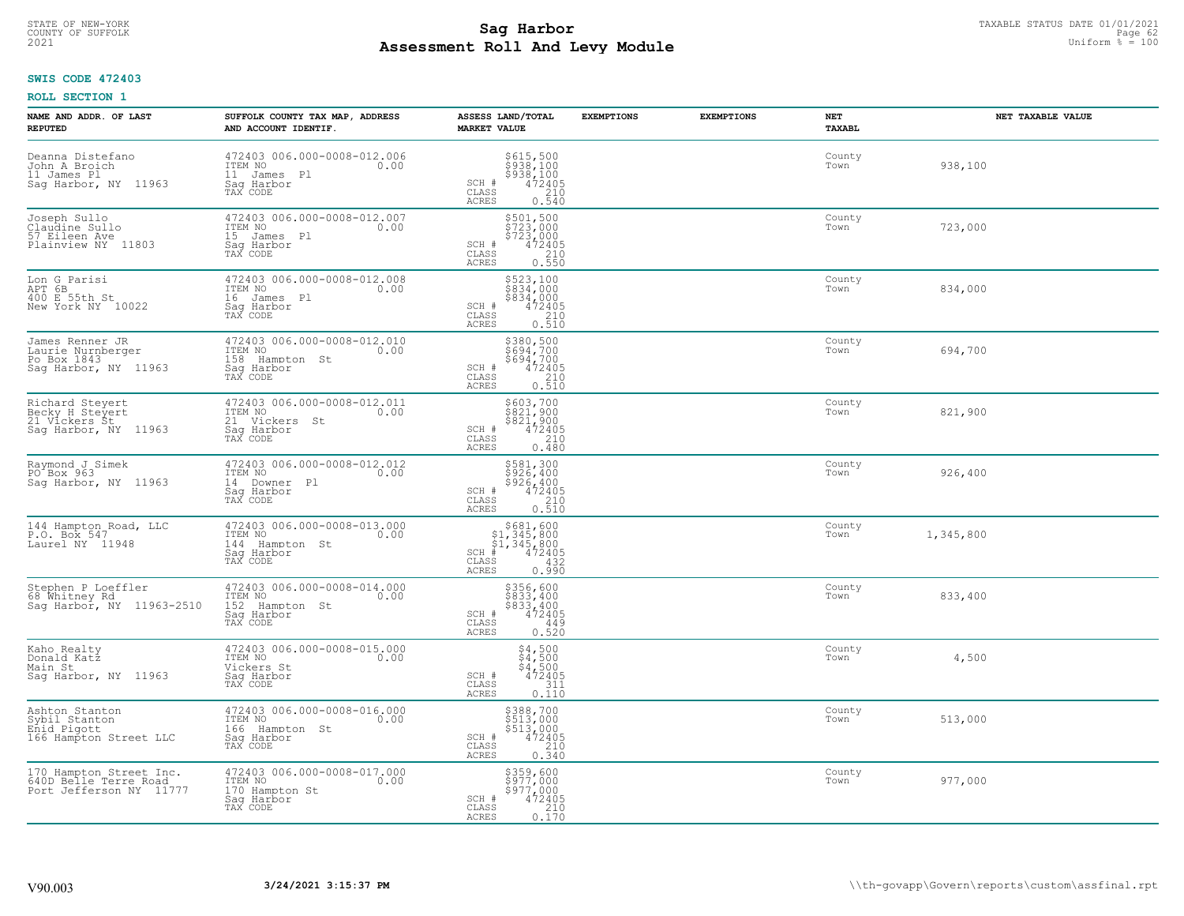STATE OF NEW-YORK
COUNTY OF SUFFOLK
2021

# Sag Harbor
## Assessment Roll And Levy Module

TAXABLE STATUS DATE 01/01/2021
Uniform % = 100

**SWIS CODE 472403**

**ROLL SECTION 1**

| NAME AND ADDR. OF LAST REPUTED | SUFFOLK COUNTY TAX MAP, ADDRESS AND ACCOUNT IDENTIF. | ASSESS LAND/TOTAL MARKET VALUE | EXEMPTIONS | EXEMPTIONS | NET TAXABL | NET TAXABLE VALUE |
|---|---|---|---|---|---|---|
| Deanna Distefano<br>John A Broich<br>11 James Pl<br>Sag Harbor, NY 11963 | 472403 006.000-0008-012.006<br>ITEM NO 0.00<br>11 James Pl<br>Sag Harbor<br>TAX CODE | $615,500<br>$938,100<br>$938,100<br>SCH # 472405<br>CLASS 210<br>ACRES 0.540 | | | County<br>Town | 938,100 |
| Joseph Sullo<br>Claudine Sullo<br>57 Eileen Ave<br>Plainview NY 11803 | 472403 006.000-0008-012.007<br>ITEM NO 0.00<br>15 James Pl<br>Sag Harbor<br>TAX CODE | $501,500<br>$723,000<br>$723,000<br>SCH # 472405<br>CLASS 210<br>ACRES 0.550 | | | County<br>Town | 723,000 |
| Lon G Parisi<br>APT 6B<br>400 E 55th St<br>New York NY 10022 | 472403 006.000-0008-012.008<br>ITEM NO 0.00<br>16 James Pl<br>Sag Harbor<br>TAX CODE | $523,100<br>$834,000<br>$834,000<br>SCH # 472405<br>CLASS 210<br>ACRES 0.510 | | | County<br>Town | 834,000 |
| James Renner JR<br>Laurie Nurnberger<br>Po Box 1843<br>Sag Harbor, NY 11963 | 472403 006.000-0008-012.010<br>ITEM NO 0.00<br>158 Hampton St<br>Sag Harbor<br>TAX CODE | $380,500<br>$694,700<br>$694,700<br>SCH # 472405<br>CLASS 210<br>ACRES 0.510 | | | County<br>Town | 694,700 |
| Richard Steyert<br>Becky H Steyert<br>21 Vickers St<br>Sag Harbor, NY 11963 | 472403 006.000-0008-012.011<br>ITEM NO 0.00<br>21 Vickers St<br>Sag Harbor<br>TAX CODE | $603,700<br>$821,900<br>$821,900<br>SCH # 472405<br>CLASS 210<br>ACRES 0.480 | | | County<br>Town | 821,900 |
| Raymond J Simek<br>PO Box 963<br>Sag Harbor, NY 11963 | 472403 006.000-0008-012.012<br>ITEM NO 0.00<br>14 Downer Pl<br>Sag Harbor<br>TAX CODE | $581,300<br>$926,400<br>$926,400<br>SCH # 472405<br>CLASS 210<br>ACRES 0.510 | | | County<br>Town | 926,400 |
| 144 Hampton Road, LLC<br>P.O. Box 547<br>Laurel NY 11948 | 472403 006.000-0008-013.000<br>ITEM NO 0.00<br>144 Hampton St<br>Sag Harbor<br>TAX CODE | $681,600<br>$1,345,800<br>$1,345,800<br>SCH # 472405<br>CLASS 432<br>ACRES 0.990 | | | County<br>Town | 1,345,800 |
| Stephen P Loeffler<br>68 Whitney Rd<br>Sag Harbor, NY 11963-2510 | 472403 006.000-0008-014.000<br>ITEM NO 0.00<br>152 Hampton St<br>Sag Harbor<br>TAX CODE | $356,600<br>$833,400<br>$833,400<br>SCH # 472405<br>CLASS 449<br>ACRES 0.520 | | | County<br>Town | 833,400 |
| Kaho Realty<br>Donald Katz<br>Main St<br>Sag Harbor, NY 11963 | 472403 006.000-0008-015.000<br>ITEM NO 0.00<br>Vickers St<br>Sag Harbor<br>TAX CODE | $4,500<br>$4,500<br>$4,500<br>SCH # 472405<br>CLASS 311<br>ACRES 0.110 | | | County<br>Town | 4,500 |
| Ashton Stanton<br>Sybil Stanton<br>Enid Pigott<br>166 Hampton Street LLC | 472403 006.000-0008-016.000<br>ITEM NO 0.00<br>166 Hampton St<br>Sag Harbor<br>TAX CODE | $388,700<br>$513,000<br>$513,000<br>SCH # 472405<br>CLASS 210<br>ACRES 0.340 | | | County<br>Town | 513,000 |
| 170 Hampton Street Inc.<br>640D Belle Terre Road<br>Port Jefferson NY 11777 | 472403 006.000-0008-017.000<br>ITEM NO 0.00<br>170 Hampton St<br>Sag Harbor<br>TAX CODE | $359,600<br>$977,000<br>$977,000<br>SCH # 472405<br>CLASS 210<br>ACRES 0.170 | | | County<br>Town | 977,000 |

V90.003 3/24/2021 3:15:37 PM \\th-govapp\Govern\reports\custom\assfinal.rpt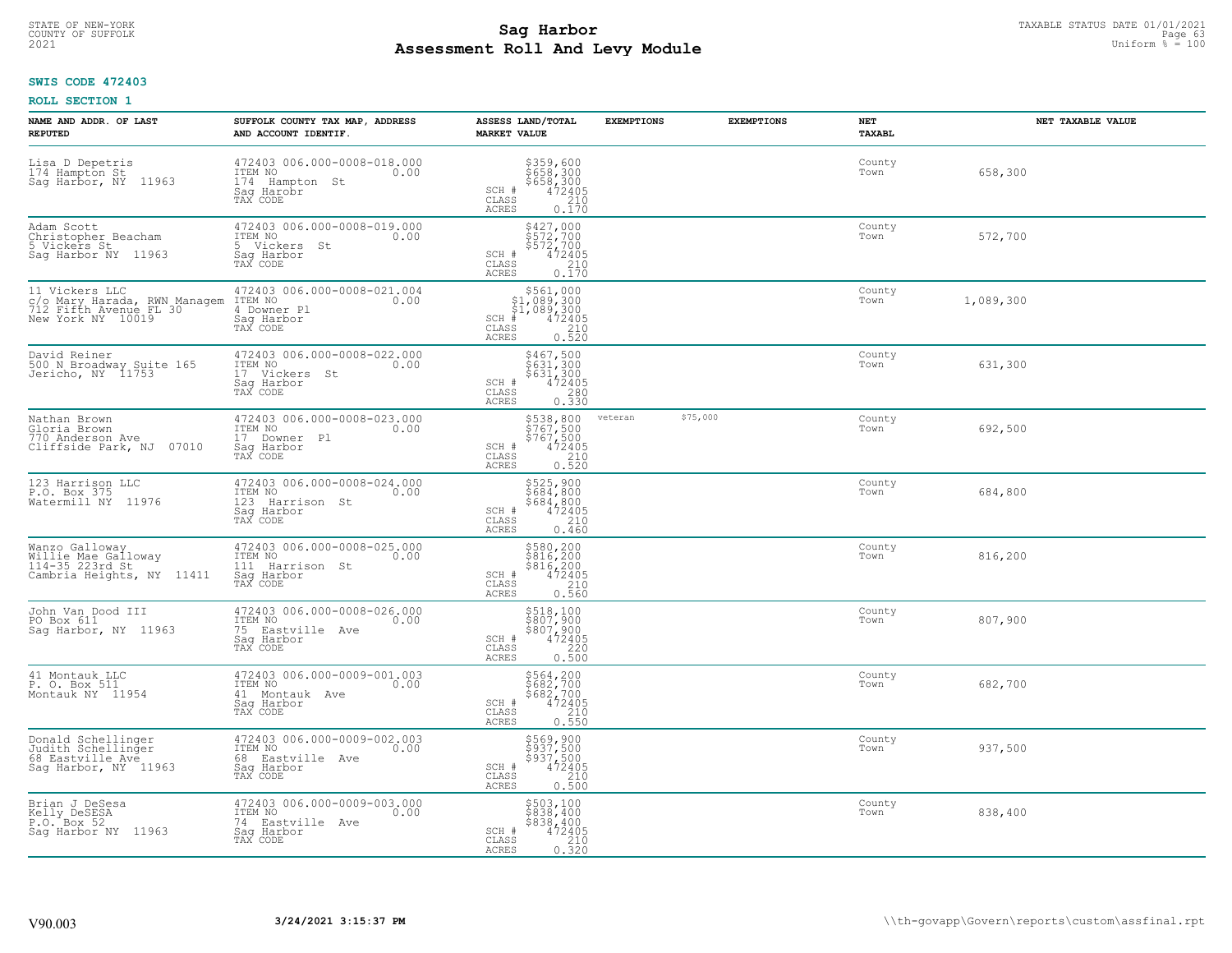**SWIS CODE 472403**

**ROLL SECTION 1**

| NAME AND ADDR. OF LAST REPUTED | SUFFOLK COUNTY TAX MAP, ADDRESS AND ACCOUNT IDENTIF. | ASSESS LAND/TOTAL MARKET VALUE | EXEMPTIONS | EXEMPTIONS | NET TAXABL | NET TAXABLE VALUE |
|---|---|---|---|---|---|---|
| Lisa D Depetris<br>174 Hampton St<br>Sag Harbor, NY 11963 | 472403 006.000-0008-018.000<br>ITEM NO 0.00<br>174 Hampton St<br>Sag Harobr<br>TAX CODE | $359,600<br>$658,300<br>$658,300<br>SCH # 472405<br>CLASS 210<br>ACRES 0.170 | | | County<br>Town | 658,300 |
| Adam Scott<br>Christopher Beacham<br>5 Vickers St<br>Sag Harbor NY 11963 | 472403 006.000-0008-019.000<br>ITEM NO 0.00<br>5 Vickers St<br>Sag Harbor<br>TAX CODE | $427,000<br>$572,700<br>$572,700<br>SCH # 472405<br>CLASS 210<br>ACRES 0.170 | | | County<br>Town | 572,700 |
| 11 Vickers LLC<br>c/o Mary Harada, RWN Managem<br>712 Fifth Avenue FL 30<br>New York NY 10019 | 472403 006.000-0008-021.004<br>ITEM NO 0.00<br>4 Downer Pl<br>Sag Harbor<br>TAX CODE | $561,000<br>$1,089,300<br>$1,089,300<br>SCH # 472405<br>CLASS 210<br>ACRES 0.520 | | | County<br>Town | 1,089,300 |
| David Reiner<br>500 N Broadway Suite 165<br>Jericho, NY 11753 | 472403 006.000-0008-022.000<br>ITEM NO 0.00<br>17 Vickers St<br>Sag Harbor<br>TAX CODE | $467,500<br>$631,300<br>$631,300<br>SCH # 472405<br>CLASS 280<br>ACRES 0.330 | | | County<br>Town | 631,300 |
| Nathan Brown<br>Gloria Brown<br>770 Anderson Ave<br>Cliffside Park, NJ 07010 | 472403 006.000-0008-023.000<br>ITEM NO 0.00<br>17 Downer Pl<br>Sag Harbor<br>TAX CODE | $538,800<br>$767,500<br>$767,500<br>SCH # 472405<br>CLASS 210<br>ACRES 0.520 | veteran | $75,000 | County<br>Town | 692,500 |
| 123 Harrison LLC<br>P.O. Box 375<br>Watermill NY 11976 | 472403 006.000-0008-024.000<br>ITEM NO 0.00<br>123 Harrison St<br>Sag Harbor<br>TAX CODE | $525,900<br>$684,800<br>$684,800<br>SCH # 472405<br>CLASS 210<br>ACRES 0.460 | | | County<br>Town | 684,800 |
| Wanzo Galloway<br>Willie Mae Galloway<br>114-35 223rd St<br>Cambria Heights, NY 11411 | 472403 006.000-0008-025.000<br>ITEM NO 0.00<br>111 Harrison St<br>Sag Harbor<br>TAX CODE | $580,200<br>$816,200<br>$816,200<br>SCH # 472405<br>CLASS 210<br>ACRES 0.560 | | | County<br>Town | 816,200 |
| John Van Dood III<br>PO Box 611<br>Sag Harbor, NY 11963 | 472403 006.000-0008-026.000<br>ITEM NO 0.00<br>75 Eastville Ave<br>Sag Harbor<br>TAX CODE | $518,100<br>$807,900<br>$807,900<br>SCH # 472405<br>CLASS 220<br>ACRES 0.500 | | | County<br>Town | 807,900 |
| 41 Montauk LLC<br>P. O. Box 511<br>Montauk NY 11954 | 472403 006.000-0009-001.003<br>ITEM NO 0.00<br>41 Montauk Ave<br>Sag Harbor<br>TAX CODE | $564,200<br>$682,700<br>$682,700<br>SCH # 472405<br>CLASS 210<br>ACRES 0.550 | | | County<br>Town | 682,700 |
| Donald Schellinger<br>Judith Schellinger<br>68 Eastville Ave<br>Sag Harbor, NY 11963 | 472403 006.000-0009-002.003<br>ITEM NO 0.00<br>68 Eastville Ave<br>Sag Harbor<br>TAX CODE | $569,900<br>$937,500<br>$937,500<br>SCH # 472405<br>CLASS 210<br>ACRES 0.500 | | | County<br>Town | 937,500 |
| Brian J DeSesa<br>Kelly DeSESA<br>P.O. Box 52<br>Sag Harbor NY 11963 | 472403 006.000-0009-003.000<br>ITEM NO 0.00<br>74 Eastville Ave<br>Sag Harbor<br>TAX CODE | $503,100<br>$838,400<br>$838,400<br>SCH # 472405<br>CLASS 210<br>ACRES 0.320 | | | County<br>Town | 838,400 |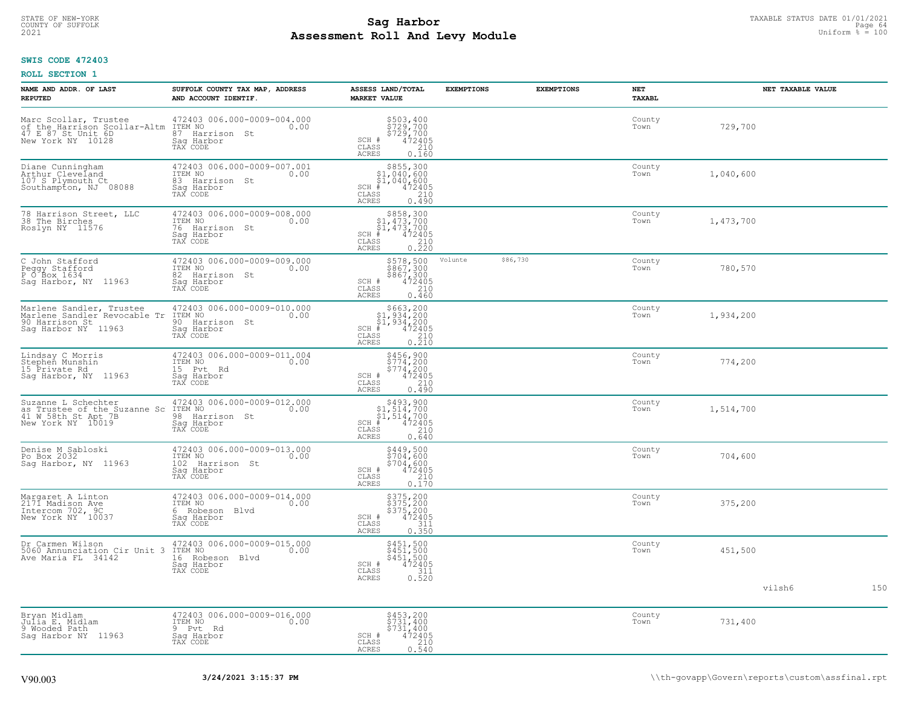**SWIS CODE 472403**

**ROLL SECTION 1**

| NAME AND ADDR. OF LAST REPUTED | SUFFOLK COUNTY TAX MAP, ADDRESS AND ACCOUNT IDENTIF. | ASSESS LAND/TOTAL MARKET VALUE | EXEMPTIONS | | EXEMPTIONS | NET TAXABL | NET TAXABLE VALUE |
|---|---|---|---|---|---|---|---|
| Marc Scollar, Trustee<br>of the Harrison Scollar-Altm<br>47 E 87 St Unit 6D<br>New York NY 10128 | 472403 006.000-0009-004.000<br>ITEM NO 0.00<br>87 Harrison St<br>Sag Harbor<br>TAX CODE | $503,400<br>$729,700<br>$729,700<br>SCH # 472405<br>CLASS 210<br>ACRES 0.160 | | | | County<br>Town | 729,700 |
| Diane Cunningham<br>Arthur Cleveland<br>107 S Plymouth Ct<br>Southampton, NJ 08088 | 472403 006.000-0009-007.001<br>ITEM NO 0.00<br>83 Harrison St<br>Sag Harbor<br>TAX CODE | $855,300<br>$1,040,600<br>$1,040,600<br>SCH # 472405<br>CLASS 210<br>ACRES 0.490 | | | | County<br>Town | 1,040,600 |
| 78 Harrison Street, LLC<br>38 The Birches<br>Roslyn NY 11576 | 472403 006.000-0009-008.000<br>ITEM NO 0.00<br>76 Harrison St<br>Sag Harbor<br>TAX CODE | $858,300<br>$1,473,700<br>$1,473,700<br>SCH # 472405<br>CLASS 210<br>ACRES 0.220 | | | | County<br>Town | 1,473,700 |
| C John Stafford<br>Peggy Stafford<br>P O Box 1634<br>Sag Harbor, NY 11963 | 472403 006.000-0009-009.000<br>ITEM NO 0.00<br>82 Harrison St<br>Sag Harbor<br>TAX CODE | $578,500<br>$867,300<br>$867,300<br>SCH # 472405<br>CLASS 210<br>ACRES 0.460 | Volunte | $86,730 | | County<br>Town | 780,570 |
| Marlene Sandler, Trustee<br>Marlene Sandler Revocable Tr<br>90 Harrison St<br>Sag Harbor NY 11963 | 472403 006.000-0009-010.000<br>ITEM NO 0.00<br>90 Harrison St<br>Sag Harbor<br>TAX CODE | $663,200<br>$1,934,200<br>$1,934,200<br>SCH # 472405<br>CLASS 210<br>ACRES 0.210 | | | | County<br>Town | 1,934,200 |
| Lindsay C Morris<br>Stephen Munshin<br>15 Private Rd<br>Sag Harbor, NY 11963 | 472403 006.000-0009-011.004<br>ITEM NO 0.00<br>15 Pvt Rd<br>Sag Harbor<br>TAX CODE | $456,900<br>$774,200<br>$774,200<br>SCH # 472405<br>CLASS 210<br>ACRES 0.490 | | | | County<br>Town | 774,200 |
| Suzanne L Schechter<br>as Trustee of the Suzanne Sc<br>41 W 58th St Apt 7B<br>New York NY 10019 | 472403 006.000-0009-012.000<br>ITEM NO 0.00<br>98 Harrison St<br>Sag Harbor<br>TAX CODE | $493,900<br>$1,514,700<br>$1,514,700<br>SCH # 472405<br>CLASS 210<br>ACRES 0.640 | | | | County<br>Town | 1,514,700 |
| Denise M Sabloski<br>Po Box 2032<br>Sag Harbor, NY 11963 | 472403 006.000-0009-013.000<br>ITEM NO 0.00<br>102 Harrison St<br>Sag Harbor<br>TAX CODE | $449,500<br>$704,600<br>$704,600<br>SCH # 472405<br>CLASS 210<br>ACRES 0.170 | | | | County<br>Town | 704,600 |
| Margaret A Linton<br>2171 Madison Ave<br>Intercom 702, 9C<br>New York NY 10037 | 472403 006.000-0009-014.000<br>ITEM NO 0.00<br>6 Robeson Blvd<br>Sag Harbor<br>TAX CODE | $375,200<br>$375,200<br>$375,200<br>SCH # 472405<br>CLASS 311<br>ACRES 0.350 | | | | County<br>Town | 375,200 |
| Dr Carmen Wilson<br>5060 Annunciation Cir Unit 3<br>Ave Maria FL 34142 | 472403 006.000-0009-015.000<br>ITEM NO 0.00<br>16 Robeson Blvd<br>Sag Harbor<br>TAX CODE | $451,500<br>$451,500<br>$451,500<br>SCH # 472405<br>CLASS 311<br>ACRES 0.520 | | | | County<br>Town | 451,500 |

vilsh6 150

| NAME AND ADDR. OF LAST REPUTED | SUFFOLK COUNTY TAX MAP, ADDRESS AND ACCOUNT IDENTIF. | ASSESS LAND/TOTAL MARKET VALUE | EXEMPTIONS | | EXEMPTIONS | NET TAXABL | NET TAXABLE VALUE |
|---|---|---|---|---|---|---|---|
| Bryan Midlam<br>Julia E. Midlam<br>9 Wooded Path<br>Sag Harbor NY 11963 | 472403 006.000-0009-016.000<br>ITEM NO 0.00<br>9 Pvt Rd<br>Sag Harbor<br>TAX CODE | $453,200<br>$731,400<br>$731,400<br>SCH # 472405<br>CLASS 210<br>ACRES 0.540 | | | | County<br>Town | 731,400 |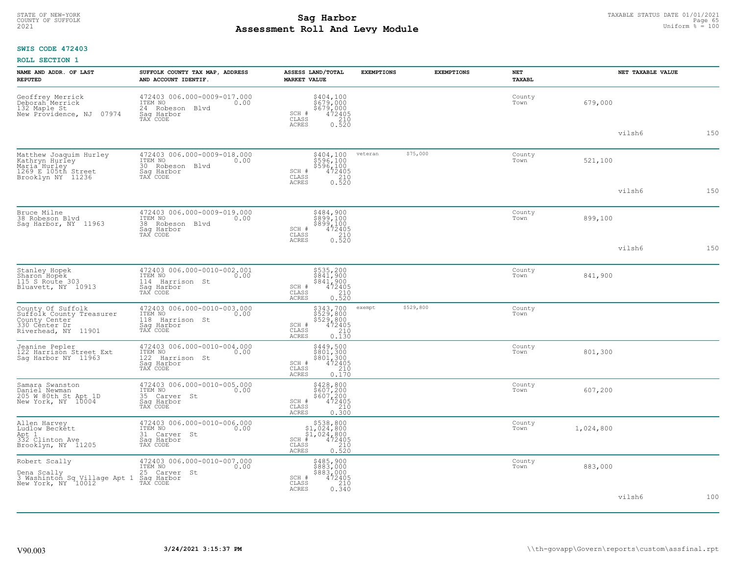**SWIS CODE 472403**

**ROLL SECTION 1**

| NAME AND ADDR. OF LAST REPUTED | SUFFOLK COUNTY TAX MAP, ADDRESS AND ACCOUNT IDENTIF. | ASSESS LAND/TOTAL MARKET VALUE | EXEMPTIONS | | EXEMPTIONS | | NET TAXABL | | NET TAXABLE VALUE | |
|---|---|---|---|---|---|---|---|---|---|---|
| Geoffrey Merrick<br>Deborah Merrick<br>132 Maple St<br>New Providence, NJ 07974 | 472403 006.000-0009-017.000<br>ITEM NO 0.00<br>24 Robeson Blvd<br>Sag Harbor<br>TAX CODE | $404,100<br>$679,000<br>$679,000<br>SCH # 472405<br>CLASS 210<br>ACRES 0.520 | | | | | County<br>Town | 679,000 | vilsh6 | 150 |
| Matthew Joaquim Hurley<br>Kathryn Hurley<br>Maria Hurley<br>1269 E 105th Street<br>Brooklyn NY 11236 | 472403 006.000-0009-018.000<br>ITEM NO 0.00<br>30 Robeson Blvd<br>Sag Harbor<br>TAX CODE | $404,100<br>$596,100<br>$596,100<br>SCH # 472405<br>CLASS 210<br>ACRES 0.520 | veteran | $75,000 | | | County<br>Town | 521,100 | vilsh6 | 150 |
| Bruce Milne<br>38 Robeson Blvd<br>Sag Harbor, NY 11963 | 472403 006.000-0009-019.000<br>ITEM NO 0.00<br>38 Robeson Blvd<br>Sag Harbor<br>TAX CODE | $484,900<br>$899,100<br>$899,100<br>SCH # 472405<br>CLASS 210<br>ACRES 0.520 | | | | | County<br>Town | 899,100 | vilsh6 | 150 |
| Stanley Hopek<br>Sharon Hopek<br>115 S Route 303<br>Bluavett, NY 10913 | 472403 006.000-0010-002.001<br>ITEM NO 0.00<br>114 Harrison St<br>Sag Harbor<br>TAX CODE | $535,200<br>$841,900<br>$841,900<br>SCH # 472405<br>CLASS 210<br>ACRES 0.520 | | | | | County<br>Town | 841,900 | | |
| County Of Suffolk<br>Suffolk County Treasurer<br>County Center<br>330 Center Dr<br>Riverhead, NY 11901 | 472403 006.000-0010-003.000<br>ITEM NO 0.00<br>118 Harrison St<br>Sag Harbor<br>TAX CODE | $343,700<br>$529,800<br>$529,800<br>SCH # 472405<br>CLASS 210<br>ACRES 0.130 | exempt | $529,800 | | | County<br>Town | | | |
| Jeanine Pepler<br>122 Harrison Street Ext<br>Sag Harbor NY 11963 | 472403 006.000-0010-004.000<br>ITEM NO 0.00<br>122 Harrison St<br>Sag Harbor<br>TAX CODE | $449,500<br>$801,300<br>$801,300<br>SCH # 472405<br>CLASS 210<br>ACRES 0.170 | | | | | County<br>Town | 801,300 | | |
| Samara Swanston<br>Daniel Newman<br>205 W 80th St Apt 1D<br>New York, NY 10004 | 472403 006.000-0010-005.000<br>ITEM NO 0.00<br>35 Carver St<br>Sag Harbor<br>TAX CODE | $428,800<br>$607,200<br>$607,200<br>SCH # 472405<br>CLASS 210<br>ACRES 0.300 | | | | | County<br>Town | 607,200 | | |
| Allen Harvey<br>Ludlow Beckett<br>Apt 1<br>332 Clinton Ave<br>Brooklyn, NY 11205 | 472403 006.000-0010-006.000<br>ITEM NO 0.00<br>31 Carver St<br>Sag Harbor<br>TAX CODE | $538,800<br>$1,024,800<br>$1,024,800<br>SCH # 472405<br>CLASS 210<br>ACRES 0.520 | | | | | County<br>Town | 1,024,800 | | |
| Robert Scally<br><br>Dena Scally<br>3 Washinton Sq Village Apt 1<br>New York, NY 10012 | 472403 006.000-0010-007.000<br>ITEM NO 0.00<br>25 Carver St<br>Sag Harbor<br>TAX CODE | $485,900<br>$883,000<br>$883,000<br>SCH # 472405<br>CLASS 210<br>ACRES 0.340 | | | | | County<br>Town | 883,000 | vilsh6 | 100 |

V90.003 3/24/2021 3:15:37 PM \\th-govapp\Govern\reports\custom\assfinal.rpt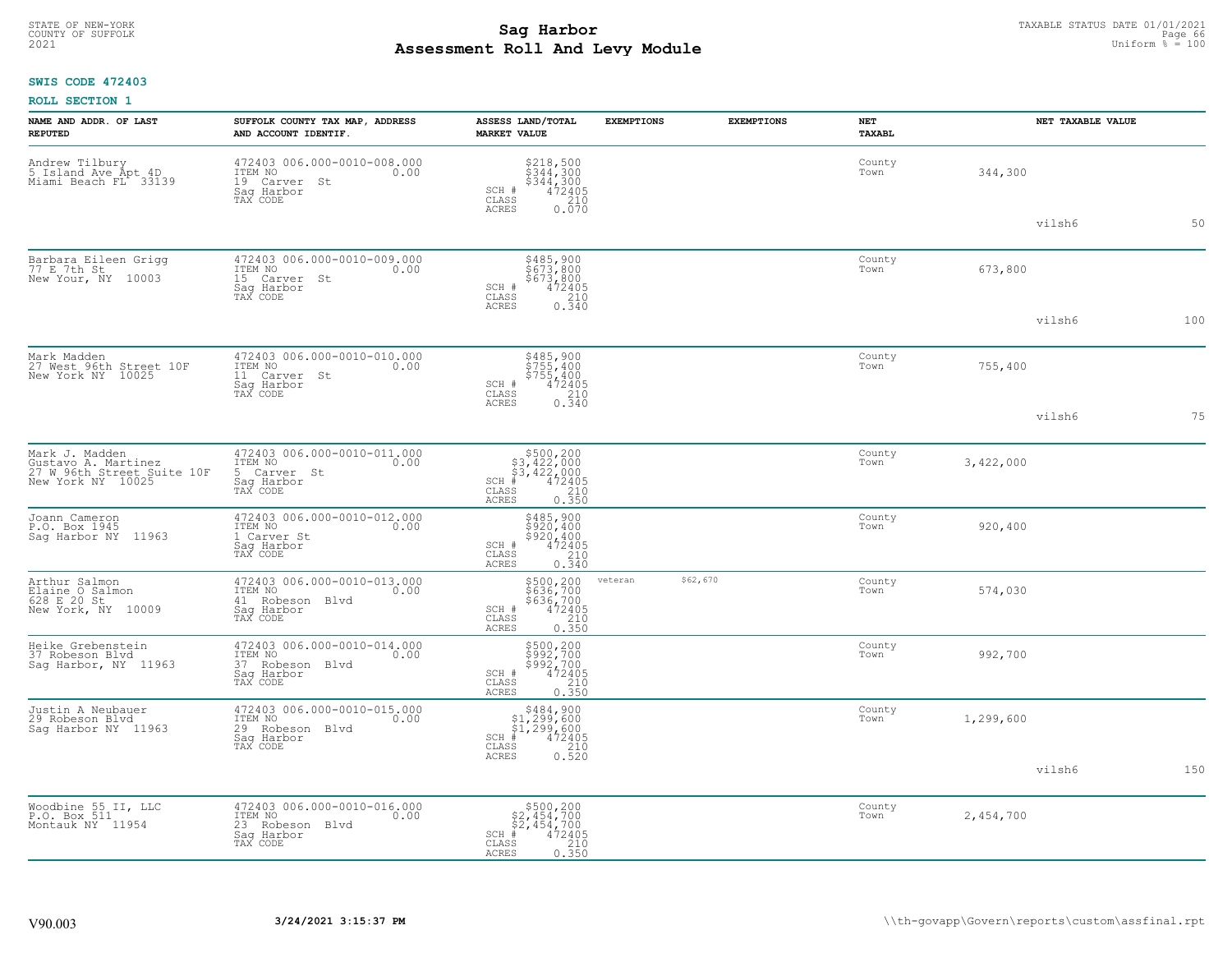**SWIS CODE 472403**

**ROLL SECTION 1**

| NAME AND ADDR. OF LAST REPUTED | SUFFOLK COUNTY TAX MAP, ADDRESS AND ACCOUNT IDENTIF. | ASSESS LAND/TOTAL MARKET VALUE | EXEMPTIONS | EXEMPTIONS | NET TAXABL | | NET TAXABLE VALUE | |
|---|---|---|---|---|---|---|---|---|
| Andrew Tilbury<br>5 Island Ave Apt 4D<br>Miami Beach FL 33139 | 472403 006.000-0010-008.000<br>ITEM NO 0.00<br>19 Carver St<br>Sag Harbor<br>TAX CODE | $218,500<br>$344,300<br>$344,300<br>SCH # 472405<br>CLASS 210<br>ACRES 0.070 | | | County<br>Town | 344,300 | vilsh6 | 50 |
| Barbara Eileen Grigg<br>77 E 7th St<br>New Your, NY 10003 | 472403 006.000-0010-009.000<br>ITEM NO 0.00<br>15 Carver St<br>Sag Harbor<br>TAX CODE | $485,900<br>$673,800<br>$673,800<br>SCH # 472405<br>CLASS 210<br>ACRES 0.340 | | | County<br>Town | 673,800 | vilsh6 | 100 |
| Mark Madden<br>27 West 96th Street 10F<br>New York NY 10025 | 472403 006.000-0010-010.000<br>ITEM NO 0.00<br>11 Carver St<br>Sag Harbor<br>TAX CODE | $485,900<br>$755,400<br>$755,400<br>SCH # 472405<br>CLASS 210<br>ACRES 0.340 | | | County<br>Town | 755,400 | vilsh6 | 75 |
| Mark J. Madden<br>Gustavo A. Martinez<br>27 W 96th Street Suite 10F<br>New York NY 10025 | 472403 006.000-0010-011.000<br>ITEM NO 0.00<br>5 Carver St<br>Sag Harbor<br>TAX CODE | $500,200<br>$3,422,000<br>$3,422,000<br>SCH # 472405<br>CLASS 210<br>ACRES 0.350 | | | County<br>Town | 3,422,000 | | |
| Joann Cameron<br>P.O. Box 1945<br>Sag Harbor NY 11963 | 472403 006.000-0010-012.000<br>ITEM NO 0.00<br>1 Carver St<br>Sag Harbor<br>TAX CODE | $485,900<br>$920,400<br>$920,400<br>SCH # 472405<br>CLASS 210<br>ACRES 0.340 | | | County<br>Town | 920,400 | | |
| Arthur Salmon<br>Elaine O Salmon<br>628 E 20 St<br>New York, NY 10009 | 472403 006.000-0010-013.000<br>ITEM NO 0.00<br>41 Robeson Blvd<br>Sag Harbor<br>TAX CODE | $500,200<br>$636,700<br>$636,700<br>SCH # 472405<br>CLASS 210<br>ACRES 0.350 | veteran | $62,670 | County<br>Town | 574,030 | | |
| Heike Grebenstein<br>37 Robeson Blvd<br>Sag Harbor, NY 11963 | 472403 006.000-0010-014.000<br>ITEM NO 0.00<br>37 Robeson Blvd<br>Sag Harbor<br>TAX CODE | $500,200<br>$992,700<br>$992,700<br>SCH # 472405<br>CLASS 210<br>ACRES 0.350 | | | County<br>Town | 992,700 | | |
| Justin A Neubauer<br>29 Robeson Blvd<br>Sag Harbor NY 11963 | 472403 006.000-0010-015.000<br>ITEM NO 0.00<br>29 Robeson Blvd<br>Sag Harbor<br>TAX CODE | $484,900<br>$1,299,600<br>$1,299,600<br>SCH # 472405<br>CLASS 210<br>ACRES 0.520 | | | County<br>Town | 1,299,600 | vilsh6 | 150 |
| Woodbine 55 II, LLC<br>P.O. Box 511<br>Montauk NY 11954 | 472403 006.000-0010-016.000<br>ITEM NO 0.00<br>23 Robeson Blvd<br>Sag Harbor<br>TAX CODE | $500,200<br>$2,454,700<br>$2,454,700<br>SCH # 472405<br>CLASS 210<br>ACRES 0.350 | | | County<br>Town | 2,454,700 | | |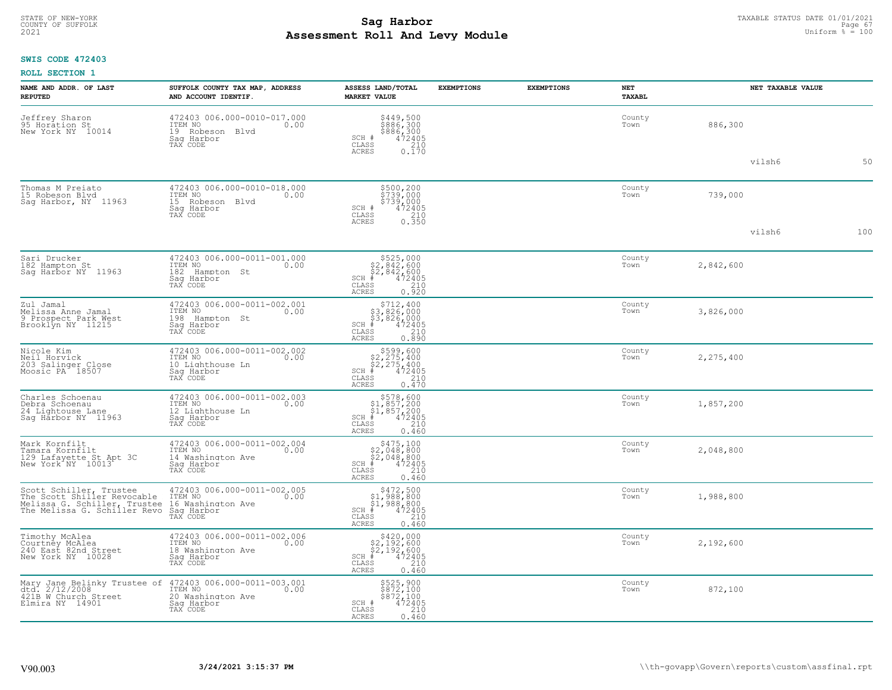STATE OF NEW-YORK
COUNTY OF SUFFOLK
2021

# Sag Harbor
## Assessment Roll And Levy Module

TAXABLE STATUS DATE 01/01/2021
Uniform % = 100

**SWIS CODE 472403**

**ROLL SECTION 1**

| NAME AND ADDR. OF LAST REPUTED | SUFFOLK COUNTY TAX MAP, ADDRESS AND ACCOUNT IDENTIF. | ASSESS LAND/TOTAL MARKET VALUE | EXEMPTIONS | EXEMPTIONS | NET TAXABL | NET TAXABLE VALUE | |
|---|---|---|---|---|---|---|---|
| Jeffrey Sharon<br>95 Horation St<br>New York NY 10014 | 472403 006.000-0010-017.000<br>ITEM NO 0.00<br>19 Robeson Blvd<br>Sag Harbor<br>TAX CODE | $449,500<br>$886,300<br>$886,300<br>SCH # 472405<br>CLASS 210<br>ACRES 0.170 | | | County<br>Town | 886,300 | |
| | | | | | | vilsh6 | 50 |
| Thomas M Preiato<br>15 Robeson Blvd<br>Sag Harbor, NY 11963 | 472403 006.000-0010-018.000<br>ITEM NO 0.00<br>15 Robeson Blvd<br>Sag Harbor<br>TAX CODE | $500,200<br>$739,000<br>$739,000<br>SCH # 472405<br>CLASS 210<br>ACRES 0.350 | | | County<br>Town | 739,000 | |
| | | | | | | vilsh6 | 100 |
| Sari Drucker<br>182 Hampton St<br>Sag Harbor NY 11963 | 472403 006.000-0011-001.000<br>ITEM NO 0.00<br>182 Hampton St<br>Sag Harbor<br>TAX CODE | $525,000<br>$2,842,600<br>$2,842,600<br>SCH # 472405<br>CLASS 210<br>ACRES 0.920 | | | County<br>Town | 2,842,600 | |
| Zul Jamal<br>Melissa Anne Jamal<br>9 Prospect Park West<br>Brooklyn NY 11215 | 472403 006.000-0011-002.001<br>ITEM NO 0.00<br>198 Hampton St<br>Sag Harbor<br>TAX CODE | $712,400<br>$3,826,000<br>$3,826,000<br>SCH # 472405<br>CLASS 210<br>ACRES 0.890 | | | County<br>Town | 3,826,000 | |
| Nicole Kim<br>Neil Horvick<br>203 Salinger Close<br>Moosic PA 18507 | 472403 006.000-0011-002.002<br>ITEM NO 0.00<br>10 Lighthouse Ln<br>Sag Harbor<br>TAX CODE | $599,600<br>$2,275,400<br>$2,275,400<br>SCH # 472405<br>CLASS 210<br>ACRES 0.470 | | | County<br>Town | 2,275,400 | |
| Charles Schoenau<br>Debra Schoenau<br>24 Lightouse Lane<br>Sag Harbor NY 11963 | 472403 006.000-0011-002.003<br>ITEM NO 0.00<br>12 Lighthouse Ln<br>Sag Harbor<br>TAX CODE | $578,600<br>$1,857,200<br>$1,857,200<br>SCH # 472405<br>CLASS 210<br>ACRES 0.460 | | | County<br>Town | 1,857,200 | |
| Mark Kornfilt<br>Tamara Kornfilt<br>129 Lafayette St Apt 3C<br>New York NY 10013 | 472403 006.000-0011-002.004<br>ITEM NO 0.00<br>14 Washington Ave<br>Sag Harbor<br>TAX CODE | $475,100<br>$2,048,800<br>$2,048,800<br>SCH # 472405<br>CLASS 210<br>ACRES 0.460 | | | County<br>Town | 2,048,800 | |
| Scott Schiller, Trustee<br>The Scott Shiller Revocable<br>Melissa G. Schiller, Trustee<br>The Melissa G. Schiller Revo | 472403 006.000-0011-002.005<br>ITEM NO 0.00<br>16 Washington Ave<br>Sag Harbor<br>TAX CODE | $472,500<br>$1,988,800<br>$1,988,800<br>SCH # 472405<br>CLASS 210<br>ACRES 0.460 | | | County<br>Town | 1,988,800 | |
| Timothy McAlea<br>Courtney McAlea<br>240 East 82nd Street<br>New York NY 10028 | 472403 006.000-0011-002.006<br>ITEM NO 0.00<br>18 Washington Ave<br>Sag Harbor<br>TAX CODE | $420,000<br>$2,192,600<br>$2,192,600<br>SCH # 472405<br>CLASS 210<br>ACRES 0.460 | | | County<br>Town | 2,192,600 | |
| Mary Jane Belinky Trustee of<br>dtd. 2/12/2008<br>421B W Church Street<br>Elmira NY 14901 | 472403 006.000-0011-003.001<br>ITEM NO 0.00<br>20 Washington Ave<br>Sag Harbor<br>TAX CODE | $525,900<br>$872,100<br>$872,100<br>SCH # 472405<br>CLASS 210<br>ACRES 0.460 | | | County<br>Town | 872,100 | |

V90.003 3/24/2021 3:15:37 PM \\th-govapp\Govern\reports\custom\assfinal.rpt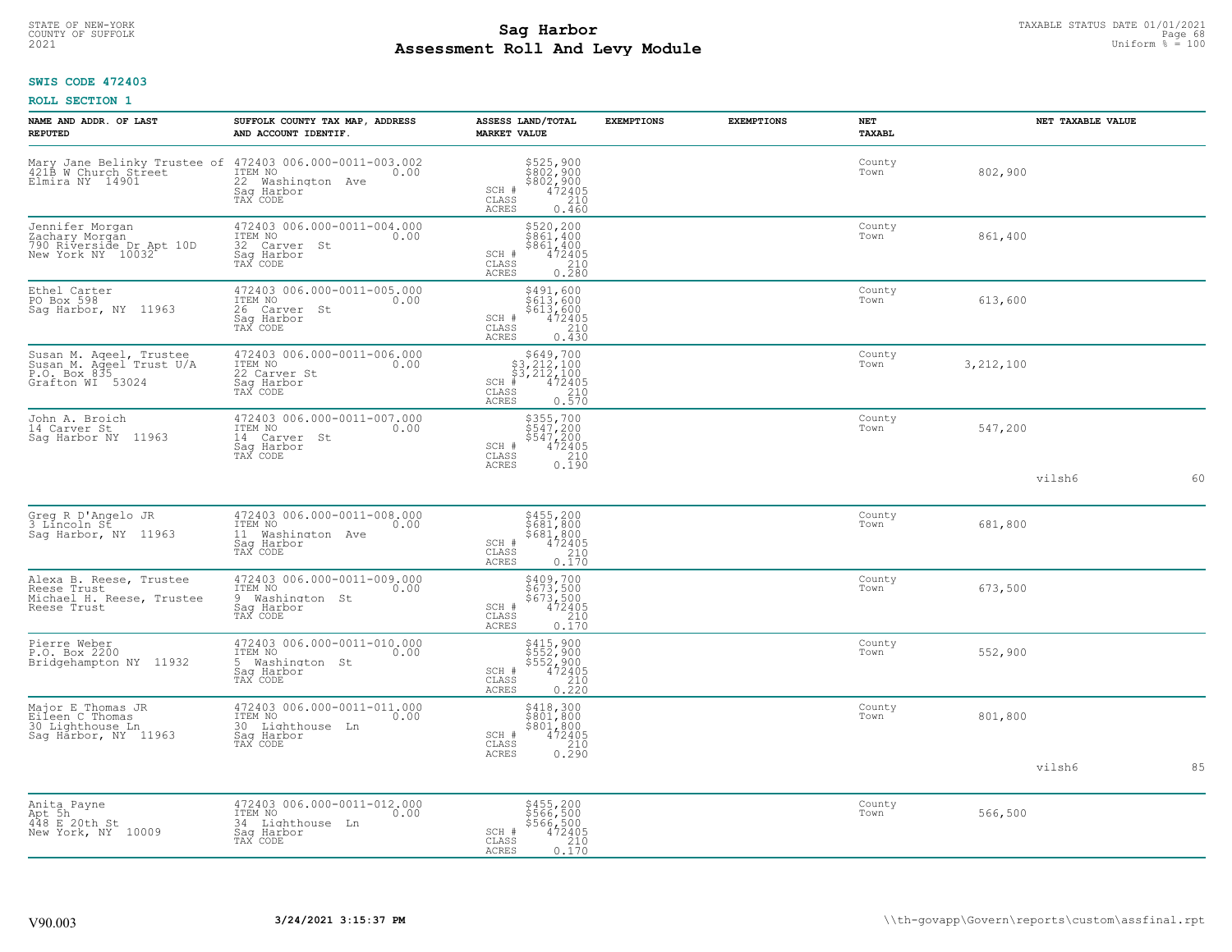**Sag Harbor**
**Assessment Roll And Levy Module**

STATE OF NEW-YORK
COUNTY OF SUFFOLK
2021

TAXABLE STATUS DATE 01/01/2021
Uniform % = 100

**SWIS CODE 472403**

**ROLL SECTION 1**

| NAME AND ADDR. OF LAST REPUTED | SUFFOLK COUNTY TAX MAP, ADDRESS AND ACCOUNT IDENTIF. | ASSESS LAND/TOTAL MARKET VALUE | EXEMPTIONS | EXEMPTIONS | NET TAXABL | NET TAXABLE VALUE |
|---|---|---|---|---|---|---|
| Mary Jane Belinky Trustee of<br>421B W Church Street<br>Elmira NY 14901 | 472403 006.000-0011-003.002<br>ITEM NO 0.00<br>22 Washington Ave<br>Sag Harbor<br>TAX CODE | $525,900<br>$802,900<br>$802,900<br>SCH # 472405<br>CLASS 210<br>ACRES 0.460 | | | County<br>Town | 802,900 |
| Jennifer Morgan<br>Zachary Morgan<br>790 Riverside Dr Apt 10D<br>New York NY 10032 | 472403 006.000-0011-004.000<br>ITEM NO 0.00<br>32 Carver St<br>Sag Harbor<br>TAX CODE | $520,200<br>$861,400<br>$861,400<br>SCH # 472405<br>CLASS 210<br>ACRES 0.280 | | | County<br>Town | 861,400 |
| Ethel Carter<br>PO Box 598<br>Sag Harbor, NY 11963 | 472403 006.000-0011-005.000<br>ITEM NO 0.00<br>26 Carver St<br>Sag Harbor<br>TAX CODE | $491,600<br>$613,600<br>$613,600<br>SCH # 472405<br>CLASS 210<br>ACRES 0.430 | | | County<br>Town | 613,600 |
| Susan M. Ageel, Trustee<br>Susan M. Ageel Trust U/A<br>P.O. Box 835<br>Grafton WI 53024 | 472403 006.000-0011-006.000<br>ITEM NO 0.00<br>22 Carver St<br>Sag Harbor<br>TAX CODE | $649,700<br>$3,212,100<br>$3,212,100<br>SCH # 472405<br>CLASS 210<br>ACRES 0.570 | | | County<br>Town | 3,212,100 |
| John A. Broich<br>14 Carver St<br>Sag Harbor NY 11963 | 472403 006.000-0011-007.000<br>ITEM NO 0.00<br>14 Carver St<br>Sag Harbor<br>TAX CODE | $355,700<br>$547,200<br>$547,200<br>SCH # 472405<br>CLASS 210<br>ACRES 0.190 | | | County<br>Town | 547,200 |
| | | | | | | vilsh6 60 |
| Greg R D'Angelo JR<br>3 Lincoln St<br>Sag Harbor, NY 11963 | 472403 006.000-0011-008.000<br>ITEM NO 0.00<br>11 Washington Ave<br>Sag Harbor<br>TAX CODE | $455,200<br>$681,800<br>$681,800<br>SCH # 472405<br>CLASS 210<br>ACRES 0.170 | | | County<br>Town | 681,800 |
| Alexa B. Reese, Trustee<br>Reese Trust<br>Michael H. Reese, Trustee<br>Reese Trust | 472403 006.000-0011-009.000<br>ITEM NO 0.00<br>9 Washington St<br>Sag Harbor<br>TAX CODE | $409,700<br>$673,500<br>$673,500<br>SCH # 472405<br>CLASS 210<br>ACRES 0.170 | | | County<br>Town | 673,500 |
| Pierre Weber<br>P.O. Box 2200<br>Bridgehampton NY 11932 | 472403 006.000-0011-010.000<br>ITEM NO 0.00<br>5 Washington St<br>Sag Harbor<br>TAX CODE | $415,900<br>$552,900<br>$552,900<br>SCH # 472405<br>CLASS 210<br>ACRES 0.220 | | | County<br>Town | 552,900 |
| Major E Thomas JR<br>Eileen C Thomas<br>30 Lighthouse Ln<br>Sag Harbor, NY 11963 | 472403 006.000-0011-011.000<br>ITEM NO 0.00<br>30 Lighthouse Ln<br>Sag Harbor<br>TAX CODE | $418,300<br>$801,800<br>$801,800<br>SCH # 472405<br>CLASS 210<br>ACRES 0.290 | | | County<br>Town | 801,800 |
| | | | | | | vilsh6 85 |
| Anita Payne<br>Apt 5h<br>448 E 20th St<br>New York, NY 10009 | 472403 006.000-0011-012.000<br>ITEM NO 0.00<br>34 Lighthouse Ln<br>Sag Harbor<br>TAX CODE | $455,200<br>$566,500<br>$566,500<br>SCH # 472405<br>CLASS 210<br>ACRES 0.170 | | | County<br>Town | 566,500 |

V90.003 3/24/2021 3:15:37 PM \\th-govapp\Govern\reports\custom\assfinal.rpt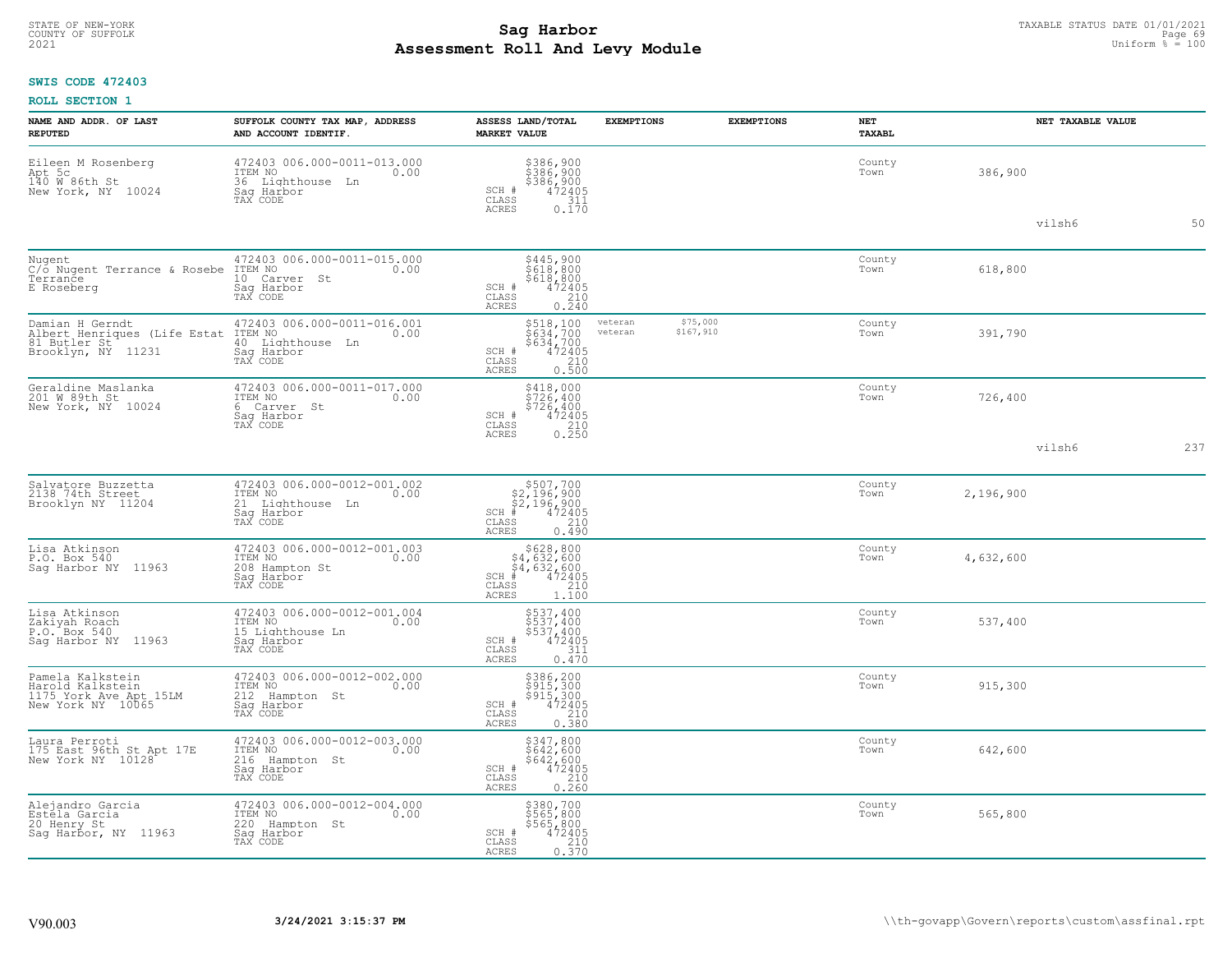STATE OF NEW-YORK
COUNTY OF SUFFOLK
2021

# Sag Harbor
## Assessment Roll And Levy Module

TAXABLE STATUS DATE 01/01/2021
Uniform % = 100

**SWIS CODE 472403**

**ROLL SECTION 1**

| NAME AND ADDR. OF LAST REPUTED | SUFFOLK COUNTY TAX MAP, ADDRESS AND ACCOUNT IDENTIF. | ASSESS LAND/TOTAL MARKET VALUE | EXEMPTIONS | EXEMPTIONS | NET TAXABL | NET TAXABLE VALUE | |
|---|---|---|---|---|---|---|---|
| Eileen M Rosenberg<br>Apt 5c<br>140 W 86th St<br>New York, NY 10024 | 472403 006.000-0011-013.000<br>ITEM NO 0.00<br>36 Lighthouse Ln<br>Sag Harbor<br>TAX CODE | $386,900<br>$386,900<br>$386,900<br>SCH # 472405<br>CLASS 311<br>ACRES 0.170 | | | County<br>Town | 386,900 | |
| | | | | | | vilsh6 | 50 |
| Nugent<br>C/o Nugent Terrance & Rosebe<br>Terrance<br>E Roseberg | 472403 006.000-0011-015.000<br>ITEM NO 0.00<br>10 Carver St<br>Sag Harbor<br>TAX CODE | $445,900<br>$618,800<br>$618,800<br>SCH # 472405<br>CLASS 210<br>ACRES 0.240 | | | County<br>Town | 618,800 | |
| Damian H Gerndt<br>Albert Henriques (Life Estat<br>81 Butler St<br>Brooklyn, NY 11231 | 472403 006.000-0011-016.001<br>ITEM NO 0.00<br>40 Lighthouse Ln<br>Sag Harbor<br>TAX CODE | $518,100<br>$634,700<br>$634,700<br>SCH # 472405<br>CLASS 210<br>ACRES 0.500 | veteran $75,000<br>veteran $167,910 | | County<br>Town | 391,790 | |
| Geraldine Maslanka<br>201 W 89th St<br>New York, NY 10024 | 472403 006.000-0011-017.000<br>ITEM NO 0.00<br>6 Carver St<br>Sag Harbor<br>TAX CODE | $418,000<br>$726,400<br>$726,400<br>SCH # 472405<br>CLASS 210<br>ACRES 0.250 | | | County<br>Town | 726,400 | |
| | | | | | | vilsh6 | 237 |
| Salvatore Buzzetta<br>2138 74th Street<br>Brooklyn NY 11204 | 472403 006.000-0012-001.002<br>ITEM NO 0.00<br>21 Lighthouse Ln<br>Sag Harbor<br>TAX CODE | $507,700<br>$2,196,900<br>$2,196,900<br>SCH # 472405<br>CLASS 210<br>ACRES 0.490 | | | County<br>Town | 2,196,900 | |
| Lisa Atkinson<br>P.O. Box 540<br>Sag Harbor NY 11963 | 472403 006.000-0012-001.003<br>ITEM NO 0.00<br>208 Hampton St<br>Sag Harbor<br>TAX CODE | $628,800<br>$4,632,600<br>$4,632,600<br>SCH # 472405<br>CLASS 210<br>ACRES 1.100 | | | County<br>Town | 4,632,600 | |
| Lisa Atkinson<br>Zakiyah Roach<br>P.O. Box 540<br>Sag Harbor NY 11963 | 472403 006.000-0012-001.004<br>ITEM NO 0.00<br>15 Lighthouse Ln<br>Sag Harbor<br>TAX CODE | $537,400<br>$537,400<br>$537,400<br>SCH # 472405<br>CLASS 311<br>ACRES 0.470 | | | County<br>Town | 537,400 | |
| Pamela Kalkstein<br>Harold Kalkstein<br>1175 York Ave Apt 15LM<br>New York NY 10065 | 472403 006.000-0012-002.000<br>ITEM NO 0.00<br>212 Hampton St<br>Sag Harbor<br>TAX CODE | $386,200<br>$915,300<br>$915,300<br>SCH # 472405<br>CLASS 210<br>ACRES 0.380 | | | County<br>Town | 915,300 | |
| Laura Perroti<br>175 East 96th St Apt 17E<br>New York NY 10128 | 472403 006.000-0012-003.000<br>ITEM NO 0.00<br>216 Hampton St<br>Sag Harbor<br>TAX CODE | $347,800<br>$642,600<br>$642,600<br>SCH # 472405<br>CLASS 210<br>ACRES 0.260 | | | County<br>Town | 642,600 | |
| Alejandro Garcia<br>Estela Garcia<br>20 Henry St<br>Sag Harbor, NY 11963 | 472403 006.000-0012-004.000<br>ITEM NO 0.00<br>220 Hampton St<br>Sag Harbor<br>TAX CODE | $380,700<br>$565,800<br>$565,800<br>SCH # 472405<br>CLASS 210<br>ACRES 0.370 | | | County<br>Town | 565,800 | |

V90.003 **3/24/2021 3:15:37 PM** \\th-govapp\Govern\reports\custom\assfinal.rpt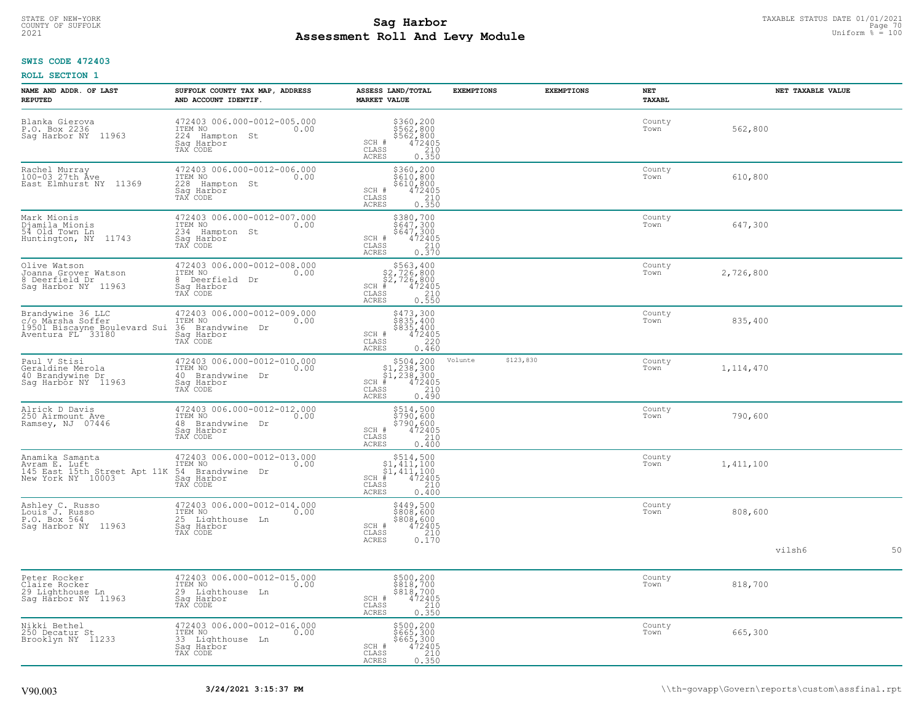**SWIS CODE 472403**

**ROLL SECTION 1**

| NAME AND ADDR. OF LAST REPUTED | SUFFOLK COUNTY TAX MAP, ADDRESS AND ACCOUNT IDENTIF. | ASSESS LAND/TOTAL MARKET VALUE | EXEMPTIONS | EXEMPTIONS | NET TAXABL | NET TAXABLE VALUE |
|---|---|---|---|---|---|---|
| Blanka Gierova<br>P.O. Box 2236<br>Sag Harbor NY 11963 | 472403 006.000-0012-005.000<br>ITEM NO 0.00<br>224 Hampton St<br>Sag Harbor<br>TAX CODE | $360,200<br>$562,800<br>$562,800<br>SCH # 472405<br>CLASS 210<br>ACRES 0.350 | | | County<br>Town | 562,800 |
| Rachel Murray<br>100-03 27th Ave<br>East Elmhurst NY 11369 | 472403 006.000-0012-006.000<br>ITEM NO 0.00<br>228 Hampton St<br>Sag Harbor<br>TAX CODE | $360,200<br>$610,800<br>$610,800<br>SCH # 472405<br>CLASS 210<br>ACRES 0.350 | | | County<br>Town | 610,800 |
| Mark Mionis<br>Djamila Mionis<br>54 Old Town Ln<br>Huntington, NY 11743 | 472403 006.000-0012-007.000<br>ITEM NO 0.00<br>234 Hampton St<br>Sag Harbor<br>TAX CODE | $380,700<br>$647,300<br>$647,300<br>SCH # 472405<br>CLASS 210<br>ACRES 0.370 | | | County<br>Town | 647,300 |
| Olive Watson<br>Joanna Grover Watson<br>8 Deerfield Dr<br>Sag Harbor NY 11963 | 472403 006.000-0012-008.000<br>ITEM NO 0.00<br>8 Deerfield Dr<br>Sag Harbor<br>TAX CODE | $563,400<br>$2,726,800<br>$2,726,800<br>SCH # 472405<br>CLASS 210<br>ACRES 0.550 | | | County<br>Town | 2,726,800 |
| Brandywine 36 LLC<br>c/o Marsha Soffer<br>19501 Biscayne Boulevard Sui<br>Aventura FL 33180 | 472403 006.000-0012-009.000<br>ITEM NO 0.00<br>36 Brandywine Dr<br>Sag Harbor<br>TAX CODE | $473,300<br>$835,400<br>$835,400<br>SCH # 472405<br>CLASS 220<br>ACRES 0.460 | | | County<br>Town | 835,400 |
| Paul V Stisi<br>Geraldine Merola<br>40 Brandywine Dr<br>Sag Harbor NY 11963 | 472403 006.000-0012-010.000<br>ITEM NO 0.00<br>40 Brandywine Dr<br>Sag Harbor<br>TAX CODE | $504,200<br>$1,238,300<br>$1,238,300<br>SCH # 472405<br>CLASS 210<br>ACRES 0.490 | Volunte $123,830 | | County<br>Town | 1,114,470 |
| Alrick D Davis<br>250 Airmount Ave<br>Ramsey, NJ 07446 | 472403 006.000-0012-012.000<br>ITEM NO 0.00<br>48 Brandywine Dr<br>Sag Harbor<br>TAX CODE | $514,500<br>$790,600<br>$790,600<br>SCH # 472405<br>CLASS 210<br>ACRES 0.400 | | | County<br>Town | 790,600 |
| Anamika Samanta<br>Avram E. Luft<br>145 East 15th Street Apt 11K<br>New York NY 10003 | 472403 006.000-0012-013.000<br>ITEM NO 0.00<br>54 Brandywine Dr<br>Sag Harbor<br>TAX CODE | $514,500<br>$1,411,100<br>$1,411,100<br>SCH # 472405<br>CLASS 210<br>ACRES 0.400 | | | County<br>Town | 1,411,100 |
| Ashley C. Russo<br>Louis J. Russo<br>P.O. Box 564<br>Sag Harbor NY 11963 | 472403 006.000-0012-014.000<br>ITEM NO 0.00<br>25 Lighthouse Ln<br>Sag Harbor<br>TAX CODE | $449,500<br>$808,600<br>$808,600<br>SCH # 472405<br>CLASS 210<br>ACRES 0.170 | | | County<br>Town | 808,600 |

vilsh6 50

| NAME AND ADDR. OF LAST REPUTED | SUFFOLK COUNTY TAX MAP, ADDRESS AND ACCOUNT IDENTIF. | ASSESS LAND/TOTAL MARKET VALUE | EXEMPTIONS | EXEMPTIONS | NET TAXABL | NET TAXABLE VALUE |
|---|---|---|---|---|---|---|
| Peter Rocker<br>Claire Rocker<br>29 Lighthouse Ln<br>Sag Harbor NY 11963 | 472403 006.000-0012-015.000<br>ITEM NO 0.00<br>29 Lighthouse Ln<br>Sag Harbor<br>TAX CODE | $500,200<br>$818,700<br>$818,700<br>SCH # 472405<br>CLASS 210<br>ACRES 0.350 | | | County<br>Town | 818,700 |
| Nikki Bethel<br>250 Decatur St<br>Brooklyn NY 11233 | 472403 006.000-0012-016.000<br>ITEM NO 0.00<br>33 Lighthouse Ln<br>Sag Harbor<br>TAX CODE | $500,200<br>$665,300<br>$665,300<br>SCH # 472405<br>CLASS 210<br>ACRES 0.350 | | | County<br>Town | 665,300 |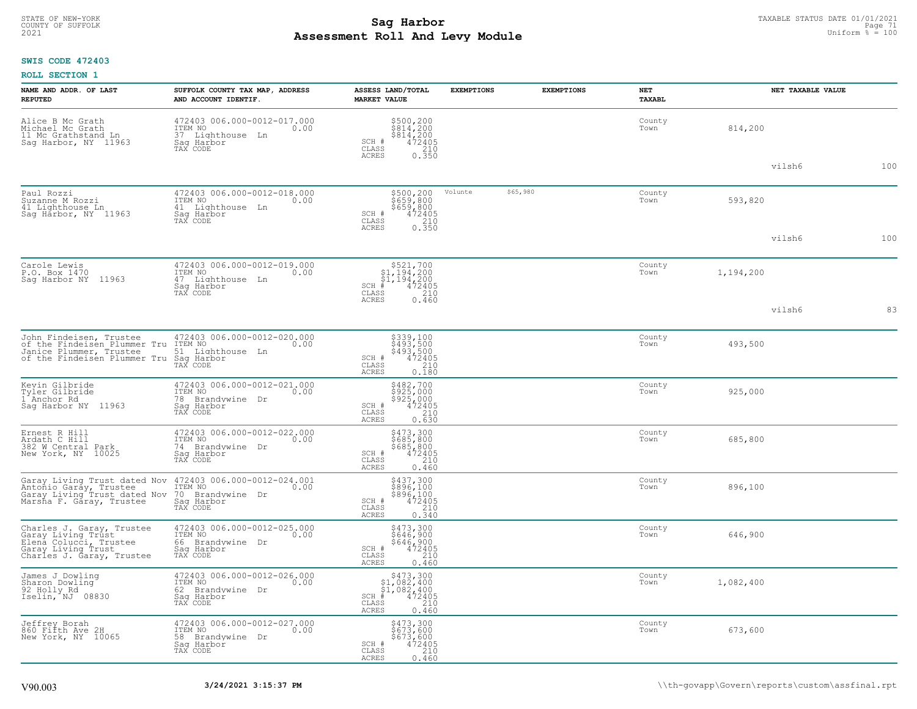**SWIS CODE 472403**

**ROLL SECTION 1**

| NAME AND ADDR. OF LAST REPUTED | SUFFOLK COUNTY TAX MAP, ADDRESS AND ACCOUNT IDENTIF. | ASSESS LAND/TOTAL MARKET VALUE | EXEMPTIONS | | EXEMPTIONS | NET TAXABL | | NET TAXABLE VALUE | |
|---|---|---|---|---|---|---|---|---|---|
| Alice B Mc Grath<br>Michael Mc Grath<br>11 Mc Grathstand Ln<br>Sag Harbor, NY 11963 | 472403 006.000-0012-017.000<br>ITEM NO 0.00<br>37 Lighthouse Ln<br>Sag Harbor<br>TAX CODE | $500,200<br>$814,200<br>$814,200<br>SCH # 472405<br>CLASS 210<br>ACRES 0.350 | | | | County<br>Town | 814,200 | vilsh6 | 100 |
| Paul Rozzi<br>Suzanne M Rozzi<br>41 Lighthouse Ln<br>Sag Harbor, NY 11963 | 472403 006.000-0012-018.000<br>ITEM NO 0.00<br>41 Lighthouse Ln<br>Sag Harbor<br>TAX CODE | $500,200<br>$659,800<br>$659,800<br>SCH # 472405<br>CLASS 210<br>ACRES 0.350 | Volunte | $65,980 | | County<br>Town | 593,820 | vilsh6 | 100 |
| Carole Lewis<br>P.O. Box 1470<br>Sag Harbor NY 11963 | 472403 006.000-0012-019.000<br>ITEM NO 0.00<br>47 Lighthouse Ln<br>Sag Harbor<br>TAX CODE | $521,700<br>$1,194,200<br>$1,194,200<br>SCH # 472405<br>CLASS 210<br>ACRES 0.460 | | | | County<br>Town | 1,194,200 | vilsh6 | 83 |
| John Findeisen, Trustee<br>of the Findeisen Plummer Tru<br>Janice Plummer, Trustee<br>of the Findeisen Plummer Tru | 472403 006.000-0012-020.000<br>ITEM NO 0.00<br>51 Lighthouse Ln<br>Sag Harbor<br>TAX CODE | $339,100<br>$493,500<br>$493,500<br>SCH # 472405<br>CLASS 210<br>ACRES 0.180 | | | | County<br>Town | 493,500 | | |
| Kevin Gilbride<br>Tyler Gilbride<br>1 Anchor Rd<br>Sag Harbor NY 11963 | 472403 006.000-0012-021.000<br>ITEM NO 0.00<br>78 Brandywine Dr<br>Sag Harbor<br>TAX CODE | $482,700<br>$925,000<br>$925,000<br>SCH # 472405<br>CLASS 210<br>ACRES 0.630 | | | | County<br>Town | 925,000 | | |
| Ernest R Hill<br>Ardath C Hill<br>382 W Central Park<br>New York, NY 10025 | 472403 006.000-0012-022.000<br>ITEM NO 0.00<br>74 Brandywine Dr<br>Sag Harbor<br>TAX CODE | $473,300<br>$685,800<br>$685,800<br>SCH # 472405<br>CLASS 210<br>ACRES 0.460 | | | | County<br>Town | 685,800 | | |
| Garay Living Trust dated Nov<br>Antonio Garay, Trustee<br>Garay Living Trust dated Nov<br>Marsha F. Garay, Trustee | 472403 006.000-0012-024.001<br>ITEM NO 0.00<br>70 Brandywine Dr<br>Sag Harbor<br>TAX CODE | $437,300<br>$896,100<br>$896,100<br>SCH # 472405<br>CLASS 210<br>ACRES 0.340 | | | | County<br>Town | 896,100 | | |
| Charles J. Garay, Trustee<br>Garay Living Trust<br>Elena Colucci, Trustee<br>Garay Living Trust<br>Charles J. Garay, Trustee | 472403 006.000-0012-025.000<br>ITEM NO 0.00<br>66 Brandywine Dr<br>Sag Harbor<br>TAX CODE | $473,300<br>$646,900<br>$646,900<br>SCH # 472405<br>CLASS 210<br>ACRES 0.460 | | | | County<br>Town | 646,900 | | |
| James J Dowling<br>Sharon Dowling<br>92 Holly Rd<br>Iselin, NJ 08830 | 472403 006.000-0012-026.000<br>ITEM NO 0.00<br>62 Brandywine Dr<br>Sag Harbor<br>TAX CODE | $473,300<br>$1,082,400<br>$1,082,400<br>SCH # 472405<br>CLASS 210<br>ACRES 0.460 | | | | County<br>Town | 1,082,400 | | |
| Jeffrey Borah<br>860 Fifth Ave 2H<br>New York, NY 10065 | 472403 006.000-0012-027.000<br>ITEM NO 0.00<br>58 Brandywine Dr<br>Sag Harbor<br>TAX CODE | $473,300<br>$673,600<br>$673,600<br>SCH # 472405<br>CLASS 210<br>ACRES 0.460 | | | | County<br>Town | 673,600 | | |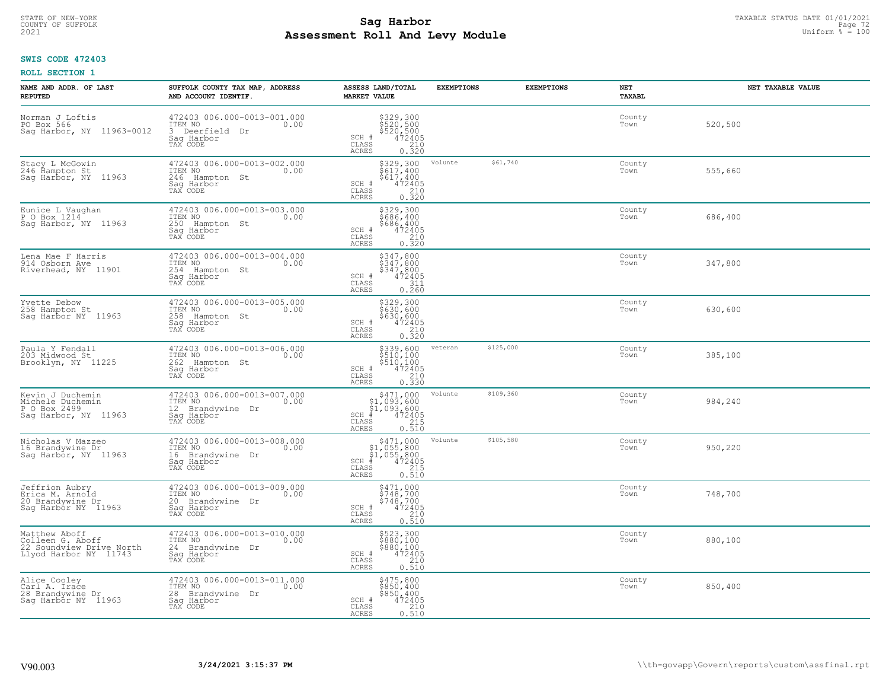**SWIS CODE 472403**

**ROLL SECTION 1**

| NAME AND ADDR. OF LAST REPUTED | SUFFOLK COUNTY TAX MAP, ADDRESS AND ACCOUNT IDENTIF. | ASSESS LAND/TOTAL MARKET VALUE | EXEMPTIONS | | EXEMPTIONS | NET TAXABL | NET TAXABLE VALUE |
|---|---|---|---|---|---|---|---|
| Norman J Loftis<br>PO Box 566<br>Sag Harbor, NY 11963-0012 | 472403 006.000-0013-001.000<br>ITEM NO 0.00<br>3 Deerfield Dr<br>Sag Harbor<br>TAX CODE | $329,300<br>$520,500<br>$520,500<br>SCH # 472405<br>CLASS 210<br>ACRES 0.320 | | | | County<br>Town | 520,500 |
| Stacy L McGowin<br>246 Hampton St<br>Sag Harbor, NY 11963 | 472403 006.000-0013-002.000<br>ITEM NO 0.00<br>246 Hampton St<br>Sag Harbor<br>TAX CODE | $329,300<br>$617,400<br>$617,400<br>SCH # 472405<br>CLASS 210<br>ACRES 0.320 | Volunte | $61,740 | | County<br>Town | 555,660 |
| Eunice L Vaughan<br>P O Box 1214<br>Sag Harbor, NY 11963 | 472403 006.000-0013-003.000<br>ITEM NO 0.00<br>250 Hampton St<br>Sag Harbor<br>TAX CODE | $329,300<br>$686,400<br>$686,400<br>SCH # 472405<br>CLASS 210<br>ACRES 0.320 | | | | County<br>Town | 686,400 |
| Lena Mae F Harris<br>914 Osborn Ave<br>Riverhead, NY 11901 | 472403 006.000-0013-004.000<br>ITEM NO 0.00<br>254 Hampton St<br>Sag Harbor<br>TAX CODE | $347,800<br>$347,800<br>$347,800<br>SCH # 472405<br>CLASS 311<br>ACRES 0.260 | | | | County<br>Town | 347,800 |
| Yvette Debow<br>258 Hampton St<br>Sag Harbor NY 11963 | 472403 006.000-0013-005.000<br>ITEM NO 0.00<br>258 Hampton St<br>Sag Harbor<br>TAX CODE | $329,300<br>$630,600<br>$630,600<br>SCH # 472405<br>CLASS 210<br>ACRES 0.320 | | | | County<br>Town | 630,600 |
| Paula Y Fendall<br>203 Midwood St<br>Brooklyn, NY 11225 | 472403 006.000-0013-006.000<br>ITEM NO 0.00<br>262 Hampton St<br>Sag Harbor<br>TAX CODE | $339,600<br>$510,100<br>$510,100<br>SCH # 472405<br>CLASS 210<br>ACRES 0.330 | veteran | $125,000 | | County<br>Town | 385,100 |
| Kevin J Duchemin<br>Michele Duchemin<br>P O Box 2499<br>Sag Harbor, NY 11963 | 472403 006.000-0013-007.000<br>ITEM NO 0.00<br>12 Brandywine Dr<br>Sag Harbor<br>TAX CODE | $471,000<br>$1,093,600<br>$1,093,600<br>SCH # 472405<br>CLASS 215<br>ACRES 0.510 | Volunte | $109,360 | | County<br>Town | 984,240 |
| Nicholas V Mazzeo<br>16 Brandywine Dr<br>Sag Harbor, NY 11963 | 472403 006.000-0013-008.000<br>ITEM NO 0.00<br>16 Brandywine Dr<br>Sag Harbor<br>TAX CODE | $471,000<br>$1,055,800<br>$1,055,800<br>SCH # 472405<br>CLASS 215<br>ACRES 0.510 | Volunte | $105,580 | | County<br>Town | 950,220 |
| Jeffrion Aubry<br>Erica M. Arnold<br>20 Brandywine Dr<br>Sag Harbor NY 11963 | 472403 006.000-0013-009.000<br>ITEM NO 0.00<br>20 Brandywine Dr<br>Sag Harbor<br>TAX CODE | $471,000<br>$748,700<br>$748,700<br>SCH # 472405<br>CLASS 210<br>ACRES 0.510 | | | | County<br>Town | 748,700 |
| Matthew Aboff<br>Colleen G. Aboff<br>22 Soundview Drive North<br>Llyod Harbor NY 11743 | 472403 006.000-0013-010.000<br>ITEM NO 0.00<br>24 Brandywine Dr<br>Sag Harbor<br>TAX CODE | $523,300<br>$880,100<br>$880,100<br>SCH # 472405<br>CLASS 210<br>ACRES 0.510 | | | | County<br>Town | 880,100 |
| Alice Cooley<br>Carl A. Irace<br>28 Brandywine Dr<br>Sag Harbor NY 11963 | 472403 006.000-0013-011.000<br>ITEM NO 0.00<br>28 Brandywine Dr<br>Sag Harbor<br>TAX CODE | $475,800<br>$850,400<br>$850,400<br>SCH # 472405<br>CLASS 210<br>ACRES 0.510 | | | | County<br>Town | 850,400 |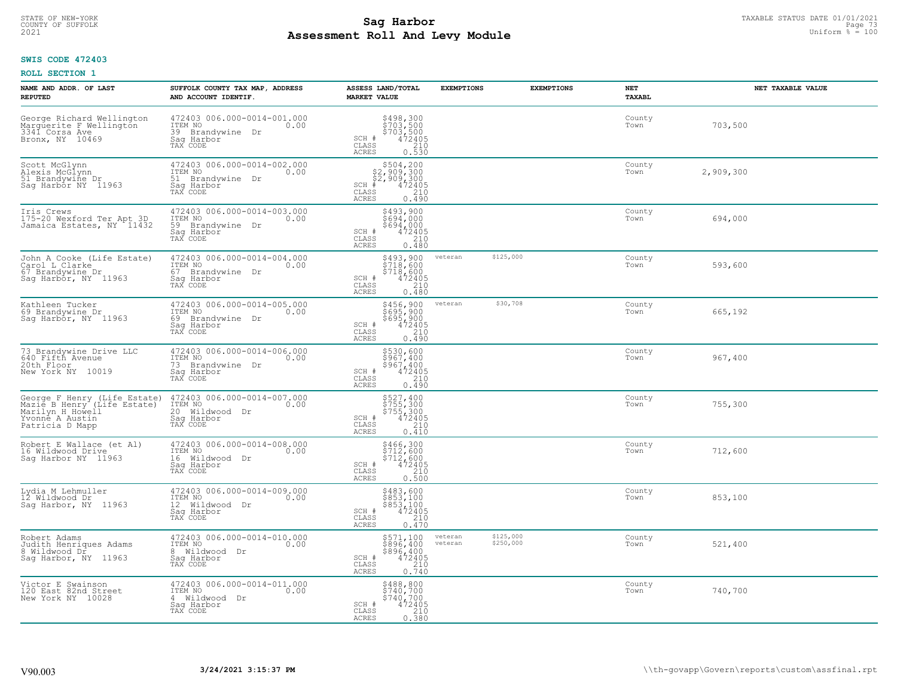STATE OF NEW-YORK
COUNTY OF SUFFOLK
2021

# Sag Harbor
# Assessment Roll And Levy Module

TAXABLE STATUS DATE 01/01/2021
Uniform % = 100

**SWIS CODE 472403**

**ROLL SECTION 1**

| NAME AND ADDR. OF LAST REPUTED | SUFFOLK COUNTY TAX MAP, ADDRESS AND ACCOUNT IDENTIF. | ASSESS LAND/TOTAL MARKET VALUE | EXEMPTIONS | EXEMPTIONS | NET TAXABL | NET TAXABLE VALUE |
|---|---|---|---|---|---|---|
| George Richard Wellington<br>Marguerite F Wellington<br>3341 Corsa Ave<br>Bronx, NY 10469 | 472403 006.000-0014-001.000<br>ITEM NO 0.00<br>39 Brandywine Dr<br>Sag Harbor<br>TAX CODE | $498,300<br>$703,500<br>$703,500<br>SCH # 472405<br>CLASS 210<br>ACRES 0.530 | | | County<br>Town | 703,500 |
| Scott McGlynn<br>Alexis McGlynn<br>51 Brandywine Dr<br>Sag Harbor NY 11963 | 472403 006.000-0014-002.000<br>ITEM NO 0.00<br>51 Brandywine Dr<br>Sag Harbor<br>TAX CODE | $504,200<br>$2,909,300<br>$2,909,300<br>SCH # 472405<br>CLASS 210<br>ACRES 0.490 | | | County<br>Town | 2,909,300 |
| Iris Crews<br>175-20 Wexford Ter Apt 3D<br>Jamaica Estates, NY 11432 | 472403 006.000-0014-003.000<br>ITEM NO 0.00<br>59 Brandywine Dr<br>Sag Harbor<br>TAX CODE | $493,900<br>$694,000<br>$694,000<br>SCH # 472405<br>CLASS 210<br>ACRES 0.480 | | | County<br>Town | 694,000 |
| John A Cooke (Life Estate)<br>Carol L Clarke<br>67 Brandywine Dr<br>Sag Harbor, NY 11963 | 472403 006.000-0014-004.000<br>ITEM NO 0.00<br>67 Brandywine Dr<br>Sag Harbor<br>TAX CODE | $493,900<br>$718,600<br>$718,600<br>SCH # 472405<br>CLASS 210<br>ACRES 0.480 | veteran | $125,000 | County<br>Town | 593,600 |
| Kathleen Tucker<br>69 Brandywine Dr<br>Sag Harbor, NY 11963 | 472403 006.000-0014-005.000<br>ITEM NO 0.00<br>69 Brandywine Dr<br>Sag Harbor<br>TAX CODE | $456,900<br>$695,900<br>$695,900<br>SCH # 472405<br>CLASS 210<br>ACRES 0.490 | veteran | $30,708 | County<br>Town | 665,192 |
| 73 Brandywine Drive LLC<br>640 Fifth Avenue<br>20th Floor<br>New York NY 10019 | 472403 006.000-0014-006.000<br>ITEM NO 0.00<br>73 Brandywine Dr<br>Sag Harbor<br>TAX CODE | $530,600<br>$967,400<br>$967,400<br>SCH # 472405<br>CLASS 210<br>ACRES 0.490 | | | County<br>Town | 967,400 |
| George F Henry (Life Estate)<br>Mazie B Henry (Life Estate)<br>Marilyn H Howell<br>Yvonne A Austin<br>Patricia D Mapp | 472403 006.000-0014-007.000<br>ITEM NO 0.00<br>20 Wildwood Dr<br>Sag Harbor<br>TAX CODE | $527,400<br>$755,300<br>$755,300<br>SCH # 472405<br>CLASS 210<br>ACRES 0.410 | | | County<br>Town | 755,300 |
| Robert E Wallace (et Al)<br>16 Wildwood Drive<br>Sag Harbor NY 11963 | 472403 006.000-0014-008.000<br>ITEM NO 0.00<br>16 Wildwood Dr<br>Sag Harbor<br>TAX CODE | $466,300<br>$712,600<br>$712,600<br>SCH # 472405<br>CLASS 210<br>ACRES 0.500 | | | County<br>Town | 712,600 |
| Lydia M Lehmuller<br>12 Wildwood Dr<br>Sag Harbor, NY 11963 | 472403 006.000-0014-009.000<br>ITEM NO 0.00<br>12 Wildwood Dr<br>Sag Harbor<br>TAX CODE | $483,600<br>$853,100<br>$853,100<br>SCH # 472405<br>CLASS 210<br>ACRES 0.470 | | | County<br>Town | 853,100 |
| Robert Adams<br>Judith Henriques Adams<br>8 Wildwood Dr<br>Sag Harbor, NY 11963 | 472403 006.000-0014-010.000<br>ITEM NO 0.00<br>8 Wildwood Dr<br>Sag Harbor<br>TAX CODE | $571,100<br>$896,400<br>$896,400<br>SCH # 472405<br>CLASS 210<br>ACRES 0.740 | veteran<br>veteran | $125,000<br>$250,000 | County<br>Town | 521,400 |
| Victor E Swainson<br>120 East 82nd Street<br>New York NY 10028 | 472403 006.000-0014-011.000<br>ITEM NO 0.00<br>4 Wildwood Dr<br>Sag Harbor<br>TAX CODE | $488,800<br>$740,700<br>$740,700<br>SCH # 472405<br>CLASS 210<br>ACRES 0.380 | | | County<br>Town | 740,700 |

V90.003 **3/24/2021 3:15:37 PM** \\th-govapp\Govern\reports\custom\assfinal.rpt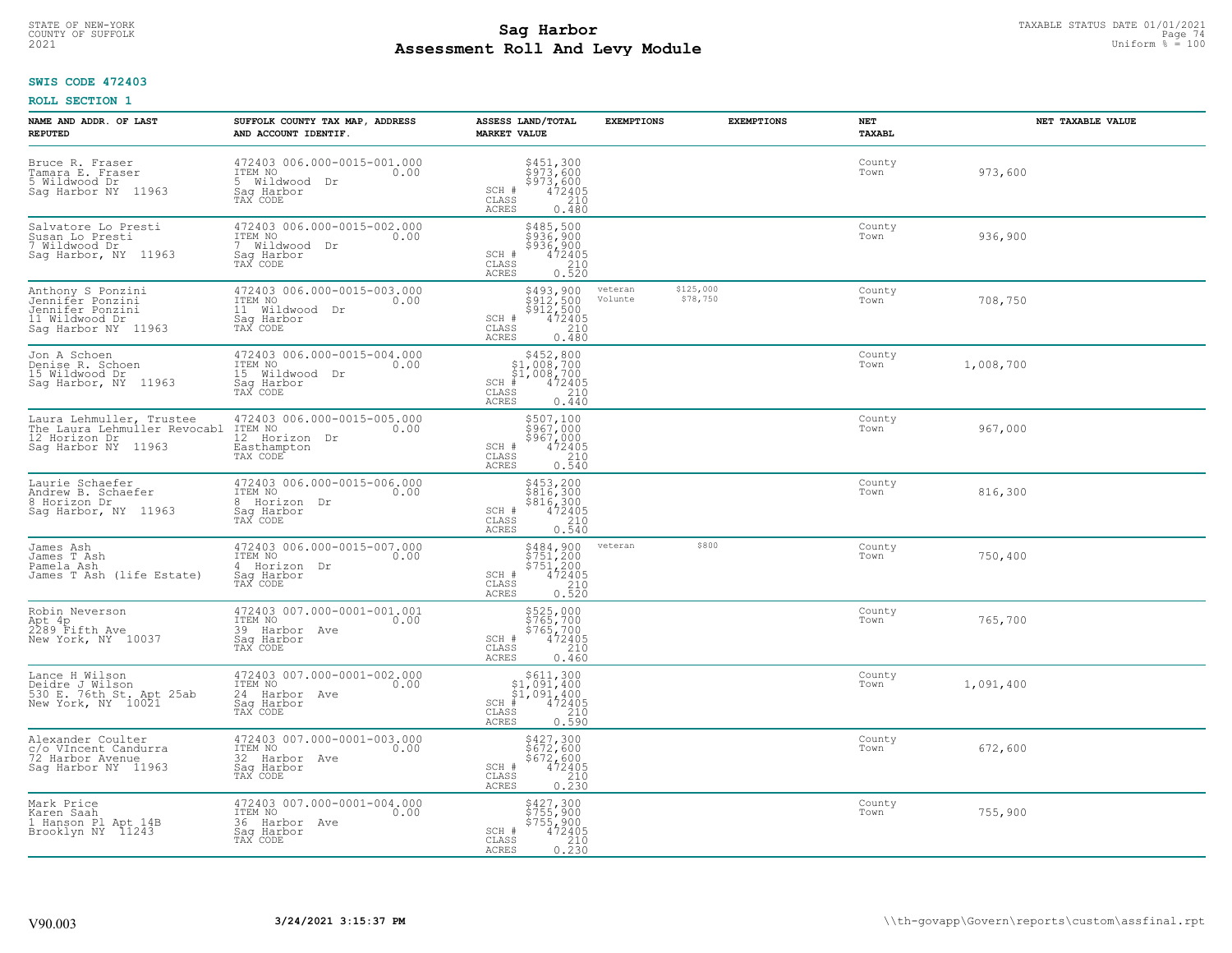STATE OF NEW-YORK
COUNTY OF SUFFOLK
2021

# Sag Harbor
# Assessment Roll And Levy Module

TAXABLE STATUS DATE 01/01/2021
Uniform % = 100

**SWIS CODE 472403**

**ROLL SECTION 1**

| NAME AND ADDR. OF LAST REPUTED | SUFFOLK COUNTY TAX MAP, ADDRESS AND ACCOUNT IDENTIF. | ASSESS LAND/TOTAL MARKET VALUE | EXEMPTIONS | EXEMPTIONS | NET TAXABL | NET TAXABLE VALUE |
|---|---|---|---|---|---|---|
| Bruce R. Fraser<br>Tamara E. Fraser<br>5 Wildwood Dr<br>Sag Harbor NY 11963 | 472403 006.000-0015-001.000<br>ITEM NO 0.00<br>5 Wildwood Dr<br>Sag Harbor<br>TAX CODE | $451,300<br>$973,600<br>$973,600<br>SCH # 472405<br>CLASS 210<br>ACRES 0.480 | | | County<br>Town | 973,600 |
| Salvatore Lo Presti<br>Susan Lo Presti<br>7 Wildwood Dr<br>Sag Harbor, NY 11963 | 472403 006.000-0015-002.000<br>ITEM NO 0.00<br>7 Wildwood Dr<br>Sag Harbor<br>TAX CODE | $485,500<br>$936,900<br>$936,900<br>SCH # 472405<br>CLASS 210<br>ACRES 0.520 | | | County<br>Town | 936,900 |
| Anthony S Ponzini<br>Jennifer Ponzini<br>Jennifer Ponzini<br>11 Wildwood Dr<br>Sag Harbor NY 11963 | 472403 006.000-0015-003.000<br>ITEM NO 0.00<br>11 Wildwood Dr<br>Sag Harbor<br>TAX CODE | $493,900<br>$912,500<br>$912,500<br>SCH # 472405<br>CLASS 210<br>ACRES 0.480 | veteran $125,000<br>Volunte $78,750 | | County<br>Town | 708,750 |
| Jon A Schoen<br>Denise R. Schoen<br>15 Wildwood Dr<br>Sag Harbor, NY 11963 | 472403 006.000-0015-004.000<br>ITEM NO 0.00<br>15 Wildwood Dr<br>Sag Harbor<br>TAX CODE | $452,800<br>$1,008,700<br>$1,008,700<br>SCH # 472405<br>CLASS 210<br>ACRES 0.440 | | | County<br>Town | 1,008,700 |
| Laura Lehmuller, Trustee<br>The Laura Lehmuller Revocabl<br>12 Horizon Dr<br>Sag Harbor NY 11963 | 472403 006.000-0015-005.000<br>ITEM NO 0.00<br>12 Horizon Dr<br>Easthampton<br>TAX CODE | $507,100<br>$967,000<br>$967,000<br>SCH # 472405<br>CLASS 210<br>ACRES 0.540 | | | County<br>Town | 967,000 |
| Laurie Schaefer<br>Andrew B. Schaefer<br>8 Horizon Dr<br>Sag Harbor, NY 11963 | 472403 006.000-0015-006.000<br>ITEM NO 0.00<br>8 Horizon Dr<br>Sag Harbor<br>TAX CODE | $453,200<br>$816,300<br>$816,300<br>SCH # 472405<br>CLASS 210<br>ACRES 0.540 | | | County<br>Town | 816,300 |
| James Ash<br>James T Ash<br>Pamela Ash<br>James T Ash (life Estate) | 472403 006.000-0015-007.000<br>ITEM NO 0.00<br>4 Horizon Dr<br>Sag Harbor<br>TAX CODE | $484,900<br>$751,200<br>$751,200<br>SCH # 472405<br>CLASS 210<br>ACRES 0.520 | veteran $800 | | County<br>Town | 750,400 |
| Robin Neverson<br>Apt 4p<br>2289 Fifth Ave<br>New York, NY 10037 | 472403 007.000-0001-001.001<br>ITEM NO 0.00<br>39 Harbor Ave<br>Sag Harbor<br>TAX CODE | $525,000<br>$765,700<br>$765,700<br>SCH # 472405<br>CLASS 210<br>ACRES 0.460 | | | County<br>Town | 765,700 |
| Lance H Wilson<br>Deidre J Wilson<br>530 E. 76th St. Apt 25ab<br>New York, NY 10021 | 472403 007.000-0001-002.000<br>ITEM NO 0.00<br>24 Harbor Ave<br>Sag Harbor<br>TAX CODE | $611,300<br>$1,091,400<br>$1,091,400<br>SCH # 472405<br>CLASS 210<br>ACRES 0.590 | | | County<br>Town | 1,091,400 |
| Alexander Coulter<br>c/o VIncent Candurra<br>72 Harbor Avenue<br>Sag Harbor NY 11963 | 472403 007.000-0001-003.000<br>ITEM NO 0.00<br>32 Harbor Ave<br>Sag Harbor<br>TAX CODE | $427,300<br>$672,600<br>$672,600<br>SCH # 472405<br>CLASS 210<br>ACRES 0.230 | | | County<br>Town | 672,600 |
| Mark Price<br>Karen Saah<br>1 Hanson Pl Apt 14B<br>Brooklyn NY 11243 | 472403 007.000-0001-004.000<br>ITEM NO 0.00<br>36 Harbor Ave<br>Sag Harbor<br>TAX CODE | $427,300<br>$755,900<br>$755,900<br>SCH # 472405<br>CLASS 210<br>ACRES 0.230 | | | County<br>Town | 755,900 |

V90.003 **3/24/2021 3:15:37 PM** \\th-govapp\Govern\reports\custom\assfinal.rpt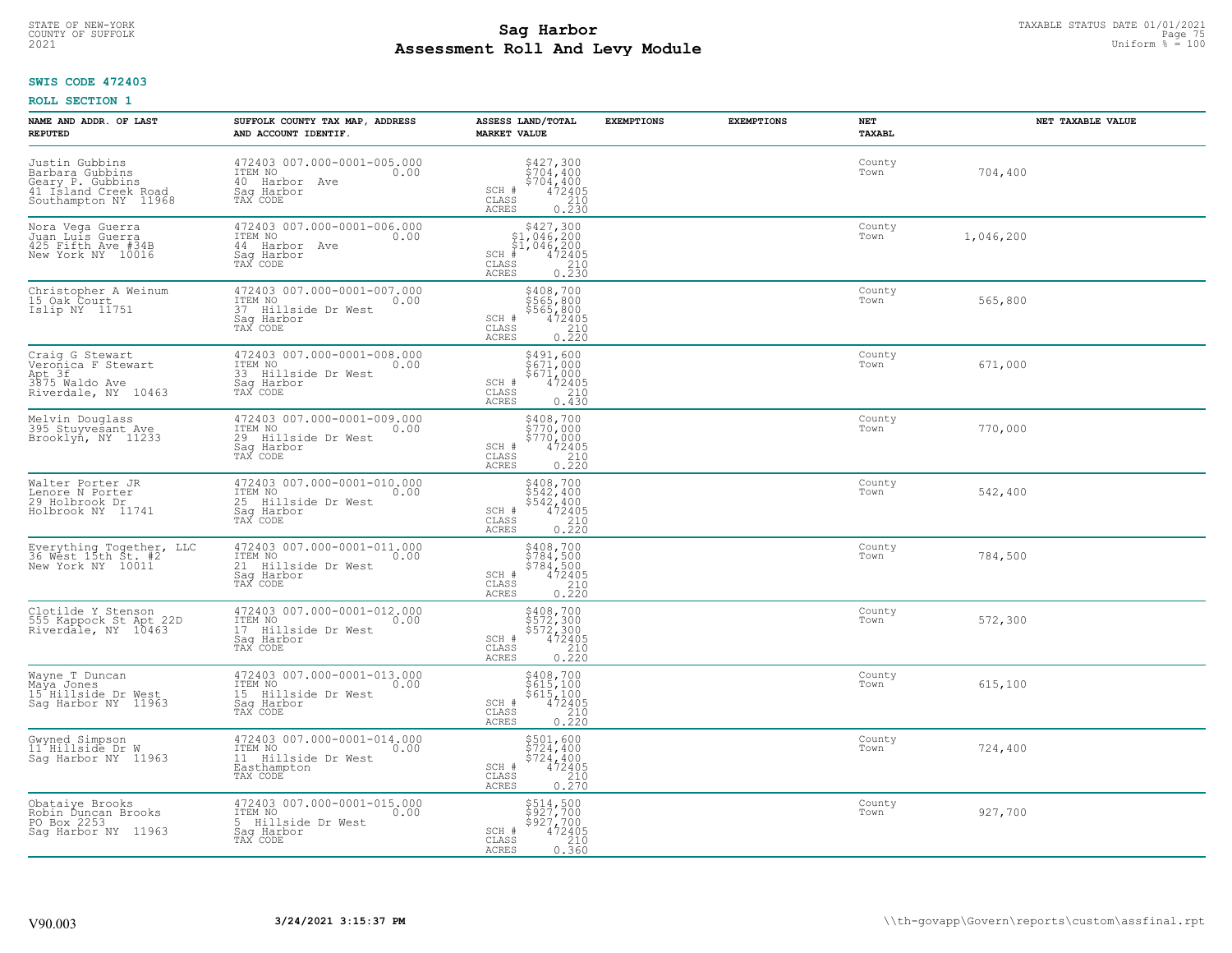**SWIS CODE 472403**

**ROLL SECTION 1**

| NAME AND ADDR. OF LAST REPUTED | SUFFOLK COUNTY TAX MAP, ADDRESS AND ACCOUNT IDENTIF. | ASSESS LAND/TOTAL MARKET VALUE | EXEMPTIONS | EXEMPTIONS | NET TAXABL | NET TAXABLE VALUE |
|---|---|---|---|---|---|---|
| Justin Gubbins<br>Barbara Gubbins<br>Geary P. Gubbins<br>41 Island Creek Road<br>Southampton NY 11968 | 472403 007.000-0001-005.000<br>ITEM NO 0.00<br>40 Harbor Ave<br>Sag Harbor<br>TAX CODE | $427,300<br>$704,400<br>$704,400<br>SCH # 472405<br>CLASS 210<br>ACRES 0.230 | | | County<br>Town | 704,400 |
| Nora Vega Guerra<br>Juan Luis Guerra<br>425 Fifth Ave #34B<br>New York NY 10016 | 472403 007.000-0001-006.000<br>ITEM NO 0.00<br>44 Harbor Ave<br>Sag Harbor<br>TAX CODE | $427,300<br>$1,046,200<br>$1,046,200<br>SCH # 472405<br>CLASS 210<br>ACRES 0.230 | | | County<br>Town | 1,046,200 |
| Christopher A Weinum<br>15 Oak Court<br>Islip NY 11751 | 472403 007.000-0001-007.000<br>ITEM NO 0.00<br>37 Hillside Dr West<br>Sag Harbor<br>TAX CODE | $408,700<br>$565,800<br>$565,800<br>SCH # 472405<br>CLASS 210<br>ACRES 0.220 | | | County<br>Town | 565,800 |
| Craig G Stewart<br>Veronica F Stewart<br>Apt 3f<br>3875 Waldo Ave<br>Riverdale, NY 10463 | 472403 007.000-0001-008.000<br>ITEM NO 0.00<br>33 Hillside Dr West<br>Sag Harbor<br>TAX CODE | $491,600<br>$671,000<br>$671,000<br>SCH # 472405<br>CLASS 210<br>ACRES 0.430 | | | County<br>Town | 671,000 |
| Melvin Douglass<br>395 Stuyvesant Ave<br>Brooklyn, NY 11233 | 472403 007.000-0001-009.000<br>ITEM NO 0.00<br>29 Hillside Dr West<br>Sag Harbor<br>TAX CODE | $408,700<br>$770,000<br>$770,000<br>SCH # 472405<br>CLASS 210<br>ACRES 0.220 | | | County<br>Town | 770,000 |
| Walter Porter JR<br>Lenore N Porter<br>29 Holbrook Dr<br>Holbrook NY 11741 | 472403 007.000-0001-010.000<br>ITEM NO 0.00<br>25 Hillside Dr West<br>Sag Harbor<br>TAX CODE | $408,700<br>$542,400<br>$542,400<br>SCH # 472405<br>CLASS 210<br>ACRES 0.220 | | | County<br>Town | 542,400 |
| Everything Together, LLC<br>36 West 15th St. #2<br>New York NY 10011 | 472403 007.000-0001-011.000<br>ITEM NO 0.00<br>21 Hillside Dr West<br>Sag Harbor<br>TAX CODE | $408,700<br>$784,500<br>$784,500<br>SCH # 472405<br>CLASS 210<br>ACRES 0.220 | | | County<br>Town | 784,500 |
| Clotilde Y Stenson<br>555 Kappock St Apt 22D<br>Riverdale, NY 10463 | 472403 007.000-0001-012.000<br>ITEM NO 0.00<br>17 Hillside Dr West<br>Sag Harbor<br>TAX CODE | $408,700<br>$572,300<br>$572,300<br>SCH # 472405<br>CLASS 210<br>ACRES 0.220 | | | County<br>Town | 572,300 |
| Wayne T Duncan<br>Maya Jones<br>15 Hillside Dr West<br>Sag Harbor NY 11963 | 472403 007.000-0001-013.000<br>ITEM NO 0.00<br>15 Hillside Dr West<br>Sag Harbor<br>TAX CODE | $408,700<br>$615,100<br>$615,100<br>SCH # 472405<br>CLASS 210<br>ACRES 0.220 | | | County<br>Town | 615,100 |
| Gwyned Simpson<br>11 Hillside Dr W<br>Sag Harbor NY 11963 | 472403 007.000-0001-014.000<br>ITEM NO 0.00<br>11 Hillside Dr West<br>Easthampton<br>TAX CODE | $501,600<br>$724,400<br>$724,400<br>SCH # 472405<br>CLASS 210<br>ACRES 0.270 | | | County<br>Town | 724,400 |
| Obataiye Brooks<br>Robin Duncan Brooks<br>PO Box 2253<br>Sag Harbor NY 11963 | 472403 007.000-0001-015.000<br>ITEM NO 0.00<br>5 Hillside Dr West<br>Sag Harbor<br>TAX CODE | $514,500<br>$927,700<br>$927,700<br>SCH # 472405<br>CLASS 210<br>ACRES 0.360 | | | County<br>Town | 927,700 |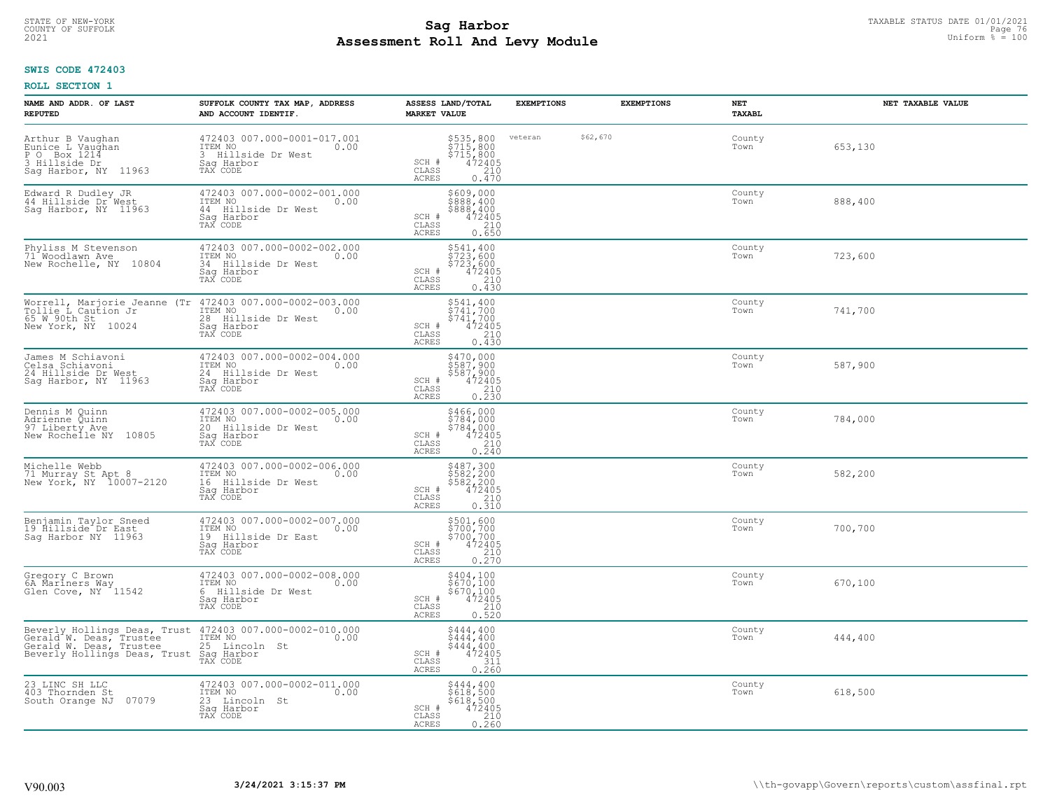STATE OF NEW-YORK
COUNTY OF SUFFOLK
2021

# Sag Harbor
## Assessment Roll And Levy Module

TAXABLE STATUS DATE 01/01/2021
Uniform % = 100

**SWIS CODE 472403**

**ROLL SECTION 1**

| NAME AND ADDR. OF LAST REPUTED | SUFFOLK COUNTY TAX MAP, ADDRESS AND ACCOUNT IDENTIF. | ASSESS LAND/TOTAL MARKET VALUE | EXEMPTIONS | EXEMPTIONS | NET TAXABL | NET TAXABLE VALUE |
|---|---|---|---|---|---|---|
| Arthur B Vaughan<br>Eunice L Vaughan<br>P O Box 1214<br>3 Hillside Dr<br>Sag Harbor, NY 11963 | 472403 007.000-0001-017.001<br>ITEM NO 0.00<br>3 Hillside Dr West<br>Sag Harbor<br>TAX CODE | $535,800<br>$715,800<br>$715,800<br>SCH # 472405<br>CLASS 210<br>ACRES 0.470 | veteran $62,670 | | County<br>Town | 653,130 |
| Edward R Dudley JR<br>44 Hillside Dr West<br>Sag Harbor, NY 11963 | 472403 007.000-0002-001.000<br>ITEM NO 0.00<br>44 Hillside Dr West<br>Sag Harbor<br>TAX CODE | $609,000<br>$888,400<br>$888,400<br>SCH # 472405<br>CLASS 210<br>ACRES 0.650 | | | County<br>Town | 888,400 |
| Phyliss M Stevenson<br>71 Woodlawn Ave<br>New Rochelle, NY 10804 | 472403 007.000-0002-002.000<br>ITEM NO 0.00<br>34 Hillside Dr West<br>Sag Harbor<br>TAX CODE | $541,400<br>$723,600<br>$723,600<br>SCH # 472405<br>CLASS 210<br>ACRES 0.430 | | | County<br>Town | 723,600 |
| Worrell, Marjorie Jeanne (Tr<br>Tollie L Caution Jr<br>65 W 90th St<br>New York, NY 10024 | 472403 007.000-0002-003.000<br>ITEM NO 0.00<br>28 Hillside Dr West<br>Sag Harbor<br>TAX CODE | $541,400<br>$741,700<br>$741,700<br>SCH # 472405<br>CLASS 210<br>ACRES 0.430 | | | County<br>Town | 741,700 |
| James M Schiavoni<br>Celsa Schiavoni<br>24 Hillside Dr West<br>Sag Harbor, NY 11963 | 472403 007.000-0002-004.000<br>ITEM NO 0.00<br>24 Hillside Dr West<br>Sag Harbor<br>TAX CODE | $470,000<br>$587,900<br>$587,900<br>SCH # 472405<br>CLASS 210<br>ACRES 0.230 | | | County<br>Town | 587,900 |
| Dennis M Quinn<br>Adrienne Quinn<br>97 Liberty Ave<br>New Rochelle NY 10805 | 472403 007.000-0002-005.000<br>ITEM NO 0.00<br>20 Hillside Dr West<br>Sag Harbor<br>TAX CODE | $466,000<br>$784,000<br>$784,000<br>SCH # 472405<br>CLASS 210<br>ACRES 0.240 | | | County<br>Town | 784,000 |
| Michelle Webb<br>71 Murray St Apt 8<br>New York, NY 10007-2120 | 472403 007.000-0002-006.000<br>ITEM NO 0.00<br>16 Hillside Dr West<br>Sag Harbor<br>TAX CODE | $487,300<br>$582,200<br>$582,200<br>SCH # 472405<br>CLASS 210<br>ACRES 0.310 | | | County<br>Town | 582,200 |
| Benjamin Taylor Sneed<br>19 Hillside Dr East<br>Sag Harbor NY 11963 | 472403 007.000-0002-007.000<br>ITEM NO 0.00<br>19 Hillside Dr East<br>Sag Harbor<br>TAX CODE | $501,600<br>$700,700<br>$700,700<br>SCH # 472405<br>CLASS 210<br>ACRES 0.270 | | | County<br>Town | 700,700 |
| Gregory C Brown<br>6A Mariners Way<br>Glen Cove, NY 11542 | 472403 007.000-0002-008.000<br>ITEM NO 0.00<br>6 Hillside Dr West<br>Sag Harbor<br>TAX CODE | $404,100<br>$670,100<br>$670,100<br>SCH # 472405<br>CLASS 210<br>ACRES 0.520 | | | County<br>Town | 670,100 |
| Beverly Hollings Deas, Trust<br>Gerald W. Deas, Trustee<br>Gerald W. Deas, Trustee<br>Beverly Hollings Deas, Trust | 472403 007.000-0002-010.000<br>ITEM NO 0.00<br>25 Lincoln St<br>Sag Harbor<br>TAX CODE | $444,400<br>$444,400<br>$444,400<br>SCH # 472405<br>CLASS 311<br>ACRES 0.260 | | | County<br>Town | 444,400 |
| 23 LINC SH LLC<br>403 Thornden St<br>South Orange NJ 07079 | 472403 007.000-0002-011.000<br>ITEM NO 0.00<br>23 Lincoln St<br>Sag Harbor<br>TAX CODE | $444,400<br>$618,500<br>$618,500<br>SCH # 472405<br>CLASS 210<br>ACRES 0.260 | | | County<br>Town | 618,500 |

V90.003 3/24/2021 3:15:37 PM \\th-govapp\Govern\reports\custom\assfinal.rpt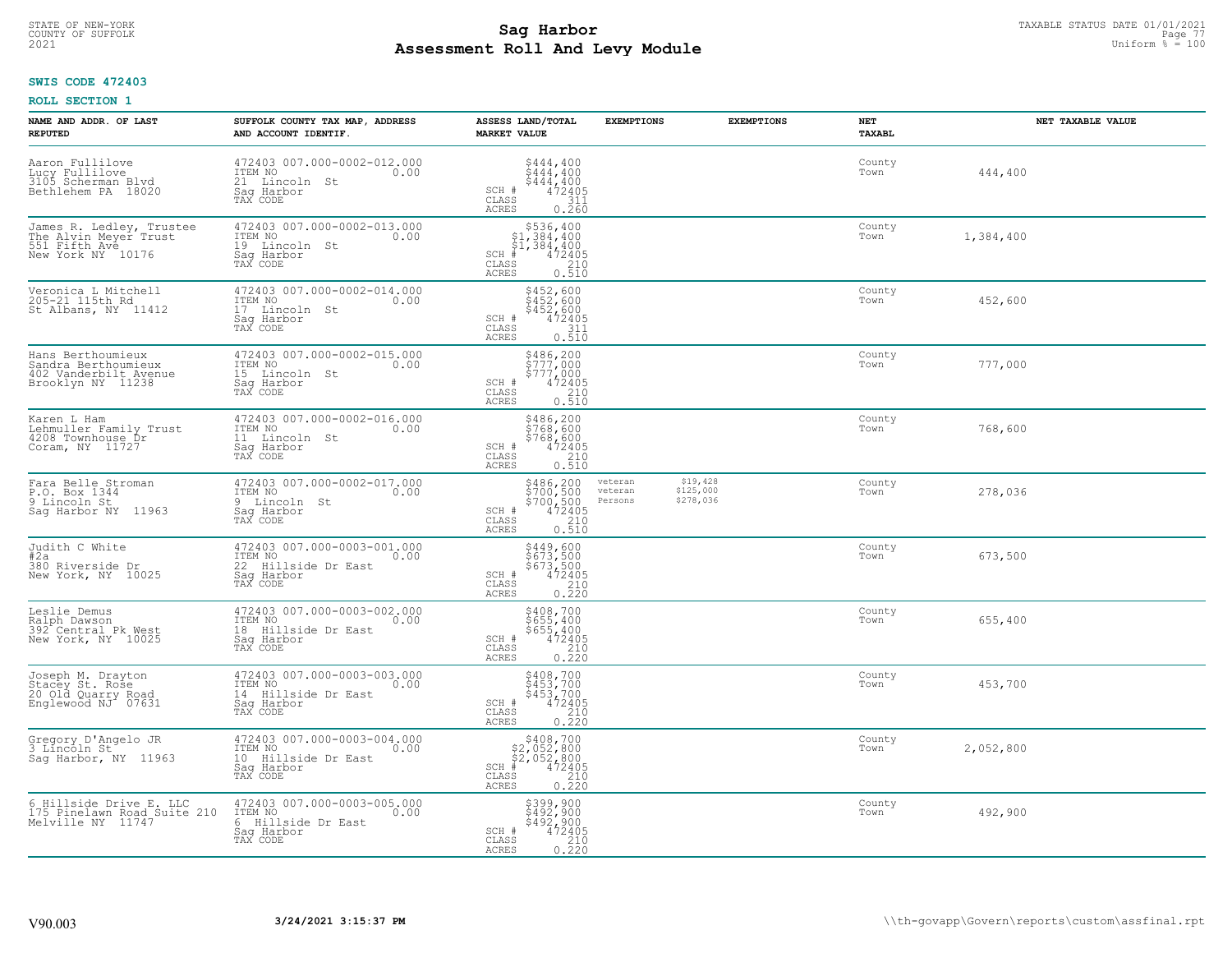STATE OF NEW-YORK
COUNTY OF SUFFOLK
2021

# Sag Harbor
# Assessment Roll And Levy Module

TAXABLE STATUS DATE 01/01/2021
Uniform % = 100

**SWIS CODE 472403**

**ROLL SECTION 1**

| NAME AND ADDR. OF LAST REPUTED | SUFFOLK COUNTY TAX MAP, ADDRESS AND ACCOUNT IDENTIF. | ASSESS LAND/TOTAL MARKET VALUE | EXEMPTIONS | EXEMPTIONS | NET TAXABL | NET TAXABLE VALUE |
|---|---|---|---|---|---|---|
| Aaron Fullilove<br>Lucy Fullilove<br>3105 Scherman Blvd<br>Bethlehem PA 18020 | 472403 007.000-0002-012.000<br>ITEM NO 0.00<br>21 Lincoln St<br>Sag Harbor<br>TAX CODE | $444,400<br>$444,400<br>$444,400<br>SCH # 472405<br>CLASS 311<br>ACRES 0.260 | | | County<br>Town | 444,400 |
| James R. Ledley, Trustee<br>The Alvin Meyer Trust<br>551 Fifth Ave<br>New York NY 10176 | 472403 007.000-0002-013.000<br>ITEM NO 0.00<br>19 Lincoln St<br>Sag Harbor<br>TAX CODE | $536,400<br>$1,384,400<br>$1,384,400<br>SCH # 472405<br>CLASS 210<br>ACRES 0.510 | | | County<br>Town | 1,384,400 |
| Veronica L Mitchell<br>205-21 115th Rd<br>St Albans, NY 11412 | 472403 007.000-0002-014.000<br>ITEM NO 0.00<br>17 Lincoln St<br>Sag Harbor<br>TAX CODE | $452,600<br>$452,600<br>$452,600<br>SCH # 472405<br>CLASS 311<br>ACRES 0.510 | | | County<br>Town | 452,600 |
| Hans Berthoumieux<br>Sandra Berthoumieux<br>402 Vanderbilt Avenue<br>Brooklyn NY 11238 | 472403 007.000-0002-015.000<br>ITEM NO 0.00<br>15 Lincoln St<br>Sag Harbor<br>TAX CODE | $486,200<br>$777,000<br>$777,000<br>SCH # 472405<br>CLASS 210<br>ACRES 0.510 | | | County<br>Town | 777,000 |
| Karen L Ham<br>Lehmuller Family Trust<br>4208 Townhouse Dr<br>Coram, NY 11727 | 472403 007.000-0002-016.000<br>ITEM NO 0.00<br>11 Lincoln St<br>Sag Harbor<br>TAX CODE | $486,200<br>$768,600<br>$768,600<br>SCH # 472405<br>CLASS 210<br>ACRES 0.510 | | | County<br>Town | 768,600 |
| Fara Belle Stroman<br>P.O. Box 1344<br>9 Lincoln St<br>Sag Harbor NY 11963 | 472403 007.000-0002-017.000<br>ITEM NO 0.00<br>9 Lincoln St<br>Sag Harbor<br>TAX CODE | $486,200<br>$700,500<br>$700,500<br>SCH # 472405<br>CLASS 210<br>ACRES 0.510 | veteran $19,428<br>veteran $125,000<br>Persons $278,036 | | County<br>Town | 278,036 |
| Judith C White<br>#2a<br>380 Riverside Dr<br>New York, NY 10025 | 472403 007.000-0003-001.000<br>ITEM NO 0.00<br>22 Hillside Dr East<br>Sag Harbor<br>TAX CODE | $449,600<br>$673,500<br>$673,500<br>SCH # 472405<br>CLASS 210<br>ACRES 0.220 | | | County<br>Town | 673,500 |
| Leslie Demus<br>Ralph Dawson<br>392 Central Pk West<br>New York, NY 10025 | 472403 007.000-0003-002.000<br>ITEM NO 0.00<br>18 Hillside Dr East<br>Sag Harbor<br>TAX CODE | $408,700<br>$655,400<br>$655,400<br>SCH # 472405<br>CLASS 210<br>ACRES 0.220 | | | County<br>Town | 655,400 |
| Joseph M. Drayton<br>Stacey St. Rose<br>20 Old Quarry Road<br>Englewood NJ 07631 | 472403 007.000-0003-003.000<br>ITEM NO 0.00<br>14 Hillside Dr East<br>Sag Harbor<br>TAX CODE | $408,700<br>$453,700<br>$453,700<br>SCH # 472405<br>CLASS 210<br>ACRES 0.220 | | | County<br>Town | 453,700 |
| Gregory D'Angelo JR<br>3 Lincoln St<br>Sag Harbor, NY 11963 | 472403 007.000-0003-004.000<br>ITEM NO 0.00<br>10 Hillside Dr East<br>Sag Harbor<br>TAX CODE | $408,700<br>$2,052,800<br>$2,052,800<br>SCH # 472405<br>CLASS 210<br>ACRES 0.220 | | | County<br>Town | 2,052,800 |
| 6 Hillside Drive E. LLC<br>175 Pinelawn Road Suite 210<br>Melville NY 11747 | 472403 007.000-0003-005.000<br>ITEM NO 0.00<br>6 Hillside Dr East<br>Sag Harbor<br>TAX CODE | $399,900<br>$492,900<br>$492,900<br>SCH # 472405<br>CLASS 210<br>ACRES 0.220 | | | County<br>Town | 492,900 |

V90.003 **3/24/2021 3:15:37 PM** \\th-govapp\Govern\reports\custom\assfinal.rpt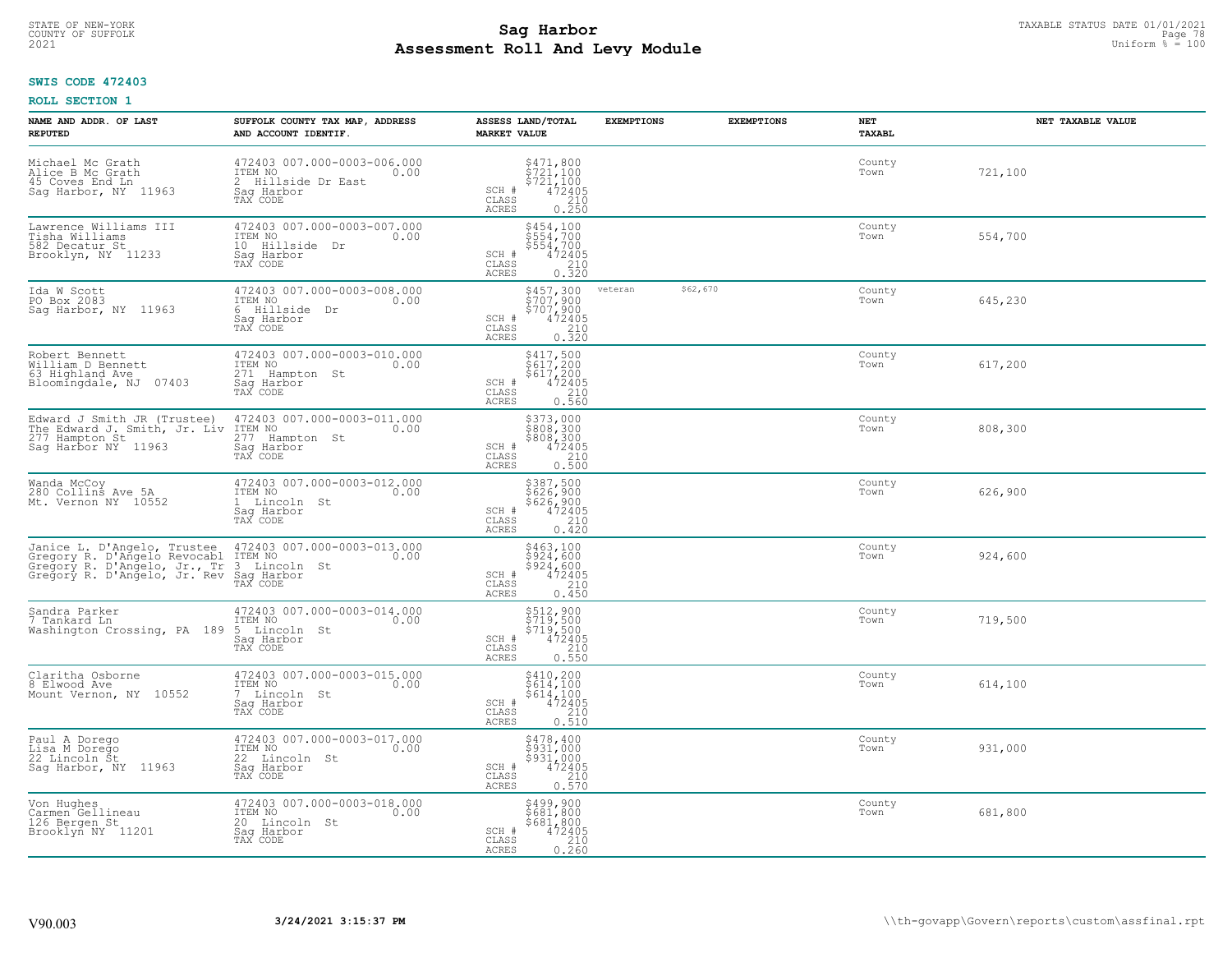**SWIS CODE 472403**

**ROLL SECTION 1**

| NAME AND ADDR. OF LAST REPUTED | SUFFOLK COUNTY TAX MAP, ADDRESS AND ACCOUNT IDENTIF. | ASSESS LAND/TOTAL MARKET VALUE | EXEMPTIONS | EXEMPTIONS | NET TAXABL | NET TAXABLE VALUE |
|---|---|---|---|---|---|---|
| Michael Mc Grath<br>Alice B Mc Grath<br>45 Coves End Ln<br>Sag Harbor, NY 11963 | 472403 007.000-0003-006.000<br>ITEM NO 0.00<br>2 Hillside Dr East<br>Sag Harbor<br>TAX CODE | $471,800<br>$721,100<br>$721,100<br>SCH # 472405<br>CLASS 210<br>ACRES 0.250 | | | County<br>Town | 721,100 |
| Lawrence Williams III<br>Tisha Williams<br>582 Decatur St<br>Brooklyn, NY 11233 | 472403 007.000-0003-007.000<br>ITEM NO 0.00<br>10 Hillside Dr<br>Sag Harbor<br>TAX CODE | $454,100<br>$554,700<br>$554,700<br>SCH # 472405<br>CLASS 210<br>ACRES 0.320 | | | County<br>Town | 554,700 |
| Ida W Scott<br>PO Box 2083<br>Sag Harbor, NY 11963 | 472403 007.000-0003-008.000<br>ITEM NO 0.00<br>6 Hillside Dr<br>Sag Harbor<br>TAX CODE | $457,300<br>$707,900<br>$707,900<br>SCH # 472405<br>CLASS 210<br>ACRES 0.320 | veteran | $62,670 | County<br>Town | 645,230 |
| Robert Bennett<br>William D Bennett<br>63 Highland Ave<br>Bloomingdale, NJ 07403 | 472403 007.000-0003-010.000<br>ITEM NO 0.00<br>271 Hampton St<br>Sag Harbor<br>TAX CODE | $417,500<br>$617,200<br>$617,200<br>SCH # 472405<br>CLASS 210<br>ACRES 0.560 | | | County<br>Town | 617,200 |
| Edward J Smith JR (Trustee)<br>The Edward J. Smith, Jr. Liv<br>277 Hampton St<br>Sag Harbor NY 11963 | 472403 007.000-0003-011.000<br>ITEM NO 0.00<br>277 Hampton St<br>Sag Harbor<br>TAX CODE | $373,000<br>$808,300<br>$808,300<br>SCH # 472405<br>CLASS 210<br>ACRES 0.500 | | | County<br>Town | 808,300 |
| Wanda McCoy<br>280 Collins Ave 5A<br>Mt. Vernon NY 10552 | 472403 007.000-0003-012.000<br>ITEM NO 0.00<br>1 Lincoln St<br>Sag Harbor<br>TAX CODE | $387,500<br>$626,900<br>$626,900<br>SCH # 472405<br>CLASS 210<br>ACRES 0.420 | | | County<br>Town | 626,900 |
| Janice L. D'Angelo, Trustee<br>Gregory R. D'Angelo Revocabl<br>Gregory R. D'Angelo, Jr., Tr<br>Gregory R. D'Angelo, Jr. Rev | 472403 007.000-0003-013.000<br>ITEM NO 0.00<br>3 Lincoln St<br>Sag Harbor<br>TAX CODE | $463,100<br>$924,600<br>$924,600<br>SCH # 472405<br>CLASS 210<br>ACRES 0.450 | | | County<br>Town | 924,600 |
| Sandra Parker<br>7 Tankard Ln<br>Washington Crossing, PA 189 | 472403 007.000-0003-014.000<br>ITEM NO 0.00<br>5 Lincoln St<br>Sag Harbor<br>TAX CODE | $512,900<br>$719,500<br>$719,500<br>SCH # 472405<br>CLASS 210<br>ACRES 0.550 | | | County<br>Town | 719,500 |
| Claritha Osborne<br>8 Elwood Ave<br>Mount Vernon, NY 10552 | 472403 007.000-0003-015.000<br>ITEM NO 0.00<br>7 Lincoln St<br>Sag Harbor<br>TAX CODE | $410,200<br>$614,100<br>$614,100<br>SCH # 472405<br>CLASS 210<br>ACRES 0.510 | | | County<br>Town | 614,100 |
| Paul A Dorego<br>Lisa M Dorego<br>22 Lincoln St<br>Sag Harbor, NY 11963 | 472403 007.000-0003-017.000<br>ITEM NO 0.00<br>22 Lincoln St<br>Sag Harbor<br>TAX CODE | $478,400<br>$931,000<br>$931,000<br>SCH # 472405<br>CLASS 210<br>ACRES 0.570 | | | County<br>Town | 931,000 |
| Von Hughes<br>Carmen Gellineau<br>126 Bergen St<br>Brooklyn NY 11201 | 472403 007.000-0003-018.000<br>ITEM NO 0.00<br>20 Lincoln St<br>Sag Harbor<br>TAX CODE | $499,900<br>$681,800<br>$681,800<br>SCH # 472405<br>CLASS 210<br>ACRES 0.260 | | | County<br>Town | 681,800 |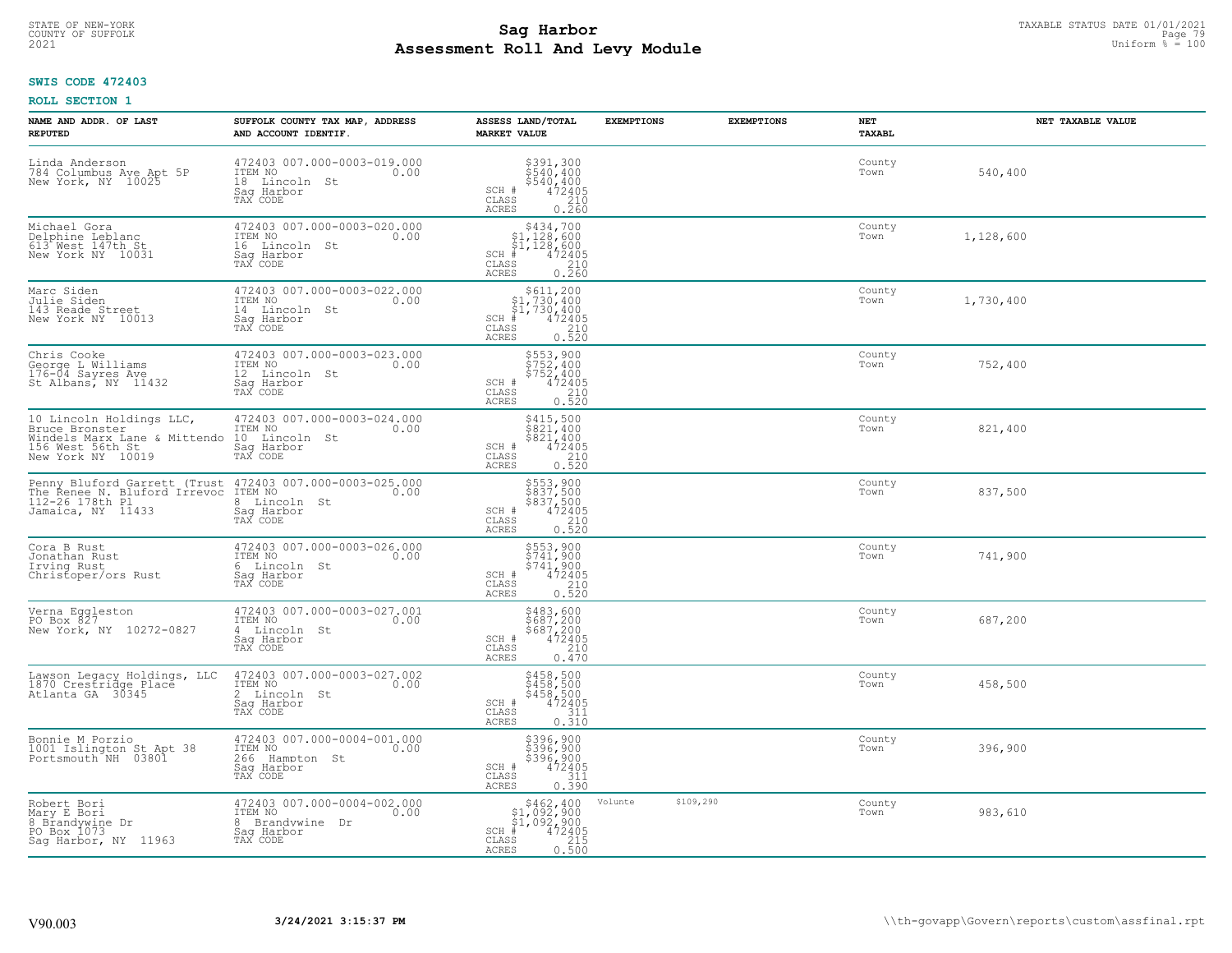**SWIS CODE 472403**

**ROLL SECTION 1**

| NAME AND ADDR. OF LAST REPUTED | SUFFOLK COUNTY TAX MAP, ADDRESS AND ACCOUNT IDENTIF. | ASSESS LAND/TOTAL MARKET VALUE | EXEMPTIONS | EXEMPTIONS | NET TAXABL | NET TAXABLE VALUE |
|---|---|---|---|---|---|---|
| Linda Anderson<br>784 Columbus Ave Apt 5P<br>New York, NY 10025 | 472403 007.000-0003-019.000<br>ITEM NO 0.00<br>18 Lincoln St<br>Sag Harbor<br>TAX CODE | $391,300<br>$540,400<br>$540,400<br>SCH # 472405<br>CLASS 210<br>ACRES 0.260 | | | County<br>Town | 540,400 |
| Michael Gora<br>Delphine Leblanc<br>613 West 147th St<br>New York NY 10031 | 472403 007.000-0003-020.000<br>ITEM NO 0.00<br>16 Lincoln St<br>Sag Harbor<br>TAX CODE | $434,700<br>$1,128,600<br>$1,128,600<br>SCH # 472405<br>CLASS 210<br>ACRES 0.260 | | | County<br>Town | 1,128,600 |
| Marc Siden<br>Julie Siden<br>143 Reade Street<br>New York NY 10013 | 472403 007.000-0003-022.000<br>ITEM NO 0.00<br>14 Lincoln St<br>Sag Harbor<br>TAX CODE | $611,200<br>$1,730,400<br>$1,730,400<br>SCH # 472405<br>CLASS 210<br>ACRES 0.520 | | | County<br>Town | 1,730,400 |
| Chris Cooke<br>George L Williams<br>176-04 Sayres Ave<br>St Albans, NY 11432 | 472403 007.000-0003-023.000<br>ITEM NO 0.00<br>12 Lincoln St<br>Sag Harbor<br>TAX CODE | $553,900<br>$752,400<br>$752,400<br>SCH # 472405<br>CLASS 210<br>ACRES 0.520 | | | County<br>Town | 752,400 |
| 10 Lincoln Holdings LLC,<br>Bruce Bronster<br>Windels Marx Lane & Mittendo<br>156 West 56th St<br>New York NY 10019 | 472403 007.000-0003-024.000<br>ITEM NO 0.00<br>10 Lincoln St<br>Sag Harbor<br>TAX CODE | $415,500<br>$821,400<br>$821,400<br>SCH # 472405<br>CLASS 210<br>ACRES 0.520 | | | County<br>Town | 821,400 |
| Penny Bluford Garrett (Trust<br>The Renee N. Bluford Irrevoc<br>112-26 178th Pl<br>Jamaica, NY 11433 | 472403 007.000-0003-025.000<br>ITEM NO 0.00<br>8 Lincoln St<br>Sag Harbor<br>TAX CODE | $553,900<br>$837,500<br>$837,500<br>SCH # 472405<br>CLASS 210<br>ACRES 0.520 | | | County<br>Town | 837,500 |
| Cora B Rust<br>Jonathan Rust<br>Irving Rust<br>Christoper/ors Rust | 472403 007.000-0003-026.000<br>ITEM NO 0.00<br>6 Lincoln St<br>Sag Harbor<br>TAX CODE | $553,900<br>$741,900<br>$741,900<br>SCH # 472405<br>CLASS 210<br>ACRES 0.520 | | | County<br>Town | 741,900 |
| Verna Eggleston<br>PO Box 827<br>New York, NY 10272-0827 | 472403 007.000-0003-027.001<br>ITEM NO 0.00<br>4 Lincoln St<br>Sag Harbor<br>TAX CODE | $483,600<br>$687,200<br>$687,200<br>SCH # 472405<br>CLASS 210<br>ACRES 0.470 | | | County<br>Town | 687,200 |
| Lawson Legacy Holdings, LLC<br>1870 Crestridge Place<br>Atlanta GA 30345 | 472403 007.000-0003-027.002<br>ITEM NO 0.00<br>2 Lincoln St<br>Sag Harbor<br>TAX CODE | $458,500<br>$458,500<br>$458,500<br>SCH # 472405<br>CLASS 311<br>ACRES 0.310 | | | County<br>Town | 458,500 |
| Bonnie M Porzio<br>1001 Islington St Apt 38<br>Portsmouth NH 03801 | 472403 007.000-0004-001.000<br>ITEM NO 0.00<br>266 Hampton St<br>Sag Harbor<br>TAX CODE | $396,900<br>$396,900<br>$396,900<br>SCH # 472405<br>CLASS 311<br>ACRES 0.390 | | | County<br>Town | 396,900 |
| Robert Bori<br>Mary E Bori<br>8 Brandywine Dr<br>PO Box 1073<br>Sag Harbor, NY 11963 | 472403 007.000-0004-002.000<br>ITEM NO 0.00<br>8 Brandywine Dr<br>Sag Harbor<br>TAX CODE | $462,400<br>$1,092,900<br>$1,092,900<br>SCH # 472405<br>CLASS 215<br>ACRES 0.500 | Volunte $109,290 | | County<br>Town | 983,610 |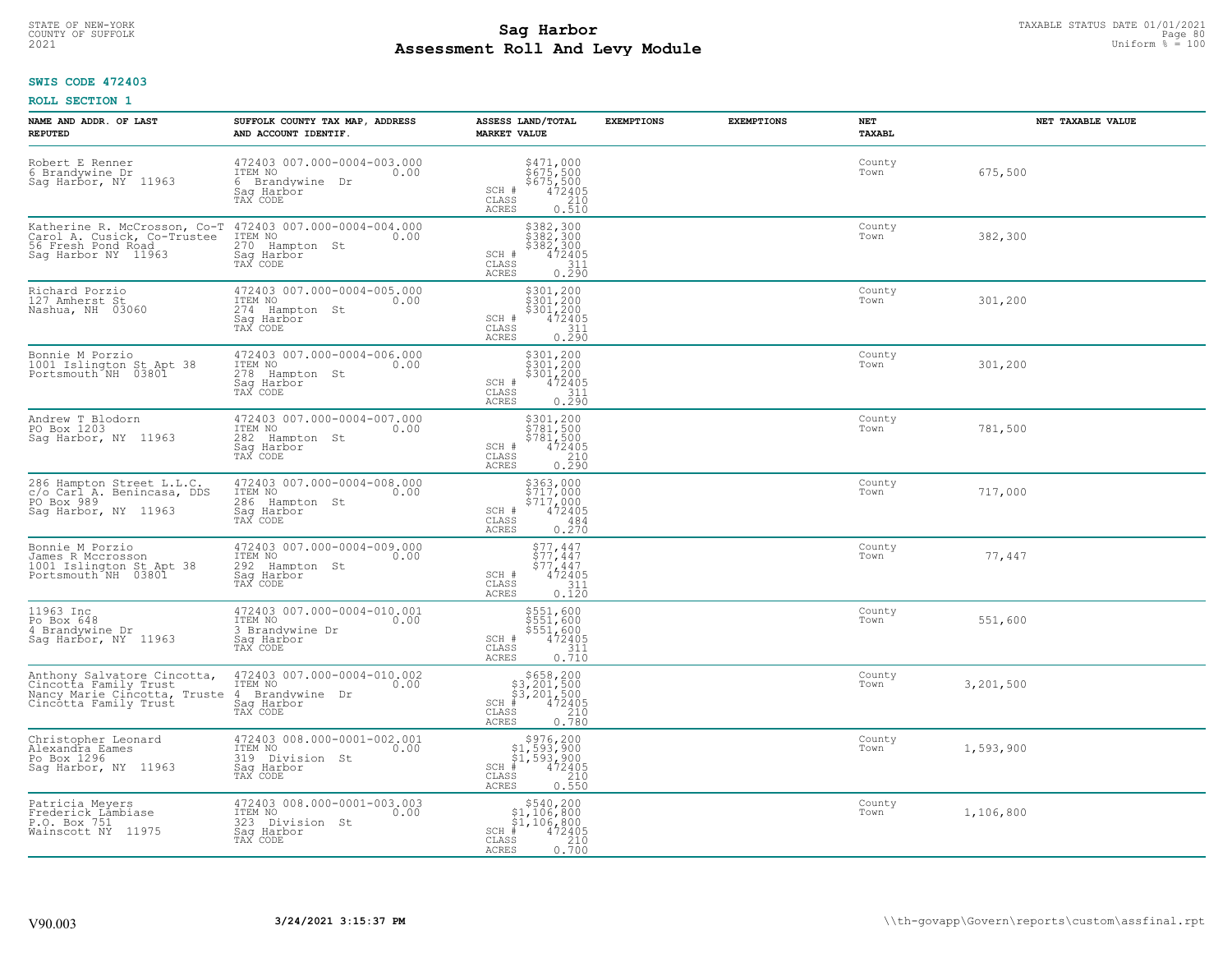STATE OF NEW-YORK
COUNTY OF SUFFOLK
2021

# Sag Harbor
# Assessment Roll And Levy Module

TAXABLE STATUS DATE 01/01/2021
Uniform % = 100

**SWIS CODE 472403**

**ROLL SECTION 1**

| NAME AND ADDR. OF LAST REPUTED | SUFFOLK COUNTY TAX MAP, ADDRESS AND ACCOUNT IDENTIF. | ASSESS LAND/TOTAL MARKET VALUE | EXEMPTIONS | EXEMPTIONS | NET TAXABL | NET TAXABLE VALUE |
|---|---|---|---|---|---|---|
| Robert E Renner<br>6 Brandywine Dr<br>Sag Harbor, NY 11963 | 472403 007.000-0004-003.000<br>ITEM NO 0.00<br>6 Brandywine Dr<br>Sag Harbor<br>TAX CODE | $471,000<br>$675,500<br>$675,500<br>SCH # 472405<br>CLASS 210<br>ACRES 0.510 | | | County<br>Town | 675,500 |
| Katherine R. McCrosson, Co-T<br>Carol A. Cusick, Co-Trustee<br>56 Fresh Pond Road<br>Sag Harbor NY 11963 | 472403 007.000-0004-004.000<br>ITEM NO 0.00<br>270 Hampton St<br>Sag Harbor<br>TAX CODE | $382,300<br>$382,300<br>$382,300<br>SCH # 472405<br>CLASS 311<br>ACRES 0.290 | | | County<br>Town | 382,300 |
| Richard Porzio<br>127 Amherst St<br>Nashua, NH 03060 | 472403 007.000-0004-005.000<br>ITEM NO 0.00<br>274 Hampton St<br>Sag Harbor<br>TAX CODE | $301,200<br>$301,200<br>$301,200<br>SCH # 472405<br>CLASS 311<br>ACRES 0.290 | | | County<br>Town | 301,200 |
| Bonnie M Porzio<br>1001 Islington St Apt 38<br>Portsmouth NH 03801 | 472403 007.000-0004-006.000<br>ITEM NO 0.00<br>278 Hampton St<br>Sag Harbor<br>TAX CODE | $301,200<br>$301,200<br>$301,200<br>SCH # 472405<br>CLASS 311<br>ACRES 0.290 | | | County<br>Town | 301,200 |
| Andrew T Blodorn<br>PO Box 1203<br>Sag Harbor, NY 11963 | 472403 007.000-0004-007.000<br>ITEM NO 0.00<br>282 Hampton St<br>Sag Harbor<br>TAX CODE | $301,200<br>$781,500<br>$781,500<br>SCH # 472405<br>CLASS 210<br>ACRES 0.290 | | | County<br>Town | 781,500 |
| 286 Hampton Street L.L.C.<br>c/o Carl A. Benincasa, DDS<br>PO Box 989<br>Sag Harbor, NY 11963 | 472403 007.000-0004-008.000<br>ITEM NO 0.00<br>286 Hampton St<br>Sag Harbor<br>TAX CODE | $363,000<br>$717,000<br>$717,000<br>SCH # 472405<br>CLASS 484<br>ACRES 0.270 | | | County<br>Town | 717,000 |
| Bonnie M Porzio<br>James R Mccrosson<br>1001 Islington St Apt 38<br>Portsmouth NH 03801 | 472403 007.000-0004-009.000<br>ITEM NO 0.00<br>292 Hampton St<br>Sag Harbor<br>TAX CODE | $77,447<br>$77,447<br>$77,447<br>SCH # 472405<br>CLASS 311<br>ACRES 0.120 | | | County<br>Town | 77,447 |
| 11963 Inc<br>Po Box 648<br>4 Brandywine Dr<br>Sag Harbor, NY 11963 | 472403 007.000-0004-010.001<br>ITEM NO 0.00<br>3 Brandywine Dr<br>Sag Harbor<br>TAX CODE | $551,600<br>$551,600<br>$551,600<br>SCH # 472405<br>CLASS 311<br>ACRES 0.710 | | | County<br>Town | 551,600 |
| Anthony Salvatore Cincotta,<br>Cincotta Family Trust<br>Nancy Marie Cincotta, Truste<br>Cincotta Family Trust | 472403 007.000-0004-010.002<br>ITEM NO 0.00<br>4 Brandywine Dr<br>Sag Harbor<br>TAX CODE | $658,200<br>$3,201,500<br>$3,201,500<br>SCH # 472405<br>CLASS 210<br>ACRES 0.780 | | | County<br>Town | 3,201,500 |
| Christopher Leonard<br>Alexandra Eames<br>Po Box 1296<br>Sag Harbor, NY 11963 | 472403 008.000-0001-002.001<br>ITEM NO 0.00<br>319 Division St<br>Sag Harbor<br>TAX CODE | $976,200<br>$1,593,900<br>$1,593,900<br>SCH # 472405<br>CLASS 210<br>ACRES 0.550 | | | County<br>Town | 1,593,900 |
| Patricia Meyers<br>Frederick Lambiase<br>P.O. Box 751<br>Wainscott NY 11975 | 472403 008.000-0001-003.003<br>ITEM NO 0.00<br>323 Division St<br>Sag Harbor<br>TAX CODE | $540,200<br>$1,106,800<br>$1,106,800<br>SCH # 472405<br>CLASS 210<br>ACRES 0.700 | | | County<br>Town | 1,106,800 |

V90.003 **3/24/2021 3:15:37 PM** \\th-govapp\Govern\reports\custom\assfinal.rpt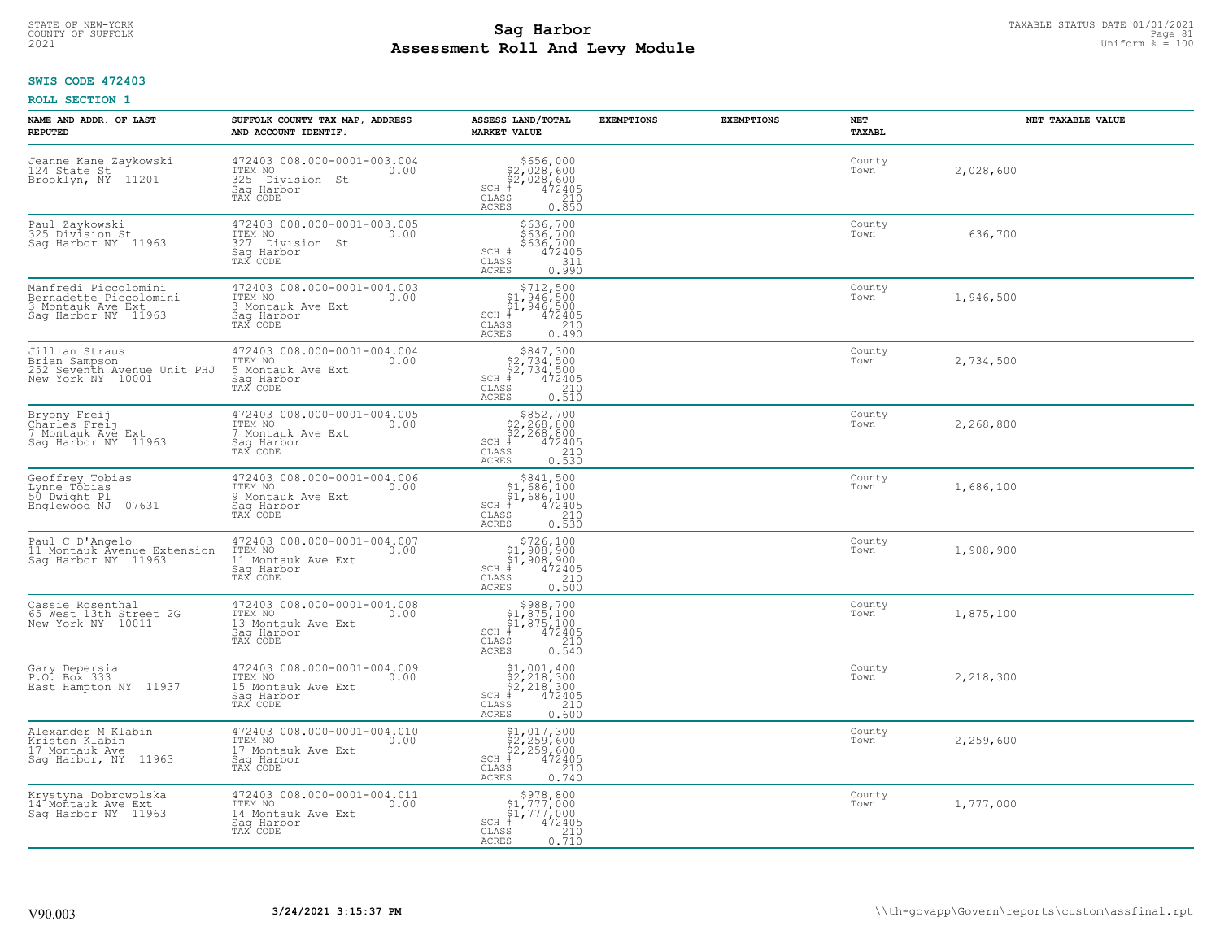STATE OF NEW-YORK
COUNTY OF SUFFOLK
2021

# Sag Harbor
# Assessment Roll And Levy Module

TAXABLE STATUS DATE 01/01/2021
Uniform % = 100

**SWIS CODE 472403**

**ROLL SECTION 1**

| NAME AND ADDR. OF LAST REPUTED | SUFFOLK COUNTY TAX MAP, ADDRESS AND ACCOUNT IDENTIF. | ASSESS LAND/TOTAL MARKET VALUE | EXEMPTIONS | EXEMPTIONS | NET TAXABL | NET TAXABLE VALUE |
|---|---|---|---|---|---|---|
| Jeanne Kane Zaykowski<br>124 State St<br>Brooklyn, NY 11201 | 472403 008.000-0001-003.004<br>ITEM NO 0.00<br>325 Division St<br>Sag Harbor<br>TAX CODE | $656,000<br>$2,028,600<br>$2,028,600<br>SCH # 472405<br>CLASS 210<br>ACRES 0.850 | | | County<br>Town | 2,028,600 |
| Paul Zaykowski<br>325 Division St<br>Sag Harbor NY 11963 | 472403 008.000-0001-003.005<br>ITEM NO 0.00<br>327 Division St<br>Sag Harbor<br>TAX CODE | $636,700<br>$636,700<br>$636,700<br>SCH # 472405<br>CLASS 311<br>ACRES 0.990 | | | County<br>Town | 636,700 |
| Manfredi Piccolomini<br>Bernadette Piccolomini<br>3 Montauk Ave Ext<br>Sag Harbor NY 11963 | 472403 008.000-0001-004.003<br>ITEM NO 0.00<br>3 Montauk Ave Ext<br>Sag Harbor<br>TAX CODE | $712,500<br>$1,946,500<br>$1,946,500<br>SCH # 472405<br>CLASS 210<br>ACRES 0.490 | | | County<br>Town | 1,946,500 |
| Jillian Straus<br>Brian Sampson<br>252 Seventh Avenue Unit PHJ<br>New York NY 10001 | 472403 008.000-0001-004.004<br>ITEM NO 0.00<br>5 Montauk Ave Ext<br>Sag Harbor<br>TAX CODE | $847,300<br>$2,734,500<br>$2,734,500<br>SCH # 472405<br>CLASS 210<br>ACRES 0.510 | | | County<br>Town | 2,734,500 |
| Bryony Freij<br>Charles Freij<br>7 Montauk Ave Ext<br>Sag Harbor NY 11963 | 472403 008.000-0001-004.005<br>ITEM NO 0.00<br>7 Montauk Ave Ext<br>Sag Harbor<br>TAX CODE | $852,700<br>$2,268,800<br>$2,268,800<br>SCH # 472405<br>CLASS 210<br>ACRES 0.530 | | | County<br>Town | 2,268,800 |
| Geoffrey Tobias<br>Lynne Tobias<br>50 Dwight Pl<br>Englewood NJ 07631 | 472403 008.000-0001-004.006<br>ITEM NO 0.00<br>9 Montauk Ave Ext<br>Sag Harbor<br>TAX CODE | $841,500<br>$1,686,100<br>$1,686,100<br>SCH # 472405<br>CLASS 210<br>ACRES 0.530 | | | County<br>Town | 1,686,100 |
| Paul C D'Angelo<br>11 Montauk Avenue Extension<br>Sag Harbor NY 11963 | 472403 008.000-0001-004.007<br>ITEM NO 0.00<br>11 Montauk Ave Ext<br>Sag Harbor<br>TAX CODE | $726,100<br>$1,908,900<br>$1,908,900<br>SCH # 472405<br>CLASS 210<br>ACRES 0.500 | | | County<br>Town | 1,908,900 |
| Cassie Rosenthal<br>65 West 13th Street 2G<br>New York NY 10011 | 472403 008.000-0001-004.008<br>ITEM NO 0.00<br>13 Montauk Ave Ext<br>Sag Harbor<br>TAX CODE | $988,700<br>$1,875,100<br>$1,875,100<br>SCH # 472405<br>CLASS 210<br>ACRES 0.540 | | | County<br>Town | 1,875,100 |
| Gary Depersia<br>P.O. Box 333<br>East Hampton NY 11937 | 472403 008.000-0001-004.009<br>ITEM NO 0.00<br>15 Montauk Ave Ext<br>Sag Harbor<br>TAX CODE | $1,001,400<br>$2,218,300<br>$2,218,300<br>SCH # 472405<br>CLASS 210<br>ACRES 0.600 | | | County<br>Town | 2,218,300 |
| Alexander M Klabin<br>Kristen Klabin<br>17 Montauk Ave<br>Sag Harbor, NY 11963 | 472403 008.000-0001-004.010<br>ITEM NO 0.00<br>17 Montauk Ave Ext<br>Sag Harbor<br>TAX CODE | $1,017,300<br>$2,259,600<br>$2,259,600<br>SCH # 472405<br>CLASS 210<br>ACRES 0.740 | | | County<br>Town | 2,259,600 |
| Krystyna Dobrowolska<br>14 Montauk Ave Ext<br>Sag Harbor NY 11963 | 472403 008.000-0001-004.011<br>ITEM NO 0.00<br>14 Montauk Ave Ext<br>Sag Harbor<br>TAX CODE | $978,800<br>$1,777,000<br>$1,777,000<br>SCH # 472405<br>CLASS 210<br>ACRES 0.710 | | | County<br>Town | 1,777,000 |

V90.003 **3/24/2021 3:15:37 PM** \\th-govapp\Govern\reports\custom\assfinal.rpt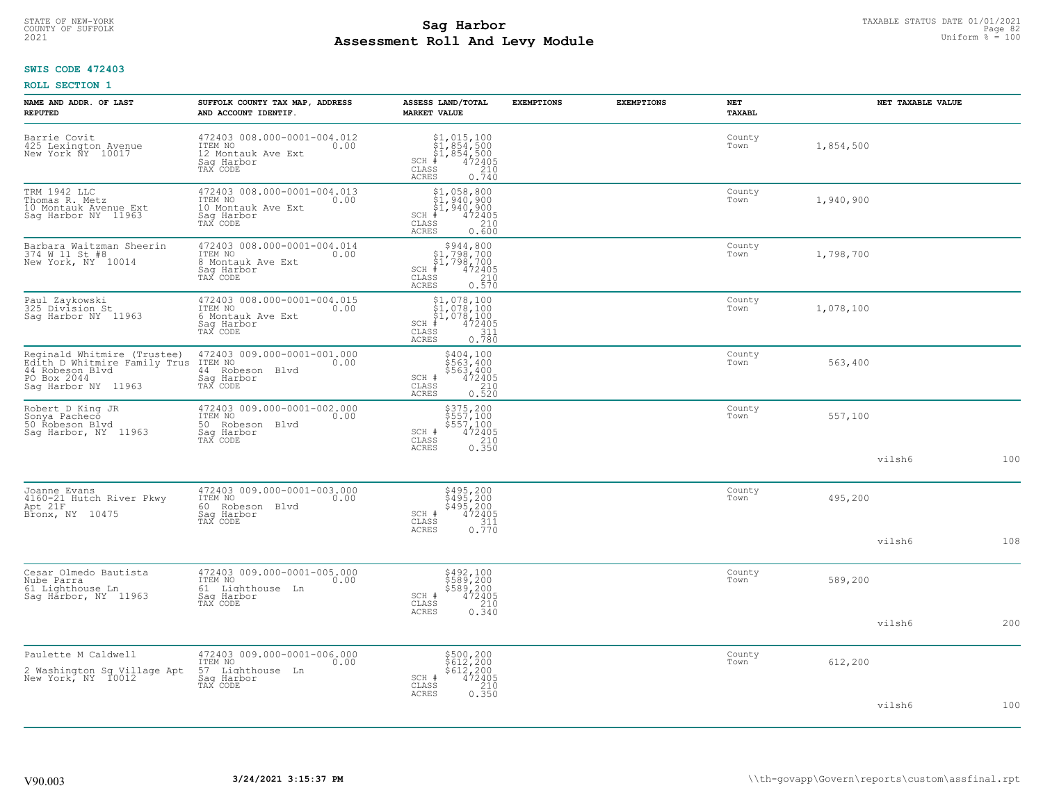**Sag Harbor**
**Assessment Roll And Levy Module**

STATE OF NEW-YORK
COUNTY OF SUFFOLK
2021

TAXABLE STATUS DATE 01/01/2021
Uniform % = 100

**SWIS CODE 472403**

**ROLL SECTION 1**

| NAME AND ADDR. OF LAST REPUTED | SUFFOLK COUNTY TAX MAP, ADDRESS AND ACCOUNT IDENTIF. | ASSESS LAND/TOTAL MARKET VALUE | EXEMPTIONS | EXEMPTIONS | NET TAXABL | | NET TAXABLE VALUE | |
|---|---|---|---|---|---|---|---|---|
| Barrie Covit<br>425 Lexington Avenue<br>New York NY 10017 | 472403 008.000-0001-004.012<br>ITEM NO 0.00<br>12 Montauk Ave Ext<br>Sag Harbor<br>TAX CODE | $1,015,100<br>$1,854,500<br>$1,854,500<br>SCH # 472405<br>CLASS 210<br>ACRES 0.740 | | | County<br>Town | 1,854,500 | | |
| TRM 1942 LLC<br>Thomas R. Metz<br>10 Montauk Avenue Ext<br>Sag Harbor NY 11963 | 472403 008.000-0001-004.013<br>ITEM NO 0.00<br>10 Montauk Ave Ext<br>Sag Harbor<br>TAX CODE | $1,058,800<br>$1,940,900<br>$1,940,900<br>SCH # 472405<br>CLASS 210<br>ACRES 0.600 | | | County<br>Town | 1,940,900 | | |
| Barbara Waitzman Sheerin<br>374 W 11 St #8<br>New York, NY 10014 | 472403 008.000-0001-004.014<br>ITEM NO 0.00<br>8 Montauk Ave Ext<br>Sag Harbor<br>TAX CODE | $944,800<br>$1,798,700<br>$1,798,700<br>SCH # 472405<br>CLASS 210<br>ACRES 0.570 | | | County<br>Town | 1,798,700 | | |
| Paul Zaykowski<br>325 Division St<br>Sag Harbor NY 11963 | 472403 008.000-0001-004.015<br>ITEM NO 0.00<br>6 Montauk Ave Ext<br>Sag Harbor<br>TAX CODE | $1,078,100<br>$1,078,100<br>$1,078,100<br>SCH # 472405<br>CLASS 311<br>ACRES 0.780 | | | County<br>Town | 1,078,100 | | |
| Reginald Whitmire (Trustee)<br>Edith D Whitmire Family Trus<br>44 Robeson Blvd<br>PO Box 2044<br>Sag Harbor NY 11963 | 472403 009.000-0001-001.000<br>ITEM NO 0.00<br>44 Robeson Blvd<br>Sag Harbor<br>TAX CODE | $404,100<br>$563,400<br>$563,400<br>SCH # 472405<br>CLASS 210<br>ACRES 0.520 | | | County<br>Town | 563,400 | | |
| Robert D King JR<br>Sonya Pacheco<br>50 Robeson Blvd<br>Sag Harbor, NY 11963 | 472403 009.000-0001-002.000<br>ITEM NO 0.00<br>50 Robeson Blvd<br>Sag Harbor<br>TAX CODE | $375,200<br>$557,100<br>$557,100<br>SCH # 472405<br>CLASS 210<br>ACRES 0.350 | | | County<br>Town | 557,100 | vilsh6 | 100 |
| Joanne Evans<br>4160-21 Hutch River Pkwy<br>Apt 21F<br>Bronx, NY 10475 | 472403 009.000-0001-003.000<br>ITEM NO 0.00<br>60 Robeson Blvd<br>Sag Harbor<br>TAX CODE | $495,200<br>$495,200<br>$495,200<br>SCH # 472405<br>CLASS 311<br>ACRES 0.770 | | | County<br>Town | 495,200 | vilsh6 | 108 |
| Cesar Olmedo Bautista<br>Nube Parra<br>61 Lighthouse Ln<br>Sag Harbor, NY 11963 | 472403 009.000-0001-005.000<br>ITEM NO 0.00<br>61 Lighthouse Ln<br>Sag Harbor<br>TAX CODE | $492,100<br>$589,200<br>$589,200<br>SCH # 472405<br>CLASS 210<br>ACRES 0.340 | | | County<br>Town | 589,200 | vilsh6 | 200 |
| Paulette M Caldwell<br><br>2 Washington Sq Village Apt<br>New York, NY 10012 | 472403 009.000-0001-006.000<br>ITEM NO 0.00<br>57 Lighthouse Ln<br>Sag Harbor<br>TAX CODE | $500,200<br>$612,200<br>$612,200<br>SCH # 472405<br>CLASS 210<br>ACRES 0.350 | | | County<br>Town | 612,200 | vilsh6 | 100 |

V90.003 3/24/2021 3:15:37 PM \\th-govapp\Govern\reports\custom\assfinal.rpt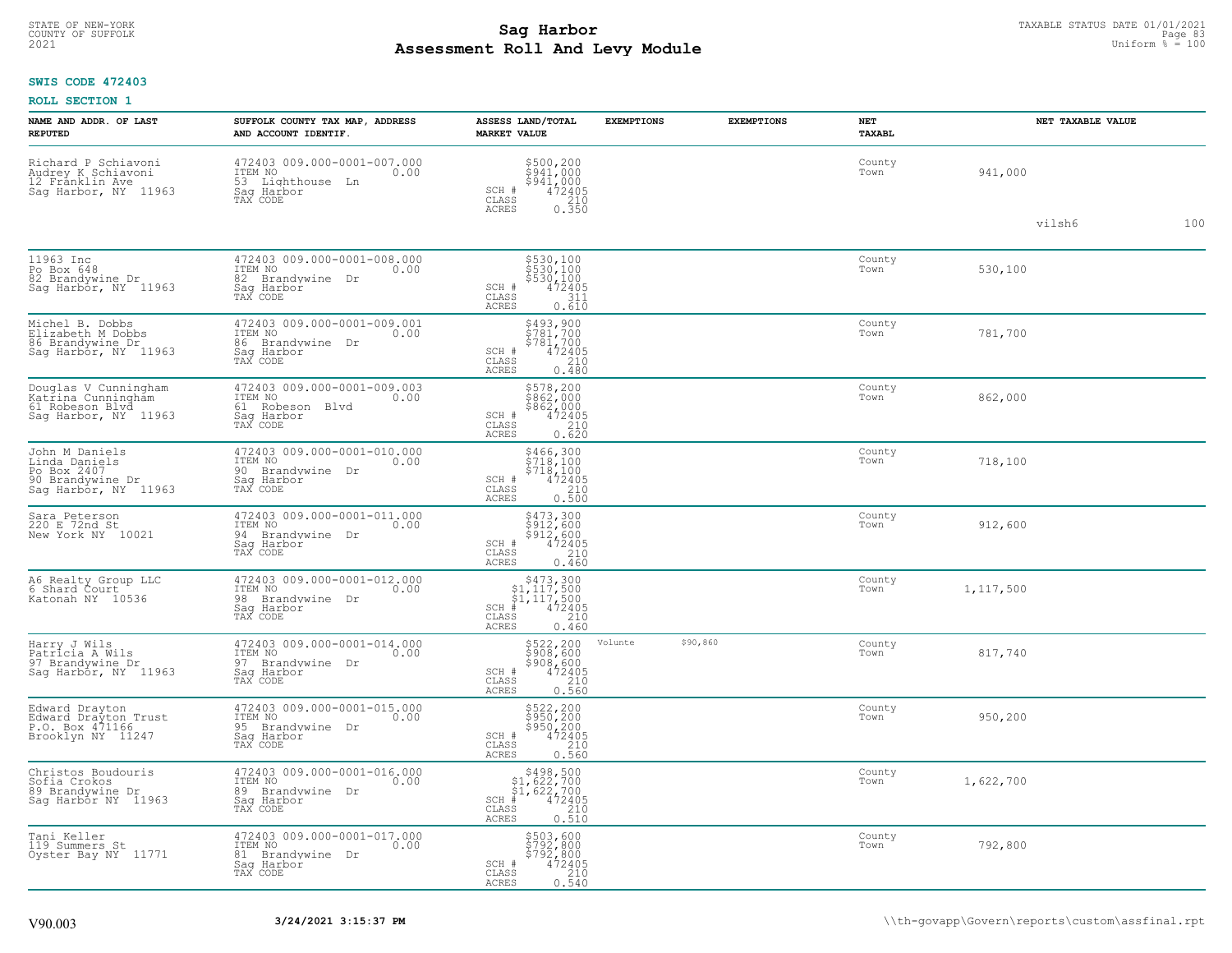STATE OF NEW-YORK
COUNTY OF SUFFOLK
2021

# Sag Harbor
# Assessment Roll And Levy Module

TAXABLE STATUS DATE 01/01/2021
Uniform % = 100

**SWIS CODE 472403**

**ROLL SECTION 1**

| NAME AND ADDR. OF LAST REPUTED | SUFFOLK COUNTY TAX MAP, ADDRESS AND ACCOUNT IDENTIF. | ASSESS LAND/TOTAL MARKET VALUE | EXEMPTIONS | EXEMPTIONS | NET TAXABL | NET TAXABLE VALUE |
|---|---|---|---|---|---|---|
| Richard P Schiavoni<br>Audrey K Schiavoni<br>12 Franklin Ave<br>Sag Harbor, NY 11963 | 472403 009.000-0001-007.000<br>ITEM NO 0.00<br>53 Lighthouse Ln<br>Sag Harbor<br>TAX CODE | $500,200<br>$941,000<br>$941,000<br>SCH # 472405<br>CLASS 210<br>ACRES 0.350 | | | County<br>Town | 941,000<br><br>vilsh6 100 |
| 11963 Inc<br>Po Box 648<br>82 Brandywine Dr<br>Sag Harbor, NY 11963 | 472403 009.000-0001-008.000<br>ITEM NO 0.00<br>82 Brandywine Dr<br>Sag Harbor<br>TAX CODE | $530,100<br>$530,100<br>$530,100<br>SCH # 472405<br>CLASS 311<br>ACRES 0.610 | | | County<br>Town | 530,100 |
| Michel B. Dobbs<br>Elizabeth M Dobbs<br>86 Brandywine Dr<br>Sag Harbor, NY 11963 | 472403 009.000-0001-009.001<br>ITEM NO 0.00<br>86 Brandywine Dr<br>Sag Harbor<br>TAX CODE | $493,900<br>$781,700<br>$781,700<br>SCH # 472405<br>CLASS 210<br>ACRES 0.480 | | | County<br>Town | 781,700 |
| Douglas V Cunningham<br>Katrina Cunningham<br>61 Robeson Blvd<br>Sag Harbor, NY 11963 | 472403 009.000-0001-009.003<br>ITEM NO 0.00<br>61 Robeson Blvd<br>Sag Harbor<br>TAX CODE | $578,200<br>$862,000<br>$862,000<br>SCH # 472405<br>CLASS 210<br>ACRES 0.620 | | | County<br>Town | 862,000 |
| John M Daniels<br>Linda Daniels<br>Po Box 2407<br>90 Brandywine Dr<br>Sag Harbor, NY 11963 | 472403 009.000-0001-010.000<br>ITEM NO 0.00<br>90 Brandywine Dr<br>Sag Harbor<br>TAX CODE | $466,300<br>$718,100<br>$718,100<br>SCH # 472405<br>CLASS 210<br>ACRES 0.500 | | | County<br>Town | 718,100 |
| Sara Peterson<br>220 E 72nd St<br>New York NY 10021 | 472403 009.000-0001-011.000<br>ITEM NO 0.00<br>94 Brandywine Dr<br>Sag Harbor<br>TAX CODE | $473,300<br>$912,600<br>$912,600<br>SCH # 472405<br>CLASS 210<br>ACRES 0.460 | | | County<br>Town | 912,600 |
| A6 Realty Group LLC<br>6 Shard Court<br>Katonah NY 10536 | 472403 009.000-0001-012.000<br>ITEM NO 0.00<br>98 Brandywine Dr<br>Sag Harbor<br>TAX CODE | $473,300<br>$1,117,500<br>$1,117,500<br>SCH # 472405<br>CLASS 210<br>ACRES 0.460 | | | County<br>Town | 1,117,500 |
| Harry J Wils<br>Patricia A Wils<br>97 Brandywine Dr<br>Sag Harbor, NY 11963 | 472403 009.000-0001-014.000<br>ITEM NO 0.00<br>97 Brandywine Dr<br>Sag Harbor<br>TAX CODE | $522,200<br>$908,600<br>$908,600<br>SCH # 472405<br>CLASS 210<br>ACRES 0.560 | Volunte $90,860 | | County<br>Town | 817,740 |
| Edward Drayton<br>Edward Drayton Trust<br>P.O. Box 471166<br>Brooklyn NY 11247 | 472403 009.000-0001-015.000<br>ITEM NO 0.00<br>95 Brandywine Dr<br>Sag Harbor<br>TAX CODE | $522,200<br>$950,200<br>$950,200<br>SCH # 472405<br>CLASS 210<br>ACRES 0.560 | | | County<br>Town | 950,200 |
| Christos Boudouris<br>Sofia Crokos<br>89 Brandywine Dr<br>Sag Harbor NY 11963 | 472403 009.000-0001-016.000<br>ITEM NO 0.00<br>89 Brandywine Dr<br>Sag Harbor<br>TAX CODE | $498,500<br>$1,622,700<br>$1,622,700<br>SCH # 472405<br>CLASS 210<br>ACRES 0.510 | | | County<br>Town | 1,622,700 |
| Tani Keller<br>119 Summers St<br>Oyster Bay NY 11771 | 472403 009.000-0001-017.000<br>ITEM NO 0.00<br>81 Brandywine Dr<br>Sag Harbor<br>TAX CODE | $503,600<br>$792,800<br>$792,800<br>SCH # 472405<br>CLASS 210<br>ACRES 0.540 | | | County<br>Town | 792,800 |

V90.003 3/24/2021 3:15:37 PM \\th-govapp\Govern\reports\custom\assfinal.rpt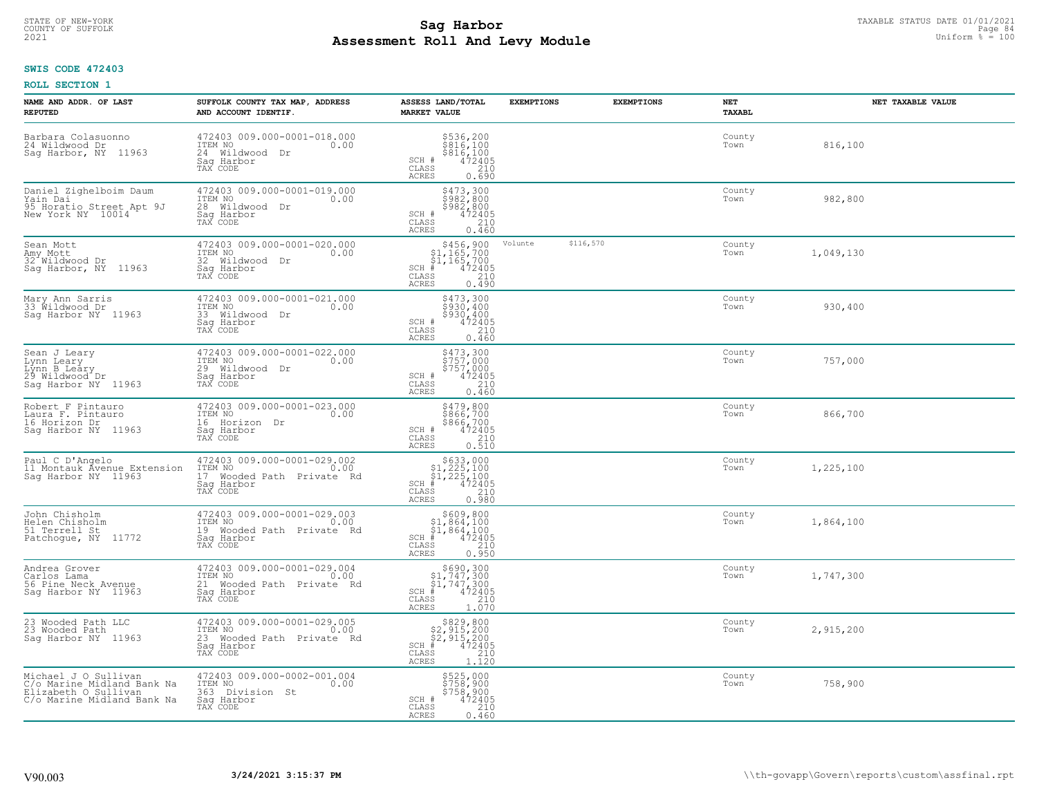STATE OF NEW-YORK
COUNTY OF SUFFOLK
2021

# Sag Harbor
# Assessment Roll And Levy Module

TAXABLE STATUS DATE 01/01/2021
Uniform % = 100

**SWIS CODE 472403**

**ROLL SECTION 1**

| NAME AND ADDR. OF LAST REPUTED | SUFFOLK COUNTY TAX MAP, ADDRESS AND ACCOUNT IDENTIF. | ASSESS LAND/TOTAL MARKET VALUE | EXEMPTIONS | EXEMPTIONS | NET TAXABL | NET TAXABLE VALUE |
|---|---|---|---|---|---|---|
| Barbara Colasuonno<br>24 Wildwood Dr<br>Sag Harbor, NY 11963 | 472403 009.000-0001-018.000<br>ITEM NO 0.00<br>24 Wildwood Dr<br>Sag Harbor<br>TAX CODE | $536,200<br>$816,100<br>$816,100<br>SCH # 472405<br>CLASS 210<br>ACRES 0.690 | | | County<br>Town | 816,100 |
| Daniel Zighelboim Daum<br>Yain Dai<br>95 Horatio Street Apt 9J<br>New York NY 10014 | 472403 009.000-0001-019.000<br>ITEM NO 0.00<br>28 Wildwood Dr<br>Sag Harbor<br>TAX CODE | $473,300<br>$982,800<br>$982,800<br>SCH # 472405<br>CLASS 210<br>ACRES 0.460 | | | County<br>Town | 982,800 |
| Sean Mott<br>Amy Mott<br>32 Wildwood Dr<br>Sag Harbor, NY 11963 | 472403 009.000-0001-020.000<br>ITEM NO 0.00<br>32 Wildwood Dr<br>Sag Harbor<br>TAX CODE | $456,900<br>$1,165,700<br>$1,165,700<br>SCH # 472405<br>CLASS 210<br>ACRES 0.490 | Volunte | $116,570 | County<br>Town | 1,049,130 |
| Mary Ann Sarris<br>33 Wildwood Dr<br>Sag Harbor NY 11963 | 472403 009.000-0001-021.000<br>ITEM NO 0.00<br>33 Wildwood Dr<br>Sag Harbor<br>TAX CODE | $473,300<br>$930,400<br>$930,400<br>SCH # 472405<br>CLASS 210<br>ACRES 0.460 | | | County<br>Town | 930,400 |
| Sean J Leary<br>Lynn Leary<br>Lynn B Leary<br>29 Wildwood Dr<br>Sag Harbor NY 11963 | 472403 009.000-0001-022.000<br>ITEM NO 0.00<br>29 Wildwood Dr<br>Sag Harbor<br>TAX CODE | $473,300<br>$757,000<br>$757,000<br>SCH # 472405<br>CLASS 210<br>ACRES 0.460 | | | County<br>Town | 757,000 |
| Robert F Pintauro<br>Laura F. Pintauro<br>16 Horizon Dr<br>Sag Harbor NY 11963 | 472403 009.000-0001-023.000<br>ITEM NO 0.00<br>16 Horizon Dr<br>Sag Harbor<br>TAX CODE | $479,800<br>$866,700<br>$866,700<br>SCH # 472405<br>CLASS 210<br>ACRES 0.510 | | | County<br>Town | 866,700 |
| Paul C D'Angelo<br>11 Montauk Avenue Extension<br>Sag Harbor NY 11963 | 472403 009.000-0001-029.002<br>ITEM NO 0.00<br>17 Wooded Path Private Rd<br>Sag Harbor<br>TAX CODE | $633,000<br>$1,225,100<br>$1,225,100<br>SCH # 472405<br>CLASS 210<br>ACRES 0.980 | | | County<br>Town | 1,225,100 |
| John Chisholm<br>Helen Chisholm<br>51 Terrell St<br>Patchogue, NY 11772 | 472403 009.000-0001-029.003<br>ITEM NO 0.00<br>19 Wooded Path Private Rd<br>Sag Harbor<br>TAX CODE | $609,800<br>$1,864,100<br>$1,864,100<br>SCH # 472405<br>CLASS 210<br>ACRES 0.950 | | | County<br>Town | 1,864,100 |
| Andrea Grover<br>Carlos Lama<br>56 Pine Neck Avenue<br>Sag Harbor NY 11963 | 472403 009.000-0001-029.004<br>ITEM NO 0.00<br>21 Wooded Path Private Rd<br>Sag Harbor<br>TAX CODE | $690,300<br>$1,747,300<br>$1,747,300<br>SCH # 472405<br>CLASS 210<br>ACRES 1.070 | | | County<br>Town | 1,747,300 |
| 23 Wooded Path LLC<br>23 Wooded Path<br>Sag Harbor NY 11963 | 472403 009.000-0001-029.005<br>ITEM NO 0.00<br>23 Wooded Path Private Rd<br>Sag Harbor<br>TAX CODE | $829,800<br>$2,915,200<br>$2,915,200<br>SCH # 472405<br>CLASS 210<br>ACRES 1.120 | | | County<br>Town | 2,915,200 |
| Michael J O Sullivan<br>C/o Marine Midland Bank Na<br>Elizabeth O Sullivan<br>C/o Marine Midland Bank Na | 472403 009.000-0002-001.004<br>ITEM NO 0.00<br>363 Division St<br>Sag Harbor<br>TAX CODE | $525,000<br>$758,900<br>$758,900<br>SCH # 472405<br>CLASS 210<br>ACRES 0.460 | | | County<br>Town | 758,900 |

V90.003 **3/24/2021 3:15:37 PM** \\th-govapp\Govern\reports\custom\assfinal.rpt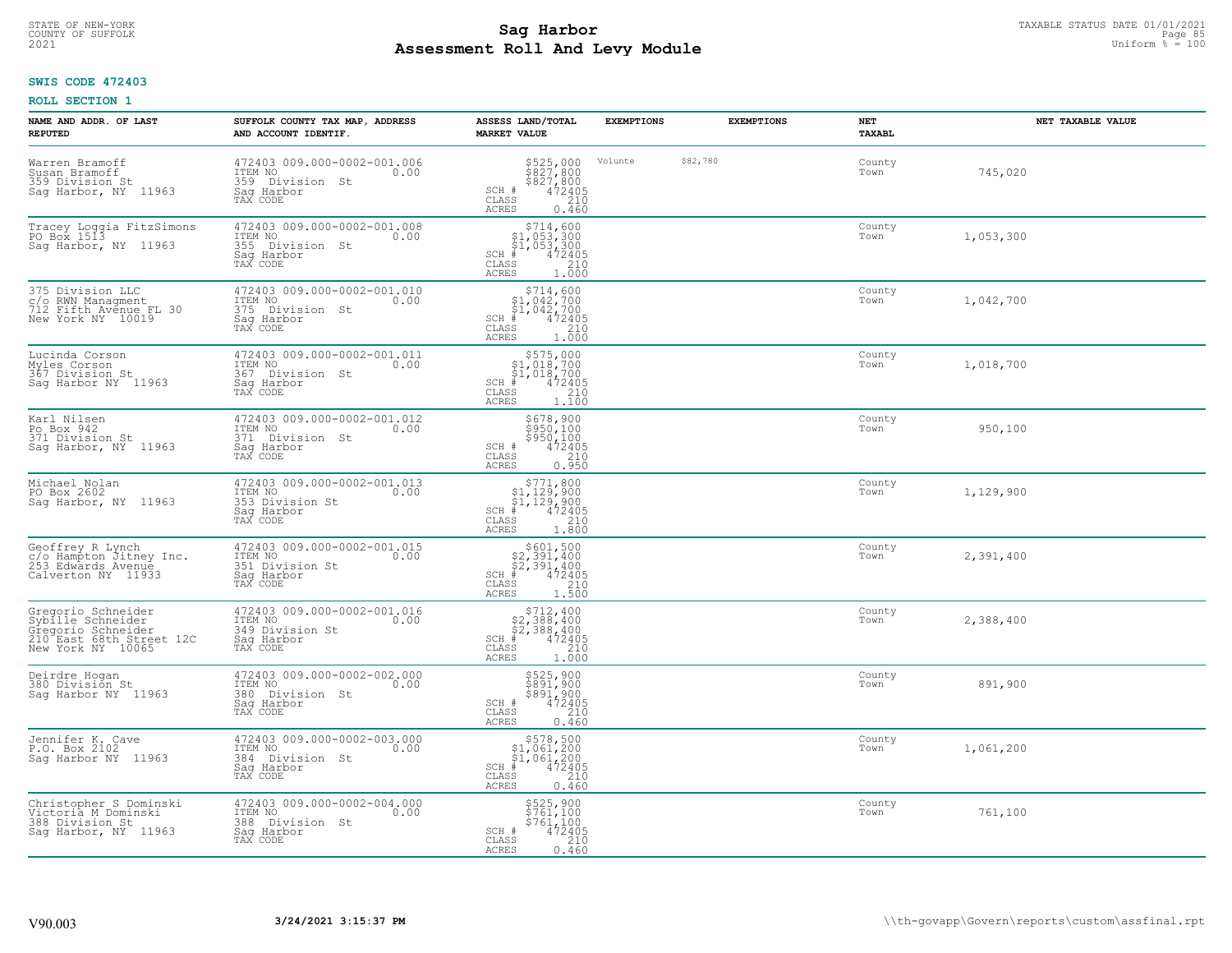STATE OF NEW-YORK
COUNTY OF SUFFOLK
2021

# Sag Harbor
# Assessment Roll And Levy Module

TAXABLE STATUS DATE 01/01/2021
Uniform % = 100

**SWIS CODE 472403**

**ROLL SECTION 1**

| NAME AND ADDR. OF LAST REPUTED | SUFFOLK COUNTY TAX MAP, ADDRESS AND ACCOUNT IDENTIF. | ASSESS LAND/TOTAL MARKET VALUE | EXEMPTIONS | EXEMPTIONS | NET TAXABL | NET TAXABLE VALUE |
|---|---|---|---|---|---|---|
| Warren Bramoff<br>Susan Bramoff<br>359 Division St<br>Sag Harbor, NY 11963 | 472403 009.000-0002-001.006<br>ITEM NO 0.00<br>359 Division St<br>Sag Harbor<br>TAX CODE | $525,000<br>$827,800<br>$827,800<br>SCH # 472405<br>CLASS 210<br>ACRES 0.460 | Volunte $82,780 | | County<br>Town | 745,020 |
| Tracey Loggia FitzSimons<br>PO Box 1513<br>Sag Harbor, NY 11963 | 472403 009.000-0002-001.008<br>ITEM NO 0.00<br>355 Division St<br>Sag Harbor<br>TAX CODE | $714,600<br>$1,053,300<br>$1,053,300<br>SCH # 472405<br>CLASS 210<br>ACRES 1.000 | | | County<br>Town | 1,053,300 |
| 375 Division LLC<br>c/o RWN Managment<br>712 Fifth Avenue FL 30<br>New York NY 10019 | 472403 009.000-0002-001.010<br>ITEM NO 0.00<br>375 Division St<br>Sag Harbor<br>TAX CODE | $714,600<br>$1,042,700<br>$1,042,700<br>SCH # 472405<br>CLASS 210<br>ACRES 1.000 | | | County<br>Town | 1,042,700 |
| Lucinda Corson<br>Myles Corson<br>367 Division St<br>Sag Harbor NY 11963 | 472403 009.000-0002-001.011<br>ITEM NO 0.00<br>367 Division St<br>Sag Harbor<br>TAX CODE | $575,000<br>$1,018,700<br>$1,018,700<br>SCH # 472405<br>CLASS 210<br>ACRES 1.100 | | | County<br>Town | 1,018,700 |
| Karl Nilsen<br>Po Box 942<br>371 Division St<br>Sag Harbor, NY 11963 | 472403 009.000-0002-001.012<br>ITEM NO 0.00<br>371 Division St<br>Sag Harbor<br>TAX CODE | $678,900<br>$950,100<br>$950,100<br>SCH # 472405<br>CLASS 210<br>ACRES 0.950 | | | County<br>Town | 950,100 |
| Michael Nolan<br>PO Box 2602<br>Sag Harbor, NY 11963 | 472403 009.000-0002-001.013<br>ITEM NO 0.00<br>353 Division St<br>Sag Harbor<br>TAX CODE | $771,800<br>$1,129,900<br>$1,129,900<br>SCH # 472405<br>CLASS 210<br>ACRES 1.800 | | | County<br>Town | 1,129,900 |
| Geoffrey R Lynch<br>c/o Hampton Jitney Inc.<br>253 Edwards Avenue<br>Calverton NY 11933 | 472403 009.000-0002-001.015<br>ITEM NO 0.00<br>351 Division St<br>Sag Harbor<br>TAX CODE | $601,500<br>$2,391,400<br>$2,391,400<br>SCH # 472405<br>CLASS 210<br>ACRES 1.500 | | | County<br>Town | 2,391,400 |
| Gregorio Schneider<br>Sybille Schneider<br>Gregorio Schneider<br>210 East 68th Street 12C<br>New York NY 10065 | 472403 009.000-0002-001.016<br>ITEM NO 0.00<br>349 Division St<br>Sag Harbor<br>TAX CODE | $712,400<br>$2,388,400<br>$2,388,400<br>SCH # 472405<br>CLASS 210<br>ACRES 1.000 | | | County<br>Town | 2,388,400 |
| Deirdre Hogan<br>380 Division St<br>Sag Harbor NY 11963 | 472403 009.000-0002-002.000<br>ITEM NO 0.00<br>380 Division St<br>Sag Harbor<br>TAX CODE | $525,900<br>$891,900<br>$891,900<br>SCH # 472405<br>CLASS 210<br>ACRES 0.460 | | | County<br>Town | 891,900 |
| Jennifer K. Cave<br>P.O. Box 2102<br>Sag Harbor NY 11963 | 472403 009.000-0002-003.000<br>ITEM NO 0.00<br>384 Division St<br>Sag Harbor<br>TAX CODE | $578,500<br>$1,061,200<br>$1,061,200<br>SCH # 472405<br>CLASS 210<br>ACRES 0.460 | | | County<br>Town | 1,061,200 |
| Christopher S Dominski<br>Victoria M Dominski<br>388 Division St<br>Sag Harbor, NY 11963 | 472403 009.000-0002-004.000<br>ITEM NO 0.00<br>388 Division St<br>Sag Harbor<br>TAX CODE | $525,900<br>$761,100<br>$761,100<br>SCH # 472405<br>CLASS 210<br>ACRES 0.460 | | | County<br>Town | 761,100 |

V90.003 **3/24/2021 3:15:37 PM** \\th-govapp\Govern\reports\custom\assfinal.rpt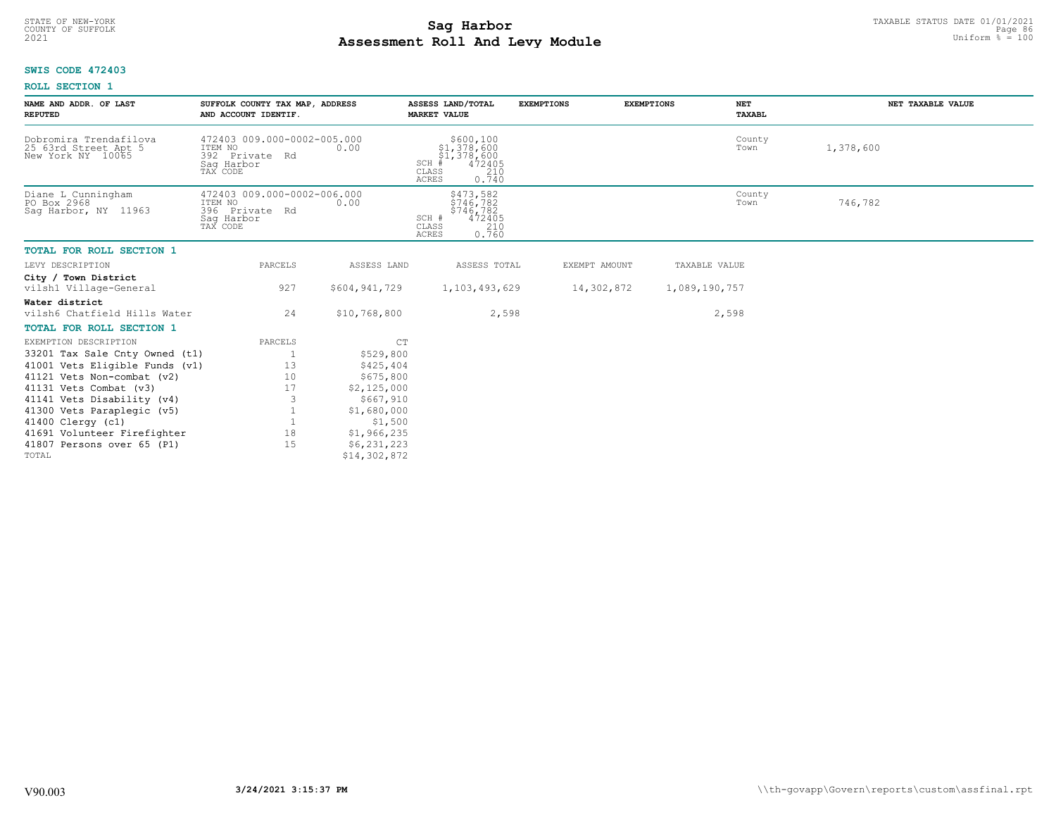# Sag Harbor
## Assessment Roll And Levy Module

STATE OF NEW-YORK
COUNTY OF SUFFOLK
2021

TAXABLE STATUS DATE 01/01/2021
Uniform % = 100

**SWIS CODE 472403**

**ROLL SECTION 1**

| NAME AND ADDR. OF LAST REPUTED | SUFFOLK COUNTY TAX MAP, ADDRESS AND ACCOUNT IDENTIF. | ASSESS LAND/TOTAL MARKET VALUE | EXEMPTIONS | EXEMPTIONS | NET TAXABL | NET TAXABLE VALUE |
|---|---|---|---|---|---|---|
| Dobromira Trendafilova<br>25 63rd Street Apt 5<br>New York NY 10065 | 472403 009.000-0002-005.000<br>ITEM NO 0.00<br>392 Private Rd<br>Sag Harbor<br>TAX CODE | $600,100<br>$1,378,600<br>$1,378,600<br>SCH # 472405<br>CLASS 210<br>ACRES 0.740 | | | County<br>Town | 1,378,600 |
| Diane L Cunningham<br>PO Box 2968<br>Sag Harbor, NY 11963 | 472403 009.000-0002-006.000<br>ITEM NO 0.00<br>396 Private Rd<br>Sag Harbor<br>TAX CODE | $473,582<br>$746,782<br>$746,782<br>SCH # 472405<br>CLASS 210<br>ACRES 0.760 | | | County<br>Town | 746,782 |

**TOTAL FOR ROLL SECTION 1**

| LEVY DESCRIPTION | PARCELS | ASSESS LAND | ASSESS TOTAL | EXEMPT AMOUNT | TAXABLE VALUE |
|---|---|---|---|---|---|
| **City / Town District** | | | | | |
| vilsh1 Village-General | 927 | $604,941,729 | 1,103,493,629 | 14,302,872 | 1,089,190,757 |
| **Water district** | | | | | |
| vilsh6 Chatfield Hills Water | 24 | $10,768,800 | 2,598 | | 2,598 |

**TOTAL FOR ROLL SECTION 1**

| EXEMPTION DESCRIPTION | PARCELS | CT |
|---|---|---|
| 33201 Tax Sale Cnty Owned (t1) | 1 | $529,800 |
| 41001 Vets Eligible Funds (v1) | 13 | $425,404 |
| 41121 Vets Non-combat (v2) | 10 | $675,800 |
| 41131 Vets Combat (v3) | 17 | $2,125,000 |
| 41141 Vets Disability (v4) | 3 | $667,910 |
| 41300 Vets Paraplegic (v5) | 1 | $1,680,000 |
| 41400 Clergy (c1) | 1 | $1,500 |
| 41691 Volunteer Firefighter | 18 | $1,966,235 |
| 41807 Persons over 65 (P1) | 15 | $6,231,223 |
| TOTAL | | $14,302,872 |

V90.003 3/24/2021 3:15:37 PM \\th-govapp\Govern\reports\custom\assfinal.rpt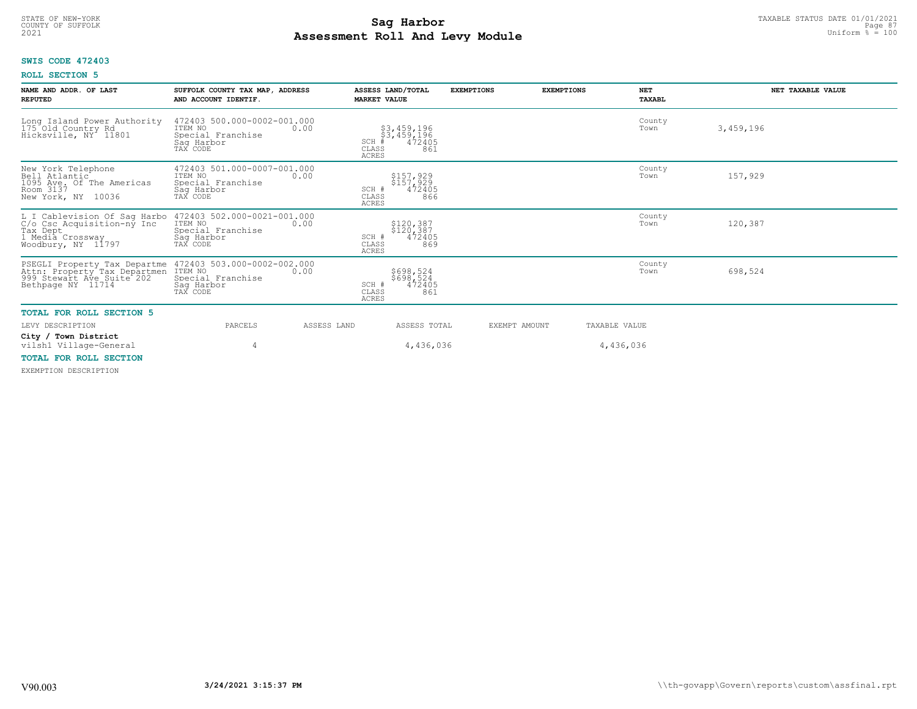STATE OF NEW-YORK
COUNTY OF SUFFOLK
2021

# Sag Harbor
## Assessment Roll And Levy Module

TAXABLE STATUS DATE 01/01/2021
Uniform % = 100

**SWIS CODE 472403**

**ROLL SECTION 5**

| NAME AND ADDR. OF LAST REPUTED | SUFFOLK COUNTY TAX MAP, ADDRESS AND ACCOUNT IDENTIF. | ASSESS LAND/TOTAL MARKET VALUE | EXEMPTIONS | EXEMPTIONS | NET TAXABL | NET TAXABLE VALUE |
|---|---|---|---|---|---|---|
| Long Island Power Authority<br>175 Old Country Rd<br>Hicksville, NY 11801 | 472403 500.000-0002-001.000<br>ITEM NO 0.00<br>Special Franchise<br>Sag Harbor<br>TAX CODE | \$3,459,196<br>\$3,459,196<br>SCH # 472405<br>CLASS 861<br>ACRES | | | County<br>Town | 3,459,196 |
| New York Telephone<br>Bell Atlantic<br>1095 Ave. Of The Americas<br>Room 3137<br>New York, NY 10036 | 472403 501.000-0007-001.000<br>ITEM NO 0.00<br>Special Franchise<br>Sag Harbor<br>TAX CODE | \$157,929<br>\$157,929<br>SCH # 472405<br>CLASS 866<br>ACRES | | | County<br>Town | 157,929 |
| L I Cablevision Of Sag Harbo<br>C/o Csc Acquisition-ny Inc<br>Tax Dept<br>1 Media Crossway<br>Woodbury, NY 11797 | 472403 502.000-0021-001.000<br>ITEM NO 0.00<br>Special Franchise<br>Sag Harbor<br>TAX CODE | \$120,387<br>\$120,387<br>SCH # 472405<br>CLASS 869<br>ACRES | | | County<br>Town | 120,387 |
| PSEGLI Property Tax Departme<br>Attn: Property Tax Departmen<br>999 Stewart Ave Suite 202<br>Bethpage NY 11714 | 472403 503.000-0002-002.000<br>ITEM NO 0.00<br>Special Franchise<br>Sag Harbor<br>TAX CODE | \$698,524<br>\$698,524<br>SCH # 472405<br>CLASS 861<br>ACRES | | | County<br>Town | 698,524 |

**TOTAL FOR ROLL SECTION 5**

| LEVY DESCRIPTION | PARCELS | ASSESS LAND | ASSESS TOTAL | EXEMPT AMOUNT | TAXABLE VALUE |
|---|---|---|---|---|---|
| **City / Town District** | | | | | |
| vilsh1 Village-General | 4 | | 4,436,036 | | 4,436,036 |

**TOTAL FOR ROLL SECTION**

EXEMPTION DESCRIPTION

V90.003 3/24/2021 3:15:37 PM \\th-govapp\Govern\reports\custom\assfinal.rpt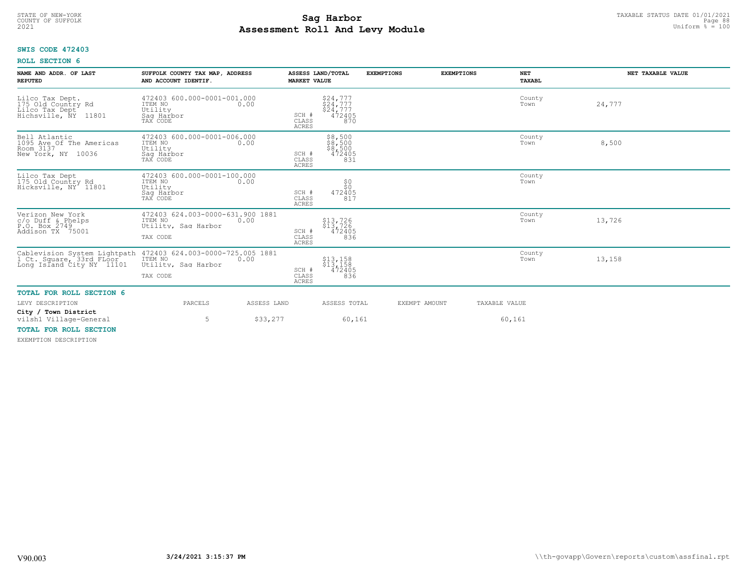STATE OF NEW-YORK
COUNTY OF SUFFOLK
2021

# Sag Harbor
## Assessment Roll And Levy Module

TAXABLE STATUS DATE 01/01/2021
Uniform % = 100

**SWIS CODE 472403**

**ROLL SECTION 6**

| NAME AND ADDR. OF LAST REPUTED | SUFFOLK COUNTY TAX MAP, ADDRESS AND ACCOUNT IDENTIF. | ASSESS LAND/TOTAL MARKET VALUE | EXEMPTIONS | EXEMPTIONS | NET TAXABL | NET TAXABLE VALUE |
|---|---|---|---|---|---|---|
| Lilco Tax Dept.<br>175 Old Country Rd<br>Lilco Tax Dept<br>Hichsville, NY 11801 | 472403 600.000-0001-001.000<br>ITEM NO 0.00<br>Utility<br>Sag Harbor<br>TAX CODE | $24,777<br>$24,777<br>$24,777<br>SCH # 472405<br>CLASS 870<br>ACRES | | | County<br>Town | 24,777 |
| Bell Atlantic<br>1095 Ave Of The Americas<br>Room 3137<br>New York, NY 10036 | 472403 600.000-0001-006.000<br>ITEM NO 0.00<br>Utility<br>Sag Harbor<br>TAX CODE | $8,500<br>$8,500<br>$8,500<br>SCH # 472405<br>CLASS 831<br>ACRES | | | County<br>Town | 8,500 |
| Lilco Tax Dept<br>175 Old Country Rd<br>Hicksville, NY 11801 | 472403 600.000-0001-100.000<br>ITEM NO 0.00<br>Utility<br>Sag Harbor<br>TAX CODE | $0<br>$0<br>SCH # 472405<br>CLASS 817<br>ACRES | | | County<br>Town | |
| Verizon New York<br>c/o Duff & Phelps<br>P.O. Box 2749<br>Addison TX 75001 | 472403 624.003-0000-631.900 1881<br>ITEM NO 0.00<br>Utility, Sag Harbor<br>TAX CODE | $13,726<br>$13,726<br>SCH # 472405<br>CLASS 836<br>ACRES | | | County<br>Town | 13,726 |
| Cablevision System Lightpath<br>1 Ct. Square, 33rd FLoor<br>Long Island City NY 11101 | 472403 624.003-0000-725.005 1881<br>ITEM NO 0.00<br>Utility, Sag Harbor<br>TAX CODE | $13,158<br>$13,158<br>SCH # 472405<br>CLASS 836<br>ACRES | | | County<br>Town | 13,158 |

**TOTAL FOR ROLL SECTION 6**

| LEVY DESCRIPTION | PARCELS | ASSESS LAND | ASSESS TOTAL | EXEMPT AMOUNT | TAXABLE VALUE |
|---|---|---|---|---|---|
| **City / Town District** | | | | | |
| vilsh1 Village-General | 5 | $33,277 | 60,161 | | 60,161 |

**TOTAL FOR ROLL SECTION**

EXEMPTION DESCRIPTION

V90.003 3/24/2021 3:15:37 PM \\th-govapp\Govern\reports\custom\assfinal.rpt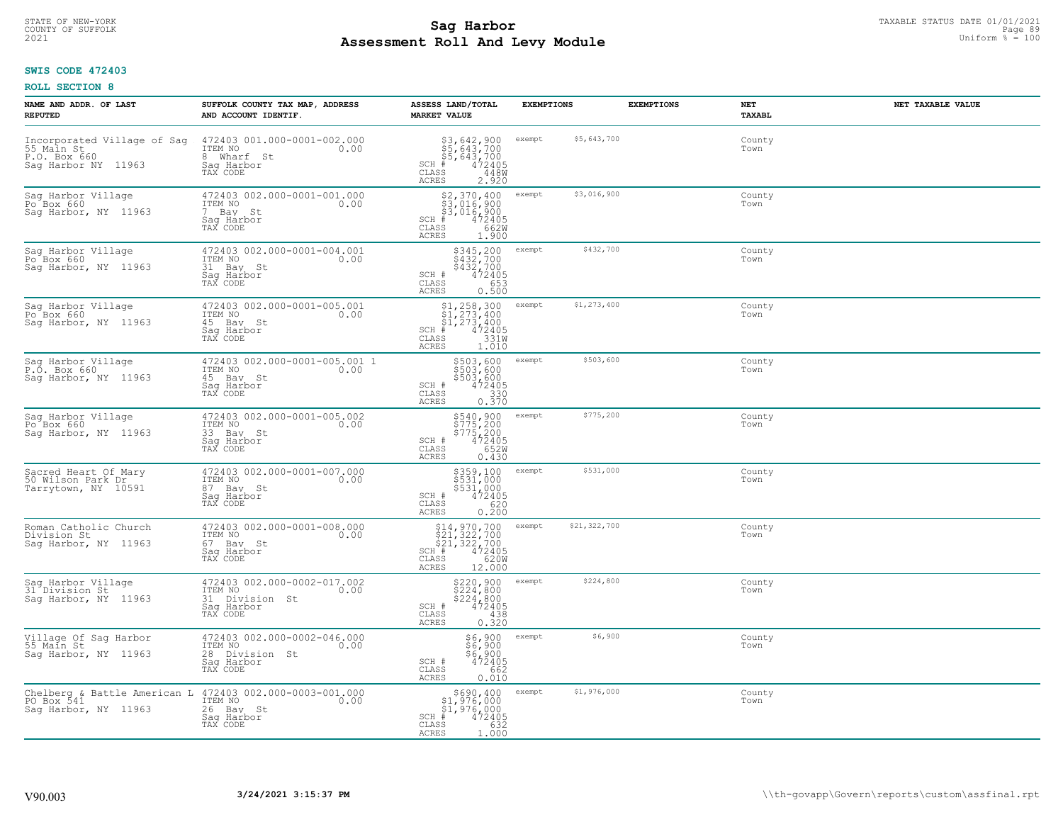STATE OF NEW-YORK
COUNTY OF SUFFOLK
2021

# Sag Harbor
# Assessment Roll And Levy Module

TAXABLE STATUS DATE 01/01/2021
Uniform % = 100

**SWIS CODE 472403**

**ROLL SECTION 8**

| NAME AND ADDR. OF LAST REPUTED | SUFFOLK COUNTY TAX MAP, ADDRESS AND ACCOUNT IDENTIF. | ASSESS LAND/TOTAL MARKET VALUE | EXEMPTIONS | EXEMPTIONS | NET TAXABL | NET TAXABLE VALUE |
|---|---|---|---|---|---|---|
| Incorporated Village of Sag<br>55 Main St<br>P.O. Box 660<br>Sag Harbor NY 11963 | 472403 001.000-0001-002.000<br>ITEM NO 0.00<br>8 Wharf St<br>Sag Harbor<br>TAX CODE | $3,642,900<br>$5,643,700<br>$5,643,700<br>SCH # 472405<br>CLASS 448W<br>ACRES 2.920 | exempt $5,643,700 | | County<br>Town | |
| Sag Harbor Village<br>Po Box 660<br>Sag Harbor, NY 11963 | 472403 002.000-0001-001.000<br>ITEM NO 0.00<br>7 Bay St<br>Sag Harbor<br>TAX CODE | $2,370,400<br>$3,016,900<br>$3,016,900<br>SCH # 472405<br>CLASS 662W<br>ACRES 1.900 | exempt $3,016,900 | | County<br>Town | |
| Sag Harbor Village<br>Po Box 660<br>Sag Harbor, NY 11963 | 472403 002.000-0001-004.001<br>ITEM NO 0.00<br>31 Bay St<br>Sag Harbor<br>TAX CODE | $345,200<br>$432,700<br>$432,700<br>SCH # 472405<br>CLASS 653<br>ACRES 0.500 | exempt $432,700 | | County<br>Town | |
| Sag Harbor Village<br>Po Box 660<br>Sag Harbor, NY 11963 | 472403 002.000-0001-005.001<br>ITEM NO 0.00<br>45 Bay St<br>Sag Harbor<br>TAX CODE | $1,258,300<br>$1,273,400<br>$1,273,400<br>SCH # 472405<br>CLASS 331W<br>ACRES 1.010 | exempt $1,273,400 | | County<br>Town | |
| Sag Harbor Village<br>P.O. Box 660<br>Sag Harbor, NY 11963 | 472403 002.000-0001-005.001 1<br>ITEM NO 0.00<br>45 Bay St<br>Sag Harbor<br>TAX CODE | $503,600<br>$503,600<br>$503,600<br>SCH # 472405<br>CLASS 330<br>ACRES 0.370 | exempt $503,600 | | County<br>Town | |
| Sag Harbor Village<br>Po Box 660<br>Sag Harbor, NY 11963 | 472403 002.000-0001-005.002<br>ITEM NO 0.00<br>33 Bay St<br>Sag Harbor<br>TAX CODE | $540,900<br>$775,200<br>$775,200<br>SCH # 472405<br>CLASS 652W<br>ACRES 0.430 | exempt $775,200 | | County<br>Town | |
| Sacred Heart Of Mary<br>50 Wilson Park Dr<br>Tarrytown, NY 10591 | 472403 002.000-0001-007.000<br>ITEM NO 0.00<br>87 Bay St<br>Sag Harbor<br>TAX CODE | $359,100<br>$531,000<br>$531,000<br>SCH # 472405<br>CLASS 620<br>ACRES 0.200 | exempt $531,000 | | County<br>Town | |
| Roman Catholic Church<br>Division St<br>Sag Harbor, NY 11963 | 472403 002.000-0001-008.000<br>ITEM NO 0.00<br>67 Bay St<br>Sag Harbor<br>TAX CODE | $14,970,700<br>$21,322,700<br>$21,322,700<br>SCH # 472405<br>CLASS 620W<br>ACRES 12.000 | exempt $21,322,700 | | County<br>Town | |
| Sag Harbor Village<br>31 Division St<br>Sag Harbor, NY 11963 | 472403 002.000-0002-017.002<br>ITEM NO 0.00<br>31 Division St<br>Sag Harbor<br>TAX CODE | $220,900<br>$224,800<br>$224,800<br>SCH # 472405<br>CLASS 438<br>ACRES 0.320 | exempt $224,800 | | County<br>Town | |
| Village Of Sag Harbor<br>55 Main St<br>Sag Harbor, NY 11963 | 472403 002.000-0002-046.000<br>ITEM NO 0.00<br>28 Division St<br>Sag Harbor<br>TAX CODE | $6,900<br>$6,900<br>$6,900<br>SCH # 472405<br>CLASS 662<br>ACRES 0.010 | exempt $6,900 | | County<br>Town | |
| Chelberg & Battle American L<br>PO Box 541<br>Sag Harbor, NY 11963 | 472403 002.000-0003-001.000<br>ITEM NO 0.00<br>26 Bay St<br>Sag Harbor<br>TAX CODE | $690,400<br>$1,976,000<br>$1,976,000<br>SCH # 472405<br>CLASS 632<br>ACRES 1.000 | exempt $1,976,000 | | County<br>Town | |

V90.003 | 3/24/2021 3:15:37 PM | \\th-govapp\Govern\reports\custom\assfinal.rpt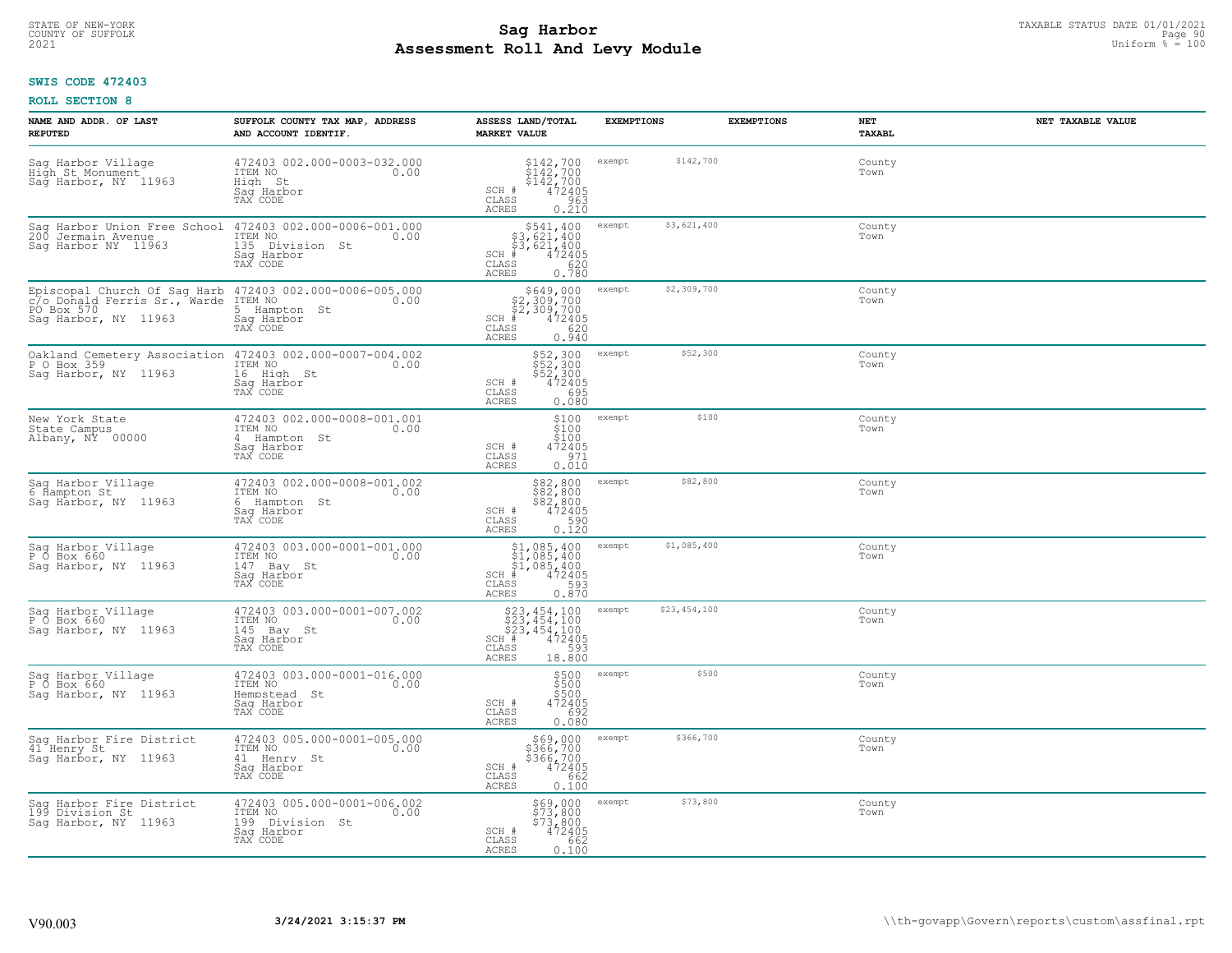STATE OF NEW-YORK
COUNTY OF SUFFOLK
2021

# Sag Harbor
# Assessment Roll And Levy Module

TAXABLE STATUS DATE 01/01/2021
Uniform % = 100

**SWIS CODE 472403**

**ROLL SECTION 8**

| NAME AND ADDR. OF LAST REPUTED | SUFFOLK COUNTY TAX MAP, ADDRESS AND ACCOUNT IDENTIF. | ASSESS LAND/TOTAL MARKET VALUE | EXEMPTIONS | EXEMPTIONS | NET TAXABL | NET TAXABLE VALUE |
|---|---|---|---|---|---|---|
| Sag Harbor Village<br>High St Monument<br>Sag Harbor, NY 11963 | 472403 002.000-0003-032.000<br>ITEM NO 0.00<br>High St<br>Sag Harbor<br>TAX CODE | $142,700<br>$142,700<br>$142,700<br>SCH # 472405<br>CLASS 963<br>ACRES 0.210 | exempt $142,700 | | County<br>Town | |
| Sag Harbor Union Free School<br>200 Jermain Avenue<br>Sag Harbor NY 11963 | 472403 002.000-0006-001.000<br>ITEM NO 0.00<br>135 Division St<br>Sag Harbor<br>TAX CODE | $541,400<br>$3,621,400<br>$3,621,400<br>SCH # 472405<br>CLASS 620<br>ACRES 0.780 | exempt $3,621,400 | | County<br>Town | |
| Episcopal Church Of Sag Harb<br>c/o Donald Ferris Sr., Warde<br>PO Box 570<br>Sag Harbor, NY 11963 | 472403 002.000-0006-005.000<br>ITEM NO 0.00<br>5 Hampton St<br>Sag Harbor<br>TAX CODE | $649,000<br>$2,309,700<br>$2,309,700<br>SCH # 472405<br>CLASS 620<br>ACRES 0.940 | exempt $2,309,700 | | County<br>Town | |
| Oakland Cemetery Association<br>P O Box 359<br>Sag Harbor, NY 11963 | 472403 002.000-0007-004.002<br>ITEM NO 0.00<br>16 High St<br>Sag Harbor<br>TAX CODE | $52,300<br>$52,300<br>$52,300<br>SCH # 472405<br>CLASS 695<br>ACRES 0.080 | exempt $52,300 | | County<br>Town | |
| New York State<br>State Campus<br>Albany, NY 00000 | 472403 002.000-0008-001.001<br>ITEM NO 0.00<br>4 Hampton St<br>Sag Harbor<br>TAX CODE | $100<br>$100<br>$100<br>SCH # 472405<br>CLASS 971<br>ACRES 0.010 | exempt $100 | | County<br>Town | |
| Sag Harbor Village<br>6 Hampton St<br>Sag Harbor, NY 11963 | 472403 002.000-0008-001.002<br>ITEM NO 0.00<br>6 Hampton St<br>Sag Harbor<br>TAX CODE | $82,800<br>$82,800<br>$82,800<br>SCH # 472405<br>CLASS 590<br>ACRES 0.120 | exempt $82,800 | | County<br>Town | |
| Sag Harbor Village<br>P O Box 660<br>Sag Harbor, NY 11963 | 472403 003.000-0001-001.000<br>ITEM NO 0.00<br>147 Bay St<br>Sag Harbor<br>TAX CODE | $1,085,400<br>$1,085,400<br>$1,085,400<br>SCH # 472405<br>CLASS 593<br>ACRES 0.870 | exempt $1,085,400 | | County<br>Town | |
| Sag Harbor Village<br>P O Box 660<br>Sag Harbor, NY 11963 | 472403 003.000-0001-007.002<br>ITEM NO 0.00<br>145 Bay St<br>Sag Harbor<br>TAX CODE | $23,454,100<br>$23,454,100<br>$23,454,100<br>SCH # 472405<br>CLASS 593<br>ACRES 18.800 | exempt $23,454,100 | | County<br>Town | |
| Sag Harbor Village<br>P O Box 660<br>Sag Harbor, NY 11963 | 472403 003.000-0001-016.000<br>ITEM NO 0.00<br>Hempstead St<br>Sag Harbor<br>TAX CODE | $500<br>$500<br>$500<br>SCH # 472405<br>CLASS 692<br>ACRES 0.080 | exempt $500 | | County<br>Town | |
| Sag Harbor Fire District<br>41 Henry St<br>Sag Harbor, NY 11963 | 472403 005.000-0001-005.000<br>ITEM NO 0.00<br>41 Henry St<br>Sag Harbor<br>TAX CODE | $69,000<br>$366,700<br>$366,700<br>SCH # 472405<br>CLASS 662<br>ACRES 0.100 | exempt $366,700 | | County<br>Town | |
| Sag Harbor Fire District<br>199 Division St<br>Sag Harbor, NY 11963 | 472403 005.000-0001-006.002<br>ITEM NO 0.00<br>199 Division St<br>Sag Harbor<br>TAX CODE | $69,000<br>$73,800<br>$73,800<br>SCH # 472405<br>CLASS 662<br>ACRES 0.100 | exempt $73,800 | | County<br>Town | |

V90.003 3/24/2021 3:15:37 PM \\th-govapp\Govern\reports\custom\assfinal.rpt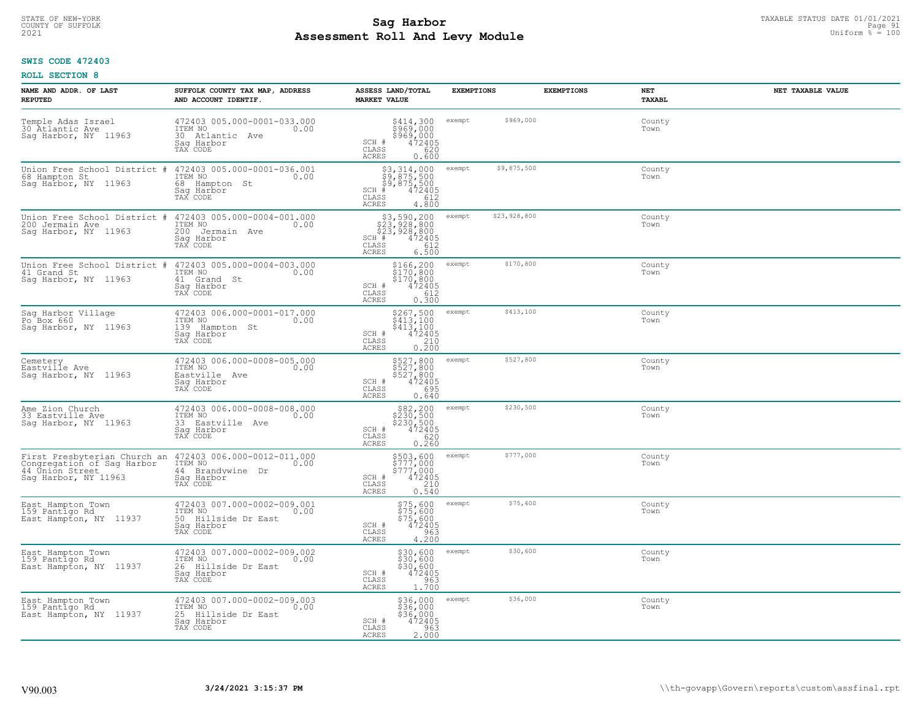STATE OF NEW-YORK
COUNTY OF SUFFOLK
2021

# Sag Harbor
# Assessment Roll And Levy Module

TAXABLE STATUS DATE 01/01/2021
Uniform % = 100

**SWIS CODE 472403**

**ROLL SECTION 8**

| NAME AND ADDR. OF LAST REPUTED | SUFFOLK COUNTY TAX MAP, ADDRESS AND ACCOUNT IDENTIF. | ASSESS LAND/TOTAL MARKET VALUE | EXEMPTIONS | | EXEMPTIONS | NET TAXABL | NET TAXABLE VALUE |
|---|---|---|---|---|---|---|---|
| Temple Adas Israel<br>30 Atlantic Ave<br>Sag Harbor, NY 11963 | 472403 005.000-0001-033.000<br>ITEM NO 0.00<br>30 Atlantic Ave<br>Sag Harbor<br>TAX CODE | $414,300<br>$969,000<br>$969,000<br>SCH # 472405<br>CLASS 620<br>ACRES 0.600 | exempt | $969,000 | | County<br>Town | |
| Union Free School District #<br>68 Hampton St<br>Sag Harbor, NY 11963 | 472403 005.000-0001-036.001<br>ITEM NO 0.00<br>68 Hampton St<br>Sag Harbor<br>TAX CODE | $3,314,000<br>$9,875,500<br>$9,875,500<br>SCH # 472405<br>CLASS 612<br>ACRES 4.800 | exempt | $9,875,500 | | County<br>Town | |
| Union Free School District #<br>200 Jermain Ave<br>Sag Harbor, NY 11963 | 472403 005.000-0004-001.000<br>ITEM NO 0.00<br>200 Jermain Ave<br>Sag Harbor<br>TAX CODE | $3,590,200<br>$23,928,800<br>$23,928,800<br>SCH # 472405<br>CLASS 612<br>ACRES 6.500 | exempt | $23,928,800 | | County<br>Town | |
| Union Free School District #<br>41 Grand St<br>Sag Harbor, NY 11963 | 472403 005.000-0004-003.000<br>ITEM NO 0.00<br>41 Grand St<br>Sag Harbor<br>TAX CODE | $166,200<br>$170,800<br>$170,800<br>SCH # 472405<br>CLASS 612<br>ACRES 0.300 | exempt | $170,800 | | County<br>Town | |
| Sag Harbor Village<br>Po Box 660<br>Sag Harbor, NY 11963 | 472403 006.000-0001-017.000<br>ITEM NO 0.00<br>139 Hampton St<br>Sag Harbor<br>TAX CODE | $267,500<br>$413,100<br>$413,100<br>SCH # 472405<br>CLASS 210<br>ACRES 0.200 | exempt | $413,100 | | County<br>Town | |
| Cemetery<br>Eastville Ave<br>Sag Harbor, NY 11963 | 472403 006.000-0008-005.000<br>ITEM NO 0.00<br>Eastville Ave<br>Sag Harbor<br>TAX CODE | $527,800<br>$527,800<br>$527,800<br>SCH # 472405<br>CLASS 695<br>ACRES 0.640 | exempt | $527,800 | | County<br>Town | |
| Ame Zion Church<br>33 Eastville Ave<br>Sag Harbor, NY 11963 | 472403 006.000-0008-008.000<br>ITEM NO 0.00<br>33 Eastville Ave<br>Sag Harbor<br>TAX CODE | $82,200<br>$230,500<br>$230,500<br>SCH # 472405<br>CLASS 620<br>ACRES 0.260 | exempt | $230,500 | | County<br>Town | |
| First Presbyterian Church an<br>Congregation of Sag Harbor<br>44 Union Street<br>Sag Harbor, NY 11963 | 472403 006.000-0012-011.000<br>ITEM NO 0.00<br>44 Brandywine Dr<br>Sag Harbor<br>TAX CODE | $503,600<br>$777,000<br>$777,000<br>SCH # 472405<br>CLASS 210<br>ACRES 0.540 | exempt | $777,000 | | County<br>Town | |
| East Hampton Town<br>159 Pantigo Rd<br>East Hampton, NY 11937 | 472403 007.000-0002-009.001<br>ITEM NO 0.00<br>50 Hillside Dr East<br>Sag Harbor<br>TAX CODE | $75,600<br>$75,600<br>$75,600<br>SCH # 472405<br>CLASS 963<br>ACRES 4.200 | exempt | $75,600 | | County<br>Town | |
| East Hampton Town<br>159 Pantigo Rd<br>East Hampton, NY 11937 | 472403 007.000-0002-009.002<br>ITEM NO 0.00<br>26 Hillside Dr East<br>Sag Harbor<br>TAX CODE | $30,600<br>$30,600<br>$30,600<br>SCH # 472405<br>CLASS 963<br>ACRES 1.700 | exempt | $30,600 | | County<br>Town | |
| East Hampton Town<br>159 Pantigo Rd<br>East Hampton, NY 11937 | 472403 007.000-0002-009.003<br>ITEM NO 0.00<br>25 Hillside Dr East<br>Sag Harbor<br>TAX CODE | $36,000<br>$36,000<br>$36,000<br>SCH # 472405<br>CLASS 963<br>ACRES 2.000 | exempt | $36,000 | | County<br>Town | |

V90.003 **3/24/2021 3:15:37 PM** \\th-govapp\Govern\reports\custom\assfinal.rpt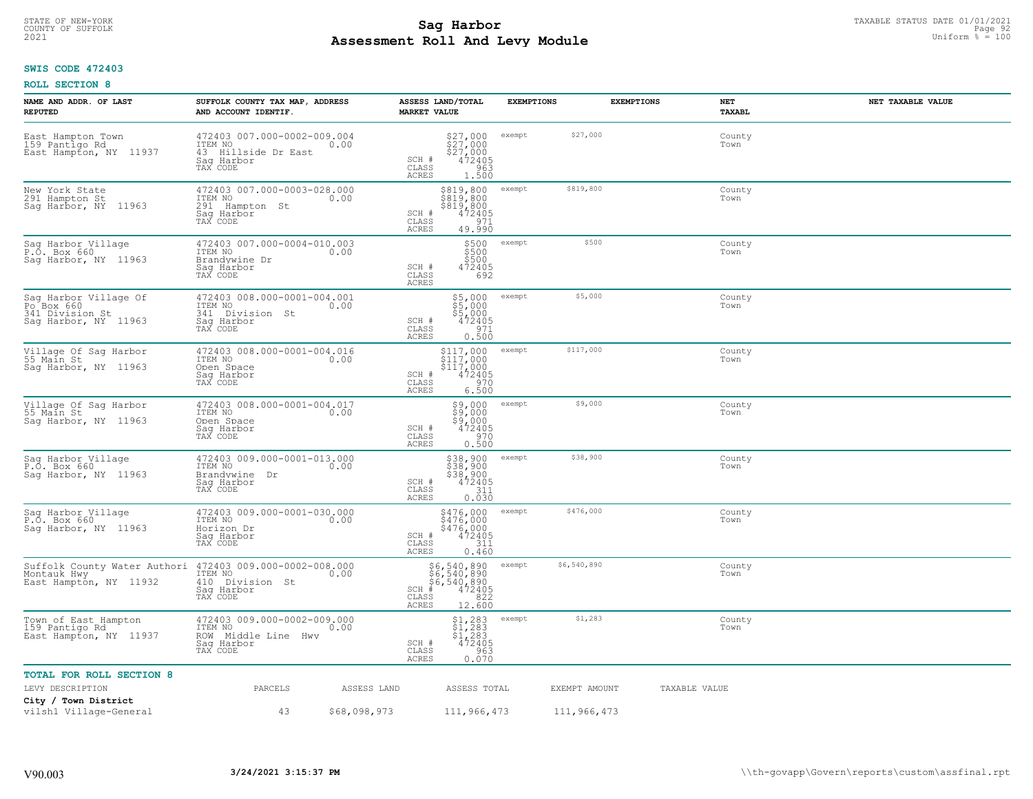# Sag Harbor
## Assessment Roll And Levy Module

STATE OF NEW-YORK
COUNTY OF SUFFOLK
2021

TAXABLE STATUS DATE 01/01/2021
Uniform % = 100

**SWIS CODE 472403**

**ROLL SECTION 8**

| NAME AND ADDR. OF LAST REPUTED | SUFFOLK COUNTY TAX MAP, ADDRESS AND ACCOUNT IDENTIF. | ASSESS LAND/TOTAL MARKET VALUE | EXEMPTIONS | EXEMPTIONS | NET TAXABL | NET TAXABLE VALUE |
|---|---|---|---|---|---|---|
| East Hampton Town<br>159 Pantigo Rd<br>East Hampton, NY 11937 | 472403 007.000-0002-009.004<br>ITEM NO 0.00<br>43 Hillside Dr East<br>Sag Harbor<br>TAX CODE | $27,000<br>$27,000<br>$27,000<br>SCH # 472405<br>CLASS 963<br>ACRES 1.500 | exempt $27,000 | | County<br>Town | |
| New York State<br>291 Hampton St<br>Sag Harbor, NY 11963 | 472403 007.000-0003-028.000<br>ITEM NO 0.00<br>291 Hampton St<br>Sag Harbor<br>TAX CODE | $819,800<br>$819,800<br>$819,800<br>SCH # 472405<br>CLASS 971<br>ACRES 49.990 | exempt $819,800 | | County<br>Town | |
| Sag Harbor Village<br>P.O. Box 660<br>Sag Harbor, NY 11963 | 472403 007.000-0004-010.003<br>ITEM NO 0.00<br>Brandywine Dr<br>Sag Harbor<br>TAX CODE | $500<br>$500<br>$500<br>SCH # 472405<br>CLASS 692<br>ACRES | exempt $500 | | County<br>Town | |
| Sag Harbor Village Of<br>Po Box 660<br>341 Division St<br>Sag Harbor, NY 11963 | 472403 008.000-0001-004.001<br>ITEM NO 0.00<br>341 Division St<br>Sag Harbor<br>TAX CODE | $5,000<br>$5,000<br>$5,000<br>SCH # 472405<br>CLASS 971<br>ACRES 0.500 | exempt $5,000 | | County<br>Town | |
| Village Of Sag Harbor<br>55 Main St<br>Sag Harbor, NY 11963 | 472403 008.000-0001-004.016<br>ITEM NO 0.00<br>Open Space<br>Sag Harbor<br>TAX CODE | $117,000<br>$117,000<br>$117,000<br>SCH # 472405<br>CLASS 970<br>ACRES 6.500 | exempt $117,000 | | County<br>Town | |
| Village Of Sag Harbor<br>55 Main St<br>Sag Harbor, NY 11963 | 472403 008.000-0001-004.017<br>ITEM NO 0.00<br>Open Space<br>Sag Harbor<br>TAX CODE | $9,000<br>$9,000<br>$9,000<br>SCH # 472405<br>CLASS 970<br>ACRES 0.500 | exempt $9,000 | | County<br>Town | |
| Sag Harbor Village<br>P.O. Box 660<br>Sag Harbor, NY 11963 | 472403 009.000-0001-013.000<br>ITEM NO 0.00<br>Brandywine Dr<br>Sag Harbor<br>TAX CODE | $38,900<br>$38,900<br>$38,900<br>SCH # 472405<br>CLASS 311<br>ACRES 0.030 | exempt $38,900 | | County<br>Town | |
| Sag Harbor Village<br>P.O. Box 660<br>Sag Harbor, NY 11963 | 472403 009.000-0001-030.000<br>ITEM NO 0.00<br>Horizon Dr<br>Sag Harbor<br>TAX CODE | $476,000<br>$476,000<br>$476,000<br>SCH # 472405<br>CLASS 311<br>ACRES 0.460 | exempt $476,000 | | County<br>Town | |
| Suffolk County Water Authori<br>Montauk Hwy<br>East Hampton, NY 11932 | 472403 009.000-0002-008.000<br>ITEM NO 0.00<br>410 Division St<br>Sag Harbor<br>TAX CODE | $6,540,890<br>$6,540,890<br>$6,540,890<br>SCH # 472405<br>CLASS 822<br>ACRES 12.600 | exempt $6,540,890 | | County<br>Town | |
| Town of East Hampton<br>159 Pantigo Rd<br>East Hampton, NY 11937 | 472403 009.000-0002-009.000<br>ITEM NO 0.00<br>ROW Middle Line Hwy<br>Sag Harbor<br>TAX CODE | $1,283<br>$1,283<br>$1,283<br>SCH # 472405<br>CLASS 963<br>ACRES 0.070 | exempt $1,283 | | County<br>Town | |

**TOTAL FOR ROLL SECTION 8**

| LEVY DESCRIPTION | PARCELS | ASSESS LAND | ASSESS TOTAL | EXEMPT AMOUNT | TAXABLE VALUE |
|---|---|---|---|---|---|
| **City / Town District** | | | | | |
| vilsh1 Village-General | 43 | $68,098,973 | 111,966,473 | 111,966,473 | |

V90.003 3/24/2021 3:15:37 PM \\th-govapp\Govern\reports\custom\assfinal.rpt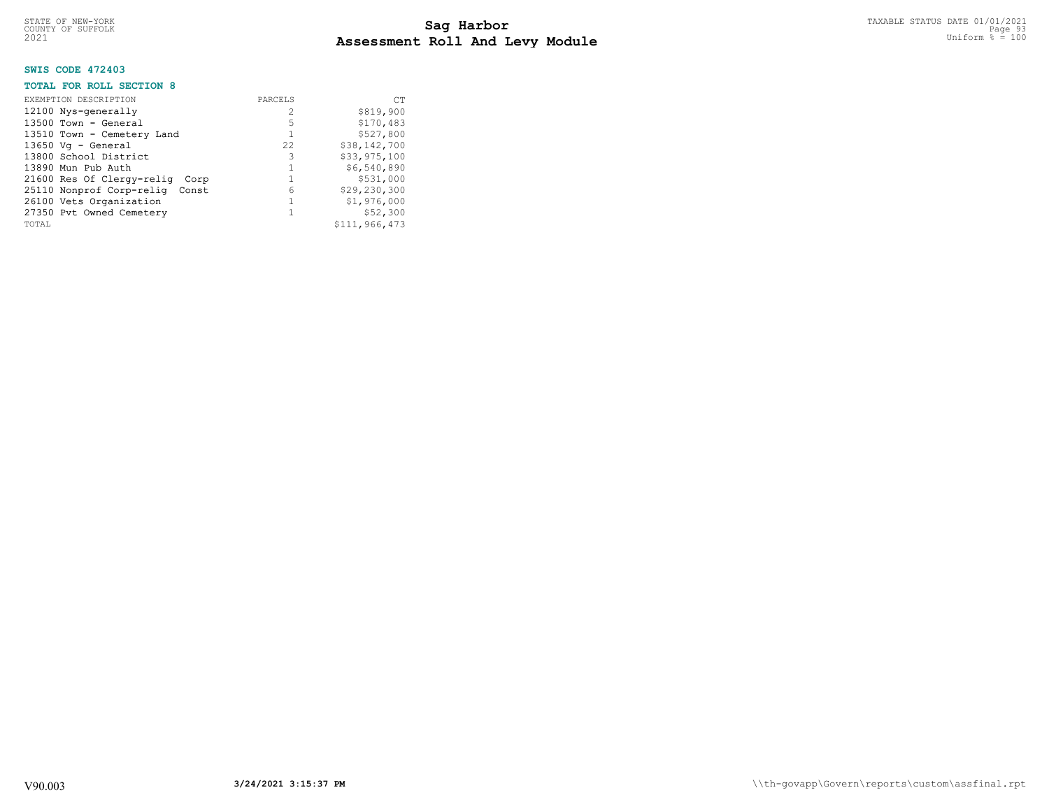STATE OF NEW-YORK
COUNTY OF SUFFOLK
2021

# Sag Harbor
# Assessment Roll And Levy Module

TAXABLE STATUS DATE 01/01/2021
Uniform % = 100

**SWIS CODE 472403**

**TOTAL FOR ROLL SECTION 8**

| EXEMPTION DESCRIPTION | PARCELS | CT |
|---|---|---|
| 12100 Nys-generally | 2 | $819,900 |
| 13500 Town - General | 5 | $170,483 |
| 13510 Town - Cemetery Land | 1 | $527,800 |
| 13650 Vg - General | 22 | $38,142,700 |
| 13800 School District | 3 | $33,975,100 |
| 13890 Mun Pub Auth | 1 | $6,540,890 |
| 21600 Res Of Clergy-relig Corp | 1 | $531,000 |
| 25110 Nonprof Corp-relig Const | 6 | $29,230,300 |
| 26100 Vets Organization | 1 | $1,976,000 |
| 27350 Pvt Owned Cemetery | 1 | $52,300 |
| TOTAL | | $111,966,473 |

V90.003 **3/24/2021 3:15:37 PM** \\th-govapp\Govern\reports\custom\assfinal.rpt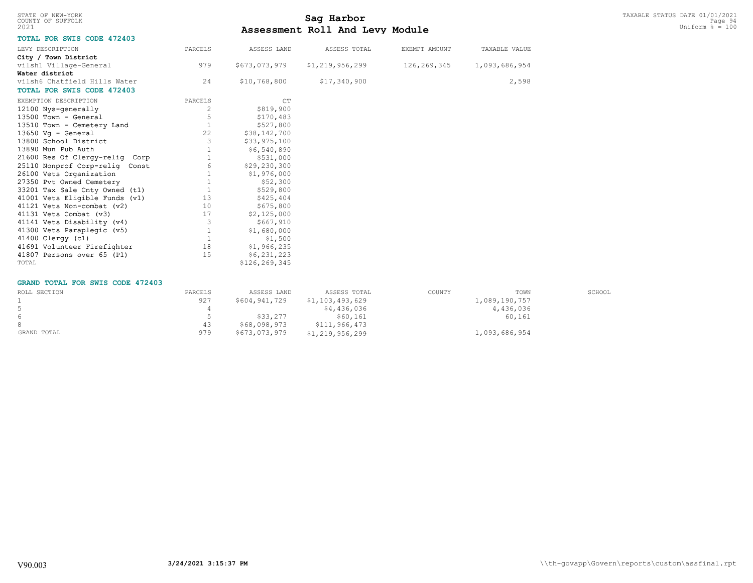**TOTAL FOR SWIS CODE 472403**

| LEVY DESCRIPTION | PARCELS | ASSESS LAND | ASSESS TOTAL | EXEMPT AMOUNT | TAXABLE VALUE |
|---|---|---|---|---|---|
| **City / Town District** | | | | | |
| vilsh1 Village-General | 979 | $673,073,979 | $1,219,956,299 | 126,269,345 | 1,093,686,954 |
| **Water district** | | | | | |
| vilsh6 Chatfield Hills Water | 24 | $10,768,800 | $17,340,900 | | 2,598 |

**TOTAL FOR SWIS CODE 472403**

| EXEMPTION DESCRIPTION | PARCELS | CT |
|---|---|---|
| 12100 Nys-generally | 2 | $819,900 |
| 13500 Town - General | 5 | $170,483 |
| 13510 Town - Cemetery Land | 1 | $527,800 |
| 13650 Vg - General | 22 | $38,142,700 |
| 13800 School District | 3 | $33,975,100 |
| 13890 Mun Pub Auth | 1 | $6,540,890 |
| 21600 Res Of Clergy-relig Corp | 1 | $531,000 |
| 25110 Nonprof Corp-relig Const | 6 | $29,230,300 |
| 26100 Vets Organization | 1 | $1,976,000 |
| 27350 Pvt Owned Cemetery | 1 | $52,300 |
| 33201 Tax Sale Cnty Owned (t1) | 1 | $529,800 |
| 41001 Vets Eligible Funds (v1) | 13 | $425,404 |
| 41121 Vets Non-combat (v2) | 10 | $675,800 |
| 41131 Vets Combat (v3) | 17 | $2,125,000 |
| 41141 Vets Disability (v4) | 3 | $667,910 |
| 41300 Vets Paraplegic (v5) | 1 | $1,680,000 |
| 41400 Clergy (c1) | 1 | $1,500 |
| 41691 Volunteer Firefighter | 18 | $1,966,235 |
| 41807 Persons over 65 (P1) | 15 | $6,231,223 |
| TOTAL | | $126,269,345 |

**GRAND TOTAL FOR SWIS CODE 472403**

| ROLL SECTION | PARCELS | ASSESS LAND | ASSESS TOTAL | COUNTY | TOWN | SCHOOL |
|---|---|---|---|---|---|---|
| 1 | 927 | $604,941,729 | $1,103,493,629 | | 1,089,190,757 | |
| 5 | 4 | | $4,436,036 | | 4,436,036 | |
| 6 | 5 | $33,277 | $60,161 | | 60,161 | |
| 8 | 43 | $68,098,973 | $111,966,473 | | | |
| GRAND TOTAL | 979 | $673,073,979 | $1,219,956,299 | | 1,093,686,954 | |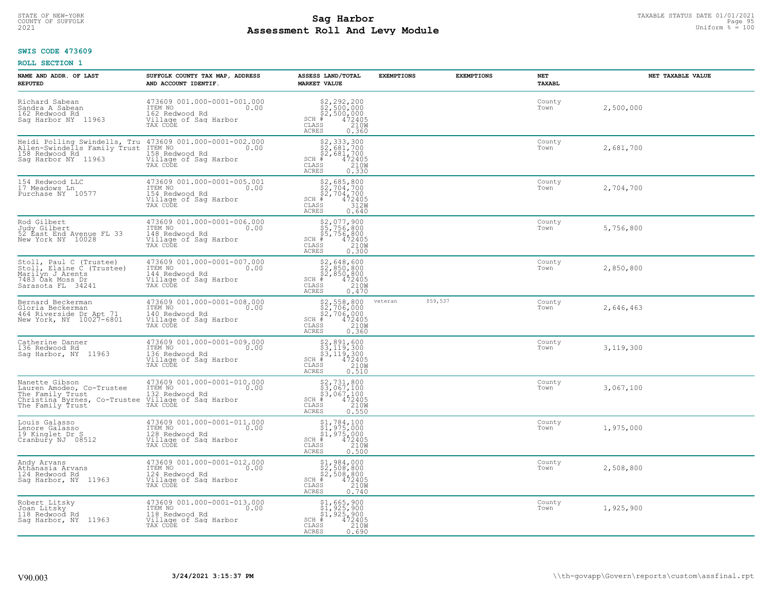**SWIS CODE 473609**

**ROLL SECTION 1**

| NAME AND ADDR. OF LAST REPUTED | SUFFOLK COUNTY TAX MAP, ADDRESS AND ACCOUNT IDENTIF. | ASSESS LAND/TOTAL MARKET VALUE | EXEMPTIONS | EXEMPTIONS | NET TAXABL | NET TAXABLE VALUE |
|---|---|---|---|---|---|---|
| Richard Sabean<br>Sandra A Sabean<br>162 Redwood Rd<br>Sag Harbor NY 11963 | 473609 001.000-0001-001.000<br>ITEM NO 0.00<br>162 Redwood Rd<br>Village of Sag Harbor<br>TAX CODE | $2,292,200<br>$2,500,000<br>$2,500,000<br>SCH # 472405<br>CLASS 210W<br>ACRES 0.360 | | | County<br>Town | 2,500,000 |
| Heidi Polling Swindells, Tru<br>Allen-Swindells Family Trust<br>158 Redwood Rd<br>Sag Harbor NY 11963 | 473609 001.000-0001-002.000<br>ITEM NO 0.00<br>158 Redwood Rd<br>Village of Sag Harbor<br>TAX CODE | $2,333,300<br>$2,681,700<br>$2,681,700<br>SCH # 472405<br>CLASS 210W<br>ACRES 0.330 | | | County<br>Town | 2,681,700 |
| 154 Redwood LLC<br>17 Meadows Ln<br>Purchase NY 10577 | 473609 001.000-0001-005.001<br>ITEM NO 0.00<br>154 Redwood Rd<br>Village of Sag Harbor<br>TAX CODE | $2,685,800<br>$2,704,700<br>$2,704,700<br>SCH # 472405<br>CLASS 312W<br>ACRES 0.640 | | | County<br>Town | 2,704,700 |
| Rod Gilbert<br>Judy Gilbert<br>52 East End Avenue FL 33<br>New York NY 10028 | 473609 001.000-0001-006.000<br>ITEM NO 0.00<br>148 Redwood Rd<br>Village of Sag Harbor<br>TAX CODE | $2,077,900<br>$5,756,800<br>$5,756,800<br>SCH # 472405<br>CLASS 210W<br>ACRES 0.300 | | | County<br>Town | 5,756,800 |
| Stoll, Paul C (Trustee)<br>Stoll, Elaine C (Trustee)<br>Marilyn J Arents<br>7483 Oak Moss Dr<br>Sarasota FL 34241 | 473609 001.000-0001-007.000<br>ITEM NO 0.00<br>144 Redwood Rd<br>Village of Sag Harbor<br>TAX CODE | $2,648,600<br>$2,850,800<br>$2,850,800<br>SCH # 472405<br>CLASS 210W<br>ACRES 0.470 | | | County<br>Town | 2,850,800 |
| Bernard Beckerman<br>Gloria Beckerman<br>464 Riverside Dr Apt 71<br>New York, NY 10027-6801 | 473609 001.000-0001-008.000<br>ITEM NO 0.00<br>140 Redwood Rd<br>Village of Sag Harbor<br>TAX CODE | $2,558,800<br>$2,706,000<br>$2,706,000<br>SCH # 472405<br>CLASS 210W<br>ACRES 0.360 | veteran $59,537 | | County<br>Town | 2,646,463 |
| Catherine Danner<br>136 Redwood Rd<br>Sag Harbor, NY 11963 | 473609 001.000-0001-009.000<br>ITEM NO 0.00<br>136 Redwood Rd<br>Village of Sag Harbor<br>TAX CODE | $2,891,600<br>$3,119,300<br>$3,119,300<br>SCH # 472405<br>CLASS 210W<br>ACRES 0.510 | | | County<br>Town | 3,119,300 |
| Nanette Gibson<br>Lauren Amodeo, Co-Trustee<br>The Family Trust<br>Christina Byrnes, Co-Trustee<br>The Family Trust | 473609 001.000-0001-010.000<br>ITEM NO 0.00<br>132 Redwood Rd<br>Village of Sag Harbor<br>TAX CODE | $2,731,800<br>$3,067,100<br>$3,067,100<br>SCH # 472405<br>CLASS 210W<br>ACRES 0.550 | | | County<br>Town | 3,067,100 |
| Louis Galasso<br>Lenore Galasso<br>19 Kinglet Dr S<br>Cranbury NJ 08512 | 473609 001.000-0001-011.000<br>ITEM NO 0.00<br>128 Redwood Rd<br>Village of Sag Harbor<br>TAX CODE | $1,784,100<br>$1,975,000<br>$1,975,000<br>SCH # 472405<br>CLASS 210W<br>ACRES 0.500 | | | County<br>Town | 1,975,000 |
| Andy Arvans<br>Athanasia Arvans<br>124 Redwood Rd<br>Sag Harbor, NY 11963 | 473609 001.000-0001-012.000<br>ITEM NO 0.00<br>124 Redwood Rd<br>Village of Sag Harbor<br>TAX CODE | $1,984,000<br>$2,508,800<br>$2,508,800<br>SCH # 472405<br>CLASS 210W<br>ACRES 0.740 | | | County<br>Town | 2,508,800 |
| Robert Litsky<br>Joan Litsky<br>118 Redwood Rd<br>Sag Harbor, NY 11963 | 473609 001.000-0001-013.000<br>ITEM NO 0.00<br>118 Redwood Rd<br>Village of Sag Harbor<br>TAX CODE | $1,665,900<br>$1,925,900<br>$1,925,900<br>SCH # 472405<br>CLASS 210W<br>ACRES 0.690 | | | County<br>Town | 1,925,900 |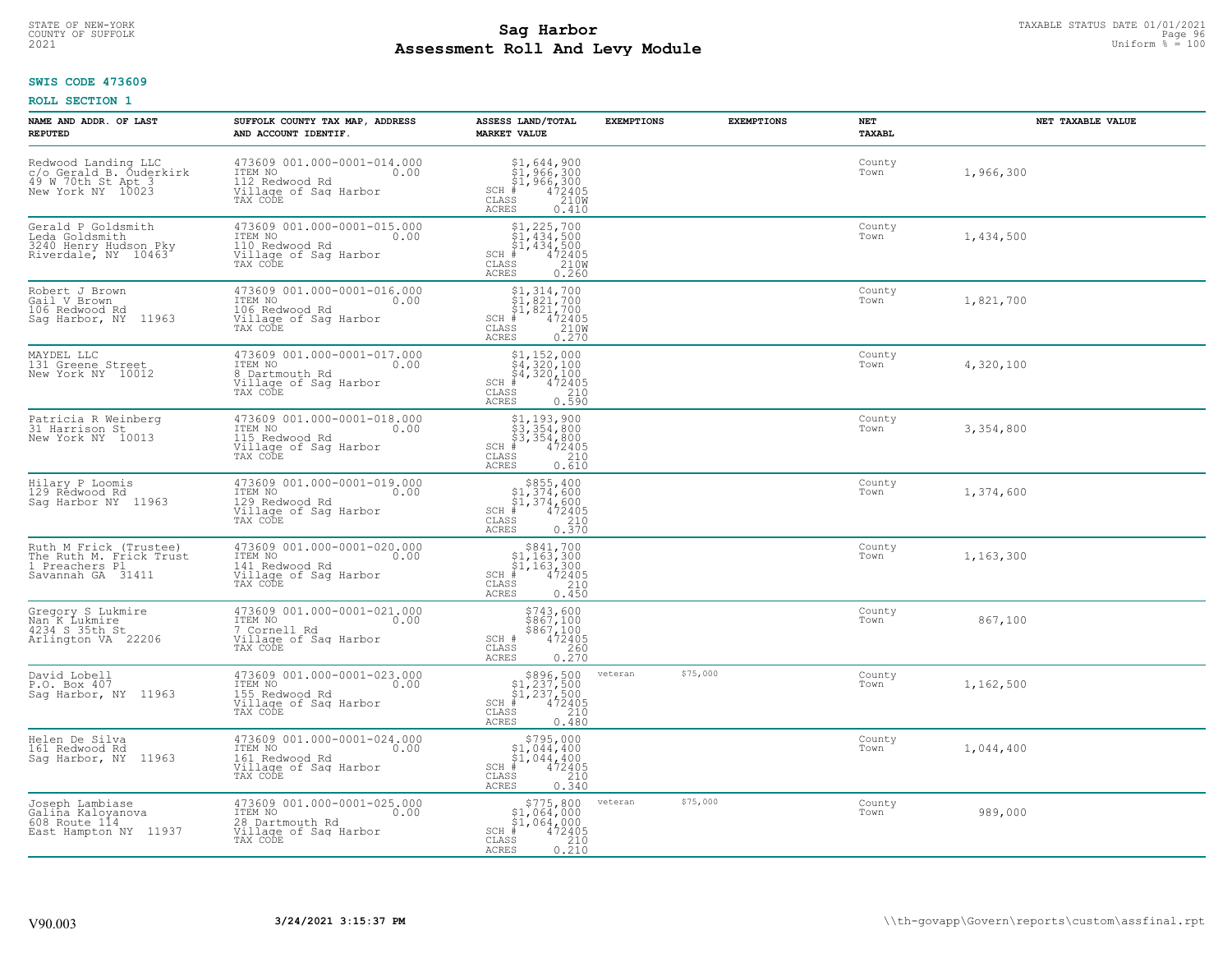STATE OF NEW-YORK
COUNTY OF SUFFOLK
2021

# Sag Harbor
## Assessment Roll And Levy Module

TAXABLE STATUS DATE 01/01/2021
Uniform % = 100

**SWIS CODE 473609**

**ROLL SECTION 1**

| NAME AND ADDR. OF LAST REPUTED | SUFFOLK COUNTY TAX MAP, ADDRESS AND ACCOUNT IDENTIF. | ASSESS LAND/TOTAL MARKET VALUE | EXEMPTIONS | EXEMPTIONS | NET TAXABL | NET TAXABLE VALUE |
|---|---|---|---|---|---|---|
| Redwood Landing LLC<br>c/o Gerald B. Ouderkirk<br>49 W 70th St Apt 3<br>New York NY 10023 | 473609 001.000-0001-014.000<br>ITEM NO 0.00<br>112 Redwood Rd<br>Village of Sag Harbor<br>TAX CODE | $1,644,900<br>$1,966,300<br>$1,966,300<br>SCH # 472405<br>CLASS 210W<br>ACRES 0.410 | | | County<br>Town | 1,966,300 |
| Gerald P Goldsmith<br>Leda Goldsmith<br>3240 Henry Hudson Pky<br>Riverdale, NY 10463 | 473609 001.000-0001-015.000<br>ITEM NO 0.00<br>110 Redwood Rd<br>Village of Sag Harbor<br>TAX CODE | $1,225,700<br>$1,434,500<br>$1,434,500<br>SCH # 472405<br>CLASS 210W<br>ACRES 0.260 | | | County<br>Town | 1,434,500 |
| Robert J Brown<br>Gail V Brown<br>106 Redwood Rd<br>Sag Harbor, NY 11963 | 473609 001.000-0001-016.000<br>ITEM NO 0.00<br>106 Redwood Rd<br>Village of Sag Harbor<br>TAX CODE | $1,314,700<br>$1,821,700<br>$1,821,700<br>SCH # 472405<br>CLASS 210W<br>ACRES 0.270 | | | County<br>Town | 1,821,700 |
| MAYDEL LLC<br>131 Greene Street<br>New York NY 10012 | 473609 001.000-0001-017.000<br>ITEM NO 0.00<br>8 Dartmouth Rd<br>Village of Sag Harbor<br>TAX CODE | $1,152,000<br>$4,320,100<br>$4,320,100<br>SCH # 472405<br>CLASS 210<br>ACRES 0.590 | | | County<br>Town | 4,320,100 |
| Patricia R Weinberg<br>31 Harrison St<br>New York NY 10013 | 473609 001.000-0001-018.000<br>ITEM NO 0.00<br>115 Redwood Rd<br>Village of Sag Harbor<br>TAX CODE | $1,193,900<br>$3,354,800<br>$3,354,800<br>SCH # 472405<br>CLASS 210<br>ACRES 0.610 | | | County<br>Town | 3,354,800 |
| Hilary P Loomis<br>129 Redwood Rd<br>Sag Harbor NY 11963 | 473609 001.000-0001-019.000<br>ITEM NO 0.00<br>129 Redwood Rd<br>Village of Sag Harbor<br>TAX CODE | $855,400<br>$1,374,600<br>$1,374,600<br>SCH # 472405<br>CLASS 210<br>ACRES 0.370 | | | County<br>Town | 1,374,600 |
| Ruth M Frick (Trustee)<br>The Ruth M. Frick Trust<br>1 Preachers Pl<br>Savannah GA 31411 | 473609 001.000-0001-020.000<br>ITEM NO 0.00<br>141 Redwood Rd<br>Village of Sag Harbor<br>TAX CODE | $841,700<br>$1,163,300<br>$1,163,300<br>SCH # 472405<br>CLASS 210<br>ACRES 0.450 | | | County<br>Town | 1,163,300 |
| Gregory S Lukmire<br>Nan K Lukmire<br>4234 S 35th St<br>Arlington VA 22206 | 473609 001.000-0001-021.000<br>ITEM NO 0.00<br>7 Cornell Rd<br>Village of Sag Harbor<br>TAX CODE | $743,600<br>$867,100<br>$867,100<br>SCH # 472405<br>CLASS 260<br>ACRES 0.270 | | | County<br>Town | 867,100 |
| David Lobell<br>P.O. Box 407<br>Sag Harbor, NY 11963 | 473609 001.000-0001-023.000<br>ITEM NO 0.00<br>155 Redwood Rd<br>Village of Sag Harbor<br>TAX CODE | $896,500<br>$1,237,500<br>$1,237,500<br>SCH # 472405<br>CLASS 210<br>ACRES 0.480 | veteran $75,000 | | County<br>Town | 1,162,500 |
| Helen De Silva<br>161 Redwood Rd<br>Sag Harbor, NY 11963 | 473609 001.000-0001-024.000<br>ITEM NO 0.00<br>161 Redwood Rd<br>Village of Sag Harbor<br>TAX CODE | $795,000<br>$1,044,400<br>$1,044,400<br>SCH # 472405<br>CLASS 210<br>ACRES 0.340 | | | County<br>Town | 1,044,400 |
| Joseph Lambiase<br>Galina Kaloyanova<br>608 Route 114<br>East Hampton NY 11937 | 473609 001.000-0001-025.000<br>ITEM NO 0.00<br>28 Dartmouth Rd<br>Village of Sag Harbor<br>TAX CODE | $775,800<br>$1,064,000<br>$1,064,000<br>SCH # 472405<br>CLASS 210<br>ACRES 0.210 | veteran $75,000 | | County<br>Town | 989,000 |

V90.003 **3/24/2021 3:15:37 PM** \\th-govapp\Govern\reports\custom\assfinal.rpt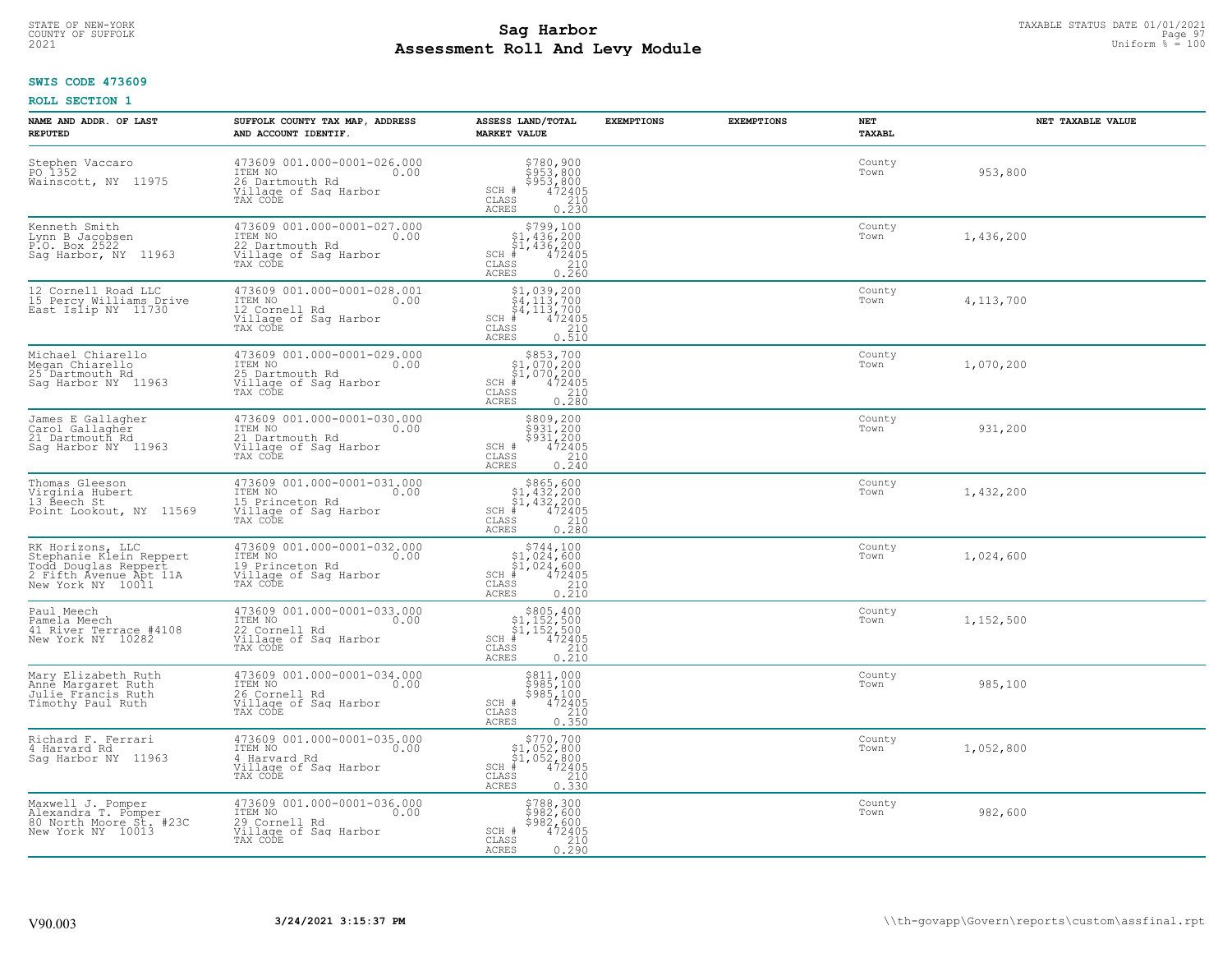STATE OF NEW-YORK
COUNTY OF SUFFOLK
2021

# Sag Harbor
# Assessment Roll And Levy Module

TAXABLE STATUS DATE 01/01/2021
Uniform % = 100

**SWIS CODE 473609**

**ROLL SECTION 1**

| NAME AND ADDR. OF LAST REPUTED | SUFFOLK COUNTY TAX MAP, ADDRESS AND ACCOUNT IDENTIF. | ASSESS LAND/TOTAL MARKET VALUE | EXEMPTIONS | EXEMPTIONS | NET TAXABL | NET TAXABLE VALUE |
|---|---|---|---|---|---|---|
| Stephen Vaccaro<br>PO 1352<br>Wainscott, NY 11975 | 473609 001.000-0001-026.000<br>ITEM NO 0.00<br>26 Dartmouth Rd<br>Village of Sag Harbor<br>TAX CODE | $780,900<br>$953,800<br>$953,800<br>SCH # 472405<br>CLASS 210<br>ACRES 0.230 | | | County<br>Town | 953,800 |
| Kenneth Smith<br>Lynn B Jacobsen<br>P.O. Box 2522<br>Sag Harbor, NY 11963 | 473609 001.000-0001-027.000<br>ITEM NO 0.00<br>22 Dartmouth Rd<br>Village of Sag Harbor<br>TAX CODE | $799,100<br>$1,436,200<br>$1,436,200<br>SCH # 472405<br>CLASS 210<br>ACRES 0.260 | | | County<br>Town | 1,436,200 |
| 12 Cornell Road LLC<br>15 Percy Williams Drive<br>East Islip NY 11730 | 473609 001.000-0001-028.001<br>ITEM NO 0.00<br>12 Cornell Rd<br>Village of Sag Harbor<br>TAX CODE | $1,039,200<br>$4,113,700<br>$4,113,700<br>SCH # 472405<br>CLASS 210<br>ACRES 0.510 | | | County<br>Town | 4,113,700 |
| Michael Chiarello<br>Megan Chiarello<br>25 Dartmouth Rd<br>Sag Harbor NY 11963 | 473609 001.000-0001-029.000<br>ITEM NO 0.00<br>25 Dartmouth Rd<br>Village of Sag Harbor<br>TAX CODE | $853,700<br>$1,070,200<br>$1,070,200<br>SCH # 472405<br>CLASS 210<br>ACRES 0.280 | | | County<br>Town | 1,070,200 |
| James E Gallagher<br>Carol Gallagher<br>21 Dartmouth Rd<br>Sag Harbor NY 11963 | 473609 001.000-0001-030.000<br>ITEM NO 0.00<br>21 Dartmouth Rd<br>Village of Sag Harbor<br>TAX CODE | $809,200<br>$931,200<br>$931,200<br>SCH # 472405<br>CLASS 210<br>ACRES 0.240 | | | County<br>Town | 931,200 |
| Thomas Gleeson<br>Virginia Hubert<br>13 Beech St<br>Point Lookout, NY 11569 | 473609 001.000-0001-031.000<br>ITEM NO 0.00<br>15 Princeton Rd<br>Village of Sag Harbor<br>TAX CODE | $865,600<br>$1,432,200<br>$1,432,200<br>SCH # 472405<br>CLASS 210<br>ACRES 0.280 | | | County<br>Town | 1,432,200 |
| RK Horizons, LLC<br>Stephanie Klein Reppert<br>Todd Douglas Reppert<br>2 Fifth Avenue Apt 11A<br>New York NY 10011 | 473609 001.000-0001-032.000<br>ITEM NO 0.00<br>19 Princeton Rd<br>Village of Sag Harbor<br>TAX CODE | $744,100<br>$1,024,600<br>$1,024,600<br>SCH # 472405<br>CLASS 210<br>ACRES 0.210 | | | County<br>Town | 1,024,600 |
| Paul Meech<br>Pamela Meech<br>41 River Terrace #4108<br>New York NY 10282 | 473609 001.000-0001-033.000<br>ITEM NO 0.00<br>22 Cornell Rd<br>Village of Sag Harbor<br>TAX CODE | $805,400<br>$1,152,500<br>$1,152,500<br>SCH # 472405<br>CLASS 210<br>ACRES 0.210 | | | County<br>Town | 1,152,500 |
| Mary Elizabeth Ruth<br>Anne Margaret Ruth<br>Julie Francis Ruth<br>Timothy Paul Ruth | 473609 001.000-0001-034.000<br>ITEM NO 0.00<br>26 Cornell Rd<br>Village of Sag Harbor<br>TAX CODE | $811,000<br>$985,100<br>$985,100<br>SCH # 472405<br>CLASS 210<br>ACRES 0.350 | | | County<br>Town | 985,100 |
| Richard F. Ferrari<br>4 Harvard Rd<br>Sag Harbor NY 11963 | 473609 001.000-0001-035.000<br>ITEM NO 0.00<br>4 Harvard Rd<br>Village of Sag Harbor<br>TAX CODE | $770,700<br>$1,052,800<br>$1,052,800<br>SCH # 472405<br>CLASS 210<br>ACRES 0.330 | | | County<br>Town | 1,052,800 |
| Maxwell J. Pomper<br>Alexandra T. Pomper<br>80 North Moore St. #23C<br>New York NY 10013 | 473609 001.000-0001-036.000<br>ITEM NO 0.00<br>29 Cornell Rd<br>Village of Sag Harbor<br>TAX CODE | $788,300<br>$982,600<br>$982,600<br>SCH # 472405<br>CLASS 210<br>ACRES 0.290 | | | County<br>Town | 982,600 |

V90.003 3/24/2021 3:15:37 PM \\th-govapp\Govern\reports\custom\assfinal.rpt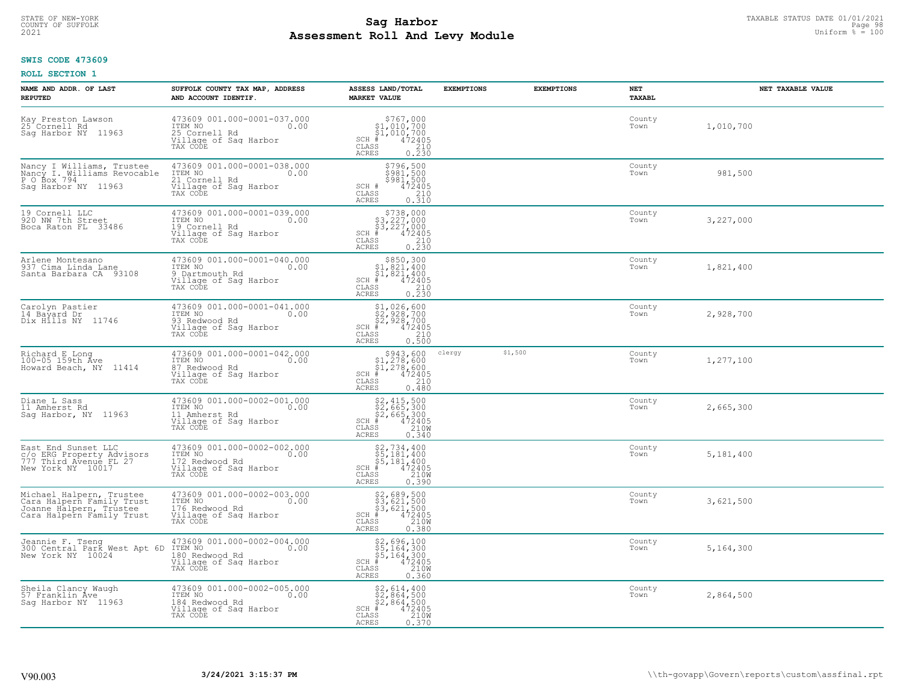STATE OF NEW-YORK
COUNTY OF SUFFOLK
2021

# Sag Harbor
## Assessment Roll And Levy Module

TAXABLE STATUS DATE 01/01/2021
Uniform % = 100

**SWIS CODE 473609**

**ROLL SECTION 1**

| NAME AND ADDR. OF LAST REPUTED | SUFFOLK COUNTY TAX MAP, ADDRESS AND ACCOUNT IDENTIF. | ASSESS LAND/TOTAL MARKET VALUE | EXEMPTIONS | EXEMPTIONS | NET TAXABL | NET TAXABLE VALUE |
|---|---|---|---|---|---|---|
| Kay Preston Lawson<br>25 Cornell Rd<br>Sag Harbor NY 11963 | 473609 001.000-0001-037.000<br>ITEM NO 0.00<br>25 Cornell Rd<br>Village of Sag Harbor<br>TAX CODE | $767,000<br>$1,010,700<br>$1,010,700<br>SCH # 472405<br>CLASS 210<br>ACRES 0.230 | | | County<br>Town | 1,010,700 |
| Nancy I Williams, Trustee<br>Nancy I. Williams Revocable<br>P O Box 794<br>Sag Harbor NY 11963 | 473609 001.000-0001-038.000<br>ITEM NO 0.00<br>21 Cornell Rd<br>Village of Sag Harbor<br>TAX CODE | $796,500<br>$981,500<br>$981,500<br>SCH # 472405<br>CLASS 210<br>ACRES 0.310 | | | County<br>Town | 981,500 |
| 19 Cornell LLC<br>920 NW 7th Street<br>Boca Raton FL 33486 | 473609 001.000-0001-039.000<br>ITEM NO 0.00<br>19 Cornell Rd<br>Village of Sag Harbor<br>TAX CODE | $738,000<br>$3,227,000<br>$3,227,000<br>SCH # 472405<br>CLASS 210<br>ACRES 0.230 | | | County<br>Town | 3,227,000 |
| Arlene Montesano<br>937 Cima Linda Lane<br>Santa Barbara CA 93108 | 473609 001.000-0001-040.000<br>ITEM NO 0.00<br>9 Dartmouth Rd<br>Village of Sag Harbor<br>TAX CODE | $850,300<br>$1,821,400<br>$1,821,400<br>SCH # 472405<br>CLASS 210<br>ACRES 0.230 | | | County<br>Town | 1,821,400 |
| Carolyn Pastier<br>14 Bayard Dr<br>Dix Hills NY 11746 | 473609 001.000-0001-041.000<br>ITEM NO 0.00<br>93 Redwood Rd<br>Village of Sag Harbor<br>TAX CODE | $1,026,600<br>$2,928,700<br>$2,928,700<br>SCH # 472405<br>CLASS 210<br>ACRES 0.500 | | | County<br>Town | 2,928,700 |
| Richard E Long<br>100-05 159th Ave<br>Howard Beach, NY 11414 | 473609 001.000-0001-042.000<br>ITEM NO 0.00<br>87 Redwood Rd<br>Village of Sag Harbor<br>TAX CODE | $943,600<br>$1,278,600<br>$1,278,600<br>SCH # 472405<br>CLASS 210<br>ACRES 0.480 | clergy | $1,500 | County<br>Town | 1,277,100 |
| Diane L Sass<br>11 Amherst Rd<br>Sag Harbor, NY 11963 | 473609 001.000-0002-001.000<br>ITEM NO 0.00<br>11 Amherst Rd<br>Village of Sag Harbor<br>TAX CODE | $2,415,500<br>$2,665,300<br>$2,665,300<br>SCH # 472405<br>CLASS 210W<br>ACRES 0.340 | | | County<br>Town | 2,665,300 |
| East End Sunset LLC<br>c/o ERG Property Advisors<br>777 Third Avenue FL 27<br>New York NY 10017 | 473609 001.000-0002-002.000<br>ITEM NO 0.00<br>172 Redwood Rd<br>Village of Sag Harbor<br>TAX CODE | $2,734,400<br>$5,181,400<br>$5,181,400<br>SCH # 472405<br>CLASS 210W<br>ACRES 0.390 | | | County<br>Town | 5,181,400 |
| Michael Halpern, Trustee<br>Cara Halpern Family Trust<br>Joanne Halpern, Trustee<br>Cara Halpern Family Trust | 473609 001.000-0002-003.000<br>ITEM NO 0.00<br>176 Redwood Rd<br>Village of Sag Harbor<br>TAX CODE | $2,689,500<br>$3,621,500<br>$3,621,500<br>SCH # 472405<br>CLASS 210W<br>ACRES 0.380 | | | County<br>Town | 3,621,500 |
| Jeannie F. Tseng<br>300 Central Park West Apt 6D<br>New York NY 10024 | 473609 001.000-0002-004.000<br>ITEM NO 0.00<br>180 Redwood Rd<br>Village of Sag Harbor<br>TAX CODE | $2,696,100<br>$5,164,300<br>$5,164,300<br>SCH # 472405<br>CLASS 210W<br>ACRES 0.360 | | | County<br>Town | 5,164,300 |
| Sheila Clancy Waugh<br>57 Franklin Ave<br>Sag Harbor NY 11963 | 473609 001.000-0002-005.000<br>ITEM NO 0.00<br>184 Redwood Rd<br>Village of Sag Harbor<br>TAX CODE | $2,614,400<br>$2,864,500<br>$2,864,500<br>SCH # 472405<br>CLASS 210W<br>ACRES 0.370 | | | County<br>Town | 2,864,500 |

V90.003 3/24/2021 3:15:37 PM \\th-govapp\Govern\reports\custom\assfinal.rpt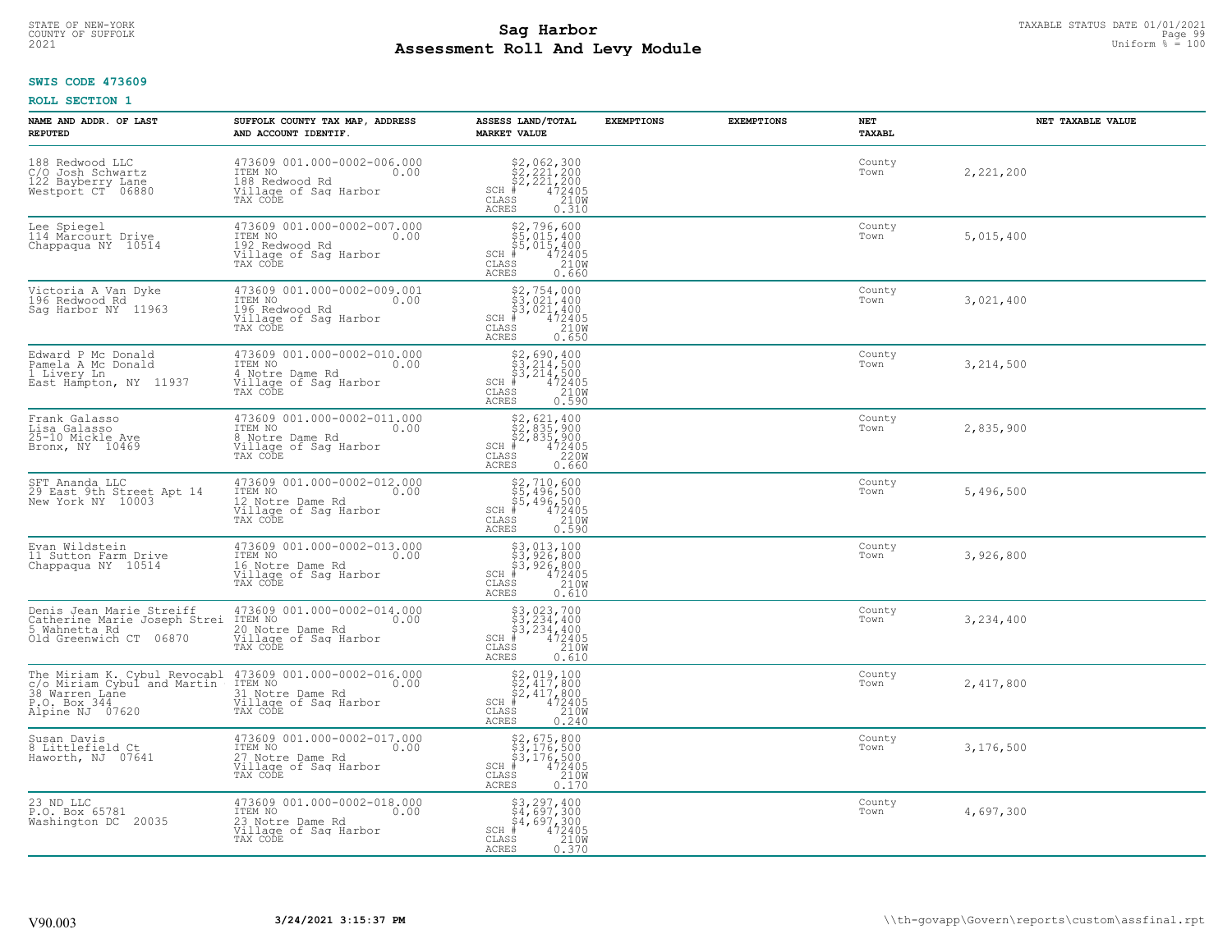STATE OF NEW-YORK
COUNTY OF SUFFOLK
2021

# Sag Harbor
## Assessment Roll And Levy Module

TAXABLE STATUS DATE 01/01/2021
Uniform % = 100

**SWIS CODE 473609**

**ROLL SECTION 1**

| NAME AND ADDR. OF LAST REPUTED | SUFFOLK COUNTY TAX MAP, ADDRESS AND ACCOUNT IDENTIF. | ASSESS LAND/TOTAL MARKET VALUE | EXEMPTIONS | EXEMPTIONS | NET TAXABL | NET TAXABLE VALUE |
|---|---|---|---|---|---|---|
| 188 Redwood LLC<br>C/O Josh Schwartz<br>122 Bayberry Lane<br>Westport CT 06880 | 473609 001.000-0002-006.000<br>ITEM NO 0.00<br>188 Redwood Rd<br>Village of Sag Harbor<br>TAX CODE | $2,062,300<br>$2,221,200<br>$2,221,200<br>SCH # 472405<br>CLASS 210W<br>ACRES 0.310 | | | County<br>Town | 2,221,200 |
| Lee Spiegel<br>114 Marcourt Drive<br>Chappaqua NY 10514 | 473609 001.000-0002-007.000<br>ITEM NO 0.00<br>192 Redwood Rd<br>Village of Sag Harbor<br>TAX CODE | $2,796,600<br>$5,015,400<br>$5,015,400<br>SCH # 472405<br>CLASS 210W<br>ACRES 0.660 | | | County<br>Town | 5,015,400 |
| Victoria A Van Dyke<br>196 Redwood Rd<br>Sag Harbor NY 11963 | 473609 001.000-0002-009.001<br>ITEM NO 0.00<br>196 Redwood Rd<br>Village of Sag Harbor<br>TAX CODE | $2,754,000<br>$3,021,400<br>$3,021,400<br>SCH # 472405<br>CLASS 210W<br>ACRES 0.650 | | | County<br>Town | 3,021,400 |
| Edward P Mc Donald<br>Pamela A Mc Donald<br>1 Livery Ln<br>East Hampton, NY 11937 | 473609 001.000-0002-010.000<br>ITEM NO 0.00<br>4 Notre Dame Rd<br>Village of Sag Harbor<br>TAX CODE | $2,690,400<br>$3,214,500<br>$3,214,500<br>SCH # 472405<br>CLASS 210W<br>ACRES 0.590 | | | County<br>Town | 3,214,500 |
| Frank Galasso<br>Lisa Galasso<br>25-10 Mickle Ave<br>Bronx, NY 10469 | 473609 001.000-0002-011.000<br>ITEM NO 0.00<br>8 Notre Dame Rd<br>Village of Sag Harbor<br>TAX CODE | $2,621,400<br>$2,835,900<br>$2,835,900<br>SCH # 472405<br>CLASS 220W<br>ACRES 0.660 | | | County<br>Town | 2,835,900 |
| SFT Ananda LLC<br>29 East 9th Street Apt 14<br>New York NY 10003 | 473609 001.000-0002-012.000<br>ITEM NO 0.00<br>12 Notre Dame Rd<br>Village of Sag Harbor<br>TAX CODE | $2,710,600<br>$5,496,500<br>$5,496,500<br>SCH # 472405<br>CLASS 210W<br>ACRES 0.590 | | | County<br>Town | 5,496,500 |
| Evan Wildstein<br>11 Sutton Farm Drive<br>Chappaqua NY 10514 | 473609 001.000-0002-013.000<br>ITEM NO 0.00<br>16 Notre Dame Rd<br>Village of Sag Harbor<br>TAX CODE | $3,013,100<br>$3,926,800<br>$3,926,800<br>SCH # 472405<br>CLASS 210W<br>ACRES 0.610 | | | County<br>Town | 3,926,800 |
| Denis Jean Marie Streiff<br>Catherine Marie Joseph Strei<br>5 Wahnetta Rd<br>Old Greenwich CT 06870 | 473609 001.000-0002-014.000<br>ITEM NO 0.00<br>20 Notre Dame Rd<br>Village of Sag Harbor<br>TAX CODE | $3,023,700<br>$3,234,400<br>$3,234,400<br>SCH # 472405<br>CLASS 210W<br>ACRES 0.610 | | | County<br>Town | 3,234,400 |
| The Miriam K. Cybul Revocabl<br>c/o Miriam Cybul and Martin<br>38 Warren Lane<br>P.O. Box 344<br>Alpine NJ 07620 | 473609 001.000-0002-016.000<br>ITEM NO 0.00<br>31 Notre Dame Rd<br>Village of Sag Harbor<br>TAX CODE | $2,019,100<br>$2,417,800<br>$2,417,800<br>SCH # 472405<br>CLASS 210W<br>ACRES 0.240 | | | County<br>Town | 2,417,800 |
| Susan Davis<br>8 Littlefield Ct<br>Haworth, NJ 07641 | 473609 001.000-0002-017.000<br>ITEM NO 0.00<br>27 Notre Dame Rd<br>Village of Sag Harbor<br>TAX CODE | $2,675,800<br>$3,176,500<br>$3,176,500<br>SCH # 472405<br>CLASS 210W<br>ACRES 0.170 | | | County<br>Town | 3,176,500 |
| 23 ND LLC<br>P.O. Box 65781<br>Washington DC 20035 | 473609 001.000-0002-018.000<br>ITEM NO 0.00<br>23 Notre Dame Rd<br>Village of Sag Harbor<br>TAX CODE | $3,297,400<br>$4,697,300<br>$4,697,300<br>SCH # 472405<br>CLASS 210W<br>ACRES 0.370 | | | County<br>Town | 4,697,300 |

V90.003 3/24/2021 3:15:37 PM \\th-govapp\Govern\reports\custom\assfinal.rpt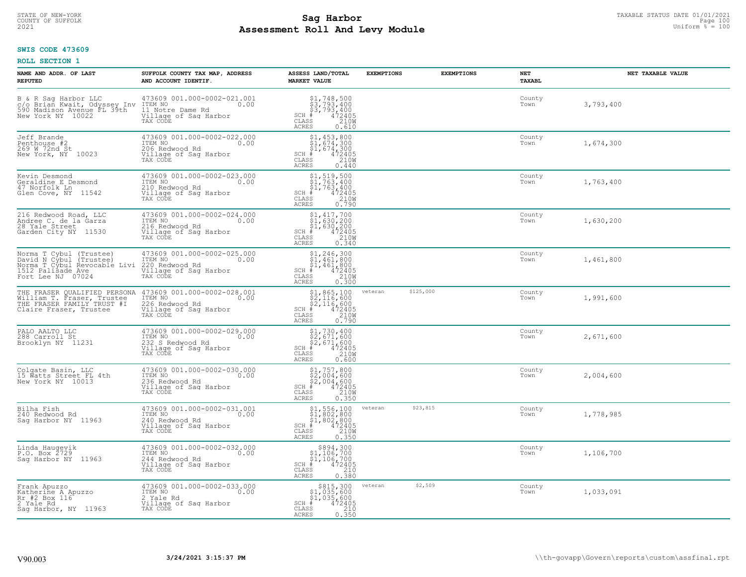STATE OF NEW-YORK
COUNTY OF SUFFOLK
2021

# Sag Harbor
## Assessment Roll And Levy Module

TAXABLE STATUS DATE 01/01/2021
Uniform % = 100

**SWIS CODE 473609**

**ROLL SECTION 1**

| NAME AND ADDR. OF LAST REPUTED | SUFFOLK COUNTY TAX MAP, ADDRESS AND ACCOUNT IDENTIF. | ASSESS LAND/TOTAL MARKET VALUE | EXEMPTIONS | EXEMPTIONS | NET TAXABL | NET TAXABLE VALUE |
|---|---|---|---|---|---|---|
| B & R Sag Harbor LLC<br>c/o Brian Kwait, Odyssey Inv<br>590 Madison Avenue FL 39th<br>New York NY 10022 | 473609 001.000-0002-021.001<br>ITEM NO 0.00<br>11 Notre Dame Rd<br>Village of Sag Harbor<br>TAX CODE | $1,748,500<br>$3,793,400<br>$3,793,400<br>SCH # 472405<br>CLASS 210W<br>ACRES 0.610 | | | County<br>Town | 3,793,400 |
| Jeff Brande<br>Penthouse #2<br>269 W 72nd St<br>New York, NY 10023 | 473609 001.000-0002-022.000<br>ITEM NO 0.00<br>206 Redwood Rd<br>Village of Sag Harbor<br>TAX CODE | $1,453,800<br>$1,674,300<br>$1,674,300<br>SCH # 472405<br>CLASS 210W<br>ACRES 0.440 | | | County<br>Town | 1,674,300 |
| Kevin Desmond<br>Geraldine E Desmond<br>47 Norfolk Ln<br>Glen Cove, NY 11542 | 473609 001.000-0002-023.000<br>ITEM NO 0.00<br>210 Redwood Rd<br>Village of Sag Harbor<br>TAX CODE | $1,519,500<br>$1,763,400<br>$1,763,400<br>SCH # 472405<br>CLASS 210W<br>ACRES 0.790 | | | County<br>Town | 1,763,400 |
| 216 Redwood Road, LLC<br>Andree C. de la Garza<br>28 Yale Street<br>Garden City NY 11530 | 473609 001.000-0002-024.000<br>ITEM NO 0.00<br>216 Redwood Rd<br>Village of Sag Harbor<br>TAX CODE | $1,417,700<br>$1,630,200<br>$1,630,200<br>SCH # 472405<br>CLASS 210W<br>ACRES 0.340 | | | County<br>Town | 1,630,200 |
| Norma T Cybul (Trustee)<br>David N Cybul (Trustee)<br>Norma T Cybul Revocable Livi<br>1512 Palisade Ave<br>Fort Lee NJ 07024 | 473609 001.000-0002-025.000<br>ITEM NO 0.00<br>220 Redwood Rd<br>Village of Sag Harbor<br>TAX CODE | $1,246,300<br>$1,461,800<br>$1,461,800<br>SCH # 472405<br>CLASS 210W<br>ACRES 0.300 | | | County<br>Town | 1,461,800 |
| THE FRASER QUALIFIED PERSONA<br>William T. Fraser, Trustee<br>THE FRASER FAMILY TRUST #I<br>Claire Fraser, Trustee | 473609 001.000-0002-028.001<br>ITEM NO 0.00<br>226 Redwood Rd<br>Village of Sag Harbor<br>TAX CODE | $1,865,100<br>$2,116,600<br>$2,116,600<br>SCH # 472405<br>CLASS 210W<br>ACRES 0.790 | veteran $125,000 | | County<br>Town | 1,991,600 |
| PALO AALTO LLC<br>288 Carroll St<br>Brooklyn NY 11231 | 473609 001.000-0002-029.000<br>ITEM NO 0.00<br>232 S Redwood Rd<br>Village of Sag Harbor<br>TAX CODE | $1,730,400<br>$2,671,600<br>$2,671,600<br>SCH # 472405<br>CLASS 210W<br>ACRES 0.600 | | | County<br>Town | 2,671,600 |
| Colgate Basin, LLC<br>15 Watts Street FL 4th<br>New York NY 10013 | 473609 001.000-0002-030.000<br>ITEM NO 0.00<br>236 Redwood Rd<br>Village of Sag Harbor<br>TAX CODE | $1,757,800<br>$2,004,600<br>$2,004,600<br>SCH # 472405<br>CLASS 210W<br>ACRES 0.350 | | | County<br>Town | 2,004,600 |
| Bilha Fish<br>240 Redwood Rd<br>Sag Harbor NY 11963 | 473609 001.000-0002-031.001<br>ITEM NO 0.00<br>240 Redwood Rd<br>Village of Sag Harbor<br>TAX CODE | $1,556,100<br>$1,802,800<br>$1,802,800<br>SCH # 472405<br>CLASS 210W<br>ACRES 0.350 | veteran $23,815 | | County<br>Town | 1,778,985 |
| Linda Haugevik<br>P.O. Box 2729<br>Sag Harbor NY 11963 | 473609 001.000-0002-032.000<br>ITEM NO 0.00<br>244 Redwood Rd<br>Village of Sag Harbor<br>TAX CODE | $894,300<br>$1,106,700<br>$1,106,700<br>SCH # 472405<br>CLASS 210<br>ACRES 0.380 | | | County<br>Town | 1,106,700 |
| Frank Apuzzo<br>Katherine A Apuzzo<br>Rr #2 Box 116<br>2 Yale Rd<br>Sag Harbor, NY 11963 | 473609 001.000-0002-033.000<br>ITEM NO 0.00<br>2 Yale Rd<br>Village of Sag Harbor<br>TAX CODE | $815,300<br>$1,035,600<br>$1,035,600<br>SCH # 472405<br>CLASS 210<br>ACRES 0.350 | veteran $2,509 | | County<br>Town | 1,033,091 |

V90.003 3/24/2021 3:15:37 PM \\th-govapp\Govern\reports\custom\assfinal.rpt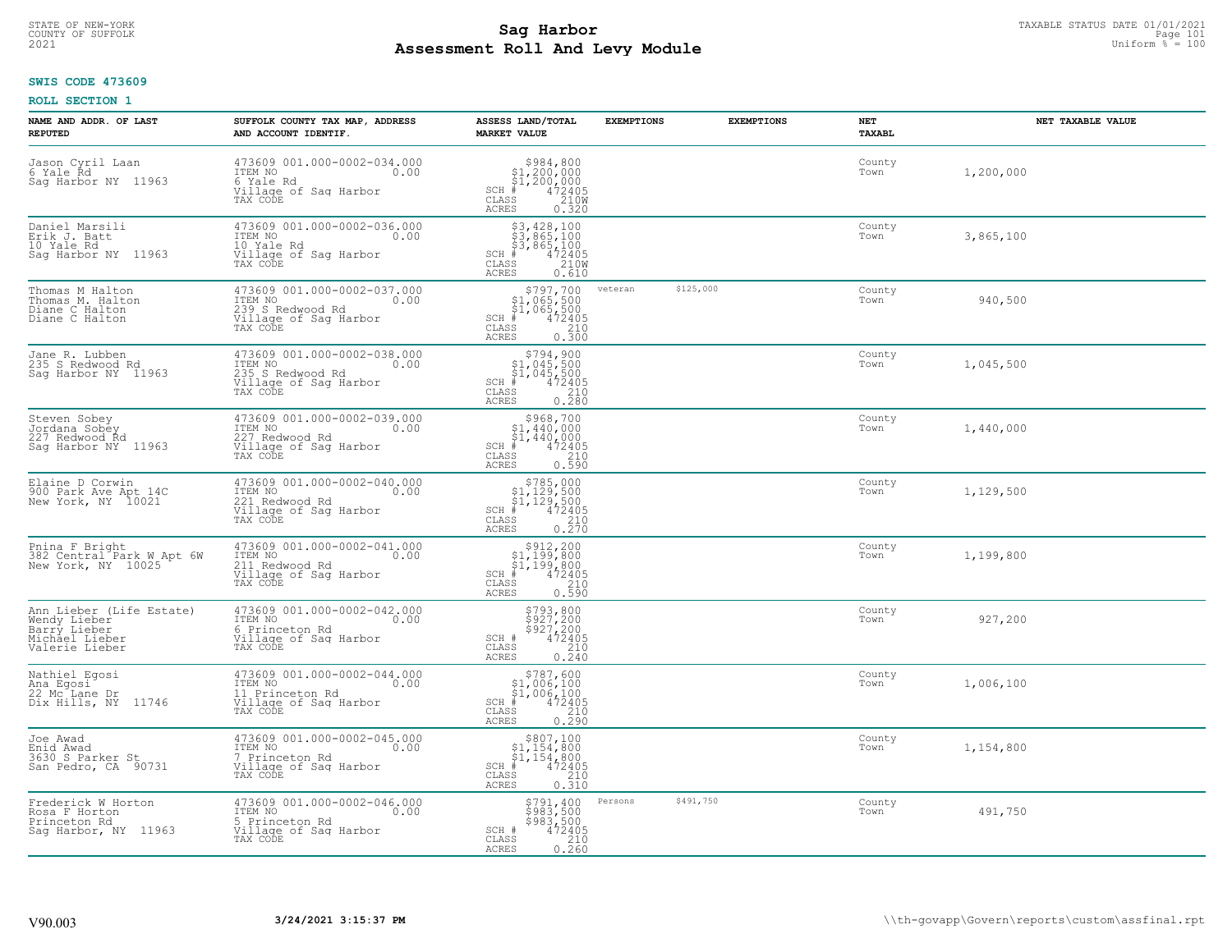STATE OF NEW-YORK
COUNTY OF SUFFOLK
2021

# Sag Harbor
# Assessment Roll And Levy Module

TAXABLE STATUS DATE 01/01/2021
Uniform % = 100

**SWIS CODE 473609**

**ROLL SECTION 1**

| NAME AND ADDR. OF LAST REPUTED | SUFFOLK COUNTY TAX MAP, ADDRESS AND ACCOUNT IDENTIF. | ASSESS LAND/TOTAL MARKET VALUE | EXEMPTIONS | EXEMPTIONS | NET TAXABL | NET TAXABLE VALUE |
|---|---|---|---|---|---|---|
| Jason Cyril Laan<br>6 Yale Rd<br>Sag Harbor NY 11963 | 473609 001.000-0002-034.000<br>ITEM NO 0.00<br>6 Yale Rd<br>Village of Sag Harbor<br>TAX CODE | $984,800<br>$1,200,000<br>$1,200,000<br>SCH # 472405<br>CLASS 210W<br>ACRES 0.320 | | | County<br>Town | 1,200,000 |
| Daniel Marsili<br>Erik J. Batt<br>10 Yale Rd<br>Sag Harbor NY 11963 | 473609 001.000-0002-036.000<br>ITEM NO 0.00<br>10 Yale Rd<br>Village of Sag Harbor<br>TAX CODE | $3,428,100<br>$3,865,100<br>$3,865,100<br>SCH # 472405<br>CLASS 210W<br>ACRES 0.610 | | | County<br>Town | 3,865,100 |
| Thomas M Halton<br>Thomas M. Halton<br>Diane C Halton<br>Diane C Halton | 473609 001.000-0002-037.000<br>ITEM NO 0.00<br>239 S Redwood Rd<br>Village of Sag Harbor<br>TAX CODE | $797,700<br>$1,065,500<br>$1,065,500<br>SCH # 472405<br>CLASS 210<br>ACRES 0.300 | veteran $125,000 | | County<br>Town | 940,500 |
| Jane R. Lubben<br>235 S Redwood Rd<br>Sag Harbor NY 11963 | 473609 001.000-0002-038.000<br>ITEM NO 0.00<br>235 S Redwood Rd<br>Village of Sag Harbor<br>TAX CODE | $794,900<br>$1,045,500<br>$1,045,500<br>SCH # 472405<br>CLASS 210<br>ACRES 0.280 | | | County<br>Town | 1,045,500 |
| Steven Sobey<br>Jordana Sobey<br>227 Redwood Rd<br>Sag Harbor NY 11963 | 473609 001.000-0002-039.000<br>ITEM NO 0.00<br>227 Redwood Rd<br>Village of Sag Harbor<br>TAX CODE | $968,700<br>$1,440,000<br>$1,440,000<br>SCH # 472405<br>CLASS 210<br>ACRES 0.590 | | | County<br>Town | 1,440,000 |
| Elaine D Corwin<br>900 Park Ave Apt 14C<br>New York, NY 10021 | 473609 001.000-0002-040.000<br>ITEM NO 0.00<br>221 Redwood Rd<br>Village of Sag Harbor<br>TAX CODE | $785,000<br>$1,129,500<br>$1,129,500<br>SCH # 472405<br>CLASS 210<br>ACRES 0.270 | | | County<br>Town | 1,129,500 |
| Pnina F Bright<br>382 Central Park W Apt 6W<br>New York, NY 10025 | 473609 001.000-0002-041.000<br>ITEM NO 0.00<br>211 Redwood Rd<br>Village of Sag Harbor<br>TAX CODE | $912,200<br>$1,199,800<br>$1,199,800<br>SCH # 472405<br>CLASS 210<br>ACRES 0.590 | | | County<br>Town | 1,199,800 |
| Ann Lieber (Life Estate)<br>Wendy Lieber<br>Barry Lieber<br>Michael Lieber<br>Valerie Lieber | 473609 001.000-0002-042.000<br>ITEM NO 0.00<br>6 Princeton Rd<br>Village of Sag Harbor<br>TAX CODE | $793,800<br>$927,200<br>$927,200<br>SCH # 472405<br>CLASS 210<br>ACRES 0.240 | | | County<br>Town | 927,200 |
| Nathiel Egosi<br>Ana Egosi<br>22 Mc Lane Dr<br>Dix Hills, NY 11746 | 473609 001.000-0002-044.000<br>ITEM NO 0.00<br>11 Princeton Rd<br>Village of Sag Harbor<br>TAX CODE | $787,600<br>$1,006,100<br>$1,006,100<br>SCH # 472405<br>CLASS 210<br>ACRES 0.290 | | | County<br>Town | 1,006,100 |
| Joe Awad<br>Enid Awad<br>3630 S Parker St<br>San Pedro, CA 90731 | 473609 001.000-0002-045.000<br>ITEM NO 0.00<br>7 Princeton Rd<br>Village of Sag Harbor<br>TAX CODE | $807,100<br>$1,154,800<br>$1,154,800<br>SCH # 472405<br>CLASS 210<br>ACRES 0.310 | | | County<br>Town | 1,154,800 |
| Frederick W Horton<br>Rosa F Horton<br>Princeton Rd<br>Sag Harbor, NY 11963 | 473609 001.000-0002-046.000<br>ITEM NO 0.00<br>5 Princeton Rd<br>Village of Sag Harbor<br>TAX CODE | $791,400<br>$983,500<br>$983,500<br>SCH # 472405<br>CLASS 210<br>ACRES 0.260 | Persons $491,750 | | County<br>Town | 491,750 |

V90.003 3/24/2021 3:15:37 PM \\th-govapp\Govern\reports\custom\assfinal.rpt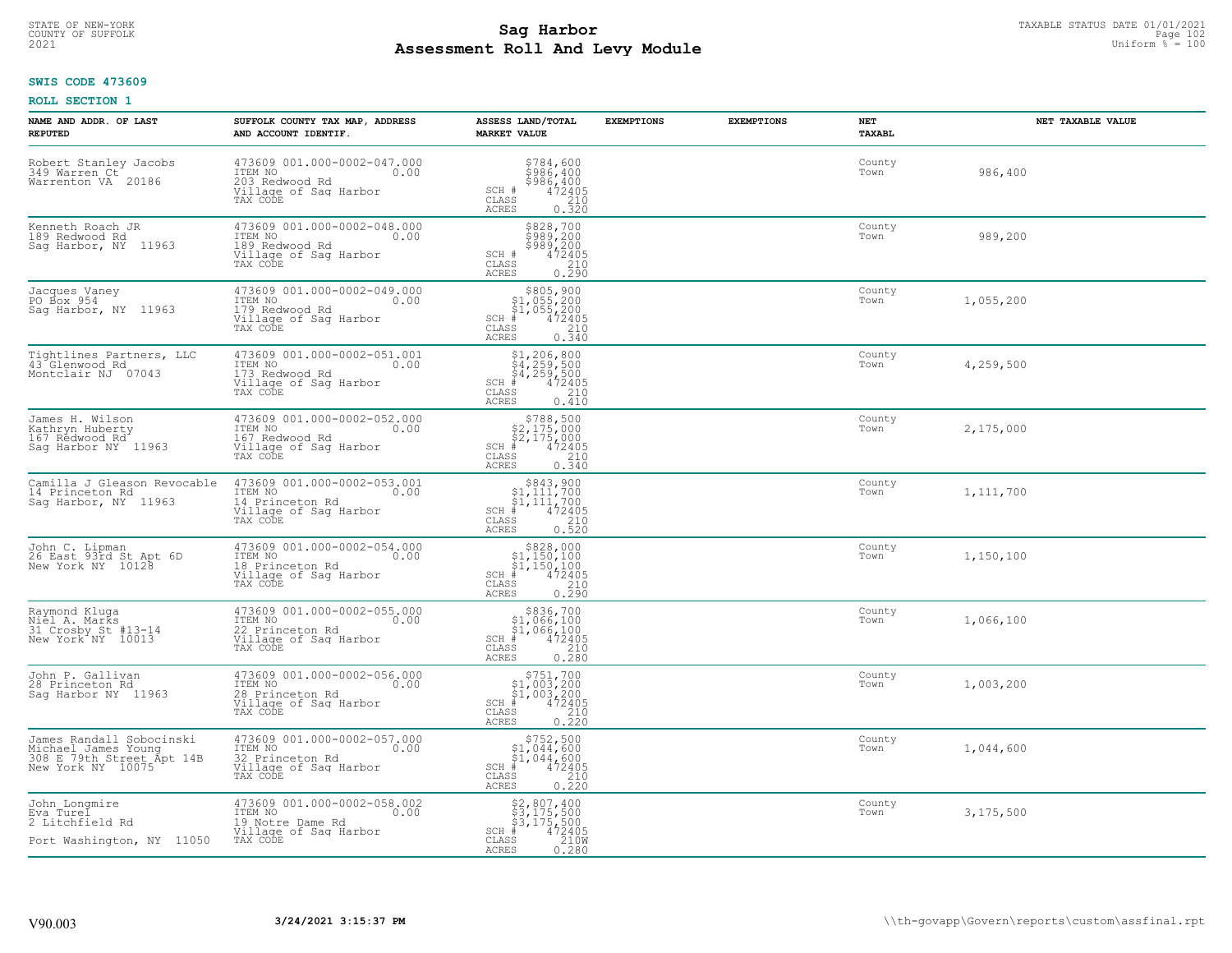STATE OF NEW-YORK
COUNTY OF SUFFOLK
2021

# Sag Harbor
## Assessment Roll And Levy Module

TAXABLE STATUS DATE 01/01/2021
Uniform % = 100

**SWIS CODE 473609**

**ROLL SECTION 1**

| NAME AND ADDR. OF LAST REPUTED | SUFFOLK COUNTY TAX MAP, ADDRESS AND ACCOUNT IDENTIF. | ASSESS LAND/TOTAL MARKET VALUE | EXEMPTIONS | EXEMPTIONS | NET TAXABL | NET TAXABLE VALUE |
|---|---|---|---|---|---|---|
| Robert Stanley Jacobs<br>349 Warren Ct<br>Warrenton VA 20186 | 473609 001.000-0002-047.000<br>ITEM NO 0.00<br>203 Redwood Rd<br>Village of Sag Harbor<br>TAX CODE | $784,600<br>$986,400<br>$986,400<br>SCH # 472405<br>CLASS 210<br>ACRES 0.320 | | | County<br>Town | 986,400 |
| Kenneth Roach JR<br>189 Redwood Rd<br>Sag Harbor, NY 11963 | 473609 001.000-0002-048.000<br>ITEM NO 0.00<br>189 Redwood Rd<br>Village of Sag Harbor<br>TAX CODE | $828,700<br>$989,200<br>$989,200<br>SCH # 472405<br>CLASS 210<br>ACRES 0.290 | | | County<br>Town | 989,200 |
| Jacques Vaney<br>PO Box 954<br>Sag Harbor, NY 11963 | 473609 001.000-0002-049.000<br>ITEM NO 0.00<br>179 Redwood Rd<br>Village of Sag Harbor<br>TAX CODE | $805,900<br>$1,055,200<br>$1,055,200<br>SCH # 472405<br>CLASS 210<br>ACRES 0.340 | | | County<br>Town | 1,055,200 |
| Tightlines Partners, LLC<br>43 Glenwood Rd<br>Montclair NJ 07043 | 473609 001.000-0002-051.001<br>ITEM NO 0.00<br>173 Redwood Rd<br>Village of Sag Harbor<br>TAX CODE | $1,206,800<br>$4,259,500<br>$4,259,500<br>SCH # 472405<br>CLASS 210<br>ACRES 0.410 | | | County<br>Town | 4,259,500 |
| James H. Wilson<br>Kathryn Huberty<br>167 Redwood Rd<br>Sag Harbor NY 11963 | 473609 001.000-0002-052.000<br>ITEM NO 0.00<br>167 Redwood Rd<br>Village of Sag Harbor<br>TAX CODE | $788,500<br>$2,175,000<br>$2,175,000<br>SCH # 472405<br>CLASS 210<br>ACRES 0.340 | | | County<br>Town | 2,175,000 |
| Camilla J Gleason Revocable<br>14 Princeton Rd<br>Sag Harbor, NY 11963 | 473609 001.000-0002-053.001<br>ITEM NO 0.00<br>14 Princeton Rd<br>Village of Sag Harbor<br>TAX CODE | $843,900<br>$1,111,700<br>$1,111,700<br>SCH # 472405<br>CLASS 210<br>ACRES 0.520 | | | County<br>Town | 1,111,700 |
| John C. Lipman<br>26 East 93rd St Apt 6D<br>New York NY 10128 | 473609 001.000-0002-054.000<br>ITEM NO 0.00<br>18 Princeton Rd<br>Village of Sag Harbor<br>TAX CODE | $828,000<br>$1,150,100<br>$1,150,100<br>SCH # 472405<br>CLASS 210<br>ACRES 0.290 | | | County<br>Town | 1,150,100 |
| Raymond Kluga<br>Niel A. Marks<br>31 Crosby St #13-14<br>New York NY 10013 | 473609 001.000-0002-055.000<br>ITEM NO 0.00<br>22 Princeton Rd<br>Village of Sag Harbor<br>TAX CODE | $836,700<br>$1,066,100<br>$1,066,100<br>SCH # 472405<br>CLASS 210<br>ACRES 0.280 | | | County<br>Town | 1,066,100 |
| John P. Gallivan<br>28 Princeton Rd<br>Sag Harbor NY 11963 | 473609 001.000-0002-056.000<br>ITEM NO 0.00<br>28 Princeton Rd<br>Village of Sag Harbor<br>TAX CODE | $751,700<br>$1,003,200<br>$1,003,200<br>SCH # 472405<br>CLASS 210<br>ACRES 0.220 | | | County<br>Town | 1,003,200 |
| James Randall Sobocinski<br>Michael James Young<br>308 E 79th Street Apt 14B<br>New York NY 10075 | 473609 001.000-0002-057.000<br>ITEM NO 0.00<br>32 Princeton Rd<br>Village of Sag Harbor<br>TAX CODE | $752,500<br>$1,044,600<br>$1,044,600<br>SCH # 472405<br>CLASS 210<br>ACRES 0.220 | | | County<br>Town | 1,044,600 |
| John Longmire<br>Eva Turel<br>2 Litchfield Rd<br>Port Washington, NY 11050 | 473609 001.000-0002-058.002<br>ITEM NO 0.00<br>19 Notre Dame Rd<br>Village of Sag Harbor<br>TAX CODE | $2,807,400<br>$3,175,500<br>$3,175,500<br>SCH # 472405<br>CLASS 210W<br>ACRES 0.280 | | | County<br>Town | 3,175,500 |

V90.003 3/24/2021 3:15:37 PM \\th-govapp\Govern\reports\custom\assfinal.rpt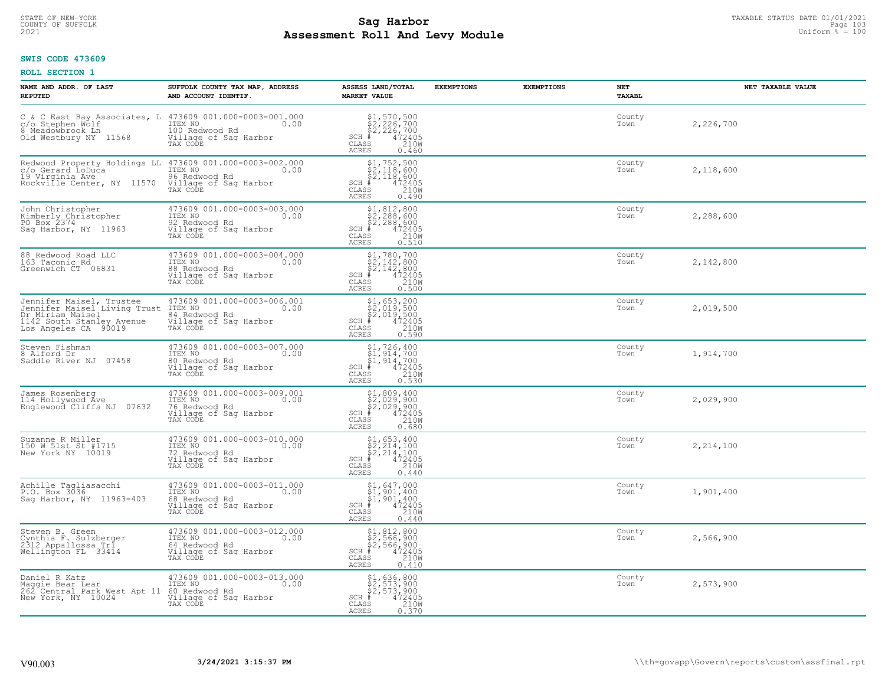STATE OF NEW-YORK
COUNTY OF SUFFOLK
2021

# Sag Harbor
## Assessment Roll And Levy Module

TAXABLE STATUS DATE 01/01/2021
Uniform % = 100

**SWIS CODE 473609**

**ROLL SECTION 1**

| NAME AND ADDR. OF LAST REPUTED | SUFFOLK COUNTY TAX MAP, ADDRESS AND ACCOUNT IDENTIF. | ASSESS LAND/TOTAL MARKET VALUE | EXEMPTIONS | EXEMPTIONS | NET TAXABL | NET TAXABLE VALUE |
|---|---|---|---|---|---|---|
| C & C East Bay Associates, L<br>c/o Stephen Wolf<br>8 Meadowbrook Ln<br>Old Westbury NY 11568 | 473609 001.000-0003-001.000<br>ITEM NO 0.00<br>100 Redwood Rd<br>Village of Sag Harbor<br>TAX CODE | $1,570,500<br>$2,226,700<br>$2,226,700<br>SCH # 472405<br>CLASS 210W<br>ACRES 0.460 | | | County<br>Town | 2,226,700 |
| Redwood Property Holdings LL<br>c/o Gerard LoDuca<br>19 Virginia Ave<br>Rockville Center, NY 11570 | 473609 001.000-0003-002.000<br>ITEM NO 0.00<br>96 Redwood Rd<br>Village of Sag Harbor<br>TAX CODE | $1,752,500<br>$2,118,600<br>$2,118,600<br>SCH # 472405<br>CLASS 210W<br>ACRES 0.490 | | | County<br>Town | 2,118,600 |
| John Christopher<br>Kimberly Christopher<br>PO Box 2374<br>Sag Harbor, NY 11963 | 473609 001.000-0003-003.000<br>ITEM NO 0.00<br>92 Redwood Rd<br>Village of Sag Harbor<br>TAX CODE | $1,812,800<br>$2,288,600<br>$2,288,600<br>SCH # 472405<br>CLASS 210W<br>ACRES 0.510 | | | County<br>Town | 2,288,600 |
| 88 Redwood Road LLC<br>163 Taconic Rd<br>Greenwich CT 06831 | 473609 001.000-0003-004.000<br>ITEM NO 0.00<br>88 Redwood Rd<br>Village of Sag Harbor<br>TAX CODE | $1,780,700<br>$2,142,800<br>$2,142,800<br>SCH # 472405<br>CLASS 210W<br>ACRES 0.500 | | | County<br>Town | 2,142,800 |
| Jennifer Maisel, Trustee<br>Jennifer Maisel Living Trust<br>Dr Miriam Maisel<br>1142 South Stanley Avenue<br>Los Angeles CA 90019 | 473609 001.000-0003-006.001<br>ITEM NO 0.00<br>84 Redwood Rd<br>Village of Sag Harbor<br>TAX CODE | $1,653,200<br>$2,019,500<br>$2,019,500<br>SCH # 472405<br>CLASS 210W<br>ACRES 0.590 | | | County<br>Town | 2,019,500 |
| Steven Fishman<br>8 Alford Dr<br>Saddle River NJ 07458 | 473609 001.000-0003-007.000<br>ITEM NO 0.00<br>80 Redwood Rd<br>Village of Sag Harbor<br>TAX CODE | $1,726,400<br>$1,914,700<br>$1,914,700<br>SCH # 472405<br>CLASS 210W<br>ACRES 0.530 | | | County<br>Town | 1,914,700 |
| James Rosenberg<br>114 Hollywood Ave<br>Englewood Cliffs NJ 07632 | 473609 001.000-0003-009.001<br>ITEM NO 0.00<br>76 Redwood Rd<br>Village of Sag Harbor<br>TAX CODE | $1,809,400<br>$2,029,900<br>$2,029,900<br>SCH # 472405<br>CLASS 210W<br>ACRES 0.680 | | | County<br>Town | 2,029,900 |
| Suzanne R Miller<br>150 W 51st St #1715<br>New York NY 10019 | 473609 001.000-0003-010.000<br>ITEM NO 0.00<br>72 Redwood Rd<br>Village of Sag Harbor<br>TAX CODE | $1,653,400<br>$2,214,100<br>$2,214,100<br>SCH # 472405<br>CLASS 210W<br>ACRES 0.440 | | | County<br>Town | 2,214,100 |
| Achille Tagliasacchi<br>P.O. Box 3036<br>Sag Harbor, NY 11963-403 | 473609 001.000-0003-011.000<br>ITEM NO 0.00<br>68 Redwood Rd<br>Village of Sag Harbor<br>TAX CODE | $1,647,000<br>$1,901,400<br>$1,901,400<br>SCH # 472405<br>CLASS 210W<br>ACRES 0.440 | | | County<br>Town | 1,901,400 |
| Steven B. Green<br>Cynthia F. Sulzberger<br>2312 Appallossa Trl<br>Wellington FL 33414 | 473609 001.000-0003-012.000<br>ITEM NO 0.00<br>64 Redwood Rd<br>Village of Sag Harbor<br>TAX CODE | $1,812,800<br>$2,566,900<br>$2,566,900<br>SCH # 472405<br>CLASS 210W<br>ACRES 0.410 | | | County<br>Town | 2,566,900 |
| Daniel R Katz<br>Maggie Bear Lear<br>262 Central Park West Apt 11<br>New York, NY 10024 | 473609 001.000-0003-013.000<br>ITEM NO 0.00<br>60 Redwood Rd<br>Village of Sag Harbor<br>TAX CODE | $1,636,800<br>$2,573,900<br>$2,573,900<br>SCH # 472405<br>CLASS 210W<br>ACRES 0.370 | | | County<br>Town | 2,573,900 |

V90.003 3/24/2021 3:15:37 PM \\th-govapp\Govern\reports\custom\assfinal.rpt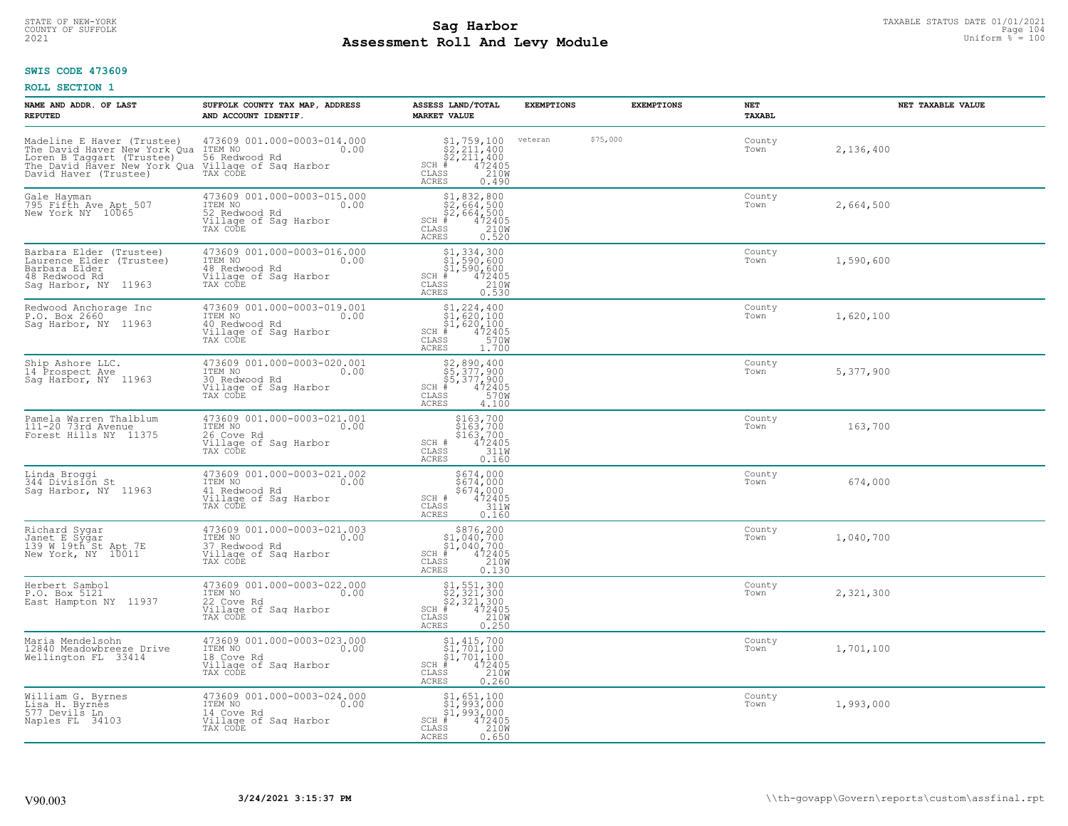STATE OF NEW-YORK
COUNTY OF SUFFOLK
2021

# Sag Harbor
# Assessment Roll And Levy Module

TAXABLE STATUS DATE 01/01/2021
Uniform % = 100

**SWIS CODE 473609**

**ROLL SECTION 1**

| NAME AND ADDR. OF LAST REPUTED | SUFFOLK COUNTY TAX MAP, ADDRESS AND ACCOUNT IDENTIF. | ASSESS LAND/TOTAL MARKET VALUE | EXEMPTIONS | EXEMPTIONS | NET TAXABL | NET TAXABLE VALUE |
|---|---|---|---|---|---|---|
| Madeline E Haver (Trustee)<br>The David Haver New York Qua<br>Loren B Taggart (Trustee)<br>The David Haver New York Qua<br>David Haver (Trustee) | 473609 001.000-0003-014.000<br>ITEM NO 0.00<br>56 Redwood Rd<br>Village of Sag Harbor<br>TAX CODE | $1,759,100<br>$2,211,400<br>$2,211,400<br>SCH # 472405<br>CLASS 210W<br>ACRES 0.490 | veteran | $75,000 | County<br>Town | 2,136,400 |
| Gale Hayman<br>795 Fifth Ave Apt 507<br>New York NY 10065 | 473609 001.000-0003-015.000<br>ITEM NO 0.00<br>52 Redwood Rd<br>Village of Sag Harbor<br>TAX CODE | $1,832,800<br>$2,664,500<br>$2,664,500<br>SCH # 472405<br>CLASS 210W<br>ACRES 0.520 | | | County<br>Town | 2,664,500 |
| Barbara Elder (Trustee)<br>Laurence Elder (Trustee)<br>Barbara Elder<br>48 Redwood Rd<br>Sag Harbor, NY 11963 | 473609 001.000-0003-016.000<br>ITEM NO 0.00<br>48 Redwood Rd<br>Village of Sag Harbor<br>TAX CODE | $1,334,300<br>$1,590,600<br>$1,590,600<br>SCH # 472405<br>CLASS 210W<br>ACRES 0.530 | | | County<br>Town | 1,590,600 |
| Redwood Anchorage Inc<br>P.O. Box 2660<br>Sag Harbor, NY 11963 | 473609 001.000-0003-019.001<br>ITEM NO 0.00<br>40 Redwood Rd<br>Village of Sag Harbor<br>TAX CODE | $1,224,400<br>$1,620,100<br>$1,620,100<br>SCH # 472405<br>CLASS 570W<br>ACRES 1.700 | | | County<br>Town | 1,620,100 |
| Ship Ashore LLC.<br>14 Prospect Ave<br>Sag Harbor, NY 11963 | 473609 001.000-0003-020.001<br>ITEM NO 0.00<br>30 Redwood Rd<br>Village of Sag Harbor<br>TAX CODE | $2,890,400<br>$5,377,900<br>$5,377,900<br>SCH # 472405<br>CLASS 570W<br>ACRES 4.100 | | | County<br>Town | 5,377,900 |
| Pamela Warren Thalblum<br>111-20 73rd Avenue<br>Forest Hills NY 11375 | 473609 001.000-0003-021.001<br>ITEM NO 0.00<br>26 Cove Rd<br>Village of Sag Harbor<br>TAX CODE | $163,700<br>$163,700<br>$163,700<br>SCH # 472405<br>CLASS 311W<br>ACRES 0.160 | | | County<br>Town | 163,700 |
| Linda Broggi<br>344 Division St<br>Sag Harbor, NY 11963 | 473609 001.000-0003-021.002<br>ITEM NO 0.00<br>41 Redwood Rd<br>Village of Sag Harbor<br>TAX CODE | $674,000<br>$674,000<br>$674,000<br>SCH # 472405<br>CLASS 311W<br>ACRES 0.160 | | | County<br>Town | 674,000 |
| Richard Sygar<br>Janet E Sygar<br>139 W 19th St Apt 7E<br>New York, NY 10011 | 473609 001.000-0003-021.003<br>ITEM NO 0.00<br>37 Redwood Rd<br>Village of Sag Harbor<br>TAX CODE | $876,200<br>$1,040,700<br>$1,040,700<br>SCH # 472405<br>CLASS 210W<br>ACRES 0.130 | | | County<br>Town | 1,040,700 |
| Herbert Sambol<br>P.O. Box 5121<br>East Hampton NY 11937 | 473609 001.000-0003-022.000<br>ITEM NO 0.00<br>22 Cove Rd<br>Village of Sag Harbor<br>TAX CODE | $1,551,300<br>$2,321,300<br>$2,321,300<br>SCH # 472405<br>CLASS 210W<br>ACRES 0.250 | | | County<br>Town | 2,321,300 |
| Maria Mendelsohn<br>12840 Meadowbreeze Drive<br>Wellington FL 33414 | 473609 001.000-0003-023.000<br>ITEM NO 0.00<br>18 Cove Rd<br>Village of Sag Harbor<br>TAX CODE | $1,415,700<br>$1,701,100<br>$1,701,100<br>SCH # 472405<br>CLASS 210W<br>ACRES 0.260 | | | County<br>Town | 1,701,100 |
| William G. Byrnes<br>Lisa H. Byrnes<br>577 Devils Ln<br>Naples FL 34103 | 473609 001.000-0003-024.000<br>ITEM NO 0.00<br>14 Cove Rd<br>Village of Sag Harbor<br>TAX CODE | $1,651,100<br>$1,993,000<br>$1,993,000<br>SCH # 472405<br>CLASS 210W<br>ACRES 0.650 | | | County<br>Town | 1,993,000 |

V90.003 **3/24/2021 3:15:37 PM** \\th-govapp\Govern\reports\custom\assfinal.rpt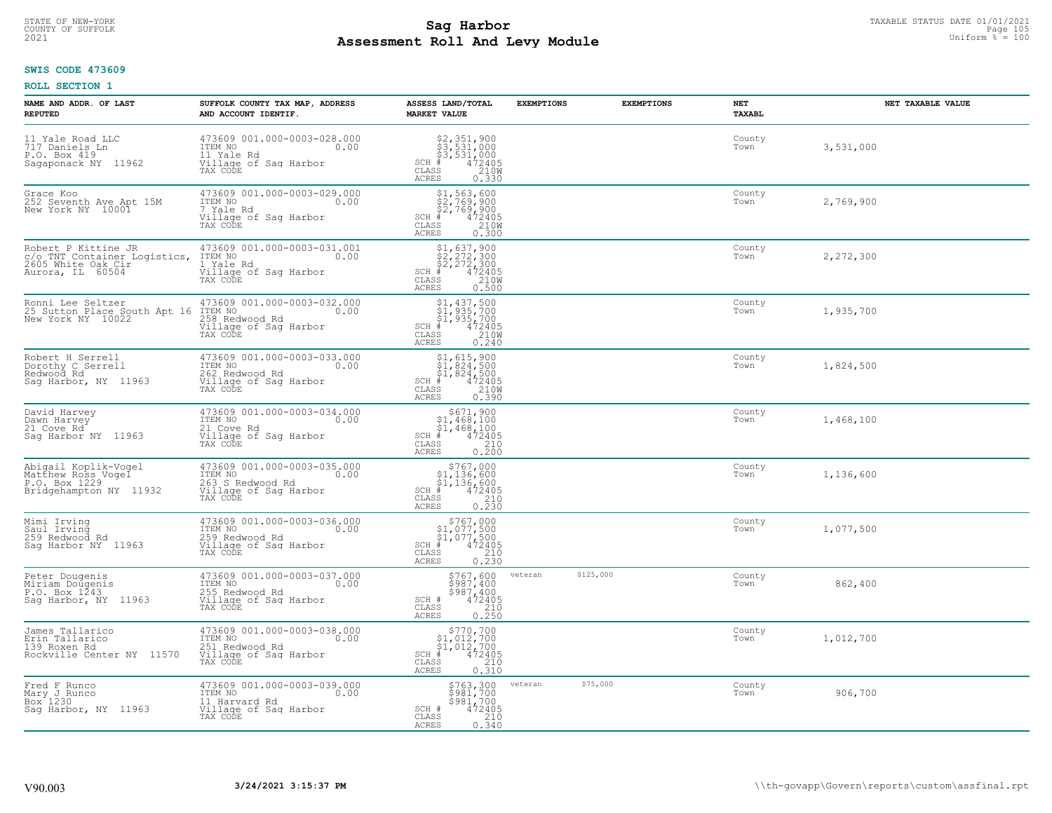STATE OF NEW-YORK
COUNTY OF SUFFOLK
2021

# Sag Harbor
## Assessment Roll And Levy Module

TAXABLE STATUS DATE 01/01/2021
Uniform % = 100

**SWIS CODE 473609**

**ROLL SECTION 1**

| NAME AND ADDR. OF LAST REPUTED | SUFFOLK COUNTY TAX MAP, ADDRESS AND ACCOUNT IDENTIF. | ASSESS LAND/TOTAL MARKET VALUE | EXEMPTIONS | EXEMPTIONS | NET TAXABL | NET TAXABLE VALUE |
|---|---|---|---|---|---|---|
| 11 Yale Road LLC<br>717 Daniels Ln<br>P.O. Box 419<br>Sagaponack NY 11962 | 473609 001.000-0003-028.000<br>ITEM NO 0.00<br>11 Yale Rd<br>Village of Sag Harbor<br>TAX CODE | $2,351,900<br>$3,531,000<br>$3,531,000<br>SCH # 472405<br>CLASS 210W<br>ACRES 0.330 | | | County<br>Town | 3,531,000 |
| Grace Koo<br>252 Seventh Ave Apt 15M<br>New York NY 10001 | 473609 001.000-0003-029.000<br>ITEM NO 0.00<br>7 Yale Rd<br>Village of Sag Harbor<br>TAX CODE | $1,563,600<br>$2,769,900<br>$2,769,900<br>SCH # 472405<br>CLASS 210W<br>ACRES 0.300 | | | County<br>Town | 2,769,900 |
| Robert P Kittine JR<br>c/o TNT Container Logistics,<br>2605 White Oak Cir<br>Aurora, IL 60504 | 473609 001.000-0003-031.001<br>ITEM NO 0.00<br>1 Yale Rd<br>Village of Sag Harbor<br>TAX CODE | $1,637,900<br>$2,272,300<br>$2,272,300<br>SCH # 472405<br>CLASS 210W<br>ACRES 0.500 | | | County<br>Town | 2,272,300 |
| Ronni Lee Seltzer<br>25 Sutton Place South Apt 16<br>New York NY 10022 | 473609 001.000-0003-032.000<br>ITEM NO 0.00<br>258 Redwood Rd<br>Village of Sag Harbor<br>TAX CODE | $1,437,500<br>$1,935,700<br>$1,935,700<br>SCH # 472405<br>CLASS 210W<br>ACRES 0.240 | | | County<br>Town | 1,935,700 |
| Robert H Serrell<br>Dorothy C Serrell<br>Redwood Rd<br>Sag Harbor, NY 11963 | 473609 001.000-0003-033.000<br>ITEM NO 0.00<br>262 Redwood Rd<br>Village of Sag Harbor<br>TAX CODE | $1,615,900<br>$1,824,500<br>$1,824,500<br>SCH # 472405<br>CLASS 210W<br>ACRES 0.390 | | | County<br>Town | 1,824,500 |
| David Harvey<br>Dawn Harvey<br>21 Cove Rd<br>Sag Harbor NY 11963 | 473609 001.000-0003-034.000<br>ITEM NO 0.00<br>21 Cove Rd<br>Village of Sag Harbor<br>TAX CODE | $671,900<br>$1,468,100<br>$1,468,100<br>SCH # 472405<br>CLASS 210<br>ACRES 0.200 | | | County<br>Town | 1,468,100 |
| Abigail Koplik-Vogel<br>Matthew Ross Vogel<br>P.O. Box 1229<br>Bridgehampton NY 11932 | 473609 001.000-0003-035.000<br>ITEM NO 0.00<br>263 S Redwood Rd<br>Village of Sag Harbor<br>TAX CODE | $767,000<br>$1,136,600<br>$1,136,600<br>SCH # 472405<br>CLASS 210<br>ACRES 0.230 | | | County<br>Town | 1,136,600 |
| Mimi Irving<br>Saul Irving<br>259 Redwood Rd<br>Sag Harbor NY 11963 | 473609 001.000-0003-036.000<br>ITEM NO 0.00<br>259 Redwood Rd<br>Village of Sag Harbor<br>TAX CODE | $767,000<br>$1,077,500<br>$1,077,500<br>SCH # 472405<br>CLASS 210<br>ACRES 0.230 | | | County<br>Town | 1,077,500 |
| Peter Dougenis<br>Miriam Dougenis<br>P.O. Box 1243<br>Sag Harbor, NY 11963 | 473609 001.000-0003-037.000<br>ITEM NO 0.00<br>255 Redwood Rd<br>Village of Sag Harbor<br>TAX CODE | $767,600<br>$987,400<br>$987,400<br>SCH # 472405<br>CLASS 210<br>ACRES 0.250 | veteran $125,000 | | County<br>Town | 862,400 |
| James Tallarico<br>Erin Tallarico<br>139 Roxen Rd<br>Rockville Center NY 11570 | 473609 001.000-0003-038.000<br>ITEM NO 0.00<br>251 Redwood Rd<br>Village of Sag Harbor<br>TAX CODE | $770,700<br>$1,012,700<br>$1,012,700<br>SCH # 472405<br>CLASS 210<br>ACRES 0.310 | | | County<br>Town | 1,012,700 |
| Fred F Runco<br>Mary J Runco<br>Box 1230<br>Sag Harbor, NY 11963 | 473609 001.000-0003-039.000<br>ITEM NO 0.00<br>11 Harvard Rd<br>Village of Sag Harbor<br>TAX CODE | $763,300<br>$981,700<br>$981,700<br>SCH # 472405<br>CLASS 210<br>ACRES 0.340 | veteran $75,000 | | County<br>Town | 906,700 |

V90.003 3/24/2021 3:15:37 PM \\th-govapp\Govern\reports\custom\assfinal.rpt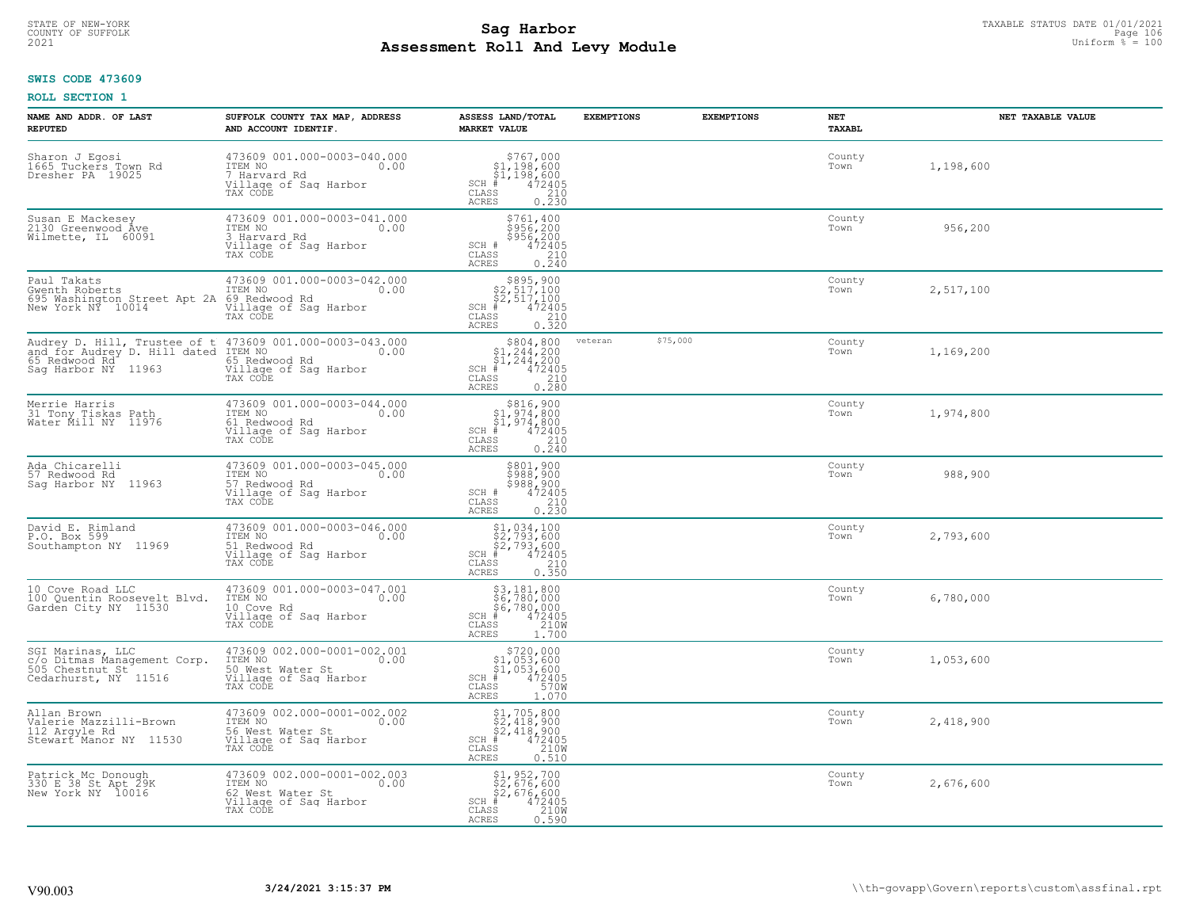**SWIS CODE 473609**

**ROLL SECTION 1**

| NAME AND ADDR. OF LAST REPUTED | SUFFOLK COUNTY TAX MAP, ADDRESS AND ACCOUNT IDENTIF. | ASSESS LAND/TOTAL MARKET VALUE | EXEMPTIONS | EXEMPTIONS | NET TAXABL | NET TAXABLE VALUE |
|---|---|---|---|---|---|---|
| Sharon J Egosi<br>1665 Tuckers Town Rd<br>Dresher PA 19025 | 473609 001.000-0003-040.000<br>ITEM NO 0.00<br>7 Harvard Rd<br>Village of Sag Harbor<br>TAX CODE | $767,000<br>$1,198,600<br>$1,198,600<br>SCH # 472405<br>CLASS 210<br>ACRES 0.230 | | | County<br>Town | 1,198,600 |
| Susan E Mackesey<br>2130 Greenwood Ave<br>Wilmette, IL 60091 | 473609 001.000-0003-041.000<br>ITEM NO 0.00<br>3 Harvard Rd<br>Village of Sag Harbor<br>TAX CODE | $761,400<br>$956,200<br>$956,200<br>SCH # 472405<br>CLASS 210<br>ACRES 0.240 | | | County<br>Town | 956,200 |
| Paul Takats<br>Gwenth Roberts<br>695 Washington Street Apt 2A<br>New York NY 10014 | 473609 001.000-0003-042.000<br>ITEM NO 0.00<br>69 Redwood Rd<br>Village of Sag Harbor<br>TAX CODE | $895,900<br>$2,517,100<br>$2,517,100<br>SCH # 472405<br>CLASS 210<br>ACRES 0.320 | | | County<br>Town | 2,517,100 |
| Audrey D. Hill, Trustee of t<br>and for Audrey D. Hill dated<br>65 Redwood Rd<br>Sag Harbor NY 11963 | 473609 001.000-0003-043.000<br>ITEM NO 0.00<br>65 Redwood Rd<br>Village of Sag Harbor<br>TAX CODE | $804,800<br>$1,244,200<br>$1,244,200<br>SCH # 472405<br>CLASS 210<br>ACRES 0.280 | veteran | $75,000 | County<br>Town | 1,169,200 |
| Merrie Harris<br>31 Tony Tiskas Path<br>Water Mill NY 11976 | 473609 001.000-0003-044.000<br>ITEM NO 0.00<br>61 Redwood Rd<br>Village of Sag Harbor<br>TAX CODE | $816,900<br>$1,974,800<br>$1,974,800<br>SCH # 472405<br>CLASS 210<br>ACRES 0.240 | | | County<br>Town | 1,974,800 |
| Ada Chicarelli<br>57 Redwood Rd<br>Sag Harbor NY 11963 | 473609 001.000-0003-045.000<br>ITEM NO 0.00<br>57 Redwood Rd<br>Village of Sag Harbor<br>TAX CODE | $801,900<br>$988,900<br>$988,900<br>SCH # 472405<br>CLASS 210<br>ACRES 0.230 | | | County<br>Town | 988,900 |
| David E. Rimland<br>P.O. Box 599<br>Southampton NY 11969 | 473609 001.000-0003-046.000<br>ITEM NO 0.00<br>51 Redwood Rd<br>Village of Sag Harbor<br>TAX CODE | $1,034,100<br>$2,793,600<br>$2,793,600<br>SCH # 472405<br>CLASS 210<br>ACRES 0.350 | | | County<br>Town | 2,793,600 |
| 10 Cove Road LLC<br>100 Quentin Roosevelt Blvd.<br>Garden City NY 11530 | 473609 001.000-0003-047.001<br>ITEM NO 0.00<br>10 Cove Rd<br>Village of Sag Harbor<br>TAX CODE | $3,181,800<br>$6,780,000<br>$6,780,000<br>SCH # 472405<br>CLASS 210W<br>ACRES 1.700 | | | County<br>Town | 6,780,000 |
| SGI Marinas, LLC<br>c/o Ditmas Management Corp.<br>505 Chestnut St<br>Cedarhurst, NY 11516 | 473609 002.000-0001-002.001<br>ITEM NO 0.00<br>50 West Water St<br>Village of Sag Harbor<br>TAX CODE | $720,000<br>$1,053,600<br>$1,053,600<br>SCH # 472405<br>CLASS 570W<br>ACRES 1.070 | | | County<br>Town | 1,053,600 |
| Allan Brown<br>Valerie Mazzilli-Brown<br>112 Argyle Rd<br>Stewart Manor NY 11530 | 473609 002.000-0001-002.002<br>ITEM NO 0.00<br>56 West Water St<br>Village of Sag Harbor<br>TAX CODE | $1,705,800<br>$2,418,900<br>$2,418,900<br>SCH # 472405<br>CLASS 210W<br>ACRES 0.510 | | | County<br>Town | 2,418,900 |
| Patrick Mc Donough<br>330 E 38 St Apt 29K<br>New York NY 10016 | 473609 002.000-0001-002.003<br>ITEM NO 0.00<br>62 West Water St<br>Village of Sag Harbor<br>TAX CODE | $1,952,700<br>$2,676,600<br>$2,676,600<br>SCH # 472405<br>CLASS 210W<br>ACRES 0.590 | | | County<br>Town | 2,676,600 |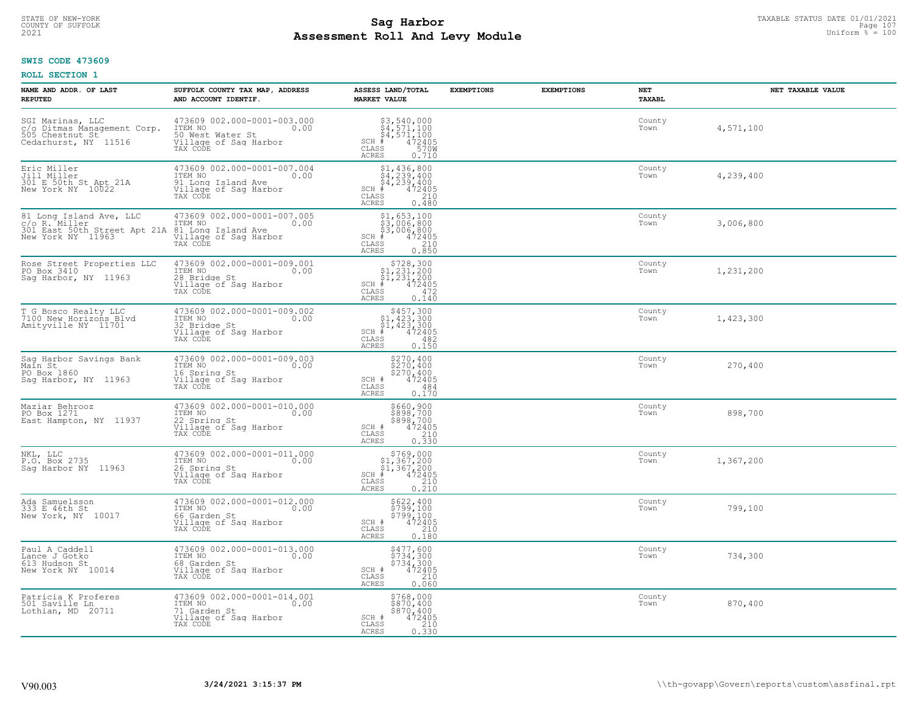STATE OF NEW-YORK
COUNTY OF SUFFOLK
2021

# Sag Harbor
# Assessment Roll And Levy Module

TAXABLE STATUS DATE 01/01/2021
Uniform % = 100

**SWIS CODE 473609**

**ROLL SECTION 1**

| NAME AND ADDR. OF LAST REPUTED | SUFFOLK COUNTY TAX MAP, ADDRESS AND ACCOUNT IDENTIF. | ASSESS LAND/TOTAL MARKET VALUE | EXEMPTIONS | EXEMPTIONS | NET TAXABL | NET TAXABLE VALUE |
|---|---|---|---|---|---|---|
| SGI Marinas, LLC<br>c/o Ditmas Management Corp.<br>505 Chestnut St<br>Cedarhurst, NY 11516 | 473609 002.000-0001-003.000<br>ITEM NO 0.00<br>50 West Water St<br>Village of Sag Harbor<br>TAX CODE | $3,540,000<br>$4,571,100<br>$4,571,100<br>SCH # 472405<br>CLASS 570W<br>ACRES 0.710 | | | County<br>Town | 4,571,100 |
| Eric Miller<br>Jill Miller<br>301 E 50th St Apt 21A<br>New York NY 10022 | 473609 002.000-0001-007.004<br>ITEM NO 0.00<br>91 Long Island Ave<br>Village of Sag Harbor<br>TAX CODE | $1,436,800<br>$4,239,400<br>$4,239,400<br>SCH # 472405<br>CLASS 210<br>ACRES 0.480 | | | County<br>Town | 4,239,400 |
| 81 Long Island Ave, LLC<br>c/o R. Miller<br>301 East 50th Street Apt 21A<br>New York NY 11963 | 473609 002.000-0001-007.005<br>ITEM NO 0.00<br>81 Long Island Ave<br>Village of Sag Harbor<br>TAX CODE | $1,653,100<br>$3,006,800<br>$3,006,800<br>SCH # 472405<br>CLASS 210<br>ACRES 0.850 | | | County<br>Town | 3,006,800 |
| Rose Street Properties LLC<br>PO Box 3410<br>Sag Harbor, NY 11963 | 473609 002.000-0001-009.001<br>ITEM NO 0.00<br>28 Bridge St<br>Village of Sag Harbor<br>TAX CODE | $728,300<br>$1,231,200<br>$1,231,200<br>SCH # 472405<br>CLASS 472<br>ACRES 0.140 | | | County<br>Town | 1,231,200 |
| T G Bosco Realty LLC<br>7100 New Horizons Blvd<br>Amityville NY 11701 | 473609 002.000-0001-009.002<br>ITEM NO 0.00<br>32 Bridge St<br>Village of Sag Harbor<br>TAX CODE | $457,300<br>$1,423,300<br>$1,423,300<br>SCH # 472405<br>CLASS 482<br>ACRES 0.150 | | | County<br>Town | 1,423,300 |
| Sag Harbor Savings Bank<br>Main St<br>PO Box 1860<br>Sag Harbor, NY 11963 | 473609 002.000-0001-009.003<br>ITEM NO 0.00<br>16 Spring St<br>Village of Sag Harbor<br>TAX CODE | $270,400<br>$270,400<br>$270,400<br>SCH # 472405<br>CLASS 484<br>ACRES 0.170 | | | County<br>Town | 270,400 |
| Maziar Behrooz<br>PO Box 1271<br>East Hampton, NY 11937 | 473609 002.000-0001-010.000<br>ITEM NO 0.00<br>22 Spring St<br>Village of Sag Harbor<br>TAX CODE | $660,900<br>$898,700<br>$898,700<br>SCH # 472405<br>CLASS 210<br>ACRES 0.330 | | | County<br>Town | 898,700 |
| NKL, LLC<br>P.O. Box 2735<br>Sag Harbor NY 11963 | 473609 002.000-0001-011.000<br>ITEM NO 0.00<br>26 Spring St<br>Village of Sag Harbor<br>TAX CODE | $769,000<br>$1,367,200<br>$1,367,200<br>SCH # 472405<br>CLASS 210<br>ACRES 0.210 | | | County<br>Town | 1,367,200 |
| Ada Samuelsson<br>333 E 46th St<br>New York, NY 10017 | 473609 002.000-0001-012.000<br>ITEM NO 0.00<br>66 Garden St<br>Village of Sag Harbor<br>TAX CODE | $622,400<br>$799,100<br>$799,100<br>SCH # 472405<br>CLASS 210<br>ACRES 0.180 | | | County<br>Town | 799,100 |
| Paul A Caddell<br>Lance J Gotko<br>613 Hudson St<br>New York NY 10014 | 473609 002.000-0001-013.000<br>ITEM NO 0.00<br>68 Garden St<br>Village of Sag Harbor<br>TAX CODE | $477,600<br>$734,300<br>$734,300<br>SCH # 472405<br>CLASS 210<br>ACRES 0.060 | | | County<br>Town | 734,300 |
| Patricia K Proferes<br>501 Saville Ln<br>Lothian, MD 20711 | 473609 002.000-0001-014.001<br>ITEM NO 0.00<br>71 Garden St<br>Village of Sag Harbor<br>TAX CODE | $768,000<br>$870,400<br>$870,400<br>SCH # 472405<br>CLASS 210<br>ACRES 0.330 | | | County<br>Town | 870,400 |

V90.003 **3/24/2021 3:15:37 PM** \\th-govapp\Govern\reports\custom\assfinal.rpt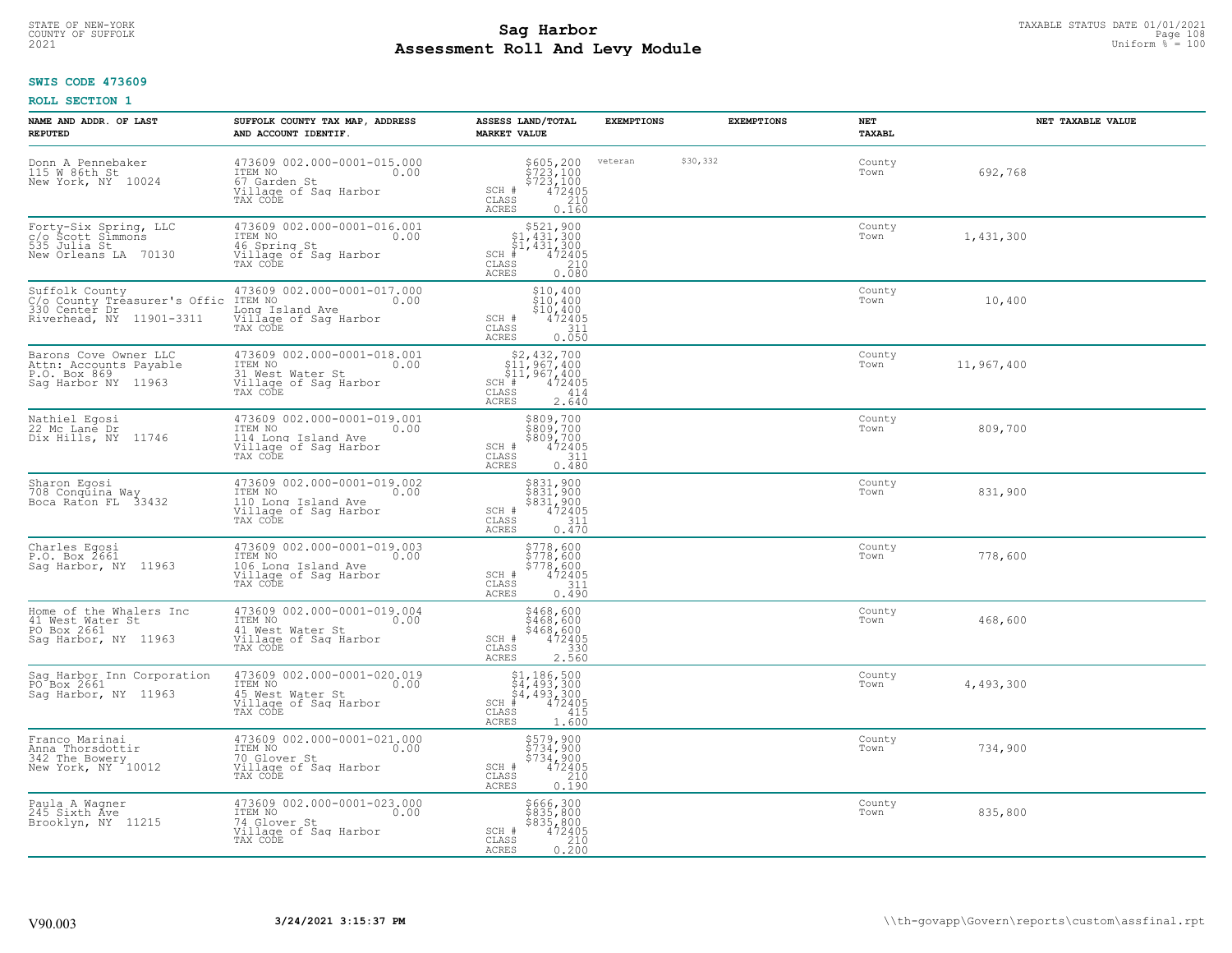STATE OF NEW-YORK
COUNTY OF SUFFOLK
2021

# Sag Harbor
## Assessment Roll And Levy Module

TAXABLE STATUS DATE 01/01/2021
Uniform % = 100

**SWIS CODE 473609**

**ROLL SECTION 1**

| NAME AND ADDR. OF LAST REPUTED | SUFFOLK COUNTY TAX MAP, ADDRESS AND ACCOUNT IDENTIF. | ASSESS LAND/TOTAL MARKET VALUE | EXEMPTIONS | EXEMPTIONS | NET TAXABL | NET TAXABLE VALUE |
|---|---|---|---|---|---|---|
| Donn A Pennebaker<br>115 W 86th St<br>New York, NY 10024 | 473609 002.000-0001-015.000<br>ITEM NO 0.00<br>67 Garden St<br>Village of Sag Harbor<br>TAX CODE | $605,200<br>$723,100<br>$723,100<br>SCH # 472405<br>CLASS 210<br>ACRES 0.160 | veteran $30,332 | | County<br>Town | 692,768 |
| Forty-Six Spring, LLC<br>c/o Scott Simmons<br>535 Julia St<br>New Orleans LA 70130 | 473609 002.000-0001-016.001<br>ITEM NO 0.00<br>46 Spring St<br>Village of Sag Harbor<br>TAX CODE | $521,900<br>$1,431,300<br>$1,431,300<br>SCH # 472405<br>CLASS 210<br>ACRES 0.080 | | | County<br>Town | 1,431,300 |
| Suffolk County<br>C/o County Treasurer's Offic<br>330 Center Dr<br>Riverhead, NY 11901-3311 | 473609 002.000-0001-017.000<br>ITEM NO 0.00<br>Long Island Ave<br>Village of Sag Harbor<br>TAX CODE | $10,400<br>$10,400<br>$10,400<br>SCH # 472405<br>CLASS 311<br>ACRES 0.050 | | | County<br>Town | 10,400 |
| Barons Cove Owner LLC<br>Attn: Accounts Payable<br>P.O. Box 869<br>Sag Harbor NY 11963 | 473609 002.000-0001-018.001<br>ITEM NO 0.00<br>31 West Water St<br>Village of Sag Harbor<br>TAX CODE | $2,432,700<br>$11,967,400<br>$11,967,400<br>SCH # 472405<br>CLASS 414<br>ACRES 2.640 | | | County<br>Town | 11,967,400 |
| Nathiel Egosi<br>22 Mc Lane Dr<br>Dix Hills, NY 11746 | 473609 002.000-0001-019.001<br>ITEM NO 0.00<br>114 Long Island Ave<br>Village of Sag Harbor<br>TAX CODE | $809,700<br>$809,700<br>$809,700<br>SCH # 472405<br>CLASS 311<br>ACRES 0.480 | | | County<br>Town | 809,700 |
| Sharon Egosi<br>708 Conquina Way<br>Boca Raton FL 33432 | 473609 002.000-0001-019.002<br>ITEM NO 0.00<br>110 Long Island Ave<br>Village of Sag Harbor<br>TAX CODE | $831,900<br>$831,900<br>$831,900<br>SCH # 472405<br>CLASS 311<br>ACRES 0.470 | | | County<br>Town | 831,900 |
| Charles Egosi<br>P.O. Box 2661<br>Sag Harbor, NY 11963 | 473609 002.000-0001-019.003<br>ITEM NO 0.00<br>106 Long Island Ave<br>Village of Sag Harbor<br>TAX CODE | $778,600<br>$778,600<br>$778,600<br>SCH # 472405<br>CLASS 311<br>ACRES 0.490 | | | County<br>Town | 778,600 |
| Home of the Whalers Inc<br>41 West Water St<br>PO Box 2661<br>Sag Harbor, NY 11963 | 473609 002.000-0001-019.004<br>ITEM NO 0.00<br>41 West Water St<br>Village of Sag Harbor<br>TAX CODE | $468,600<br>$468,600<br>$468,600<br>SCH # 472405<br>CLASS 330<br>ACRES 2.560 | | | County<br>Town | 468,600 |
| Sag Harbor Inn Corporation<br>PO Box 2661<br>Sag Harbor, NY 11963 | 473609 002.000-0001-020.019<br>ITEM NO 0.00<br>45 West Water St<br>Village of Sag Harbor<br>TAX CODE | $1,186,500<br>$4,493,300<br>$4,493,300<br>SCH # 472405<br>CLASS 415<br>ACRES 1.600 | | | County<br>Town | 4,493,300 |
| Franco Marinai<br>Anna Thorsdottir<br>342 The Bowery<br>New York, NY 10012 | 473609 002.000-0001-021.000<br>ITEM NO 0.00<br>70 Glover St<br>Village of Sag Harbor<br>TAX CODE | $579,900<br>$734,900<br>$734,900<br>SCH # 472405<br>CLASS 210<br>ACRES 0.190 | | | County<br>Town | 734,900 |
| Paula A Wagner<br>245 Sixth Ave<br>Brooklyn, NY 11215 | 473609 002.000-0001-023.000<br>ITEM NO 0.00<br>74 Glover St<br>Village of Sag Harbor<br>TAX CODE | $666,300<br>$835,800<br>$835,800<br>SCH # 472405<br>CLASS 210<br>ACRES 0.200 | | | County<br>Town | 835,800 |

V90.003 3/24/2021 3:15:37 PM \\th-govapp\Govern\reports\custom\assfinal.rpt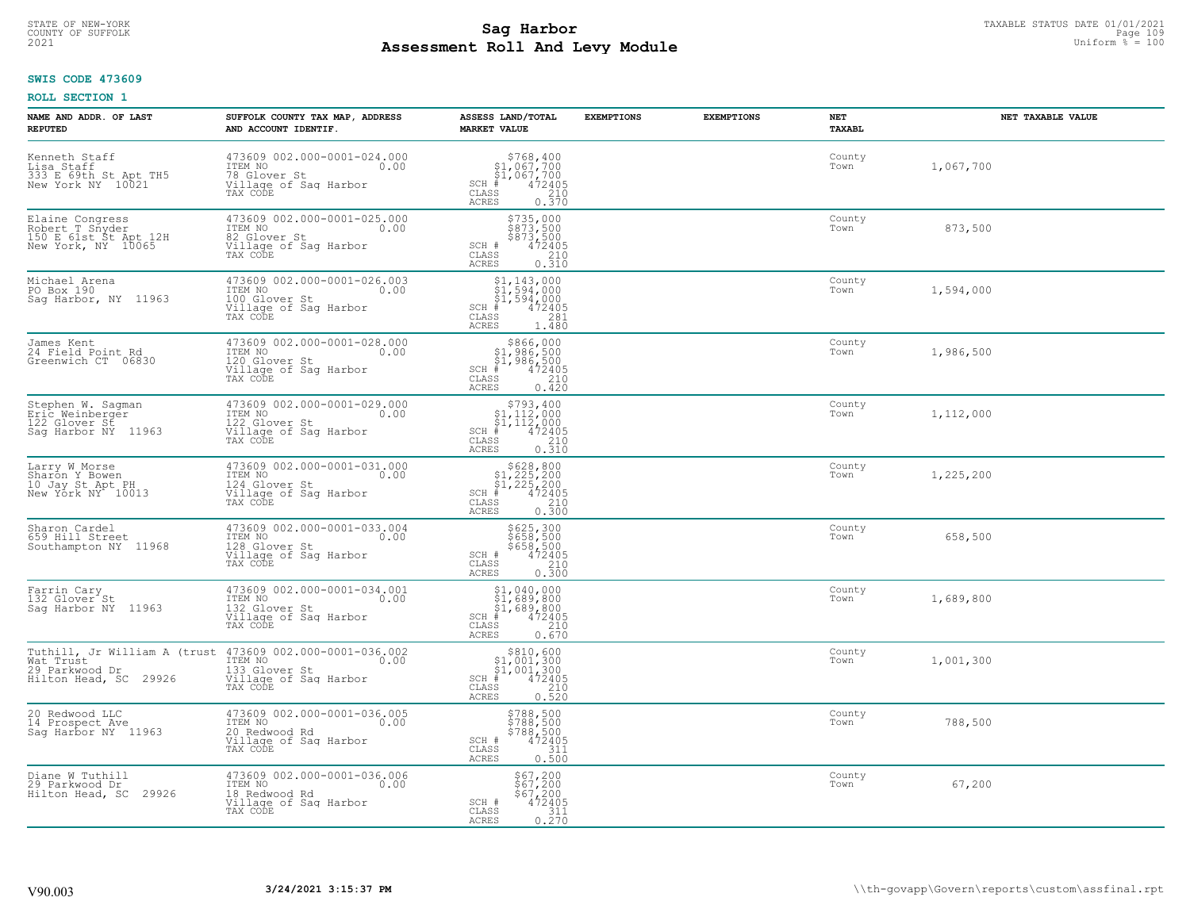**SWIS CODE 473609**

**ROLL SECTION 1**

| NAME AND ADDR. OF LAST REPUTED | SUFFOLK COUNTY TAX MAP, ADDRESS AND ACCOUNT IDENTIF. | ASSESS LAND/TOTAL MARKET VALUE | EXEMPTIONS | EXEMPTIONS | NET TAXABL | NET TAXABLE VALUE |
|---|---|---|---|---|---|---|
| Kenneth Staff<br>Lisa Staff<br>333 E 69th St Apt TH5<br>New York NY 10021 | 473609 002.000-0001-024.000<br>ITEM NO 0.00<br>78 Glover St<br>Village of Sag Harbor<br>TAX CODE | $768,400<br>$1,067,700<br>$1,067,700<br>SCH # 472405<br>CLASS 210<br>ACRES 0.370 | | | County<br>Town | 1,067,700 |
| Elaine Congress<br>Robert T Snyder<br>150 E 61st St Apt 12H<br>New York, NY 10065 | 473609 002.000-0001-025.000<br>ITEM NO 0.00<br>82 Glover St<br>Village of Sag Harbor<br>TAX CODE | $735,000<br>$873,500<br>$873,500<br>SCH # 472405<br>CLASS 210<br>ACRES 0.310 | | | County<br>Town | 873,500 |
| Michael Arena<br>PO Box 190<br>Sag Harbor, NY 11963 | 473609 002.000-0001-026.003<br>ITEM NO 0.00<br>100 Glover St<br>Village of Sag Harbor<br>TAX CODE | $1,143,000<br>$1,594,000<br>$1,594,000<br>SCH # 472405<br>CLASS 281<br>ACRES 1.480 | | | County<br>Town | 1,594,000 |
| James Kent<br>24 Field Point Rd<br>Greenwich CT 06830 | 473609 002.000-0001-028.000<br>ITEM NO 0.00<br>120 Glover St<br>Village of Sag Harbor<br>TAX CODE | $866,000<br>$1,986,500<br>$1,986,500<br>SCH # 472405<br>CLASS 210<br>ACRES 0.420 | | | County<br>Town | 1,986,500 |
| Stephen W. Sagman<br>Eric Weinberger<br>122 Glover St<br>Sag Harbor NY 11963 | 473609 002.000-0001-029.000<br>ITEM NO 0.00<br>122 Glover St<br>Village of Sag Harbor<br>TAX CODE | $793,400<br>$1,112,000<br>$1,112,000<br>SCH # 472405<br>CLASS 210<br>ACRES 0.310 | | | County<br>Town | 1,112,000 |
| Larry W Morse<br>Sharon Y Bowen<br>10 Jay St Apt PH<br>New York NY 10013 | 473609 002.000-0001-031.000<br>ITEM NO 0.00<br>124 Glover St<br>Village of Sag Harbor<br>TAX CODE | $628,800<br>$1,225,200<br>$1,225,200<br>SCH # 472405<br>CLASS 210<br>ACRES 0.300 | | | County<br>Town | 1,225,200 |
| Sharon Cardel<br>659 Hill Street<br>Southampton NY 11968 | 473609 002.000-0001-033.004<br>ITEM NO 0.00<br>128 Glover St<br>Village of Sag Harbor<br>TAX CODE | $625,300<br>$658,500<br>$658,500<br>SCH # 472405<br>CLASS 210<br>ACRES 0.300 | | | County<br>Town | 658,500 |
| Farrin Cary<br>132 Glover St<br>Sag Harbor NY 11963 | 473609 002.000-0001-034.001<br>ITEM NO 0.00<br>132 Glover St<br>Village of Sag Harbor<br>TAX CODE | $1,040,000<br>$1,689,800<br>$1,689,800<br>SCH # 472405<br>CLASS 210<br>ACRES 0.670 | | | County<br>Town | 1,689,800 |
| Tuthill, Jr William A (trust<br>Wat Trust<br>29 Parkwood Dr<br>Hilton Head, SC 29926 | 473609 002.000-0001-036.002<br>ITEM NO 0.00<br>133 Glover St<br>Village of Sag Harbor<br>TAX CODE | $810,600<br>$1,001,300<br>$1,001,300<br>SCH # 472405<br>CLASS 210<br>ACRES 0.520 | | | County<br>Town | 1,001,300 |
| 20 Redwood LLC<br>14 Prospect Ave<br>Sag Harbor NY 11963 | 473609 002.000-0001-036.005<br>ITEM NO 0.00<br>20 Redwood Rd<br>Village of Sag Harbor<br>TAX CODE | $788,500<br>$788,500<br>$788,500<br>SCH # 472405<br>CLASS 311<br>ACRES 0.500 | | | County<br>Town | 788,500 |
| Diane W Tuthill<br>29 Parkwood Dr<br>Hilton Head, SC 29926 | 473609 002.000-0001-036.006<br>ITEM NO 0.00<br>18 Redwood Rd<br>Village of Sag Harbor<br>TAX CODE | $67,200<br>$67,200<br>$67,200<br>SCH # 472405<br>CLASS 311<br>ACRES 0.270 | | | County<br>Town | 67,200 |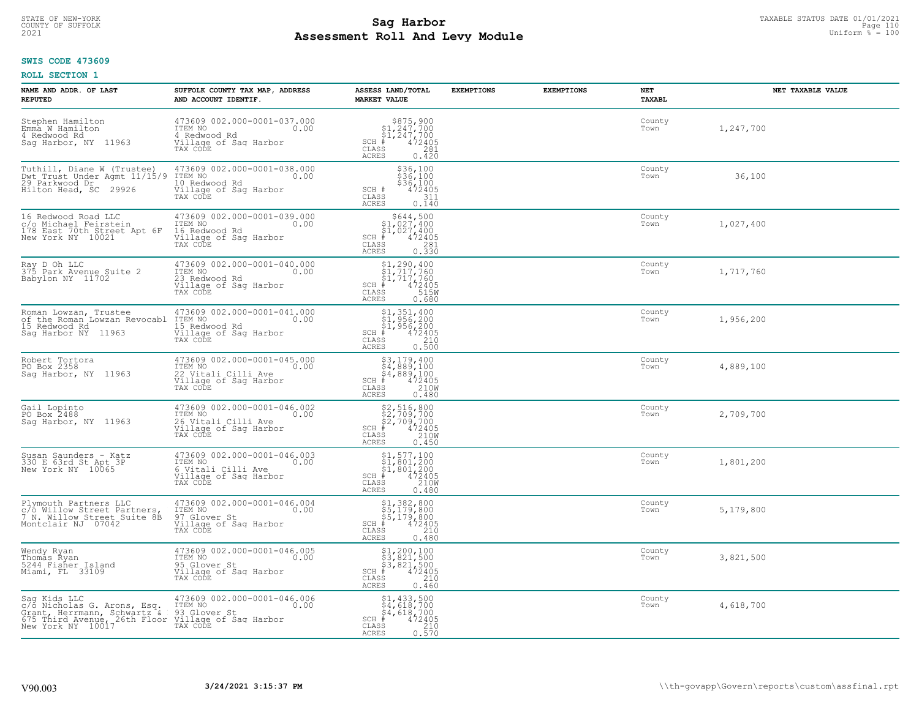STATE OF NEW-YORK
COUNTY OF SUFFOLK
2021

# Sag Harbor
# Assessment Roll And Levy Module

TAXABLE STATUS DATE 01/01/2021
Uniform % = 100

**SWIS CODE 473609**

**ROLL SECTION 1**

| NAME AND ADDR. OF LAST REPUTED | SUFFOLK COUNTY TAX MAP, ADDRESS AND ACCOUNT IDENTIF. | ASSESS LAND/TOTAL MARKET VALUE | EXEMPTIONS | EXEMPTIONS | NET TAXABL | NET TAXABLE VALUE |
|---|---|---|---|---|---|---|
| Stephen Hamilton<br>Emma W Hamilton<br>4 Redwood Rd<br>Sag Harbor, NY 11963 | 473609 002.000-0001-037.000<br>ITEM NO 0.00<br>4 Redwood Rd<br>Village of Sag Harbor<br>TAX CODE | $875,900<br>$1,247,700<br>$1,247,700<br>SCH # 472405<br>CLASS 281<br>ACRES 0.420 | | | County<br>Town | 1,247,700 |
| Tuthill, Diane W (Trustee)<br>Dwt Trust Under Agmt 11/15/9<br>29 Parkwood Dr<br>Hilton Head, SC 29926 | 473609 002.000-0001-038.000<br>ITEM NO 0.00<br>10 Redwood Rd<br>Village of Sag Harbor<br>TAX CODE | $36,100<br>$36,100<br>$36,100<br>SCH # 472405<br>CLASS 311<br>ACRES 0.140 | | | County<br>Town | 36,100 |
| 16 Redwood Road LLC<br>c/o Michael Feirstein<br>178 East 70th Street Apt 6F<br>New York NY 10021 | 473609 002.000-0001-039.000<br>ITEM NO 0.00<br>16 Redwood Rd<br>Village of Sag Harbor<br>TAX CODE | $644,500<br>$1,027,400<br>$1,027,400<br>SCH # 472405<br>CLASS 281<br>ACRES 0.330 | | | County<br>Town | 1,027,400 |
| Ray D Oh LLC<br>375 Park Avenue Suite 2<br>Babylon NY 11702 | 473609 002.000-0001-040.000<br>ITEM NO 0.00<br>23 Redwood Rd<br>Village of Sag Harbor<br>TAX CODE | $1,290,400<br>$1,717,760<br>$1,717,760<br>SCH # 472405<br>CLASS 515W<br>ACRES 0.680 | | | County<br>Town | 1,717,760 |
| Roman Lowzan, Trustee<br>of the Roman Lowzan Revocabl<br>15 Redwood Rd<br>Sag Harbor NY 11963 | 473609 002.000-0001-041.000<br>ITEM NO 0.00<br>15 Redwood Rd<br>Village of Sag Harbor<br>TAX CODE | $1,351,400<br>$1,956,200<br>$1,956,200<br>SCH # 472405<br>CLASS 210<br>ACRES 0.500 | | | County<br>Town | 1,956,200 |
| Robert Tortora<br>PO Box 2358<br>Sag Harbor, NY 11963 | 473609 002.000-0001-045.000<br>ITEM NO 0.00<br>22 Vitali Cilli Ave<br>Village of Sag Harbor<br>TAX CODE | $3,179,400<br>$4,889,100<br>$4,889,100<br>SCH # 472405<br>CLASS 210W<br>ACRES 0.480 | | | County<br>Town | 4,889,100 |
| Gail Lopinto<br>PO Box 2488<br>Sag Harbor, NY 11963 | 473609 002.000-0001-046.002<br>ITEM NO 0.00<br>26 Vitali Cilli Ave<br>Village of Sag Harbor<br>TAX CODE | $2,516,800<br>$2,709,700<br>$2,709,700<br>SCH # 472405<br>CLASS 210W<br>ACRES 0.450 | | | County<br>Town | 2,709,700 |
| Susan Saunders - Katz<br>330 E 63rd St Apt 3P<br>New York NY 10065 | 473609 002.000-0001-046.003<br>ITEM NO 0.00<br>6 Vitali Cilli Ave<br>Village of Sag Harbor<br>TAX CODE | $1,577,100<br>$1,801,200<br>$1,801,200<br>SCH # 472405<br>CLASS 210W<br>ACRES 0.480 | | | County<br>Town | 1,801,200 |
| Plymouth Partners LLC<br>c/o Willow Street Partners,<br>7 N. Willow Street Suite 8B<br>Montclair NJ 07042 | 473609 002.000-0001-046.004<br>ITEM NO 0.00<br>97 Glover St<br>Village of Sag Harbor<br>TAX CODE | $1,382,800<br>$5,179,800<br>$5,179,800<br>SCH # 472405<br>CLASS 210<br>ACRES 0.480 | | | County<br>Town | 5,179,800 |
| Wendy Ryan<br>Thomas Ryan<br>5244 Fisher Island<br>Miami, FL 33109 | 473609 002.000-0001-046.005<br>ITEM NO 0.00<br>95 Glover St<br>Village of Sag Harbor<br>TAX CODE | $1,200,100<br>$3,821,500<br>$3,821,500<br>SCH # 472405<br>CLASS 210<br>ACRES 0.460 | | | County<br>Town | 3,821,500 |
| Sag Kids LLC<br>c/o Nicholas G. Arons, Esq.<br>Grant, Herrmann, Schwartz &<br>675 Third Avenue, 26th Floor<br>New York NY 10017 | 473609 002.000-0001-046.006<br>ITEM NO 0.00<br>93 Glover St<br>Village of Sag Harbor<br>TAX CODE | $1,433,500<br>$4,618,700<br>$4,618,700<br>SCH # 472405<br>CLASS 210<br>ACRES 0.570 | | | County<br>Town | 4,618,700 |

V90.003 3/24/2021 3:15:37 PM \\th-govapp\Govern\reports\custom\assfinal.rpt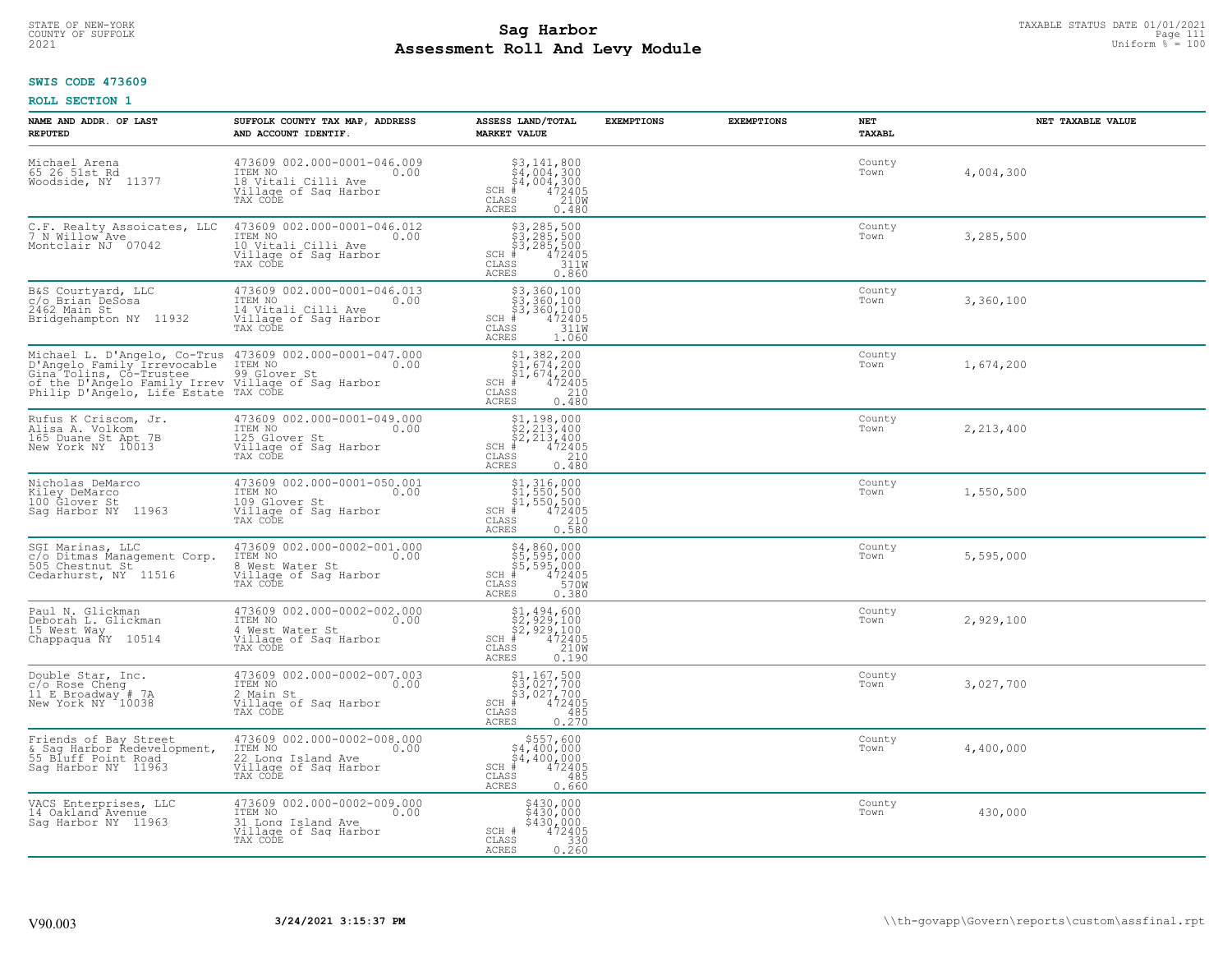**SWIS CODE 473609**

**ROLL SECTION 1**

| NAME AND ADDR. OF LAST REPUTED | SUFFOLK COUNTY TAX MAP, ADDRESS AND ACCOUNT IDENTIF. | ASSESS LAND/TOTAL MARKET VALUE | EXEMPTIONS | EXEMPTIONS | NET TAXABL | NET TAXABLE VALUE |
|---|---|---|---|---|---|---|
| Michael Arena<br>65 26 51st Rd<br>Woodside, NY 11377 | 473609 002.000-0001-046.009<br>ITEM NO 0.00<br>18 Vitali Cilli Ave<br>Village of Sag Harbor<br>TAX CODE | $3,141,800<br>$4,004,300<br>$4,004,300<br>SCH # 472405<br>CLASS 210W<br>ACRES 0.480 | | | County<br>Town | 4,004,300 |
| C.F. Realty Assoicates, LLC<br>7 N Willow Ave<br>Montclair NJ 07042 | 473609 002.000-0001-046.012<br>ITEM NO 0.00<br>10 Vitali Cilli Ave<br>Village of Sag Harbor<br>TAX CODE | $3,285,500<br>$3,285,500<br>$3,285,500<br>SCH # 472405<br>CLASS 311W<br>ACRES 0.860 | | | County<br>Town | 3,285,500 |
| B&S Courtyard, LLC<br>c/o Brian DeSosa<br>2462 Main St<br>Bridgehampton NY 11932 | 473609 002.000-0001-046.013<br>ITEM NO 0.00<br>14 Vitali Cilli Ave<br>Village of Sag Harbor<br>TAX CODE | $3,360,100<br>$3,360,100<br>$3,360,100<br>SCH # 472405<br>CLASS 311W<br>ACRES 1.060 | | | County<br>Town | 3,360,100 |
| Michael L. D'Angelo, Co-Trus<br>D'Angelo Family Irrevocable<br>Gina Tolins, Co-Trustee<br>of the D'Angelo Family Irrev<br>Philip D'Angelo, Life Estate | 473609 002.000-0001-047.000<br>ITEM NO 0.00<br>99 Glover St<br>Village of Sag Harbor<br>TAX CODE | $1,382,200<br>$1,674,200<br>$1,674,200<br>SCH # 472405<br>CLASS 210<br>ACRES 0.480 | | | County<br>Town | 1,674,200 |
| Rufus K Criscom, Jr.<br>Alisa A. Volkom<br>165 Duane St Apt 7B<br>New York NY 10013 | 473609 002.000-0001-049.000<br>ITEM NO 0.00<br>125 Glover St<br>Village of Sag Harbor<br>TAX CODE | $1,198,000<br>$2,213,400<br>$2,213,400<br>SCH # 472405<br>CLASS 210<br>ACRES 0.480 | | | County<br>Town | 2,213,400 |
| Nicholas DeMarco<br>Kiley DeMarco<br>100 Glover St<br>Sag Harbor NY 11963 | 473609 002.000-0001-050.001<br>ITEM NO 0.00<br>109 Glover St<br>Village of Sag Harbor<br>TAX CODE | $1,316,000<br>$1,550,500<br>$1,550,500<br>SCH # 472405<br>CLASS 210<br>ACRES 0.580 | | | County<br>Town | 1,550,500 |
| SGI Marinas, LLC<br>c/o Ditmas Management Corp.<br>505 Chestnut St<br>Cedarhurst, NY 11516 | 473609 002.000-0002-001.000<br>ITEM NO 0.00<br>8 West Water St<br>Village of Sag Harbor<br>TAX CODE | $4,860,000<br>$5,595,000<br>$5,595,000<br>SCH # 472405<br>CLASS 570W<br>ACRES 0.380 | | | County<br>Town | 5,595,000 |
| Paul N. Glickman<br>Deborah L. Glickman<br>15 West Way<br>Chappaqua NY 10514 | 473609 002.000-0002-002.000<br>ITEM NO 0.00<br>4 West Water St<br>Village of Sag Harbor<br>TAX CODE | $1,494,600<br>$2,929,100<br>$2,929,100<br>SCH # 472405<br>CLASS 210W<br>ACRES 0.190 | | | County<br>Town | 2,929,100 |
| Double Star, Inc.<br>c/o Rose Cheng<br>11 E Broadway # 7A<br>New York NY 10038 | 473609 002.000-0002-007.003<br>ITEM NO 0.00<br>2 Main St<br>Village of Sag Harbor<br>TAX CODE | $1,167,500<br>$3,027,700<br>$3,027,700<br>SCH # 472405<br>CLASS 485<br>ACRES 0.270 | | | County<br>Town | 3,027,700 |
| Friends of Bay Street<br>& Sag Harbor Redevelopment,<br>55 Bluff Point Road<br>Sag Harbor NY 11963 | 473609 002.000-0002-008.000<br>ITEM NO 0.00<br>22 Long Island Ave<br>Village of Sag Harbor<br>TAX CODE | $557,600<br>$4,400,000<br>$4,400,000<br>SCH # 472405<br>CLASS 485<br>ACRES 0.660 | | | County<br>Town | 4,400,000 |
| VACS Enterprises, LLC<br>14 Oakland Avenue<br>Sag Harbor NY 11963 | 473609 002.000-0002-009.000<br>ITEM NO 0.00<br>31 Long Island Ave<br>Village of Sag Harbor<br>TAX CODE | $430,000<br>$430,000<br>$430,000<br>SCH # 472405<br>CLASS 330<br>ACRES 0.260 | | | County<br>Town | 430,000 |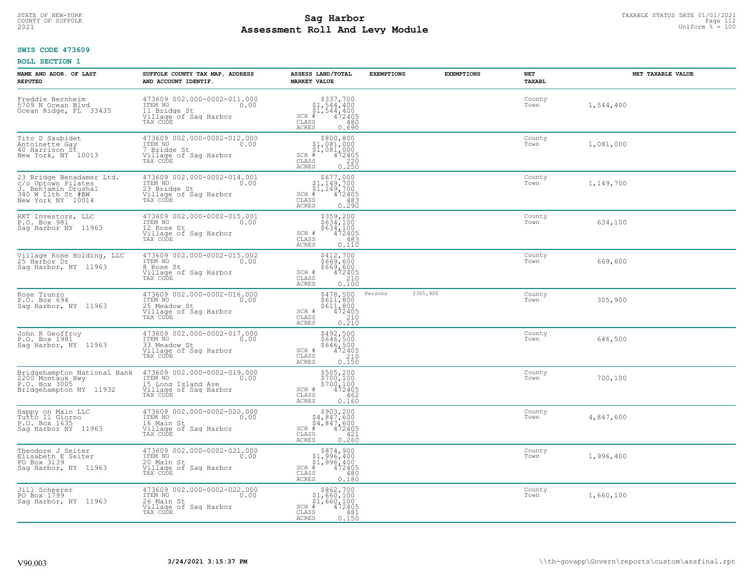STATE OF NEW-YORK
COUNTY OF SUFFOLK
2021

# Sag Harbor
# Assessment Roll And Levy Module

TAXABLE STATUS DATE 01/01/2021
Uniform % = 100

**SWIS CODE 473609**

**ROLL SECTION 1**

| NAME AND ADDR. OF LAST REPUTED | SUFFOLK COUNTY TAX MAP, ADDRESS AND ACCOUNT IDENTIF. | ASSESS LAND/TOTAL MARKET VALUE | EXEMPTIONS | EXEMPTIONS | NET TAXABL | NET TAXABLE VALUE |
|---|---|---|---|---|---|---|
| Freddie Bernheim<br>5709 N Ocean Blvd<br>Ocean Ridge, FL 33435 | 473609 002.000-0002-011.000<br>ITEM NO 0.00<br>11 Bridge St<br>Village of Sag Harbor<br>TAX CODE | $337,700<br>$1,544,400<br>$1,544,400<br>SCH # 472405<br>CLASS 480<br>ACRES 0.690 | | | County<br>Town | 1,544,400 |
| Tito D Saubidet<br>Antoinette Gay<br>40 Harrison St<br>New York, NY 10013 | 473609 002.000-0002-012.000<br>ITEM NO 0.00<br>7 Bridge St<br>Village of Sag Harbor<br>TAX CODE | $800,800<br>$1,081,000<br>$1,081,000<br>SCH # 472405<br>CLASS 220<br>ACRES 0.250 | | | County<br>Town | 1,081,000 |
| 23 Bridge Benadamer Ltd.<br>c/o Uptown Pilates<br>J. Benjamin Drushal<br>340 W 11th St #BW<br>New York NY 10014 | 473609 002.000-0002-014.001<br>ITEM NO 0.00<br>23 Bridge St<br>Village of Sag Harbor<br>TAX CODE | $677,000<br>$1,149,700<br>$1,149,700<br>SCH # 472405<br>CLASS 483<br>ACRES 0.290 | | | County<br>Town | 1,149,700 |
| RKT Investors, LLC<br>P.O. Box 981<br>Sag Harbor NY 11963 | 473609 002.000-0002-015.001<br>ITEM NO 0.00<br>12 Rose St<br>Village of Sag Harbor<br>TAX CODE | $359,200<br>$634,100<br>$634,100<br>SCH # 472405<br>CLASS 483<br>ACRES 0.110 | | | County<br>Town | 634,100 |
| Village Rose Holding, LLC<br>25 Harbor Dr<br>Sag Harbor, NY 11963 | 473609 002.000-0002-015.002<br>ITEM NO 0.00<br>8 Rose St<br>Village of Sag Harbor<br>TAX CODE | $412,700<br>$669,600<br>$669,600<br>SCH # 472405<br>CLASS 210<br>ACRES 0.100 | | | County<br>Town | 669,600 |
| Rose Trunzo<br>P.O. Box 694<br>Sag Harbor, NY 11963 | 473609 002.000-0002-016.000<br>ITEM NO 0.00<br>25 Meadow St<br>Village of Sag Harbor<br>TAX CODE | $478,500<br>$611,800<br>$611,800<br>SCH # 472405<br>CLASS 210<br>ACRES 0.210 | Persons $305,900 | | County<br>Town | 305,900 |
| John R Geoffroy<br>P.O. Box 1981<br>Sag Harbor, NY 11963 | 473609 002.000-0002-017.000<br>ITEM NO 0.00<br>33 Meadow St<br>Village of Sag Harbor<br>TAX CODE | $492,500<br>$646,500<br>$646,500<br>SCH # 472405<br>CLASS 210<br>ACRES 0.150 | | | County<br>Town | 646,500 |
| Bridgehampton National Bank<br>2200 Montauk Hwy<br>P.O. Box 3005<br>Bridgehampton NY 11932 | 473609 002.000-0002-019.000<br>ITEM NO 0.00<br>15 Long Island Ave<br>Village of Sag Harbor<br>TAX CODE | $505,200<br>$700,100<br>$700,100<br>SCH # 472405<br>CLASS 462<br>ACRES 0.160 | | | County<br>Town | 700,100 |
| Happy on Main LLC<br>Tutto Il Giorno<br>P.O. Box 1635<br>Sag Harbor NY 11963 | 473609 002.000-0002-020.000<br>ITEM NO 0.00<br>16 Main St<br>Village of Sag Harbor<br>TAX CODE | $903,200<br>$4,847,600<br>$4,847,600<br>SCH # 472405<br>CLASS 421<br>ACRES 0.260 | | | County<br>Town | 4,847,600 |
| Theodore J Seiter<br>Elisabeth E Seiter<br>PO Box 3139<br>Sag Harbor, NY 11963 | 473609 002.000-0002-021.000<br>ITEM NO 0.00<br>20 Main St<br>Village of Sag Harbor<br>TAX CODE | $874,900<br>$1,996,400<br>$1,996,400<br>SCH # 472405<br>CLASS 480<br>ACRES 0.180 | | | County<br>Town | 1,996,400 |
| Jill Scheerer<br>PO Box 1799<br>Sag Harbor, NY 11963 | 473609 002.000-0002-022.000<br>ITEM NO 0.00<br>26 Main St<br>Village of Sag Harbor<br>TAX CODE | $862,700<br>$1,660,100<br>$1,660,100<br>SCH # 472405<br>CLASS 481<br>ACRES 0.150 | | | County<br>Town | 1,660,100 |

V90.003 **3/24/2021 3:15:37 PM** \\th-govapp\Govern\reports\custom\assfinal.rpt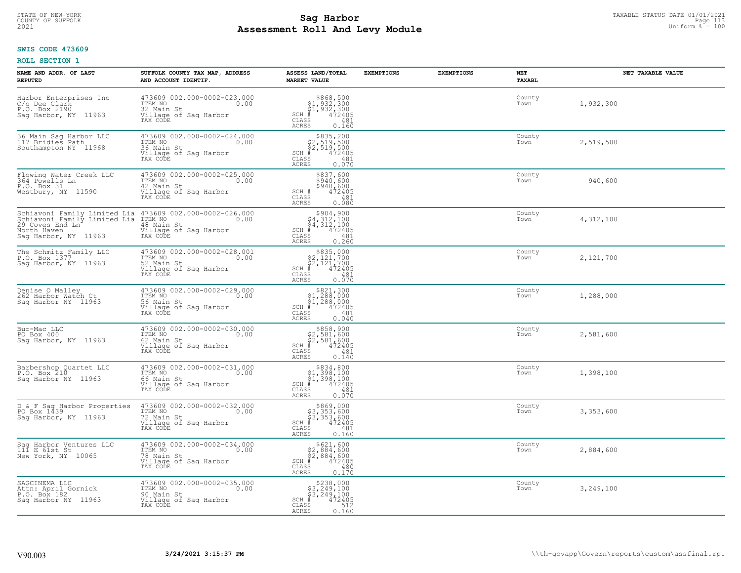STATE OF NEW-YORK
COUNTY OF SUFFOLK
2021

# Sag Harbor
# Assessment Roll And Levy Module

TAXABLE STATUS DATE 01/01/2021
Uniform % = 100

**SWIS CODE 473609**

**ROLL SECTION 1**

| NAME AND ADDR. OF LAST REPUTED | SUFFOLK COUNTY TAX MAP, ADDRESS AND ACCOUNT IDENTIF. | ASSESS LAND/TOTAL MARKET VALUE | EXEMPTIONS | EXEMPTIONS | NET TAXABL | NET TAXABLE VALUE |
|---|---|---|---|---|---|---|
| Harbor Enterprises Inc<br>C/o Dee Clark<br>P.O. Box 2190<br>Sag Harbor, NY 11963 | 473609 002.000-0002-023.000<br>ITEM NO 0.00<br>32 Main St<br>Village of Sag Harbor<br>TAX CODE | $868,500<br>$1,932,300<br>$1,932,300<br>SCH # 472405<br>CLASS 481<br>ACRES 0.160 | | | County<br>Town | 1,932,300 |
| 36 Main Sag Harbor LLC<br>117 Bridies Path<br>Southampton NY 11968 | 473609 002.000-0002-024.000<br>ITEM NO 0.00<br>36 Main St<br>Village of Sag Harbor<br>TAX CODE | $835,200<br>$2,519,500<br>$2,519,500<br>SCH # 472405<br>CLASS 481<br>ACRES 0.070 | | | County<br>Town | 2,519,500 |
| Flowing Water Creek LLC<br>364 Powells Ln<br>P.O. Box 31<br>Westbury, NY 11590 | 473609 002.000-0002-025.000<br>ITEM NO 0.00<br>42 Main St<br>Village of Sag Harbor<br>TAX CODE | $837,600<br>$940,600<br>$940,600<br>SCH # 472405<br>CLASS 481<br>ACRES 0.080 | | | County<br>Town | 940,600 |
| Schiavoni Family Limited Lia<br>Schiavoni Family Limited Lia<br>29 Coves End Ln<br>North Haven<br>Sag Harbor, NY 11963 | 473609 002.000-0002-026.000<br>ITEM NO 0.00<br>48 Main St<br>Village of Sag Harbor<br>TAX CODE | $904,900<br>$4,312,100<br>$4,312,100<br>SCH # 472405<br>CLASS 481<br>ACRES 0.260 | | | County<br>Town | 4,312,100 |
| The Schmitz Family LLC<br>P.O. Box 1377<br>Sag Harbor, NY 11963 | 473609 002.000-0002-028.001<br>ITEM NO 0.00<br>52 Main St<br>Village of Sag Harbor<br>TAX CODE | $835,000<br>$2,121,700<br>$2,121,700<br>SCH # 472405<br>CLASS 481<br>ACRES 0.070 | | | County<br>Town | 2,121,700 |
| Denise O Malley<br>262 Harbor Watch Ct<br>Sag Harbor NY 11963 | 473609 002.000-0002-029.000<br>ITEM NO 0.00<br>56 Main St<br>Village of Sag Harbor<br>TAX CODE | $821,300<br>$1,288,000<br>$1,288,000<br>SCH # 472405<br>CLASS 481<br>ACRES 0.040 | | | County<br>Town | 1,288,000 |
| Bur-Mac LLC<br>PO Box 400<br>Sag Harbor, NY 11963 | 473609 002.000-0002-030.000<br>ITEM NO 0.00<br>62 Main St<br>Village of Sag Harbor<br>TAX CODE | $858,900<br>$2,581,600<br>$2,581,600<br>SCH # 472405<br>CLASS 481<br>ACRES 0.140 | | | County<br>Town | 2,581,600 |
| Barbershop Quartet LLC<br>P.O. Box 210<br>Sag Harbor NY 11963 | 473609 002.000-0002-031.000<br>ITEM NO 0.00<br>66 Main St<br>Village of Sag Harbor<br>TAX CODE | $834,800<br>$1,398,100<br>$1,398,100<br>SCH # 472405<br>CLASS 481<br>ACRES 0.070 | | | County<br>Town | 1,398,100 |
| D & F Sag Harbor Properties<br>PO Box 1439<br>Sag Harbor, NY 11963 | 473609 002.000-0002-032.000<br>ITEM NO 0.00<br>72 Main St<br>Village of Sag Harbor<br>TAX CODE | $869,000<br>$3,353,600<br>$3,353,600<br>SCH # 472405<br>CLASS 481<br>ACRES 0.160 | | | County<br>Town | 3,353,600 |
| Sag Harbor Ventures LLC<br>111 E 61st St<br>New York, NY 10065 | 473609 002.000-0002-034.000<br>ITEM NO 0.00<br>78 Main St<br>Village of Sag Harbor<br>TAX CODE | $621,600<br>$2,884,600<br>$2,884,600<br>SCH # 472405<br>CLASS 480<br>ACRES 0.170 | | | County<br>Town | 2,884,600 |
| SAGCINEMA LLC<br>Attn: April Gornick<br>P.O. Box 182<br>Sag Harbor NY 11963 | 473609 002.000-0002-035.000<br>ITEM NO 0.00<br>90 Main St<br>Village of Sag Harbor<br>TAX CODE | $238,000<br>$3,249,100<br>$3,249,100<br>SCH # 472405<br>CLASS 512<br>ACRES 0.160 | | | County<br>Town | 3,249,100 |

V90.003 **3/24/2021 3:15:37 PM** \\th-govapp\Govern\reports\custom\assfinal.rpt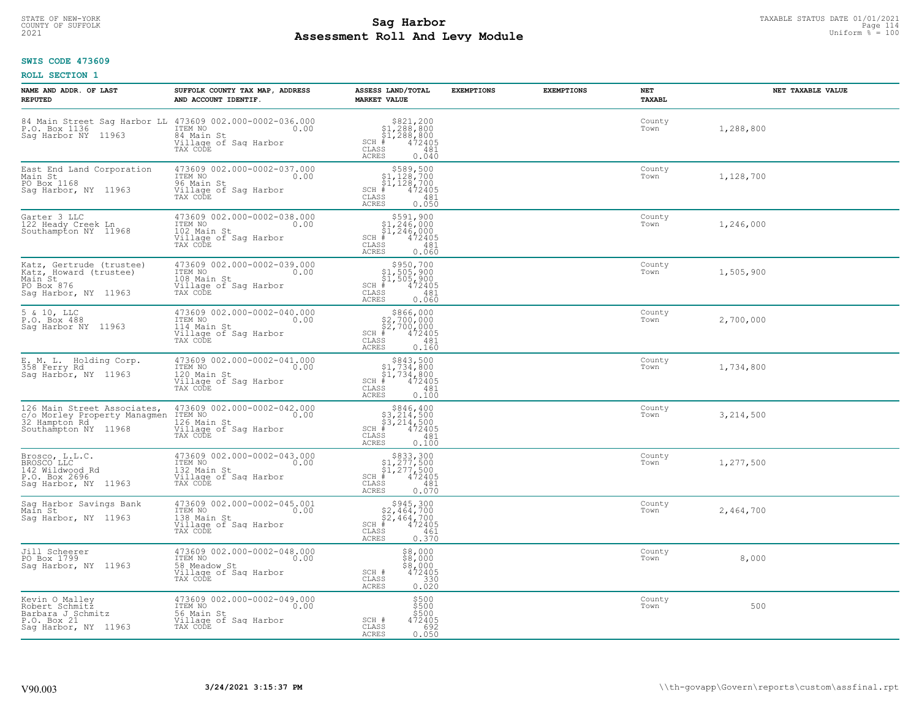**SWIS CODE 473609**

**ROLL SECTION 1**

| NAME AND ADDR. OF LAST REPUTED | SUFFOLK COUNTY TAX MAP, ADDRESS AND ACCOUNT IDENTIF. | ASSESS LAND/TOTAL MARKET VALUE | EXEMPTIONS | EXEMPTIONS | NET TAXABL | NET TAXABLE VALUE |
|---|---|---|---|---|---|---|
| 84 Main Street Sag Harbor LL<br>P.O. Box 1136<br>Sag Harbor NY 11963 | 473609 002.000-0002-036.000<br>ITEM NO 0.00<br>84 Main St<br>Village of Sag Harbor<br>TAX CODE | $821,200<br>$1,288,800<br>$1,288,800<br>SCH # 472405<br>CLASS 481<br>ACRES 0.040 | | | County<br>Town | 1,288,800 |
| East End Land Corporation<br>Main St<br>PO Box 1168<br>Sag Harbor, NY 11963 | 473609 002.000-0002-037.000<br>ITEM NO 0.00<br>96 Main St<br>Village of Sag Harbor<br>TAX CODE | $589,500<br>$1,128,700<br>$1,128,700<br>SCH # 472405<br>CLASS 481<br>ACRES 0.050 | | | County<br>Town | 1,128,700 |
| Garter 3 LLC<br>122 Heady Creek Ln<br>Southampton NY 11968 | 473609 002.000-0002-038.000<br>ITEM NO 0.00<br>102 Main St<br>Village of Sag Harbor<br>TAX CODE | $591,900<br>$1,246,000<br>$1,246,000<br>SCH # 472405<br>CLASS 481<br>ACRES 0.060 | | | County<br>Town | 1,246,000 |
| Katz, Gertrude (trustee)<br>Katz, Howard (trustee)<br>Main St<br>PO Box 876<br>Sag Harbor, NY 11963 | 473609 002.000-0002-039.000<br>ITEM NO 0.00<br>108 Main St<br>Village of Sag Harbor<br>TAX CODE | $950,700<br>$1,505,900<br>$1,505,900<br>SCH # 472405<br>CLASS 481<br>ACRES 0.060 | | | County<br>Town | 1,505,900 |
| 5 & 10, LLC<br>P.O. Box 488<br>Sag Harbor NY 11963 | 473609 002.000-0002-040.000<br>ITEM NO 0.00<br>114 Main St<br>Village of Sag Harbor<br>TAX CODE | $866,000<br>$2,700,000<br>$2,700,000<br>SCH # 472405<br>CLASS 481<br>ACRES 0.160 | | | County<br>Town | 2,700,000 |
| E. M. L. Holding Corp.<br>358 Ferry Rd<br>Sag Harbor, NY 11963 | 473609 002.000-0002-041.000<br>ITEM NO 0.00<br>120 Main St<br>Village of Sag Harbor<br>TAX CODE | $843,500<br>$1,734,800<br>$1,734,800<br>SCH # 472405<br>CLASS 481<br>ACRES 0.100 | | | County<br>Town | 1,734,800 |
| 126 Main Street Associates,<br>c/o Morley Property Managmen<br>32 Hampton Rd<br>Southampton NY 11968 | 473609 002.000-0002-042.000<br>ITEM NO 0.00<br>126 Main St<br>Village of Sag Harbor<br>TAX CODE | $846,400<br>$3,214,500<br>$3,214,500<br>SCH # 472405<br>CLASS 481<br>ACRES 0.100 | | | County<br>Town | 3,214,500 |
| Brosco, L.L.C.<br>BROSCO LLC<br>142 Wildwood Rd<br>P.O. Box 2696<br>Sag Harbor, NY 11963 | 473609 002.000-0002-043.000<br>ITEM NO 0.00<br>132 Main St<br>Village of Sag Harbor<br>TAX CODE | $833,300<br>$1,277,500<br>$1,277,500<br>SCH # 472405<br>CLASS 481<br>ACRES 0.070 | | | County<br>Town | 1,277,500 |
| Sag Harbor Savings Bank<br>Main St<br>Sag Harbor, NY 11963 | 473609 002.000-0002-045.001<br>ITEM NO 0.00<br>138 Main St<br>Village of Sag Harbor<br>TAX CODE | $945,300<br>$2,464,700<br>$2,464,700<br>SCH # 472405<br>CLASS 461<br>ACRES 0.370 | | | County<br>Town | 2,464,700 |
| Jill Scheerer<br>PO Box 1799<br>Sag Harbor, NY 11963 | 473609 002.000-0002-048.000<br>ITEM NO 0.00<br>58 Meadow St<br>Village of Sag Harbor<br>TAX CODE | $8,000<br>$8,000<br>$8,000<br>SCH # 472405<br>CLASS 330<br>ACRES 0.020 | | | County<br>Town | 8,000 |
| Kevin O Malley<br>Robert Schmitz<br>Barbara J Schmitz<br>P.O. Box 21<br>Sag Harbor, NY 11963 | 473609 002.000-0002-049.000<br>ITEM NO 0.00<br>56 Main St<br>Village of Sag Harbor<br>TAX CODE | $500<br>$500<br>$500<br>SCH # 472405<br>CLASS 692<br>ACRES 0.050 | | | County<br>Town | 500 |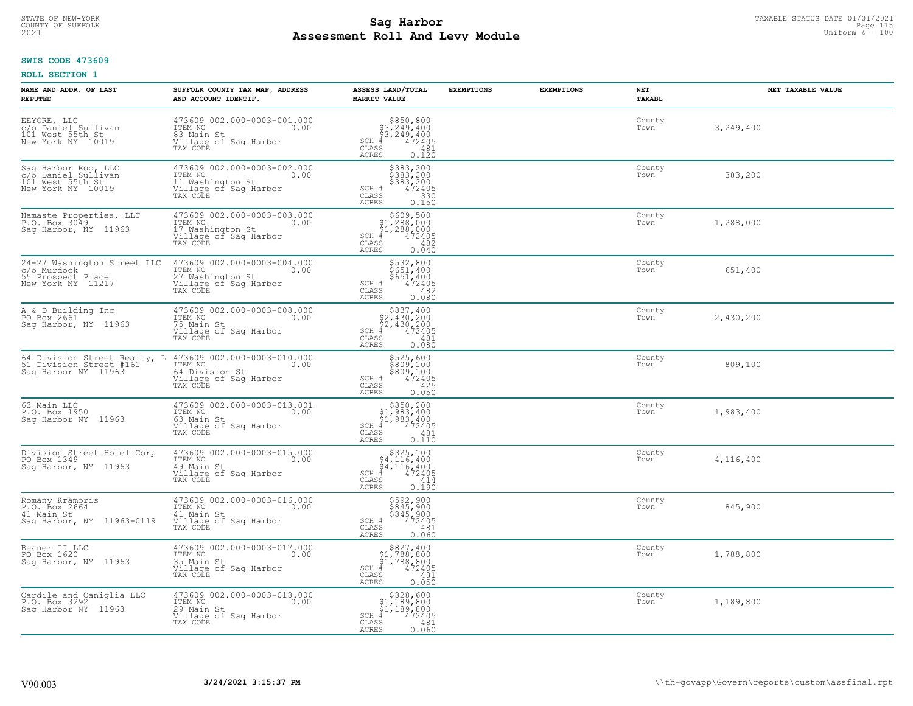STATE OF NEW-YORK
COUNTY OF SUFFOLK
2021

# Sag Harbor
# Assessment Roll And Levy Module

TAXABLE STATUS DATE 01/01/2021
Uniform % = 100

**SWIS CODE 473609**

**ROLL SECTION 1**

| NAME AND ADDR. OF LAST REPUTED | SUFFOLK COUNTY TAX MAP, ADDRESS AND ACCOUNT IDENTIF. | ASSESS LAND/TOTAL MARKET VALUE | EXEMPTIONS | EXEMPTIONS | NET TAXABL | NET TAXABLE VALUE |
|---|---|---|---|---|---|---|
| EEYORE, LLC<br>c/o Daniel Sullivan<br>101 West 55th St<br>New York NY 10019 | 473609 002.000-0003-001.000<br>ITEM NO 0.00<br>83 Main St<br>Village of Sag Harbor<br>TAX CODE | $850,800<br>$3,249,400<br>$3,249,400<br>SCH # 472405<br>CLASS 481<br>ACRES 0.120 | | | County<br>Town | 3,249,400 |
| Sag Harbor Roo, LLC<br>c/o Daniel Sullivan<br>101 West 55th St<br>New York NY 10019 | 473609 002.000-0003-002.000<br>ITEM NO 0.00<br>11 Washington St<br>Village of Sag Harbor<br>TAX CODE | $383,200<br>$383,200<br>$383,200<br>SCH # 472405<br>CLASS 330<br>ACRES 0.150 | | | County<br>Town | 383,200 |
| Namaste Properties, LLC<br>P.O. Box 3049<br>Sag Harbor, NY 11963 | 473609 002.000-0003-003.000<br>ITEM NO 0.00<br>17 Washington St<br>Village of Sag Harbor<br>TAX CODE | $609,500<br>$1,288,000<br>$1,288,000<br>SCH # 472405<br>CLASS 482<br>ACRES 0.040 | | | County<br>Town | 1,288,000 |
| 24-27 Washington Street LLC<br>c/o Murdock<br>55 Prospect Place<br>New York NY 11217 | 473609 002.000-0003-004.000<br>ITEM NO 0.00<br>27 Washington St<br>Village of Sag Harbor<br>TAX CODE | $532,800<br>$651,400<br>$651,400<br>SCH # 472405<br>CLASS 482<br>ACRES 0.080 | | | County<br>Town | 651,400 |
| A & D Building Inc<br>PO Box 2661<br>Sag Harbor, NY 11963 | 473609 002.000-0003-008.000<br>ITEM NO 0.00<br>75 Main St<br>Village of Sag Harbor<br>TAX CODE | $837,400<br>$2,430,200<br>$2,430,200<br>SCH # 472405<br>CLASS 481<br>ACRES 0.080 | | | County<br>Town | 2,430,200 |
| 64 Division Street Realty, L<br>51 Division Street #161<br>Sag Harbor NY 11963 | 473609 002.000-0003-010.000<br>ITEM NO 0.00<br>64 Division St<br>Village of Sag Harbor<br>TAX CODE | $525,600<br>$809,100<br>$809,100<br>SCH # 472405<br>CLASS 425<br>ACRES 0.050 | | | County<br>Town | 809,100 |
| 63 Main LLC<br>P.O. Box 1950<br>Sag Harbor NY 11963 | 473609 002.000-0003-013.001<br>ITEM NO 0.00<br>63 Main St<br>Village of Sag Harbor<br>TAX CODE | $850,200<br>$1,983,400<br>$1,983,400<br>SCH # 472405<br>CLASS 481<br>ACRES 0.110 | | | County<br>Town | 1,983,400 |
| Division Street Hotel Corp<br>PO Box 1349<br>Sag Harbor, NY 11963 | 473609 002.000-0003-015.000<br>ITEM NO 0.00<br>49 Main St<br>Village of Sag Harbor<br>TAX CODE | $325,100<br>$4,116,400<br>$4,116,400<br>SCH # 472405<br>CLASS 414<br>ACRES 0.190 | | | County<br>Town | 4,116,400 |
| Romany Kramoris<br>P.O. Box 2664<br>41 Main St<br>Sag Harbor, NY 11963-0119 | 473609 002.000-0003-016.000<br>ITEM NO 0.00<br>41 Main St<br>Village of Sag Harbor<br>TAX CODE | $592,900<br>$845,900<br>$845,900<br>SCH # 472405<br>CLASS 481<br>ACRES 0.060 | | | County<br>Town | 845,900 |
| Beaner II LLC<br>PO Box 1620<br>Sag Harbor, NY 11963 | 473609 002.000-0003-017.000<br>ITEM NO 0.00<br>35 Main St<br>Village of Sag Harbor<br>TAX CODE | $827,400<br>$1,788,800<br>$1,788,800<br>SCH # 472405<br>CLASS 481<br>ACRES 0.050 | | | County<br>Town | 1,788,800 |
| Cardile and Caniglia LLC<br>P.O. Box 3292<br>Sag Harbor NY 11963 | 473609 002.000-0003-018.000<br>ITEM NO 0.00<br>29 Main St<br>Village of Sag Harbor<br>TAX CODE | $828,600<br>$1,189,800<br>$1,189,800<br>SCH # 472405<br>CLASS 481<br>ACRES 0.060 | | | County<br>Town | 1,189,800 |

V90.003 3/24/2021 3:15:37 PM \\th-govapp\Govern\reports\custom\assfinal.rpt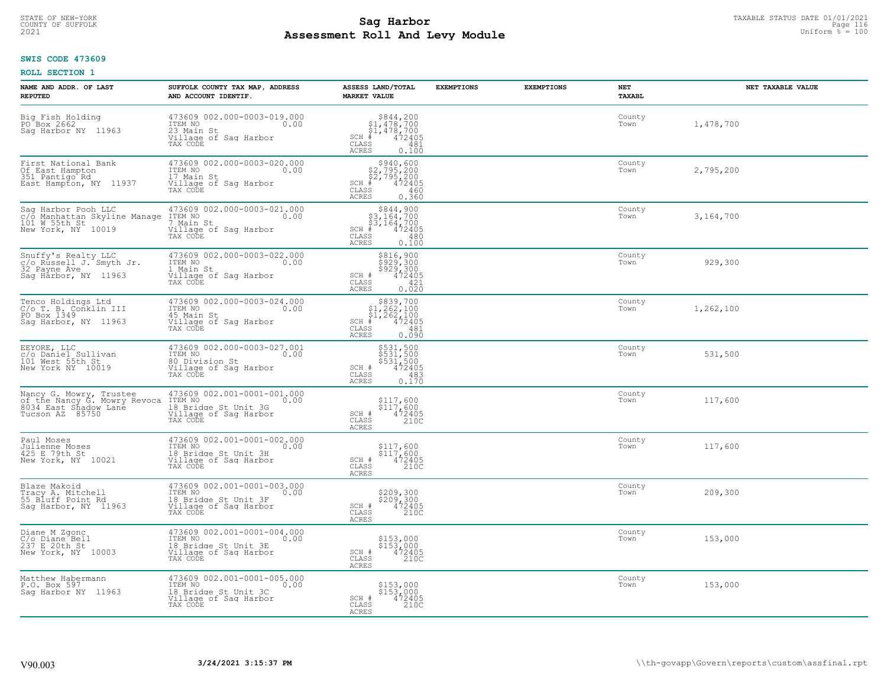# Sag Harbor
# Assessment Roll And Levy Module

STATE OF NEW-YORK
COUNTY OF SUFFOLK
2021

TAXABLE STATUS DATE 01/01/2021
Uniform % = 100

**SWIS CODE 473609**

**ROLL SECTION 1**

| NAME AND ADDR. OF LAST REPUTED | SUFFOLK COUNTY TAX MAP, ADDRESS AND ACCOUNT IDENTIF. | ASSESS LAND/TOTAL MARKET VALUE | EXEMPTIONS | EXEMPTIONS | NET TAXABL | NET TAXABLE VALUE |
|---|---|---|---|---|---|---|
| Big Fish Holding<br>PO Box 2662<br>Sag Harbor NY 11963 | 473609 002.000-0003-019.000<br>ITEM NO 0.00<br>23 Main St<br>Village of Sag Harbor<br>TAX CODE | $844,200<br>$1,478,700<br>$1,478,700<br>SCH # 472405<br>CLASS 481<br>ACRES 0.100 | | | County<br>Town | 1,478,700 |
| First National Bank<br>Of East Hampton<br>351 Pantigo Rd<br>East Hampton, NY 11937 | 473609 002.000-0003-020.000<br>ITEM NO 0.00<br>17 Main St<br>Village of Sag Harbor<br>TAX CODE | $940,600<br>$2,795,200<br>$2,795,200<br>SCH # 472405<br>CLASS 460<br>ACRES 0.360 | | | County<br>Town | 2,795,200 |
| Sag Harbor Pooh LLC<br>c/o Manhattan Skyline Manage<br>101 W 55th St<br>New York, NY 10019 | 473609 002.000-0003-021.000<br>ITEM NO 0.00<br>7 Main St<br>Village of Sag Harbor<br>TAX CODE | $844,900<br>$3,164,700<br>$3,164,700<br>SCH # 472405<br>CLASS 480<br>ACRES 0.100 | | | County<br>Town | 3,164,700 |
| Snuffy's Realty LLC<br>c/o Russell J. Smyth Jr.<br>32 Payne Ave<br>Sag Harbor, NY 11963 | 473609 002.000-0003-022.000<br>ITEM NO 0.00<br>1 Main St<br>Village of Sag Harbor<br>TAX CODE | $816,900<br>$929,300<br>$929,300<br>SCH # 472405<br>CLASS 421<br>ACRES 0.020 | | | County<br>Town | 929,300 |
| Tenco Holdings Ltd<br>C/o T. B. Conklin III<br>PO Box 1349<br>Sag Harbor, NY 11963 | 473609 002.000-0003-024.000<br>ITEM NO 0.00<br>45 Main St<br>Village of Sag Harbor<br>TAX CODE | $839,700<br>$1,262,100<br>$1,262,100<br>SCH # 472405<br>CLASS 481<br>ACRES 0.090 | | | County<br>Town | 1,262,100 |
| EEYORE, LLC<br>c/o Daniel Sullivan<br>101 West 55th St<br>New York NY 10019 | 473609 002.000-0003-027.001<br>ITEM NO 0.00<br>80 Division St<br>Village of Sag Harbor<br>TAX CODE | $531,500<br>$531,500<br>$531,500<br>SCH # 472405<br>CLASS 483<br>ACRES 0.170 | | | County<br>Town | 531,500 |
| Nancy G. Mowry, Trustee<br>of the Nancy G. Mowry Revoca<br>8034 East Shadow Lane<br>Tucson AZ 85750 | 473609 002.001-0001-001.000<br>ITEM NO 0.00<br>18 Bridge St Unit 3G<br>Village of Sag Harbor<br>TAX CODE | $117,600<br>$117,600<br>SCH # 472405<br>CLASS 210C<br>ACRES | | | County<br>Town | 117,600 |
| Paul Moses<br>Julienne Moses<br>425 E 79th St<br>New York, NY 10021 | 473609 002.001-0001-002.000<br>ITEM NO 0.00<br>18 Bridge St Unit 3H<br>Village of Sag Harbor<br>TAX CODE | $117,600<br>$117,600<br>SCH # 472405<br>CLASS 210C<br>ACRES | | | County<br>Town | 117,600 |
| Blaze Makoid<br>Tracy A. Mitchell<br>55 Bluff Point Rd<br>Sag Harbor, NY 11963 | 473609 002.001-0001-003.000<br>ITEM NO 0.00<br>18 Bridge St Unit 3F<br>Village of Sag Harbor<br>TAX CODE | $209,300<br>$209,300<br>SCH # 472405<br>CLASS 210C<br>ACRES | | | County<br>Town | 209,300 |
| Diane M Zgonc<br>C/o Diane Bell<br>237 E 20th St<br>New York, NY 10003 | 473609 002.001-0001-004.000<br>ITEM NO 0.00<br>18 Bridge St Unit 3E<br>Village of Sag Harbor<br>TAX CODE | $153,000<br>$153,000<br>SCH # 472405<br>CLASS 210C<br>ACRES | | | County<br>Town | 153,000 |
| Matthew Habermann<br>P.O. Box 597<br>Sag Harbor NY 11963 | 473609 002.001-0001-005.000<br>ITEM NO 0.00<br>18 Bridge St Unit 3C<br>Village of Sag Harbor<br>TAX CODE | $153,000<br>$153,000<br>SCH # 472405<br>CLASS 210C<br>ACRES | | | County<br>Town | 153,000 |

V90.003 3/24/2021 3:15:37 PM \\th-govapp\Govern\reports\custom\assfinal.rpt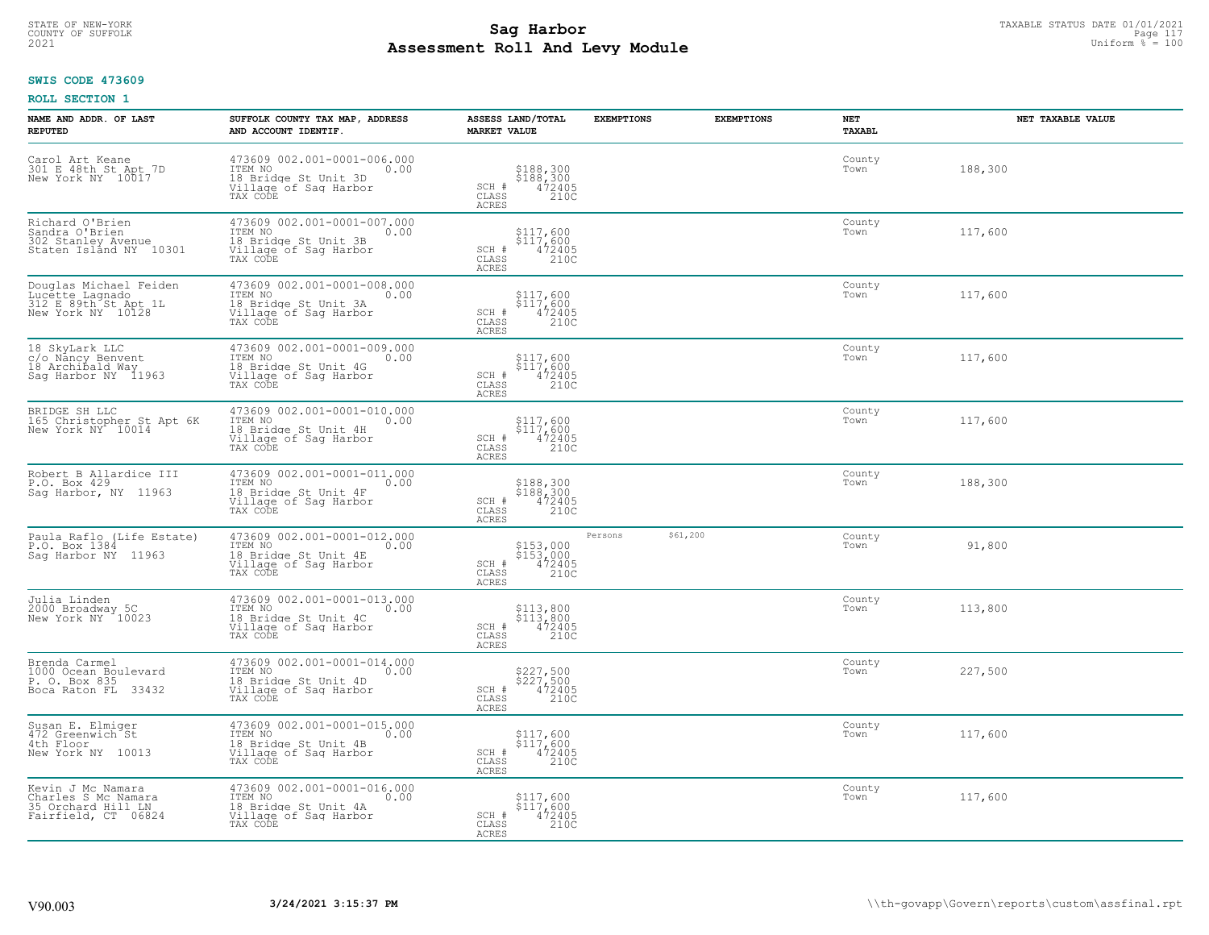STATE OF NEW-YORK
COUNTY OF SUFFOLK
2021

# Sag Harbor
## Assessment Roll And Levy Module

TAXABLE STATUS DATE 01/01/2021
Uniform % = 100

**SWIS CODE 473609**

**ROLL SECTION 1**

| NAME AND ADDR. OF LAST REPUTED | SUFFOLK COUNTY TAX MAP, ADDRESS AND ACCOUNT IDENTIF. | ASSESS LAND/TOTAL MARKET VALUE | EXEMPTIONS | EXEMPTIONS | NET TAXABL | NET TAXABLE VALUE |
|---|---|---|---|---|---|---|
| Carol Art Keane<br>301 E 48th St Apt 7D<br>New York NY 10017 | 473609 002.001-0001-006.000<br>ITEM NO 0.00<br>18 Bridge St Unit 3D<br>Village of Sag Harbor<br>TAX CODE | $188,300<br>$188,300<br>SCH # 472405<br>CLASS 210C<br>ACRES | | | County<br>Town | 188,300 |
| Richard O'Brien<br>Sandra O'Brien<br>302 Stanley Avenue<br>Staten Island NY 10301 | 473609 002.001-0001-007.000<br>ITEM NO 0.00<br>18 Bridge St Unit 3B<br>Village of Sag Harbor<br>TAX CODE | $117,600<br>$117,600<br>SCH # 472405<br>CLASS 210C<br>ACRES | | | County<br>Town | 117,600 |
| Douglas Michael Feiden<br>Lucette Lagnado<br>312 E 89th St Apt 1L<br>New York NY 10128 | 473609 002.001-0001-008.000<br>ITEM NO 0.00<br>18 Bridge St Unit 3A<br>Village of Sag Harbor<br>TAX CODE | $117,600<br>$117,600<br>SCH # 472405<br>CLASS 210C<br>ACRES | | | County<br>Town | 117,600 |
| 18 SkyLark LLC<br>c/o Nancy Benvent<br>18 Archibald Way<br>Sag Harbor NY 11963 | 473609 002.001-0001-009.000<br>ITEM NO 0.00<br>18 Bridge St Unit 4G<br>Village of Sag Harbor<br>TAX CODE | $117,600<br>$117,600<br>SCH # 472405<br>CLASS 210C<br>ACRES | | | County<br>Town | 117,600 |
| BRIDGE SH LLC<br>165 Christopher St Apt 6K<br>New York NY 10014 | 473609 002.001-0001-010.000<br>ITEM NO 0.00<br>18 Bridge St Unit 4H<br>Village of Sag Harbor<br>TAX CODE | $117,600<br>$117,600<br>SCH # 472405<br>CLASS 210C<br>ACRES | | | County<br>Town | 117,600 |
| Robert B Allardice III<br>P.O. Box 429<br>Sag Harbor, NY 11963 | 473609 002.001-0001-011.000<br>ITEM NO 0.00<br>18 Bridge St Unit 4F<br>Village of Sag Harbor<br>TAX CODE | $188,300<br>$188,300<br>SCH # 472405<br>CLASS 210C<br>ACRES | | | County<br>Town | 188,300 |
| Paula Raflo (Life Estate)<br>P.O. Box 1384<br>Sag Harbor NY 11963 | 473609 002.001-0001-012.000<br>ITEM NO 0.00<br>18 Bridge St Unit 4E<br>Village of Sag Harbor<br>TAX CODE | $153,000<br>$153,000<br>SCH # 472405<br>CLASS 210C<br>ACRES | Persons $61,200 | | County<br>Town | 91,800 |
| Julia Linden<br>2000 Broadway 5C<br>New York NY 10023 | 473609 002.001-0001-013.000<br>ITEM NO 0.00<br>18 Bridge St Unit 4C<br>Village of Sag Harbor<br>TAX CODE | $113,800<br>$113,800<br>SCH # 472405<br>CLASS 210C<br>ACRES | | | County<br>Town | 113,800 |
| Brenda Carmel<br>1000 Ocean Boulevard<br>P. O. Box 835<br>Boca Raton FL 33432 | 473609 002.001-0001-014.000<br>ITEM NO 0.00<br>18 Bridge St Unit 4D<br>Village of Sag Harbor<br>TAX CODE | $227,500<br>$227,500<br>SCH # 472405<br>CLASS 210C<br>ACRES | | | County<br>Town | 227,500 |
| Susan E. Elmiger<br>472 Greenwich St<br>4th Floor<br>New York NY 10013 | 473609 002.001-0001-015.000<br>ITEM NO 0.00<br>18 Bridge St Unit 4B<br>Village of Sag Harbor<br>TAX CODE | $117,600<br>$117,600<br>SCH # 472405<br>CLASS 210C<br>ACRES | | | County<br>Town | 117,600 |
| Kevin J Mc Namara<br>Charles S Mc Namara<br>35 Orchard Hill LN<br>Fairfield, CT 06824 | 473609 002.001-0001-016.000<br>ITEM NO 0.00<br>18 Bridge St Unit 4A<br>Village of Sag Harbor<br>TAX CODE | $117,600<br>$117,600<br>SCH # 472405<br>CLASS 210C<br>ACRES | | | County<br>Town | 117,600 |

V90.003 3/24/2021 3:15:37 PM \\th-govapp\Govern\reports\custom\assfinal.rpt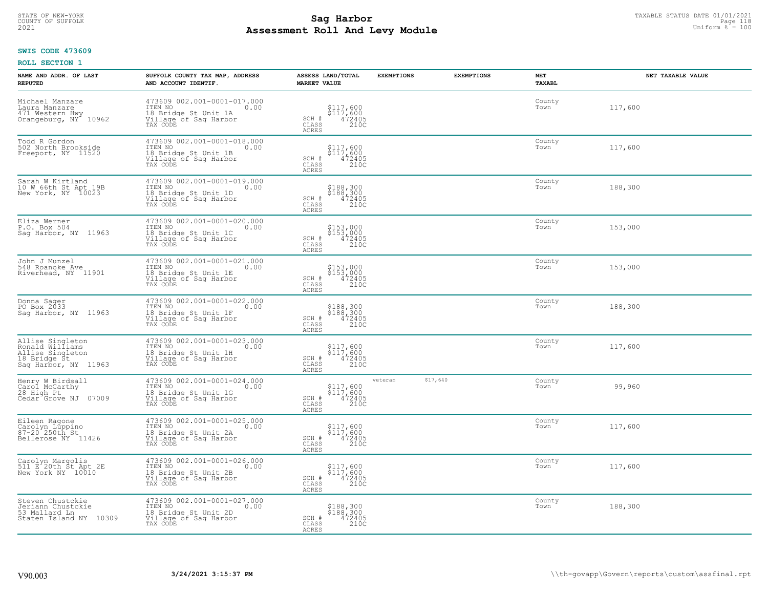STATE OF NEW-YORK
COUNTY OF SUFFOLK
2021

# Sag Harbor
# Assessment Roll And Levy Module

TAXABLE STATUS DATE 01/01/2021
Uniform % = 100

**SWIS CODE 473609**

**ROLL SECTION 1**

| NAME AND ADDR. OF LAST REPUTED | SUFFOLK COUNTY TAX MAP, ADDRESS AND ACCOUNT IDENTIF. | ASSESS LAND/TOTAL MARKET VALUE | EXEMPTIONS | | EXEMPTIONS | NET TAXABL | NET TAXABLE VALUE |
|---|---|---|---|---|---|---|---|
| Michael Manzare<br>Laura Manzare<br>471 Western Hwy<br>Orangeburg, NY 10962 | 473609 002.001-0001-017.000<br>ITEM NO 0.00<br>18 Bridge St Unit 1A<br>Village of Sag Harbor<br>TAX CODE | $117,600<br>$117,600<br>SCH # 472405<br>CLASS 210C<br>ACRES | | | | County<br>Town | 117,600 |
| Todd R Gordon<br>502 North Brookside<br>Freeport, NY 11520 | 473609 002.001-0001-018.000<br>ITEM NO 0.00<br>18 Bridge St Unit 1B<br>Village of Sag Harbor<br>TAX CODE | $117,600<br>$117,600<br>SCH # 472405<br>CLASS 210C<br>ACRES | | | | County<br>Town | 117,600 |
| Sarah W Kirtland<br>10 W 66th St Apt 19B<br>New York, NY 10023 | 473609 002.001-0001-019.000<br>ITEM NO 0.00<br>18 Bridge St Unit 1D<br>Village of Sag Harbor<br>TAX CODE | $188,300<br>$188,300<br>SCH # 472405<br>CLASS 210C<br>ACRES | | | | County<br>Town | 188,300 |
| Eliza Werner<br>P.O. Box 504<br>Sag Harbor, NY 11963 | 473609 002.001-0001-020.000<br>ITEM NO 0.00<br>18 Bridge St Unit 1C<br>Village of Sag Harbor<br>TAX CODE | $153,000<br>$153,000<br>SCH # 472405<br>CLASS 210C<br>ACRES | | | | County<br>Town | 153,000 |
| John J Munzel<br>548 Roanoke Ave<br>Riverhead, NY 11901 | 473609 002.001-0001-021.000<br>ITEM NO 0.00<br>18 Bridge St Unit 1E<br>Village of Sag Harbor<br>TAX CODE | $153,000<br>$153,000<br>SCH # 472405<br>CLASS 210C<br>ACRES | | | | County<br>Town | 153,000 |
| Donna Sager<br>PO Box 2033<br>Sag Harbor, NY 11963 | 473609 002.001-0001-022.000<br>ITEM NO 0.00<br>18 Bridge St Unit 1F<br>Village of Sag Harbor<br>TAX CODE | $188,300<br>$188,300<br>SCH # 472405<br>CLASS 210C<br>ACRES | | | | County<br>Town | 188,300 |
| Allise Singleton<br>Ronald Williams<br>Allise Singleton<br>18 Bridge St<br>Sag Harbor, NY 11963 | 473609 002.001-0001-023.000<br>ITEM NO 0.00<br>18 Bridge St Unit 1H<br>Village of Sag Harbor<br>TAX CODE | $117,600<br>$117,600<br>SCH # 472405<br>CLASS 210C<br>ACRES | | | | County<br>Town | 117,600 |
| Henry W Birdsall<br>Carol McCarthy<br>28 High Pt<br>Cedar Grove NJ 07009 | 473609 002.001-0001-024.000<br>ITEM NO 0.00<br>18 Bridge St Unit 1G<br>Village of Sag Harbor<br>TAX CODE | $117,600<br>$117,600<br>SCH # 472405<br>CLASS 210C<br>ACRES | veteran | $17,640 | | County<br>Town | 99,960 |
| Eileen Ragone<br>Carolyn Luppino<br>87-20 250th St<br>Bellerose NY 11426 | 473609 002.001-0001-025.000<br>ITEM NO 0.00<br>18 Bridge St Unit 2A<br>Village of Sag Harbor<br>TAX CODE | $117,600<br>$117,600<br>SCH # 472405<br>CLASS 210C<br>ACRES | | | | County<br>Town | 117,600 |
| Carolyn Margolis<br>511 E 20th St Apt 2E<br>New York NY 10010 | 473609 002.001-0001-026.000<br>ITEM NO 0.00<br>18 Bridge St Unit 2B<br>Village of Sag Harbor<br>TAX CODE | $117,600<br>$117,600<br>SCH # 472405<br>CLASS 210C<br>ACRES | | | | County<br>Town | 117,600 |
| Steven Chustckie<br>Jeriann Chustckie<br>53 Mallard Ln<br>Staten Island NY 10309 | 473609 002.001-0001-027.000<br>ITEM NO 0.00<br>18 Bridge St Unit 2D<br>Village of Sag Harbor<br>TAX CODE | $188,300<br>$188,300<br>SCH # 472405<br>CLASS 210C<br>ACRES | | | | County<br>Town | 188,300 |

V90.003 3/24/2021 3:15:37 PM \\th-govapp\Govern\reports\custom\assfinal.rpt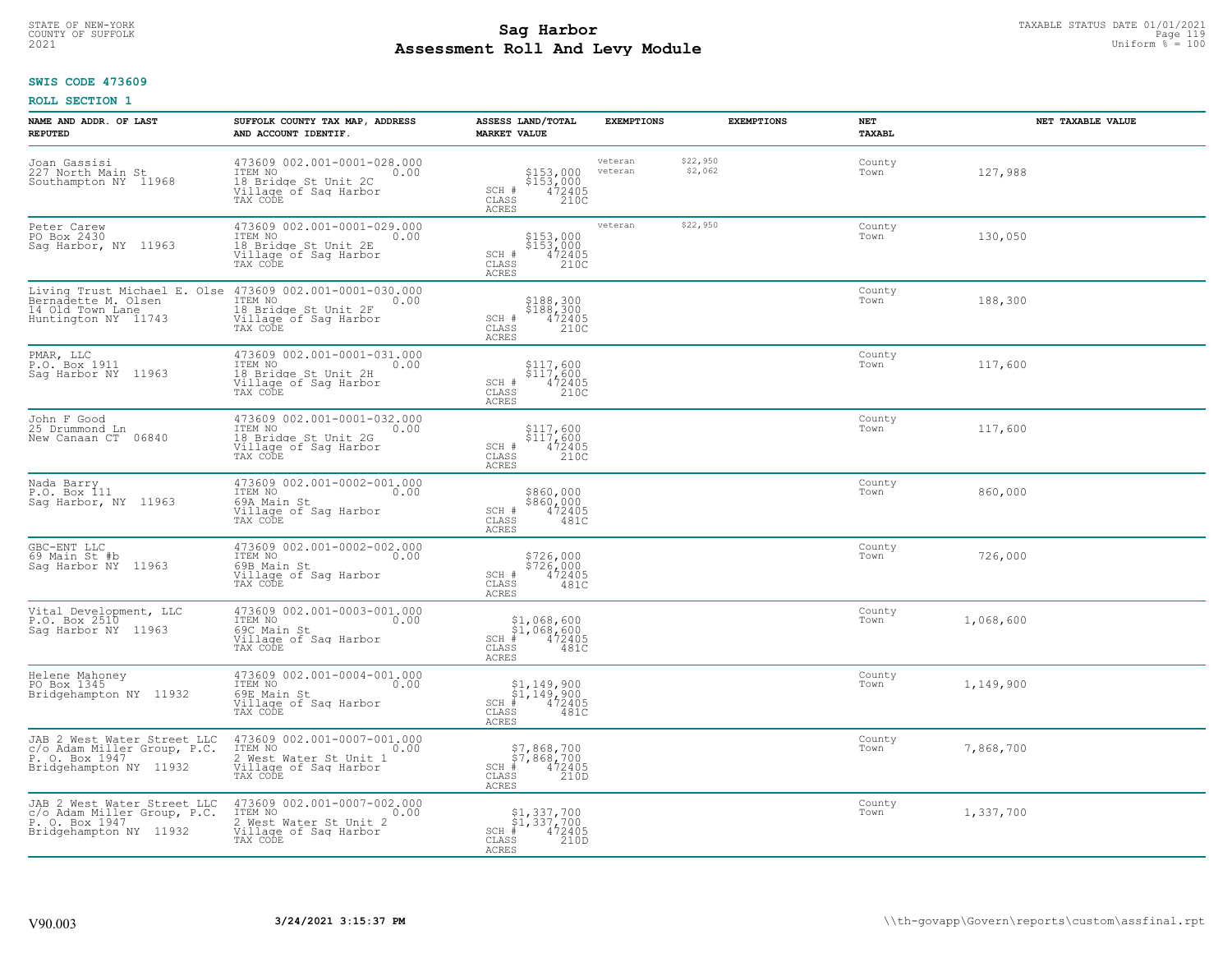STATE OF NEW-YORK
COUNTY OF SUFFOLK
2021

# Sag Harbor
## Assessment Roll And Levy Module

TAXABLE STATUS DATE 01/01/2021
Uniform % = 100

**SWIS CODE 473609**

**ROLL SECTION 1**

| NAME AND ADDR. OF LAST REPUTED | SUFFOLK COUNTY TAX MAP, ADDRESS AND ACCOUNT IDENTIF. | ASSESS LAND/TOTAL MARKET VALUE | EXEMPTIONS | EXEMPTIONS | NET TAXABL | NET TAXABLE VALUE |
|---|---|---|---|---|---|---|
| Joan Gassisi<br>227 North Main St<br>Southampton NY 11968 | 473609 002.001-0001-028.000<br>ITEM NO 0.00<br>18 Bridge St Unit 2C<br>Village of Sag Harbor<br>TAX CODE | $153,000<br>$153,000<br>SCH # 472405<br>CLASS 210C<br>ACRES | veteran $22,950<br>veteran $2,062 | | County<br>Town | 127,988 |
| Peter Carew<br>PO Box 2430<br>Sag Harbor, NY 11963 | 473609 002.001-0001-029.000<br>ITEM NO 0.00<br>18 Bridge St Unit 2E<br>Village of Sag Harbor<br>TAX CODE | $153,000<br>$153,000<br>SCH # 472405<br>CLASS 210C<br>ACRES | veteran $22,950 | | County<br>Town | 130,050 |
| Living Trust Michael E. Olse<br>Bernadette M. Olsen<br>14 Old Town Lane<br>Huntington NY 11743 | 473609 002.001-0001-030.000<br>ITEM NO 0.00<br>18 Bridge St Unit 2F<br>Village of Sag Harbor<br>TAX CODE | $188,300<br>$188,300<br>SCH # 472405<br>CLASS 210C<br>ACRES | | | County<br>Town | 188,300 |
| PMAR, LLC<br>P.O. Box 1911<br>Sag Harbor NY 11963 | 473609 002.001-0001-031.000<br>ITEM NO 0.00<br>18 Bridge St Unit 2H<br>Village of Sag Harbor<br>TAX CODE | $117,600<br>$117,600<br>SCH # 472405<br>CLASS 210C<br>ACRES | | | County<br>Town | 117,600 |
| John F Good<br>25 Drummond Ln<br>New Canaan CT 06840 | 473609 002.001-0001-032.000<br>ITEM NO 0.00<br>18 Bridge St Unit 2G<br>Village of Sag Harbor<br>TAX CODE | $117,600<br>$117,600<br>SCH # 472405<br>CLASS 210C<br>ACRES | | | County<br>Town | 117,600 |
| Nada Barry<br>P.O. Box 111<br>Sag Harbor, NY 11963 | 473609 002.001-0002-001.000<br>ITEM NO 0.00<br>69A Main St<br>Village of Sag Harbor<br>TAX CODE | $860,000<br>$860,000<br>SCH # 472405<br>CLASS 481C<br>ACRES | | | County<br>Town | 860,000 |
| GBC-ENT LLC<br>69 Main St #b<br>Sag Harbor NY 11963 | 473609 002.001-0002-002.000<br>ITEM NO 0.00<br>69B Main St<br>Village of Sag Harbor<br>TAX CODE | $726,000<br>$726,000<br>SCH # 472405<br>CLASS 481C<br>ACRES | | | County<br>Town | 726,000 |
| Vital Development, LLC<br>P.O. Box 2510<br>Sag Harbor NY 11963 | 473609 002.001-0003-001.000<br>ITEM NO 0.00<br>69C Main St<br>Village of Sag Harbor<br>TAX CODE | $1,068,600<br>$1,068,600<br>SCH # 472405<br>CLASS 481C<br>ACRES | | | County<br>Town | 1,068,600 |
| Helene Mahoney<br>PO Box 1345<br>Bridgehampton NY 11932 | 473609 002.001-0004-001.000<br>ITEM NO 0.00<br>69E Main St<br>Village of Sag Harbor<br>TAX CODE | $1,149,900<br>$1,149,900<br>SCH # 472405<br>CLASS 481C<br>ACRES | | | County<br>Town | 1,149,900 |
| JAB 2 West Water Street LLC<br>c/o Adam Miller Group, P.C.<br>P. O. Box 1947<br>Bridgehampton NY 11932 | 473609 002.001-0007-001.000<br>ITEM NO 0.00<br>2 West Water St Unit 1<br>Village of Sag Harbor<br>TAX CODE | $7,868,700<br>$7,868,700<br>SCH # 472405<br>CLASS 210D<br>ACRES | | | County<br>Town | 7,868,700 |
| JAB 2 West Water Street LLC<br>c/o Adam Miller Group, P.C.<br>P. O. Box 1947<br>Bridgehampton NY 11932 | 473609 002.001-0007-002.000<br>ITEM NO 0.00<br>2 West Water St Unit 2<br>Village of Sag Harbor<br>TAX CODE | $1,337,700<br>$1,337,700<br>SCH # 472405<br>CLASS 210D<br>ACRES | | | County<br>Town | 1,337,700 |

V90.003 3/24/2021 3:15:37 PM \\th-govapp\Govern\reports\custom\assfinal.rpt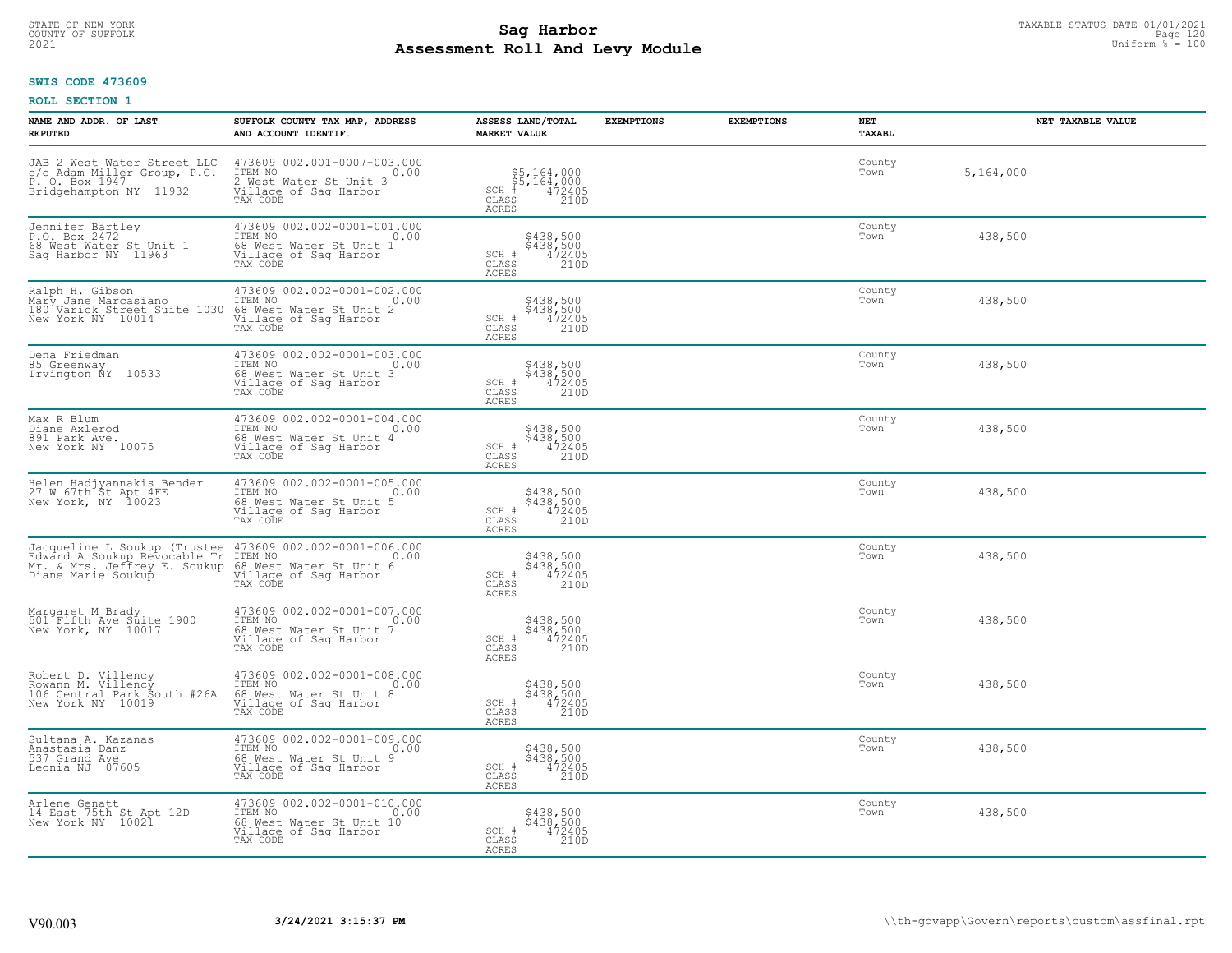**SWIS CODE 473609**

**ROLL SECTION 1**

| NAME AND ADDR. OF LAST REPUTED | SUFFOLK COUNTY TAX MAP, ADDRESS AND ACCOUNT IDENTIF. | ASSESS LAND/TOTAL MARKET VALUE | EXEMPTIONS | EXEMPTIONS | NET TAXABL | NET TAXABLE VALUE |
|---|---|---|---|---|---|---|
| JAB 2 West Water Street LLC<br>c/o Adam Miller Group, P.C.<br>P. O. Box 1947<br>Bridgehampton NY 11932 | 473609 002.001-0007-003.000<br>ITEM NO 0.00<br>2 West Water St Unit 3<br>Village of Sag Harbor<br>TAX CODE | $5,164,000<br>$5,164,000<br>SCH # 472405<br>CLASS 210D<br>ACRES | | | County<br>Town | 5,164,000 |
| Jennifer Bartley<br>P.O. Box 2472<br>68 West Water St Unit 1<br>Sag Harbor NY 11963 | 473609 002.002-0001-001.000<br>ITEM NO 0.00<br>68 West Water St Unit 1<br>Village of Sag Harbor<br>TAX CODE | $438,500<br>$438,500<br>SCH # 472405<br>CLASS 210D<br>ACRES | | | County<br>Town | 438,500 |
| Ralph H. Gibson<br>Mary Jane Marcasiano<br>180 Varick Street Suite 1030<br>New York NY 10014 | 473609 002.002-0001-002.000<br>ITEM NO 0.00<br>68 West Water St Unit 2<br>Village of Sag Harbor<br>TAX CODE | $438,500<br>$438,500<br>SCH # 472405<br>CLASS 210D<br>ACRES | | | County<br>Town | 438,500 |
| Dena Friedman<br>85 Greenway<br>Irvington NY 10533 | 473609 002.002-0001-003.000<br>ITEM NO 0.00<br>68 West Water St Unit 3<br>Village of Sag Harbor<br>TAX CODE | $438,500<br>$438,500<br>SCH # 472405<br>CLASS 210D<br>ACRES | | | County<br>Town | 438,500 |
| Max R Blum<br>Diane Axlerod<br>891 Park Ave.<br>New York NY 10075 | 473609 002.002-0001-004.000<br>ITEM NO 0.00<br>68 West Water St Unit 4<br>Village of Sag Harbor<br>TAX CODE | $438,500<br>$438,500<br>SCH # 472405<br>CLASS 210D<br>ACRES | | | County<br>Town | 438,500 |
| Helen Hadjyannakis Bender<br>27 W 67th St Apt 4FE<br>New York, NY 10023 | 473609 002.002-0001-005.000<br>ITEM NO 0.00<br>68 West Water St Unit 5<br>Village of Sag Harbor<br>TAX CODE | $438,500<br>$438,500<br>SCH # 472405<br>CLASS 210D<br>ACRES | | | County<br>Town | 438,500 |
| Jacqueline L Soukup (Trustee<br>Edward A Soukup Revocable Tr<br>Mr. & Mrs. Jeffrey E. Soukup<br>Diane Marie Soukup | 473609 002.002-0001-006.000<br>ITEM NO 0.00<br>68 West Water St Unit 6<br>Village of Sag Harbor<br>TAX CODE | $438,500<br>$438,500<br>SCH # 472405<br>CLASS 210D<br>ACRES | | | County<br>Town | 438,500 |
| Margaret M Brady<br>501 Fifth Ave Suite 1900<br>New York, NY 10017 | 473609 002.002-0001-007.000<br>ITEM NO 0.00<br>68 West Water St Unit 7<br>Village of Sag Harbor<br>TAX CODE | $438,500<br>$438,500<br>SCH # 472405<br>CLASS 210D<br>ACRES | | | County<br>Town | 438,500 |
| Robert D. Villency<br>Rowann M. Villency<br>106 Central Park South #26A<br>New York NY 10019 | 473609 002.002-0001-008.000<br>ITEM NO 0.00<br>68 West Water St Unit 8<br>Village of Sag Harbor<br>TAX CODE | $438,500<br>$438,500<br>SCH # 472405<br>CLASS 210D<br>ACRES | | | County<br>Town | 438,500 |
| Sultana A. Kazanas<br>Anastasia Danz<br>537 Grand Ave<br>Leonia NJ 07605 | 473609 002.002-0001-009.000<br>ITEM NO 0.00<br>68 West Water St Unit 9<br>Village of Sag Harbor<br>TAX CODE | $438,500<br>$438,500<br>SCH # 472405<br>CLASS 210D<br>ACRES | | | County<br>Town | 438,500 |
| Arlene Genatt<br>14 East 75th St Apt 12D<br>New York NY 10021 | 473609 002.002-0001-010.000<br>ITEM NO 0.00<br>68 West Water St Unit 10<br>Village of Sag Harbor<br>TAX CODE | $438,500<br>$438,500<br>SCH # 472405<br>CLASS 210D<br>ACRES | | | County<br>Town | 438,500 |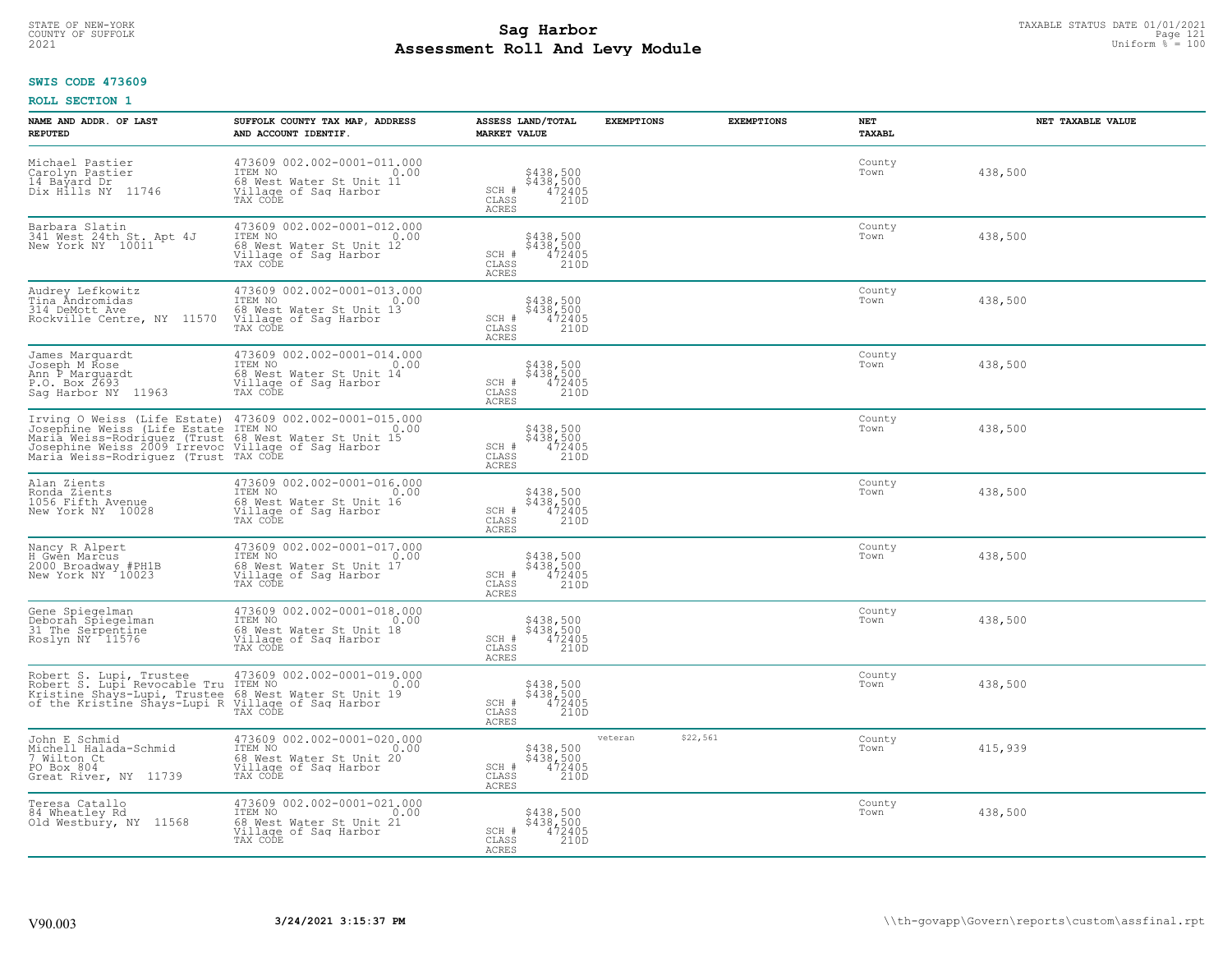STATE OF NEW-YORK
COUNTY OF SUFFOLK
2021

# Sag Harbor
# Assessment Roll And Levy Module

TAXABLE STATUS DATE 01/01/2021
Uniform % = 100

**SWIS CODE 473609**

**ROLL SECTION 1**

| NAME AND ADDR. OF LAST REPUTED | SUFFOLK COUNTY TAX MAP, ADDRESS AND ACCOUNT IDENTIF. | ASSESS LAND/TOTAL MARKET VALUE | EXEMPTIONS | EXEMPTIONS | NET TAXABL | NET TAXABLE VALUE |
|---|---|---|---|---|---|---|
| Michael Pastier<br>Carolyn Pastier<br>14 Bayard Dr<br>Dix Hills NY 11746 | 473609 002.002-0001-011.000<br>ITEM NO 0.00<br>68 West Water St Unit 11<br>Village of Sag Harbor<br>TAX CODE | $438,500<br>$438,500<br>SCH # 472405<br>CLASS 210D<br>ACRES | | | County<br>Town | 438,500 |
| Barbara Slatin<br>341 West 24th St. Apt 4J<br>New York NY 10011 | 473609 002.002-0001-012.000<br>ITEM NO 0.00<br>68 West Water St Unit 12<br>Village of Sag Harbor<br>TAX CODE | $438,500<br>$438,500<br>SCH # 472405<br>CLASS 210D<br>ACRES | | | County<br>Town | 438,500 |
| Audrey Lefkowitz<br>Tina Andromidas<br>314 DeMott Ave<br>Rockville Centre, NY 11570 | 473609 002.002-0001-013.000<br>ITEM NO 0.00<br>68 West Water St Unit 13<br>Village of Sag Harbor<br>TAX CODE | $438,500<br>$438,500<br>SCH # 472405<br>CLASS 210D<br>ACRES | | | County<br>Town | 438,500 |
| James Marquardt<br>Joseph M Rose<br>Ann P Marquardt<br>P.O. Box 2693<br>Sag Harbor NY 11963 | 473609 002.002-0001-014.000<br>ITEM NO 0.00<br>68 West Water St Unit 14<br>Village of Sag Harbor<br>TAX CODE | $438,500<br>$438,500<br>SCH # 472405<br>CLASS 210D<br>ACRES | | | County<br>Town | 438,500 |
| Irving O Weiss (Life Estate)<br>Josephine Weiss (Life Estate<br>Maria Weiss-Rodriguez (Trust<br>Josephine Weiss 2009 Irrevoc<br>Maria Weiss-Rodriguez (Trust | 473609 002.002-0001-015.000<br>ITEM NO 0.00<br>68 West Water St Unit 15<br>Village of Sag Harbor<br>TAX CODE | $438,500<br>$438,500<br>SCH # 472405<br>CLASS 210D<br>ACRES | | | County<br>Town | 438,500 |
| Alan Zients<br>Ronda Zients<br>1056 Fifth Avenue<br>New York NY 10028 | 473609 002.002-0001-016.000<br>ITEM NO 0.00<br>68 West Water St Unit 16<br>Village of Sag Harbor<br>TAX CODE | $438,500<br>$438,500<br>SCH # 472405<br>CLASS 210D<br>ACRES | | | County<br>Town | 438,500 |
| Nancy R Alpert<br>H Gwen Marcus<br>2000 Broadway #PH1B<br>New York NY 10023 | 473609 002.002-0001-017.000<br>ITEM NO 0.00<br>68 West Water St Unit 17<br>Village of Sag Harbor<br>TAX CODE | $438,500<br>$438,500<br>SCH # 472405<br>CLASS 210D<br>ACRES | | | County<br>Town | 438,500 |
| Gene Spiegelman<br>Deborah Spiegelman<br>31 The Serpentine<br>Roslyn NY 11576 | 473609 002.002-0001-018.000<br>ITEM NO 0.00<br>68 West Water St Unit 18<br>Village of Sag Harbor<br>TAX CODE | $438,500<br>$438,500<br>SCH # 472405<br>CLASS 210D<br>ACRES | | | County<br>Town | 438,500 |
| Robert S. Lupi, Trustee<br>Robert S. Lupi Revocable Tru<br>Kristine Shays-Lupi, Trustee<br>of the Kristine Shays-Lupi R | 473609 002.002-0001-019.000<br>ITEM NO 0.00<br>68 West Water St Unit 19<br>Village of Sag Harbor<br>TAX CODE | $438,500<br>$438,500<br>SCH # 472405<br>CLASS 210D<br>ACRES | | | County<br>Town | 438,500 |
| John E Schmid<br>Michell Halada-Schmid<br>7 Wilton Ct<br>PO Box 804<br>Great River, NY 11739 | 473609 002.002-0001-020.000<br>ITEM NO 0.00<br>68 West Water St Unit 20<br>Village of Sag Harbor<br>TAX CODE | $438,500<br>$438,500<br>SCH # 472405<br>CLASS 210D<br>ACRES | veteran $22,561 | | County<br>Town | 415,939 |
| Teresa Catallo<br>84 Wheatley Rd<br>Old Westbury, NY 11568 | 473609 002.002-0001-021.000<br>ITEM NO 0.00<br>68 West Water St Unit 21<br>Village of Sag Harbor<br>TAX CODE | $438,500<br>$438,500<br>SCH # 472405<br>CLASS 210D<br>ACRES | | | County<br>Town | 438,500 |

V90.003 3/24/2021 3:15:37 PM \\th-govapp\Govern\reports\custom\assfinal.rpt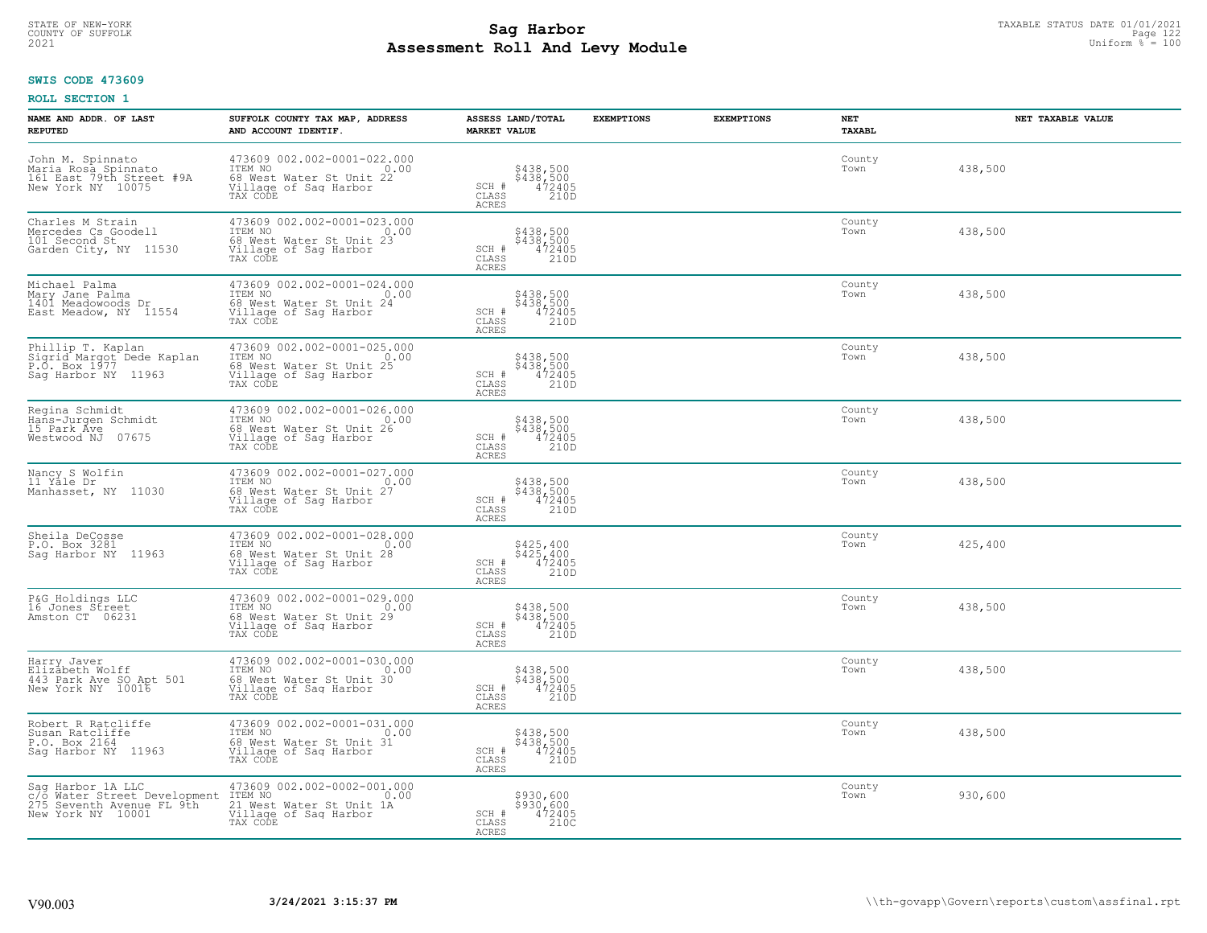STATE OF NEW-YORK
COUNTY OF SUFFOLK
2021

# Sag Harbor
# Assessment Roll And Levy Module

TAXABLE STATUS DATE 01/01/2021
Uniform % = 100

**SWIS CODE 473609**

**ROLL SECTION 1**

| NAME AND ADDR. OF LAST REPUTED | SUFFOLK COUNTY TAX MAP, ADDRESS AND ACCOUNT IDENTIF. | ASSESS LAND/TOTAL MARKET VALUE | EXEMPTIONS | EXEMPTIONS | NET TAXABL | NET TAXABLE VALUE |
|---|---|---|---|---|---|---|
| John M. Spinnato<br>Maria Rosa Spinnato<br>161 East 79th Street #9A<br>New York NY 10075 | 473609 002.002-0001-022.000<br>ITEM NO 0.00<br>68 West Water St Unit 22<br>Village of Sag Harbor<br>TAX CODE | $438,500<br>$438,500<br>SCH # 472405<br>CLASS 210D<br>ACRES | | | County<br>Town | 438,500 |
| Charles M Strain<br>Mercedes Cs Goodell<br>101 Second St<br>Garden City, NY 11530 | 473609 002.002-0001-023.000<br>ITEM NO 0.00<br>68 West Water St Unit 23<br>Village of Sag Harbor<br>TAX CODE | $438,500<br>$438,500<br>SCH # 472405<br>CLASS 210D<br>ACRES | | | County<br>Town | 438,500 |
| Michael Palma<br>Mary Jane Palma<br>1401 Meadowoods Dr<br>East Meadow, NY 11554 | 473609 002.002-0001-024.000<br>ITEM NO 0.00<br>68 West Water St Unit 24<br>Village of Sag Harbor<br>TAX CODE | $438,500<br>$438,500<br>SCH # 472405<br>CLASS 210D<br>ACRES | | | County<br>Town | 438,500 |
| Phillip T. Kaplan<br>Sigrid Margot Dede Kaplan<br>P.O. Box 1977<br>Sag Harbor NY 11963 | 473609 002.002-0001-025.000<br>ITEM NO 0.00<br>68 West Water St Unit 25<br>Village of Sag Harbor<br>TAX CODE | $438,500<br>$438,500<br>SCH # 472405<br>CLASS 210D<br>ACRES | | | County<br>Town | 438,500 |
| Regina Schmidt<br>Hans-Jurgen Schmidt<br>15 Park Ave<br>Westwood NJ 07675 | 473609 002.002-0001-026.000<br>ITEM NO 0.00<br>68 West Water St Unit 26<br>Village of Sag Harbor<br>TAX CODE | $438,500<br>$438,500<br>SCH # 472405<br>CLASS 210D<br>ACRES | | | County<br>Town | 438,500 |
| Nancy S Wolfin<br>11 Yale Dr<br>Manhasset, NY 11030 | 473609 002.002-0001-027.000<br>ITEM NO 0.00<br>68 West Water St Unit 27<br>Village of Sag Harbor<br>TAX CODE | $438,500<br>$438,500<br>SCH # 472405<br>CLASS 210D<br>ACRES | | | County<br>Town | 438,500 |
| Sheila DeCosse<br>P.O. Box 3281<br>Sag Harbor NY 11963 | 473609 002.002-0001-028.000<br>ITEM NO 0.00<br>68 West Water St Unit 28<br>Village of Sag Harbor<br>TAX CODE | $425,400<br>$425,400<br>SCH # 472405<br>CLASS 210D<br>ACRES | | | County<br>Town | 425,400 |
| P&G Holdings LLC<br>16 Jones Street<br>Amston CT 06231 | 473609 002.002-0001-029.000<br>ITEM NO 0.00<br>68 West Water St Unit 29<br>Village of Sag Harbor<br>TAX CODE | $438,500<br>$438,500<br>SCH # 472405<br>CLASS 210D<br>ACRES | | | County<br>Town | 438,500 |
| Harry Javer<br>Elizabeth Wolff<br>443 Park Ave SO Apt 501<br>New York NY 10016 | 473609 002.002-0001-030.000<br>ITEM NO 0.00<br>68 West Water St Unit 30<br>Village of Sag Harbor<br>TAX CODE | $438,500<br>$438,500<br>SCH # 472405<br>CLASS 210D<br>ACRES | | | County<br>Town | 438,500 |
| Robert R Ratcliffe<br>Susan Ratcliffe<br>P.O. Box 2164<br>Sag Harbor NY 11963 | 473609 002.002-0001-031.000<br>ITEM NO 0.00<br>68 West Water St Unit 31<br>Village of Sag Harbor<br>TAX CODE | $438,500<br>$438,500<br>SCH # 472405<br>CLASS 210D<br>ACRES | | | County<br>Town | 438,500 |
| Sag Harbor 1A LLC<br>c/o Water Street Development<br>275 Seventh Avenue FL 9th<br>New York NY 10001 | 473609 002.002-0002-001.000<br>ITEM NO 0.00<br>21 West Water St Unit 1A<br>Village of Sag Harbor<br>TAX CODE | $930,600<br>$930,600<br>SCH # 472405<br>CLASS 210C<br>ACRES | | | County<br>Town | 930,600 |

V90.003 3/24/2021 3:15:37 PM \\th-govapp\Govern\reports\custom\assfinal.rpt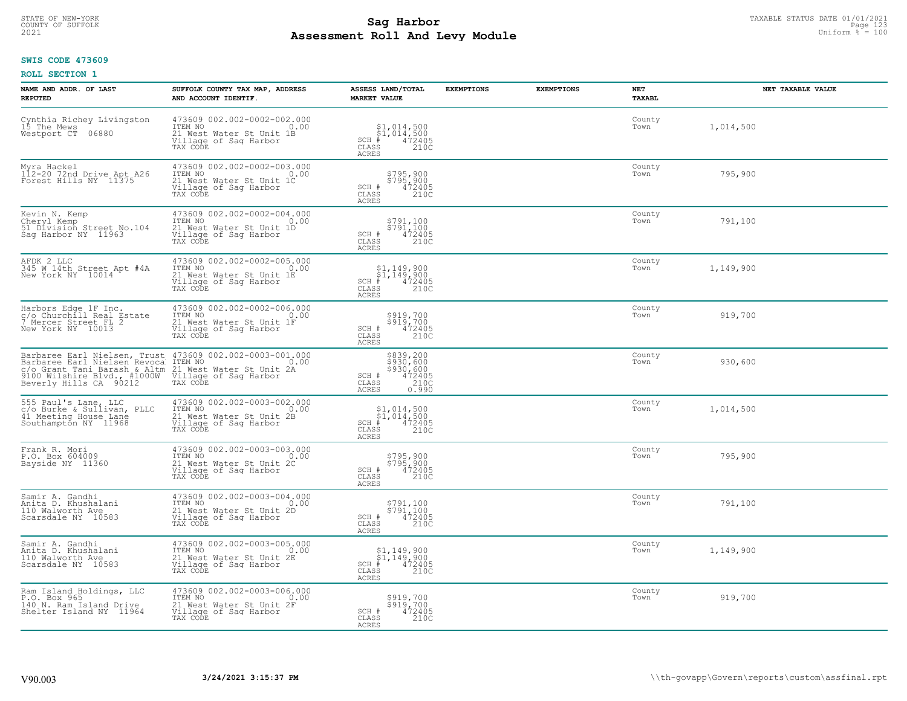STATE OF NEW-YORK
COUNTY OF SUFFOLK
2021

# Sag Harbor
## Assessment Roll And Levy Module

TAXABLE STATUS DATE 01/01/2021
Uniform % = 100

**SWIS CODE 473609**

**ROLL SECTION 1**

| NAME AND ADDR. OF LAST REPUTED | SUFFOLK COUNTY TAX MAP, ADDRESS AND ACCOUNT IDENTIF. | ASSESS LAND/TOTAL MARKET VALUE | EXEMPTIONS | EXEMPTIONS | NET TAXABL | NET TAXABLE VALUE |
|---|---|---|---|---|---|---|
| Cynthia Richey Livingston<br>15 The Mews<br>Westport CT 06880 | 473609 002.002-0002-002.000<br>ITEM NO 0.00<br>21 West Water St Unit 1B<br>Village of Sag Harbor<br>TAX CODE | $1,014,500<br>$1,014,500<br>SCH # 472405<br>CLASS 210C<br>ACRES | | | County<br>Town | 1,014,500 |
| Myra Hackel<br>112-20 72nd Drive Apt A26<br>Forest Hills NY 11375 | 473609 002.002-0002-003.000<br>ITEM NO 0.00<br>21 West Water St Unit 1C<br>Village of Sag Harbor<br>TAX CODE | $795,900<br>$795,900<br>SCH # 472405<br>CLASS 210C<br>ACRES | | | County<br>Town | 795,900 |
| Kevin N. Kemp<br>Cheryl Kemp<br>51 Division Street No.104<br>Sag Harbor NY 11963 | 473609 002.002-0002-004.000<br>ITEM NO 0.00<br>21 West Water St Unit 1D<br>Village of Sag Harbor<br>TAX CODE | $791,100<br>$791,100<br>SCH # 472405<br>CLASS 210C<br>ACRES | | | County<br>Town | 791,100 |
| AFDK 2 LLC<br>345 W 14th Street Apt #4A<br>New York NY 10014 | 473609 002.002-0002-005.000<br>ITEM NO 0.00<br>21 West Water St Unit 1E<br>Village of Sag Harbor<br>TAX CODE | $1,149,900<br>$1,149,900<br>SCH # 472405<br>CLASS 210C<br>ACRES | | | County<br>Town | 1,149,900 |
| Harbors Edge 1F Inc.<br>c/o Churchill Real Estate<br>7 Mercer Street FL 2<br>New York NY 10013 | 473609 002.002-0002-006.000<br>ITEM NO 0.00<br>21 West Water St Unit 1F<br>Village of Sag Harbor<br>TAX CODE | $919,700<br>$919,700<br>SCH # 472405<br>CLASS 210C<br>ACRES | | | County<br>Town | 919,700 |
| Barbaree Earl Nielsen, Trust<br>Barbaree Earl Nielsen Revoca<br>c/o Grant Tani Barash & Altm<br>9100 Wilshire Blvd., #1000W<br>Beverly Hills CA 90212 | 473609 002.002-0003-001.000<br>ITEM NO 0.00<br>21 West Water St Unit 2A<br>Village of Sag Harbor<br>TAX CODE | $839,200<br>$930,600<br>$930,600<br>SCH # 472405<br>CLASS 210C<br>ACRES 0.990 | | | County<br>Town | 930,600 |
| 555 Paul's Lane, LLC<br>c/o Burke & Sullivan, PLLC<br>41 Meeting House Lane<br>Southampton NY 11968 | 473609 002.002-0003-002.000<br>ITEM NO 0.00<br>21 West Water St Unit 2B<br>Village of Sag Harbor<br>TAX CODE | $1,014,500<br>$1,014,500<br>SCH # 472405<br>CLASS 210C<br>ACRES | | | County<br>Town | 1,014,500 |
| Frank R. Mori<br>P.O. Box 604009<br>Bayside NY 11360 | 473609 002.002-0003-003.000<br>ITEM NO 0.00<br>21 West Water St Unit 2C<br>Village of Sag Harbor<br>TAX CODE | $795,900<br>$795,900<br>SCH # 472405<br>CLASS 210C<br>ACRES | | | County<br>Town | 795,900 |
| Samir A. Gandhi<br>Anita D. Khushalani<br>110 Walworth Ave<br>Scarsdale NY 10583 | 473609 002.002-0003-004.000<br>ITEM NO 0.00<br>21 West Water St Unit 2D<br>Village of Sag Harbor<br>TAX CODE | $791,100<br>$791,100<br>SCH # 472405<br>CLASS 210C<br>ACRES | | | County<br>Town | 791,100 |
| Samir A. Gandhi<br>Anita D. Khushalani<br>110 Walworth Ave<br>Scarsdale NY 10583 | 473609 002.002-0003-005.000<br>ITEM NO 0.00<br>21 West Water St Unit 2E<br>Village of Sag Harbor<br>TAX CODE | $1,149,900<br>$1,149,900<br>SCH # 472405<br>CLASS 210C<br>ACRES | | | County<br>Town | 1,149,900 |
| Ram Island Holdings, LLC<br>P.O. Box 965<br>140 N. Ram Island Drive<br>Shelter Island NY 11964 | 473609 002.002-0003-006.000<br>ITEM NO 0.00<br>21 West Water St Unit 2F<br>Village of Sag Harbor<br>TAX CODE | $919,700<br>$919,700<br>SCH # 472405<br>CLASS 210C<br>ACRES | | | County<br>Town | 919,700 |

V90.003 3/24/2021 3:15:37 PM \\th-govapp\Govern\reports\custom\assfinal.rpt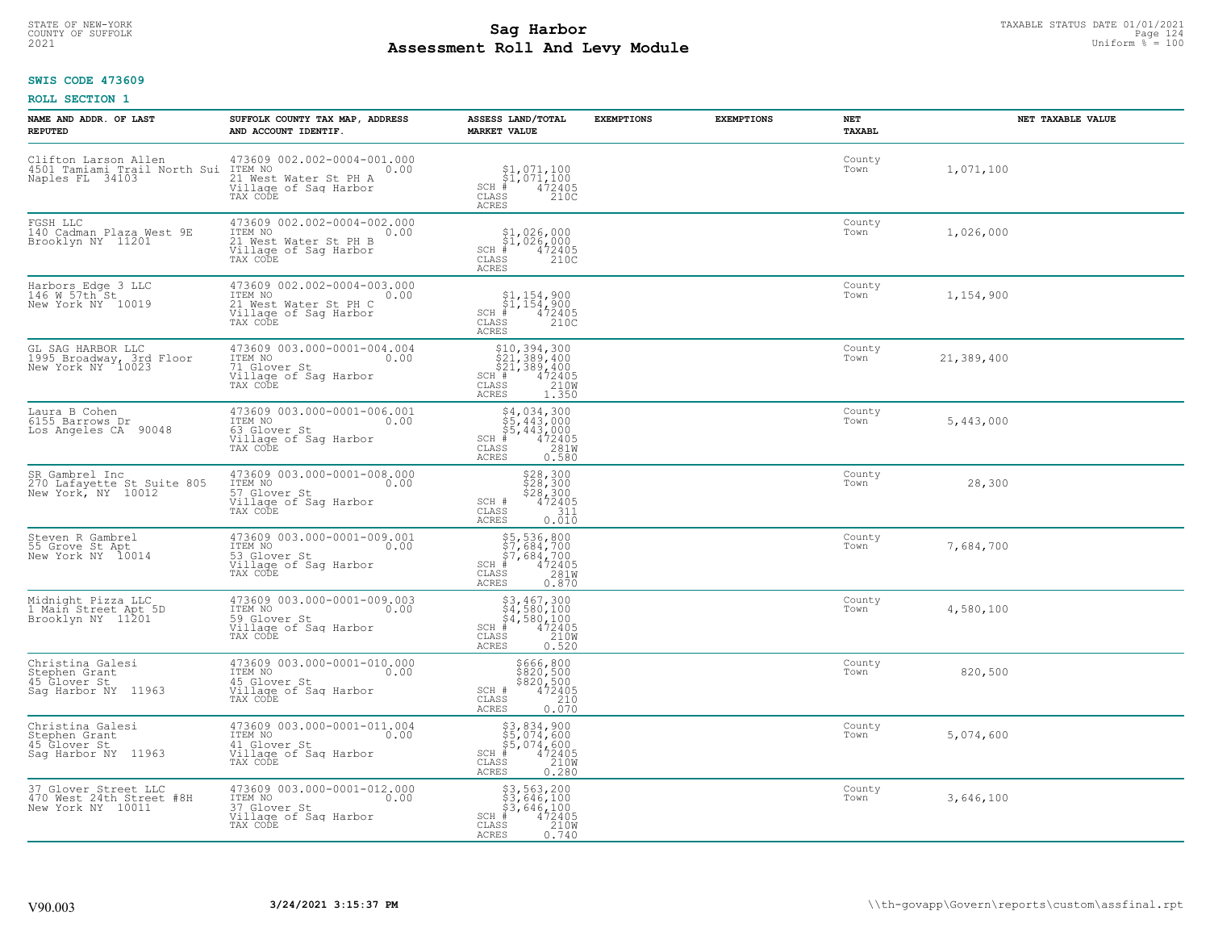STATE OF NEW-YORK
COUNTY OF SUFFOLK
2021

# Sag Harbor
# Assessment Roll And Levy Module

TAXABLE STATUS DATE 01/01/2021
Uniform % = 100

**SWIS CODE 473609**

**ROLL SECTION 1**

| NAME AND ADDR. OF LAST REPUTED | SUFFOLK COUNTY TAX MAP, ADDRESS AND ACCOUNT IDENTIF. | ASSESS LAND/TOTAL MARKET VALUE | EXEMPTIONS | EXEMPTIONS | NET TAXABL | NET TAXABLE VALUE |
|---|---|---|---|---|---|---|
| Clifton Larson Allen<br>4501 Tamiami Trail North Sui<br>Naples FL 34103 | 473609 002.002-0004-001.000<br>ITEM NO 0.00<br>21 West Water St PH A<br>Village of Sag Harbor<br>TAX CODE | $1,071,100<br>$1,071,100<br>SCH # 472405<br>CLASS 210C<br>ACRES | | | County<br>Town | 1,071,100 |
| FGSH LLC<br>140 Cadman Plaza West 9E<br>Brooklyn NY 11201 | 473609 002.002-0004-002.000<br>ITEM NO 0.00<br>21 West Water St PH B<br>Village of Sag Harbor<br>TAX CODE | $1,026,000<br>$1,026,000<br>SCH # 472405<br>CLASS 210C<br>ACRES | | | County<br>Town | 1,026,000 |
| Harbors Edge 3 LLC<br>146 W 57th St<br>New York NY 10019 | 473609 002.002-0004-003.000<br>ITEM NO 0.00<br>21 West Water St PH C<br>Village of Sag Harbor<br>TAX CODE | $1,154,900<br>$1,154,900<br>SCH # 472405<br>CLASS 210C<br>ACRES | | | County<br>Town | 1,154,900 |
| GL SAG HARBOR LLC<br>1995 Broadway, 3rd Floor<br>New York NY 10023 | 473609 003.000-0001-004.004<br>ITEM NO 0.00<br>71 Glover St<br>Village of Sag Harbor<br>TAX CODE | $10,394,300<br>$21,389,400<br>$21,389,400<br>SCH # 472405<br>CLASS 210W<br>ACRES 1.350 | | | County<br>Town | 21,389,400 |
| Laura B Cohen<br>6155 Barrows Dr<br>Los Angeles CA 90048 | 473609 003.000-0001-006.001<br>ITEM NO 0.00<br>63 Glover St<br>Village of Sag Harbor<br>TAX CODE | $4,034,300<br>$5,443,000<br>$5,443,000<br>SCH # 472405<br>CLASS 281W<br>ACRES 0.580 | | | County<br>Town | 5,443,000 |
| SR Gambrel Inc<br>270 Lafayette St Suite 805<br>New York, NY 10012 | 473609 003.000-0001-008.000<br>ITEM NO 0.00<br>57 Glover St<br>Village of Sag Harbor<br>TAX CODE | $28,300<br>$28,300<br>$28,300<br>SCH # 472405<br>CLASS 311<br>ACRES 0.010 | | | County<br>Town | 28,300 |
| Steven R Gambrel<br>55 Grove St Apt<br>New York NY 10014 | 473609 003.000-0001-009.001<br>ITEM NO 0.00<br>53 Glover St<br>Village of Sag Harbor<br>TAX CODE | $5,536,800<br>$7,684,700<br>$7,684,700<br>SCH # 472405<br>CLASS 281W<br>ACRES 0.870 | | | County<br>Town | 7,684,700 |
| Midnight Pizza LLC<br>1 Main Street Apt 5D<br>Brooklyn NY 11201 | 473609 003.000-0001-009.003<br>ITEM NO 0.00<br>59 Glover St<br>Village of Sag Harbor<br>TAX CODE | $3,467,300<br>$4,580,100<br>$4,580,100<br>SCH # 472405<br>CLASS 210W<br>ACRES 0.520 | | | County<br>Town | 4,580,100 |
| Christina Galesi<br>Stephen Grant<br>45 Glover St<br>Sag Harbor NY 11963 | 473609 003.000-0001-010.000<br>ITEM NO 0.00<br>45 Glover St<br>Village of Sag Harbor<br>TAX CODE | $666,800<br>$820,500<br>$820,500<br>SCH # 472405<br>CLASS 210<br>ACRES 0.070 | | | County<br>Town | 820,500 |
| Christina Galesi<br>Stephen Grant<br>45 Glover St<br>Sag Harbor NY 11963 | 473609 003.000-0001-011.004<br>ITEM NO 0.00<br>41 Glover St<br>Village of Sag Harbor<br>TAX CODE | $3,834,900<br>$5,074,600<br>$5,074,600<br>SCH # 472405<br>CLASS 210W<br>ACRES 0.280 | | | County<br>Town | 5,074,600 |
| 37 Glover Street LLC<br>470 West 24th Street #8H<br>New York NY 10011 | 473609 003.000-0001-012.000<br>ITEM NO 0.00<br>37 Glover St<br>Village of Sag Harbor<br>TAX CODE | $3,563,200<br>$3,646,100<br>$3,646,100<br>SCH # 472405<br>CLASS 210W<br>ACRES 0.740 | | | County<br>Town | 3,646,100 |

V90.003 **3/24/2021 3:15:37 PM** \\th-govapp\Govern\reports\custom\assfinal.rpt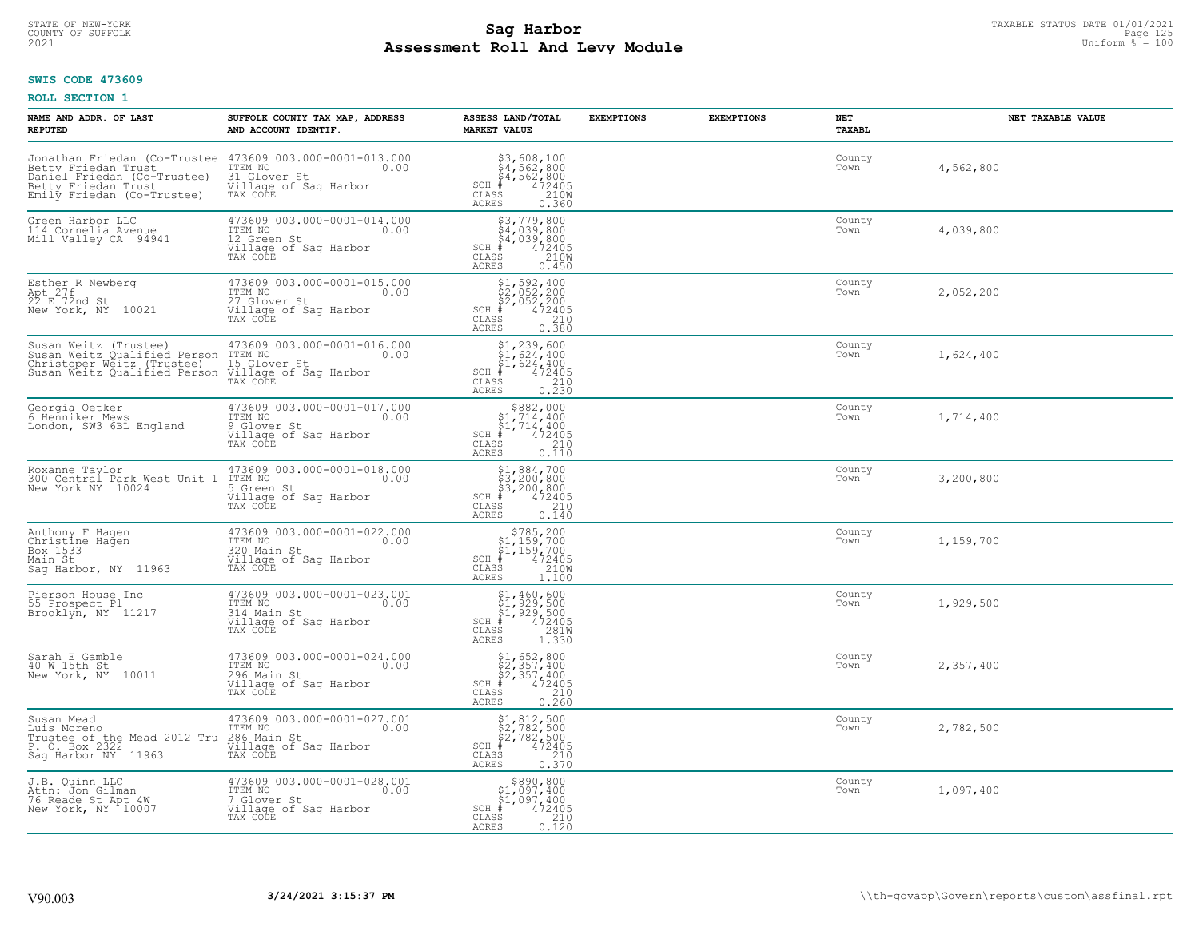STATE OF NEW-YORK
COUNTY OF SUFFOLK
2021

# Sag Harbor
## Assessment Roll And Levy Module

TAXABLE STATUS DATE 01/01/2021
Uniform % = 100

**SWIS CODE 473609**

**ROLL SECTION 1**

| NAME AND ADDR. OF LAST REPUTED | SUFFOLK COUNTY TAX MAP, ADDRESS AND ACCOUNT IDENTIF. | ASSESS LAND/TOTAL MARKET VALUE | EXEMPTIONS | EXEMPTIONS | NET TAXABL | NET TAXABLE VALUE |
|---|---|---|---|---|---|---|
| Jonathan Friedan (Co-Trustee<br>Betty Friedan Trust<br>Daniel Friedan (Co-Trustee)<br>Betty Friedan Trust<br>Emily Friedan (Co-Trustee) | 473609 003.000-0001-013.000<br>ITEM NO 0.00<br>31 Glover St<br>Village of Sag Harbor<br>TAX CODE | $3,608,100<br>$4,562,800<br>$4,562,800<br>SCH # 472405<br>CLASS 210W<br>ACRES 0.360 | | | County<br>Town | 4,562,800 |
| Green Harbor LLC<br>114 Cornelia Avenue<br>Mill Valley CA 94941 | 473609 003.000-0001-014.000<br>ITEM NO 0.00<br>12 Green St<br>Village of Sag Harbor<br>TAX CODE | $3,779,800<br>$4,039,800<br>$4,039,800<br>SCH # 472405<br>CLASS 210W<br>ACRES 0.450 | | | County<br>Town | 4,039,800 |
| Esther R Newberg<br>Apt 27f<br>22 E 72nd St<br>New York, NY 10021 | 473609 003.000-0001-015.000<br>ITEM NO 0.00<br>27 Glover St<br>Village of Sag Harbor<br>TAX CODE | $1,592,400<br>$2,052,200<br>$2,052,200<br>SCH # 472405<br>CLASS 210<br>ACRES 0.380 | | | County<br>Town | 2,052,200 |
| Susan Weitz (Trustee)<br>Susan Weitz Qualified Person<br>Christoper Weitz (Trustee)<br>Susan Weitz Qualified Person | 473609 003.000-0001-016.000<br>ITEM NO 0.00<br>15 Glover St<br>Village of Sag Harbor<br>TAX CODE | $1,239,600<br>$1,624,400<br>$1,624,400<br>SCH # 472405<br>CLASS 210<br>ACRES 0.230 | | | County<br>Town | 1,624,400 |
| Georgia Oetker<br>6 Henniker Mews<br>London, SW3 6BL England | 473609 003.000-0001-017.000<br>ITEM NO 0.00<br>9 Glover St<br>Village of Sag Harbor<br>TAX CODE | $882,000<br>$1,714,400<br>$1,714,400<br>SCH # 472405<br>CLASS 210<br>ACRES 0.110 | | | County<br>Town | 1,714,400 |
| Roxanne Taylor<br>300 Central Park West Unit 1<br>New York NY 10024 | 473609 003.000-0001-018.000<br>ITEM NO 0.00<br>5 Green St<br>Village of Sag Harbor<br>TAX CODE | $1,884,700<br>$3,200,800<br>$3,200,800<br>SCH # 472405<br>CLASS 210<br>ACRES 0.140 | | | County<br>Town | 3,200,800 |
| Anthony F Hagen<br>Christine Hagen<br>Box 1533<br>Main St<br>Sag Harbor, NY 11963 | 473609 003.000-0001-022.000<br>ITEM NO 0.00<br>320 Main St<br>Village of Sag Harbor<br>TAX CODE | $785,200<br>$1,159,700<br>$1,159,700<br>SCH # 472405<br>CLASS 210W<br>ACRES 1.100 | | | County<br>Town | 1,159,700 |
| Pierson House Inc<br>55 Prospect Pl<br>Brooklyn, NY 11217 | 473609 003.000-0001-023.001<br>ITEM NO 0.00<br>314 Main St<br>Village of Sag Harbor<br>TAX CODE | $1,460,600<br>$1,929,500<br>$1,929,500<br>SCH # 472405<br>CLASS 281W<br>ACRES 1.330 | | | County<br>Town | 1,929,500 |
| Sarah E Gamble<br>40 W 15th St<br>New York, NY 10011 | 473609 003.000-0001-024.000<br>ITEM NO 0.00<br>296 Main St<br>Village of Sag Harbor<br>TAX CODE | $1,652,800<br>$2,357,400<br>$2,357,400<br>SCH # 472405<br>CLASS 210<br>ACRES 0.260 | | | County<br>Town | 2,357,400 |
| Susan Mead<br>Luis Moreno<br>Trustee of the Mead 2012 Tru<br>P. O. Box 2322<br>Sag Harbor NY 11963 | 473609 003.000-0001-027.001<br>ITEM NO 0.00<br>286 Main St<br>Village of Sag Harbor<br>TAX CODE | $1,812,500<br>$2,782,500<br>$2,782,500<br>SCH # 472405<br>CLASS 210<br>ACRES 0.370 | | | County<br>Town | 2,782,500 |
| J.B. Quinn LLC<br>Attn: Jon Gilman<br>76 Reade St Apt 4W<br>New York, NY 10007 | 473609 003.000-0001-028.001<br>ITEM NO 0.00<br>7 Glover St<br>Village of Sag Harbor<br>TAX CODE | $890,800<br>$1,097,400<br>$1,097,400<br>SCH # 472405<br>CLASS 210<br>ACRES 0.120 | | | County<br>Town | 1,097,400 |

V90.003 **3/24/2021 3:15:37 PM** \\th-govapp\Govern\reports\custom\assfinal.rpt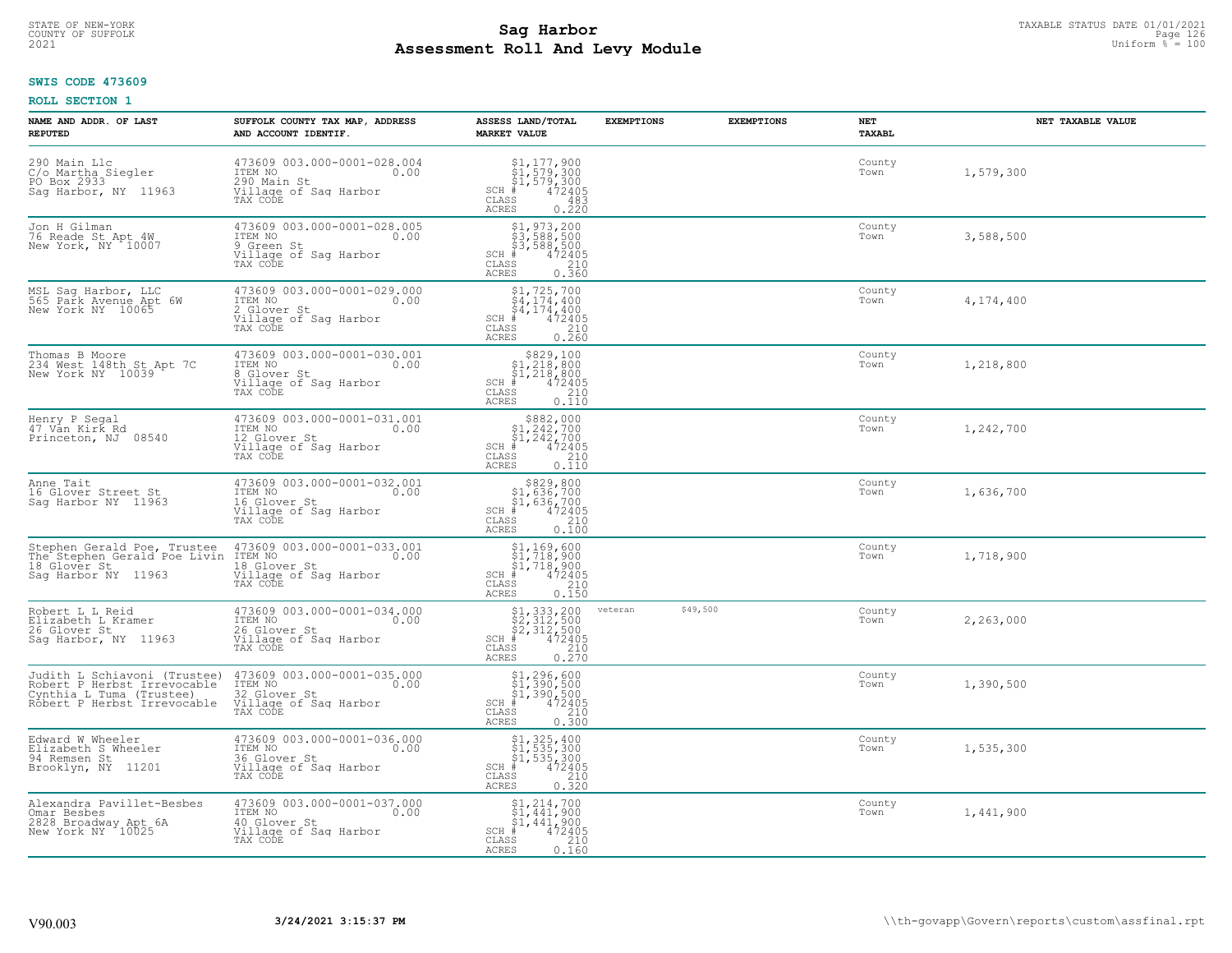STATE OF NEW-YORK
COUNTY OF SUFFOLK
2021

# Sag Harbor
## Assessment Roll And Levy Module

TAXABLE STATUS DATE 01/01/2021
Uniform % = 100

**SWIS CODE 473609**

**ROLL SECTION 1**

| NAME AND ADDR. OF LAST REPUTED | SUFFOLK COUNTY TAX MAP, ADDRESS AND ACCOUNT IDENTIF. | ASSESS LAND/TOTAL MARKET VALUE | EXEMPTIONS | EXEMPTIONS | NET TAXABL | NET TAXABLE VALUE |
|---|---|---|---|---|---|---|
| 290 Main Llc<br>C/o Martha Siegler<br>PO Box 2933<br>Sag Harbor, NY 11963 | 473609 003.000-0001-028.004<br>ITEM NO 0.00<br>290 Main St<br>Village of Sag Harbor<br>TAX CODE | $1,177,900<br>$1,579,300<br>$1,579,300<br>SCH # 472405<br>CLASS 483<br>ACRES 0.220 | | | County<br>Town | 1,579,300 |
| Jon H Gilman<br>76 Reade St Apt 4W<br>New York, NY 10007 | 473609 003.000-0001-028.005<br>ITEM NO 0.00<br>9 Green St<br>Village of Sag Harbor<br>TAX CODE | $1,973,200<br>$3,588,500<br>$3,588,500<br>SCH # 472405<br>CLASS 210<br>ACRES 0.360 | | | County<br>Town | 3,588,500 |
| MSL Sag Harbor, LLC<br>565 Park Avenue Apt 6W<br>New York NY 10065 | 473609 003.000-0001-029.000<br>ITEM NO 0.00<br>2 Glover St<br>Village of Sag Harbor<br>TAX CODE | $1,725,700<br>$4,174,400<br>$4,174,400<br>SCH # 472405<br>CLASS 210<br>ACRES 0.260 | | | County<br>Town | 4,174,400 |
| Thomas B Moore<br>234 West 148th St Apt 7C<br>New York NY 10039 | 473609 003.000-0001-030.001<br>ITEM NO 0.00<br>8 Glover St<br>Village of Sag Harbor<br>TAX CODE | $829,100<br>$1,218,800<br>$1,218,800<br>SCH # 472405<br>CLASS 210<br>ACRES 0.110 | | | County<br>Town | 1,218,800 |
| Henry P Segal<br>47 Van Kirk Rd<br>Princeton, NJ 08540 | 473609 003.000-0001-031.001<br>ITEM NO 0.00<br>12 Glover St<br>Village of Sag Harbor<br>TAX CODE | $882,000<br>$1,242,700<br>$1,242,700<br>SCH # 472405<br>CLASS 210<br>ACRES 0.110 | | | County<br>Town | 1,242,700 |
| Anne Tait<br>16 Glover Street St<br>Sag Harbor NY 11963 | 473609 003.000-0001-032.001<br>ITEM NO 0.00<br>16 Glover St<br>Village of Sag Harbor<br>TAX CODE | $829,800<br>$1,636,700<br>$1,636,700<br>SCH # 472405<br>CLASS 210<br>ACRES 0.100 | | | County<br>Town | 1,636,700 |
| Stephen Gerald Poe, Trustee<br>The Stephen Gerald Poe Livin<br>18 Glover St<br>Sag Harbor NY 11963 | 473609 003.000-0001-033.001<br>ITEM NO 0.00<br>18 Glover St<br>Village of Sag Harbor<br>TAX CODE | $1,169,600<br>$1,718,900<br>$1,718,900<br>SCH # 472405<br>CLASS 210<br>ACRES 0.150 | | | County<br>Town | 1,718,900 |
| Robert L L Reid<br>Elizabeth L Kramer<br>26 Glover St<br>Sag Harbor, NY 11963 | 473609 003.000-0001-034.000<br>ITEM NO 0.00<br>26 Glover St<br>Village of Sag Harbor<br>TAX CODE | $1,333,200<br>$2,312,500<br>$2,312,500<br>SCH # 472405<br>CLASS 210<br>ACRES 0.270 | veteran | $49,500 | County<br>Town | 2,263,000 |
| Judith L Schiavoni (Trustee)<br>Robert P Herbst Irrevocable<br>Cynthia L Tuma (Trustee)<br>Robert P Herbst Irrevocable | 473609 003.000-0001-035.000<br>ITEM NO 0.00<br>32 Glover St<br>Village of Sag Harbor<br>TAX CODE | $1,296,600<br>$1,390,500<br>$1,390,500<br>SCH # 472405<br>CLASS 210<br>ACRES 0.300 | | | County<br>Town | 1,390,500 |
| Edward W Wheeler<br>Elizabeth S Wheeler<br>94 Remsen St<br>Brooklyn, NY 11201 | 473609 003.000-0001-036.000<br>ITEM NO 0.00<br>36 Glover St<br>Village of Sag Harbor<br>TAX CODE | $1,325,400<br>$1,535,300<br>$1,535,300<br>SCH # 472405<br>CLASS 210<br>ACRES 0.320 | | | County<br>Town | 1,535,300 |
| Alexandra Pavillet-Besbes<br>Omar Besbes<br>2828 Broadway Apt 6A<br>New York NY 10025 | 473609 003.000-0001-037.000<br>ITEM NO 0.00<br>40 Glover St<br>Village of Sag Harbor<br>TAX CODE | $1,214,700<br>$1,441,900<br>$1,441,900<br>SCH # 472405<br>CLASS 210<br>ACRES 0.160 | | | County<br>Town | 1,441,900 |

V90.003 3/24/2021 3:15:37 PM \\th-govapp\Govern\reports\custom\assfinal.rpt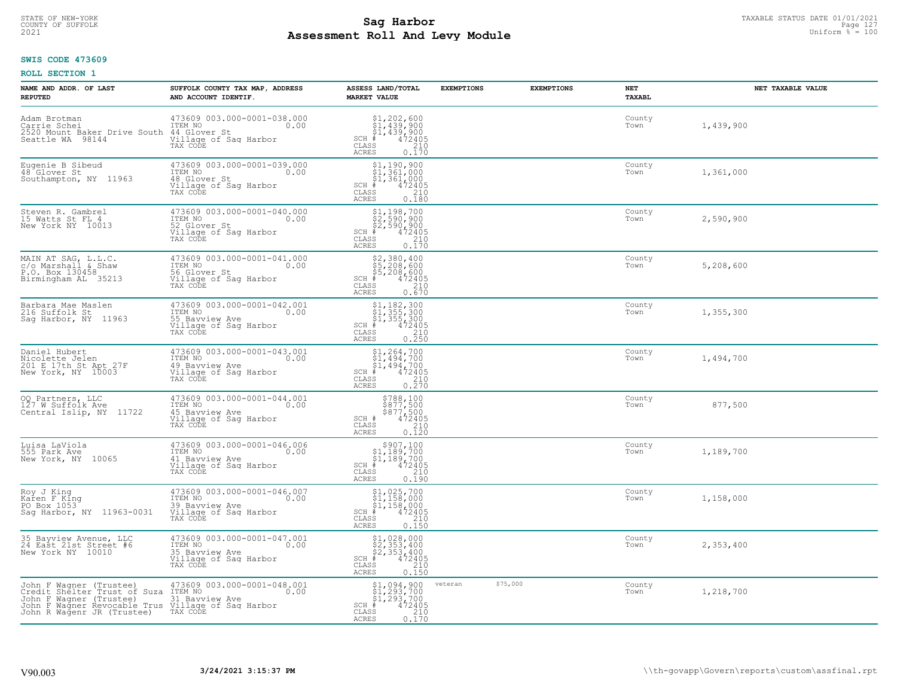STATE OF NEW-YORK
COUNTY OF SUFFOLK
2021

# Sag Harbor
## Assessment Roll And Levy Module

TAXABLE STATUS DATE 01/01/2021
Uniform % = 100

**SWIS CODE 473609**

**ROLL SECTION 1**

| NAME AND ADDR. OF LAST REPUTED | SUFFOLK COUNTY TAX MAP, ADDRESS AND ACCOUNT IDENTIF. | ASSESS LAND/TOTAL MARKET VALUE | EXEMPTIONS | EXEMPTIONS | NET TAXABL | NET TAXABLE VALUE |
|---|---|---|---|---|---|---|
| Adam Brotman<br>Carrie Schei<br>2520 Mount Baker Drive South<br>Seattle WA 98144 | 473609 003.000-0001-038.000<br>ITEM NO 0.00<br>44 Glover St<br>Village of Sag Harbor<br>TAX CODE | $1,202,600<br>$1,439,900<br>$1,439,900<br>SCH # 472405<br>CLASS 210<br>ACRES 0.170 | | | County<br>Town | 1,439,900 |
| Eugenie B Sibeud<br>48 Glover St<br>Southampton, NY 11963 | 473609 003.000-0001-039.000<br>ITEM NO 0.00<br>48 Glover St<br>Village of Sag Harbor<br>TAX CODE | $1,190,900<br>$1,361,000<br>$1,361,000<br>SCH # 472405<br>CLASS 210<br>ACRES 0.180 | | | County<br>Town | 1,361,000 |
| Steven R. Gambrel<br>15 Watts St FL 4<br>New York NY 10013 | 473609 003.000-0001-040.000<br>ITEM NO 0.00<br>52 Glover St<br>Village of Sag Harbor<br>TAX CODE | $1,198,700<br>$2,590,900<br>$2,590,900<br>SCH # 472405<br>CLASS 210<br>ACRES 0.170 | | | County<br>Town | 2,590,900 |
| MAIN AT SAG, L.L.C.<br>c/o Marshall & Shaw<br>P.O. Box 130458<br>Birmingham AL 35213 | 473609 003.000-0001-041.000<br>ITEM NO 0.00<br>56 Glover St<br>Village of Sag Harbor<br>TAX CODE | $2,380,400<br>$5,208,600<br>$5,208,600<br>SCH # 472405<br>CLASS 210<br>ACRES 0.670 | | | County<br>Town | 5,208,600 |
| Barbara Mae Maslen<br>216 Suffolk St<br>Sag Harbor, NY 11963 | 473609 003.000-0001-042.001<br>ITEM NO 0.00<br>55 Bayview Ave<br>Village of Sag Harbor<br>TAX CODE | $1,182,300<br>$1,355,300<br>$1,355,300<br>SCH # 472405<br>CLASS 210<br>ACRES 0.250 | | | County<br>Town | 1,355,300 |
| Daniel Hubert<br>Nicolette Jelen<br>201 E 17th St Apt 27F<br>New York, NY 10003 | 473609 003.000-0001-043.001<br>ITEM NO 0.00<br>49 Bayview Ave<br>Village of Sag Harbor<br>TAX CODE | $1,264,700<br>$1,494,700<br>$1,494,700<br>SCH # 472405<br>CLASS 210<br>ACRES 0.270 | | | County<br>Town | 1,494,700 |
| OQ Partners, LLC<br>127 W Suffolk Ave<br>Central Islip, NY 11722 | 473609 003.000-0001-044.001<br>ITEM NO 0.00<br>45 Bayview Ave<br>Village of Sag Harbor<br>TAX CODE | $788,100<br>$877,500<br>$877,500<br>SCH # 472405<br>CLASS 210<br>ACRES 0.120 | | | County<br>Town | 877,500 |
| Luisa LaViola<br>555 Park Ave<br>New York, NY 10065 | 473609 003.000-0001-046.006<br>ITEM NO 0.00<br>41 Bayview Ave<br>Village of Sag Harbor<br>TAX CODE | $907,100<br>$1,189,700<br>$1,189,700<br>SCH # 472405<br>CLASS 210<br>ACRES 0.190 | | | County<br>Town | 1,189,700 |
| Roy J King<br>Karen F King<br>PO Box 1053<br>Sag Harbor, NY 11963-0031 | 473609 003.000-0001-046.007<br>ITEM NO 0.00<br>39 Bayview Ave<br>Village of Sag Harbor<br>TAX CODE | $1,025,700<br>$1,158,000<br>$1,158,000<br>SCH # 472405<br>CLASS 210<br>ACRES 0.150 | | | County<br>Town | 1,158,000 |
| 35 Bayview Avenue, LLC<br>24 East 21st Street #6<br>New York NY 10010 | 473609 003.000-0001-047.001<br>ITEM NO 0.00<br>35 Bayview Ave<br>Village of Sag Harbor<br>TAX CODE | $1,028,000<br>$2,353,400<br>$2,353,400<br>SCH # 472405<br>CLASS 210<br>ACRES 0.150 | | | County<br>Town | 2,353,400 |
| John F Wagner (Trustee)<br>Credit Shelter Trust of Suza<br>John F Wagner (Trustee)<br>John F Wagner Revocable Trus<br>John R Wagenr JR (Trustee) | 473609 003.000-0001-048.001<br>ITEM NO 0.00<br>31 Bayview Ave<br>Village of Sag Harbor<br>TAX CODE | $1,094,900<br>$1,293,700<br>$1,293,700<br>SCH # 472405<br>CLASS 210<br>ACRES 0.170 | veteran $75,000 | | County<br>Town | 1,218,700 |

V90.003 3/24/2021 3:15:37 PM \\th-govapp\Govern\reports\custom\assfinal.rpt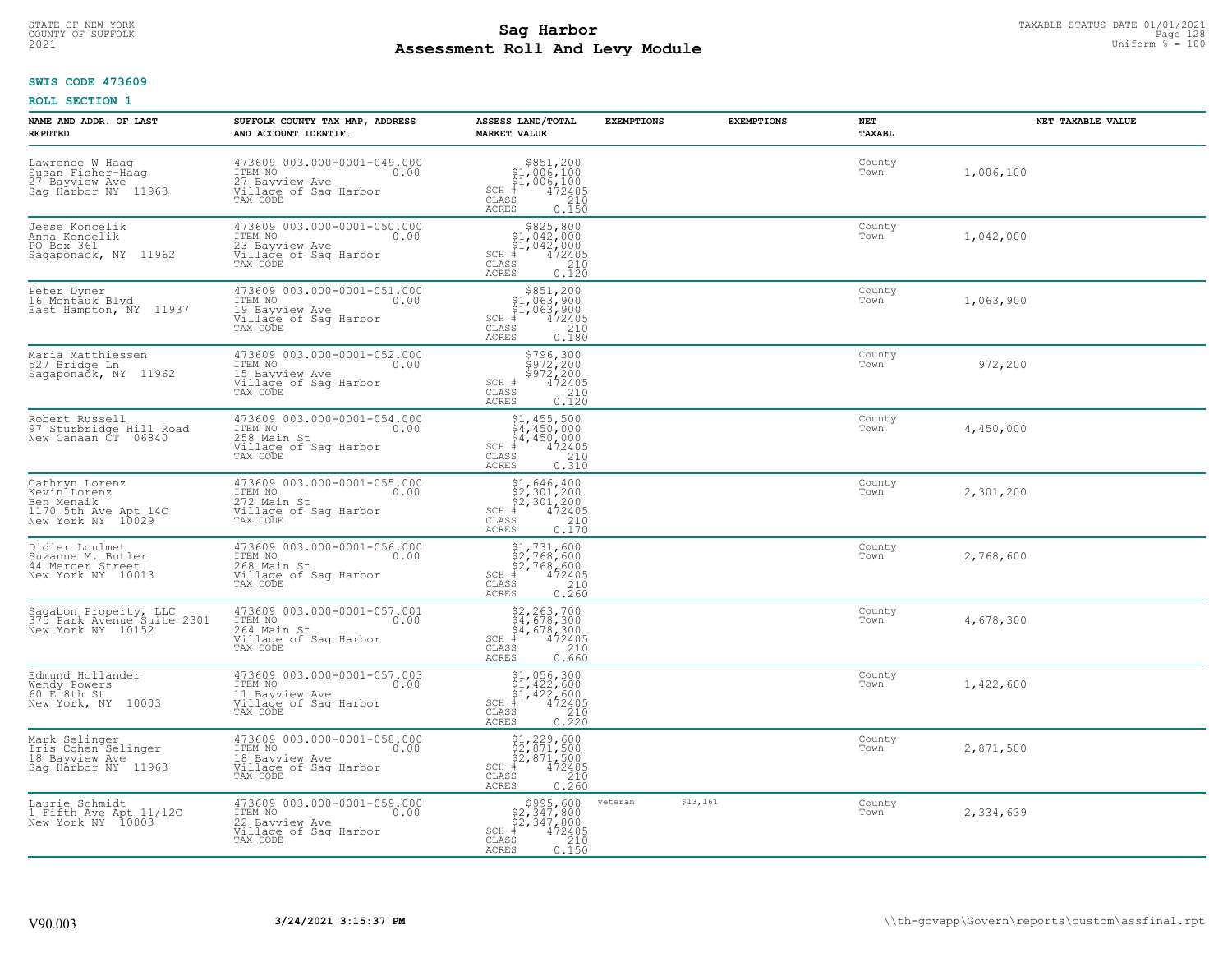STATE OF NEW-YORK
COUNTY OF SUFFOLK
2021

# Sag Harbor
# Assessment Roll And Levy Module

TAXABLE STATUS DATE 01/01/2021
Uniform % = 100

**SWIS CODE 473609**

**ROLL SECTION 1**

| NAME AND ADDR. OF LAST REPUTED | SUFFOLK COUNTY TAX MAP, ADDRESS AND ACCOUNT IDENTIF. | ASSESS LAND/TOTAL MARKET VALUE | EXEMPTIONS | EXEMPTIONS | NET TAXABL | NET TAXABLE VALUE |
|---|---|---|---|---|---|---|
| Lawrence W Haag<br>Susan Fisher-Haag<br>27 Bayview Ave<br>Sag Harbor NY 11963 | 473609 003.000-0001-049.000<br>ITEM NO 0.00<br>27 Bayview Ave<br>Village of Sag Harbor<br>TAX CODE | $851,200<br>$1,006,100<br>$1,006,100<br>SCH # 472405<br>CLASS 210<br>ACRES 0.150 | | | County<br>Town | 1,006,100 |
| Jesse Koncelik<br>Anna Koncelik<br>PO Box 361<br>Sagaponack, NY 11962 | 473609 003.000-0001-050.000<br>ITEM NO 0.00<br>23 Bayview Ave<br>Village of Sag Harbor<br>TAX CODE | $825,800<br>$1,042,000<br>$1,042,000<br>SCH # 472405<br>CLASS 210<br>ACRES 0.120 | | | County<br>Town | 1,042,000 |
| Peter Dyner<br>16 Montauk Blvd<br>East Hampton, NY 11937 | 473609 003.000-0001-051.000<br>ITEM NO 0.00<br>19 Bayview Ave<br>Village of Sag Harbor<br>TAX CODE | $851,200<br>$1,063,900<br>$1,063,900<br>SCH # 472405<br>CLASS 210<br>ACRES 0.180 | | | County<br>Town | 1,063,900 |
| Maria Matthiessen<br>527 Bridge Ln<br>Sagaponack, NY 11962 | 473609 003.000-0001-052.000<br>ITEM NO 0.00<br>15 Bayview Ave<br>Village of Sag Harbor<br>TAX CODE | $796,300<br>$972,200<br>$972,200<br>SCH # 472405<br>CLASS 210<br>ACRES 0.120 | | | County<br>Town | 972,200 |
| Robert Russell<br>97 Sturbridge Hill Road<br>New Canaan CT 06840 | 473609 003.000-0001-054.000<br>ITEM NO 0.00<br>258 Main St<br>Village of Sag Harbor<br>TAX CODE | $1,455,500<br>$4,450,000<br>$4,450,000<br>SCH # 472405<br>CLASS 210<br>ACRES 0.310 | | | County<br>Town | 4,450,000 |
| Cathryn Lorenz<br>Kevin Lorenz<br>Ben Menaik<br>1170 5th Ave Apt 14C<br>New York NY 10029 | 473609 003.000-0001-055.000<br>ITEM NO 0.00<br>272 Main St<br>Village of Sag Harbor<br>TAX CODE | $1,646,400<br>$2,301,200<br>$2,301,200<br>SCH # 472405<br>CLASS 210<br>ACRES 0.170 | | | County<br>Town | 2,301,200 |
| Didier Loulmet<br>Suzanne M. Butler<br>44 Mercer Street<br>New York NY 10013 | 473609 003.000-0001-056.000<br>ITEM NO 0.00<br>268 Main St<br>Village of Sag Harbor<br>TAX CODE | $1,731,600<br>$2,768,600<br>$2,768,600<br>SCH # 472405<br>CLASS 210<br>ACRES 0.260 | | | County<br>Town | 2,768,600 |
| Sagabon Property, LLC<br>375 Park Avenue Suite 2301<br>New York NY 10152 | 473609 003.000-0001-057.001<br>ITEM NO 0.00<br>264 Main St<br>Village of Sag Harbor<br>TAX CODE | $2,263,700<br>$4,678,300<br>$4,678,300<br>SCH # 472405<br>CLASS 210<br>ACRES 0.660 | | | County<br>Town | 4,678,300 |
| Edmund Hollander<br>Wendy Powers<br>60 E 8th St<br>New York, NY 10003 | 473609 003.000-0001-057.003<br>ITEM NO 0.00<br>11 Bayview Ave<br>Village of Sag Harbor<br>TAX CODE | $1,056,300<br>$1,422,600<br>$1,422,600<br>SCH # 472405<br>CLASS 210<br>ACRES 0.220 | | | County<br>Town | 1,422,600 |
| Mark Selinger<br>Iris Cohen Selinger<br>18 Bayview Ave<br>Sag Harbor NY 11963 | 473609 003.000-0001-058.000<br>ITEM NO 0.00<br>18 Bayview Ave<br>Village of Sag Harbor<br>TAX CODE | $1,229,600<br>$2,871,500<br>$2,871,500<br>SCH # 472405<br>CLASS 210<br>ACRES 0.260 | | | County<br>Town | 2,871,500 |
| Laurie Schmidt<br>1 Fifth Ave Apt 11/12C<br>New York NY 10003 | 473609 003.000-0001-059.000<br>ITEM NO 0.00<br>22 Bayview Ave<br>Village of Sag Harbor<br>TAX CODE | $995,600<br>$2,347,800<br>$2,347,800<br>SCH # 472405<br>CLASS 210<br>ACRES 0.150 | veteran $13,161 | | County<br>Town | 2,334,639 |

V90.003 3/24/2021 3:15:37 PM \\th-govapp\Govern\reports\custom\assfinal.rpt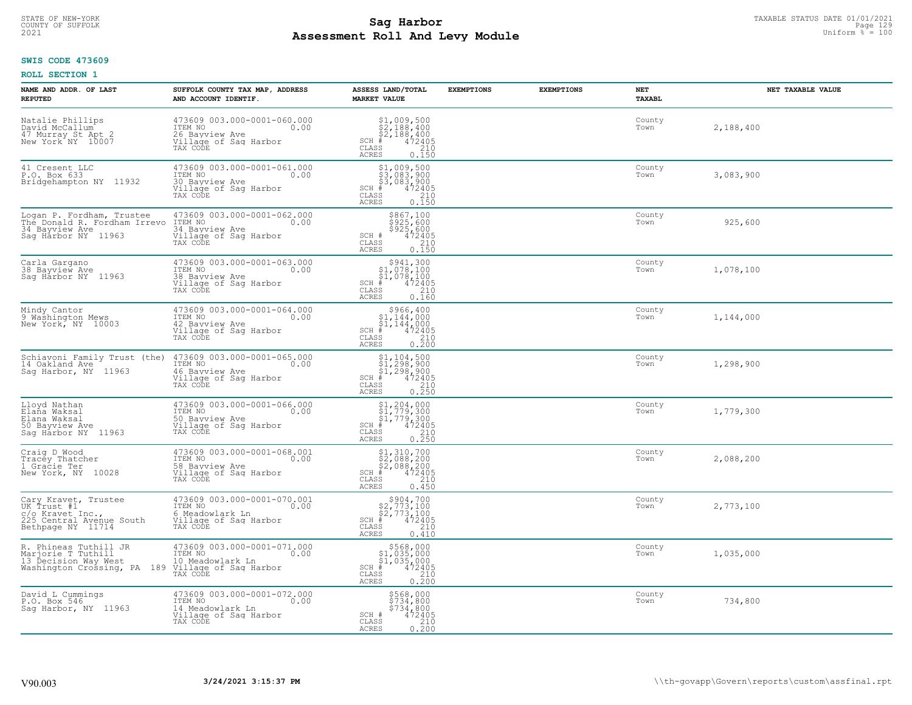STATE OF NEW-YORK
COUNTY OF SUFFOLK
2021

# Sag Harbor
## Assessment Roll And Levy Module

TAXABLE STATUS DATE 01/01/2021
Uniform % = 100

**SWIS CODE 473609**

**ROLL SECTION 1**

| NAME AND ADDR. OF LAST REPUTED | SUFFOLK COUNTY TAX MAP, ADDRESS AND ACCOUNT IDENTIF. | ASSESS LAND/TOTAL MARKET VALUE | EXEMPTIONS | EXEMPTIONS | NET TAXABL | NET TAXABLE VALUE |
|---|---|---|---|---|---|---|
| Natalie Phillips<br>David McCallum<br>47 Murray St Apt 2<br>New York NY 10007 | 473609 003.000-0001-060.000<br>ITEM NO 0.00<br>26 Bayview Ave<br>Village of Sag Harbor<br>TAX CODE | $1,009,500<br>$2,188,400<br>$2,188,400<br>SCH # 472405<br>CLASS 210<br>ACRES 0.150 | | | County<br>Town | 2,188,400 |
| 41 Cresent LLC<br>P.O. Box 633<br>Bridgehampton NY 11932 | 473609 003.000-0001-061.000<br>ITEM NO 0.00<br>30 Bayview Ave<br>Village of Sag Harbor<br>TAX CODE | $1,009,500<br>$3,083,900<br>$3,083,900<br>SCH # 472405<br>CLASS 210<br>ACRES 0.150 | | | County<br>Town | 3,083,900 |
| Logan P. Fordham, Trustee<br>The Donald R. Fordham Irrevo<br>34 Bayview Ave<br>Sag Harbor NY 11963 | 473609 003.000-0001-062.000<br>ITEM NO 0.00<br>34 Bayview Ave<br>Village of Sag Harbor<br>TAX CODE | $867,100<br>$925,600<br>$925,600<br>SCH # 472405<br>CLASS 210<br>ACRES 0.150 | | | County<br>Town | 925,600 |
| Carla Gargano<br>38 Bayview Ave<br>Sag Harbor NY 11963 | 473609 003.000-0001-063.000<br>ITEM NO 0.00<br>38 Bayview Ave<br>Village of Sag Harbor<br>TAX CODE | $941,300<br>$1,078,100<br>$1,078,100<br>SCH # 472405<br>CLASS 210<br>ACRES 0.160 | | | County<br>Town | 1,078,100 |
| Mindy Cantor<br>9 Washington Mews<br>New York, NY 10003 | 473609 003.000-0001-064.000<br>ITEM NO 0.00<br>42 Bayview Ave<br>Village of Sag Harbor<br>TAX CODE | $966,400<br>$1,144,000<br>$1,144,000<br>SCH # 472405<br>CLASS 210<br>ACRES 0.200 | | | County<br>Town | 1,144,000 |
| Schiavoni Family Trust (the)<br>14 Oakland Ave<br>Sag Harbor, NY 11963 | 473609 003.000-0001-065.000<br>ITEM NO 0.00<br>46 Bayview Ave<br>Village of Sag Harbor<br>TAX CODE | $1,104,500<br>$1,298,900<br>$1,298,900<br>SCH # 472405<br>CLASS 210<br>ACRES 0.250 | | | County<br>Town | 1,298,900 |
| Lloyd Nathan<br>Elana Waksal<br>Elana Waksal<br>50 Bayview Ave<br>Sag Harbor NY 11963 | 473609 003.000-0001-066.000<br>ITEM NO 0.00<br>50 Bayview Ave<br>Village of Sag Harbor<br>TAX CODE | $1,204,000<br>$1,779,300<br>$1,779,300<br>SCH # 472405<br>CLASS 210<br>ACRES 0.250 | | | County<br>Town | 1,779,300 |
| Craig D Wood<br>Tracey Thatcher<br>1 Gracie Ter<br>New York, NY 10028 | 473609 003.000-0001-068.001<br>ITEM NO 0.00<br>58 Bayview Ave<br>Village of Sag Harbor<br>TAX CODE | $1,310,700<br>$2,088,200<br>$2,088,200<br>SCH # 472405<br>CLASS 210<br>ACRES 0.450 | | | County<br>Town | 2,088,200 |
| Cary Kravet, Trustee<br>UK Trust #1<br>c/o Kravet Inc.,<br>225 Central Avenue South<br>Bethpage NY 11714 | 473609 003.000-0001-070.001<br>ITEM NO 0.00<br>6 Meadowlark Ln<br>Village of Sag Harbor<br>TAX CODE | $904,700<br>$2,773,100<br>$2,773,100<br>SCH # 472405<br>CLASS 210<br>ACRES 0.410 | | | County<br>Town | 2,773,100 |
| R. Phineas Tuthill JR<br>Marjorie T Tuthill<br>13 Decision Way West<br>Washington Crossing, PA 189 | 473609 003.000-0001-071.000<br>ITEM NO 0.00<br>10 Meadowlark Ln<br>Village of Sag Harbor<br>TAX CODE | $568,000<br>$1,035,000<br>$1,035,000<br>SCH # 472405<br>CLASS 210<br>ACRES 0.200 | | | County<br>Town | 1,035,000 |
| David L Cummings<br>P.O. Box 546<br>Sag Harbor, NY 11963 | 473609 003.000-0001-072.000<br>ITEM NO 0.00<br>14 Meadowlark Ln<br>Village of Sag Harbor<br>TAX CODE | $568,000<br>$734,800<br>$734,800<br>SCH # 472405<br>CLASS 210<br>ACRES 0.200 | | | County<br>Town | 734,800 |

V90.003 **3/24/2021 3:15:37 PM** \\th-govapp\Govern\reports\custom\assfinal.rpt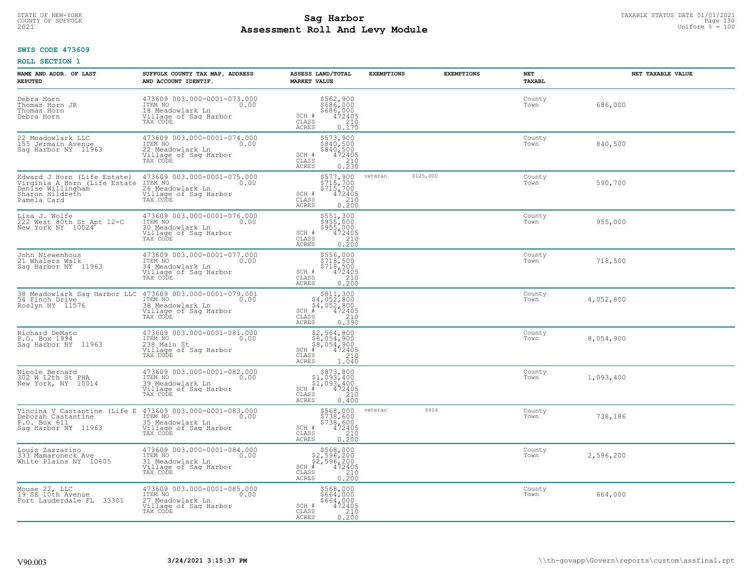**SWIS CODE 473609**

**ROLL SECTION 1**

| NAME AND ADDR. OF LAST REPUTED | SUFFOLK COUNTY TAX MAP, ADDRESS AND ACCOUNT IDENTIF. | ASSESS LAND/TOTAL MARKET VALUE | EXEMPTIONS | EXEMPTIONS | NET TAXABL | NET TAXABLE VALUE |
|---|---|---|---|---|---|---|
| Debra Horn<br>Thomas Horn JR<br>Thomas Horn<br>Debra Horn | 473609 003.000-0001-073.000<br>ITEM NO 0.00<br>18 Meadowlark Ln<br>Village of Sag Harbor<br>TAX CODE | $562,900<br>$686,000<br>$686,000<br>SCH # 472405<br>CLASS 210<br>ACRES 0.170 | | | County<br>Town | 686,000 |
| 22 Meadowlark LLC<br>155 Jermain Avenue<br>Sag Harbor NY 11963 | 473609 003.000-0001-074.000<br>ITEM NO 0.00<br>22 Meadowlark Ln<br>Village of Sag Harbor<br>TAX CODE | $573,900<br>$840,500<br>$840,500<br>SCH # 472405<br>CLASS 210<br>ACRES 0.230 | | | County<br>Town | 840,500 |
| Edward J Horn (Life Estate)<br>Virginia A Horn (Life Estate<br>Denise Willingham<br>Sharon Hildreth<br>Pamela Card | 473609 003.000-0001-075.000<br>ITEM NO 0.00<br>26 Meadowlark Ln<br>Village of Sag Harbor<br>TAX CODE | $577,900<br>$715,700<br>$715,700<br>SCH # 472405<br>CLASS 210<br>ACRES 0.200 | veteran | $125,000 | County<br>Town | 590,700 |
| Lisa J. Wolfe<br>222 West 80th St Apt 12-C<br>New York NY 10024 | 473609 003.000-0001-076.000<br>ITEM NO 0.00<br>30 Meadowlark Ln<br>Village of Sag Harbor<br>TAX CODE | $551,300<br>$955,000<br>$955,000<br>SCH # 472405<br>CLASS 210<br>ACRES 0.200 | | | County<br>Town | 955,000 |
| John Niewenhous<br>21 Whalers Walk<br>Sag Harbor NY 11963 | 473609 003.000-0001-077.000<br>ITEM NO 0.00<br>34 Meadowlark Ln<br>Village of Sag Harbor<br>TAX CODE | $556,000<br>$718,500<br>$718,500<br>SCH # 472405<br>CLASS 210<br>ACRES 0.200 | | | County<br>Town | 718,500 |
| 38 Meadowlark Sag Harbor LLC<br>54 Finch Drive<br>Roslyn NY 11576 | 473609 003.000-0001-079.001<br>ITEM NO 0.00<br>38 Meadowlark Ln<br>Village of Sag Harbor<br>TAX CODE | $811,300<br>$4,052,800<br>$4,052,800<br>SCH # 472405<br>CLASS 210<br>ACRES 0.390 | | | County<br>Town | 4,052,800 |
| Richard DeMato<br>P.O. Box 1994<br>Sag Harbor NY 11963 | 473609 003.000-0001-081.000<br>ITEM NO 0.00<br>238 Main St<br>Village of Sag Harbor<br>TAX CODE | $2,564,800<br>$8,054,900<br>$8,054,900<br>SCH # 472405<br>CLASS 210<br>ACRES 1.040 | | | County<br>Town | 8,054,900 |
| Nicole Bernard<br>302 W 12th St PHA<br>New York, NY 10014 | 473609 003.000-0001-082.000<br>ITEM NO 0.00<br>39 Meadowlark Ln<br>Village of Sag Harbor<br>TAX CODE | $873,800<br>$1,093,400<br>$1,093,400<br>SCH # 472405<br>CLASS 210<br>ACRES 0.400 | | | County<br>Town | 1,093,400 |
| Vincina V Castantine (Life E<br>Deborah Castantine<br>P.O. Box 611<br>Sag Harbor NY 11963 | 473609 003.000-0001-083.000<br>ITEM NO 0.00<br>35 Meadowlark Ln<br>Village of Sag Harbor<br>TAX CODE | $568,000<br>$738,600<br>$738,600<br>SCH # 472405<br>CLASS 210<br>ACRES 0.200 | veteran | $414 | County<br>Town | 738,186 |
| Louis Zazzarino<br>333 Mamaroneck Ave<br>White Plains NY 10605 | 473609 003.000-0001-084.000<br>ITEM NO 0.00<br>31 Meadowlark Ln<br>Village of Sag Harbor<br>TAX CODE | $568,000<br>$2,596,200<br>$2,596,200<br>SCH # 472405<br>CLASS 210<br>ACRES 0.200 | | | County<br>Town | 2,596,200 |
| Mouse 22, LLC<br>19 SE 10th Avenue<br>Fort Lauderdale FL 33301 | 473609 003.000-0001-085.000<br>ITEM NO 0.00<br>27 Meadowlark Ln<br>Village of Sag Harbor<br>TAX CODE | $568,000<br>$664,000<br>$664,000<br>SCH # 472405<br>CLASS 210<br>ACRES 0.200 | | | County<br>Town | 664,000 |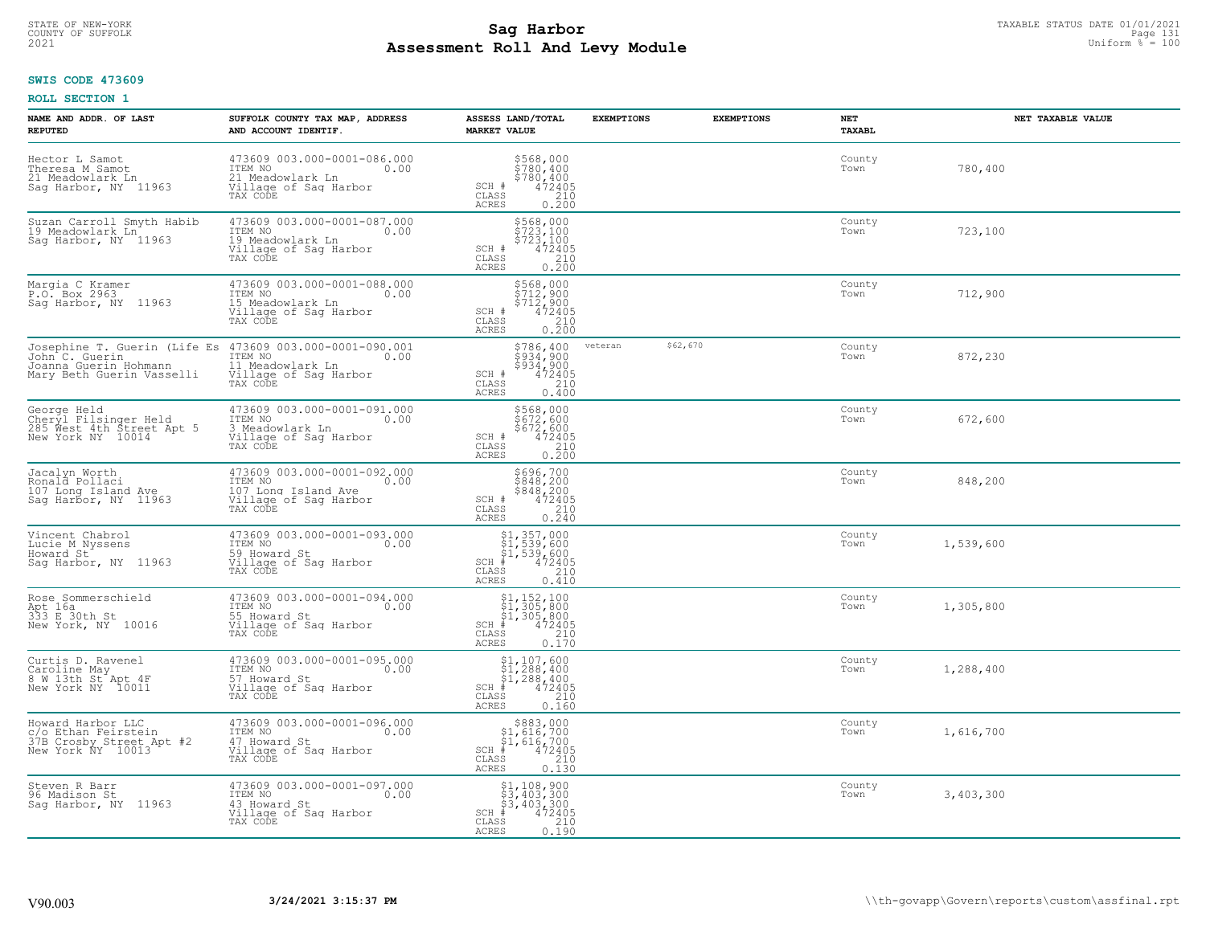STATE OF NEW-YORK
COUNTY OF SUFFOLK
2021

# Sag Harbor
## Assessment Roll And Levy Module

TAXABLE STATUS DATE 01/01/2021
Uniform % = 100

**SWIS CODE 473609**

**ROLL SECTION 1**

| NAME AND ADDR. OF LAST REPUTED | SUFFOLK COUNTY TAX MAP, ADDRESS AND ACCOUNT IDENTIF. | ASSESS LAND/TOTAL MARKET VALUE | EXEMPTIONS | EXEMPTIONS | NET TAXABL | NET TAXABLE VALUE |
|---|---|---|---|---|---|---|
| Hector L Samot<br>Theresa M Samot<br>21 Meadowlark Ln<br>Sag Harbor, NY 11963 | 473609 003.000-0001-086.000<br>ITEM NO 0.00<br>21 Meadowlark Ln<br>Village of Sag Harbor<br>TAX CODE | $568,000<br>$780,400<br>$780,400<br>SCH # 472405<br>CLASS 210<br>ACRES 0.200 | | | County<br>Town | 780,400 |
| Suzan Carroll Smyth Habib<br>19 Meadowlark Ln<br>Sag Harbor, NY 11963 | 473609 003.000-0001-087.000<br>ITEM NO 0.00<br>19 Meadowlark Ln<br>Village of Sag Harbor<br>TAX CODE | $568,000<br>$723,100<br>$723,100<br>SCH # 472405<br>CLASS 210<br>ACRES 0.200 | | | County<br>Town | 723,100 |
| Margia C Kramer<br>P.O. Box 2963<br>Sag Harbor, NY 11963 | 473609 003.000-0001-088.000<br>ITEM NO 0.00<br>15 Meadowlark Ln<br>Village of Sag Harbor<br>TAX CODE | $568,000<br>$712,900<br>$712,900<br>SCH # 472405<br>CLASS 210<br>ACRES 0.200 | | | County<br>Town | 712,900 |
| Josephine T. Guerin (Life Es<br>John C. Guerin<br>Joanna Guerin Hohmann<br>Mary Beth Guerin Vasselli | 473609 003.000-0001-090.001<br>ITEM NO 0.00<br>11 Meadowlark Ln<br>Village of Sag Harbor<br>TAX CODE | $786,400<br>$934,900<br>$934,900<br>SCH # 472405<br>CLASS 210<br>ACRES 0.400 | veteran $62,670 | | County<br>Town | 872,230 |
| George Held<br>Cheryl Filsinger Held<br>285 West 4th Street Apt 5<br>New York NY 10014 | 473609 003.000-0001-091.000<br>ITEM NO 0.00<br>3 Meadowlark Ln<br>Village of Sag Harbor<br>TAX CODE | $568,000<br>$672,600<br>$672,600<br>SCH # 472405<br>CLASS 210<br>ACRES 0.200 | | | County<br>Town | 672,600 |
| Jacalyn Worth<br>Ronald Pollaci<br>107 Long Island Ave<br>Sag Harbor, NY 11963 | 473609 003.000-0001-092.000<br>ITEM NO 0.00<br>107 Long Island Ave<br>Village of Sag Harbor<br>TAX CODE | $696,700<br>$848,200<br>$848,200<br>SCH # 472405<br>CLASS 210<br>ACRES 0.240 | | | County<br>Town | 848,200 |
| Vincent Chabrol<br>Lucie M Nyssens<br>Howard St<br>Sag Harbor, NY 11963 | 473609 003.000-0001-093.000<br>ITEM NO 0.00<br>59 Howard St<br>Village of Sag Harbor<br>TAX CODE | $1,357,000<br>$1,539,600<br>$1,539,600<br>SCH # 472405<br>CLASS 210<br>ACRES 0.410 | | | County<br>Town | 1,539,600 |
| Rose Sommerschield<br>Apt 16a<br>333 E 30th St<br>New York, NY 10016 | 473609 003.000-0001-094.000<br>ITEM NO 0.00<br>55 Howard St<br>Village of Sag Harbor<br>TAX CODE | $1,152,100<br>$1,305,800<br>$1,305,800<br>SCH # 472405<br>CLASS 210<br>ACRES 0.170 | | | County<br>Town | 1,305,800 |
| Curtis D. Ravenel<br>Caroline May<br>8 W 13th St Apt 4F<br>New York NY 10011 | 473609 003.000-0001-095.000<br>ITEM NO 0.00<br>57 Howard St<br>Village of Sag Harbor<br>TAX CODE | $1,107,600<br>$1,288,400<br>$1,288,400<br>SCH # 472405<br>CLASS 210<br>ACRES 0.160 | | | County<br>Town | 1,288,400 |
| Howard Harbor LLC<br>c/o Ethan Feirstein<br>37B Crosby Street Apt #2<br>New York NY 10013 | 473609 003.000-0001-096.000<br>ITEM NO 0.00<br>47 Howard St<br>Village of Sag Harbor<br>TAX CODE | $883,000<br>$1,616,700<br>$1,616,700<br>SCH # 472405<br>CLASS 210<br>ACRES 0.130 | | | County<br>Town | 1,616,700 |
| Steven R Barr<br>96 Madison St<br>Sag Harbor, NY 11963 | 473609 003.000-0001-097.000<br>ITEM NO 0.00<br>43 Howard St<br>Village of Sag Harbor<br>TAX CODE | $1,108,900<br>$3,403,300<br>$3,403,300<br>SCH # 472405<br>CLASS 210<br>ACRES 0.190 | | | County<br>Town | 3,403,300 |

V90.003 3/24/2021 3:15:37 PM \\th-govapp\Govern\reports\custom\assfinal.rpt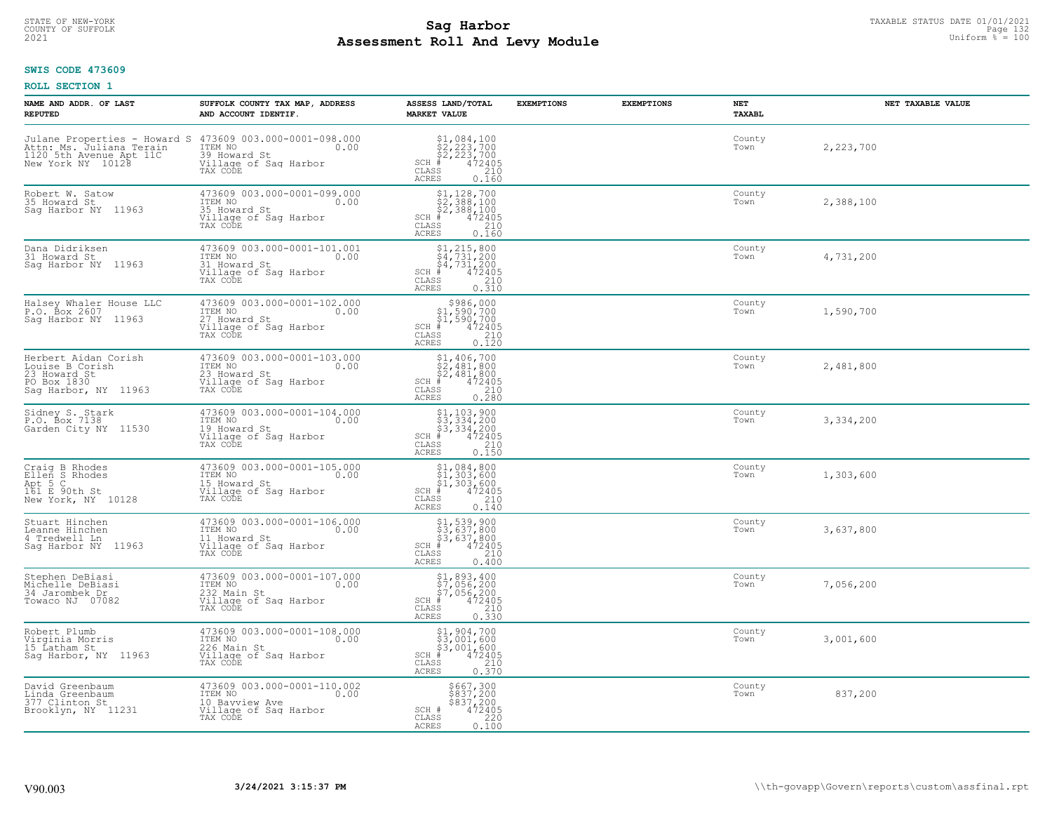# Sag Harbor
## Assessment Roll And Levy Module

STATE OF NEW-YORK
COUNTY OF SUFFOLK
2021

TAXABLE STATUS DATE 01/01/2021
Uniform % = 100

**SWIS CODE 473609**

**ROLL SECTION 1**

| NAME AND ADDR. OF LAST REPUTED | SUFFOLK COUNTY TAX MAP, ADDRESS AND ACCOUNT IDENTIF. | ASSESS LAND/TOTAL MARKET VALUE | EXEMPTIONS | EXEMPTIONS | NET TAXABL | NET TAXABLE VALUE |
|---|---|---|---|---|---|---|
| Julane Properties - Howard S<br>Attn: Ms. Juliana Terain<br>1120 5th Avenue Apt 11C<br>New York NY 10128 | 473609 003.000-0001-098.000<br>ITEM NO 0.00<br>39 Howard St<br>Village of Sag Harbor<br>TAX CODE | $1,084,100<br>$2,223,700<br>$2,223,700<br>SCH # 472405<br>CLASS 210<br>ACRES 0.160 | | | County<br>Town | 2,223,700 |
| Robert W. Satow<br>35 Howard St<br>Sag Harbor NY 11963 | 473609 003.000-0001-099.000<br>ITEM NO 0.00<br>35 Howard St<br>Village of Sag Harbor<br>TAX CODE | $1,128,700<br>$2,388,100<br>$2,388,100<br>SCH # 472405<br>CLASS 210<br>ACRES 0.160 | | | County<br>Town | 2,388,100 |
| Dana Didriksen<br>31 Howard St<br>Sag Harbor NY 11963 | 473609 003.000-0001-101.001<br>ITEM NO 0.00<br>31 Howard St<br>Village of Sag Harbor<br>TAX CODE | $1,215,800<br>$4,731,200<br>$4,731,200<br>SCH # 472405<br>CLASS 210<br>ACRES 0.310 | | | County<br>Town | 4,731,200 |
| Halsey Whaler House LLC<br>P.O. Box 2607<br>Sag Harbor NY 11963 | 473609 003.000-0001-102.000<br>ITEM NO 0.00<br>27 Howard St<br>Village of Sag Harbor<br>TAX CODE | $986,000<br>$1,590,700<br>$1,590,700<br>SCH # 472405<br>CLASS 210<br>ACRES 0.120 | | | County<br>Town | 1,590,700 |
| Herbert Aidan Corish<br>Louise B Corish<br>23 Howard St<br>PO Box 1830<br>Sag Harbor, NY 11963 | 473609 003.000-0001-103.000<br>ITEM NO 0.00<br>23 Howard St<br>Village of Sag Harbor<br>TAX CODE | $1,406,700<br>$2,481,800<br>$2,481,800<br>SCH # 472405<br>CLASS 210<br>ACRES 0.280 | | | County<br>Town | 2,481,800 |
| Sidney S. Stark<br>P.O. Box 7138<br>Garden City NY 11530 | 473609 003.000-0001-104.000<br>ITEM NO 0.00<br>19 Howard St<br>Village of Sag Harbor<br>TAX CODE | $1,103,900<br>$3,334,200<br>$3,334,200<br>SCH # 472405<br>CLASS 210<br>ACRES 0.150 | | | County<br>Town | 3,334,200 |
| Craig B Rhodes<br>Ellen S Rhodes<br>Apt 5 C<br>161 E 90th St<br>New York, NY 10128 | 473609 003.000-0001-105.000<br>ITEM NO 0.00<br>15 Howard St<br>Village of Sag Harbor<br>TAX CODE | $1,084,800<br>$1,303,600<br>$1,303,600<br>SCH # 472405<br>CLASS 210<br>ACRES 0.140 | | | County<br>Town | 1,303,600 |
| Stuart Hinchen<br>Leanne Hinchen<br>4 Tredwell Ln<br>Sag Harbor NY 11963 | 473609 003.000-0001-106.000<br>ITEM NO 0.00<br>11 Howard St<br>Village of Sag Harbor<br>TAX CODE | $1,539,900<br>$3,637,800<br>$3,637,800<br>SCH # 472405<br>CLASS 210<br>ACRES 0.400 | | | County<br>Town | 3,637,800 |
| Stephen DeBiasi<br>Michelle DeBiasi<br>34 Jarombek Dr<br>Towaco NJ 07082 | 473609 003.000-0001-107.000<br>ITEM NO 0.00<br>232 Main St<br>Village of Sag Harbor<br>TAX CODE | $1,893,400<br>$7,056,200<br>$7,056,200<br>SCH # 472405<br>CLASS 210<br>ACRES 0.330 | | | County<br>Town | 7,056,200 |
| Robert Plumb<br>Virginia Morris<br>15 Latham St<br>Sag Harbor, NY 11963 | 473609 003.000-0001-108.000<br>ITEM NO 0.00<br>226 Main St<br>Village of Sag Harbor<br>TAX CODE | $1,904,700<br>$3,001,600<br>$3,001,600<br>SCH # 472405<br>CLASS 210<br>ACRES 0.370 | | | County<br>Town | 3,001,600 |
| David Greenbaum<br>Linda Greenbaum<br>377 Clinton St<br>Brooklyn, NY 11231 | 473609 003.000-0001-110.002<br>ITEM NO 0.00<br>10 Bayview Ave<br>Village of Sag Harbor<br>TAX CODE | $667,300<br>$837,200<br>$837,200<br>SCH # 472405<br>CLASS 220<br>ACRES 0.100 | | | County<br>Town | 837,200 |

V90.003 | 3/24/2021 3:15:37 PM | \\th-govapp\Govern\reports\custom\assfinal.rpt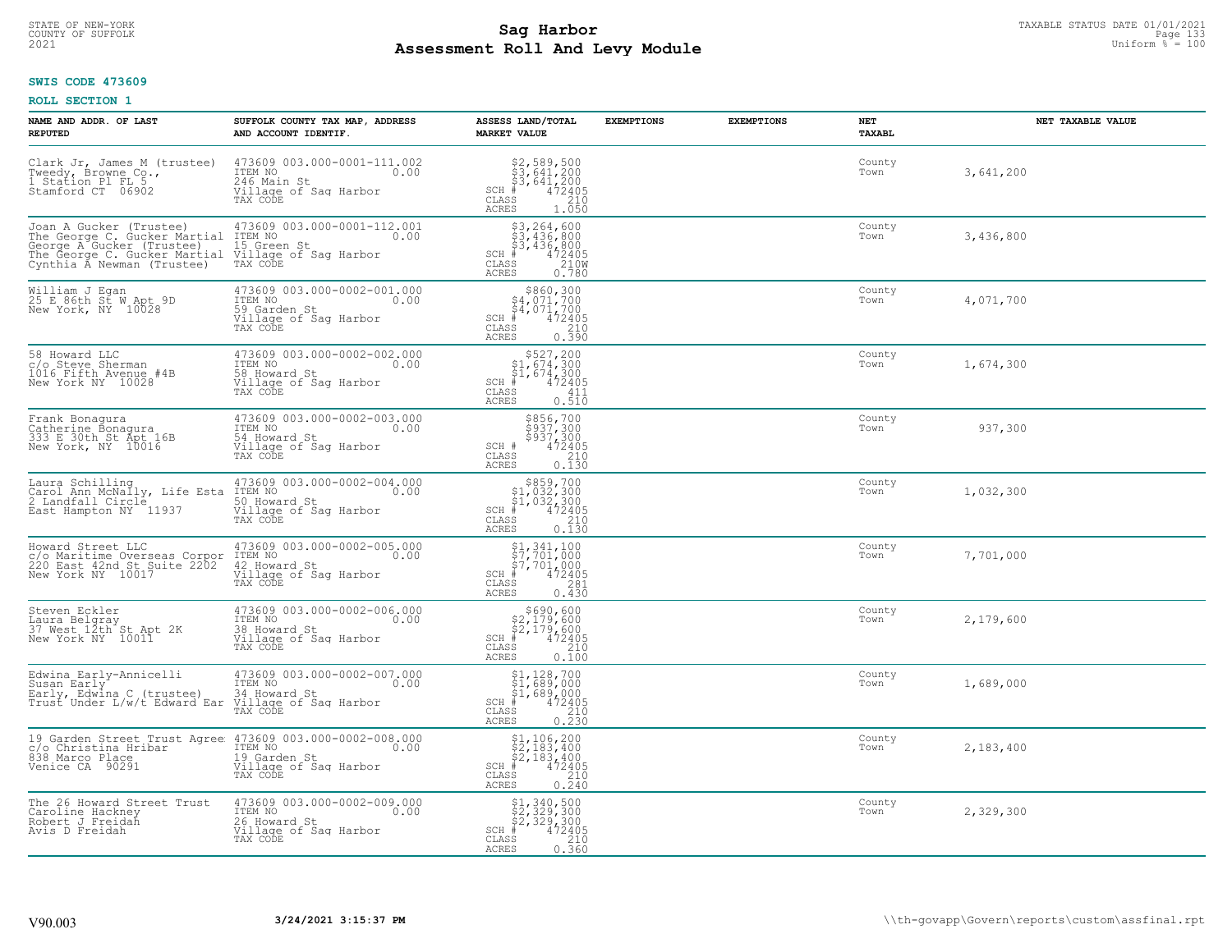STATE OF NEW-YORK
COUNTY OF SUFFOLK
2021

# Sag Harbor
# Assessment Roll And Levy Module

TAXABLE STATUS DATE 01/01/2021
Uniform % = 100

**SWIS CODE 473609**

**ROLL SECTION 1**

| NAME AND ADDR. OF LAST REPUTED | SUFFOLK COUNTY TAX MAP, ADDRESS AND ACCOUNT IDENTIF. | ASSESS LAND/TOTAL MARKET VALUE | EXEMPTIONS | EXEMPTIONS | NET TAXABL | NET TAXABLE VALUE |
|---|---|---|---|---|---|---|
| Clark Jr, James M (trustee)<br>Tweedy, Browne Co.,<br>1 Station Pl FL 5<br>Stamford CT 06902 | 473609 003.000-0001-111.002<br>ITEM NO 0.00<br>246 Main St<br>Village of Sag Harbor<br>TAX CODE | $2,589,500<br>$3,641,200<br>$3,641,200<br>SCH # 472405<br>CLASS 210<br>ACRES 1.050 | | | County<br>Town | 3,641,200 |
| Joan A Gucker (Trustee)<br>The George C. Gucker Martial<br>George A Gucker (Trustee)<br>The George C. Gucker Martial<br>Cynthia A Newman (Trustee) | 473609 003.000-0001-112.001<br>ITEM NO 0.00<br>15 Green St<br>Village of Sag Harbor<br>TAX CODE | $3,264,600<br>$3,436,800<br>$3,436,800<br>SCH # 472405<br>CLASS 210W<br>ACRES 0.780 | | | County<br>Town | 3,436,800 |
| William J Egan<br>25 E 86th St W Apt 9D<br>New York, NY 10028 | 473609 003.000-0002-001.000<br>ITEM NO 0.00<br>59 Garden St<br>Village of Sag Harbor<br>TAX CODE | $860,300<br>$4,071,700<br>$4,071,700<br>SCH # 472405<br>CLASS 210<br>ACRES 0.390 | | | County<br>Town | 4,071,700 |
| 58 Howard LLC<br>c/o Steve Sherman<br>1016 Fifth Avenue #4B<br>New York NY 10028 | 473609 003.000-0002-002.000<br>ITEM NO 0.00<br>58 Howard St<br>Village of Sag Harbor<br>TAX CODE | $527,200<br>$1,674,300<br>$1,674,300<br>SCH # 472405<br>CLASS 411<br>ACRES 0.510 | | | County<br>Town | 1,674,300 |
| Frank Bonagura<br>Catherine Bonagura<br>333 E 30th St Apt 16B<br>New York, NY 10016 | 473609 003.000-0002-003.000<br>ITEM NO 0.00<br>54 Howard St<br>Village of Sag Harbor<br>TAX CODE | $856,700<br>$937,300<br>$937,300<br>SCH # 472405<br>CLASS 210<br>ACRES 0.130 | | | County<br>Town | 937,300 |
| Laura Schilling<br>Carol Ann McNally, Life Esta<br>2 Landfall Circle<br>East Hampton NY 11937 | 473609 003.000-0002-004.000<br>ITEM NO 0.00<br>50 Howard St<br>Village of Sag Harbor<br>TAX CODE | $859,700<br>$1,032,300<br>$1,032,300<br>SCH # 472405<br>CLASS 210<br>ACRES 0.130 | | | County<br>Town | 1,032,300 |
| Howard Street LLC<br>c/o Maritime Overseas Corpor<br>220 East 42nd St Suite 2202<br>New York NY 10017 | 473609 003.000-0002-005.000<br>ITEM NO 0.00<br>42 Howard St<br>Village of Sag Harbor<br>TAX CODE | $1,341,100<br>$7,701,000<br>$7,701,000<br>SCH # 472405<br>CLASS 281<br>ACRES 0.430 | | | County<br>Town | 7,701,000 |
| Steven Eckler<br>Laura Belgray<br>37 West 12th St Apt 2K<br>New York NY 10011 | 473609 003.000-0002-006.000<br>ITEM NO 0.00<br>38 Howard St<br>Village of Sag Harbor<br>TAX CODE | $690,600<br>$2,179,600<br>$2,179,600<br>SCH # 472405<br>CLASS 210<br>ACRES 0.100 | | | County<br>Town | 2,179,600 |
| Edwina Early-Annicelli<br>Susan Early<br>Early, Edwina C (trustee)<br>Trust Under L/w/t Edward Ear | 473609 003.000-0002-007.000<br>ITEM NO 0.00<br>34 Howard St<br>Village of Sag Harbor<br>TAX CODE | $1,128,700<br>$1,689,000<br>$1,689,000<br>SCH # 472405<br>CLASS 210<br>ACRES 0.230 | | | County<br>Town | 1,689,000 |
| 19 Garden Street Trust Agree<br>c/o Christina Hribar<br>838 Marco Place<br>Venice CA 90291 | 473609 003.000-0002-008.000<br>ITEM NO 0.00<br>19 Garden St<br>Village of Sag Harbor<br>TAX CODE | $1,106,200<br>$2,183,400<br>$2,183,400<br>SCH # 472405<br>CLASS 210<br>ACRES 0.240 | | | County<br>Town | 2,183,400 |
| The 26 Howard Street Trust<br>Caroline Hackney<br>Robert J Freidah<br>Avis D Freidah | 473609 003.000-0002-009.000<br>ITEM NO 0.00<br>26 Howard St<br>Village of Sag Harbor<br>TAX CODE | $1,340,500<br>$2,329,300<br>$2,329,300<br>SCH # 472405<br>CLASS 210<br>ACRES 0.360 | | | County<br>Town | 2,329,300 |

V90.003 **3/24/2021 3:15:37 PM** \\th-govapp\Govern\reports\custom\assfinal.rpt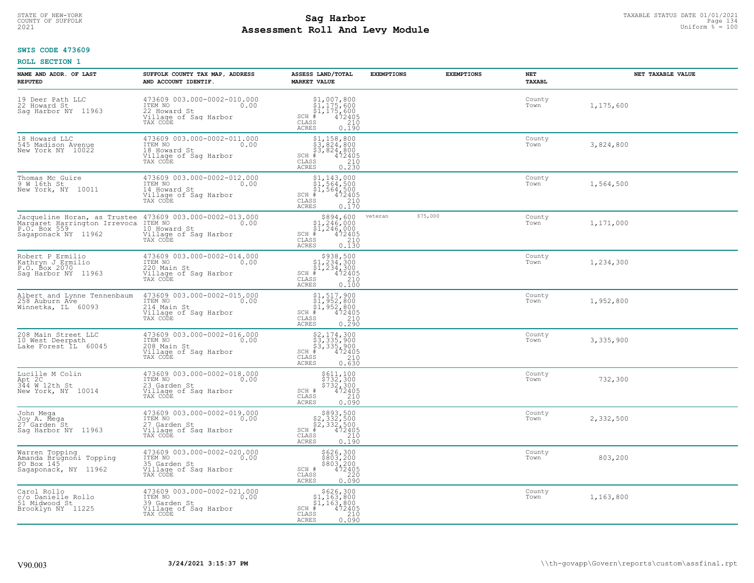# Sag Harbor
## Assessment Roll And Levy Module

STATE OF NEW-YORK
COUNTY OF SUFFOLK
2021

TAXABLE STATUS DATE 01/01/2021
Uniform % = 100

**SWIS CODE 473609**

**ROLL SECTION 1**

| NAME AND ADDR. OF LAST REPUTED | SUFFOLK COUNTY TAX MAP, ADDRESS AND ACCOUNT IDENTIF. | ASSESS LAND/TOTAL MARKET VALUE | EXEMPTIONS | EXEMPTIONS | NET TAXABL | NET TAXABLE VALUE |
|---|---|---|---|---|---|---|
| 19 Deer Path LLC<br>22 Howard St<br>Sag Harbor NY 11963 | 473609 003.000-0002-010.000<br>ITEM NO 0.00<br>22 Howard St<br>Village of Sag Harbor<br>TAX CODE | $1,007,800<br>$1,175,600<br>$1,175,600<br>SCH # 472405<br>CLASS 210<br>ACRES 0.190 | | | County<br>Town | 1,175,600 |
| 18 Howard LLC<br>545 Madison Avenue<br>New York NY 10022 | 473609 003.000-0002-011.000<br>ITEM NO 0.00<br>18 Howard St<br>Village of Sag Harbor<br>TAX CODE | $1,158,800<br>$3,824,800<br>$3,824,800<br>SCH # 472405<br>CLASS 210<br>ACRES 0.230 | | | County<br>Town | 3,824,800 |
| Thomas Mc Guire<br>9 W 16th St<br>New York, NY 10011 | 473609 003.000-0002-012.000<br>ITEM NO 0.00<br>14 Howard St<br>Village of Sag Harbor<br>TAX CODE | $1,143,000<br>$1,564,500<br>$1,564,500<br>SCH # 472405<br>CLASS 210<br>ACRES 0.170 | | | County<br>Town | 1,564,500 |
| Jacqueline Horan, as Trustee<br>Margaret Harrington Irrevoca<br>P.O. Box 559<br>Sagaponack NY 11962 | 473609 003.000-0002-013.000<br>ITEM NO 0.00<br>10 Howard St<br>Village of Sag Harbor<br>TAX CODE | $894,600<br>$1,246,000<br>$1,246,000<br>SCH # 472405<br>CLASS 210<br>ACRES 0.130 | veteran | $75,000 | County<br>Town | 1,171,000 |
| Robert P Ermilio<br>Kathryn J Ermilio<br>P.O. Box 2070<br>Sag Harbor NY 11963 | 473609 003.000-0002-014.000<br>ITEM NO 0.00<br>220 Main St<br>Village of Sag Harbor<br>TAX CODE | $938,500<br>$1,234,300<br>$1,234,300<br>SCH # 472405<br>CLASS 210<br>ACRES 0.100 | | | County<br>Town | 1,234,300 |
| Albert and Lynne Tennenbaum<br>258 Auburn Ave<br>Winnetka, IL 60093 | 473609 003.000-0002-015.000<br>ITEM NO 0.00<br>214 Main St<br>Village of Sag Harbor<br>TAX CODE | $1,517,900<br>$1,952,800<br>$1,952,800<br>SCH # 472405<br>CLASS 210<br>ACRES 0.290 | | | County<br>Town | 1,952,800 |
| 208 Main Street LLC<br>10 West Deerpath<br>Lake Forest IL 60045 | 473609 003.000-0002-016.000<br>ITEM NO 0.00<br>208 Main St<br>Village of Sag Harbor<br>TAX CODE | $2,174,300<br>$3,335,900<br>$3,335,900<br>SCH # 472405<br>CLASS 210<br>ACRES 0.630 | | | County<br>Town | 3,335,900 |
| Lucille M Colin<br>Apt 2C<br>344 W 12th St<br>New York, NY 10014 | 473609 003.000-0002-018.000<br>ITEM NO 0.00<br>23 Garden St<br>Village of Sag Harbor<br>TAX CODE | $611,100<br>$732,300<br>$732,300<br>SCH # 472405<br>CLASS 210<br>ACRES 0.090 | | | County<br>Town | 732,300 |
| John Mega<br>Joy A. Mega<br>27 Garden St<br>Sag Harbor NY 11963 | 473609 003.000-0002-019.000<br>ITEM NO 0.00<br>27 Garden St<br>Village of Sag Harbor<br>TAX CODE | $893,500<br>$2,332,500<br>$2,332,500<br>SCH # 472405<br>CLASS 210<br>ACRES 0.190 | | | County<br>Town | 2,332,500 |
| Warren Topping<br>Amanda Brugnoni Topping<br>PO Box 145<br>Sagaponack, NY 11962 | 473609 003.000-0002-020.000<br>ITEM NO 0.00<br>35 Garden St<br>Village of Sag Harbor<br>TAX CODE | $626,300<br>$803,200<br>$803,200<br>SCH # 472405<br>CLASS 220<br>ACRES 0.090 | | | County<br>Town | 803,200 |
| Carol Rollo<br>c/o Danielle Rollo<br>51 Midwood St<br>Brooklyn NY 11225 | 473609 003.000-0002-021.000<br>ITEM NO 0.00<br>39 Garden St<br>Village of Sag Harbor<br>TAX CODE | $626,300<br>$1,163,800<br>$1,163,800<br>SCH # 472405<br>CLASS 210<br>ACRES 0.090 | | | County<br>Town | 1,163,800 |

V90.003 3/24/2021 3:15:37 PM \\th-govapp\Govern\reports\custom\assfinal.rpt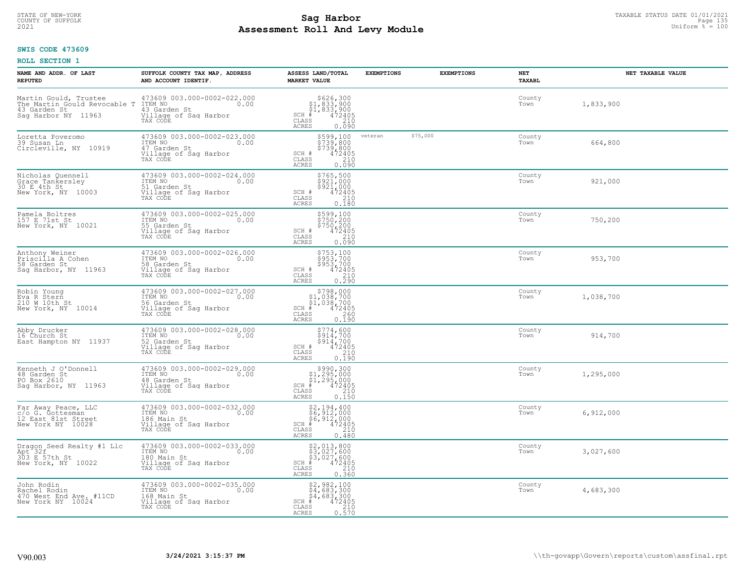**Sag Harbor**
**Assessment Roll And Levy Module**

STATE OF NEW-YORK
COUNTY OF SUFFOLK
2021

TAXABLE STATUS DATE 01/01/2021
Uniform % = 100

**SWIS CODE 473609**

**ROLL SECTION 1**

| NAME AND ADDR. OF LAST REPUTED | SUFFOLK COUNTY TAX MAP, ADDRESS AND ACCOUNT IDENTIF. | ASSESS LAND/TOTAL MARKET VALUE | EXEMPTIONS | EXEMPTIONS | NET TAXABL | NET TAXABLE VALUE |
|---|---|---|---|---|---|---|
| Martin Gould, Trustee<br>The Martin Gould Revocable T<br>43 Garden St<br>Sag Harbor NY 11963 | 473609 003.000-0002-022.000<br>ITEM NO 0.00<br>43 Garden St<br>Village of Sag Harbor<br>TAX CODE | $626,300<br>$1,833,900<br>$1,833,900<br>SCH # 472405<br>CLASS 210<br>ACRES 0.090 | | | County<br>Town | 1,833,900 |
| Loretta Poveromo<br>39 Susan Ln<br>Circleville, NY 10919 | 473609 003.000-0002-023.000<br>ITEM NO 0.00<br>47 Garden St<br>Village of Sag Harbor<br>TAX CODE | $599,100<br>$739,800<br>$739,800<br>SCH # 472405<br>CLASS 210<br>ACRES 0.090 | veteran $75,000 | | County<br>Town | 664,800 |
| Nicholas Quennell<br>Grace Tankersley<br>30 E 4th St<br>New York, NY 10003 | 473609 003.000-0002-024.000<br>ITEM NO 0.00<br>51 Garden St<br>Village of Sag Harbor<br>TAX CODE | $765,500<br>$921,000<br>$921,000<br>SCH # 472405<br>CLASS 210<br>ACRES 0.180 | | | County<br>Town | 921,000 |
| Pamela Boltres<br>157 E 71st St<br>New York, NY 10021 | 473609 003.000-0002-025.000<br>ITEM NO 0.00<br>55 Garden St<br>Village of Sag Harbor<br>TAX CODE | $599,100<br>$750,200<br>$750,200<br>SCH # 472405<br>CLASS 210<br>ACRES 0.090 | | | County<br>Town | 750,200 |
| Anthony Weiner<br>Priscilla A Cohen<br>58 Garden St<br>Sag Harbor, NY 11963 | 473609 003.000-0002-026.000<br>ITEM NO 0.00<br>58 Garden St<br>Village of Sag Harbor<br>TAX CODE | $753,100<br>$953,700<br>$953,700<br>SCH # 472405<br>CLASS 210<br>ACRES 0.290 | | | County<br>Town | 953,700 |
| Robin Young<br>Eva R Stern<br>210 W 10th St<br>New York, NY 10014 | 473609 003.000-0002-027.000<br>ITEM NO 0.00<br>56 Garden St<br>Village of Sag Harbor<br>TAX CODE | $798,000<br>$1,038,700<br>$1,038,700<br>SCH # 472405<br>CLASS 260<br>ACRES 0.190 | | | County<br>Town | 1,038,700 |
| Abby Drucker<br>16 Church St<br>East Hampton NY 11937 | 473609 003.000-0002-028.000<br>ITEM NO 0.00<br>52 Garden St<br>Village of Sag Harbor<br>TAX CODE | $774,600<br>$914,700<br>$914,700<br>SCH # 472405<br>CLASS 210<br>ACRES 0.190 | | | County<br>Town | 914,700 |
| Kenneth J O'Donnell<br>48 Garden St<br>PO Box 2610<br>Sag Harbor, NY 11963 | 473609 003.000-0002-029.000<br>ITEM NO 0.00<br>48 Garden St<br>Village of Sag Harbor<br>TAX CODE | $990,300<br>$1,295,000<br>$1,295,000<br>SCH # 472405<br>CLASS 210<br>ACRES 0.150 | | | County<br>Town | 1,295,000 |
| Far Away Peace, LLC<br>c/o G. Gottesman<br>12 East 81st Street<br>New York NY 10028 | 473609 003.000-0002-032.000<br>ITEM NO 0.00<br>186 Main St<br>Village of Sag Harbor<br>TAX CODE | $2,194,400<br>$6,912,000<br>$6,912,000<br>SCH # 472405<br>CLASS 210<br>ACRES 0.480 | | | County<br>Town | 6,912,000 |
| Dragon Seed Realty #1 Llc<br>Apt 32f<br>303 E 57th St<br>New York, NY 10022 | 473609 003.000-0002-033.000<br>ITEM NO 0.00<br>180 Main St<br>Village of Sag Harbor<br>TAX CODE | $2,013,800<br>$3,027,600<br>$3,027,600<br>SCH # 472405<br>CLASS 210<br>ACRES 0.360 | | | County<br>Town | 3,027,600 |
| John Rodin<br>Rachel Rodin<br>470 West End Ave. #11CD<br>New York NY 10024 | 473609 003.000-0002-035.000<br>ITEM NO 0.00<br>168 Main St<br>Village of Sag Harbor<br>TAX CODE | $2,982,100<br>$4,683,300<br>$4,683,300<br>SCH # 472405<br>CLASS 210<br>ACRES 0.570 | | | County<br>Town | 4,683,300 |

V90.003 **3/24/2021 3:15:37 PM** \\th-govapp\Govern\reports\custom\assfinal.rpt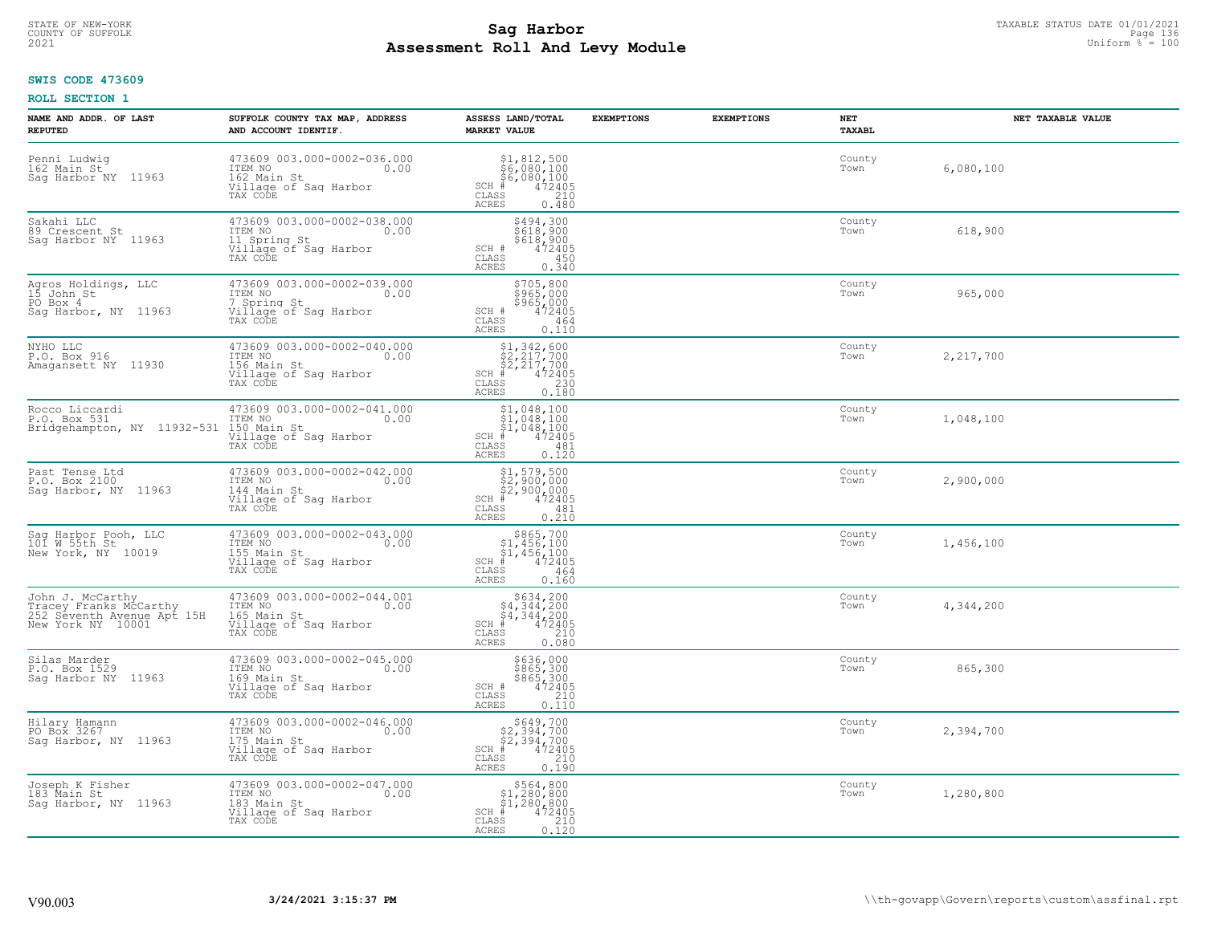STATE OF NEW-YORK
COUNTY OF SUFFOLK
2021

# Sag Harbor
## Assessment Roll And Levy Module

TAXABLE STATUS DATE 01/01/2021
Uniform % = 100

**SWIS CODE 473609**

**ROLL SECTION 1**

| NAME AND ADDR. OF LAST REPUTED | SUFFOLK COUNTY TAX MAP, ADDRESS AND ACCOUNT IDENTIF. | ASSESS LAND/TOTAL MARKET VALUE | EXEMPTIONS | EXEMPTIONS | NET TAXABL | NET TAXABLE VALUE |
|---|---|---|---|---|---|---|
| Penni Ludwig<br>162 Main St<br>Sag Harbor NY 11963 | 473609 003.000-0002-036.000<br>ITEM NO 0.00<br>162 Main St<br>Village of Sag Harbor<br>TAX CODE | $1,812,500<br>$6,080,100<br>$6,080,100<br>SCH # 472405<br>CLASS 210<br>ACRES 0.480 | | | County<br>Town | 6,080,100 |
| Sakahi LLC<br>89 Crescent St<br>Sag Harbor NY 11963 | 473609 003.000-0002-038.000<br>ITEM NO 0.00<br>11 Spring St<br>Village of Sag Harbor<br>TAX CODE | $494,300<br>$618,900<br>$618,900<br>SCH # 472405<br>CLASS 450<br>ACRES 0.340 | | | County<br>Town | 618,900 |
| Agros Holdings, LLC<br>15 John St<br>PO Box 4<br>Sag Harbor, NY 11963 | 473609 003.000-0002-039.000<br>ITEM NO 0.00<br>7 Spring St<br>Village of Sag Harbor<br>TAX CODE | $705,800<br>$965,000<br>$965,000<br>SCH # 472405<br>CLASS 464<br>ACRES 0.110 | | | County<br>Town | 965,000 |
| NYHO LLC<br>P.O. Box 916<br>Amagansett NY 11930 | 473609 003.000-0002-040.000<br>ITEM NO 0.00<br>156 Main St<br>Village of Sag Harbor<br>TAX CODE | $1,342,600<br>$2,217,700<br>$2,217,700<br>SCH # 472405<br>CLASS 230<br>ACRES 0.180 | | | County<br>Town | 2,217,700 |
| Rocco Liccardi<br>P.O. Box 531<br>Bridgehampton, NY 11932-531 | 473609 003.000-0002-041.000<br>ITEM NO 0.00<br>150 Main St<br>Village of Sag Harbor<br>TAX CODE | $1,048,100<br>$1,048,100<br>$1,048,100<br>SCH # 472405<br>CLASS 481<br>ACRES 0.120 | | | County<br>Town | 1,048,100 |
| Past Tense Ltd<br>P.O. Box 2100<br>Sag Harbor, NY 11963 | 473609 003.000-0002-042.000<br>ITEM NO 0.00<br>144 Main St<br>Village of Sag Harbor<br>TAX CODE | $1,579,500<br>$2,900,000<br>$2,900,000<br>SCH # 472405<br>CLASS 481<br>ACRES 0.210 | | | County<br>Town | 2,900,000 |
| Sag Harbor Pooh, LLC<br>101 W 55th St<br>New York, NY 10019 | 473609 003.000-0002-043.000<br>ITEM NO 0.00<br>155 Main St<br>Village of Sag Harbor<br>TAX CODE | $865,700<br>$1,456,100<br>$1,456,100<br>SCH # 472405<br>CLASS 464<br>ACRES 0.160 | | | County<br>Town | 1,456,100 |
| John J. McCarthy<br>Tracey Franks McCarthy<br>252 Seventh Avenue Apt 15H<br>New York NY 10001 | 473609 003.000-0002-044.001<br>ITEM NO 0.00<br>165 Main St<br>Village of Sag Harbor<br>TAX CODE | $634,200<br>$4,344,200<br>$4,344,200<br>SCH # 472405<br>CLASS 210<br>ACRES 0.080 | | | County<br>Town | 4,344,200 |
| Silas Marder<br>P.O. Box 1529<br>Sag Harbor NY 11963 | 473609 003.000-0002-045.000<br>ITEM NO 0.00<br>169 Main St<br>Village of Sag Harbor<br>TAX CODE | $636,000<br>$865,300<br>$865,300<br>SCH # 472405<br>CLASS 210<br>ACRES 0.110 | | | County<br>Town | 865,300 |
| Hilary Hamann<br>PO Box 3267<br>Sag Harbor, NY 11963 | 473609 003.000-0002-046.000<br>ITEM NO 0.00<br>175 Main St<br>Village of Sag Harbor<br>TAX CODE | $649,700<br>$2,394,700<br>$2,394,700<br>SCH # 472405<br>CLASS 210<br>ACRES 0.190 | | | County<br>Town | 2,394,700 |
| Joseph K Fisher<br>183 Main St<br>Sag Harbor, NY 11963 | 473609 003.000-0002-047.000<br>ITEM NO 0.00<br>183 Main St<br>Village of Sag Harbor<br>TAX CODE | $564,800<br>$1,280,800<br>$1,280,800<br>SCH # 472405<br>CLASS 210<br>ACRES 0.120 | | | County<br>Town | 1,280,800 |

V90.003 3/24/2021 3:15:37 PM \\th-govapp\Govern\reports\custom\assfinal.rpt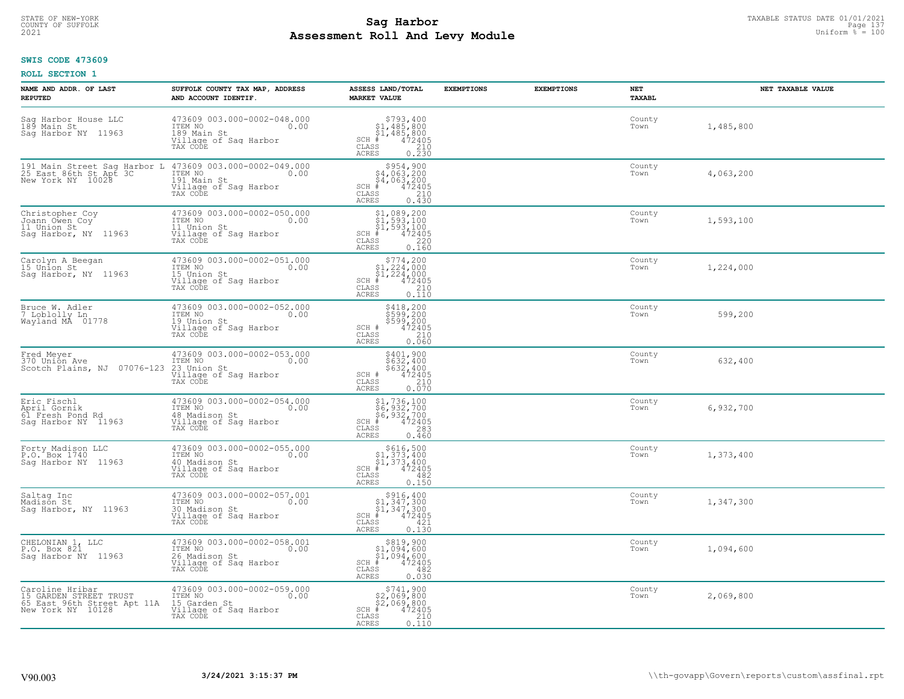STATE OF NEW-YORK
COUNTY OF SUFFOLK
2021

# Sag Harbor
## Assessment Roll And Levy Module

TAXABLE STATUS DATE 01/01/2021
Uniform % = 100

**SWIS CODE 473609**

**ROLL SECTION 1**

| NAME AND ADDR. OF LAST REPUTED | SUFFOLK COUNTY TAX MAP, ADDRESS AND ACCOUNT IDENTIF. | ASSESS LAND/TOTAL MARKET VALUE | EXEMPTIONS | EXEMPTIONS | NET TAXABL | NET TAXABLE VALUE |
|---|---|---|---|---|---|---|
| Sag Harbor House LLC<br>189 Main St<br>Sag Harbor NY 11963 | 473609 003.000-0002-048.000<br>ITEM NO 0.00<br>189 Main St<br>Village of Sag Harbor<br>TAX CODE | $793,400<br>$1,485,800<br>$1,485,800<br>SCH # 472405<br>CLASS 210<br>ACRES 0.230 | | | County<br>Town | 1,485,800 |
| 191 Main Street Sag Harbor L<br>25 East 86th St Apt 3C<br>New York NY 10028 | 473609 003.000-0002-049.000<br>ITEM NO 0.00<br>191 Main St<br>Village of Sag Harbor<br>TAX CODE | $954,900<br>$4,063,200<br>$4,063,200<br>SCH # 472405<br>CLASS 210<br>ACRES 0.430 | | | County<br>Town | 4,063,200 |
| Christopher Coy<br>Joann Owen Coy<br>11 Union St<br>Sag Harbor, NY 11963 | 473609 003.000-0002-050.000<br>ITEM NO 0.00<br>11 Union St<br>Village of Sag Harbor<br>TAX CODE | $1,089,200<br>$1,593,100<br>$1,593,100<br>SCH # 472405<br>CLASS 220<br>ACRES 0.160 | | | County<br>Town | 1,593,100 |
| Carolyn A Beegan<br>15 Union St<br>Sag Harbor, NY 11963 | 473609 003.000-0002-051.000<br>ITEM NO 0.00<br>15 Union St<br>Village of Sag Harbor<br>TAX CODE | $774,200<br>$1,224,000<br>$1,224,000<br>SCH # 472405<br>CLASS 210<br>ACRES 0.110 | | | County<br>Town | 1,224,000 |
| Bruce W. Adler<br>7 Loblolly Ln<br>Wayland MA 01778 | 473609 003.000-0002-052.000<br>ITEM NO 0.00<br>19 Union St<br>Village of Sag Harbor<br>TAX CODE | $418,200<br>$599,200<br>$599,200<br>SCH # 472405<br>CLASS 210<br>ACRES 0.060 | | | County<br>Town | 599,200 |
| Fred Meyer<br>370 Union Ave<br>Scotch Plains, NJ 07076-123 | 473609 003.000-0002-053.000<br>ITEM NO 0.00<br>23 Union St<br>Village of Sag Harbor<br>TAX CODE | $401,900<br>$632,400<br>$632,400<br>SCH # 472405<br>CLASS 210<br>ACRES 0.070 | | | County<br>Town | 632,400 |
| Eric Fischl<br>April Gornik<br>61 Fresh Pond Rd<br>Sag Harbor NY 11963 | 473609 003.000-0002-054.000<br>ITEM NO 0.00<br>48 Madison St<br>Village of Sag Harbor<br>TAX CODE | $1,736,100<br>$6,932,700<br>$6,932,700<br>SCH # 472405<br>CLASS 283<br>ACRES 0.460 | | | County<br>Town | 6,932,700 |
| Forty Madison LLC<br>P.O. Box 1740<br>Sag Harbor NY 11963 | 473609 003.000-0002-055.000<br>ITEM NO 0.00<br>40 Madison St<br>Village of Sag Harbor<br>TAX CODE | $616,500<br>$1,373,400<br>$1,373,400<br>SCH # 472405<br>CLASS 482<br>ACRES 0.150 | | | County<br>Town | 1,373,400 |
| Saltag Inc<br>Madison St<br>Sag Harbor, NY 11963 | 473609 003.000-0002-057.001<br>ITEM NO 0.00<br>30 Madison St<br>Village of Sag Harbor<br>TAX CODE | $916,400<br>$1,347,300<br>$1,347,300<br>SCH # 472405<br>CLASS 421<br>ACRES 0.130 | | | County<br>Town | 1,347,300 |
| CHELONIAN 1, LLC<br>P.O. Box 821<br>Sag Harbor NY 11963 | 473609 003.000-0002-058.001<br>ITEM NO 0.00<br>26 Madison St<br>Village of Sag Harbor<br>TAX CODE | $819,900<br>$1,094,600<br>$1,094,600<br>SCH # 472405<br>CLASS 482<br>ACRES 0.030 | | | County<br>Town | 1,094,600 |
| Caroline Hribar<br>15 GARDEN STREET TRUST<br>65 East 96th Street Apt 11A<br>New York NY 10128 | 473609 003.000-0002-059.000<br>ITEM NO 0.00<br>15 Garden St<br>Village of Sag Harbor<br>TAX CODE | $741,900<br>$2,069,800<br>$2,069,800<br>SCH # 472405<br>CLASS 210<br>ACRES 0.110 | | | County<br>Town | 2,069,800 |

V90.003 3/24/2021 3:15:37 PM \\th-govapp\Govern\reports\custom\assfinal.rpt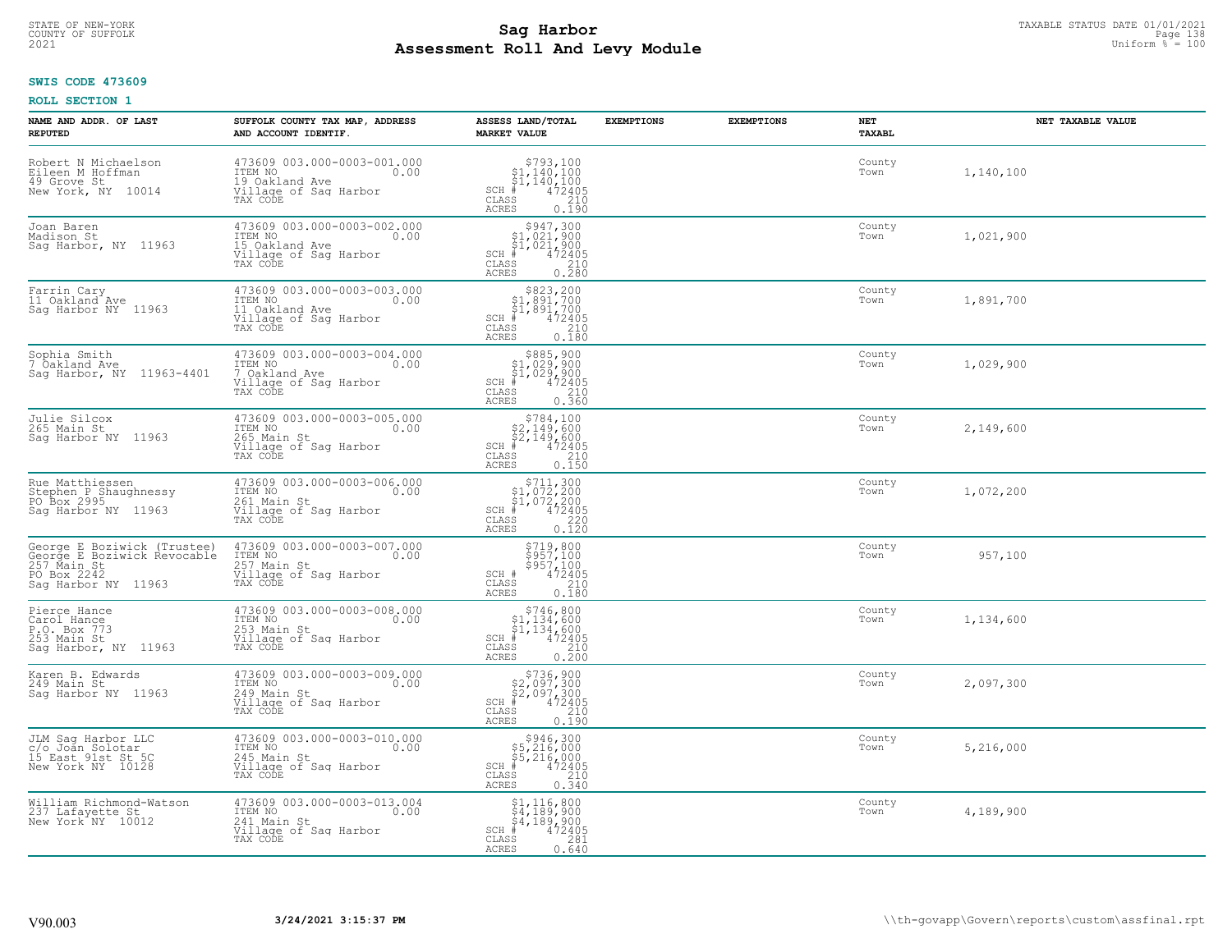# Sag Harbor
## Assessment Roll And Levy Module

STATE OF NEW-YORK
COUNTY OF SUFFOLK
2021

TAXABLE STATUS DATE 01/01/2021
Uniform % = 100

**SWIS CODE 473609**

**ROLL SECTION 1**

| NAME AND ADDR. OF LAST REPUTED | SUFFOLK COUNTY TAX MAP, ADDRESS AND ACCOUNT IDENTIF. | ASSESS LAND/TOTAL MARKET VALUE | EXEMPTIONS | EXEMPTIONS | NET TAXABL | NET TAXABLE VALUE |
|---|---|---|---|---|---|---|
| Robert N Michaelson<br>Eileen M Hoffman<br>49 Grove St<br>New York, NY 10014 | 473609 003.000-0003-001.000<br>ITEM NO 0.00<br>19 Oakland Ave<br>Village of Sag Harbor<br>TAX CODE | $793,100<br>$1,140,100<br>$1,140,100<br>SCH # 472405<br>CLASS 210<br>ACRES 0.190 | | | County<br>Town | 1,140,100 |
| Joan Baren<br>Madison St<br>Sag Harbor, NY 11963 | 473609 003.000-0003-002.000<br>ITEM NO 0.00<br>15 Oakland Ave<br>Village of Sag Harbor<br>TAX CODE | $947,300<br>$1,021,900<br>$1,021,900<br>SCH # 472405<br>CLASS 210<br>ACRES 0.280 | | | County<br>Town | 1,021,900 |
| Farrin Cary<br>11 Oakland Ave<br>Sag Harbor NY 11963 | 473609 003.000-0003-003.000<br>ITEM NO 0.00<br>11 Oakland Ave<br>Village of Sag Harbor<br>TAX CODE | $823,200<br>$1,891,700<br>$1,891,700<br>SCH # 472405<br>CLASS 210<br>ACRES 0.180 | | | County<br>Town | 1,891,700 |
| Sophia Smith<br>7 Oakland Ave<br>Sag Harbor, NY 11963-4401 | 473609 003.000-0003-004.000<br>ITEM NO 0.00<br>7 Oakland Ave<br>Village of Sag Harbor<br>TAX CODE | $885,900<br>$1,029,900<br>$1,029,900<br>SCH # 472405<br>CLASS 210<br>ACRES 0.360 | | | County<br>Town | 1,029,900 |
| Julie Silcox<br>265 Main St<br>Sag Harbor NY 11963 | 473609 003.000-0003-005.000<br>ITEM NO 0.00<br>265 Main St<br>Village of Sag Harbor<br>TAX CODE | $784,100<br>$2,149,600<br>$2,149,600<br>SCH # 472405<br>CLASS 210<br>ACRES 0.150 | | | County<br>Town | 2,149,600 |
| Rue Matthiessen<br>Stephen P Shaughnessy<br>PO Box 2995<br>Sag Harbor NY 11963 | 473609 003.000-0003-006.000<br>ITEM NO 0.00<br>261 Main St<br>Village of Sag Harbor<br>TAX CODE | $711,300<br>$1,072,200<br>$1,072,200<br>SCH # 472405<br>CLASS 220<br>ACRES 0.120 | | | County<br>Town | 1,072,200 |
| George E Boziwick (Trustee)<br>George E Boziwick Revocable<br>257 Main St<br>PO Box 2242<br>Sag Harbor NY 11963 | 473609 003.000-0003-007.000<br>ITEM NO 0.00<br>257 Main St<br>Village of Sag Harbor<br>TAX CODE | $719,800<br>$957,100<br>$957,100<br>SCH # 472405<br>CLASS 210<br>ACRES 0.180 | | | County<br>Town | 957,100 |
| Pierce Hance<br>Carol Hance<br>P.O. Box 773<br>253 Main St<br>Sag Harbor, NY 11963 | 473609 003.000-0003-008.000<br>ITEM NO 0.00<br>253 Main St<br>Village of Sag Harbor<br>TAX CODE | $746,800<br>$1,134,600<br>$1,134,600<br>SCH # 472405<br>CLASS 210<br>ACRES 0.200 | | | County<br>Town | 1,134,600 |
| Karen B. Edwards<br>249 Main St<br>Sag Harbor NY 11963 | 473609 003.000-0003-009.000<br>ITEM NO 0.00<br>249 Main St<br>Village of Sag Harbor<br>TAX CODE | $736,900<br>$2,097,300<br>$2,097,300<br>SCH # 472405<br>CLASS 210<br>ACRES 0.190 | | | County<br>Town | 2,097,300 |
| JLM Sag Harbor LLC<br>c/o Joan Solotar<br>15 East 91st St 5C<br>New York NY 10128 | 473609 003.000-0003-010.000<br>ITEM NO 0.00<br>245 Main St<br>Village of Sag Harbor<br>TAX CODE | $946,300<br>$5,216,000<br>$5,216,000<br>SCH # 472405<br>CLASS 210<br>ACRES 0.340 | | | County<br>Town | 5,216,000 |
| William Richmond-Watson<br>237 Lafayette St<br>New York NY 10012 | 473609 003.000-0003-013.004<br>ITEM NO 0.00<br>241 Main St<br>Village of Sag Harbor<br>TAX CODE | $1,116,800<br>$4,189,900<br>$4,189,900<br>SCH # 472405<br>CLASS 281<br>ACRES 0.640 | | | County<br>Town | 4,189,900 |

V90.003 3/24/2021 3:15:37 PM \\th-govapp\Govern\reports\custom\assfinal.rpt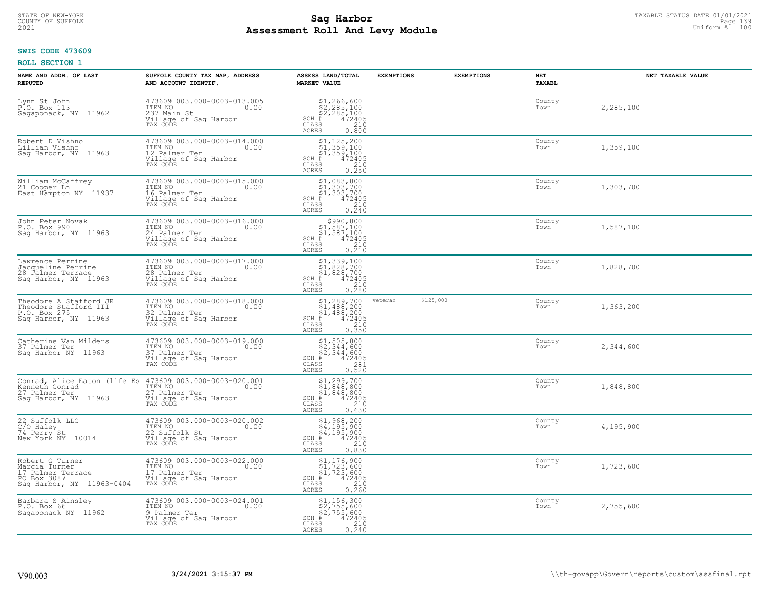STATE OF NEW-YORK
COUNTY OF SUFFOLK
2021

# Sag Harbor
# Assessment Roll And Levy Module

TAXABLE STATUS DATE 01/01/2021
Uniform % = 100

**SWIS CODE 473609**

**ROLL SECTION 1**

| NAME AND ADDR. OF LAST REPUTED | SUFFOLK COUNTY TAX MAP, ADDRESS AND ACCOUNT IDENTIF. | ASSESS LAND/TOTAL MARKET VALUE | EXEMPTIONS | EXEMPTIONS | NET TAXABL | NET TAXABLE VALUE |
|---|---|---|---|---|---|---|
| Lynn St John<br>P.O. Box 113<br>Sagaponack, NY 11962 | 473609 003.000-0003-013.005<br>ITEM NO 0.00<br>237 Main St<br>Village of Sag Harbor<br>TAX CODE | $1,266,600<br>$2,285,100<br>$2,285,100<br>SCH # 472405<br>CLASS 210<br>ACRES 0.800 | | | County<br>Town | 2,285,100 |
| Robert D Vishno<br>Lillian Vishno<br>Sag Harbor, NY 11963 | 473609 003.000-0003-014.000<br>ITEM NO 0.00<br>12 Palmer Ter<br>Village of Sag Harbor<br>TAX CODE | $1,125,200<br>$1,359,100<br>$1,359,100<br>SCH # 472405<br>CLASS 210<br>ACRES 0.250 | | | County<br>Town | 1,359,100 |
| William McCaffrey<br>21 Cooper Ln<br>East Hampton NY 11937 | 473609 003.000-0003-015.000<br>ITEM NO 0.00<br>16 Palmer Ter<br>Village of Sag Harbor<br>TAX CODE | $1,083,800<br>$1,303,700<br>$1,303,700<br>SCH # 472405<br>CLASS 210<br>ACRES 0.240 | | | County<br>Town | 1,303,700 |
| John Peter Novak<br>P.O. Box 990<br>Sag Harbor, NY 11963 | 473609 003.000-0003-016.000<br>ITEM NO 0.00<br>24 Palmer Ter<br>Village of Sag Harbor<br>TAX CODE | $990,800<br>$1,587,100<br>$1,587,100<br>SCH # 472405<br>CLASS 210<br>ACRES 0.210 | | | County<br>Town | 1,587,100 |
| Lawrence Perrine<br>Jacqueline Perrine<br>28 Palmer Terrace<br>Sag Harbor, NY 11963 | 473609 003.000-0003-017.000<br>ITEM NO 0.00<br>28 Palmer Ter<br>Village of Sag Harbor<br>TAX CODE | $1,339,100<br>$1,828,700<br>$1,828,700<br>SCH # 472405<br>CLASS 210<br>ACRES 0.280 | | | County<br>Town | 1,828,700 |
| Theodore A Stafford JR<br>Theodore Stafford III<br>P.O. Box 275<br>Sag Harbor, NY 11963 | 473609 003.000-0003-018.000<br>ITEM NO 0.00<br>32 Palmer Ter<br>Village of Sag Harbor<br>TAX CODE | $1,289,700<br>$1,488,200<br>$1,488,200<br>SCH # 472405<br>CLASS 210<br>ACRES 0.350 | veteran | $125,000 | County<br>Town | 1,363,200 |
| Catherine Van Milders<br>37 Palmer Ter<br>Sag Harbor NY 11963 | 473609 003.000-0003-019.000<br>ITEM NO 0.00<br>37 Palmer Ter<br>Village of Sag Harbor<br>TAX CODE | $1,505,800<br>$2,344,600<br>$2,344,600<br>SCH # 472405<br>CLASS 281<br>ACRES 0.520 | | | County<br>Town | 2,344,600 |
| Conrad, Alice Eaton (life Es<br>Kenneth Conrad<br>27 Palmer Ter<br>Sag Harbor, NY 11963 | 473609 003.000-0003-020.001<br>ITEM NO 0.00<br>27 Palmer Ter<br>Village of Sag Harbor<br>TAX CODE | $1,299,700<br>$1,848,800<br>$1,848,800<br>SCH # 472405<br>CLASS 210<br>ACRES 0.630 | | | County<br>Town | 1,848,800 |
| 22 Suffolk LLC<br>C/O Haley<br>74 Perry St<br>New York NY 10014 | 473609 003.000-0003-020.002<br>ITEM NO 0.00<br>22 Suffolk St<br>Village of Sag Harbor<br>TAX CODE | $1,968,200<br>$4,195,900<br>$4,195,900<br>SCH # 472405<br>CLASS 210<br>ACRES 0.830 | | | County<br>Town | 4,195,900 |
| Robert G Turner<br>Marcia Turner<br>17 Palmer Terrace<br>PO Box 3087<br>Sag Harbor, NY 11963-0404 | 473609 003.000-0003-022.000<br>ITEM NO 0.00<br>17 Palmer Ter<br>Village of Sag Harbor<br>TAX CODE | $1,176,900<br>$1,723,600<br>$1,723,600<br>SCH # 472405<br>CLASS 210<br>ACRES 0.260 | | | County<br>Town | 1,723,600 |
| Barbara S Ainsley<br>P.O. Box 66<br>Sagaponack NY 11962 | 473609 003.000-0003-024.001<br>ITEM NO 0.00<br>9 Palmer Ter<br>Village of Sag Harbor<br>TAX CODE | $1,156,300<br>$2,755,600<br>$2,755,600<br>SCH # 472405<br>CLASS 210<br>ACRES 0.240 | | | County<br>Town | 2,755,600 |

V90.003 **3/24/2021 3:15:37 PM** \\th-govapp\Govern\reports\custom\assfinal.rpt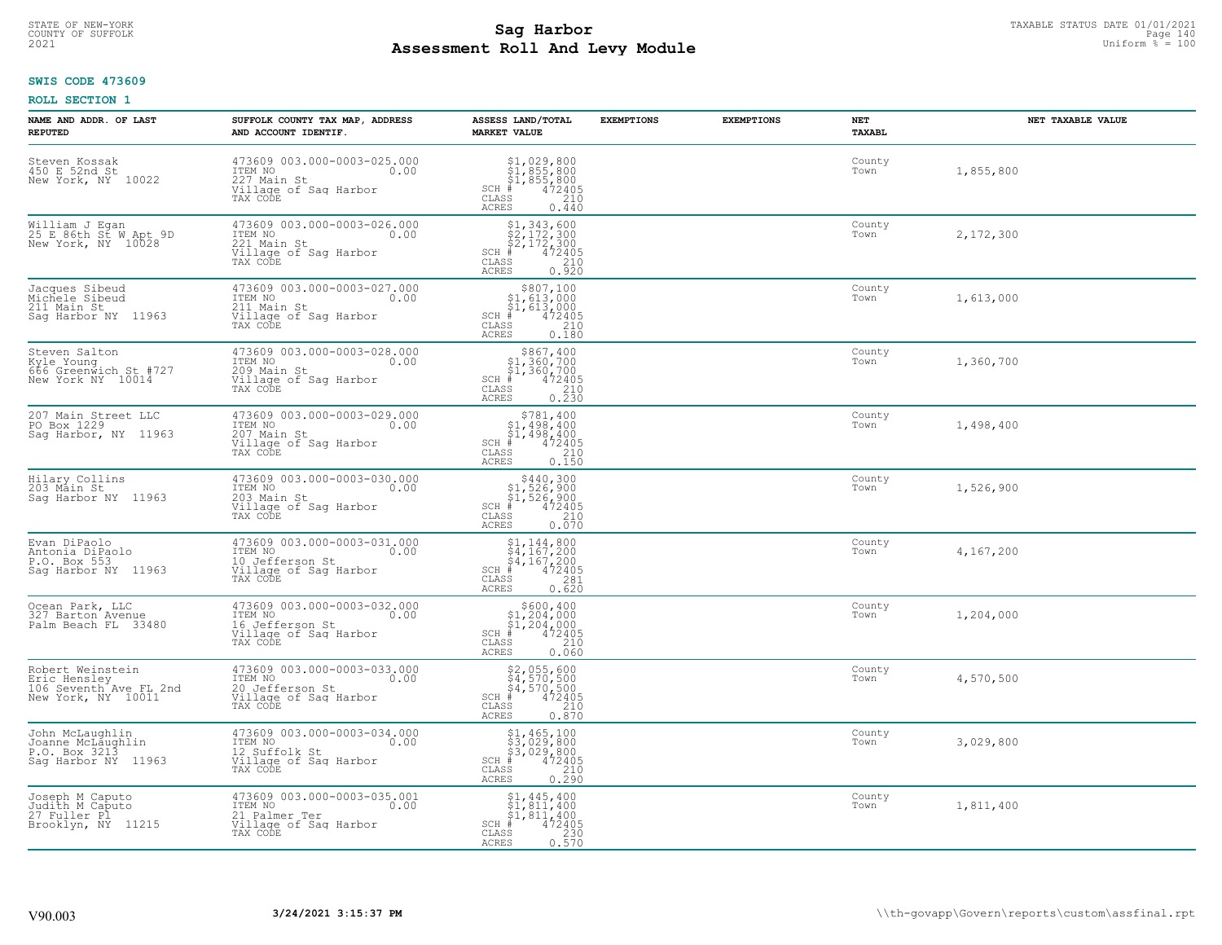**SWIS CODE 473609**

**ROLL SECTION 1**

| NAME AND ADDR. OF LAST REPUTED | SUFFOLK COUNTY TAX MAP, ADDRESS AND ACCOUNT IDENTIF. | ASSESS LAND/TOTAL MARKET VALUE | EXEMPTIONS | EXEMPTIONS | NET TAXABL | NET TAXABLE VALUE |
|---|---|---|---|---|---|---|
| Steven Kossak<br>450 E 52nd St<br>New York, NY 10022 | 473609 003.000-0003-025.000<br>ITEM NO 0.00<br>227 Main St<br>Village of Sag Harbor<br>TAX CODE | $1,029,800<br>$1,855,800<br>$1,855,800<br>SCH # 472405<br>CLASS 210<br>ACRES 0.440 | | | County<br>Town | 1,855,800 |
| William J Egan<br>25 E 86th St W Apt 9D<br>New York, NY 10028 | 473609 003.000-0003-026.000<br>ITEM NO 0.00<br>221 Main St<br>Village of Sag Harbor<br>TAX CODE | $1,343,600<br>$2,172,300<br>$2,172,300<br>SCH # 472405<br>CLASS 210<br>ACRES 0.920 | | | County<br>Town | 2,172,300 |
| Jacques Sibeud<br>Michele Sibeud<br>211 Main St<br>Sag Harbor NY 11963 | 473609 003.000-0003-027.000<br>ITEM NO 0.00<br>211 Main St<br>Village of Sag Harbor<br>TAX CODE | $807,100<br>$1,613,000<br>$1,613,000<br>SCH # 472405<br>CLASS 210<br>ACRES 0.180 | | | County<br>Town | 1,613,000 |
| Steven Salton<br>Kyle Young<br>666 Greenwich St #727<br>New York NY 10014 | 473609 003.000-0003-028.000<br>ITEM NO 0.00<br>209 Main St<br>Village of Sag Harbor<br>TAX CODE | $867,400<br>$1,360,700<br>$1,360,700<br>SCH # 472405<br>CLASS 210<br>ACRES 0.230 | | | County<br>Town | 1,360,700 |
| 207 Main Street LLC<br>PO Box 1229<br>Sag Harbor, NY 11963 | 473609 003.000-0003-029.000<br>ITEM NO 0.00<br>207 Main St<br>Village of Sag Harbor<br>TAX CODE | $781,400<br>$1,498,400<br>$1,498,400<br>SCH # 472405<br>CLASS 210<br>ACRES 0.150 | | | County<br>Town | 1,498,400 |
| Hilary Collins<br>203 Main St<br>Sag Harbor NY 11963 | 473609 003.000-0003-030.000<br>ITEM NO 0.00<br>203 Main St<br>Village of Sag Harbor<br>TAX CODE | $440,300<br>$1,526,900<br>$1,526,900<br>SCH # 472405<br>CLASS 210<br>ACRES 0.070 | | | County<br>Town | 1,526,900 |
| Evan DiPaolo<br>Antonia DiPaolo<br>P.O. Box 553<br>Sag Harbor NY 11963 | 473609 003.000-0003-031.000<br>ITEM NO 0.00<br>10 Jefferson St<br>Village of Sag Harbor<br>TAX CODE | $1,144,800<br>$4,167,200<br>$4,167,200<br>SCH # 472405<br>CLASS 281<br>ACRES 0.620 | | | County<br>Town | 4,167,200 |
| Ocean Park, LLC<br>327 Barton Avenue<br>Palm Beach FL 33480 | 473609 003.000-0003-032.000<br>ITEM NO 0.00<br>16 Jefferson St<br>Village of Sag Harbor<br>TAX CODE | $600,400<br>$1,204,000<br>$1,204,000<br>SCH # 472405<br>CLASS 210<br>ACRES 0.060 | | | County<br>Town | 1,204,000 |
| Robert Weinstein<br>Eric Hensley<br>106 Seventh Ave FL 2nd<br>New York, NY 10011 | 473609 003.000-0003-033.000<br>ITEM NO 0.00<br>20 Jefferson St<br>Village of Sag Harbor<br>TAX CODE | $2,055,600<br>$4,570,500<br>$4,570,500<br>SCH # 472405<br>CLASS 210<br>ACRES 0.870 | | | County<br>Town | 4,570,500 |
| John McLaughlin<br>Joanne McLaughlin<br>P.O. Box 3213<br>Sag Harbor NY 11963 | 473609 003.000-0003-034.000<br>ITEM NO 0.00<br>12 Suffolk St<br>Village of Sag Harbor<br>TAX CODE | $1,465,100<br>$3,029,800<br>$3,029,800<br>SCH # 472405<br>CLASS 210<br>ACRES 0.290 | | | County<br>Town | 3,029,800 |
| Joseph M Caputo<br>Judith M Caputo<br>27 Fuller Pl<br>Brooklyn, NY 11215 | 473609 003.000-0003-035.001<br>ITEM NO 0.00<br>21 Palmer Ter<br>Village of Sag Harbor<br>TAX CODE | $1,445,400<br>$1,811,400<br>$1,811,400<br>SCH # 472405<br>CLASS 230<br>ACRES 0.570 | | | County<br>Town | 1,811,400 |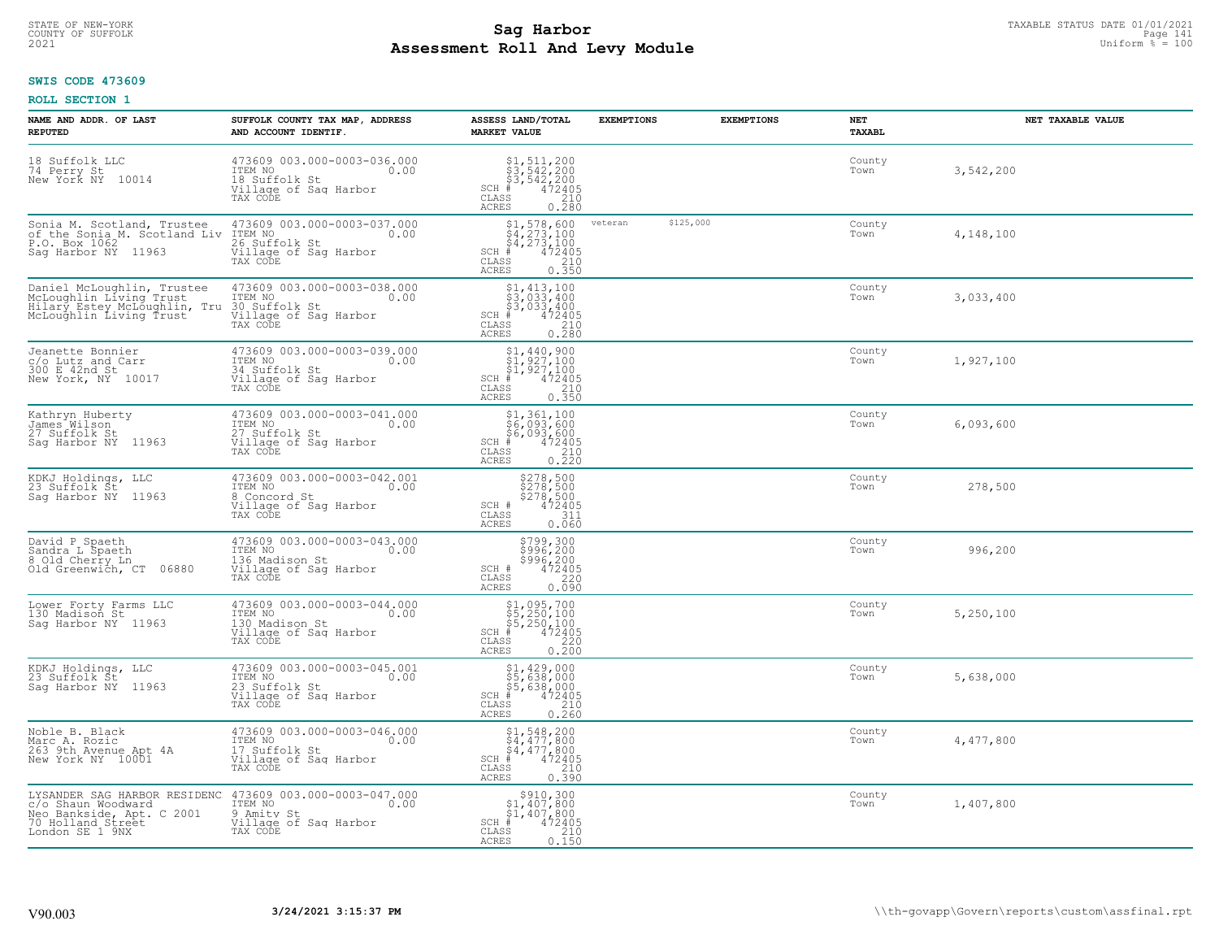**SWIS CODE 473609**

**ROLL SECTION 1**

| NAME AND ADDR. OF LAST REPUTED | SUFFOLK COUNTY TAX MAP, ADDRESS AND ACCOUNT IDENTIF. | ASSESS LAND/TOTAL MARKET VALUE | EXEMPTIONS | EXEMPTIONS | NET TAXABL | NET TAXABLE VALUE |
|---|---|---|---|---|---|---|
| 18 Suffolk LLC<br>74 Perry St<br>New York NY 10014 | 473609 003.000-0003-036.000<br>ITEM NO 0.00<br>18 Suffolk St<br>Village of Sag Harbor<br>TAX CODE | $1,511,200<br>$3,542,200<br>$3,542,200<br>SCH # 472405<br>CLASS 210<br>ACRES 0.280 | | | County<br>Town | 3,542,200 |
| Sonia M. Scotland, Trustee<br>of the Sonia M. Scotland Liv<br>P.O. Box 1062<br>Sag Harbor NY 11963 | 473609 003.000-0003-037.000<br>ITEM NO 0.00<br>26 Suffolk St<br>Village of Sag Harbor<br>TAX CODE | $1,578,600<br>$4,273,100<br>$4,273,100<br>SCH # 472405<br>CLASS 210<br>ACRES 0.350 | veteran | $125,000 | County<br>Town | 4,148,100 |
| Daniel McLoughlin, Trustee<br>McLoughlin Living Trust<br>Hilary Estey McLoughlin, Tru<br>McLoughlin Living Trust | 473609 003.000-0003-038.000<br>ITEM NO 0.00<br>30 Suffolk St<br>Village of Sag Harbor<br>TAX CODE | $1,413,100<br>$3,033,400<br>$3,033,400<br>SCH # 472405<br>CLASS 210<br>ACRES 0.280 | | | County<br>Town | 3,033,400 |
| Jeanette Bonnier<br>c/o Lutz and Carr<br>300 E 42nd St<br>New York, NY 10017 | 473609 003.000-0003-039.000<br>ITEM NO 0.00<br>34 Suffolk St<br>Village of Sag Harbor<br>TAX CODE | $1,440,900<br>$1,927,100<br>$1,927,100<br>SCH # 472405<br>CLASS 210<br>ACRES 0.350 | | | County<br>Town | 1,927,100 |
| Kathryn Huberty<br>James Wilson<br>27 Suffolk St<br>Sag Harbor NY 11963 | 473609 003.000-0003-041.000<br>ITEM NO 0.00<br>27 Suffolk St<br>Village of Sag Harbor<br>TAX CODE | $1,361,100<br>$6,093,600<br>$6,093,600<br>SCH # 472405<br>CLASS 210<br>ACRES 0.220 | | | County<br>Town | 6,093,600 |
| KDKJ Holdings, LLC<br>23 Suffolk St<br>Sag Harbor NY 11963 | 473609 003.000-0003-042.001<br>ITEM NO 0.00<br>8 Concord St<br>Village of Sag Harbor<br>TAX CODE | $278,500<br>$278,500<br>$278,500<br>SCH # 472405<br>CLASS 311<br>ACRES 0.060 | | | County<br>Town | 278,500 |
| David P Spaeth<br>Sandra L Spaeth<br>8 Old Cherry Ln<br>Old Greenwich, CT 06880 | 473609 003.000-0003-043.000<br>ITEM NO 0.00<br>136 Madison St<br>Village of Sag Harbor<br>TAX CODE | $799,300<br>$996,200<br>$996,200<br>SCH # 472405<br>CLASS 220<br>ACRES 0.090 | | | County<br>Town | 996,200 |
| Lower Forty Farms LLC<br>130 Madison St<br>Sag Harbor NY 11963 | 473609 003.000-0003-044.000<br>ITEM NO 0.00<br>130 Madison St<br>Village of Sag Harbor<br>TAX CODE | $1,095,700<br>$5,250,100<br>$5,250,100<br>SCH # 472405<br>CLASS 220<br>ACRES 0.200 | | | County<br>Town | 5,250,100 |
| KDKJ Holdings, LLC<br>23 Suffolk St<br>Sag Harbor NY 11963 | 473609 003.000-0003-045.001<br>ITEM NO 0.00<br>23 Suffolk St<br>Village of Sag Harbor<br>TAX CODE | $1,429,000<br>$5,638,000<br>$5,638,000<br>SCH # 472405<br>CLASS 210<br>ACRES 0.260 | | | County<br>Town | 5,638,000 |
| Noble B. Black<br>Marc A. Rozic<br>263 9th Avenue Apt 4A<br>New York NY 10001 | 473609 003.000-0003-046.000<br>ITEM NO 0.00<br>17 Suffolk St<br>Village of Sag Harbor<br>TAX CODE | $1,548,200<br>$4,477,800<br>$4,477,800<br>SCH # 472405<br>CLASS 210<br>ACRES 0.390 | | | County<br>Town | 4,477,800 |
| LYSANDER SAG HARBOR RESIDENC<br>c/o Shaun Woodward<br>Neo Bankside, Apt. C 2001<br>70 Holland Street<br>London SE 1 9NX | 473609 003.000-0003-047.000<br>ITEM NO 0.00<br>9 Amity St<br>Village of Sag Harbor<br>TAX CODE | $910,300<br>$1,407,800<br>$1,407,800<br>SCH # 472405<br>CLASS 210<br>ACRES 0.150 | | | County<br>Town | 1,407,800 |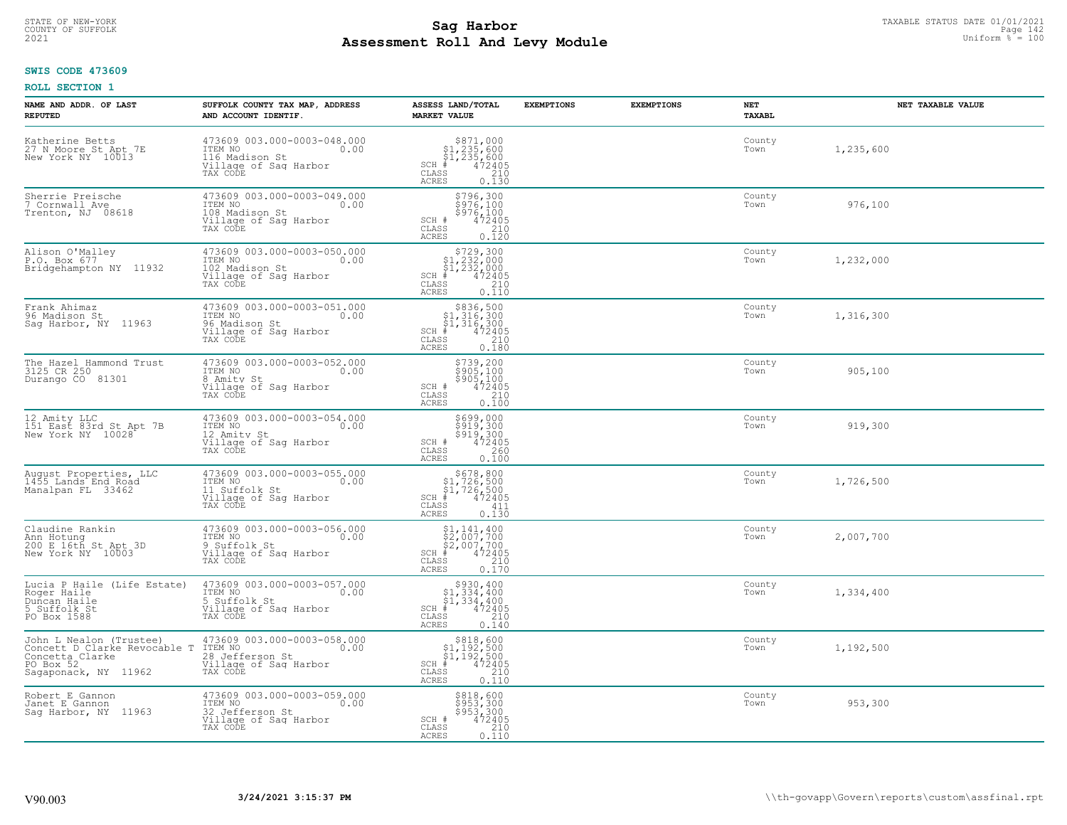## SWIS CODE 473609

## ROLL SECTION 1

| NAME AND ADDR. OF LAST REPUTED | SUFFOLK COUNTY TAX MAP, ADDRESS AND ACCOUNT IDENTIF. | ASSESS LAND/TOTAL MARKET VALUE | EXEMPTIONS | EXEMPTIONS | NET TAXABL | NET TAXABLE VALUE |
|---|---|---|---|---|---|---|
| Katherine Betts<br>27 N Moore St Apt 7E<br>New York NY 10013 | 473609 003.000-0003-048.000<br>ITEM NO 0.00<br>116 Madison St<br>Village of Sag Harbor<br>TAX CODE | $871,000<br>$1,235,600<br>$1,235,600<br>SCH # 472405<br>CLASS 210<br>ACRES 0.130 | | | County<br>Town | 1,235,600 |
| Sherrie Preische<br>7 Cornwall Ave<br>Trenton, NJ 08618 | 473609 003.000-0003-049.000<br>ITEM NO 0.00<br>108 Madison St<br>Village of Sag Harbor<br>TAX CODE | $796,300<br>$976,100<br>$976,100<br>SCH # 472405<br>CLASS 210<br>ACRES 0.120 | | | County<br>Town | 976,100 |
| Alison O'Malley<br>P.O. Box 677<br>Bridgehampton NY 11932 | 473609 003.000-0003-050.000<br>ITEM NO 0.00<br>102 Madison St<br>Village of Sag Harbor<br>TAX CODE | $729,300<br>$1,232,000<br>$1,232,000<br>SCH # 472405<br>CLASS 210<br>ACRES 0.110 | | | County<br>Town | 1,232,000 |
| Frank Ahimaz<br>96 Madison St<br>Sag Harbor, NY 11963 | 473609 003.000-0003-051.000<br>ITEM NO 0.00<br>96 Madison St<br>Village of Sag Harbor<br>TAX CODE | $836,500<br>$1,316,300<br>$1,316,300<br>SCH # 472405<br>CLASS 210<br>ACRES 0.180 | | | County<br>Town | 1,316,300 |
| The Hazel Hammond Trust<br>3125 CR 250<br>Durango CO 81301 | 473609 003.000-0003-052.000<br>ITEM NO 0.00<br>8 Amity St<br>Village of Sag Harbor<br>TAX CODE | $739,200<br>$905,100<br>$905,100<br>SCH # 472405<br>CLASS 210<br>ACRES 0.100 | | | County<br>Town | 905,100 |
| 12 Amity LLC<br>151 East 83rd St Apt 7B<br>New York NY 10028 | 473609 003.000-0003-054.000<br>ITEM NO 0.00<br>12 Amity St<br>Village of Sag Harbor<br>TAX CODE | $699,000<br>$919,300<br>$919,300<br>SCH # 472405<br>CLASS 260<br>ACRES 0.100 | | | County<br>Town | 919,300 |
| August Properties, LLC<br>1455 Lands End Road<br>Manalpan FL 33462 | 473609 003.000-0003-055.000<br>ITEM NO 0.00<br>11 Suffolk St<br>Village of Sag Harbor<br>TAX CODE | $678,800<br>$1,726,500<br>$1,726,500<br>SCH # 472405<br>CLASS 411<br>ACRES 0.130 | | | County<br>Town | 1,726,500 |
| Claudine Rankin<br>Ann Hotung<br>200 E 16th St Apt 3D<br>New York NY 10003 | 473609 003.000-0003-056.000<br>ITEM NO 0.00<br>9 Suffolk St<br>Village of Sag Harbor<br>TAX CODE | $1,141,400<br>$2,007,700<br>$2,007,700<br>SCH # 472405<br>CLASS 210<br>ACRES 0.170 | | | County<br>Town | 2,007,700 |
| Lucia P Haile (Life Estate)<br>Roger Haile<br>Duncan Haile<br>5 Suffolk St<br>PO Box 1588 | 473609 003.000-0003-057.000<br>ITEM NO 0.00<br>5 Suffolk St<br>Village of Sag Harbor<br>TAX CODE | $930,400<br>$1,334,400<br>$1,334,400<br>SCH # 472405<br>CLASS 210<br>ACRES 0.140 | | | County<br>Town | 1,334,400 |
| John L Nealon (Trustee)<br>Concett D Clarke Revocable T<br>Concetta Clarke<br>PO Box 52<br>Sagaponack, NY 11962 | 473609 003.000-0003-058.000<br>ITEM NO 0.00<br>28 Jefferson St<br>Village of Sag Harbor<br>TAX CODE | $818,600<br>$1,192,500<br>$1,192,500<br>SCH # 472405<br>CLASS 210<br>ACRES 0.110 | | | County<br>Town | 1,192,500 |
| Robert E Gannon<br>Janet E Gannon<br>Sag Harbor, NY 11963 | 473609 003.000-0003-059.000<br>ITEM NO 0.00<br>32 Jefferson St<br>Village of Sag Harbor<br>TAX CODE | $818,600<br>$953,300<br>$953,300<br>SCH # 472405<br>CLASS 210<br>ACRES 0.110 | | | County<br>Town | 953,300 |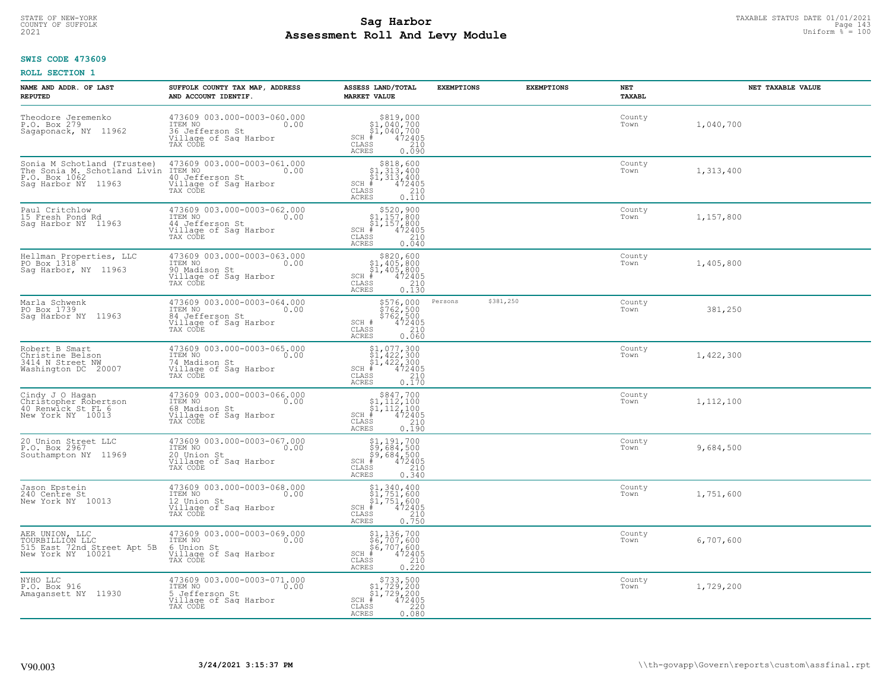**SWIS CODE 473609**

**ROLL SECTION 1**

| NAME AND ADDR. OF LAST REPUTED | SUFFOLK COUNTY TAX MAP, ADDRESS AND ACCOUNT IDENTIF. | ASSESS LAND/TOTAL MARKET VALUE | EXEMPTIONS | EXEMPTIONS | NET TAXABL | NET TAXABLE VALUE |
|---|---|---|---|---|---|---|
| Theodore Jeremenko<br>P.O. Box 279<br>Sagaponack, NY 11962 | 473609 003.000-0003-060.000<br>ITEM NO 0.00<br>36 Jefferson St<br>Village of Sag Harbor<br>TAX CODE | $819,000<br>$1,040,700<br>$1,040,700<br>SCH # 472405<br>CLASS 210<br>ACRES 0.090 | | | County<br>Town | 1,040,700 |
| Sonia M Schotland (Trustee)<br>The Sonia M. Schotland Livin<br>P.O. Box 1062<br>Sag Harbor NY 11963 | 473609 003.000-0003-061.000<br>ITEM NO 0.00<br>40 Jefferson St<br>Village of Sag Harbor<br>TAX CODE | $818,600<br>$1,313,400<br>$1,313,400<br>SCH # 472405<br>CLASS 210<br>ACRES 0.110 | | | County<br>Town | 1,313,400 |
| Paul Critchlow<br>15 Fresh Pond Rd<br>Sag Harbor NY 11963 | 473609 003.000-0003-062.000<br>ITEM NO 0.00<br>44 Jefferson St<br>Village of Sag Harbor<br>TAX CODE | $520,900<br>$1,157,800<br>$1,157,800<br>SCH # 472405<br>CLASS 210<br>ACRES 0.040 | | | County<br>Town | 1,157,800 |
| Hellman Properties, LLC<br>PO Box 1318<br>Sag Harbor, NY 11963 | 473609 003.000-0003-063.000<br>ITEM NO 0.00<br>90 Madison St<br>Village of Sag Harbor<br>TAX CODE | $820,600<br>$1,405,800<br>$1,405,800<br>SCH # 472405<br>CLASS 210<br>ACRES 0.130 | | | County<br>Town | 1,405,800 |
| Marla Schwenk<br>PO Box 1739<br>Sag Harbor NY 11963 | 473609 003.000-0003-064.000<br>ITEM NO 0.00<br>84 Jefferson St<br>Village of Sag Harbor<br>TAX CODE | $576,000<br>$762,500<br>$762,500<br>SCH # 472405<br>CLASS 210<br>ACRES 0.060 | Persons $381,250 | | County<br>Town | 381,250 |
| Robert B Smart<br>Christine Belson<br>3414 N Street NW<br>Washington DC 20007 | 473609 003.000-0003-065.000<br>ITEM NO 0.00<br>74 Madison St<br>Village of Sag Harbor<br>TAX CODE | $1,077,300<br>$1,422,300<br>$1,422,300<br>SCH # 472405<br>CLASS 210<br>ACRES 0.170 | | | County<br>Town | 1,422,300 |
| Cindy J O Hagan<br>Christopher Robertson<br>40 Renwick St FL 6<br>New York NY 10013 | 473609 003.000-0003-066.000<br>ITEM NO 0.00<br>68 Madison St<br>Village of Sag Harbor<br>TAX CODE | $847,700<br>$1,112,100<br>$1,112,100<br>SCH # 472405<br>CLASS 210<br>ACRES 0.190 | | | County<br>Town | 1,112,100 |
| 20 Union Street LLC<br>P.O. Box 2967<br>Southampton NY 11969 | 473609 003.000-0003-067.000<br>ITEM NO 0.00<br>20 Union St<br>Village of Sag Harbor<br>TAX CODE | $1,191,700<br>$9,684,500<br>$9,684,500<br>SCH # 472405<br>CLASS 210<br>ACRES 0.340 | | | County<br>Town | 9,684,500 |
| Jason Epstein<br>240 Centre St<br>New York NY 10013 | 473609 003.000-0003-068.000<br>ITEM NO 0.00<br>12 Union St<br>Village of Sag Harbor<br>TAX CODE | $1,340,400<br>$1,751,600<br>$1,751,600<br>SCH # 472405<br>CLASS 210<br>ACRES 0.750 | | | County<br>Town | 1,751,600 |
| AER UNION, LLC<br>TOURBILLION LLC<br>515 East 72nd Street Apt 5B<br>New York NY 10021 | 473609 003.000-0003-069.000<br>ITEM NO 0.00<br>6 Union St<br>Village of Sag Harbor<br>TAX CODE | $1,136,700<br>$6,707,600<br>$6,707,600<br>SCH # 472405<br>CLASS 210<br>ACRES 0.220 | | | County<br>Town | 6,707,600 |
| NYHO LLC<br>P.O. Box 916<br>Amagansett NY 11930 | 473609 003.000-0003-071.000<br>ITEM NO 0.00<br>5 Jefferson St<br>Village of Sag Harbor<br>TAX CODE | $733,500<br>$1,729,200<br>$1,729,200<br>SCH # 472405<br>CLASS 220<br>ACRES 0.080 | | | County<br>Town | 1,729,200 |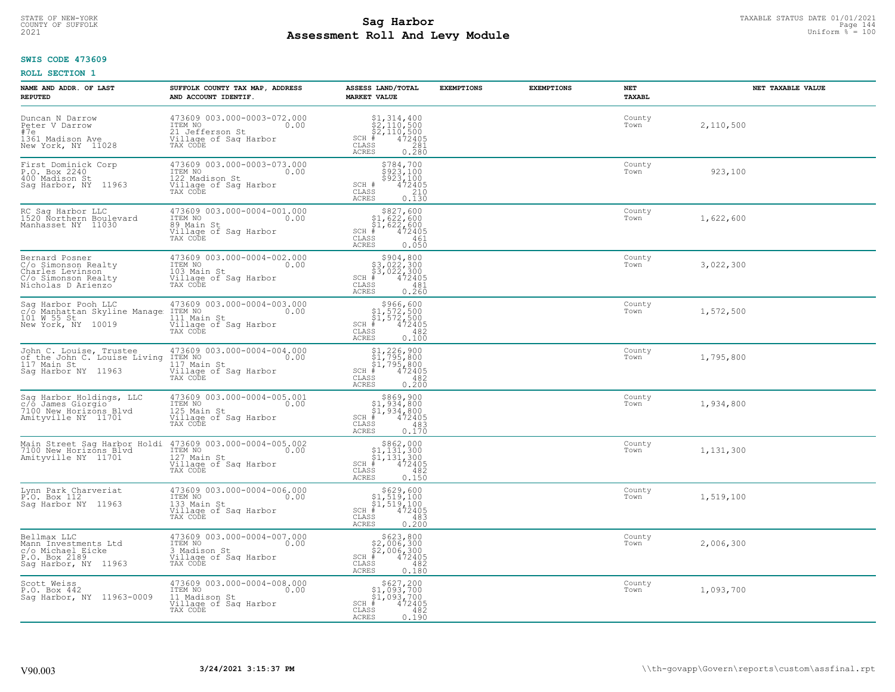# Sag Harbor
## Assessment Roll And Levy Module

STATE OF NEW-YORK
COUNTY OF SUFFOLK
2021

TAXABLE STATUS DATE 01/01/2021
Uniform % = 100

**SWIS CODE 473609**

**ROLL SECTION 1**

| NAME AND ADDR. OF LAST REPUTED | SUFFOLK COUNTY TAX MAP, ADDRESS AND ACCOUNT IDENTIF. | ASSESS LAND/TOTAL MARKET VALUE | EXEMPTIONS | EXEMPTIONS | NET TAXABL | NET TAXABLE VALUE |
|---|---|---|---|---|---|---|
| Duncan N Darrow<br>Peter V Darrow<br>#7e<br>1361 Madison Ave<br>New York, NY 11028 | 473609 003.000-0003-072.000<br>ITEM NO 0.00<br>21 Jefferson St<br>Village of Sag Harbor<br>TAX CODE | $1,314,400<br>$2,110,500<br>$2,110,500<br>SCH # 472405<br>CLASS 281<br>ACRES 0.280 | | | County<br>Town | 2,110,500 |
| First Dominick Corp<br>P.O. Box 2240<br>400 Madison St<br>Sag Harbor, NY 11963 | 473609 003.000-0003-073.000<br>ITEM NO 0.00<br>122 Madison St<br>Village of Sag Harbor<br>TAX CODE | $784,700<br>$923,100<br>$923,100<br>SCH # 472405<br>CLASS 210<br>ACRES 0.130 | | | County<br>Town | 923,100 |
| RC Sag Harbor LLC<br>1520 Northern Boulevard<br>Manhasset NY 11030 | 473609 003.000-0004-001.000<br>ITEM NO 0.00<br>89 Main St<br>Village of Sag Harbor<br>TAX CODE | $827,600<br>$1,622,600<br>$1,622,600<br>SCH # 472405<br>CLASS 461<br>ACRES 0.050 | | | County<br>Town | 1,622,600 |
| Bernard Posner<br>C/o Simonson Realty<br>Charles Levinson<br>C/o Simonson Realty<br>Nicholas D Arienzo | 473609 003.000-0004-002.000<br>ITEM NO 0.00<br>103 Main St<br>Village of Sag Harbor<br>TAX CODE | $904,800<br>$3,022,300<br>$3,022,300<br>SCH # 472405<br>CLASS 481<br>ACRES 0.260 | | | County<br>Town | 3,022,300 |
| Sag Harbor Pooh LLC<br>c/o Manhattan Skyline Manage<br>101 W 55 St<br>New York, NY 10019 | 473609 003.000-0004-003.000<br>ITEM NO 0.00<br>111 Main St<br>Village of Sag Harbor<br>TAX CODE | $966,600<br>$1,572,500<br>$1,572,500<br>SCH # 472405<br>CLASS 482<br>ACRES 0.100 | | | County<br>Town | 1,572,500 |
| John C. Louise, Trustee<br>of the John C. Louise Living<br>117 Main St<br>Sag Harbor NY 11963 | 473609 003.000-0004-004.000<br>ITEM NO 0.00<br>117 Main St<br>Village of Sag Harbor<br>TAX CODE | $1,226,900<br>$1,795,800<br>$1,795,800<br>SCH # 472405<br>CLASS 482<br>ACRES 0.200 | | | County<br>Town | 1,795,800 |
| Sag Harbor Holdings, LLC<br>c/o James Giorgio<br>7100 New Horizons Blvd<br>Amityville NY 11701 | 473609 003.000-0004-005.001<br>ITEM NO 0.00<br>125 Main St<br>Village of Sag Harbor<br>TAX CODE | $869,900<br>$1,934,800<br>$1,934,800<br>SCH # 472405<br>CLASS 483<br>ACRES 0.170 | | | County<br>Town | 1,934,800 |
| Main Street Sag Harbor Holdi<br>7100 New Horizons Blvd<br>Amityville NY 11701 | 473609 003.000-0004-005.002<br>ITEM NO 0.00<br>127 Main St<br>Village of Sag Harbor<br>TAX CODE | $862,000<br>$1,131,300<br>$1,131,300<br>SCH # 472405<br>CLASS 482<br>ACRES 0.150 | | | County<br>Town | 1,131,300 |
| Lynn Park Charveriat<br>P.O. Box 112<br>Sag Harbor NY 11963 | 473609 003.000-0004-006.000<br>ITEM NO 0.00<br>133 Main St<br>Village of Sag Harbor<br>TAX CODE | $629,600<br>$1,519,100<br>$1,519,100<br>SCH # 472405<br>CLASS 483<br>ACRES 0.200 | | | County<br>Town | 1,519,100 |
| Bellmax LLC<br>Mann Investments Ltd<br>c/o Michael Eicke<br>P.O. Box 2189<br>Sag Harbor, NY 11963 | 473609 003.000-0004-007.000<br>ITEM NO 0.00<br>3 Madison St<br>Village of Sag Harbor<br>TAX CODE | $623,800<br>$2,006,300<br>$2,006,300<br>SCH # 472405<br>CLASS 482<br>ACRES 0.180 | | | County<br>Town | 2,006,300 |
| Scott Weiss<br>P.O. Box 442<br>Sag Harbor, NY 11963-0009 | 473609 003.000-0004-008.000<br>ITEM NO 0.00<br>11 Madison St<br>Village of Sag Harbor<br>TAX CODE | $627,200<br>$1,093,700<br>$1,093,700<br>SCH # 472405<br>CLASS 482<br>ACRES 0.190 | | | County<br>Town | 1,093,700 |

V90.003 3/24/2021 3:15:37 PM \\th-govapp\Govern\reports\custom\assfinal.rpt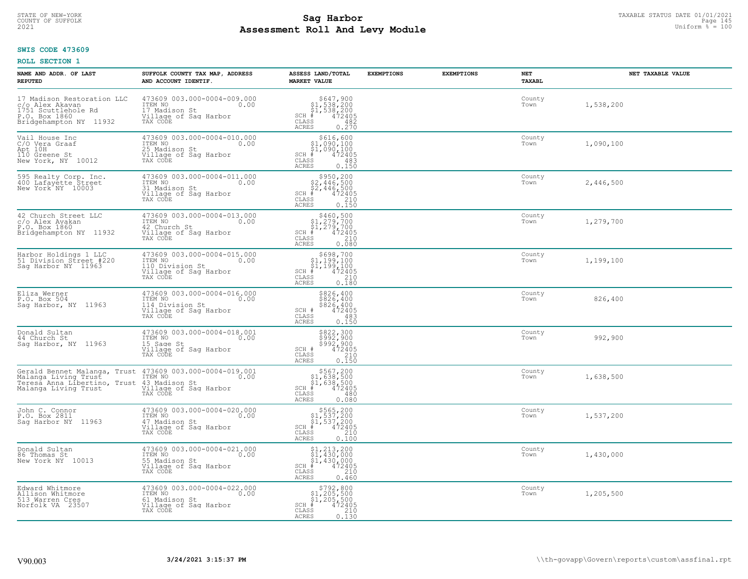STATE OF NEW-YORK
COUNTY OF SUFFOLK
2021

# Sag Harbor
# Assessment Roll And Levy Module

TAXABLE STATUS DATE 01/01/2021
Uniform % = 100

**SWIS CODE 473609**

**ROLL SECTION 1**

| NAME AND ADDR. OF LAST REPUTED | SUFFOLK COUNTY TAX MAP, ADDRESS AND ACCOUNT IDENTIF. | ASSESS LAND/TOTAL MARKET VALUE | EXEMPTIONS | EXEMPTIONS | NET TAXABL | NET TAXABLE VALUE |
|---|---|---|---|---|---|---|
| 17 Madison Restoration LLC<br>c/o Alex Akavan<br>1751 Scuttlehole Rd<br>P.O. Box 1860<br>Bridgehampton NY 11932 | 473609 003.000-0004-009.000<br>ITEM NO 0.00<br>17 Madison St<br>Village of Sag Harbor<br>TAX CODE | $647,900<br>$1,538,200<br>$1,538,200<br>SCH # 472405<br>CLASS 482<br>ACRES 0.270 | | | County<br>Town | 1,538,200 |
| Vail House Inc<br>C/O Vera Graaf<br>Apt 10H<br>110 Greene St<br>New York, NY 10012 | 473609 003.000-0004-010.000<br>ITEM NO 0.00<br>25 Madison St<br>Village of Sag Harbor<br>TAX CODE | $616,600<br>$1,090,100<br>$1,090,100<br>SCH # 472405<br>CLASS 483<br>ACRES 0.150 | | | County<br>Town | 1,090,100 |
| 595 Realty Corp. Inc.<br>400 Lafayette Street<br>New York NY 10003 | 473609 003.000-0004-011.000<br>ITEM NO 0.00<br>31 Madison St<br>Village of Sag Harbor<br>TAX CODE | $950,200<br>$2,446,500<br>$2,446,500<br>SCH # 472405<br>CLASS 210<br>ACRES 0.150 | | | County<br>Town | 2,446,500 |
| 42 Church Street LLC<br>c/o Alex Avakan<br>P.O. Box 1860<br>Bridgehampton NY 11932 | 473609 003.000-0004-013.000<br>ITEM NO 0.00<br>42 Church St<br>Village of Sag Harbor<br>TAX CODE | $460,500<br>$1,279,700<br>$1,279,700<br>SCH # 472405<br>CLASS 210<br>ACRES 0.080 | | | County<br>Town | 1,279,700 |
| Harbor Holdings 1 LLC<br>51 Division Street #220<br>Sag Harbor NY 11963 | 473609 003.000-0004-015.000<br>ITEM NO 0.00<br>110 Division St<br>Village of Sag Harbor<br>TAX CODE | $698,700<br>$1,199,100<br>$1,199,100<br>SCH # 472405<br>CLASS 210<br>ACRES 0.180 | | | County<br>Town | 1,199,100 |
| Eliza Werner<br>P.O. Box 504<br>Sag Harbor, NY 11963 | 473609 003.000-0004-016.000<br>ITEM NO 0.00<br>114 Division St<br>Village of Sag Harbor<br>TAX CODE | $826,400<br>$826,400<br>$826,400<br>SCH # 472405<br>CLASS 483<br>ACRES 0.150 | | | County<br>Town | 826,400 |
| Donald Sultan<br>44 Church St<br>Sag Harbor, NY 11963 | 473609 003.000-0004-018.001<br>ITEM NO 0.00<br>15 Sage St<br>Village of Sag Harbor<br>TAX CODE | $822,300<br>$992,900<br>$992,900<br>SCH # 472405<br>CLASS 210<br>ACRES 0.150 | | | County<br>Town | 992,900 |
| Gerald Bennet Malanga, Trust<br>Malanga Living Trust<br>Teresa Anna Libertino, Trust<br>Malanga Living Trust | 473609 003.000-0004-019.001<br>ITEM NO 0.00<br>43 Madison St<br>Village of Sag Harbor<br>TAX CODE | $567,200<br>$1,638,500<br>$1,638,500<br>SCH # 472405<br>CLASS 480<br>ACRES 0.080 | | | County<br>Town | 1,638,500 |
| John C. Connor<br>P.O. Box 2811<br>Sag Harbor NY 11963 | 473609 003.000-0004-020.000<br>ITEM NO 0.00<br>47 Madison St<br>Village of Sag Harbor<br>TAX CODE | $565,200<br>$1,537,200<br>$1,537,200<br>SCH # 472405<br>CLASS 210<br>ACRES 0.100 | | | County<br>Town | 1,537,200 |
| Donald Sultan<br>86 Thomas St<br>New York NY 10013 | 473609 003.000-0004-021.000<br>ITEM NO 0.00<br>55 Madison St<br>Village of Sag Harbor<br>TAX CODE | $1,213,200<br>$1,430,000<br>$1,430,000<br>SCH # 472405<br>CLASS 210<br>ACRES 0.460 | | | County<br>Town | 1,430,000 |
| Edward Whitmore<br>Allison Whitmore<br>513 Warren Cres<br>Norfolk VA 23507 | 473609 003.000-0004-022.000<br>ITEM NO 0.00<br>61 Madison St<br>Village of Sag Harbor<br>TAX CODE | $792,800<br>$1,205,500<br>$1,205,500<br>SCH # 472405<br>CLASS 210<br>ACRES 0.130 | | | County<br>Town | 1,205,500 |

V90.003 3/24/2021 3:15:37 PM \\th-govapp\Govern\reports\custom\assfinal.rpt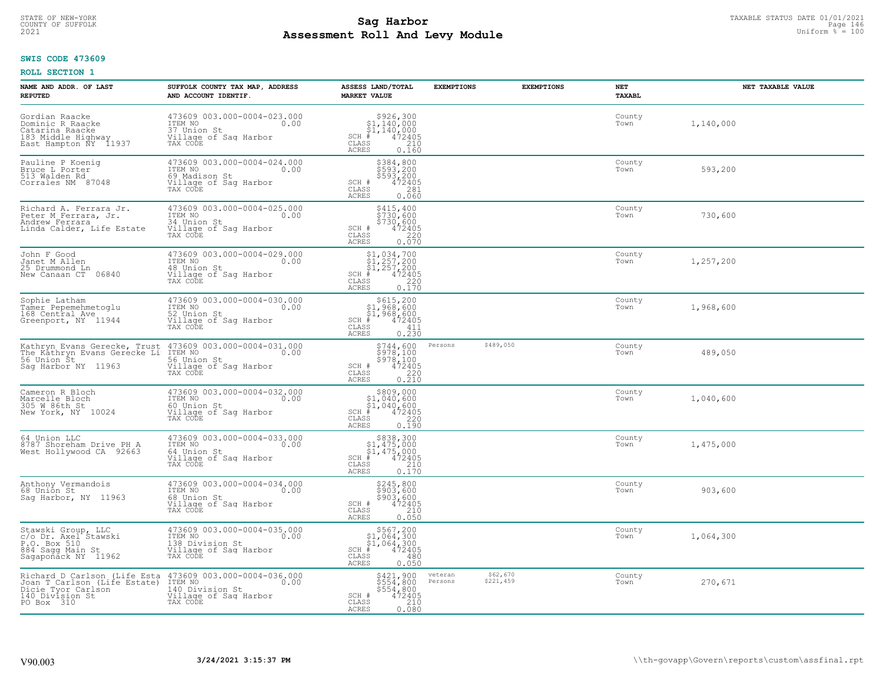STATE OF NEW-YORK
COUNTY OF SUFFOLK
2021

# Sag Harbor
## Assessment Roll And Levy Module

TAXABLE STATUS DATE 01/01/2021
Uniform % = 100

**SWIS CODE 473609**

**ROLL SECTION 1**

| NAME AND ADDR. OF LAST REPUTED | SUFFOLK COUNTY TAX MAP, ADDRESS AND ACCOUNT IDENTIF. | ASSESS LAND/TOTAL MARKET VALUE | EXEMPTIONS | EXEMPTIONS | NET TAXABL | NET TAXABLE VALUE |
|---|---|---|---|---|---|---|
| Gordian Raacke<br>Dominic R Raacke<br>Catarina Raacke<br>183 Middle Highway<br>East Hampton NY 11937 | 473609 003.000-0004-023.000<br>ITEM NO 0.00<br>37 Union St<br>Village of Sag Harbor<br>TAX CODE | $926,300<br>$1,140,000<br>$1,140,000<br>SCH # 472405<br>CLASS 210<br>ACRES 0.160 | | | County<br>Town | 1,140,000 |
| Pauline P Koenig<br>Bruce L Porter<br>513 Walden Rd<br>Corrales NM 87048 | 473609 003.000-0004-024.000<br>ITEM NO 0.00<br>69 Madison St<br>Village of Sag Harbor<br>TAX CODE | $384,800<br>$593,200<br>$593,200<br>SCH # 472405<br>CLASS 281<br>ACRES 0.060 | | | County<br>Town | 593,200 |
| Richard A. Ferrara Jr.<br>Peter M Ferrara, Jr.<br>Andrew Ferrara<br>Linda Calder, Life Estate | 473609 003.000-0004-025.000<br>ITEM NO 0.00<br>34 Union St<br>Village of Sag Harbor<br>TAX CODE | $415,400<br>$730,600<br>$730,600<br>SCH # 472405<br>CLASS 220<br>ACRES 0.070 | | | County<br>Town | 730,600 |
| John F Good<br>Janet M Allen<br>25 Drummond Ln<br>New Canaan CT 06840 | 473609 003.000-0004-029.000<br>ITEM NO 0.00<br>48 Union St<br>Village of Sag Harbor<br>TAX CODE | $1,034,700<br>$1,257,200<br>$1,257,200<br>SCH # 472405<br>CLASS 220<br>ACRES 0.170 | | | County<br>Town | 1,257,200 |
| Sophie Latham<br>Tamer Pepemehmetoglu<br>168 Central Ave<br>Greenport, NY 11944 | 473609 003.000-0004-030.000<br>ITEM NO 0.00<br>52 Union St<br>Village of Sag Harbor<br>TAX CODE | $615,200<br>$1,968,600<br>$1,968,600<br>SCH # 472405<br>CLASS 411<br>ACRES 0.230 | | | County<br>Town | 1,968,600 |
| Kathryn Evans Gerecke, Trust<br>The Kathryn Evans Gerecke Li<br>56 Union St<br>Sag Harbor NY 11963 | 473609 003.000-0004-031.000<br>ITEM NO 0.00<br>56 Union St<br>Village of Sag Harbor<br>TAX CODE | $744,600<br>$978,100<br>$978,100<br>SCH # 472405<br>CLASS 220<br>ACRES 0.210 | Persons $489,050 | | County<br>Town | 489,050 |
| Cameron R Bloch<br>Marcelle Bloch<br>305 W 86th St<br>New York, NY 10024 | 473609 003.000-0004-032.000<br>ITEM NO 0.00<br>60 Union St<br>Village of Sag Harbor<br>TAX CODE | $809,000<br>$1,040,600<br>$1,040,600<br>SCH # 472405<br>CLASS 220<br>ACRES 0.190 | | | County<br>Town | 1,040,600 |
| 64 Union LLC<br>8787 Shoreham Drive PH A<br>West Hollywood CA 92663 | 473609 003.000-0004-033.000<br>ITEM NO 0.00<br>64 Union St<br>Village of Sag Harbor<br>TAX CODE | $838,300<br>$1,475,000<br>$1,475,000<br>SCH # 472405<br>CLASS 210<br>ACRES 0.170 | | | County<br>Town | 1,475,000 |
| Anthony Vermandois<br>68 Union St<br>Sag Harbor, NY 11963 | 473609 003.000-0004-034.000<br>ITEM NO 0.00<br>68 Union St<br>Village of Sag Harbor<br>TAX CODE | $245,800<br>$903,600<br>$903,600<br>SCH # 472405<br>CLASS 210<br>ACRES 0.050 | | | County<br>Town | 903,600 |
| Stawski Group, LLC<br>c/o Dr. Axel Stawski<br>P.O. Box 510<br>884 Sagg Main St<br>Sagaponack NY 11962 | 473609 003.000-0004-035.000<br>ITEM NO 0.00<br>138 Division St<br>Village of Sag Harbor<br>TAX CODE | $567,200<br>$1,064,300<br>$1,064,300<br>SCH # 472405<br>CLASS 480<br>ACRES 0.050 | | | County<br>Town | 1,064,300 |
| Richard D Carlson (Life Esta<br>Joan T Carlson (Life Estate)<br>Dicie Tyor Carlson<br>140 Division St<br>PO Box 310 | 473609 003.000-0004-036.000<br>ITEM NO 0.00<br>140 Division St<br>Village of Sag Harbor<br>TAX CODE | $421,900<br>$554,800<br>$554,800<br>SCH # 472405<br>CLASS 210<br>ACRES 0.080 | veteran $62,670<br>Persons $221,459 | | County<br>Town | 270,671 |

V90.003 3/24/2021 3:15:37 PM \\th-govapp\Govern\reports\custom\assfinal.rpt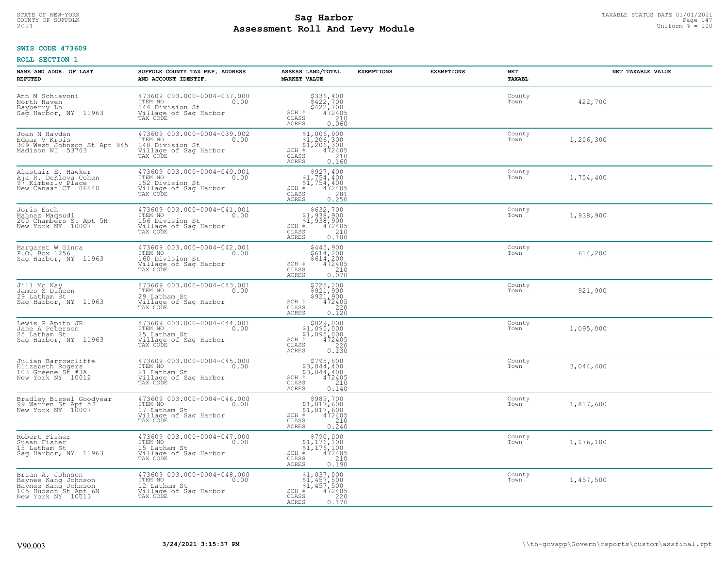STATE OF NEW-YORK
COUNTY OF SUFFOLK
2021

# Sag Harbor
## Assessment Roll And Levy Module

TAXABLE STATUS DATE 01/01/2021
Uniform % = 100

**SWIS CODE 473609**

**ROLL SECTION 1**

| NAME AND ADDR. OF LAST REPUTED | SUFFOLK COUNTY TAX MAP, ADDRESS AND ACCOUNT IDENTIF. | ASSESS LAND/TOTAL MARKET VALUE | EXEMPTIONS | EXEMPTIONS | NET TAXABL | NET TAXABLE VALUE |
|---|---|---|---|---|---|---|
| Ann M Schiavoni<br>North Haven<br>Bayberry Ln<br>Sag Harbor, NY 11963 | 473609 003.000-0004-037.000<br>ITEM NO 0.00<br>144 Division St<br>Village of Sag Harbor<br>TAX CODE | $336,400<br>$422,700<br>$422,700<br>SCH # 472405<br>CLASS 210<br>ACRES 0.060 | | | County<br>Town | 422,700 |
| Joan N Hayden<br>Edgar V Krois<br>309 West Johnson St Apt 945<br>Madison WI 53703 | 473609 003.000-0004-039.002<br>ITEM NO 0.00<br>148 Division St<br>Village of Sag Harbor<br>TAX CODE | $1,006,900<br>$1,206,300<br>$1,206,300<br>SCH # 472405<br>CLASS 210<br>ACRES 0.160 | | | County<br>Town | 1,206,300 |
| Alastair E. Hawker<br>Aja R. DeKleva Cohen<br>97 Kimberly Place<br>New Canaan CT 06840 | 473609 003.000-0004-040.001<br>ITEM NO 0.00<br>152 Division St<br>Village of Sag Harbor<br>TAX CODE | $927,400<br>$1,754,400<br>$1,754,400<br>SCH # 472405<br>CLASS 281<br>ACRES 0.250 | | | County<br>Town | 1,754,400 |
| Joris Esch<br>Mahnaz Maqsudi<br>200 Chambers St Apt 5H<br>New York NY 10007 | 473609 003.000-0004-041.001<br>ITEM NO 0.00<br>156 Division St<br>Village of Sag Harbor<br>TAX CODE | $632,700<br>$1,938,900<br>$1,938,900<br>SCH # 472405<br>CLASS 210<br>ACRES 0.100 | | | County<br>Town | 1,938,900 |
| Margaret W Ginna<br>P.O. Box 1256<br>Sag Harbor, NY 11963 | 473609 003.000-0004-042.001<br>ITEM NO 0.00<br>160 Division St<br>Village of Sag Harbor<br>TAX CODE | $445,900<br>$614,200<br>$614,200<br>SCH # 472405<br>CLASS 210<br>ACRES 0.070 | | | County<br>Town | 614,200 |
| Jill Mc Kay<br>James S Dineen<br>29 Latham St<br>Sag Harbor, NY 11963 | 473609 003.000-0004-043.001<br>ITEM NO 0.00<br>29 Latham St<br>Village of Sag Harbor<br>TAX CODE | $725,200<br>$921,900<br>$921,900<br>SCH # 472405<br>CLASS 220<br>ACRES 0.120 | | | County<br>Town | 921,900 |
| Lewis P Apito JR<br>Jane A Peterson<br>25 Latham St<br>Sag Harbor, NY 11963 | 473609 003.000-0004-044.001<br>ITEM NO 0.00<br>25 Latham St<br>Village of Sag Harbor<br>TAX CODE | $829,000<br>$1,095,000<br>$1,095,000<br>SCH # 472405<br>CLASS 220<br>ACRES 0.130 | | | County<br>Town | 1,095,000 |
| Julian Barrowcliffe<br>Elizabeth Rogers<br>103 Greene St #3A<br>New York NY 10012 | 473609 003.000-0004-045.000<br>ITEM NO 0.00<br>21 Latham St<br>Village of Sag Harbor<br>TAX CODE | $795,800<br>$3,044,400<br>$3,044,400<br>SCH # 472405<br>CLASS 210<br>ACRES 0.140 | | | County<br>Town | 3,044,400 |
| Bradley Bissel Goodyear<br>99 Warren St Apt 5J<br>New York NY 10007 | 473609 003.000-0004-046.000<br>ITEM NO 0.00<br>17 Latham St<br>Village of Sag Harbor<br>TAX CODE | $989,700<br>$1,817,600<br>$1,817,600<br>SCH # 472405<br>CLASS 210<br>ACRES 0.240 | | | County<br>Town | 1,817,600 |
| Robert Fisher<br>Susan Fisher<br>15 Latham St<br>Sag Harbor, NY 11963 | 473609 003.000-0004-047.000<br>ITEM NO 0.00<br>15 Latham St<br>Village of Sag Harbor<br>TAX CODE | $790,000<br>$1,176,100<br>$1,176,100<br>SCH # 472405<br>CLASS 210<br>ACRES 0.190 | | | County<br>Town | 1,176,100 |
| Brian A. Johnson<br>Haynee Kang Johnson<br>Haynee Kang Johnson<br>105 Hudson St Apt 6N<br>New York NY 10013 | 473609 003.000-0004-048.000<br>ITEM NO 0.00<br>12 Latham St<br>Village of Sag Harbor<br>TAX CODE | $1,037,000<br>$1,457,500<br>$1,457,500<br>SCH # 472405<br>CLASS 220<br>ACRES 0.170 | | | County<br>Town | 1,457,500 |

V90.003 3/24/2021 3:15:37 PM \\th-govapp\Govern\reports\custom\assfinal.rpt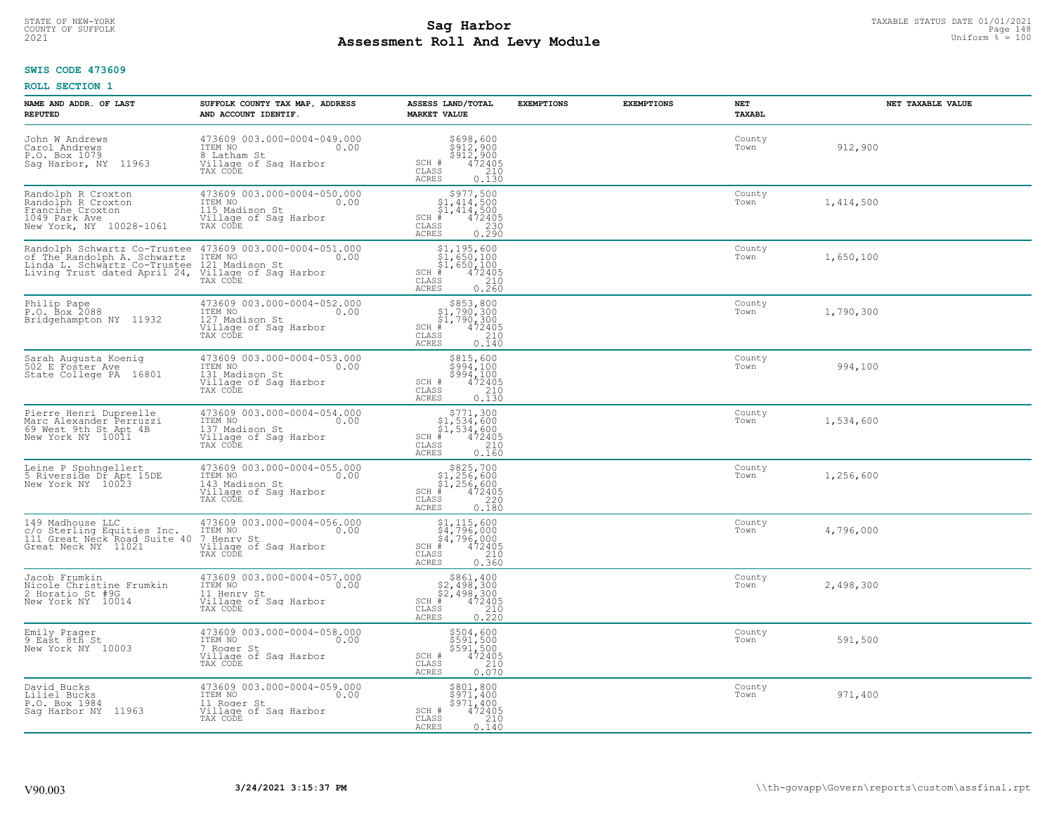STATE OF NEW-YORK
COUNTY OF SUFFOLK
2021

# Sag Harbor
# Assessment Roll And Levy Module

TAXABLE STATUS DATE 01/01/2021
Uniform % = 100

**SWIS CODE 473609**

**ROLL SECTION 1**

| NAME AND ADDR. OF LAST REPUTED | SUFFOLK COUNTY TAX MAP, ADDRESS AND ACCOUNT IDENTIF. | ASSESS LAND/TOTAL MARKET VALUE | EXEMPTIONS | EXEMPTIONS | NET TAXABL | NET TAXABLE VALUE |
|---|---|---|---|---|---|---|
| John W Andrews<br>Carol Andrews<br>P.O. Box 1079<br>Sag Harbor, NY 11963 | 473609 003.000-0004-049.000<br>ITEM NO 0.00<br>8 Latham St<br>Village of Sag Harbor<br>TAX CODE | $698,600<br>$912,900<br>$912,900<br>SCH # 472405<br>CLASS 210<br>ACRES 0.130 | | | County<br>Town | 912,900 |
| Randolph R Croxton<br>Randolph R Croxton<br>Francine Croxton<br>1049 Park Ave<br>New York, NY 10028-1061 | 473609 003.000-0004-050.000<br>ITEM NO 0.00<br>115 Madison St<br>Village of Sag Harbor<br>TAX CODE | $977,500<br>$1,414,500<br>$1,414,500<br>SCH # 472405<br>CLASS 230<br>ACRES 0.290 | | | County<br>Town | 1,414,500 |
| Randolph Schwartz Co-Trustee<br>of The Randolph A. Schwartz<br>Linda L. Schwartz Co-Trustee<br>Living Trust dated April 24, | 473609 003.000-0004-051.000<br>ITEM NO 0.00<br>121 Madison St<br>Village of Sag Harbor<br>TAX CODE | $1,195,600<br>$1,650,100<br>$1,650,100<br>SCH # 472405<br>CLASS 210<br>ACRES 0.260 | | | County<br>Town | 1,650,100 |
| Philip Pape<br>P.O. Box 2088<br>Bridgehampton NY 11932 | 473609 003.000-0004-052.000<br>ITEM NO 0.00<br>127 Madison St<br>Village of Sag Harbor<br>TAX CODE | $853,800<br>$1,790,300<br>$1,790,300<br>SCH # 472405<br>CLASS 210<br>ACRES 0.140 | | | County<br>Town | 1,790,300 |
| Sarah Augusta Koenig<br>502 E Foster Ave<br>State College PA 16801 | 473609 003.000-0004-053.000<br>ITEM NO 0.00<br>131 Madison St<br>Village of Sag Harbor<br>TAX CODE | $815,600<br>$994,100<br>$994,100<br>SCH # 472405<br>CLASS 210<br>ACRES 0.130 | | | County<br>Town | 994,100 |
| Pierre Henri Dupreelle<br>Marc Alexander Perruzzi<br>69 West 9th St Apt 4B<br>New York NY 10011 | 473609 003.000-0004-054.000<br>ITEM NO 0.00<br>137 Madison St<br>Village of Sag Harbor<br>TAX CODE | $771,300<br>$1,534,600<br>$1,534,600<br>SCH # 472405<br>CLASS 210<br>ACRES 0.160 | | | County<br>Town | 1,534,600 |
| Leine P Spohngellert<br>5 Riverside Dr Apt 15DE<br>New York NY 10023 | 473609 003.000-0004-055.000<br>ITEM NO 0.00<br>143 Madison St<br>Village of Sag Harbor<br>TAX CODE | $825,700<br>$1,256,600<br>$1,256,600<br>SCH # 472405<br>CLASS 220<br>ACRES 0.180 | | | County<br>Town | 1,256,600 |
| 149 Madhouse LLC<br>c/o Sterling Equities Inc.<br>111 Great Neck Road Suite 40<br>Great Neck NY 11021 | 473609 003.000-0004-056.000<br>ITEM NO 0.00<br>7 Henry St<br>Village of Sag Harbor<br>TAX CODE | $1,115,600<br>$4,796,000<br>$4,796,000<br>SCH # 472405<br>CLASS 210<br>ACRES 0.360 | | | County<br>Town | 4,796,000 |
| Jacob Frumkin<br>Nicole Christine Frumkin<br>2 Horatio St #9G<br>New York NY 10014 | 473609 003.000-0004-057.000<br>ITEM NO 0.00<br>11 Henry St<br>Village of Sag Harbor<br>TAX CODE | $861,400<br>$2,498,300<br>$2,498,300<br>SCH # 472405<br>CLASS 210<br>ACRES 0.220 | | | County<br>Town | 2,498,300 |
| Emily Prager<br>9 East 8th St<br>New York NY 10003 | 473609 003.000-0004-058.000<br>ITEM NO 0.00<br>7 Roger St<br>Village of Sag Harbor<br>TAX CODE | $504,600<br>$591,500<br>$591,500<br>SCH # 472405<br>CLASS 210<br>ACRES 0.070 | | | County<br>Town | 591,500 |
| David Bucks<br>Liliel Bucks<br>P.O. Box 1984<br>Sag Harbor NY 11963 | 473609 003.000-0004-059.000<br>ITEM NO 0.00<br>11 Roger St<br>Village of Sag Harbor<br>TAX CODE | $801,800<br>$971,400<br>$971,400<br>SCH # 472405<br>CLASS 210<br>ACRES 0.140 | | | County<br>Town | 971,400 |

V90.003 3/24/2021 3:15:37 PM \\th-govapp\Govern\reports\custom\assfinal.rpt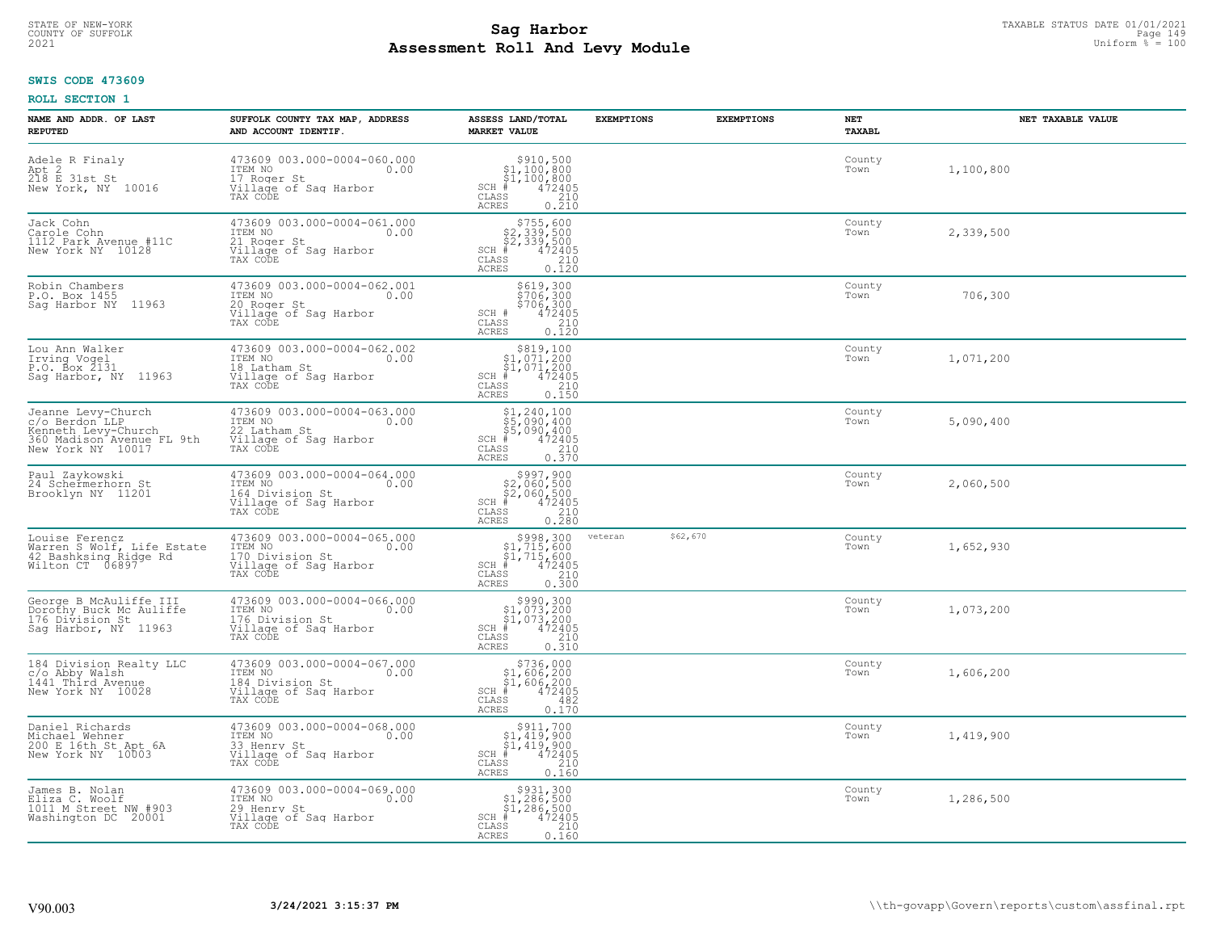STATE OF NEW-YORK
COUNTY OF SUFFOLK
2021

# Sag Harbor
## Assessment Roll And Levy Module

TAXABLE STATUS DATE 01/01/2021
Uniform % = 100

**SWIS CODE 473609**

**ROLL SECTION 1**

| NAME AND ADDR. OF LAST REPUTED | SUFFOLK COUNTY TAX MAP, ADDRESS AND ACCOUNT IDENTIF. | ASSESS LAND/TOTAL MARKET VALUE | EXEMPTIONS | EXEMPTIONS | NET TAXABL | NET TAXABLE VALUE |
|---|---|---|---|---|---|---|
| Adele R Finaly<br>Apt 2<br>218 E 31st St<br>New York, NY 10016 | 473609 003.000-0004-060.000<br>ITEM NO 0.00<br>17 Roger St<br>Village of Sag Harbor<br>TAX CODE | $910,500<br>$1,100,800<br>$1,100,800<br>SCH # 472405<br>CLASS 210<br>ACRES 0.210 | | | County<br>Town | 1,100,800 |
| Jack Cohn<br>Carole Cohn<br>1112 Park Avenue #11C<br>New York NY 10128 | 473609 003.000-0004-061.000<br>ITEM NO 0.00<br>21 Roger St<br>Village of Sag Harbor<br>TAX CODE | $755,600<br>$2,339,500<br>$2,339,500<br>SCH # 472405<br>CLASS 210<br>ACRES 0.120 | | | County<br>Town | 2,339,500 |
| Robin Chambers<br>P.O. Box 1455<br>Sag Harbor NY 11963 | 473609 003.000-0004-062.001<br>ITEM NO 0.00<br>20 Roger St<br>Village of Sag Harbor<br>TAX CODE | $619,300<br>$706,300<br>$706,300<br>SCH # 472405<br>CLASS 210<br>ACRES 0.120 | | | County<br>Town | 706,300 |
| Lou Ann Walker<br>Irving Vogel<br>P.O. Box 2131<br>Sag Harbor, NY 11963 | 473609 003.000-0004-062.002<br>ITEM NO 0.00<br>18 Latham St<br>Village of Sag Harbor<br>TAX CODE | $819,100<br>$1,071,200<br>$1,071,200<br>SCH # 472405<br>CLASS 210<br>ACRES 0.150 | | | County<br>Town | 1,071,200 |
| Jeanne Levy-Church<br>c/o Berdon LLP<br>Kenneth Levy-Church<br>360 Madison Avenue FL 9th<br>New York NY 10017 | 473609 003.000-0004-063.000<br>ITEM NO 0.00<br>22 Latham St<br>Village of Sag Harbor<br>TAX CODE | $1,240,100<br>$5,090,400<br>$5,090,400<br>SCH # 472405<br>CLASS 210<br>ACRES 0.370 | | | County<br>Town | 5,090,400 |
| Paul Zaykowski<br>24 Schermerhorn St<br>Brooklyn NY 11201 | 473609 003.000-0004-064.000<br>ITEM NO 0.00<br>164 Division St<br>Village of Sag Harbor<br>TAX CODE | $997,900<br>$2,060,500<br>$2,060,500<br>SCH # 472405<br>CLASS 210<br>ACRES 0.280 | | | County<br>Town | 2,060,500 |
| Louise Ferencz<br>Warren S Wolf, Life Estate<br>42 Bashksing Ridge Rd<br>Wilton CT 06897 | 473609 003.000-0004-065.000<br>ITEM NO 0.00<br>170 Division St<br>Village of Sag Harbor<br>TAX CODE | $998,300<br>$1,715,600<br>$1,715,600<br>SCH # 472405<br>CLASS 210<br>ACRES 0.300 | veteran | $62,670 | County<br>Town | 1,652,930 |
| George B McAuliffe III<br>Dorothy Buck Mc Auliffe<br>176 Division St<br>Sag Harbor, NY 11963 | 473609 003.000-0004-066.000<br>ITEM NO 0.00<br>176 Division St<br>Village of Sag Harbor<br>TAX CODE | $990,300<br>$1,073,200<br>$1,073,200<br>SCH # 472405<br>CLASS 210<br>ACRES 0.310 | | | County<br>Town | 1,073,200 |
| 184 Division Realty LLC<br>c/o Abby Walsh<br>1441 Third Avenue<br>New York NY 10028 | 473609 003.000-0004-067.000<br>ITEM NO 0.00<br>184 Division St<br>Village of Sag Harbor<br>TAX CODE | $736,000<br>$1,606,200<br>$1,606,200<br>SCH # 472405<br>CLASS 482<br>ACRES 0.170 | | | County<br>Town | 1,606,200 |
| Daniel Richards<br>Michael Wehner<br>200 E 16th St Apt 6A<br>New York NY 10003 | 473609 003.000-0004-068.000<br>ITEM NO 0.00<br>33 Henry St<br>Village of Sag Harbor<br>TAX CODE | $911,700<br>$1,419,900<br>$1,419,900<br>SCH # 472405<br>CLASS 210<br>ACRES 0.160 | | | County<br>Town | 1,419,900 |
| James B. Nolan<br>Eliza C. Woolf<br>1011 M Street NW #903<br>Washington DC 20001 | 473609 003.000-0004-069.000<br>ITEM NO 0.00<br>29 Henry St<br>Village of Sag Harbor<br>TAX CODE | $931,300<br>$1,286,500<br>$1,286,500<br>SCH # 472405<br>CLASS 210<br>ACRES 0.160 | | | County<br>Town | 1,286,500 |

V90.003 3/24/2021 3:15:37 PM \\th-govapp\Govern\reports\custom\assfinal.rpt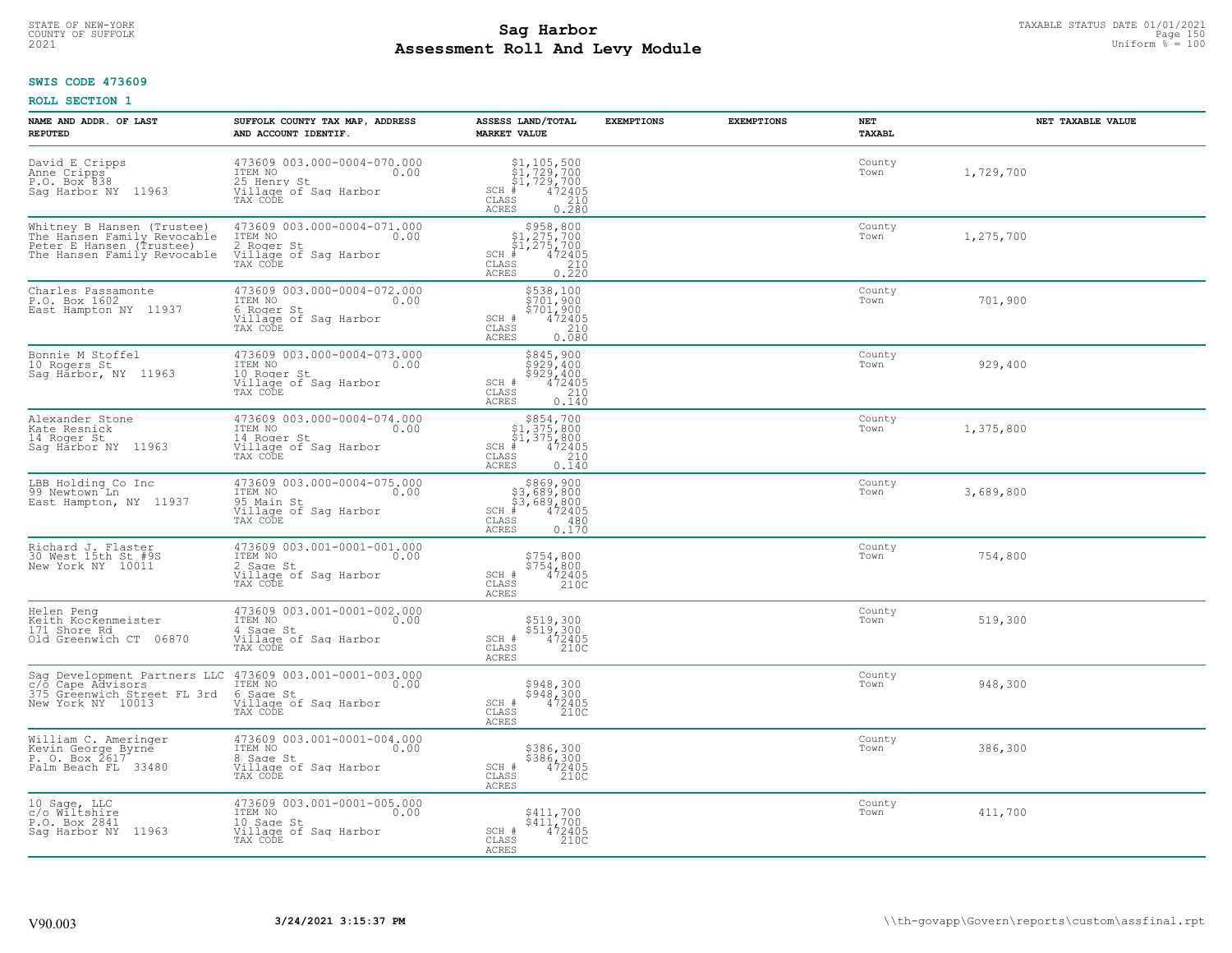STATE OF NEW-YORK
COUNTY OF SUFFOLK
2021

# Sag Harbor
## Assessment Roll And Levy Module

TAXABLE STATUS DATE 01/01/2021
Uniform % = 100

**SWIS CODE 473609**

**ROLL SECTION 1**

| NAME AND ADDR. OF LAST REPUTED | SUFFOLK COUNTY TAX MAP, ADDRESS AND ACCOUNT IDENTIF. | ASSESS LAND/TOTAL MARKET VALUE | EXEMPTIONS | EXEMPTIONS | NET TAXABL | NET TAXABLE VALUE |
|---|---|---|---|---|---|---|
| David E Cripps<br>Anne Cripps<br>P.O. Box 838<br>Sag Harbor NY 11963 | 473609 003.000-0004-070.000<br>ITEM NO 0.00<br>25 Henry St<br>Village of Sag Harbor<br>TAX CODE | $1,105,500<br>$1,729,700<br>$1,729,700<br>SCH # 472405<br>CLASS 210<br>ACRES 0.280 | | | County<br>Town | 1,729,700 |
| Whitney B Hansen (Trustee)<br>The Hansen Family Revocable<br>Peter E Hansen (Trustee)<br>The Hansen Family Revocable | 473609 003.000-0004-071.000<br>ITEM NO 0.00<br>2 Roger St<br>Village of Sag Harbor<br>TAX CODE | $958,800<br>$1,275,700<br>$1,275,700<br>SCH # 472405<br>CLASS 210<br>ACRES 0.220 | | | County<br>Town | 1,275,700 |
| Charles Passamonte<br>P.O. Box 1602<br>East Hampton NY 11937 | 473609 003.000-0004-072.000<br>ITEM NO 0.00<br>6 Roger St<br>Village of Sag Harbor<br>TAX CODE | $538,100<br>$701,900<br>$701,900<br>SCH # 472405<br>CLASS 210<br>ACRES 0.080 | | | County<br>Town | 701,900 |
| Bonnie M Stoffel<br>10 Rogers St<br>Sag Harbor, NY 11963 | 473609 003.000-0004-073.000<br>ITEM NO 0.00<br>10 Roger St<br>Village of Sag Harbor<br>TAX CODE | $845,900<br>$929,400<br>$929,400<br>SCH # 472405<br>CLASS 210<br>ACRES 0.140 | | | County<br>Town | 929,400 |
| Alexander Stone<br>Kate Resnick<br>14 Roger St<br>Sag Harbor NY 11963 | 473609 003.000-0004-074.000<br>ITEM NO 0.00<br>14 Roger St<br>Village of Sag Harbor<br>TAX CODE | $854,700<br>$1,375,800<br>$1,375,800<br>SCH # 472405<br>CLASS 210<br>ACRES 0.140 | | | County<br>Town | 1,375,800 |
| LBB Holding Co Inc<br>99 Newtown Ln<br>East Hampton, NY 11937 | 473609 003.000-0004-075.000<br>ITEM NO 0.00<br>95 Main St<br>Village of Sag Harbor<br>TAX CODE | $869,900<br>$3,689,800<br>$3,689,800<br>SCH # 472405<br>CLASS 480<br>ACRES 0.170 | | | County<br>Town | 3,689,800 |
| Richard J. Flaster<br>30 West 15th St #9S<br>New York NY 10011 | 473609 003.001-0001-001.000<br>ITEM NO 0.00<br>2 Sage St<br>Village of Sag Harbor<br>TAX CODE | $754,800<br>$754,800<br>SCH # 472405<br>CLASS 210C<br>ACRES | | | County<br>Town | 754,800 |
| Helen Peng<br>Keith Kockenmeister<br>171 Shore Rd<br>Old Greenwich CT 06870 | 473609 003.001-0001-002.000<br>ITEM NO 0.00<br>4 Sage St<br>Village of Sag Harbor<br>TAX CODE | $519,300<br>$519,300<br>SCH # 472405<br>CLASS 210C<br>ACRES | | | County<br>Town | 519,300 |
| Sag Development Partners LLC<br>c/o Cape Advisors<br>375 Greenwich Street FL 3rd<br>New York NY 10013 | 473609 003.001-0001-003.000<br>ITEM NO 0.00<br>6 Sage St<br>Village of Sag Harbor<br>TAX CODE | $948,300<br>$948,300<br>SCH # 472405<br>CLASS 210C<br>ACRES | | | County<br>Town | 948,300 |
| William C. Ameringer<br>Kevin George Byrne<br>P. O. Box 2617<br>Palm Beach FL 33480 | 473609 003.001-0001-004.000<br>ITEM NO 0.00<br>8 Sage St<br>Village of Sag Harbor<br>TAX CODE | $386,300<br>$386,300<br>SCH # 472405<br>CLASS 210C<br>ACRES | | | County<br>Town | 386,300 |
| 10 Sage, LLC<br>c/o Wiltshire<br>P.O. Box 2841<br>Sag Harbor NY 11963 | 473609 003.001-0001-005.000<br>ITEM NO 0.00<br>10 Sage St<br>Village of Sag Harbor<br>TAX CODE | $411,700<br>$411,700<br>SCH # 472405<br>CLASS 210C<br>ACRES | | | County<br>Town | 411,700 |

V90.003 3/24/2021 3:15:37 PM \\th-govapp\Govern\reports\custom\assfinal.rpt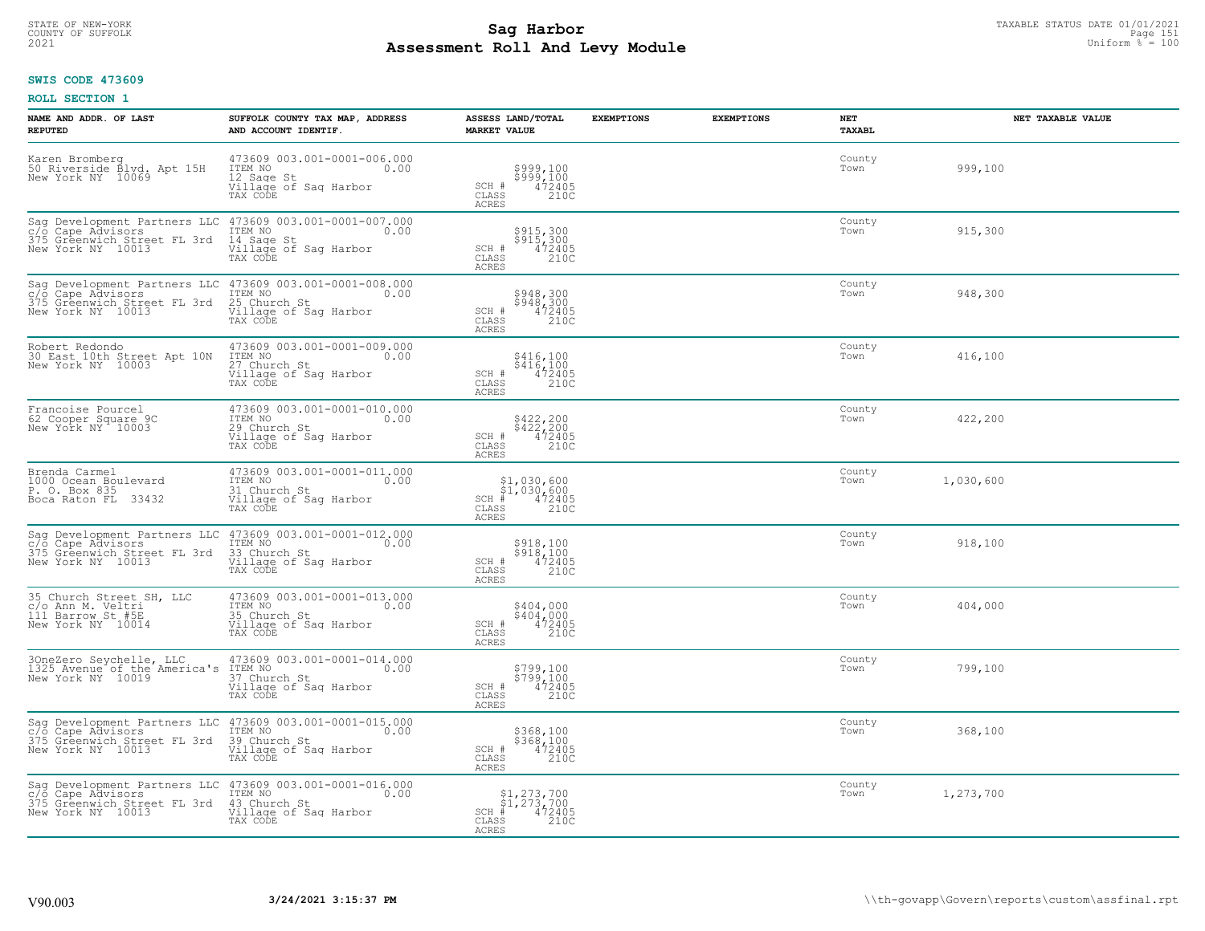**SWIS CODE 473609**

**ROLL SECTION 1**

| NAME AND ADDR. OF LAST REPUTED | SUFFOLK COUNTY TAX MAP, ADDRESS AND ACCOUNT IDENTIF. | ASSESS LAND/TOTAL MARKET VALUE | EXEMPTIONS | EXEMPTIONS | NET TAXABL | NET TAXABLE VALUE |
|---|---|---|---|---|---|---|
| Karen Bromberg<br>50 Riverside Blvd. Apt 15H<br>New York NY 10069 | 473609 003.001-0001-006.000<br>ITEM NO 0.00<br>12 Sage St<br>Village of Sag Harbor<br>TAX CODE | $999,100<br>$999,100<br>SCH # 472405<br>CLASS 210C<br>ACRES | | | County<br>Town | 999,100 |
| Sag Development Partners LLC<br>c/o Cape Advisors<br>375 Greenwich Street FL 3rd<br>New York NY 10013 | 473609 003.001-0001-007.000<br>ITEM NO 0.00<br>14 Sage St<br>Village of Sag Harbor<br>TAX CODE | $915,300<br>$915,300<br>SCH # 472405<br>CLASS 210C<br>ACRES | | | County<br>Town | 915,300 |
| Sag Development Partners LLC<br>c/o Cape Advisors<br>375 Greenwich Street FL 3rd<br>New York NY 10013 | 473609 003.001-0001-008.000<br>ITEM NO 0.00<br>25 Church St<br>Village of Sag Harbor<br>TAX CODE | $948,300<br>$948,300<br>SCH # 472405<br>CLASS 210C<br>ACRES | | | County<br>Town | 948,300 |
| Robert Redondo<br>30 East 10th Street Apt 10N<br>New York NY 10003 | 473609 003.001-0001-009.000<br>ITEM NO 0.00<br>27 Church St<br>Village of Sag Harbor<br>TAX CODE | $416,100<br>$416,100<br>SCH # 472405<br>CLASS 210C<br>ACRES | | | County<br>Town | 416,100 |
| Francoise Pourcel<br>62 Cooper Square 9C<br>New York NY 10003 | 473609 003.001-0001-010.000<br>ITEM NO 0.00<br>29 Church St<br>Village of Sag Harbor<br>TAX CODE | $422,200<br>$422,200<br>SCH # 472405<br>CLASS 210C<br>ACRES | | | County<br>Town | 422,200 |
| Brenda Carmel<br>1000 Ocean Boulevard<br>P. O. Box 835<br>Boca Raton FL 33432 | 473609 003.001-0001-011.000<br>ITEM NO 0.00<br>31 Church St<br>Village of Sag Harbor<br>TAX CODE | $1,030,600<br>$1,030,600<br>SCH # 472405<br>CLASS 210C<br>ACRES | | | County<br>Town | 1,030,600 |
| Sag Development Partners LLC<br>c/o Cape Advisors<br>375 Greenwich Street FL 3rd<br>New York NY 10013 | 473609 003.001-0001-012.000<br>ITEM NO 0.00<br>33 Church St<br>Village of Sag Harbor<br>TAX CODE | $918,100<br>$918,100<br>SCH # 472405<br>CLASS 210C<br>ACRES | | | County<br>Town | 918,100 |
| 35 Church Street SH, LLC<br>c/o Ann M. Veltri<br>111 Barrow St #5E<br>New York NY 10014 | 473609 003.001-0001-013.000<br>ITEM NO 0.00<br>35 Church St<br>Village of Sag Harbor<br>TAX CODE | $404,000<br>$404,000<br>SCH # 472405<br>CLASS 210C<br>ACRES | | | County<br>Town | 404,000 |
| 3OneZero Seychelle, LLC<br>1325 Avenue of the America's<br>New York NY 10019 | 473609 003.001-0001-014.000<br>ITEM NO 0.00<br>37 Church St<br>Village of Sag Harbor<br>TAX CODE | $799,100<br>$799,100<br>SCH # 472405<br>CLASS 210C<br>ACRES | | | County<br>Town | 799,100 |
| Sag Development Partners LLC<br>c/o Cape Advisors<br>375 Greenwich Street FL 3rd<br>New York NY 10013 | 473609 003.001-0001-015.000<br>ITEM NO 0.00<br>39 Church St<br>Village of Sag Harbor<br>TAX CODE | $368,100<br>$368,100<br>SCH # 472405<br>CLASS 210C<br>ACRES | | | County<br>Town | 368,100 |
| Sag Development Partners LLC<br>c/o Cape Advisors<br>375 Greenwich Street FL 3rd<br>New York NY 10013 | 473609 003.001-0001-016.000<br>ITEM NO 0.00<br>43 Church St<br>Village of Sag Harbor<br>TAX CODE | $1,273,700<br>$1,273,700<br>SCH # 472405<br>CLASS 210C<br>ACRES | | | County<br>Town | 1,273,700 |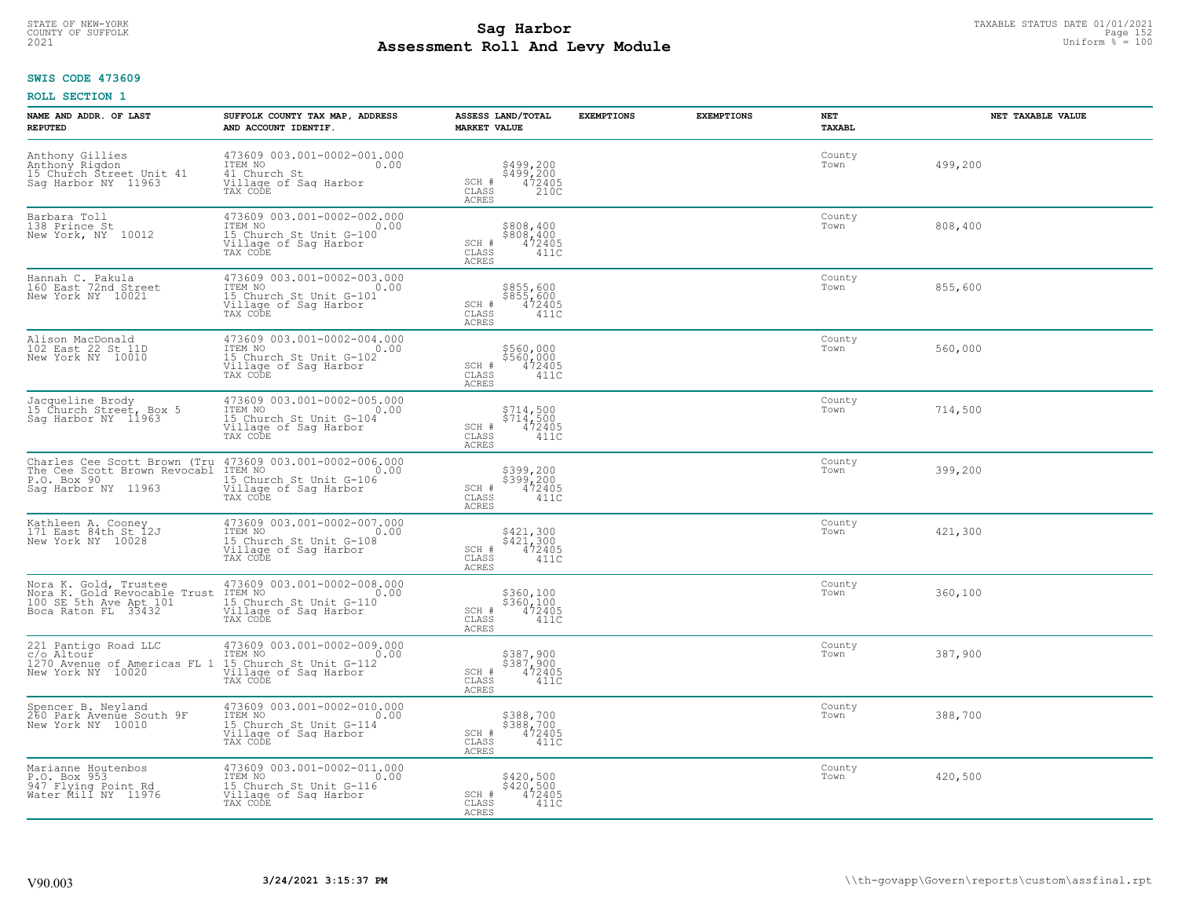# Sag Harbor
## Assessment Roll And Levy Module

STATE OF NEW-YORK
COUNTY OF SUFFOLK
2021

TAXABLE STATUS DATE 01/01/2021
Uniform % = 100

**SWIS CODE 473609**

**ROLL SECTION 1**

| NAME AND ADDR. OF LAST REPUTED | SUFFOLK COUNTY TAX MAP, ADDRESS AND ACCOUNT IDENTIF. | ASSESS LAND/TOTAL MARKET VALUE | EXEMPTIONS | EXEMPTIONS | NET TAXABL | NET TAXABLE VALUE |
|---|---|---|---|---|---|---|
| Anthony Gillies<br>Anthony Rigdon<br>15 Church Street Unit 41<br>Sag Harbor NY 11963 | 473609 003.001-0002-001.000<br>ITEM NO 0.00<br>41 Church St<br>Village of Sag Harbor<br>TAX CODE | $499,200<br>$499,200<br>SCH # 472405<br>CLASS 210C<br>ACRES | | | County<br>Town | 499,200 |
| Barbara Toll<br>138 Prince St<br>New York, NY 10012 | 473609 003.001-0002-002.000<br>ITEM NO 0.00<br>15 Church St Unit G-100<br>Village of Sag Harbor<br>TAX CODE | $808,400<br>$808,400<br>SCH # 472405<br>CLASS 411C<br>ACRES | | | County<br>Town | 808,400 |
| Hannah C. Pakula<br>160 East 72nd Street<br>New York NY 10021 | 473609 003.001-0002-003.000<br>ITEM NO 0.00<br>15 Church St Unit G-101<br>Village of Sag Harbor<br>TAX CODE | $855,600<br>$855,600<br>SCH # 472405<br>CLASS 411C<br>ACRES | | | County<br>Town | 855,600 |
| Alison MacDonald<br>102 East 22 St 11D<br>New York NY 10010 | 473609 003.001-0002-004.000<br>ITEM NO 0.00<br>15 Church St Unit G-102<br>Village of Sag Harbor<br>TAX CODE | $560,000<br>$560,000<br>SCH # 472405<br>CLASS 411C<br>ACRES | | | County<br>Town | 560,000 |
| Jacqueline Brody<br>15 Church Street, Box 5<br>Sag Harbor NY 11963 | 473609 003.001-0002-005.000<br>ITEM NO 0.00<br>15 Church St Unit G-104<br>Village of Sag Harbor<br>TAX CODE | $714,500<br>$714,500<br>SCH # 472405<br>CLASS 411C<br>ACRES | | | County<br>Town | 714,500 |
| Charles Cee Scott Brown (Tru<br>The Cee Scott Brown Revocabl<br>P.O. Box 90<br>Sag Harbor NY 11963 | 473609 003.001-0002-006.000<br>ITEM NO 0.00<br>15 Church St Unit G-106<br>Village of Sag Harbor<br>TAX CODE | $399,200<br>$399,200<br>SCH # 472405<br>CLASS 411C<br>ACRES | | | County<br>Town | 399,200 |
| Kathleen A. Cooney<br>171 East 84th St 12J<br>New York NY 10028 | 473609 003.001-0002-007.000<br>ITEM NO 0.00<br>15 Church St Unit G-108<br>Village of Sag Harbor<br>TAX CODE | $421,300<br>$421,300<br>SCH # 472405<br>CLASS 411C<br>ACRES | | | County<br>Town | 421,300 |
| Nora K. Gold, Trustee<br>Nora K. Gold Revocable Trust<br>100 SE 5th Ave Apt 101<br>Boca Raton FL 33432 | 473609 003.001-0002-008.000<br>ITEM NO 0.00<br>15 Church St Unit G-110<br>Village of Sag Harbor<br>TAX CODE | $360,100<br>$360,100<br>SCH # 472405<br>CLASS 411C<br>ACRES | | | County<br>Town | 360,100 |
| 221 Pantigo Road LLC<br>c/o Altour<br>1270 Avenue of Americas FL 1<br>New York NY 10020 | 473609 003.001-0002-009.000<br>ITEM NO 0.00<br>15 Church St Unit G-112<br>Village of Sag Harbor<br>TAX CODE | $387,900<br>$387,900<br>SCH # 472405<br>CLASS 411C<br>ACRES | | | County<br>Town | 387,900 |
| Spencer B. Neyland<br>260 Park Avenue South 9F<br>New York NY 10010 | 473609 003.001-0002-010.000<br>ITEM NO 0.00<br>15 Church St Unit G-114<br>Village of Sag Harbor<br>TAX CODE | $388,700<br>$388,700<br>SCH # 472405<br>CLASS 411C<br>ACRES | | | County<br>Town | 388,700 |
| Marianne Houtenbos<br>P.O. Box 953<br>947 Flying Point Rd<br>Water Mill NY 11976 | 473609 003.001-0002-011.000<br>ITEM NO 0.00<br>15 Church St Unit G-116<br>Village of Sag Harbor<br>TAX CODE | $420,500<br>$420,500<br>SCH # 472405<br>CLASS 411C<br>ACRES | | | County<br>Town | 420,500 |

V90.003 3/24/2021 3:15:37 PM \\th-govapp\Govern\reports\custom\assfinal.rpt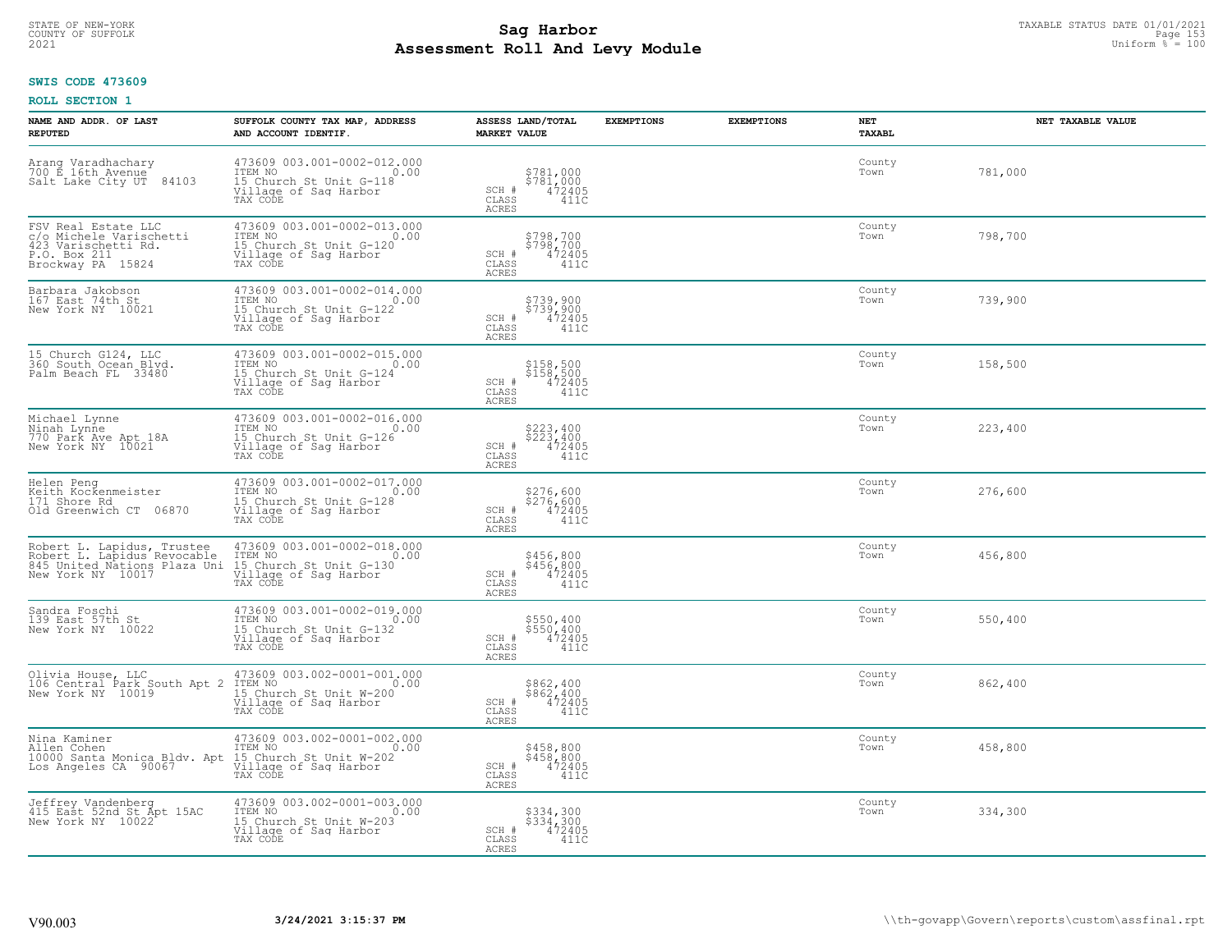STATE OF NEW-YORK
COUNTY OF SUFFOLK
2021

# Sag Harbor
# Assessment Roll And Levy Module

TAXABLE STATUS DATE 01/01/2021
Uniform % = 100

**SWIS CODE 473609**

**ROLL SECTION 1**

| NAME AND ADDR. OF LAST REPUTED | SUFFOLK COUNTY TAX MAP, ADDRESS AND ACCOUNT IDENTIF. | ASSESS LAND/TOTAL MARKET VALUE | EXEMPTIONS | EXEMPTIONS | NET TAXABL | NET TAXABLE VALUE |
|---|---|---|---|---|---|---|
| Arang Varadhachary<br>700 E 16th Avenue<br>Salt Lake City UT 84103 | 473609 003.001-0002-012.000<br>ITEM NO 0.00<br>15 Church St Unit G-118<br>Village of Sag Harbor<br>TAX CODE | $781,000<br>$781,000<br>SCH # 472405<br>CLASS 411C<br>ACRES | | | County<br>Town | 781,000 |
| FSV Real Estate LLC<br>c/o Michele Varischetti<br>423 Varischetti Rd.<br>P.O. Box 211<br>Brockway PA 15824 | 473609 003.001-0002-013.000<br>ITEM NO 0.00<br>15 Church St Unit G-120<br>Village of Sag Harbor<br>TAX CODE | $798,700<br>$798,700<br>SCH # 472405<br>CLASS 411C<br>ACRES | | | County<br>Town | 798,700 |
| Barbara Jakobson<br>167 East 74th St<br>New York NY 10021 | 473609 003.001-0002-014.000<br>ITEM NO 0.00<br>15 Church St Unit G-122<br>Village of Sag Harbor<br>TAX CODE | $739,900<br>$739,900<br>SCH # 472405<br>CLASS 411C<br>ACRES | | | County<br>Town | 739,900 |
| 15 Church G124, LLC<br>360 South Ocean Blvd.<br>Palm Beach FL 33480 | 473609 003.001-0002-015.000<br>ITEM NO 0.00<br>15 Church St Unit G-124<br>Village of Sag Harbor<br>TAX CODE | $158,500<br>$158,500<br>SCH # 472405<br>CLASS 411C<br>ACRES | | | County<br>Town | 158,500 |
| Michael Lynne<br>Ninah Lynne<br>770 Park Ave Apt 18A<br>New York NY 10021 | 473609 003.001-0002-016.000<br>ITEM NO 0.00<br>15 Church St Unit G-126<br>Village of Sag Harbor<br>TAX CODE | $223,400<br>$223,400<br>SCH # 472405<br>CLASS 411C<br>ACRES | | | County<br>Town | 223,400 |
| Helen Peng<br>Keith Kockenmeister<br>171 Shore Rd<br>Old Greenwich CT 06870 | 473609 003.001-0002-017.000<br>ITEM NO 0.00<br>15 Church St Unit G-128<br>Village of Sag Harbor<br>TAX CODE | $276,600<br>$276,600<br>SCH # 472405<br>CLASS 411C<br>ACRES | | | County<br>Town | 276,600 |
| Robert L. Lapidus, Trustee<br>Robert L. Lapidus Revocable<br>845 United Nations Plaza Uni<br>New York NY 10017 | 473609 003.001-0002-018.000<br>ITEM NO 0.00<br>15 Church St Unit G-130<br>Village of Sag Harbor<br>TAX CODE | $456,800<br>$456,800<br>SCH # 472405<br>CLASS 411C<br>ACRES | | | County<br>Town | 456,800 |
| Sandra Foschi<br>139 East 57th St<br>New York NY 10022 | 473609 003.001-0002-019.000<br>ITEM NO 0.00<br>15 Church St Unit G-132<br>Village of Sag Harbor<br>TAX CODE | $550,400<br>$550,400<br>SCH # 472405<br>CLASS 411C<br>ACRES | | | County<br>Town | 550,400 |
| Olivia House, LLC<br>106 Central Park South Apt 2<br>New York NY 10019 | 473609 003.002-0001-001.000<br>ITEM NO 0.00<br>15 Church St Unit W-200<br>Village of Sag Harbor<br>TAX CODE | $862,400<br>$862,400<br>SCH # 472405<br>CLASS 411C<br>ACRES | | | County<br>Town | 862,400 |
| Nina Kaminer<br>Allen Cohen<br>10000 Santa Monica Bldv. Apt<br>Los Angeles CA 90067 | 473609 003.002-0001-002.000<br>ITEM NO 0.00<br>15 Church St Unit W-202<br>Village of Sag Harbor<br>TAX CODE | $458,800<br>$458,800<br>SCH # 472405<br>CLASS 411C<br>ACRES | | | County<br>Town | 458,800 |
| Jeffrey Vandenberg<br>415 East 52nd St Apt 15AC<br>New York NY 10022 | 473609 003.002-0001-003.000<br>ITEM NO 0.00<br>15 Church St Unit W-203<br>Village of Sag Harbor<br>TAX CODE | $334,300<br>$334,300<br>SCH # 472405<br>CLASS 411C<br>ACRES | | | County<br>Town | 334,300 |

V90.003 **3/24/2021 3:15:37 PM** \\th-govapp\Govern\reports\custom\assfinal.rpt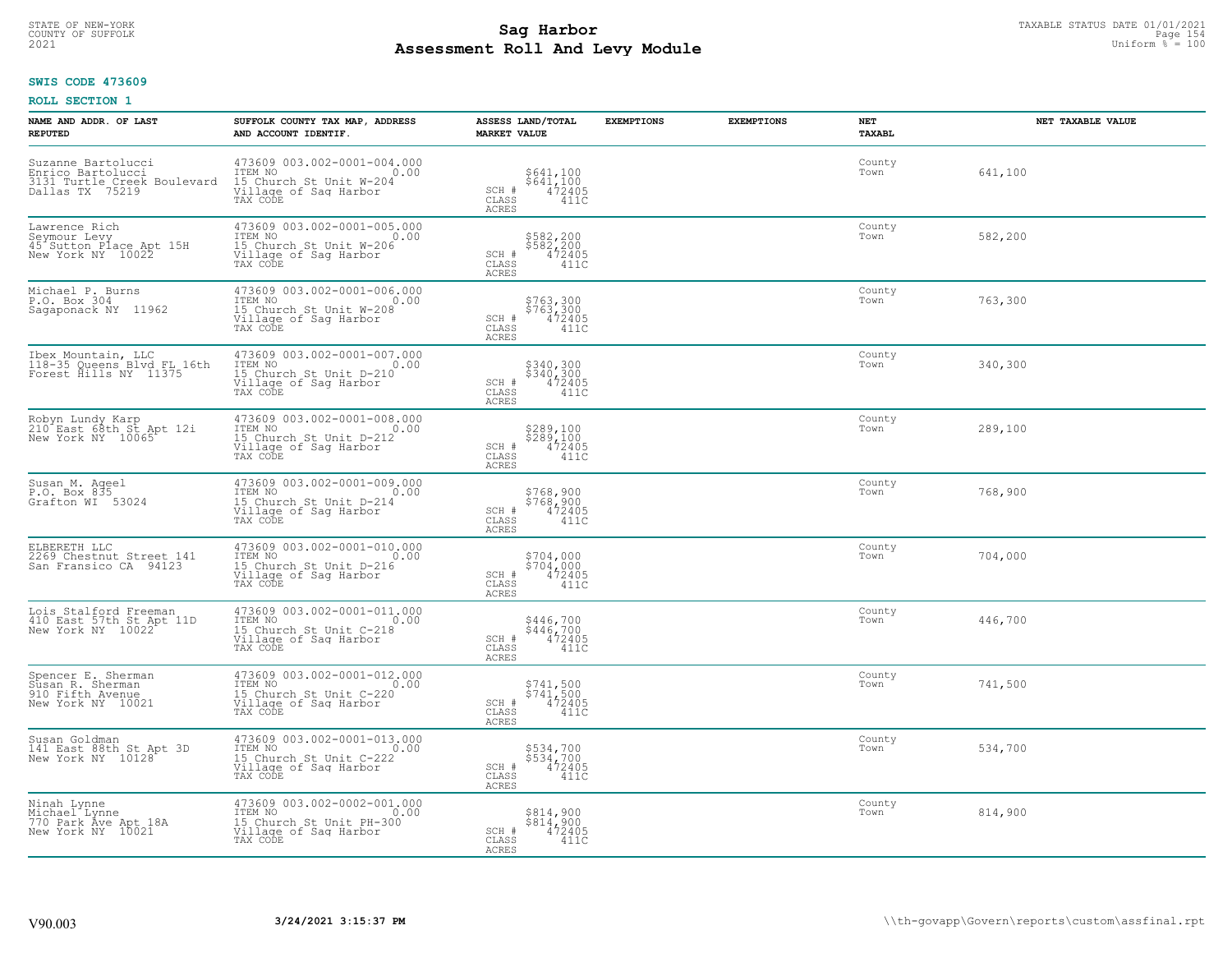STATE OF NEW-YORK
COUNTY OF SUFFOLK
2021

# Sag Harbor
## Assessment Roll And Levy Module

TAXABLE STATUS DATE 01/01/2021
Uniform % = 100

**SWIS CODE 473609**

**ROLL SECTION 1**

| NAME AND ADDR. OF LAST REPUTED | SUFFOLK COUNTY TAX MAP, ADDRESS AND ACCOUNT IDENTIF. | ASSESS LAND/TOTAL MARKET VALUE | EXEMPTIONS | EXEMPTIONS | NET TAXABL | NET TAXABLE VALUE |
|---|---|---|---|---|---|---|
| Suzanne Bartolucci<br>Enrico Bartolucci<br>3131 Turtle Creek Boulevard<br>Dallas TX 75219 | 473609 003.002-0001-004.000<br>ITEM NO 0.00<br>15 Church St Unit W-204<br>Village of Sag Harbor<br>TAX CODE | $641,100<br>$641,100<br>SCH # 472405<br>CLASS 411C<br>ACRES | | | County<br>Town | 641,100 |
| Lawrence Rich<br>Seymour Levy<br>45 Sutton Place Apt 15H<br>New York NY 10022 | 473609 003.002-0001-005.000<br>ITEM NO 0.00<br>15 Church St Unit W-206<br>Village of Sag Harbor<br>TAX CODE | $582,200<br>$582,200<br>SCH # 472405<br>CLASS 411C<br>ACRES | | | County<br>Town | 582,200 |
| Michael P. Burns<br>P.O. Box 304<br>Sagaponack NY 11962 | 473609 003.002-0001-006.000<br>ITEM NO 0.00<br>15 Church St Unit W-208<br>Village of Sag Harbor<br>TAX CODE | $763,300<br>$763,300<br>SCH # 472405<br>CLASS 411C<br>ACRES | | | County<br>Town | 763,300 |
| Ibex Mountain, LLC<br>118-35 Queens Blvd FL 16th<br>Forest Hills NY 11375 | 473609 003.002-0001-007.000<br>ITEM NO 0.00<br>15 Church St Unit D-210<br>Village of Sag Harbor<br>TAX CODE | $340,300<br>$340,300<br>SCH # 472405<br>CLASS 411C<br>ACRES | | | County<br>Town | 340,300 |
| Robyn Lundy Karp<br>210 East 68th St Apt 12i<br>New York NY 10065 | 473609 003.002-0001-008.000<br>ITEM NO 0.00<br>15 Church St Unit D-212<br>Village of Sag Harbor<br>TAX CODE | $289,100<br>$289,100<br>SCH # 472405<br>CLASS 411C<br>ACRES | | | County<br>Town | 289,100 |
| Susan M. Ageel<br>P.O. Box 835<br>Grafton WI 53024 | 473609 003.002-0001-009.000<br>ITEM NO 0.00<br>15 Church St Unit D-214<br>Village of Sag Harbor<br>TAX CODE | $768,900<br>$768,900<br>SCH # 472405<br>CLASS 411C<br>ACRES | | | County<br>Town | 768,900 |
| ELBERETH LLC<br>2269 Chestnut Street 141<br>San Fransico CA 94123 | 473609 003.002-0001-010.000<br>ITEM NO 0.00<br>15 Church St Unit D-216<br>Village of Sag Harbor<br>TAX CODE | $704,000<br>$704,000<br>SCH # 472405<br>CLASS 411C<br>ACRES | | | County<br>Town | 704,000 |
| Lois Stalford Freeman<br>410 East 57th St Apt 11D<br>New York NY 10022 | 473609 003.002-0001-011.000<br>ITEM NO 0.00<br>15 Church St Unit C-218<br>Village of Sag Harbor<br>TAX CODE | $446,700<br>$446,700<br>SCH # 472405<br>CLASS 411C<br>ACRES | | | County<br>Town | 446,700 |
| Spencer E. Sherman<br>Susan R. Sherman<br>910 Fifth Avenue<br>New York NY 10021 | 473609 003.002-0001-012.000<br>ITEM NO 0.00<br>15 Church St Unit C-220<br>Village of Sag Harbor<br>TAX CODE | $741,500<br>$741,500<br>SCH # 472405<br>CLASS 411C<br>ACRES | | | County<br>Town | 741,500 |
| Susan Goldman<br>141 East 88th St Apt 3D<br>New York NY 10128 | 473609 003.002-0001-013.000<br>ITEM NO 0.00<br>15 Church St Unit C-222<br>Village of Sag Harbor<br>TAX CODE | $534,700<br>$534,700<br>SCH # 472405<br>CLASS 411C<br>ACRES | | | County<br>Town | 534,700 |
| Ninah Lynne<br>Michael Lynne<br>770 Park Ave Apt 18A<br>New York NY 10021 | 473609 003.002-0002-001.000<br>ITEM NO 0.00<br>15 Church St Unit PH-300<br>Village of Sag Harbor<br>TAX CODE | $814,900<br>$814,900<br>SCH # 472405<br>CLASS 411C<br>ACRES | | | County<br>Town | 814,900 |

V90.003 | 3/24/2021 3:15:37 PM | \\th-govapp\Govern\reports\custom\assfinal.rpt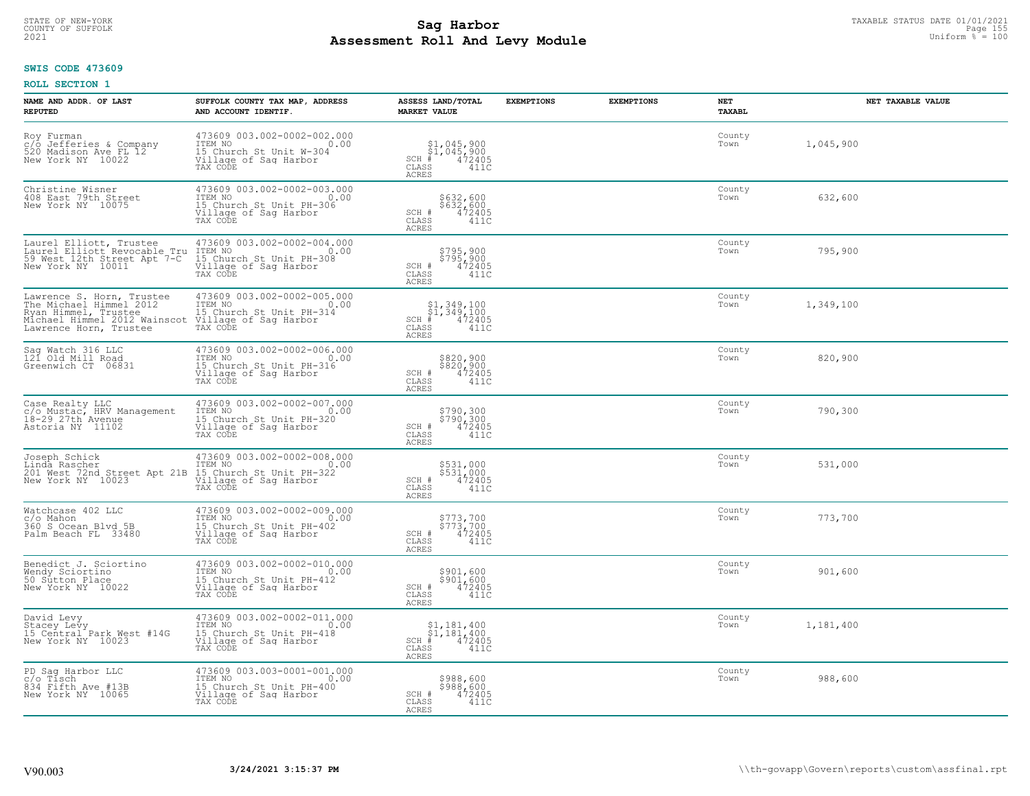STATE OF NEW-YORK
COUNTY OF SUFFOLK
2021

# Sag Harbor
## Assessment Roll And Levy Module

TAXABLE STATUS DATE 01/01/2021
Uniform % = 100

**SWIS CODE 473609**

**ROLL SECTION 1**

| NAME AND ADDR. OF LAST REPUTED | SUFFOLK COUNTY TAX MAP, ADDRESS AND ACCOUNT IDENTIF. | ASSESS LAND/TOTAL MARKET VALUE | EXEMPTIONS | EXEMPTIONS | NET TAXABL | NET TAXABLE VALUE |
|---|---|---|---|---|---|---|
| Roy Furman<br>c/o Jefferies & Company<br>520 Madison Ave FL 12<br>New York NY 10022 | 473609 003.002-0002-002.000<br>ITEM NO 0.00<br>15 Church St Unit W-304<br>Village of Sag Harbor<br>TAX CODE | $1,045,900<br>$1,045,900<br>SCH # 472405<br>CLASS 411C<br>ACRES | | | County<br>Town | 1,045,900 |
| Christine Wisner<br>408 East 79th Street<br>New York NY 10075 | 473609 003.002-0002-003.000<br>ITEM NO 0.00<br>15 Church St Unit PH-306<br>Village of Sag Harbor<br>TAX CODE | $632,600<br>$632,600<br>SCH # 472405<br>CLASS 411C<br>ACRES | | | County<br>Town | 632,600 |
| Laurel Elliott, Trustee<br>Laurel Elliott Revocable Tru<br>59 West 12th Street Apt 7-C<br>New York NY 10011 | 473609 003.002-0002-004.000<br>ITEM NO 0.00<br>15 Church St Unit PH-308<br>Village of Sag Harbor<br>TAX CODE | $795,900<br>$795,900<br>SCH # 472405<br>CLASS 411C<br>ACRES | | | County<br>Town | 795,900 |
| Lawrence S. Horn, Trustee<br>The Michael Himmel 2012<br>Ryan Himmel, Trustee<br>Michael Himmel 2012 Wainscot<br>Lawrence Horn, Trustee | 473609 003.002-0002-005.000<br>ITEM NO 0.00<br>15 Church St Unit PH-314<br>Village of Sag Harbor<br>TAX CODE | $1,349,100<br>$1,349,100<br>SCH # 472405<br>CLASS 411C<br>ACRES | | | County<br>Town | 1,349,100 |
| Sag Watch 316 LLC<br>121 Old Mill Road<br>Greenwich CT 06831 | 473609 003.002-0002-006.000<br>ITEM NO 0.00<br>15 Church St Unit PH-316<br>Village of Sag Harbor<br>TAX CODE | $820,900<br>$820,900<br>SCH # 472405<br>CLASS 411C<br>ACRES | | | County<br>Town | 820,900 |
| Case Realty LLC<br>c/o Mustac, HRV Management<br>18-29 27th Avenue<br>Astoria NY 11102 | 473609 003.002-0002-007.000<br>ITEM NO 0.00<br>15 Church St Unit PH-320<br>Village of Sag Harbor<br>TAX CODE | $790,300<br>$790,300<br>SCH # 472405<br>CLASS 411C<br>ACRES | | | County<br>Town | 790,300 |
| Joseph Schick<br>Linda Rascher<br>201 West 72nd Street Apt 21B<br>New York NY 10023 | 473609 003.002-0002-008.000<br>ITEM NO 0.00<br>15 Church St Unit PH-322<br>Village of Sag Harbor<br>TAX CODE | $531,000<br>$531,000<br>SCH # 472405<br>CLASS 411C<br>ACRES | | | County<br>Town | 531,000 |
| Watchcase 402 LLC<br>c/o Mahon<br>360 S Ocean Blvd 5B<br>Palm Beach FL 33480 | 473609 003.002-0002-009.000<br>ITEM NO 0.00<br>15 Church St Unit PH-402<br>Village of Sag Harbor<br>TAX CODE | $773,700<br>$773,700<br>SCH # 472405<br>CLASS 411C<br>ACRES | | | County<br>Town | 773,700 |
| Benedict J. Sciortino<br>Wendy Sciortino<br>50 Sutton Place<br>New York NY 10022 | 473609 003.002-0002-010.000<br>ITEM NO 0.00<br>15 Church St Unit PH-412<br>Village of Sag Harbor<br>TAX CODE | $901,600<br>$901,600<br>SCH # 472405<br>CLASS 411C<br>ACRES | | | County<br>Town | 901,600 |
| David Levy<br>Stacey Levy<br>15 Central Park West #14G<br>New York NY 10023 | 473609 003.002-0002-011.000<br>ITEM NO 0.00<br>15 Church St Unit PH-418<br>Village of Sag Harbor<br>TAX CODE | $1,181,400<br>$1,181,400<br>SCH # 472405<br>CLASS 411C<br>ACRES | | | County<br>Town | 1,181,400 |
| PD Sag Harbor LLC<br>c/o Tisch<br>834 Fifth Ave #13B<br>New York NY 10065 | 473609 003.003-0001-001.000<br>ITEM NO 0.00<br>15 Church St Unit PH-400<br>Village of Sag Harbor<br>TAX CODE | $988,600<br>$988,600<br>SCH # 472405<br>CLASS 411C<br>ACRES | | | County<br>Town | 988,600 |

V90.003 3/24/2021 3:15:37 PM \\th-govapp\Govern\reports\custom\assfinal.rpt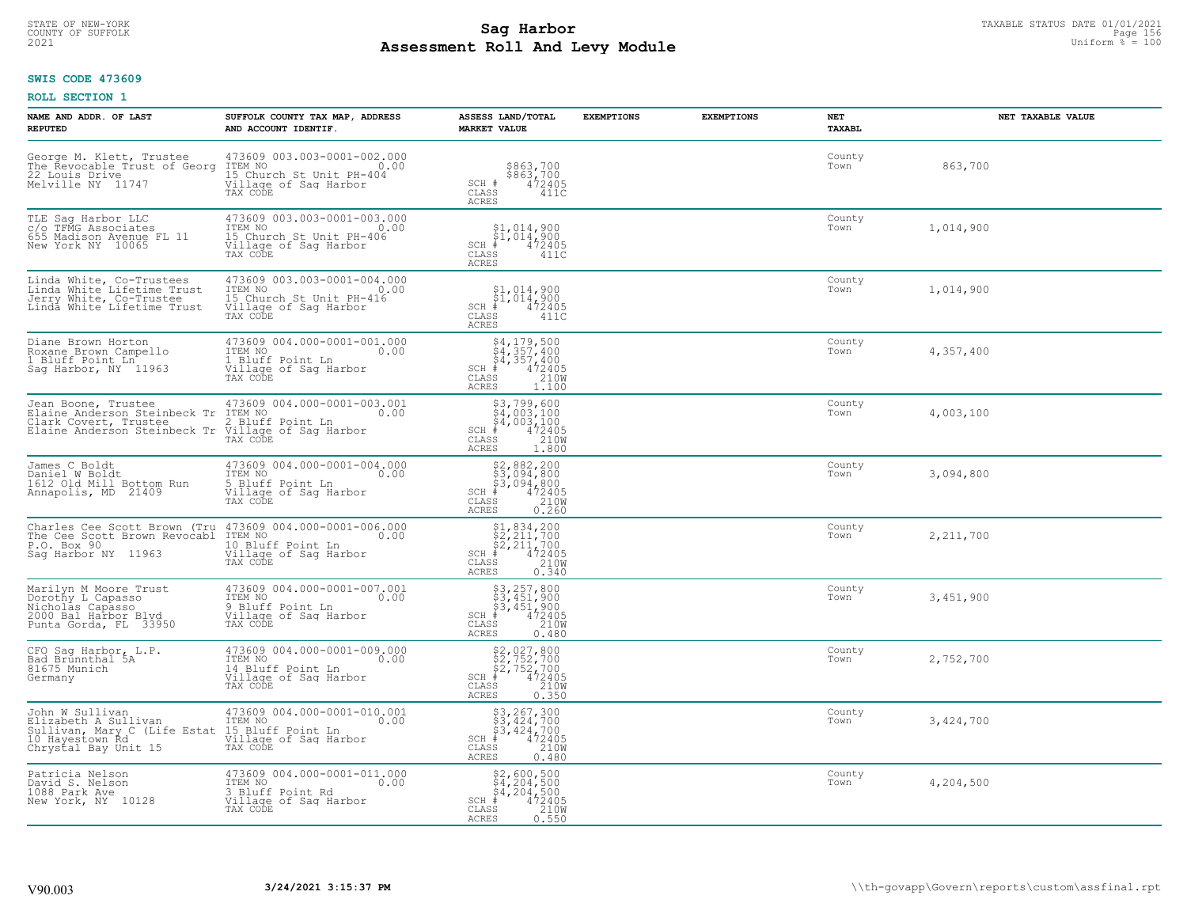STATE OF NEW-YORK
COUNTY OF SUFFOLK
2021

# Sag Harbor
# Assessment Roll And Levy Module

TAXABLE STATUS DATE 01/01/2021
Uniform % = 100

**SWIS CODE 473609**

**ROLL SECTION 1**

| NAME AND ADDR. OF LAST REPUTED | SUFFOLK COUNTY TAX MAP, ADDRESS AND ACCOUNT IDENTIF. | ASSESS LAND/TOTAL MARKET VALUE | EXEMPTIONS | EXEMPTIONS | NET TAXABL | NET TAXABLE VALUE |
|---|---|---|---|---|---|---|
| George M. Klett, Trustee<br>The Revocable Trust of Georg<br>22 Louis Drive<br>Melville NY 11747 | 473609 003.003-0001-002.000<br>ITEM NO 0.00<br>15 Church St Unit PH-404<br>Village of Sag Harbor<br>TAX CODE | $863,700<br>$863,700<br>SCH # 472405<br>CLASS 411C<br>ACRES | | | County<br>Town | 863,700 |
| TLE Sag Harbor LLC<br>c/o TFMG Associates<br>655 Madison Avenue FL 11<br>New York NY 10065 | 473609 003.003-0001-003.000<br>ITEM NO 0.00<br>15 Church St Unit PH-406<br>Village of Sag Harbor<br>TAX CODE | $1,014,900<br>$1,014,900<br>SCH # 472405<br>CLASS 411C<br>ACRES | | | County<br>Town | 1,014,900 |
| Linda White, Co-Trustees<br>Linda White Lifetime Trust<br>Jerry White, Co-Trustee<br>Linda White Lifetime Trust | 473609 003.003-0001-004.000<br>ITEM NO 0.00<br>15 Church St Unit PH-416<br>Village of Sag Harbor<br>TAX CODE | $1,014,900<br>$1,014,900<br>SCH # 472405<br>CLASS 411C<br>ACRES | | | County<br>Town | 1,014,900 |
| Diane Brown Horton<br>Roxane Brown Campello<br>1 Bluff Point Ln<br>Sag Harbor, NY 11963 | 473609 004.000-0001-001.000<br>ITEM NO 0.00<br>1 Bluff Point Ln<br>Village of Sag Harbor<br>TAX CODE | $4,179,500<br>$4,357,400<br>$4,357,400<br>SCH # 472405<br>CLASS 210W<br>ACRES 1.100 | | | County<br>Town | 4,357,400 |
| Jean Boone, Trustee<br>Elaine Anderson Steinbeck Tr<br>Clark Covert, Trustee<br>Elaine Anderson Steinbeck Tr | 473609 004.000-0001-003.001<br>ITEM NO 0.00<br>2 Bluff Point Ln<br>Village of Sag Harbor<br>TAX CODE | $3,799,600<br>$4,003,100<br>$4,003,100<br>SCH # 472405<br>CLASS 210W<br>ACRES 1.800 | | | County<br>Town | 4,003,100 |
| James C Boldt<br>Daniel W Boldt<br>1612 Old Mill Bottom Run<br>Annapolis, MD 21409 | 473609 004.000-0001-004.000<br>ITEM NO 0.00<br>5 Bluff Point Ln<br>Village of Sag Harbor<br>TAX CODE | $2,882,200<br>$3,094,800<br>$3,094,800<br>SCH # 472405<br>CLASS 210W<br>ACRES 0.260 | | | County<br>Town | 3,094,800 |
| Charles Cee Scott Brown (Tru<br>The Cee Scott Brown Revocabl<br>P.O. Box 90<br>Sag Harbor NY 11963 | 473609 004.000-0001-006.000<br>ITEM NO 0.00<br>10 Bluff Point Ln<br>Village of Sag Harbor<br>TAX CODE | $1,834,200<br>$2,211,700<br>$2,211,700<br>SCH # 472405<br>CLASS 210W<br>ACRES 0.340 | | | County<br>Town | 2,211,700 |
| Marilyn M Moore Trust<br>Dorothy L Capasso<br>Nicholas Capasso<br>2000 Bal Harbor Blvd<br>Punta Gorda, FL 33950 | 473609 004.000-0001-007.001<br>ITEM NO 0.00<br>9 Bluff Point Ln<br>Village of Sag Harbor<br>TAX CODE | $3,257,800<br>$3,451,900<br>$3,451,900<br>SCH # 472405<br>CLASS 210W<br>ACRES 0.480 | | | County<br>Town | 3,451,900 |
| CFO Sag Harbor, L.P.<br>Bad Brunnthal 5A<br>81675 Munich<br>Germany | 473609 004.000-0001-009.000<br>ITEM NO 0.00<br>14 Bluff Point Ln<br>Village of Sag Harbor<br>TAX CODE | $2,027,800<br>$2,752,700<br>$2,752,700<br>SCH # 472405<br>CLASS 210W<br>ACRES 0.350 | | | County<br>Town | 2,752,700 |
| John W Sullivan<br>Elizabeth A Sullivan<br>Sullivan, Mary C (Life Estat<br>10 Hayestown Rd<br>Chrystal Bay Unit 15 | 473609 004.000-0001-010.001<br>ITEM NO 0.00<br>15 Bluff Point Ln<br>Village of Sag Harbor<br>TAX CODE | $3,267,300<br>$3,424,700<br>$3,424,700<br>SCH # 472405<br>CLASS 210W<br>ACRES 0.480 | | | County<br>Town | 3,424,700 |
| Patricia Nelson<br>David S. Nelson<br>1088 Park Ave<br>New York, NY 10128 | 473609 004.000-0001-011.000<br>ITEM NO 0.00<br>3 Bluff Point Rd<br>Village of Sag Harbor<br>TAX CODE | $2,600,500<br>$4,204,500<br>$4,204,500<br>SCH # 472405<br>CLASS 210W<br>ACRES 0.550 | | | County<br>Town | 4,204,500 |

V90.003 | 3/24/2021 3:15:37 PM | \\th-govapp\Govern\reports\custom\assfinal.rpt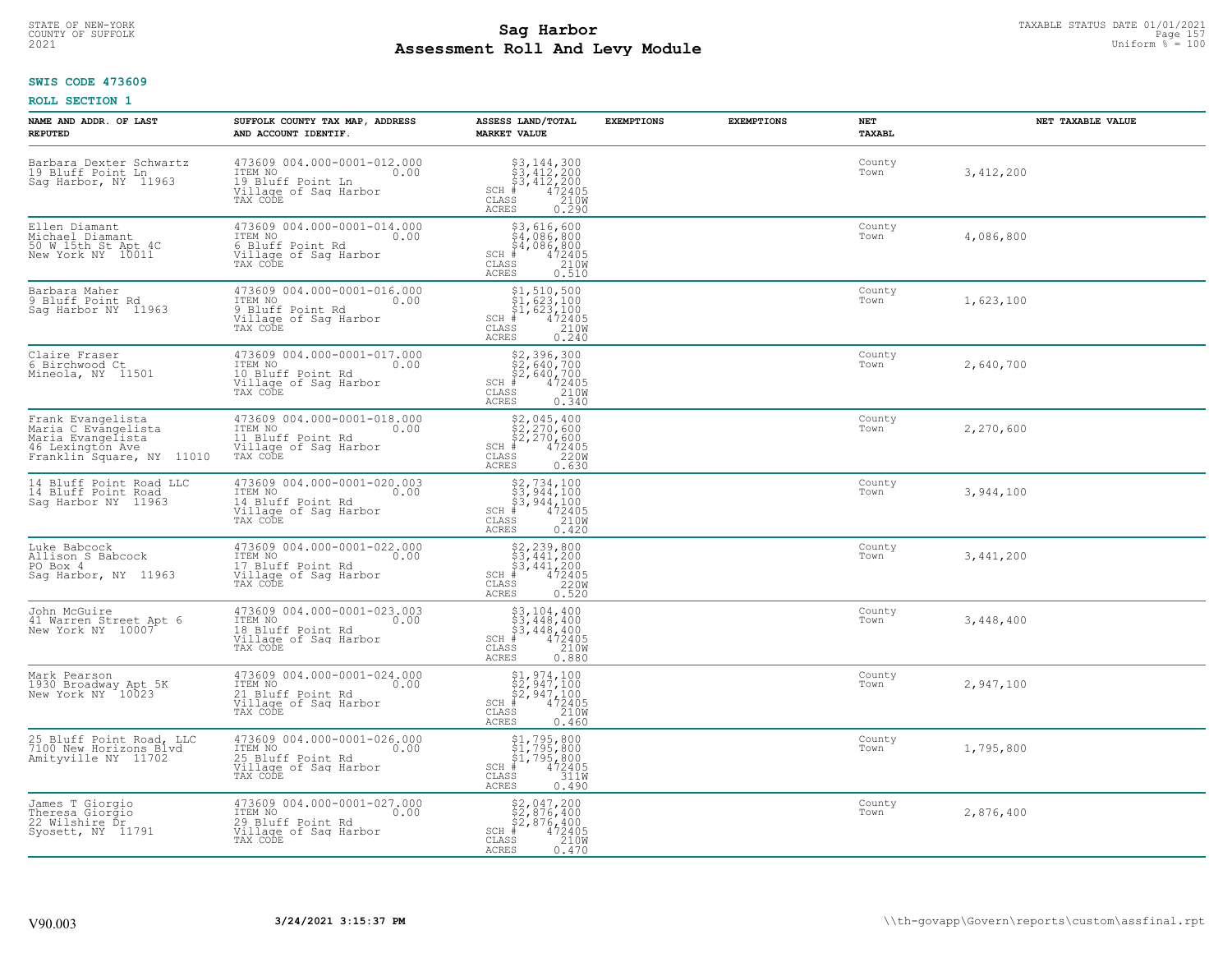STATE OF NEW-YORK
COUNTY OF SUFFOLK
2021

# Sag Harbor
# Assessment Roll And Levy Module

TAXABLE STATUS DATE 01/01/2021
Uniform % = 100

**SWIS CODE 473609**

**ROLL SECTION 1**

| NAME AND ADDR. OF LAST REPUTED | SUFFOLK COUNTY TAX MAP, ADDRESS AND ACCOUNT IDENTIF. | ASSESS LAND/TOTAL MARKET VALUE | EXEMPTIONS | EXEMPTIONS | NET TAXABL | NET TAXABLE VALUE |
|---|---|---|---|---|---|---|
| Barbara Dexter Schwartz<br>19 Bluff Point Ln<br>Sag Harbor, NY 11963 | 473609 004.000-0001-012.000<br>ITEM NO 0.00<br>19 Bluff Point Ln<br>Village of Sag Harbor<br>TAX CODE | $3,144,300<br>$3,412,200<br>$3,412,200<br>SCH # 472405<br>CLASS 210W<br>ACRES 0.290 | | | County<br>Town | 3,412,200 |
| Ellen Diamant<br>Michael Diamant<br>50 W 15th St Apt 4C<br>New York NY 10011 | 473609 004.000-0001-014.000<br>ITEM NO 0.00<br>6 Bluff Point Rd<br>Village of Sag Harbor<br>TAX CODE | $3,616,600<br>$4,086,800<br>$4,086,800<br>SCH # 472405<br>CLASS 210W<br>ACRES 0.510 | | | County<br>Town | 4,086,800 |
| Barbara Maher<br>9 Bluff Point Rd<br>Sag Harbor NY 11963 | 473609 004.000-0001-016.000<br>ITEM NO 0.00<br>9 Bluff Point Rd<br>Village of Sag Harbor<br>TAX CODE | $1,510,500<br>$1,623,100<br>$1,623,100<br>SCH # 472405<br>CLASS 210W<br>ACRES 0.240 | | | County<br>Town | 1,623,100 |
| Claire Fraser<br>6 Birchwood Ct<br>Mineola, NY 11501 | 473609 004.000-0001-017.000<br>ITEM NO 0.00<br>10 Bluff Point Rd<br>Village of Sag Harbor<br>TAX CODE | $2,396,300<br>$2,640,700<br>$2,640,700<br>SCH # 472405<br>CLASS 210W<br>ACRES 0.340 | | | County<br>Town | 2,640,700 |
| Frank Evangelista<br>Maria C Evangelista<br>Maria Evangelista<br>46 Lexington Ave<br>Franklin Square, NY 11010 | 473609 004.000-0001-018.000<br>ITEM NO 0.00<br>11 Bluff Point Rd<br>Village of Sag Harbor<br>TAX CODE | $2,045,400<br>$2,270,600<br>$2,270,600<br>SCH # 472405<br>CLASS 220W<br>ACRES 0.630 | | | County<br>Town | 2,270,600 |
| 14 Bluff Point Road LLC<br>14 Bluff Point Road<br>Sag Harbor NY 11963 | 473609 004.000-0001-020.003<br>ITEM NO 0.00<br>14 Bluff Point Rd<br>Village of Sag Harbor<br>TAX CODE | $2,734,100<br>$3,944,100<br>$3,944,100<br>SCH # 472405<br>CLASS 210W<br>ACRES 0.420 | | | County<br>Town | 3,944,100 |
| Luke Babcock<br>Allison S Babcock<br>PO Box 4<br>Sag Harbor, NY 11963 | 473609 004.000-0001-022.000<br>ITEM NO 0.00<br>17 Bluff Point Rd<br>Village of Sag Harbor<br>TAX CODE | $2,239,800<br>$3,441,200<br>$3,441,200<br>SCH # 472405<br>CLASS 220W<br>ACRES 0.520 | | | County<br>Town | 3,441,200 |
| John McGuire<br>41 Warren Street Apt 6<br>New York NY 10007 | 473609 004.000-0001-023.003<br>ITEM NO 0.00<br>18 Bluff Point Rd<br>Village of Sag Harbor<br>TAX CODE | $3,104,400<br>$3,448,400<br>$3,448,400<br>SCH # 472405<br>CLASS 210W<br>ACRES 0.880 | | | County<br>Town | 3,448,400 |
| Mark Pearson<br>1930 Broadway Apt 5K<br>New York NY 10023 | 473609 004.000-0001-024.000<br>ITEM NO 0.00<br>21 Bluff Point Rd<br>Village of Sag Harbor<br>TAX CODE | $1,974,100<br>$2,947,100<br>$2,947,100<br>SCH # 472405<br>CLASS 210W<br>ACRES 0.460 | | | County<br>Town | 2,947,100 |
| 25 Bluff Point Road, LLC<br>7100 New Horizons Blvd<br>Amityville NY 11702 | 473609 004.000-0001-026.000<br>ITEM NO 0.00<br>25 Bluff Point Rd<br>Village of Sag Harbor<br>TAX CODE | $1,795,800<br>$1,795,800<br>$1,795,800<br>SCH # 472405<br>CLASS 311W<br>ACRES 0.490 | | | County<br>Town | 1,795,800 |
| James T Giorgio<br>Theresa Giorgio<br>22 Wilshire Dr<br>Syosett, NY 11791 | 473609 004.000-0001-027.000<br>ITEM NO 0.00<br>29 Bluff Point Rd<br>Village of Sag Harbor<br>TAX CODE | $2,047,200<br>$2,876,400<br>$2,876,400<br>SCH # 472405<br>CLASS 210W<br>ACRES 0.470 | | | County<br>Town | 2,876,400 |

V90.003 | 3/24/2021 3:15:37 PM | \\th-govapp\Govern\reports\custom\assfinal.rpt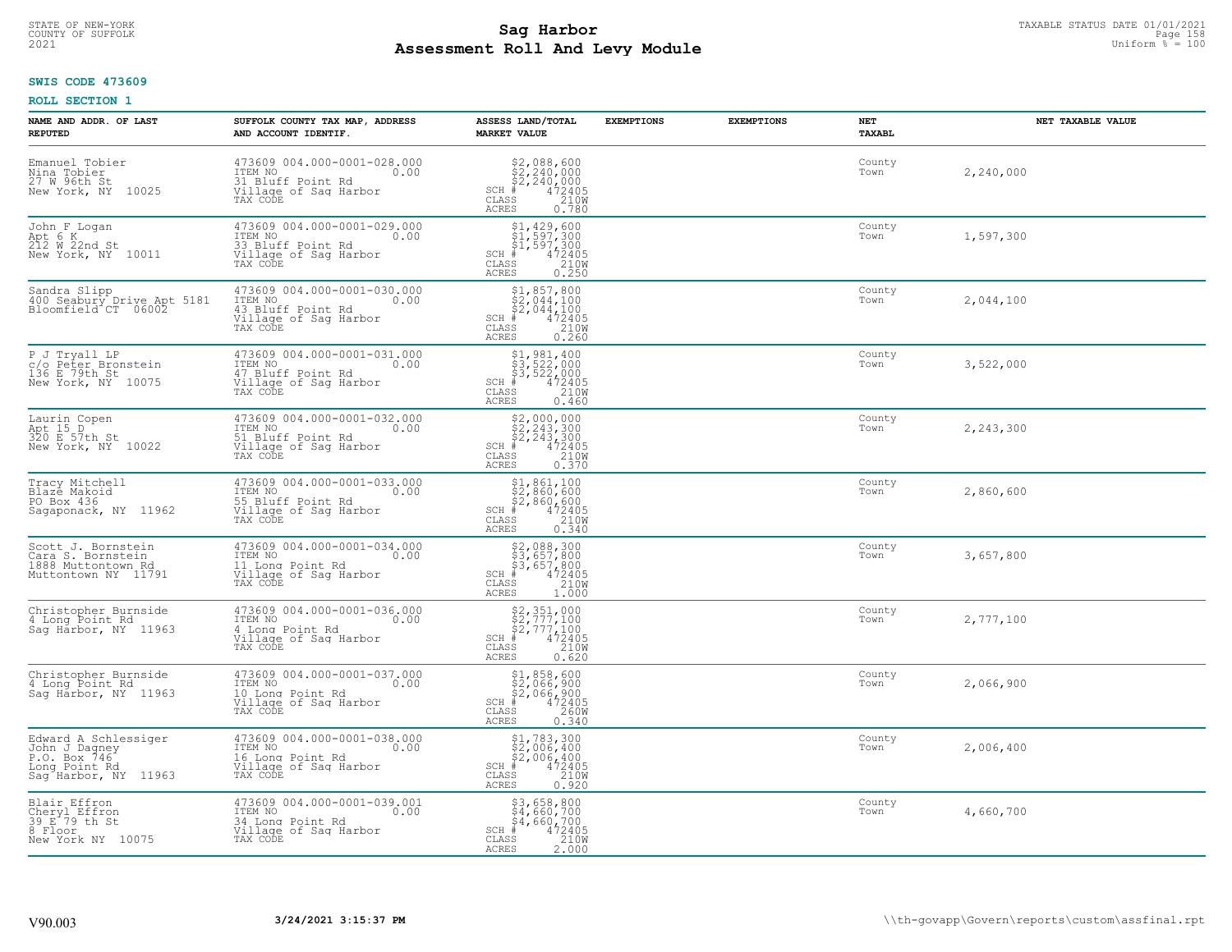STATE OF NEW-YORK
COUNTY OF SUFFOLK
2021

# Sag Harbor
## Assessment Roll And Levy Module

TAXABLE STATUS DATE 01/01/2021
Uniform % = 100

**SWIS CODE 473609**

**ROLL SECTION 1**

| NAME AND ADDR. OF LAST REPUTED | SUFFOLK COUNTY TAX MAP, ADDRESS AND ACCOUNT IDENTIF. | ASSESS LAND/TOTAL MARKET VALUE | EXEMPTIONS | EXEMPTIONS | NET TAXABL | NET TAXABLE VALUE |
|---|---|---|---|---|---|---|
| Emanuel Tobier<br>Nina Tobier<br>27 W 96th St<br>New York, NY 10025 | 473609 004.000-0001-028.000<br>ITEM NO 0.00<br>31 Bluff Point Rd<br>Village of Sag Harbor<br>TAX CODE | $2,088,600<br>$2,240,000<br>$2,240,000<br>SCH # 472405<br>CLASS 210W<br>ACRES 0.780 | | | County<br>Town | 2,240,000 |
| John F Logan<br>Apt 6 K<br>212 W 22nd St<br>New York, NY 10011 | 473609 004.000-0001-029.000<br>ITEM NO 0.00<br>33 Bluff Point Rd<br>Village of Sag Harbor<br>TAX CODE | $1,429,600<br>$1,597,300<br>$1,597,300<br>SCH # 472405<br>CLASS 210W<br>ACRES 0.250 | | | County<br>Town | 1,597,300 |
| Sandra Slipp<br>400 Seabury Drive Apt 5181<br>Bloomfield CT 06002 | 473609 004.000-0001-030.000<br>ITEM NO 0.00<br>43 Bluff Point Rd<br>Village of Sag Harbor<br>TAX CODE | $1,857,800<br>$2,044,100<br>$2,044,100<br>SCH # 472405<br>CLASS 210W<br>ACRES 0.260 | | | County<br>Town | 2,044,100 |
| P J Tryall LP<br>c/o Peter Bronstein<br>136 E 79th St<br>New York, NY 10075 | 473609 004.000-0001-031.000<br>ITEM NO 0.00<br>47 Bluff Point Rd<br>Village of Sag Harbor<br>TAX CODE | $1,981,400<br>$3,522,000<br>$3,522,000<br>SCH # 472405<br>CLASS 210W<br>ACRES 0.460 | | | County<br>Town | 3,522,000 |
| Laurin Copen<br>Apt 15 D<br>320 E 57th St<br>New York, NY 10022 | 473609 004.000-0001-032.000<br>ITEM NO 0.00<br>51 Bluff Point Rd<br>Village of Sag Harbor<br>TAX CODE | $2,000,000<br>$2,243,300<br>$2,243,300<br>SCH # 472405<br>CLASS 210W<br>ACRES 0.370 | | | County<br>Town | 2,243,300 |
| Tracy Mitchell<br>Blaze Makoid<br>PO Box 436<br>Sagaponack, NY 11962 | 473609 004.000-0001-033.000<br>ITEM NO 0.00<br>55 Bluff Point Rd<br>Village of Sag Harbor<br>TAX CODE | $1,861,100<br>$2,860,600<br>$2,860,600<br>SCH # 472405<br>CLASS 210W<br>ACRES 0.340 | | | County<br>Town | 2,860,600 |
| Scott J. Bornstein<br>Cara S. Bornstein<br>1888 Muttontown Rd<br>Muttontown NY 11791 | 473609 004.000-0001-034.000<br>ITEM NO 0.00<br>11 Long Point Rd<br>Village of Sag Harbor<br>TAX CODE | $2,088,300<br>$3,657,800<br>$3,657,800<br>SCH # 472405<br>CLASS 210W<br>ACRES 1.000 | | | County<br>Town | 3,657,800 |
| Christopher Burnside<br>4 Long Point Rd<br>Sag Harbor, NY 11963 | 473609 004.000-0001-036.000<br>ITEM NO 0.00<br>4 Long Point Rd<br>Village of Sag Harbor<br>TAX CODE | $2,351,000<br>$2,777,100<br>$2,777,100<br>SCH # 472405<br>CLASS 210W<br>ACRES 0.620 | | | County<br>Town | 2,777,100 |
| Christopher Burnside<br>4 Long Point Rd<br>Sag Harbor, NY 11963 | 473609 004.000-0001-037.000<br>ITEM NO 0.00<br>10 Long Point Rd<br>Village of Sag Harbor<br>TAX CODE | $1,858,600<br>$2,066,900<br>$2,066,900<br>SCH # 472405<br>CLASS 260W<br>ACRES 0.340 | | | County<br>Town | 2,066,900 |
| Edward A Schlessiger<br>John J Dagney<br>P.O. Box 746<br>Long Point Rd<br>Sag Harbor, NY 11963 | 473609 004.000-0001-038.000<br>ITEM NO 0.00<br>16 Long Point Rd<br>Village of Sag Harbor<br>TAX CODE | $1,783,300<br>$2,006,400<br>$2,006,400<br>SCH # 472405<br>CLASS 210W<br>ACRES 0.920 | | | County<br>Town | 2,006,400 |
| Blair Effron<br>Cheryl Effron<br>39 E 79 th St<br>8 Floor<br>New York NY 10075 | 473609 004.000-0001-039.001<br>ITEM NO 0.00<br>34 Long Point Rd<br>Village of Sag Harbor<br>TAX CODE | $3,658,800<br>$4,660,700<br>$4,660,700<br>SCH # 472405<br>CLASS 210W<br>ACRES 2.000 | | | County<br>Town | 4,660,700 |

V90.003 3/24/2021 3:15:37 PM \\th-govapp\Govern\reports\custom\assfinal.rpt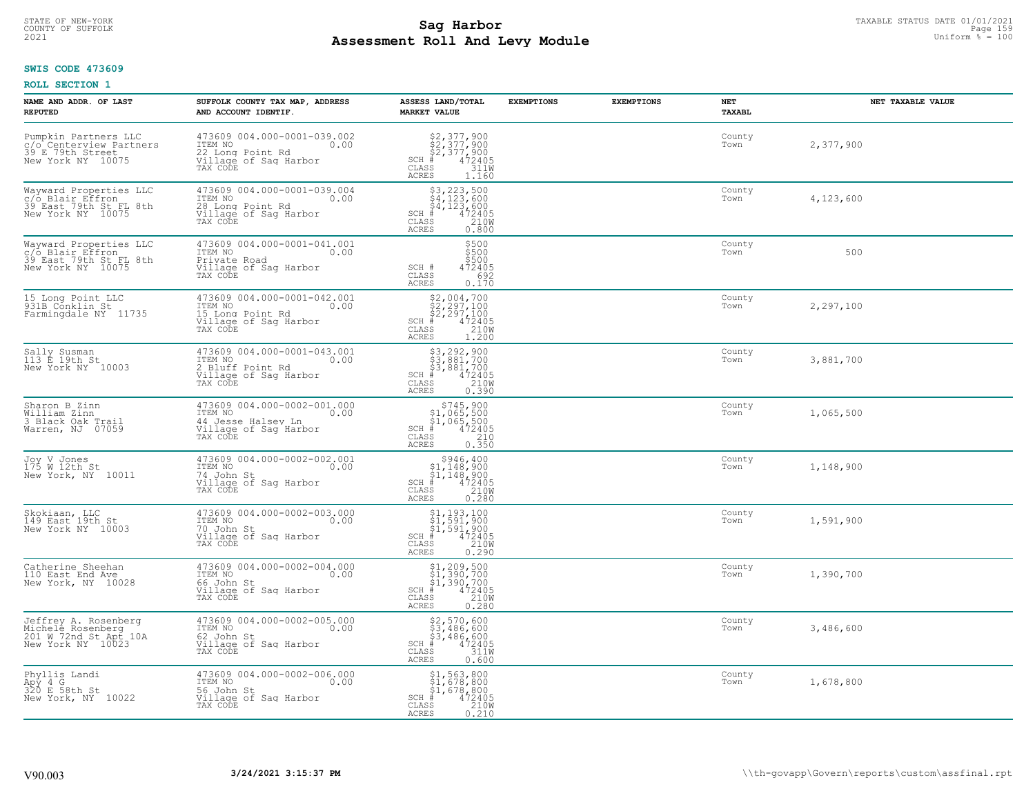STATE OF NEW-YORK
COUNTY OF SUFFOLK
2021

# Sag Harbor
## Assessment Roll And Levy Module

TAXABLE STATUS DATE 01/01/2021
Uniform % = 100

**SWIS CODE 473609**

**ROLL SECTION 1**

| NAME AND ADDR. OF LAST REPUTED | SUFFOLK COUNTY TAX MAP, ADDRESS AND ACCOUNT IDENTIF. | ASSESS LAND/TOTAL MARKET VALUE | EXEMPTIONS | EXEMPTIONS | NET TAXABL | NET TAXABLE VALUE |
|---|---|---|---|---|---|---|
| Pumpkin Partners LLC<br>c/o Centerview Partners<br>39 E 79th Street<br>New York NY 10075 | 473609 004.000-0001-039.002<br>ITEM NO 0.00<br>22 Long Point Rd<br>Village of Sag Harbor<br>TAX CODE | $2,377,900<br>$2,377,900<br>$2,377,900<br>SCH # 472405<br>CLASS 311W<br>ACRES 1.160 | | | County<br>Town | 2,377,900 |
| Wayward Properties LLC<br>c/o Blair Effron<br>39 East 79th St FL 8th<br>New York NY 10075 | 473609 004.000-0001-039.004<br>ITEM NO 0.00<br>28 Long Point Rd<br>Village of Sag Harbor<br>TAX CODE | $3,223,500<br>$4,123,600<br>$4,123,600<br>SCH # 472405<br>CLASS 210W<br>ACRES 0.800 | | | County<br>Town | 4,123,600 |
| Wayward Properties LLC<br>c/o Blair Effron<br>39 East 79th St FL 8th<br>New York NY 10075 | 473609 004.000-0001-041.001<br>ITEM NO 0.00<br>Private Road<br>Village of Sag Harbor<br>TAX CODE | $500<br>$500<br>$500<br>SCH # 472405<br>CLASS 692<br>ACRES 0.170 | | | County<br>Town | 500 |
| 15 Long Point LLC<br>931B Conklin St<br>Farmingdale NY 11735 | 473609 004.000-0001-042.001<br>ITEM NO 0.00<br>15 Long Point Rd<br>Village of Sag Harbor<br>TAX CODE | $2,004,700<br>$2,297,100<br>$2,297,100<br>SCH # 472405<br>CLASS 210W<br>ACRES 1.200 | | | County<br>Town | 2,297,100 |
| Sally Susman<br>113 E 19th St<br>New York NY 10003 | 473609 004.000-0001-043.001<br>ITEM NO 0.00<br>2 Bluff Point Rd<br>Village of Sag Harbor<br>TAX CODE | $3,292,900<br>$3,881,700<br>$3,881,700<br>SCH # 472405<br>CLASS 210W<br>ACRES 0.390 | | | County<br>Town | 3,881,700 |
| Sharon B Zinn<br>William Zinn<br>3 Black Oak Trail<br>Warren, NJ 07059 | 473609 004.000-0002-001.000<br>ITEM NO 0.00<br>44 Jesse Halsey Ln<br>Village of Sag Harbor<br>TAX CODE | $745,900<br>$1,065,500<br>$1,065,500<br>SCH # 472405<br>CLASS 210<br>ACRES 0.350 | | | County<br>Town | 1,065,500 |
| Joy V Jones<br>175 W 12th St<br>New York, NY 10011 | 473609 004.000-0002-002.001<br>ITEM NO 0.00<br>74 John St<br>Village of Sag Harbor<br>TAX CODE | $946,400<br>$1,148,900<br>$1,148,900<br>SCH # 472405<br>CLASS 210W<br>ACRES 0.280 | | | County<br>Town | 1,148,900 |
| Skokiaan, LLC<br>149 East 19th St<br>New York NY 10003 | 473609 004.000-0002-003.000<br>ITEM NO 0.00<br>70 John St<br>Village of Sag Harbor<br>TAX CODE | $1,193,100<br>$1,591,900<br>$1,591,900<br>SCH # 472405<br>CLASS 210W<br>ACRES 0.290 | | | County<br>Town | 1,591,900 |
| Catherine Sheehan<br>110 East End Ave<br>New York, NY 10028 | 473609 004.000-0002-004.000<br>ITEM NO 0.00<br>66 John St<br>Village of Sag Harbor<br>TAX CODE | $1,209,500<br>$1,390,700<br>$1,390,700<br>SCH # 472405<br>CLASS 210W<br>ACRES 0.280 | | | County<br>Town | 1,390,700 |
| Jeffrey A. Rosenberg<br>Michele Rosenberg<br>201 W 72nd St Apt 10A<br>New York NY 10023 | 473609 004.000-0002-005.000<br>ITEM NO 0.00<br>62 John St<br>Village of Sag Harbor<br>TAX CODE | $2,570,600<br>$3,486,600<br>$3,486,600<br>SCH # 472405<br>CLASS 311W<br>ACRES 0.600 | | | County<br>Town | 3,486,600 |
| Phyllis Landi<br>Apy 4 G<br>320 E 58th St<br>New York, NY 10022 | 473609 004.000-0002-006.000<br>ITEM NO 0.00<br>56 John St<br>Village of Sag Harbor<br>TAX CODE | $1,563,800<br>$1,678,800<br>$1,678,800<br>SCH # 472405<br>CLASS 210W<br>ACRES 0.210 | | | County<br>Town | 1,678,800 |

V90.003 3/24/2021 3:15:37 PM \\th-govapp\Govern\reports\custom\assfinal.rpt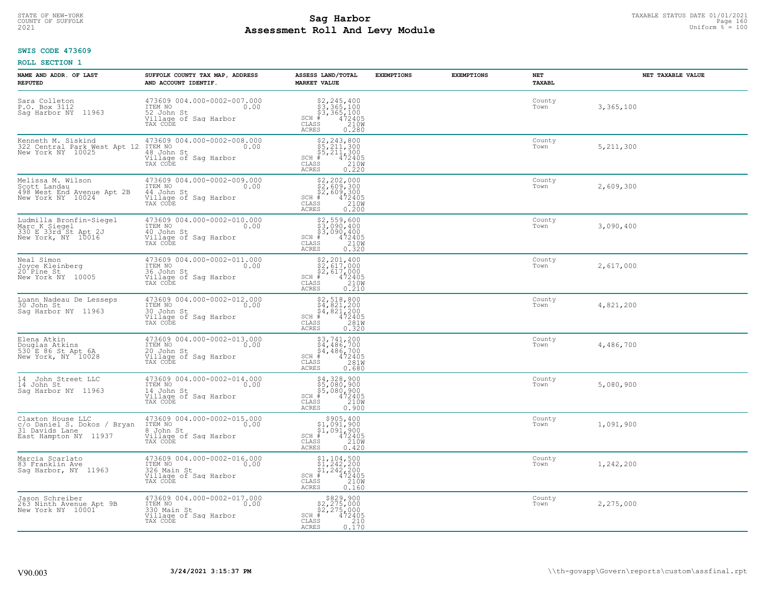# Sag Harbor
# Assessment Roll And Levy Module

STATE OF NEW-YORK
COUNTY OF SUFFOLK
2021

TAXABLE STATUS DATE 01/01/2021
Uniform % = 100

**SWIS CODE 473609**

**ROLL SECTION 1**

| NAME AND ADDR. OF LAST REPUTED | SUFFOLK COUNTY TAX MAP, ADDRESS AND ACCOUNT IDENTIF. | ASSESS LAND/TOTAL MARKET VALUE | EXEMPTIONS | EXEMPTIONS | NET TAXABL | NET TAXABLE VALUE |
|---|---|---|---|---|---|---|
| Sara Colleton<br>P.O. Box 3112<br>Sag Harbor NY 11963 | 473609 004.000-0002-007.000<br>ITEM NO 0.00<br>52 John St<br>Village of Sag Harbor<br>TAX CODE | $2,245,400<br>$3,365,100<br>$3,365,100<br>SCH # 472405<br>CLASS 210W<br>ACRES 0.280 | | | County<br>Town | 3,365,100 |
| Kenneth M. Siskind<br>322 Central Park West Apt 12<br>New York NY 10025 | 473609 004.000-0002-008.000<br>ITEM NO 0.00<br>48 John St<br>Village of Sag Harbor<br>TAX CODE | $2,243,800<br>$5,211,300<br>$5,211,300<br>SCH # 472405<br>CLASS 210W<br>ACRES 0.220 | | | County<br>Town | 5,211,300 |
| Melissa M. Wilson<br>Scott Landau<br>498 West End Avenue Apt 2B<br>New York NY 10024 | 473609 004.000-0002-009.000<br>ITEM NO 0.00<br>44 John St<br>Village of Sag Harbor<br>TAX CODE | $2,202,000<br>$2,609,300<br>$2,609,300<br>SCH # 472405<br>CLASS 210W<br>ACRES 0.200 | | | County<br>Town | 2,609,300 |
| Ludmilla Bronfin-Siegel<br>Marc K Siegel<br>330 E 33rd St Apt 2J<br>New York, NY 10016 | 473609 004.000-0002-010.000<br>ITEM NO 0.00<br>40 John St<br>Village of Sag Harbor<br>TAX CODE | $2,559,600<br>$3,090,400<br>$3,090,400<br>SCH # 472405<br>CLASS 210W<br>ACRES 0.320 | | | County<br>Town | 3,090,400 |
| Neal Simon<br>Joyce Kleinberg<br>20 Pine St<br>New York NY 10005 | 473609 004.000-0002-011.000<br>ITEM NO 0.00<br>36 John St<br>Village of Sag Harbor<br>TAX CODE | $2,201,400<br>$2,617,000<br>$2,617,000<br>SCH # 472405<br>CLASS 210W<br>ACRES 0.210 | | | County<br>Town | 2,617,000 |
| Luann Nadeau De Lesseps<br>30 John St<br>Sag Harbor NY 11963 | 473609 004.000-0002-012.000<br>ITEM NO 0.00<br>30 John St<br>Village of Sag Harbor<br>TAX CODE | $2,518,800<br>$4,821,200<br>$4,821,200<br>SCH # 472405<br>CLASS 281W<br>ACRES 0.320 | | | County<br>Town | 4,821,200 |
| Elena Atkin<br>Douglas Atkins<br>530 E 86 St Apt 6A<br>New York, NY 10028 | 473609 004.000-0002-013.000<br>ITEM NO 0.00<br>20 John St<br>Village of Sag Harbor<br>TAX CODE | $3,741,200<br>$4,486,700<br>$4,486,700<br>SCH # 472405<br>CLASS 281W<br>ACRES 0.680 | | | County<br>Town | 4,486,700 |
| 14 John Street LLC<br>14 John St<br>Sag Harbor NY 11963 | 473609 004.000-0002-014.000<br>ITEM NO 0.00<br>14 John St<br>Village of Sag Harbor<br>TAX CODE | $4,328,900<br>$5,080,900<br>$5,080,900<br>SCH # 472405<br>CLASS 210W<br>ACRES 0.900 | | | County<br>Town | 5,080,900 |
| Claxton House LLC<br>c/o Daniel S. Dokos / Bryan<br>31 Davids Lane<br>East Hampton NY 11937 | 473609 004.000-0002-015.000<br>ITEM NO 0.00<br>8 John St<br>Village of Sag Harbor<br>TAX CODE | $905,400<br>$1,091,900<br>$1,091,900<br>SCH # 472405<br>CLASS 210W<br>ACRES 0.420 | | | County<br>Town | 1,091,900 |
| Marcia Scarlato<br>83 Franklin Ave<br>Sag Harbor, NY 11963 | 473609 004.000-0002-016.000<br>ITEM NO 0.00<br>326 Main St<br>Village of Sag Harbor<br>TAX CODE | $1,104,500<br>$1,242,200<br>$1,242,200<br>SCH # 472405<br>CLASS 210W<br>ACRES 0.160 | | | County<br>Town | 1,242,200 |
| Jason Schreiber<br>263 Ninth Avenue Apt 9B<br>New York NY 10001 | 473609 004.000-0002-017.000<br>ITEM NO 0.00<br>330 Main St<br>Village of Sag Harbor<br>TAX CODE | $829,900<br>$2,275,000<br>$2,275,000<br>SCH # 472405<br>CLASS 210<br>ACRES 0.170 | | | County<br>Town | 2,275,000 |

V90.003 3/24/2021 3:15:37 PM \\th-govapp\Govern\reports\custom\assfinal.rpt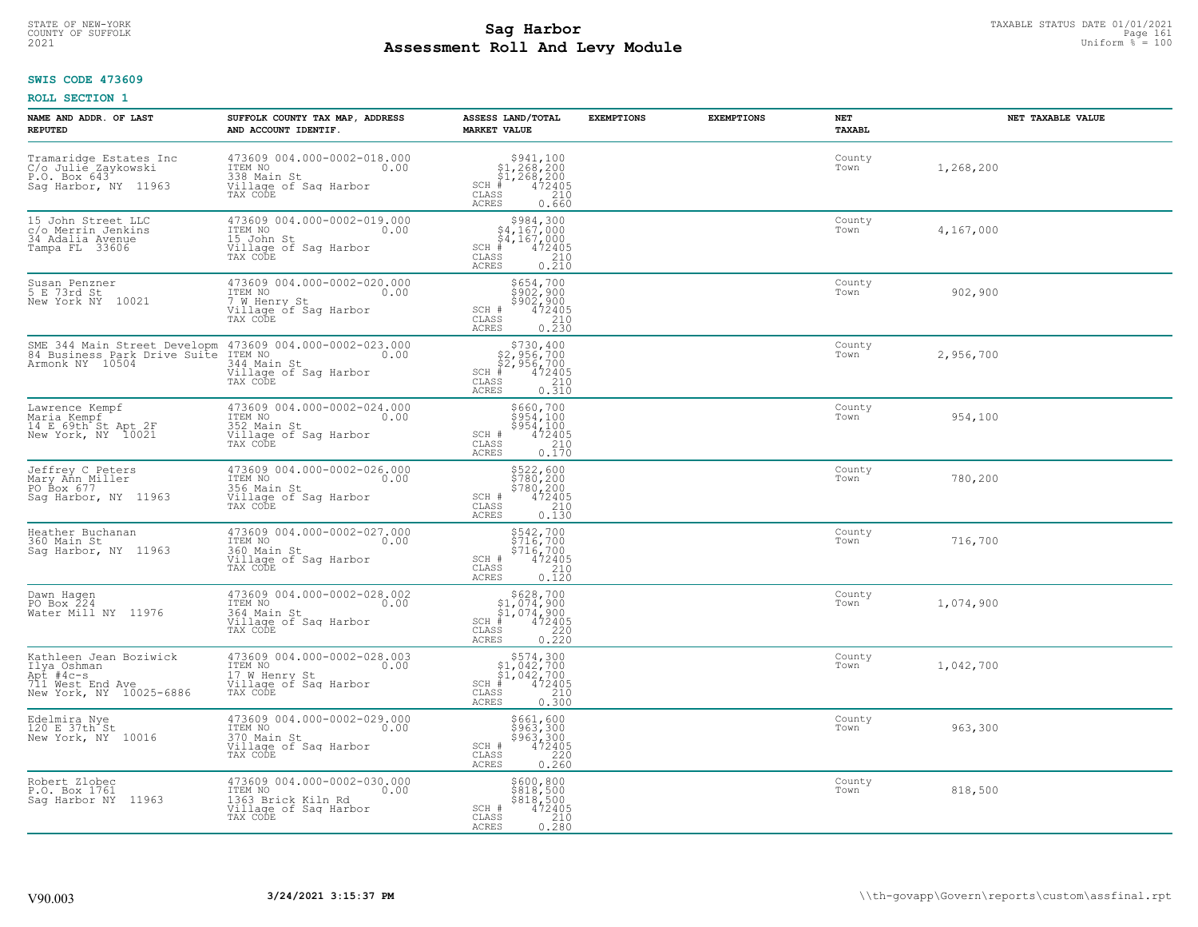**SWIS CODE 473609**

**ROLL SECTION 1**

| NAME AND ADDR. OF LAST REPUTED | SUFFOLK COUNTY TAX MAP, ADDRESS AND ACCOUNT IDENTIF. | ASSESS LAND/TOTAL MARKET VALUE | EXEMPTIONS | EXEMPTIONS | NET TAXABL | NET TAXABLE VALUE |
|---|---|---|---|---|---|---|
| Tramaridge Estates Inc<br>C/o Julie Zaykowski<br>P.O. Box 643<br>Sag Harbor, NY 11963 | 473609 004.000-0002-018.000<br>ITEM NO 0.00<br>338 Main St<br>Village of Sag Harbor<br>TAX CODE | $941,100<br>$1,268,200<br>$1,268,200<br>SCH # 472405<br>CLASS 210<br>ACRES 0.660 | | | County<br>Town | 1,268,200 |
| 15 John Street LLC<br>c/o Merrin Jenkins<br>34 Adalia Avenue<br>Tampa FL 33606 | 473609 004.000-0002-019.000<br>ITEM NO 0.00<br>15 John St<br>Village of Sag Harbor<br>TAX CODE | $984,300<br>$4,167,000<br>$4,167,000<br>SCH # 472405<br>CLASS 210<br>ACRES 0.210 | | | County<br>Town | 4,167,000 |
| Susan Penzner<br>5 E 73rd St<br>New York NY 10021 | 473609 004.000-0002-020.000<br>ITEM NO 0.00<br>7 W Henry St<br>Village of Sag Harbor<br>TAX CODE | $654,700<br>$902,900<br>$902,900<br>SCH # 472405<br>CLASS 210<br>ACRES 0.230 | | | County<br>Town | 902,900 |
| SME 344 Main Street Developm<br>84 Business Park Drive Suite<br>Armonk NY 10504 | 473609 004.000-0002-023.000<br>ITEM NO 0.00<br>344 Main St<br>Village of Sag Harbor<br>TAX CODE | $730,400<br>$2,956,700<br>$2,956,700<br>SCH # 472405<br>CLASS 210<br>ACRES 0.310 | | | County<br>Town | 2,956,700 |
| Lawrence Kempf<br>Maria Kempf<br>14 E 69th St Apt 2F<br>New York, NY 10021 | 473609 004.000-0002-024.000<br>ITEM NO 0.00<br>352 Main St<br>Village of Sag Harbor<br>TAX CODE | $660,700<br>$954,100<br>$954,100<br>SCH # 472405<br>CLASS 210<br>ACRES 0.170 | | | County<br>Town | 954,100 |
| Jeffrey C Peters<br>Mary Ann Miller<br>PO Box 677<br>Sag Harbor, NY 11963 | 473609 004.000-0002-026.000<br>ITEM NO 0.00<br>356 Main St<br>Village of Sag Harbor<br>TAX CODE | $522,600<br>$780,200<br>$780,200<br>SCH # 472405<br>CLASS 210<br>ACRES 0.130 | | | County<br>Town | 780,200 |
| Heather Buchanan<br>360 Main St<br>Sag Harbor, NY 11963 | 473609 004.000-0002-027.000<br>ITEM NO 0.00<br>360 Main St<br>Village of Sag Harbor<br>TAX CODE | $542,700<br>$716,700<br>$716,700<br>SCH # 472405<br>CLASS 210<br>ACRES 0.120 | | | County<br>Town | 716,700 |
| Dawn Hagen<br>PO Box 224<br>Water Mill NY 11976 | 473609 004.000-0002-028.002<br>ITEM NO 0.00<br>364 Main St<br>Village of Sag Harbor<br>TAX CODE | $628,700<br>$1,074,900<br>$1,074,900<br>SCH # 472405<br>CLASS 220<br>ACRES 0.220 | | | County<br>Town | 1,074,900 |
| Kathleen Jean Boziwick<br>Ilya Oshman<br>Apt #4c-s<br>711 West End Ave<br>New York, NY 10025-6886 | 473609 004.000-0002-028.003<br>ITEM NO 0.00<br>17 W Henry St<br>Village of Sag Harbor<br>TAX CODE | $574,300<br>$1,042,700<br>$1,042,700<br>SCH # 472405<br>CLASS 210<br>ACRES 0.300 | | | County<br>Town | 1,042,700 |
| Edelmira Nye<br>120 E 37th St<br>New York, NY 10016 | 473609 004.000-0002-029.000<br>ITEM NO 0.00<br>370 Main St<br>Village of Sag Harbor<br>TAX CODE | $661,600<br>$963,300<br>$963,300<br>SCH # 472405<br>CLASS 220<br>ACRES 0.260 | | | County<br>Town | 963,300 |
| Robert Zlobec<br>P.O. Box 1761<br>Sag Harbor NY 11963 | 473609 004.000-0002-030.000<br>ITEM NO 0.00<br>1363 Brick Kiln Rd<br>Village of Sag Harbor<br>TAX CODE | $600,800<br>$818,500<br>$818,500<br>SCH # 472405<br>CLASS 210<br>ACRES 0.280 | | | County<br>Town | 818,500 |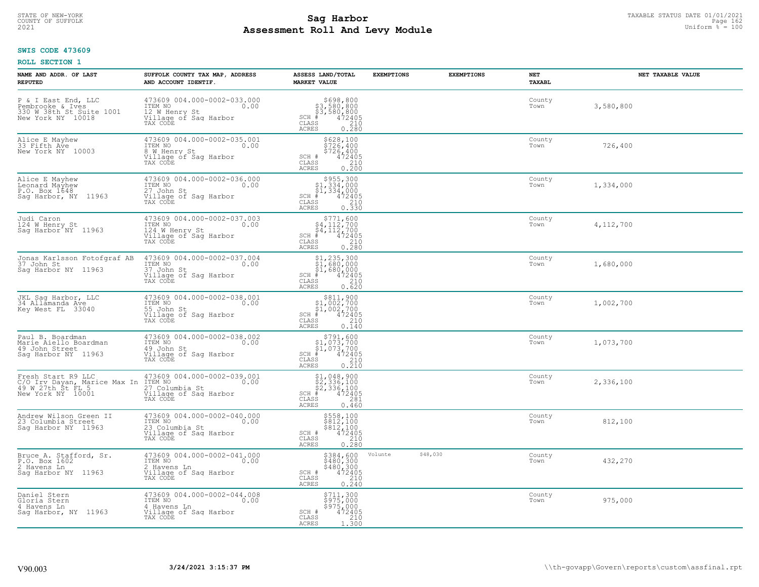STATE OF NEW-YORK
COUNTY OF SUFFOLK
2021

# Sag Harbor
## Assessment Roll And Levy Module

TAXABLE STATUS DATE 01/01/2021
Uniform % = 100

**SWIS CODE 473609**

**ROLL SECTION 1**

| NAME AND ADDR. OF LAST REPUTED | SUFFOLK COUNTY TAX MAP, ADDRESS AND ACCOUNT IDENTIF. | ASSESS LAND/TOTAL MARKET VALUE | EXEMPTIONS | EXEMPTIONS | NET TAXABL | NET TAXABLE VALUE |
|---|---|---|---|---|---|---|
| P & I East End, LLC<br>Pembrooke & Ives<br>330 W 38th St Suite 1001<br>New York NY 10018 | 473609 004.000-0002-033.000<br>ITEM NO 0.00<br>12 W Henry St<br>Village of Sag Harbor<br>TAX CODE | $698,800<br>$3,580,800<br>$3,580,800<br>SCH # 472405<br>CLASS 210<br>ACRES 0.280 | | | County<br>Town | 3,580,800 |
| Alice E Mayhew<br>33 Fifth Ave<br>New York NY 10003 | 473609 004.000-0002-035.001<br>ITEM NO 0.00<br>8 W Henry St<br>Village of Sag Harbor<br>TAX CODE | $628,100<br>$726,400<br>$726,400<br>SCH # 472405<br>CLASS 210<br>ACRES 0.200 | | | County<br>Town | 726,400 |
| Alice E Mayhew<br>Leonard Mayhew<br>P.O. Box 1648<br>Sag Harbor, NY 11963 | 473609 004.000-0002-036.000<br>ITEM NO 0.00<br>27 John St<br>Village of Sag Harbor<br>TAX CODE | $955,300<br>$1,334,000<br>$1,334,000<br>SCH # 472405<br>CLASS 210<br>ACRES 0.330 | | | County<br>Town | 1,334,000 |
| Judi Caron<br>124 W Henry St<br>Sag Harbor NY 11963 | 473609 004.000-0002-037.003<br>ITEM NO 0.00<br>124 W Henry St<br>Village of Sag Harbor<br>TAX CODE | $771,600<br>$4,112,700<br>$4,112,700<br>SCH # 472405<br>CLASS 210<br>ACRES 0.280 | | | County<br>Town | 4,112,700 |
| Jonas Karlsson Fotofgraf AB<br>37 John St<br>Sag Harbor NY 11963 | 473609 004.000-0002-037.004<br>ITEM NO 0.00<br>37 John St<br>Village of Sag Harbor<br>TAX CODE | $1,235,300<br>$1,680,000<br>$1,680,000<br>SCH # 472405<br>CLASS 210<br>ACRES 0.620 | | | County<br>Town | 1,680,000 |
| JKL Sag Harbor, LLC<br>34 Allamanda Ave<br>Key West FL 33040 | 473609 004.000-0002-038.001<br>ITEM NO 0.00<br>55 John St<br>Village of Sag Harbor<br>TAX CODE | $811,900<br>$1,002,700<br>$1,002,700<br>SCH # 472405<br>CLASS 210<br>ACRES 0.140 | | | County<br>Town | 1,002,700 |
| Paul B. Boardman<br>Marie Aiello Boardman<br>49 John Street<br>Sag Harbor NY 11963 | 473609 004.000-0002-038.002<br>ITEM NO 0.00<br>49 John St<br>Village of Sag Harbor<br>TAX CODE | $791,600<br>$1,073,700<br>$1,073,700<br>SCH # 472405<br>CLASS 210<br>ACRES 0.210 | | | County<br>Town | 1,073,700 |
| Fresh Start R9 LLC<br>C/O Irv Dayan, Marice Max In<br>49 W 27th St FL 5<br>New York NY 10001 | 473609 004.000-0002-039.001<br>ITEM NO 0.00<br>27 Columbia St<br>Village of Sag Harbor<br>TAX CODE | $1,048,900<br>$2,336,100<br>$2,336,100<br>SCH # 472405<br>CLASS 281<br>ACRES 0.460 | | | County<br>Town | 2,336,100 |
| Andrew Wilson Green II<br>23 Columbia Street<br>Sag Harbor NY 11963 | 473609 004.000-0002-040.000<br>ITEM NO 0.00<br>23 Columbia St<br>Village of Sag Harbor<br>TAX CODE | $558,100<br>$812,100<br>$812,100<br>SCH # 472405<br>CLASS 210<br>ACRES 0.280 | | | County<br>Town | 812,100 |
| Bruce A. Stafford, Sr.<br>P.O. Box 1602<br>2 Havens Ln<br>Sag Harbor NY 11963 | 473609 004.000-0002-041.000<br>ITEM NO 0.00<br>2 Havens Ln<br>Village of Sag Harbor<br>TAX CODE | $384,600<br>$480,300<br>$480,300<br>SCH # 472405<br>CLASS 210<br>ACRES 0.240 | Volunte $48,030 | | County<br>Town | 432,270 |
| Daniel Stern<br>Gloria Stern<br>4 Havens Ln<br>Sag Harbor, NY 11963 | 473609 004.000-0002-044.008<br>ITEM NO 0.00<br>4 Havens Ln<br>Village of Sag Harbor<br>TAX CODE | $711,300<br>$975,000<br>$975,000<br>SCH # 472405<br>CLASS 210<br>ACRES 1.300 | | | County<br>Town | 975,000 |

V90.003 3/24/2021 3:15:37 PM \\th-govapp\Govern\reports\custom\assfinal.rpt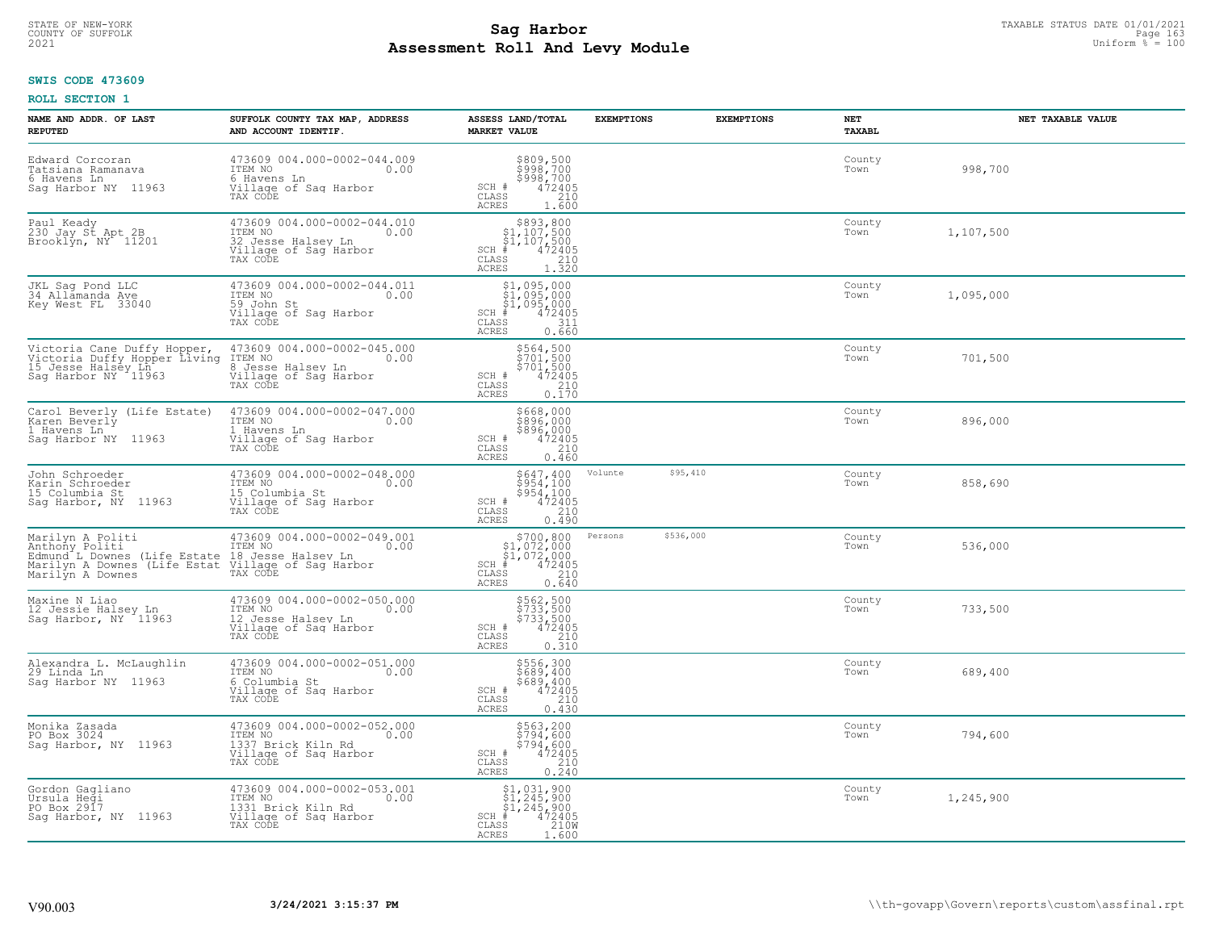**SWIS CODE 473609**

**ROLL SECTION 1**

| NAME AND ADDR. OF LAST REPUTED | SUFFOLK COUNTY TAX MAP, ADDRESS AND ACCOUNT IDENTIF. | ASSESS LAND/TOTAL MARKET VALUE | EXEMPTIONS | | NET TAXABL | NET TAXABLE VALUE |
|---|---|---|---|---|---|---|
| Edward Corcoran<br>Tatsiana Ramanava<br>6 Havens Ln<br>Sag Harbor NY 11963 | 473609 004.000-0002-044.009<br>ITEM NO 0.00<br>6 Havens Ln<br>Village of Sag Harbor<br>TAX CODE | $809,500<br>$998,700<br>$998,700<br>SCH # 472405<br>CLASS 210<br>ACRES 1.600 | | | County<br>Town | 998,700 |
| Paul Keady<br>230 Jay St Apt 2B<br>Brooklyn, NY 11201 | 473609 004.000-0002-044.010<br>ITEM NO 0.00<br>32 Jesse Halsey Ln<br>Village of Sag Harbor<br>TAX CODE | $893,800<br>$1,107,500<br>$1,107,500<br>SCH # 472405<br>CLASS 210<br>ACRES 1.320 | | | County<br>Town | 1,107,500 |
| JKL Sag Pond LLC<br>34 Allamanda Ave<br>Key West FL 33040 | 473609 004.000-0002-044.011<br>ITEM NO 0.00<br>59 John St<br>Village of Sag Harbor<br>TAX CODE | $1,095,000<br>$1,095,000<br>$1,095,000<br>SCH # 472405<br>CLASS 311<br>ACRES 0.660 | | | County<br>Town | 1,095,000 |
| Victoria Cane Duffy Hopper,<br>Victoria Duffy Hopper Living<br>15 Jesse Halsey Ln<br>Sag Harbor NY 11963 | 473609 004.000-0002-045.000<br>ITEM NO 0.00<br>8 Jesse Halsey Ln<br>Village of Sag Harbor<br>TAX CODE | $564,500<br>$701,500<br>$701,500<br>SCH # 472405<br>CLASS 210<br>ACRES 0.170 | | | County<br>Town | 701,500 |
| Carol Beverly (Life Estate)<br>Karen Beverly<br>1 Havens Ln<br>Sag Harbor NY 11963 | 473609 004.000-0002-047.000<br>ITEM NO 0.00<br>1 Havens Ln<br>Village of Sag Harbor<br>TAX CODE | $668,000<br>$896,000<br>$896,000<br>SCH # 472405<br>CLASS 210<br>ACRES 0.460 | | | County<br>Town | 896,000 |
| John Schroeder<br>Karin Schroeder<br>15 Columbia St<br>Sag Harbor, NY 11963 | 473609 004.000-0002-048.000<br>ITEM NO 0.00<br>15 Columbia St<br>Village of Sag Harbor<br>TAX CODE | $647,400<br>$954,100<br>$954,100<br>SCH # 472405<br>CLASS 210<br>ACRES 0.490 | Volunte $95,410 | | County<br>Town | 858,690 |
| Marilyn A Politi<br>Anthony Politi<br>Edmund L Downes (Life Estate<br>Marilyn A Downes (Life Estat<br>Marilyn A Downes | 473609 004.000-0002-049.001<br>ITEM NO 0.00<br>18 Jesse Halsey Ln<br>Village of Sag Harbor<br>TAX CODE | $700,800<br>$1,072,000<br>$1,072,000<br>SCH # 472405<br>CLASS 210<br>ACRES 0.640 | Persons $536,000 | | County<br>Town | 536,000 |
| Maxine N Liao<br>12 Jessie Halsey Ln<br>Sag Harbor, NY 11963 | 473609 004.000-0002-050.000<br>ITEM NO 0.00<br>12 Jesse Halsey Ln<br>Village of Sag Harbor<br>TAX CODE | $562,500<br>$733,500<br>$733,500<br>SCH # 472405<br>CLASS 210<br>ACRES 0.310 | | | County<br>Town | 733,500 |
| Alexandra L. McLaughlin<br>29 Linda Ln<br>Sag Harbor NY 11963 | 473609 004.000-0002-051.000<br>ITEM NO 0.00<br>6 Columbia St<br>Village of Sag Harbor<br>TAX CODE | $556,300<br>$689,400<br>$689,400<br>SCH # 472405<br>CLASS 210<br>ACRES 0.430 | | | County<br>Town | 689,400 |
| Monika Zasada<br>PO Box 3024<br>Sag Harbor, NY 11963 | 473609 004.000-0002-052.000<br>ITEM NO 0.00<br>1337 Brick Kiln Rd<br>Village of Sag Harbor<br>TAX CODE | $563,200<br>$794,600<br>$794,600<br>SCH # 472405<br>CLASS 210<br>ACRES 0.240 | | | County<br>Town | 794,600 |
| Gordon Gagliano<br>Ursula Hegi<br>PO Box 2917<br>Sag Harbor, NY 11963 | 473609 004.000-0002-053.001<br>ITEM NO 0.00<br>1331 Brick Kiln Rd<br>Village of Sag Harbor<br>TAX CODE | $1,031,900<br>$1,245,900<br>$1,245,900<br>SCH # 472405<br>CLASS 210W<br>ACRES 1.600 | | | County<br>Town | 1,245,900 |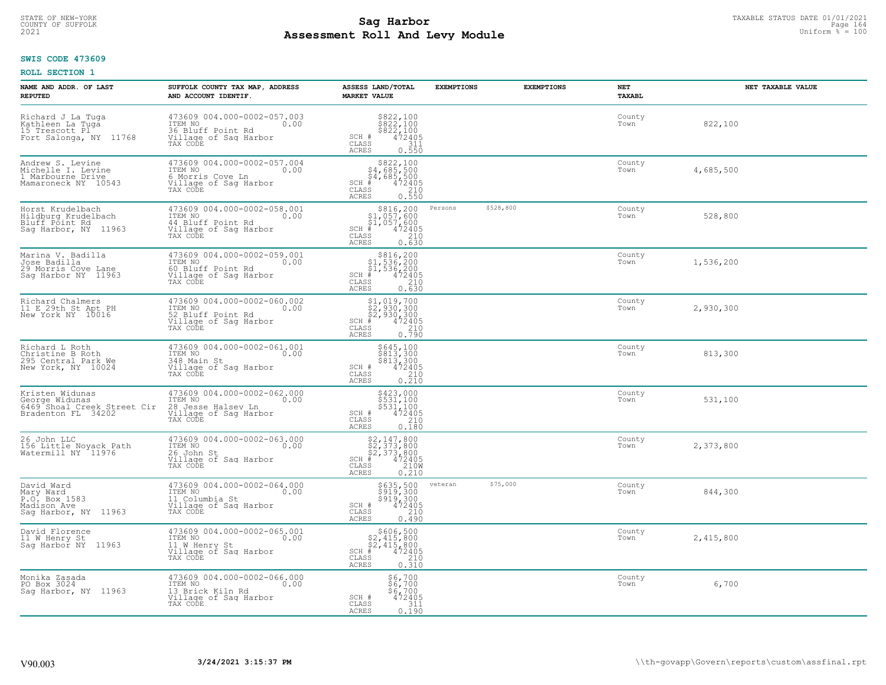# Sag Harbor
# Assessment Roll And Levy Module

STATE OF NEW-YORK
COUNTY OF SUFFOLK
2021

TAXABLE STATUS DATE 01/01/2021
Uniform % = 100

**SWIS CODE 473609**

**ROLL SECTION 1**

| NAME AND ADDR. OF LAST REPUTED | SUFFOLK COUNTY TAX MAP, ADDRESS AND ACCOUNT IDENTIF. | ASSESS LAND/TOTAL MARKET VALUE | EXEMPTIONS | EXEMPTIONS | NET TAXABL | NET TAXABLE VALUE |
|---|---|---|---|---|---|---|
| Richard J La Tuga<br>Kathleen La Tuga<br>15 Trescott Pl<br>Fort Salonga, NY 11768 | 473609 004.000-0002-057.003<br>ITEM NO 0.00<br>36 Bluff Point Rd<br>Village of Sag Harbor<br>TAX CODE | $822,100<br>$822,100<br>$822,100<br>SCH # 472405<br>CLASS 311<br>ACRES 0.550 | | | County<br>Town | 822,100 |
| Andrew S. Levine<br>Michelle I. Levine<br>1 Marbourne Drive<br>Mamaroneck NY 10543 | 473609 004.000-0002-057.004<br>ITEM NO 0.00<br>6 Morris Cove Ln<br>Village of Sag Harbor<br>TAX CODE | $822,100<br>$4,685,500<br>$4,685,500<br>SCH # 472405<br>CLASS 210<br>ACRES 0.550 | | | County<br>Town | 4,685,500 |
| Horst Krudelbach<br>Hildburg Krudelbach<br>Bluff Point Rd<br>Sag Harbor, NY 11963 | 473609 004.000-0002-058.001<br>ITEM NO 0.00<br>44 Bluff Point Rd<br>Village of Sag Harbor<br>TAX CODE | $816,200<br>$1,057,600<br>$1,057,600<br>SCH # 472405<br>CLASS 210<br>ACRES 0.630 | Persons $528,800 | | County<br>Town | 528,800 |
| Marina V. Badilla<br>Jose Badilla<br>29 Morris Cove Lane<br>Sag Harbor NY 11963 | 473609 004.000-0002-059.001<br>ITEM NO 0.00<br>60 Bluff Point Rd<br>Village of Sag Harbor<br>TAX CODE | $816,200<br>$1,536,200<br>$1,536,200<br>SCH # 472405<br>CLASS 210<br>ACRES 0.630 | | | County<br>Town | 1,536,200 |
| Richard Chalmers<br>11 E 29th St Apt PH<br>New York NY 10016 | 473609 004.000-0002-060.002<br>ITEM NO 0.00<br>52 Bluff Point Rd<br>Village of Sag Harbor<br>TAX CODE | $1,019,700<br>$2,930,300<br>$2,930,300<br>SCH # 472405<br>CLASS 210<br>ACRES 0.790 | | | County<br>Town | 2,930,300 |
| Richard L Roth<br>Christine B Roth<br>295 Central Park We<br>New York, NY 10024 | 473609 004.000-0002-061.001<br>ITEM NO 0.00<br>348 Main St<br>Village of Sag Harbor<br>TAX CODE | $645,100<br>$813,300<br>$813,300<br>SCH # 472405<br>CLASS 210<br>ACRES 0.210 | | | County<br>Town | 813,300 |
| Kristen Widunas<br>George Widunas<br>6469 Shoal Creek Street Cir<br>Bradenton FL 34202 | 473609 004.000-0002-062.000<br>ITEM NO 0.00<br>28 Jesse Halsey Ln<br>Village of Sag Harbor<br>TAX CODE | $423,000<br>$531,100<br>$531,100<br>SCH # 472405<br>CLASS 210<br>ACRES 0.180 | | | County<br>Town | 531,100 |
| 26 John LLC<br>156 Little Noyack Path<br>Watermill NY 11976 | 473609 004.000-0002-063.000<br>ITEM NO 0.00<br>26 John St<br>Village of Sag Harbor<br>TAX CODE | $2,147,800<br>$2,373,800<br>$2,373,800<br>SCH # 472405<br>CLASS 210W<br>ACRES 0.210 | | | County<br>Town | 2,373,800 |
| David Ward<br>Mary Ward<br>P.O. Box 1583<br>Madison Ave<br>Sag Harbor, NY 11963 | 473609 004.000-0002-064.000<br>ITEM NO 0.00<br>11 Columbia St<br>Village of Sag Harbor<br>TAX CODE | $635,500<br>$919,300<br>$919,300<br>SCH # 472405<br>CLASS 210<br>ACRES 0.490 | veteran $75,000 | | County<br>Town | 844,300 |
| David Florence<br>11 W Henry St<br>Sag Harbor NY 11963 | 473609 004.000-0002-065.001<br>ITEM NO 0.00<br>11 W Henry St<br>Village of Sag Harbor<br>TAX CODE | $606,500<br>$2,415,800<br>$2,415,800<br>SCH # 472405<br>CLASS 210<br>ACRES 0.310 | | | County<br>Town | 2,415,800 |
| Monika Zasada<br>PO Box 3024<br>Sag Harbor, NY 11963 | 473609 004.000-0002-066.000<br>ITEM NO 0.00<br>13 Brick Kiln Rd<br>Village of Sag Harbor<br>TAX CODE | $6,700<br>$6,700<br>$6,700<br>SCH # 472405<br>CLASS 311<br>ACRES 0.190 | | | County<br>Town | 6,700 |

V90.003 3/24/2021 3:15:37 PM \\th-govapp\Govern\reports\custom\assfinal.rpt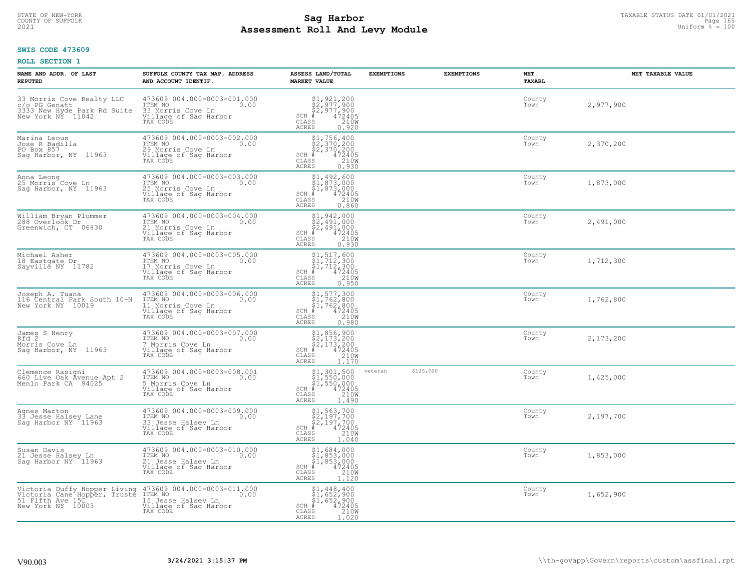STATE OF NEW-YORK
COUNTY OF SUFFOLK
2021

# Sag Harbor
# Assessment Roll And Levy Module

TAXABLE STATUS DATE 01/01/2021
Uniform % = 100

**SWIS CODE 473609**

**ROLL SECTION 1**

| NAME AND ADDR. OF LAST REPUTED | SUFFOLK COUNTY TAX MAP, ADDRESS AND ACCOUNT IDENTIF. | ASSESS LAND/TOTAL MARKET VALUE | EXEMPTIONS | EXEMPTIONS | NET TAXABL | NET TAXABLE VALUE |
|---|---|---|---|---|---|---|
| 33 Morris Cove Realty LLC<br>c/o PG Genatt<br>3333 New Hyde Park Rd Suite<br>New York NY 11042 | 473609 004.000-0003-001.000<br>ITEM NO 0.00<br>33 Morris Cove Ln<br>Village of Sag Harbor<br>TAX CODE | $1,921,200<br>$2,977,900<br>$2,977,900<br>SCH # 472405<br>CLASS 210W<br>ACRES 0.920 | | | County<br>Town | 2,977,900 |
| Marina Leous<br>Jose R Badilla<br>PO Box 857<br>Sag Harbor, NY 11963 | 473609 004.000-0003-002.000<br>ITEM NO 0.00<br>29 Morris Cove Ln<br>Village of Sag Harbor<br>TAX CODE | $1,756,400<br>$2,370,200<br>$2,370,200<br>SCH # 472405<br>CLASS 210W<br>ACRES 0.930 | | | County<br>Town | 2,370,200 |
| Anna Leong<br>25 Morris Cove Ln<br>Sag Harbor, NY 11963 | 473609 004.000-0003-003.000<br>ITEM NO 0.00<br>25 Morris Cove Ln<br>Village of Sag Harbor<br>TAX CODE | $1,492,600<br>$1,873,000<br>$1,873,000<br>SCH # 472405<br>CLASS 210W<br>ACRES 0.860 | | | County<br>Town | 1,873,000 |
| William Bryan Plummer<br>288 Overlook Dr<br>Greenwich, CT 06830 | 473609 004.000-0003-004.000<br>ITEM NO 0.00<br>21 Morris Cove Ln<br>Village of Sag Harbor<br>TAX CODE | $1,942,000<br>$2,491,000<br>$2,491,000<br>SCH # 472405<br>CLASS 210W<br>ACRES 0.930 | | | County<br>Town | 2,491,000 |
| Michael Asher<br>18 Eastgate Dr<br>Sayville NY 11782 | 473609 004.000-0003-005.000<br>ITEM NO 0.00<br>17 Morris Cove Ln<br>Village of Sag Harbor<br>TAX CODE | $1,517,600<br>$1,712,300<br>$1,712,300<br>SCH # 472405<br>CLASS 210W<br>ACRES 0.950 | | | County<br>Town | 1,712,300 |
| Joseph A. Tuana<br>116 Central Park South 10-N<br>New York NY 10019 | 473609 004.000-0003-006.000<br>ITEM NO 0.00<br>11 Morris Cove Ln<br>Village of Sag Harbor<br>TAX CODE | $1,577,300<br>$1,762,800<br>$1,762,800<br>SCH # 472405<br>CLASS 210W<br>ACRES 0.980 | | | County<br>Town | 1,762,800 |
| James S Henry<br>Rfd 2<br>Morris Cove Ln<br>Sag Harbor, NY 11963 | 473609 004.000-0003-007.000<br>ITEM NO 0.00<br>7 Morris Cove Ln<br>Village of Sag Harbor<br>TAX CODE | $1,856,900<br>$2,173,200<br>$2,173,200<br>SCH # 472405<br>CLASS 210W<br>ACRES 1.170 | | | County<br>Town | 2,173,200 |
| Clemence Rasigni<br>660 Live Oak Avenue Apt 2<br>Menlo Park CA 94025 | 473609 004.000-0003-008.001<br>ITEM NO 0.00<br>5 Morris Cove Ln<br>Village of Sag Harbor<br>TAX CODE | $1,301,500<br>$1,550,000<br>$1,550,000<br>SCH # 472405<br>CLASS 210W<br>ACRES 1.490 | veteran $125,000 | | County<br>Town | 1,425,000 |
| Agnes Marton<br>33 Jesse Halsey Lane<br>Sag Harbor NY 11963 | 473609 004.000-0003-009.000<br>ITEM NO 0.00<br>33 Jesse Halsey Ln<br>Village of Sag Harbor<br>TAX CODE | $1,563,700<br>$2,197,700<br>$2,197,700<br>SCH # 472405<br>CLASS 210W<br>ACRES 1.040 | | | County<br>Town | 2,197,700 |
| Susan Davis<br>21 Jesse Halsey Ln<br>Sag Harbor NY 11963 | 473609 004.000-0003-010.000<br>ITEM NO 0.00<br>21 Jesse Halsey Ln<br>Village of Sag Harbor<br>TAX CODE | $1,684,000<br>$1,853,000<br>$1,853,000<br>SCH # 472405<br>CLASS 210W<br>ACRES 1.120 | | | County<br>Town | 1,853,000 |
| Victoria Duffy Hopper Living<br>Victoria Cane Hopper, Truste<br>51 Fifth Ave 15C<br>New York NY 10003 | 473609 004.000-0003-011.000<br>ITEM NO 0.00<br>15 Jesse Halsey Ln<br>Village of Sag Harbor<br>TAX CODE | $1,448,400<br>$1,652,900<br>$1,652,900<br>SCH # 472405<br>CLASS 210W<br>ACRES 1.020 | | | County<br>Town | 1,652,900 |

V90.003 3/24/2021 3:15:37 PM \\th-govapp\Govern\reports\custom\assfinal.rpt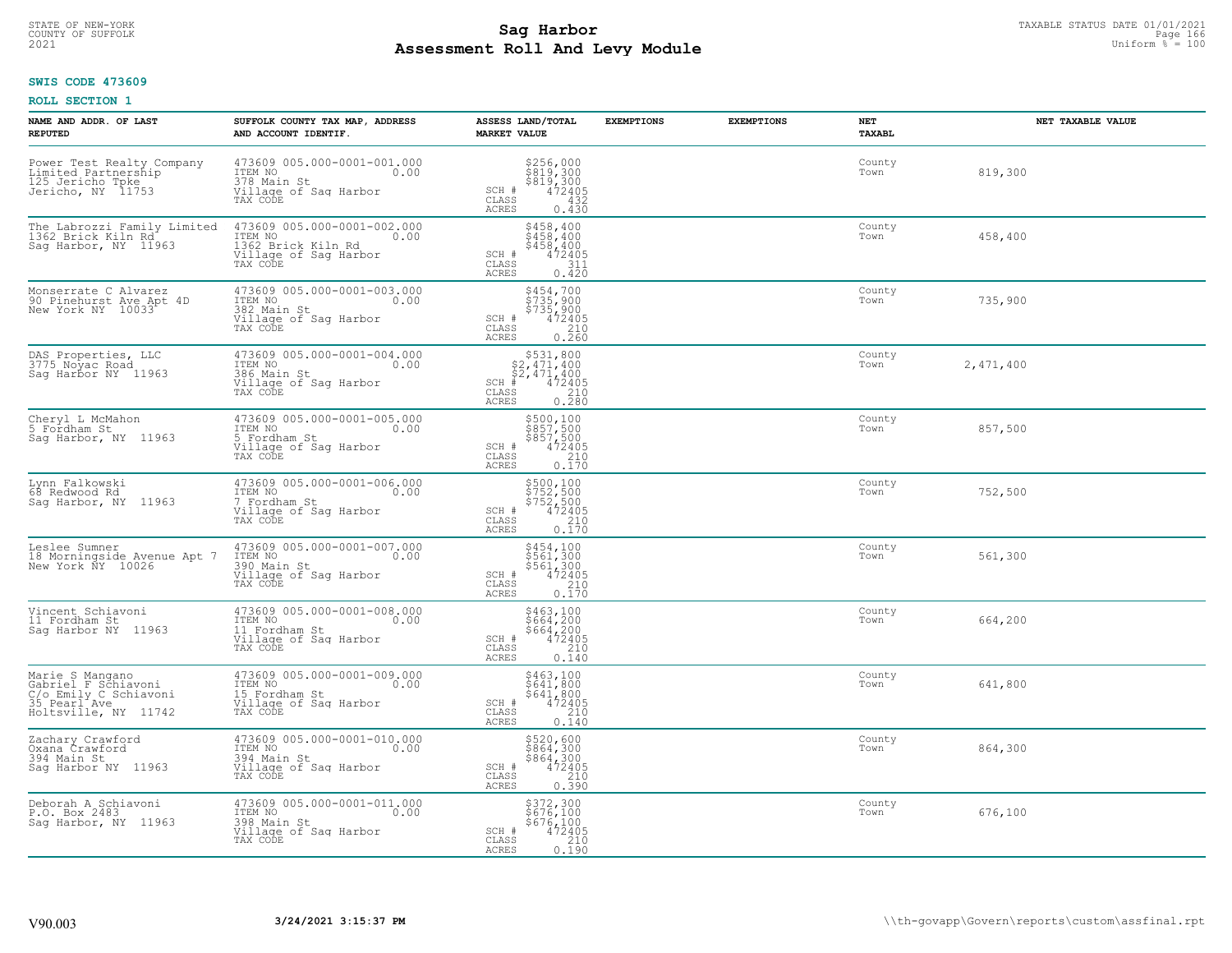STATE OF NEW-YORK
COUNTY OF SUFFOLK
2021

# Sag Harbor
# Assessment Roll And Levy Module

TAXABLE STATUS DATE 01/01/2021
Uniform % = 100

**SWIS CODE 473609**

**ROLL SECTION 1**

| NAME AND ADDR. OF LAST REPUTED | SUFFOLK COUNTY TAX MAP, ADDRESS AND ACCOUNT IDENTIF. | ASSESS LAND/TOTAL MARKET VALUE | EXEMPTIONS | EXEMPTIONS | NET TAXABL | NET TAXABLE VALUE |
|---|---|---|---|---|---|---|
| Power Test Realty Company Limited Partnership 125 Jericho Tpke Jericho, NY 11753 | 473609 005.000-0001-001.000 ITEM NO 0.00 378 Main St Village of Sag Harbor TAX CODE | $256,000 $819,300 $819,300 SCH # 472405 CLASS 432 ACRES 0.430 | | | County Town | 819,300 |
| The Labrozzi Family Limited 1362 Brick Kiln Rd Sag Harbor, NY 11963 | 473609 005.000-0001-002.000 ITEM NO 0.00 1362 Brick Kiln Rd Village of Sag Harbor TAX CODE | $458,400 $458,400 $458,400 SCH # 472405 CLASS 311 ACRES 0.420 | | | County Town | 458,400 |
| Monserrate C Alvarez 90 Pinehurst Ave Apt 4D New York NY 10033 | 473609 005.000-0001-003.000 ITEM NO 0.00 382 Main St Village of Sag Harbor TAX CODE | $454,700 $735,900 $735,900 SCH # 472405 CLASS 210 ACRES 0.260 | | | County Town | 735,900 |
| DAS Properties, LLC 3775 Noyac Road Sag Harbor NY 11963 | 473609 005.000-0001-004.000 ITEM NO 0.00 386 Main St Village of Sag Harbor TAX CODE | $531,800 $2,471,400 $2,471,400 SCH # 472405 CLASS 210 ACRES 0.280 | | | County Town | 2,471,400 |
| Cheryl L McMahon 5 Fordham St Sag Harbor, NY 11963 | 473609 005.000-0001-005.000 ITEM NO 0.00 5 Fordham St Village of Sag Harbor TAX CODE | $500,100 $857,500 $857,500 SCH # 472405 CLASS 210 ACRES 0.170 | | | County Town | 857,500 |
| Lynn Falkowski 68 Redwood Rd Sag Harbor, NY 11963 | 473609 005.000-0001-006.000 ITEM NO 0.00 7 Fordham St Village of Sag Harbor TAX CODE | $500,100 $752,500 $752,500 SCH # 472405 CLASS 210 ACRES 0.170 | | | County Town | 752,500 |
| Leslee Sumner 18 Morningside Avenue Apt 7 New York NY 10026 | 473609 005.000-0001-007.000 ITEM NO 0.00 390 Main St Village of Sag Harbor TAX CODE | $454,100 $561,300 $561,300 SCH # 472405 CLASS 210 ACRES 0.170 | | | County Town | 561,300 |
| Vincent Schiavoni 11 Fordham St Sag Harbor NY 11963 | 473609 005.000-0001-008.000 ITEM NO 0.00 11 Fordham St Village of Sag Harbor TAX CODE | $463,100 $664,200 $664,200 SCH # 472405 CLASS 210 ACRES 0.140 | | | County Town | 664,200 |
| Marie S Mangano Gabriel F Schiavoni C/o Emily C Schiavoni 35 Pearl Ave Holtsville, NY 11742 | 473609 005.000-0001-009.000 ITEM NO 0.00 15 Fordham St Village of Sag Harbor TAX CODE | $463,100 $641,800 $641,800 SCH # 472405 CLASS 210 ACRES 0.140 | | | County Town | 641,800 |
| Zachary Crawford Oxana Crawford 394 Main St Sag Harbor NY 11963 | 473609 005.000-0001-010.000 ITEM NO 0.00 394 Main St Village of Sag Harbor TAX CODE | $520,600 $864,300 $864,300 SCH # 472405 CLASS 210 ACRES 0.390 | | | County Town | 864,300 |
| Deborah A Schiavoni P.O. Box 2483 Sag Harbor, NY 11963 | 473609 005.000-0001-011.000 ITEM NO 0.00 398 Main St Village of Sag Harbor TAX CODE | $372,300 $676,100 $676,100 SCH # 472405 CLASS 210 ACRES 0.190 | | | County Town | 676,100 |

V90.003 **3/24/2021 3:15:37 PM** \\th-govapp\Govern\reports\custom\assfinal.rpt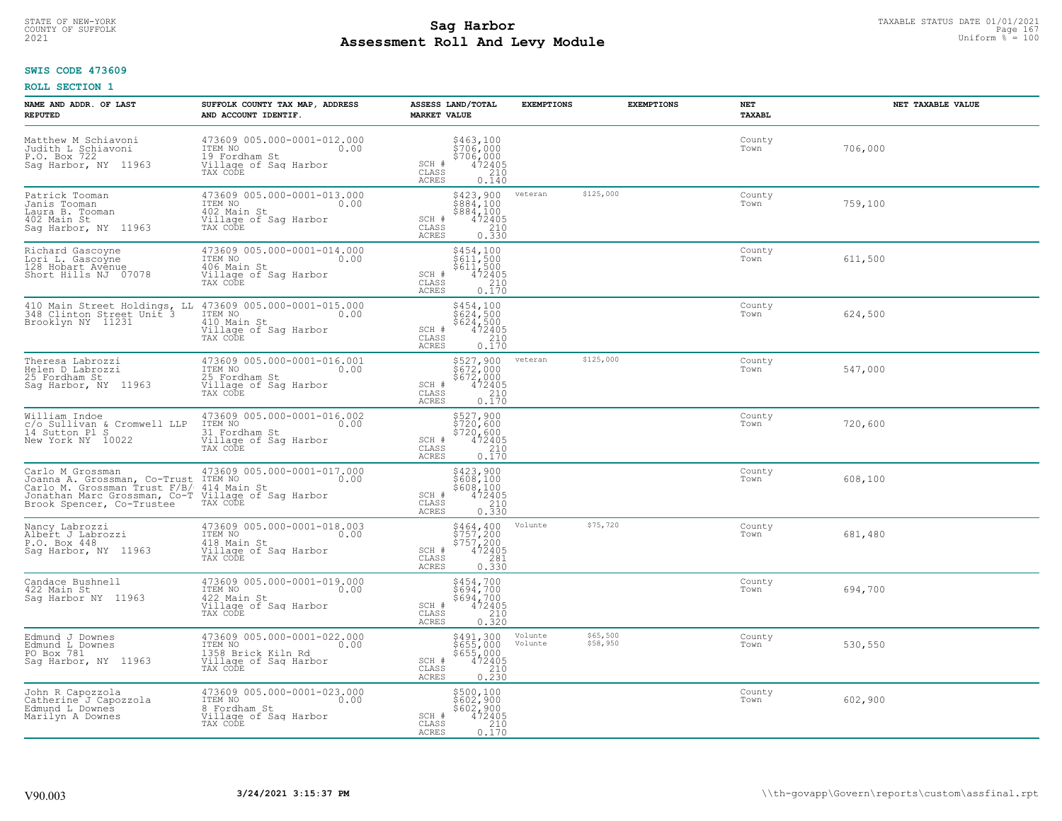**SWIS CODE 473609**

**ROLL SECTION 1**

| NAME AND ADDR. OF LAST REPUTED | SUFFOLK COUNTY TAX MAP, ADDRESS AND ACCOUNT IDENTIF. | ASSESS LAND/TOTAL MARKET VALUE | EXEMPTIONS | EXEMPTIONS | NET TAXABL | NET TAXABLE VALUE |
|---|---|---|---|---|---|---|
| Matthew M Schiavoni<br>Judith L Schiavoni<br>P.O. Box 722<br>Sag Harbor, NY 11963 | 473609 005.000-0001-012.000<br>ITEM NO 0.00<br>19 Fordham St<br>Village of Sag Harbor<br>TAX CODE | $463,100<br>$706,000<br>$706,000<br>SCH # 472405<br>CLASS 210<br>ACRES 0.140 | | | County<br>Town | 706,000 |
| Patrick Tooman<br>Janis Tooman<br>Laura B. Tooman<br>402 Main St<br>Sag Harbor, NY 11963 | 473609 005.000-0001-013.000<br>ITEM NO 0.00<br>402 Main St<br>Village of Sag Harbor<br>TAX CODE | $423,900<br>$884,100<br>$884,100<br>SCH # 472405<br>CLASS 210<br>ACRES 0.330 | veteran | $125,000 | County<br>Town | 759,100 |
| Richard Gascoyne<br>Lori L. Gascoyne<br>128 Hobart Avenue<br>Short Hills NJ 07078 | 473609 005.000-0001-014.000<br>ITEM NO 0.00<br>406 Main St<br>Village of Sag Harbor<br>TAX CODE | $454,100<br>$611,500<br>$611,500<br>SCH # 472405<br>CLASS 210<br>ACRES 0.170 | | | County<br>Town | 611,500 |
| 410 Main Street Holdings, LL<br>348 Clinton Street Unit 3<br>Brooklyn NY 11231 | 473609 005.000-0001-015.000<br>ITEM NO 0.00<br>410 Main St<br>Village of Sag Harbor<br>TAX CODE | $454,100<br>$624,500<br>$624,500<br>SCH # 472405<br>CLASS 210<br>ACRES 0.170 | | | County<br>Town | 624,500 |
| Theresa Labrozzi<br>Helen D Labrozzi<br>25 Fordham St<br>Sag Harbor, NY 11963 | 473609 005.000-0001-016.001<br>ITEM NO 0.00<br>25 Fordham St<br>Village of Sag Harbor<br>TAX CODE | $527,900<br>$672,000<br>$672,000<br>SCH # 472405<br>CLASS 210<br>ACRES 0.170 | veteran | $125,000 | County<br>Town | 547,000 |
| William Indoe<br>c/o Sullivan & Cromwell LLP<br>14 Sutton Pl S<br>New York NY 10022 | 473609 005.000-0001-016.002<br>ITEM NO 0.00<br>31 Fordham St<br>Village of Sag Harbor<br>TAX CODE | $527,900<br>$720,600<br>$720,600<br>SCH # 472405<br>CLASS 210<br>ACRES 0.170 | | | County<br>Town | 720,600 |
| Carlo M Grossman<br>Joanna A. Grossman, Co-Trust<br>Carlo M. Grossman Trust F/B/<br>Jonathan Marc Grossman, Co-T<br>Brook Spencer, Co-Trustee | 473609 005.000-0001-017.000<br>ITEM NO 0.00<br>414 Main St<br>Village of Sag Harbor<br>TAX CODE | $423,900<br>$608,100<br>$608,100<br>SCH # 472405<br>CLASS 210<br>ACRES 0.330 | | | County<br>Town | 608,100 |
| Nancy Labrozzi<br>Albert J Labrozzi<br>P.O. Box 448<br>Sag Harbor, NY 11963 | 473609 005.000-0001-018.003<br>ITEM NO 0.00<br>418 Main St<br>Village of Sag Harbor<br>TAX CODE | $464,400<br>$757,200<br>$757,200<br>SCH # 472405<br>CLASS 281<br>ACRES 0.330 | Volunte | $75,720 | County<br>Town | 681,480 |
| Candace Bushnell<br>422 Main St<br>Sag Harbor NY 11963 | 473609 005.000-0001-019.000<br>ITEM NO 0.00<br>422 Main St<br>Village of Sag Harbor<br>TAX CODE | $454,700<br>$694,700<br>$694,700<br>SCH # 472405<br>CLASS 210<br>ACRES 0.320 | | | County<br>Town | 694,700 |
| Edmund J Downes<br>Edmund L Downes<br>PO Box 781<br>Sag Harbor, NY 11963 | 473609 005.000-0001-022.000<br>ITEM NO 0.00<br>1358 Brick Kiln Rd<br>Village of Sag Harbor<br>TAX CODE | $491,300<br>$655,000<br>$655,000<br>SCH # 472405<br>CLASS 210<br>ACRES 0.230 | Volunte<br>Volunte | $65,500<br>$58,950 | County<br>Town | 530,550 |
| John R Capozzola<br>Catherine J Capozzola<br>Edmund L Downes<br>Marilyn A Downes | 473609 005.000-0001-023.000<br>ITEM NO 0.00<br>8 Fordham St<br>Village of Sag Harbor<br>TAX CODE | $500,100<br>$602,900<br>$602,900<br>SCH # 472405<br>CLASS 210<br>ACRES 0.170 | | | County<br>Town | 602,900 |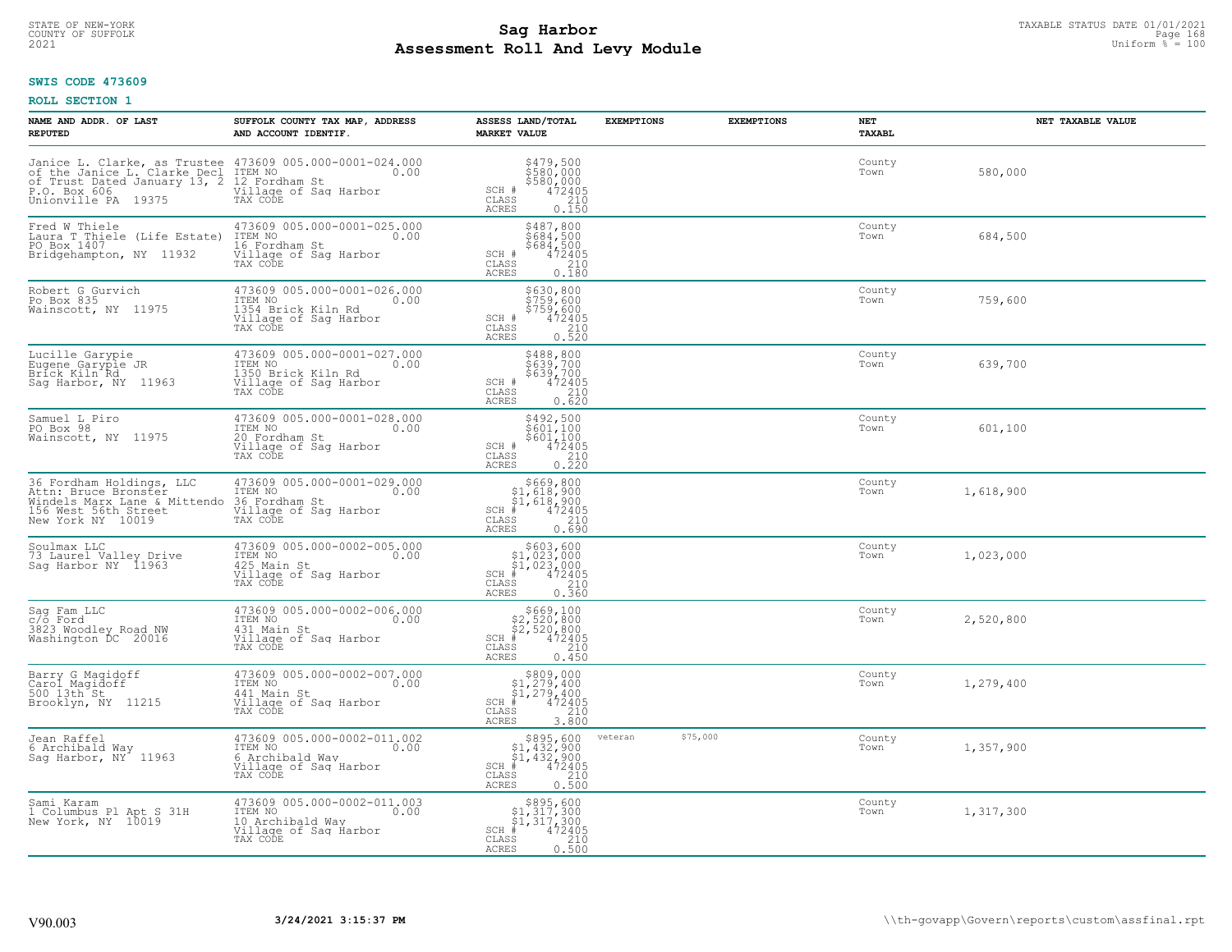STATE OF NEW-YORK
COUNTY OF SUFFOLK
2021

# Sag Harbor
# Assessment Roll And Levy Module

TAXABLE STATUS DATE 01/01/2021
Uniform % = 100

**SWIS CODE 473609**

**ROLL SECTION 1**

| NAME AND ADDR. OF LAST REPUTED | SUFFOLK COUNTY TAX MAP, ADDRESS AND ACCOUNT IDENTIF. | ASSESS LAND/TOTAL MARKET VALUE | EXEMPTIONS | EXEMPTIONS | NET TAXABL | NET TAXABLE VALUE |
|---|---|---|---|---|---|---|
| Janice L. Clarke, as Trustee of the Janice L. Clarke Decl of Trust Dated January 13, 2 P.O. Box 606 Unionville PA 19375 | 473609 005.000-0001-024.000 ITEM NO 0.00 12 Fordham St Village of Sag Harbor TAX CODE | $479,500 $580,000 $580,000 SCH # 472405 CLASS 210 ACRES 0.150 | | | County Town | 580,000 |
| Fred W Thiele Laura T Thiele (Life Estate) PO Box 1407 Bridgehampton, NY 11932 | 473609 005.000-0001-025.000 ITEM NO 0.00 16 Fordham St Village of Sag Harbor TAX CODE | $487,800 $684,500 $684,500 SCH # 472405 CLASS 210 ACRES 0.180 | | | County Town | 684,500 |
| Robert G Gurvich Po Box 835 Wainscott, NY 11975 | 473609 005.000-0001-026.000 ITEM NO 0.00 1354 Brick Kiln Rd Village of Sag Harbor TAX CODE | $630,800 $759,600 $759,600 SCH # 472405 CLASS 210 ACRES 0.520 | | | County Town | 759,600 |
| Lucille Garypie Eugene Garypie JR Brick Kiln Rd Sag Harbor, NY 11963 | 473609 005.000-0001-027.000 ITEM NO 0.00 1350 Brick Kiln Rd Village of Sag Harbor TAX CODE | $488,800 $639,700 $639,700 SCH # 472405 CLASS 210 ACRES 0.620 | | | County Town | 639,700 |
| Samuel L Piro PO Box 98 Wainscott, NY 11975 | 473609 005.000-0001-028.000 ITEM NO 0.00 20 Fordham St Village of Sag Harbor TAX CODE | $492,500 $601,100 $601,100 SCH # 472405 CLASS 210 ACRES 0.220 | | | County Town | 601,100 |
| 36 Fordham Holdings, LLC Attn: Bruce Bronster Windels Marx Lane & Mittendo 156 West 56th Street New York NY 10019 | 473609 005.000-0001-029.000 ITEM NO 0.00 36 Fordham St Village of Sag Harbor TAX CODE | $669,800 $1,618,900 $1,618,900 SCH # 472405 CLASS 210 ACRES 0.690 | | | County Town | 1,618,900 |
| Soulmax LLC 73 Laurel Valley Drive Sag Harbor NY 11963 | 473609 005.000-0002-005.000 ITEM NO 0.00 425 Main St Village of Sag Harbor TAX CODE | $603,600 $1,023,000 $1,023,000 SCH # 472405 CLASS 210 ACRES 0.360 | | | County Town | 1,023,000 |
| Sag Fam LLC c/o Ford 3823 Woodley Road NW Washington DC 20016 | 473609 005.000-0002-006.000 ITEM NO 0.00 431 Main St Village of Sag Harbor TAX CODE | $669,100 $2,520,800 $2,520,800 SCH # 472405 CLASS 210 ACRES 0.450 | | | County Town | 2,520,800 |
| Barry G Magidoff Carol Magidoff 500 13th St Brooklyn, NY 11215 | 473609 005.000-0002-007.000 ITEM NO 0.00 441 Main St Village of Sag Harbor TAX CODE | $809,000 $1,279,400 $1,279,400 SCH # 472405 CLASS 210 ACRES 3.800 | | | County Town | 1,279,400 |
| Jean Raffel 6 Archibald Way Sag Harbor, NY 11963 | 473609 005.000-0002-011.002 ITEM NO 0.00 6 Archibald Way Village of Sag Harbor TAX CODE | $895,600 $1,432,900 $1,432,900 SCH # 472405 CLASS 210 ACRES 0.500 | veteran $75,000 | | County Town | 1,357,900 |
| Sami Karam 1 Columbus Pl Apt S 31H New York, NY 10019 | 473609 005.000-0002-011.003 ITEM NO 0.00 10 Archibald Way Village of Sag Harbor TAX CODE | $895,600 $1,317,300 $1,317,300 SCH # 472405 CLASS 210 ACRES 0.500 | | | County Town | 1,317,300 |

V90.003 3/24/2021 3:15:37 PM \\th-govapp\Govern\reports\custom\assfinal.rpt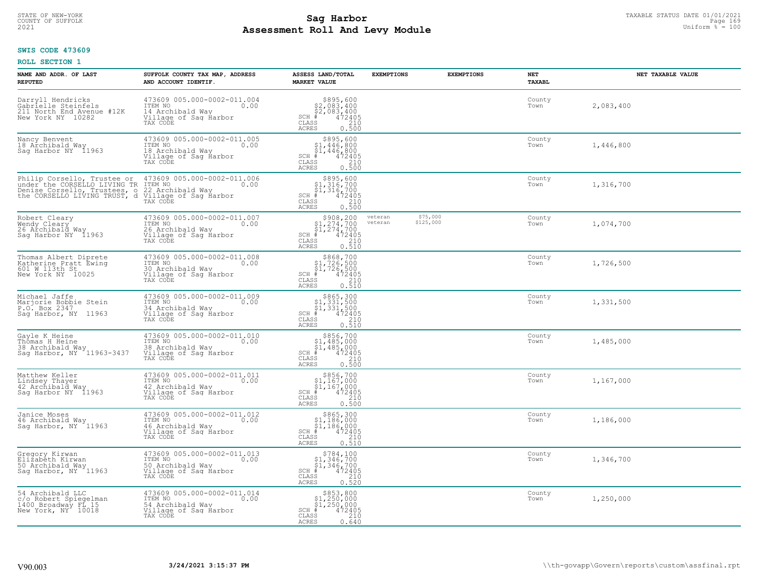STATE OF NEW-YORK
COUNTY OF SUFFOLK
2021

# Sag Harbor
## Assessment Roll And Levy Module

TAXABLE STATUS DATE 01/01/2021
Uniform % = 100

**SWIS CODE 473609**

**ROLL SECTION 1**

| NAME AND ADDR. OF LAST REPUTED | SUFFOLK COUNTY TAX MAP, ADDRESS AND ACCOUNT IDENTIF. | ASSESS LAND/TOTAL MARKET VALUE | EXEMPTIONS | EXEMPTIONS | NET TAXABL | NET TAXABLE VALUE |
|---|---|---|---|---|---|---|
| Darryll Hendricks<br>Gabrielle Steinfels<br>211 North End Avenue #12K<br>New York NY 10282 | 473609 005.000-0002-011.004<br>ITEM NO 0.00<br>14 Archibald Way<br>Village of Sag Harbor<br>TAX CODE | $895,600<br>$2,083,400<br>$2,083,400<br>SCH # 472405<br>CLASS 210<br>ACRES 0.500 | | | County<br>Town | 2,083,400 |
| Nancy Benvent<br>18 Archibald Way<br>Sag Harbor NY 11963 | 473609 005.000-0002-011.005<br>ITEM NO 0.00<br>18 Archibald Way<br>Village of Sag Harbor<br>TAX CODE | $895,600<br>$1,446,800<br>$1,446,800<br>SCH # 472405<br>CLASS 210<br>ACRES 0.500 | | | County<br>Town | 1,446,800 |
| Philip Corsello, Trustee or<br>under the CORSELLO LIVING TR<br>Denise Corsello, Trustees, o<br>the CORSELLO LIVING TRUST, d | 473609 005.000-0002-011.006<br>ITEM NO 0.00<br>22 Archibald Way<br>Village of Sag Harbor<br>TAX CODE | $895,600<br>$1,316,700<br>$1,316,700<br>SCH # 472405<br>CLASS 210<br>ACRES 0.500 | | | County<br>Town | 1,316,700 |
| Robert Cleary<br>Wendy Cleary<br>26 Archibald Way<br>Sag Harbor NY 11963 | 473609 005.000-0002-011.007<br>ITEM NO 0.00<br>26 Archibald Way<br>Village of Sag Harbor<br>TAX CODE | $908,200<br>$1,274,700<br>$1,274,700<br>SCH # 472405<br>CLASS 210<br>ACRES 0.510 | veteran $75,000<br>veteran $125,000 | | County<br>Town | 1,074,700 |
| Thomas Albert Diprete<br>Katherine Pratt Ewing<br>601 W 113th St<br>New York NY 10025 | 473609 005.000-0002-011.008<br>ITEM NO 0.00<br>30 Archibald Way<br>Village of Sag Harbor<br>TAX CODE | $868,700<br>$1,726,500<br>$1,726,500<br>SCH # 472405<br>CLASS 210<br>ACRES 0.510 | | | County<br>Town | 1,726,500 |
| Michael Jaffe<br>Marjorie Bobbie Stein<br>P.O. Box 2347<br>Sag Harbor, NY 11963 | 473609 005.000-0002-011.009<br>ITEM NO 0.00<br>34 Archibald Way<br>Village of Sag Harbor<br>TAX CODE | $865,300<br>$1,331,500<br>$1,331,500<br>SCH # 472405<br>CLASS 210<br>ACRES 0.510 | | | County<br>Town | 1,331,500 |
| Gayle K Heine<br>Thomas H Heine<br>38 Archibald Way<br>Sag Harbor, NY 11963-3437 | 473609 005.000-0002-011.010<br>ITEM NO 0.00<br>38 Archibald Way<br>Village of Sag Harbor<br>TAX CODE | $856,700<br>$1,485,000<br>$1,485,000<br>SCH # 472405<br>CLASS 210<br>ACRES 0.500 | | | County<br>Town | 1,485,000 |
| Matthew Keller<br>Lindsey Thayer<br>42 Archibald Way<br>Sag Harbor NY 11963 | 473609 005.000-0002-011.011<br>ITEM NO 0.00<br>42 Archibald Way<br>Village of Sag Harbor<br>TAX CODE | $856,700<br>$1,167,000<br>$1,167,000<br>SCH # 472405<br>CLASS 210<br>ACRES 0.500 | | | County<br>Town | 1,167,000 |
| Janice Moses<br>46 Archibald Way<br>Sag Harbor, NY 11963 | 473609 005.000-0002-011.012<br>ITEM NO 0.00<br>46 Archibald Way<br>Village of Sag Harbor<br>TAX CODE | $865,300<br>$1,186,000<br>$1,186,000<br>SCH # 472405<br>CLASS 210<br>ACRES 0.510 | | | County<br>Town | 1,186,000 |
| Gregory Kirwan<br>Elizabeth Kirwan<br>50 Archibald Way<br>Sag Harbor, NY 11963 | 473609 005.000-0002-011.013<br>ITEM NO 0.00<br>50 Archibald Way<br>Village of Sag Harbor<br>TAX CODE | $784,100<br>$1,346,700<br>$1,346,700<br>SCH # 472405<br>CLASS 210<br>ACRES 0.520 | | | County<br>Town | 1,346,700 |
| 54 Archibald LLC<br>c/o Robert Spiegelman<br>1400 Broadway FL 15<br>New York, NY 10018 | 473609 005.000-0002-011.014<br>ITEM NO 0.00<br>54 Archibald Way<br>Village of Sag Harbor<br>TAX CODE | $853,800<br>$1,250,000<br>$1,250,000<br>SCH # 472405<br>CLASS 210<br>ACRES 0.640 | | | County<br>Town | 1,250,000 |

V90.003 3/24/2021 3:15:37 PM \\th-govapp\Govern\reports\custom\assfinal.rpt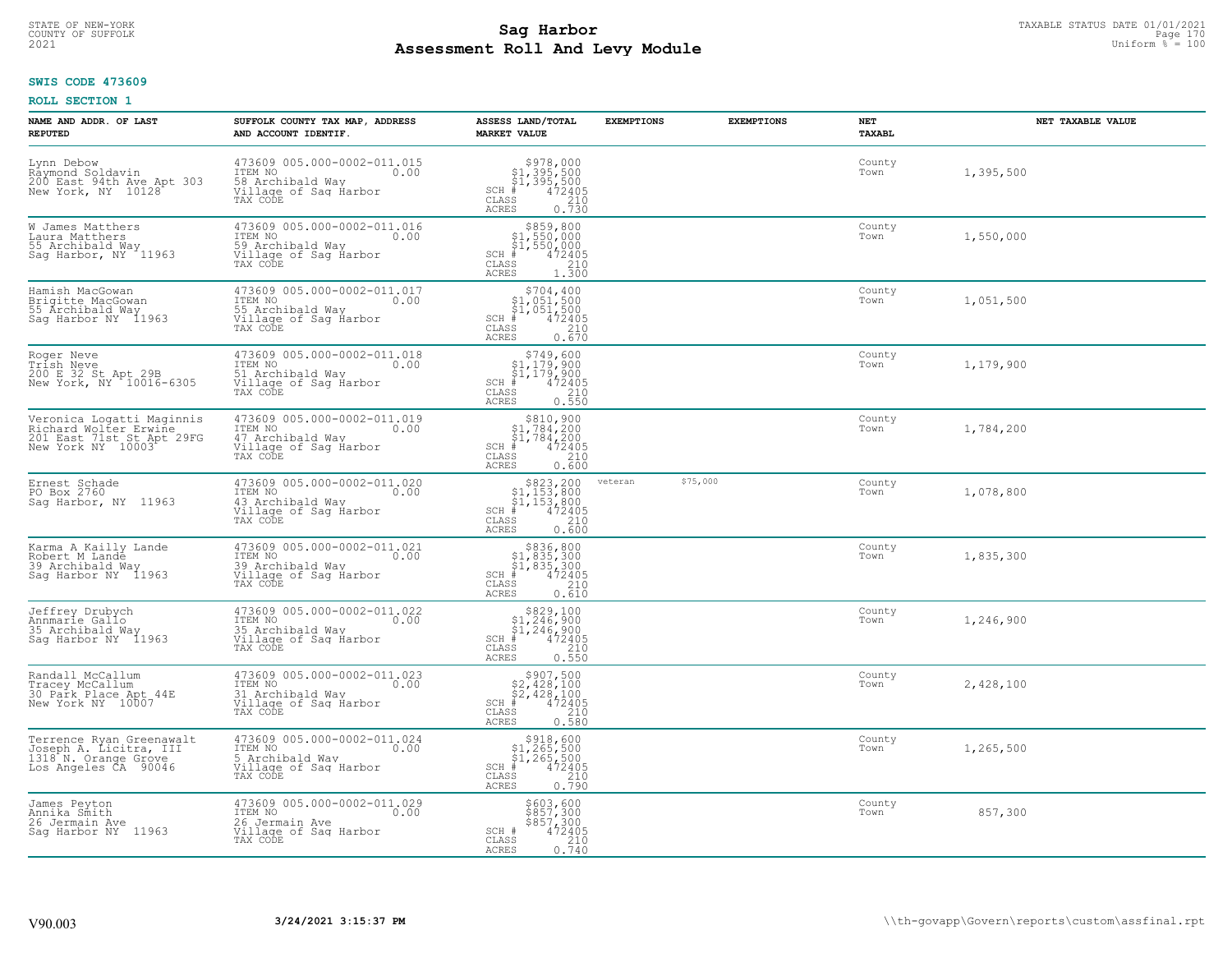**STATE OF NEW-YORK**
**COUNTY OF SUFFOLK**
**2021**

# Sag Harbor
# Assessment Roll And Levy Module

TAXABLE STATUS DATE 01/01/2021
Uniform % = 100

**SWIS CODE 473609**

**ROLL SECTION 1**

| NAME AND ADDR. OF LAST REPUTED | SUFFOLK COUNTY TAX MAP, ADDRESS AND ACCOUNT IDENTIF. | ASSESS LAND/TOTAL MARKET VALUE | EXEMPTIONS | EXEMPTIONS | NET TAXABL | NET TAXABLE VALUE |
|---|---|---|---|---|---|---|
| Lynn Debow<br>Raymond Soldavin<br>200 East 94th Ave Apt 303<br>New York, NY 10128 | 473609 005.000-0002-011.015<br>ITEM NO 0.00<br>58 Archibald Way<br>Village of Sag Harbor<br>TAX CODE | $978,000<br>$1,395,500<br>$1,395,500<br>SCH # 472405<br>CLASS 210<br>ACRES 0.730 | | | County<br>Town | 1,395,500 |
| W James Matthers<br>Laura Matthers<br>55 Archibald Way<br>Sag Harbor, NY 11963 | 473609 005.000-0002-011.016<br>ITEM NO 0.00<br>59 Archibald Way<br>Village of Sag Harbor<br>TAX CODE | $859,800<br>$1,550,000<br>$1,550,000<br>SCH # 472405<br>CLASS 210<br>ACRES 1.300 | | | County<br>Town | 1,550,000 |
| Hamish MacGowan<br>Brigitte MacGowan<br>55 Archibald Way<br>Sag Harbor NY 11963 | 473609 005.000-0002-011.017<br>ITEM NO 0.00<br>55 Archibald Way<br>Village of Sag Harbor<br>TAX CODE | $704,400<br>$1,051,500<br>$1,051,500<br>SCH # 472405<br>CLASS 210<br>ACRES 0.670 | | | County<br>Town | 1,051,500 |
| Roger Neve<br>Trish Neve<br>200 E 32 St Apt 29B<br>New York, NY 10016-6305 | 473609 005.000-0002-011.018<br>ITEM NO 0.00<br>51 Archibald Way<br>Village of Sag Harbor<br>TAX CODE | $749,600<br>$1,179,900<br>$1,179,900<br>SCH # 472405<br>CLASS 210<br>ACRES 0.550 | | | County<br>Town | 1,179,900 |
| Veronica Logatti Maginnis<br>Richard Wolter Erwine<br>201 East 71st St Apt 29FG<br>New York NY 10003 | 473609 005.000-0002-011.019<br>ITEM NO 0.00<br>47 Archibald Way<br>Village of Sag Harbor<br>TAX CODE | $810,900<br>$1,784,200<br>$1,784,200<br>SCH # 472405<br>CLASS 210<br>ACRES 0.600 | | | County<br>Town | 1,784,200 |
| Ernest Schade<br>PO Box 2760<br>Sag Harbor, NY 11963 | 473609 005.000-0002-011.020<br>ITEM NO 0.00<br>43 Archibald Way<br>Village of Sag Harbor<br>TAX CODE | $823,200<br>$1,153,800<br>$1,153,800<br>SCH # 472405<br>CLASS 210<br>ACRES 0.600 | veteran | $75,000 | County<br>Town | 1,078,800 |
| Karma A Kailly Lande<br>Robert M Lande<br>39 Archibald Way<br>Sag Harbor NY 11963 | 473609 005.000-0002-011.021<br>ITEM NO 0.00<br>39 Archibald Way<br>Village of Sag Harbor<br>TAX CODE | $836,800<br>$1,835,300<br>$1,835,300<br>SCH # 472405<br>CLASS 210<br>ACRES 0.610 | | | County<br>Town | 1,835,300 |
| Jeffrey Drubych<br>Annmarie Gallo<br>35 Archibald Way<br>Sag Harbor NY 11963 | 473609 005.000-0002-011.022<br>ITEM NO 0.00<br>35 Archibald Way<br>Village of Sag Harbor<br>TAX CODE | $829,100<br>$1,246,900<br>$1,246,900<br>SCH # 472405<br>CLASS 210<br>ACRES 0.550 | | | County<br>Town | 1,246,900 |
| Randall McCallum<br>Tracey McCallum<br>30 Park Place Apt 44E<br>New York NY 10007 | 473609 005.000-0002-011.023<br>ITEM NO 0.00<br>31 Archibald Way<br>Village of Sag Harbor<br>TAX CODE | $907,500<br>$2,428,100<br>$2,428,100<br>SCH # 472405<br>CLASS 210<br>ACRES 0.580 | | | County<br>Town | 2,428,100 |
| Terrence Ryan Greenawalt<br>Joseph A. Licitra, III<br>1318 N. Orange Grove<br>Los Angeles CA 90046 | 473609 005.000-0002-011.024<br>ITEM NO 0.00<br>5 Archibald Way<br>Village of Sag Harbor<br>TAX CODE | $918,600<br>$1,265,500<br>$1,265,500<br>SCH # 472405<br>CLASS 210<br>ACRES 0.790 | | | County<br>Town | 1,265,500 |
| James Peyton<br>Annika Smith<br>26 Jermain Ave<br>Sag Harbor NY 11963 | 473609 005.000-0002-011.029<br>ITEM NO 0.00<br>26 Jermain Ave<br>Village of Sag Harbor<br>TAX CODE | $603,600<br>$857,300<br>$857,300<br>SCH # 472405<br>CLASS 210<br>ACRES 0.740 | | | County<br>Town | 857,300 |

V90.003 **3/24/2021 3:15:37 PM** \\th-govapp\Govern\reports\custom\assfinal.rpt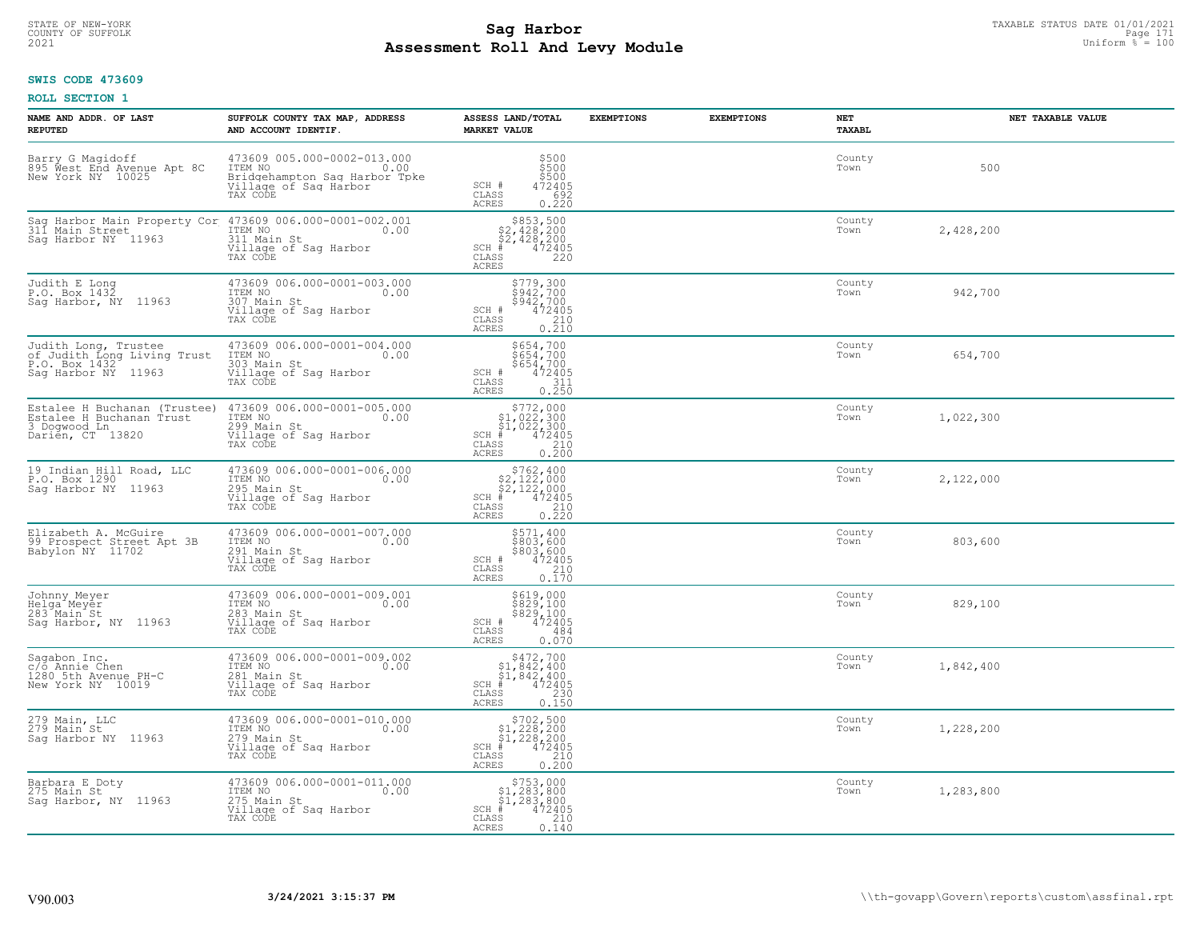STATE OF NEW-YORK
COUNTY OF SUFFOLK
2021

# Sag Harbor
# Assessment Roll And Levy Module

TAXABLE STATUS DATE 01/01/2021
Uniform % = 100

**SWIS CODE 473609**

**ROLL SECTION 1**

| NAME AND ADDR. OF LAST REPUTED | SUFFOLK COUNTY TAX MAP, ADDRESS AND ACCOUNT IDENTIF. | ASSESS LAND/TOTAL MARKET VALUE | EXEMPTIONS | EXEMPTIONS | NET TAXABL | NET TAXABLE VALUE |
|---|---|---|---|---|---|---|
| Barry G Magidoff<br>895 West End Avenue Apt 8C<br>New York NY 10025 | 473609 005.000-0002-013.000<br>ITEM NO 0.00<br>Bridgehampton Sag Harbor Tpke<br>Village of Sag Harbor<br>TAX CODE | $500<br>$500<br>$500<br>SCH # 472405<br>CLASS 692<br>ACRES 0.220 | | | County<br>Town | 500 |
| Sag Harbor Main Property Cor<br>311 Main Street<br>Sag Harbor NY 11963 | 473609 006.000-0001-002.001<br>ITEM NO 0.00<br>311 Main St<br>Village of Sag Harbor<br>TAX CODE | $853,500<br>$2,428,200<br>$2,428,200<br>SCH # 472405<br>CLASS 220<br>ACRES | | | County<br>Town | 2,428,200 |
| Judith E Long<br>P.O. Box 1432<br>Sag Harbor, NY 11963 | 473609 006.000-0001-003.000<br>ITEM NO 0.00<br>307 Main St<br>Village of Sag Harbor<br>TAX CODE | $779,300<br>$942,700<br>$942,700<br>SCH # 472405<br>CLASS 210<br>ACRES 0.210 | | | County<br>Town | 942,700 |
| Judith Long, Trustee<br>of Judith Long Living Trust<br>P.O. Box 1432<br>Sag Harbor NY 11963 | 473609 006.000-0001-004.000<br>ITEM NO 0.00<br>303 Main St<br>Village of Sag Harbor<br>TAX CODE | $654,700<br>$654,700<br>$654,700<br>SCH # 472405<br>CLASS 311<br>ACRES 0.250 | | | County<br>Town | 654,700 |
| Estalee H Buchanan (Trustee)<br>Estalee H Buchanan Trust<br>3 Dogwood Ln<br>Darien, CT 13820 | 473609 006.000-0001-005.000<br>ITEM NO 0.00<br>299 Main St<br>Village of Sag Harbor<br>TAX CODE | $772,000<br>$1,022,300<br>$1,022,300<br>SCH # 472405<br>CLASS 210<br>ACRES 0.200 | | | County<br>Town | 1,022,300 |
| 19 Indian Hill Road, LLC<br>P.O. Box 1290<br>Sag Harbor NY 11963 | 473609 006.000-0001-006.000<br>ITEM NO 0.00<br>295 Main St<br>Village of Sag Harbor<br>TAX CODE | $762,400<br>$2,122,000<br>$2,122,000<br>SCH # 472405<br>CLASS 210<br>ACRES 0.220 | | | County<br>Town | 2,122,000 |
| Elizabeth A. McGuire<br>99 Prospect Street Apt 3B<br>Babylon NY 11702 | 473609 006.000-0001-007.000<br>ITEM NO 0.00<br>291 Main St<br>Village of Sag Harbor<br>TAX CODE | $571,400<br>$803,600<br>$803,600<br>SCH # 472405<br>CLASS 210<br>ACRES 0.170 | | | County<br>Town | 803,600 |
| Johnny Meyer<br>Helga Meyer<br>283 Main St<br>Sag Harbor, NY 11963 | 473609 006.000-0001-009.001<br>ITEM NO 0.00<br>283 Main St<br>Village of Sag Harbor<br>TAX CODE | $619,000<br>$829,100<br>$829,100<br>SCH # 472405<br>CLASS 484<br>ACRES 0.070 | | | County<br>Town | 829,100 |
| Sagabon Inc.<br>c/o Annie Chen<br>1280 5th Avenue PH-C<br>New York NY 10019 | 473609 006.000-0001-009.002<br>ITEM NO 0.00<br>281 Main St<br>Village of Sag Harbor<br>TAX CODE | $472,700<br>$1,842,400<br>$1,842,400<br>SCH # 472405<br>CLASS 230<br>ACRES 0.150 | | | County<br>Town | 1,842,400 |
| 279 Main, LLC<br>279 Main St<br>Sag Harbor NY 11963 | 473609 006.000-0001-010.000<br>ITEM NO 0.00<br>279 Main St<br>Village of Sag Harbor<br>TAX CODE | $702,500<br>$1,228,200<br>$1,228,200<br>SCH # 472405<br>CLASS 210<br>ACRES 0.200 | | | County<br>Town | 1,228,200 |
| Barbara E Doty<br>275 Main St<br>Sag Harbor, NY 11963 | 473609 006.000-0001-011.000<br>ITEM NO 0.00<br>275 Main St<br>Village of Sag Harbor<br>TAX CODE | $753,000<br>$1,283,800<br>$1,283,800<br>SCH # 472405<br>CLASS 210<br>ACRES 0.140 | | | County<br>Town | 1,283,800 |

V90.003 3/24/2021 3:15:37 PM \\th-govapp\Govern\reports\custom\assfinal.rpt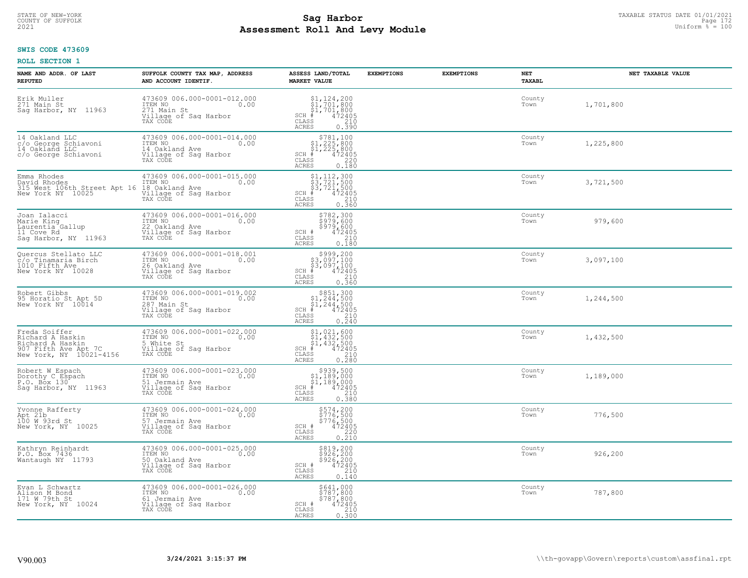STATE OF NEW-YORK
COUNTY OF SUFFOLK
2021

# Sag Harbor
## Assessment Roll And Levy Module

TAXABLE STATUS DATE 01/01/2021
Uniform % = 100

**SWIS CODE 473609**

**ROLL SECTION 1**

| NAME AND ADDR. OF LAST REPUTED | SUFFOLK COUNTY TAX MAP, ADDRESS AND ACCOUNT IDENTIF. | ASSESS LAND/TOTAL MARKET VALUE | EXEMPTIONS | EXEMPTIONS | NET TAXABL | NET TAXABLE VALUE |
|---|---|---|---|---|---|---|
| Erik Muller<br>271 Main St<br>Sag Harbor, NY 11963 | 473609 006.000-0001-012.000<br>ITEM NO 0.00<br>271 Main St<br>Village of Sag Harbor<br>TAX CODE | $1,124,200<br>$1,701,800<br>$1,701,800<br>SCH # 472405<br>CLASS 210<br>ACRES 0.390 | | | County<br>Town | 1,701,800 |
| 14 Oakland LLC<br>c/o George Schiavoni<br>14 Oakland LLC<br>c/o George Schiavoni | 473609 006.000-0001-014.000<br>ITEM NO 0.00<br>14 Oakland Ave<br>Village of Sag Harbor<br>TAX CODE | $781,100<br>$1,225,800<br>$1,225,800<br>SCH # 472405<br>CLASS 220<br>ACRES 0.180 | | | County<br>Town | 1,225,800 |
| Emma Rhodes<br>David Rhodes<br>315 West 106th Street Apt 16<br>New York NY 10025 | 473609 006.000-0001-015.000<br>ITEM NO 0.00<br>18 Oakland Ave<br>Village of Sag Harbor<br>TAX CODE | $1,112,300<br>$3,721,500<br>$3,721,500<br>SCH # 472405<br>CLASS 210<br>ACRES 0.360 | | | County<br>Town | 3,721,500 |
| Joan Ialacci<br>Marie King<br>Laurentia Gallup<br>11 Cove Rd<br>Sag Harbor, NY 11963 | 473609 006.000-0001-016.000<br>ITEM NO 0.00<br>22 Oakland Ave<br>Village of Sag Harbor<br>TAX CODE | $782,300<br>$979,600<br>$979,600<br>SCH # 472405<br>CLASS 210<br>ACRES 0.180 | | | County<br>Town | 979,600 |
| Quercus Stellato LLC<br>c/o Tinamaria Birch<br>1010 Fifth Ave<br>New York NY 10028 | 473609 006.000-0001-018.001<br>ITEM NO 0.00<br>26 Oakland Ave<br>Village of Sag Harbor<br>TAX CODE | $999,200<br>$3,097,100<br>$3,097,100<br>SCH # 472405<br>CLASS 210<br>ACRES 0.360 | | | County<br>Town | 3,097,100 |
| Robert Gibbs<br>95 Horatio St Apt 5D<br>New York NY 10014 | 473609 006.000-0001-019.002<br>ITEM NO 0.00<br>287 Main St<br>Village of Sag Harbor<br>TAX CODE | $851,300<br>$1,244,500<br>$1,244,500<br>SCH # 472405<br>CLASS 210<br>ACRES 0.240 | | | County<br>Town | 1,244,500 |
| Freda Soiffer<br>Richard A Haskin<br>Richard A Haskin<br>907 Fifth Ave Apt 7C<br>New York, NY 10021-4156 | 473609 006.000-0001-022.000<br>ITEM NO 0.00<br>5 White St<br>Village of Sag Harbor<br>TAX CODE | $1,021,600<br>$1,432,500<br>$1,432,500<br>SCH # 472405<br>CLASS 210<br>ACRES 0.280 | | | County<br>Town | 1,432,500 |
| Robert W Espach<br>Dorothy C Espach<br>P.O. Box 130<br>Sag Harbor, NY 11963 | 473609 006.000-0001-023.000<br>ITEM NO 0.00<br>51 Jermain Ave<br>Village of Sag Harbor<br>TAX CODE | $939,500<br>$1,189,000<br>$1,189,000<br>SCH # 472405<br>CLASS 210<br>ACRES 0.380 | | | County<br>Town | 1,189,000 |
| Yvonne Rafferty<br>Apt 21b<br>100 W 93rd St<br>New York, NY 10025 | 473609 006.000-0001-024.000<br>ITEM NO 0.00<br>57 Jermain Ave<br>Village of Sag Harbor<br>TAX CODE | $574,200<br>$776,500<br>$776,500<br>SCH # 472405<br>CLASS 220<br>ACRES 0.210 | | | County<br>Town | 776,500 |
| Kathryn Reinhardt<br>P.O. Box 7436<br>Wantaugh NY 11793 | 473609 006.000-0001-025.000<br>ITEM NO 0.00<br>50 Oakland Ave<br>Village of Sag Harbor<br>TAX CODE | $819,200<br>$926,200<br>$926,200<br>SCH # 472405<br>CLASS 210<br>ACRES 0.140 | | | County<br>Town | 926,200 |
| Evan L Schwartz<br>Alison M Bond<br>171 W 79th St<br>New York, NY 10024 | 473609 006.000-0001-026.000<br>ITEM NO 0.00<br>61 Jermain Ave<br>Village of Sag Harbor<br>TAX CODE | $641,000<br>$787,800<br>$787,800<br>SCH # 472405<br>CLASS 210<br>ACRES 0.300 | | | County<br>Town | 787,800 |

V90.003 3/24/2021 3:15:37 PM \\th-govapp\Govern\reports\custom\assfinal.rpt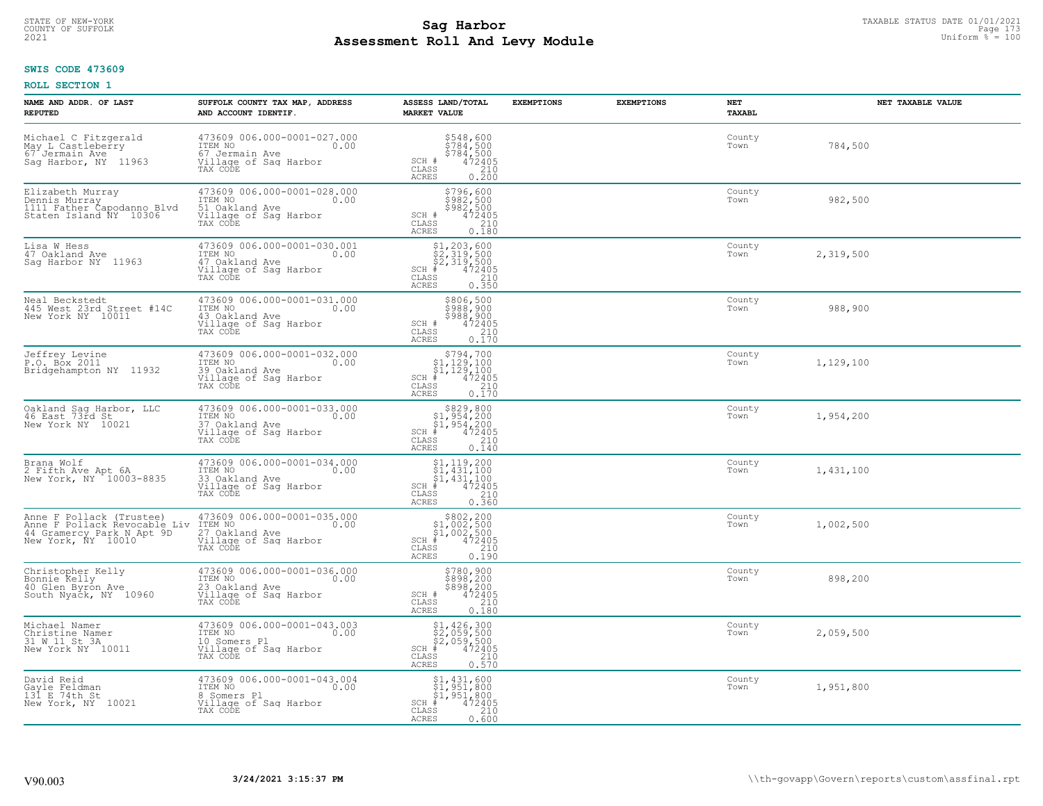STATE OF NEW-YORK
COUNTY OF SUFFOLK
2021

# Sag Harbor
## Assessment Roll And Levy Module

TAXABLE STATUS DATE 01/01/2021
Uniform % = 100

**SWIS CODE 473609**

**ROLL SECTION 1**

| NAME AND ADDR. OF LAST REPUTED | SUFFOLK COUNTY TAX MAP, ADDRESS AND ACCOUNT IDENTIF. | ASSESS LAND/TOTAL MARKET VALUE | EXEMPTIONS | EXEMPTIONS | NET TAXABL | NET TAXABLE VALUE |
|---|---|---|---|---|---|---|
| Michael C Fitzgerald<br>May L Castleberry<br>67 Jermain Ave<br>Sag Harbor, NY 11963 | 473609 006.000-0001-027.000<br>ITEM NO 0.00<br>67 Jermain Ave<br>Village of Sag Harbor<br>TAX CODE | $548,600<br>$784,500<br>$784,500<br>SCH # 472405<br>CLASS 210<br>ACRES 0.200 | | | County<br>Town | 784,500 |
| Elizabeth Murray<br>Dennis Murray<br>1111 Father Capodanno Blvd<br>Staten Island NY 10306 | 473609 006.000-0001-028.000<br>ITEM NO 0.00<br>51 Oakland Ave<br>Village of Sag Harbor<br>TAX CODE | $796,600<br>$982,500<br>$982,500<br>SCH # 472405<br>CLASS 210<br>ACRES 0.180 | | | County<br>Town | 982,500 |
| Lisa W Hess<br>47 Oakland Ave<br>Sag Harbor NY 11963 | 473609 006.000-0001-030.001<br>ITEM NO 0.00<br>47 Oakland Ave<br>Village of Sag Harbor<br>TAX CODE | $1,203,600<br>$2,319,500<br>$2,319,500<br>SCH # 472405<br>CLASS 210<br>ACRES 0.350 | | | County<br>Town | 2,319,500 |
| Neal Beckstedt<br>445 West 23rd Street #14C<br>New York NY 10011 | 473609 006.000-0001-031.000<br>ITEM NO 0.00<br>43 Oakland Ave<br>Village of Sag Harbor<br>TAX CODE | $806,500<br>$988,900<br>$988,900<br>SCH # 472405<br>CLASS 210<br>ACRES 0.170 | | | County<br>Town | 988,900 |
| Jeffrey Levine<br>P.O. Box 2011<br>Bridgehampton NY 11932 | 473609 006.000-0001-032.000<br>ITEM NO 0.00<br>39 Oakland Ave<br>Village of Sag Harbor<br>TAX CODE | $794,700<br>$1,129,100<br>$1,129,100<br>SCH # 472405<br>CLASS 210<br>ACRES 0.170 | | | County<br>Town | 1,129,100 |
| Oakland Sag Harbor, LLC<br>46 East 73rd St<br>New York NY 10021 | 473609 006.000-0001-033.000<br>ITEM NO 0.00<br>37 Oakland Ave<br>Village of Sag Harbor<br>TAX CODE | $829,800<br>$1,954,200<br>$1,954,200<br>SCH # 472405<br>CLASS 210<br>ACRES 0.140 | | | County<br>Town | 1,954,200 |
| Brana Wolf<br>2 Fifth Ave Apt 6A<br>New York, NY 10003-8835 | 473609 006.000-0001-034.000<br>ITEM NO 0.00<br>33 Oakland Ave<br>Village of Sag Harbor<br>TAX CODE | $1,119,200<br>$1,431,100<br>$1,431,100<br>SCH # 472405<br>CLASS 210<br>ACRES 0.360 | | | County<br>Town | 1,431,100 |
| Anne F Pollack (Trustee)<br>Anne F Pollack Revocable Liv<br>44 Gramercy Park N Apt 9D<br>New York, NY 10010 | 473609 006.000-0001-035.000<br>ITEM NO 0.00<br>27 Oakland Ave<br>Village of Sag Harbor<br>TAX CODE | $802,200<br>$1,002,500<br>$1,002,500<br>SCH # 472405<br>CLASS 210<br>ACRES 0.190 | | | County<br>Town | 1,002,500 |
| Christopher Kelly<br>Bonnie Kelly<br>40 Glen Byron Ave<br>South Nyack, NY 10960 | 473609 006.000-0001-036.000<br>ITEM NO 0.00<br>23 Oakland Ave<br>Village of Sag Harbor<br>TAX CODE | $780,900<br>$898,200<br>$898,200<br>SCH # 472405<br>CLASS 210<br>ACRES 0.180 | | | County<br>Town | 898,200 |
| Michael Namer<br>Christine Namer<br>31 W 11 St 3A<br>New York NY 10011 | 473609 006.000-0001-043.003<br>ITEM NO 0.00<br>10 Somers Pl<br>Village of Sag Harbor<br>TAX CODE | $1,426,300<br>$2,059,500<br>$2,059,500<br>SCH # 472405<br>CLASS 210<br>ACRES 0.570 | | | County<br>Town | 2,059,500 |
| David Reid<br>Gayle Feldman<br>131 E 74th St<br>New York, NY 10021 | 473609 006.000-0001-043.004<br>ITEM NO 0.00<br>8 Somers Pl<br>Village of Sag Harbor<br>TAX CODE | $1,431,600<br>$1,951,800<br>$1,951,800<br>SCH # 472405<br>CLASS 210<br>ACRES 0.600 | | | County<br>Town | 1,951,800 |

V90.003 **3/24/2021 3:15:37 PM** \\th-govapp\Govern\reports\custom\assfinal.rpt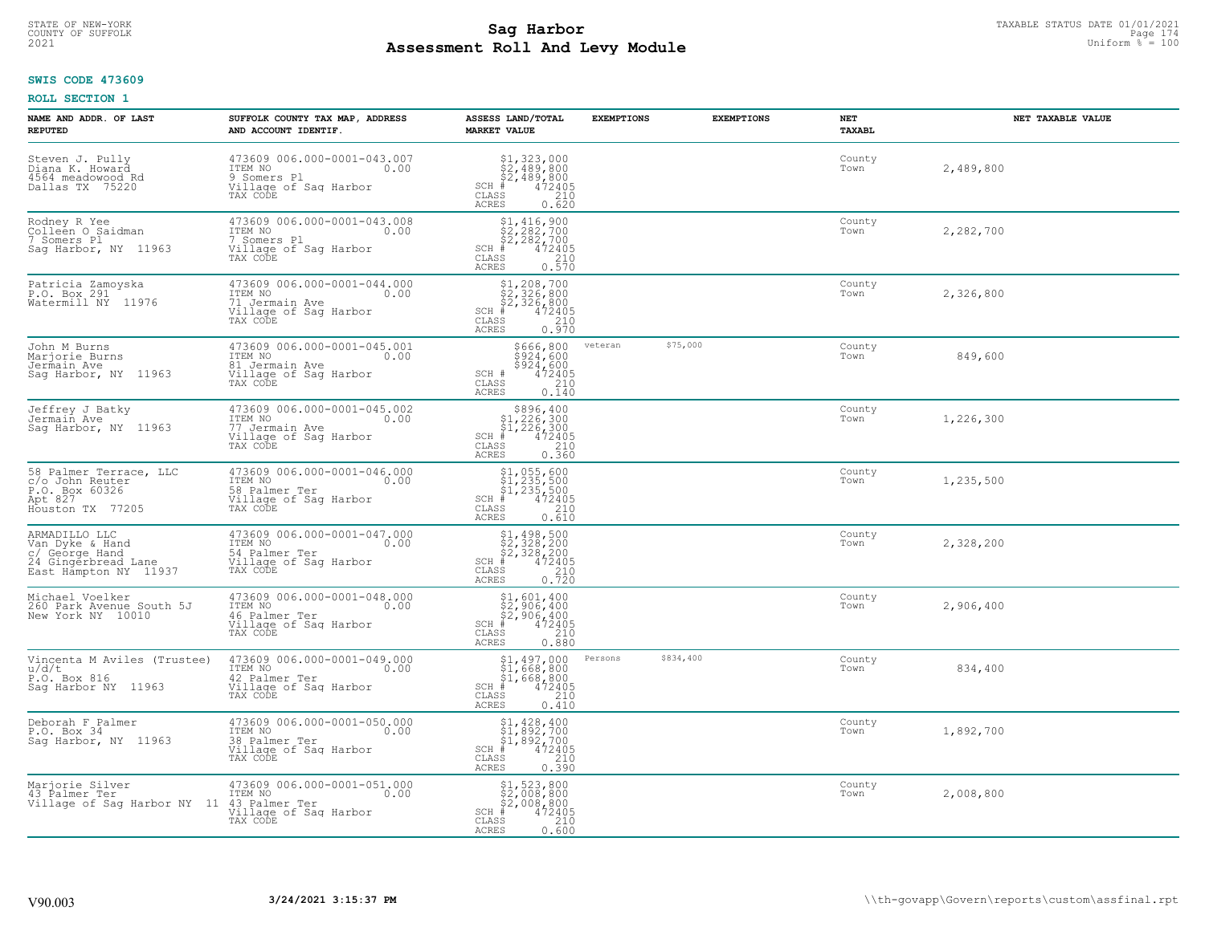**SWIS CODE 473609**

**ROLL SECTION 1**

| NAME AND ADDR. OF LAST REPUTED | SUFFOLK COUNTY TAX MAP, ADDRESS AND ACCOUNT IDENTIF. | ASSESS LAND/TOTAL MARKET VALUE | EXEMPTIONS | EXEMPTIONS | NET TAXABL | NET TAXABLE VALUE |
|---|---|---|---|---|---|---|
| Steven J. Pully<br>Diana K. Howard<br>4564 meadowood Rd<br>Dallas TX 75220 | 473609 006.000-0001-043.007<br>ITEM NO 0.00<br>9 Somers Pl<br>Village of Sag Harbor<br>TAX CODE | $1,323,000<br>$2,489,800<br>$2,489,800<br>SCH # 472405<br>CLASS 210<br>ACRES 0.620 | | | County<br>Town | 2,489,800 |
| Rodney R Yee<br>Colleen O Saidman<br>7 Somers Pl<br>Sag Harbor, NY 11963 | 473609 006.000-0001-043.008<br>ITEM NO 0.00<br>7 Somers Pl<br>Village of Sag Harbor<br>TAX CODE | $1,416,900<br>$2,282,700<br>$2,282,700<br>SCH # 472405<br>CLASS 210<br>ACRES 0.570 | | | County<br>Town | 2,282,700 |
| Patricia Zamoyska<br>P.O. Box 291<br>Watermill NY 11976 | 473609 006.000-0001-044.000<br>ITEM NO 0.00<br>71 Jermain Ave<br>Village of Sag Harbor<br>TAX CODE | $1,208,700<br>$2,326,800<br>$2,326,800<br>SCH # 472405<br>CLASS 210<br>ACRES 0.970 | | | County<br>Town | 2,326,800 |
| John M Burns<br>Marjorie Burns<br>Jermain Ave<br>Sag Harbor, NY 11963 | 473609 006.000-0001-045.001<br>ITEM NO 0.00<br>81 Jermain Ave<br>Village of Sag Harbor<br>TAX CODE | $666,800<br>$924,600<br>$924,600<br>SCH # 472405<br>CLASS 210<br>ACRES 0.140 | veteran $75,000 | | County<br>Town | 849,600 |
| Jeffrey J Batky<br>Jermain Ave<br>Sag Harbor, NY 11963 | 473609 006.000-0001-045.002<br>ITEM NO 0.00<br>77 Jermain Ave<br>Village of Sag Harbor<br>TAX CODE | $896,400<br>$1,226,300<br>$1,226,300<br>SCH # 472405<br>CLASS 210<br>ACRES 0.360 | | | County<br>Town | 1,226,300 |
| 58 Palmer Terrace, LLC<br>c/o John Reuter<br>P.O. Box 60326<br>Apt 827<br>Houston TX 77205 | 473609 006.000-0001-046.000<br>ITEM NO 0.00<br>58 Palmer Ter<br>Village of Sag Harbor<br>TAX CODE | $1,055,600<br>$1,235,500<br>$1,235,500<br>SCH # 472405<br>CLASS 210<br>ACRES 0.610 | | | County<br>Town | 1,235,500 |
| ARMADILLO LLC<br>Van Dyke & Hand<br>c/ George Hand<br>24 Gingerbread Lane<br>East Hampton NY 11937 | 473609 006.000-0001-047.000<br>ITEM NO 0.00<br>54 Palmer Ter<br>Village of Sag Harbor<br>TAX CODE | $1,498,500<br>$2,328,200<br>$2,328,200<br>SCH # 472405<br>CLASS 210<br>ACRES 0.720 | | | County<br>Town | 2,328,200 |
| Michael Voelker<br>260 Park Avenue South 5J<br>New York NY 10010 | 473609 006.000-0001-048.000<br>ITEM NO 0.00<br>46 Palmer Ter<br>Village of Sag Harbor<br>TAX CODE | $1,601,400<br>$2,906,400<br>$2,906,400<br>SCH # 472405<br>CLASS 210<br>ACRES 0.880 | | | County<br>Town | 2,906,400 |
| Vincenta M Aviles (Trustee)<br>u/d/t<br>P.O. Box 816<br>Sag Harbor NY 11963 | 473609 006.000-0001-049.000<br>ITEM NO 0.00<br>42 Palmer Ter<br>Village of Sag Harbor<br>TAX CODE | $1,497,000<br>$1,668,800<br>$1,668,800<br>SCH # 472405<br>CLASS 210<br>ACRES 0.410 | Persons $834,400 | | County<br>Town | 834,400 |
| Deborah F Palmer<br>P.O. Box 34<br>Sag Harbor, NY 11963 | 473609 006.000-0001-050.000<br>ITEM NO 0.00<br>38 Palmer Ter<br>Village of Sag Harbor<br>TAX CODE | $1,428,400<br>$1,892,700<br>$1,892,700<br>SCH # 472405<br>CLASS 210<br>ACRES 0.390 | | | County<br>Town | 1,892,700 |
| Marjorie Silver<br>43 Palmer Ter<br>Village of Sag Harbor NY 11 | 473609 006.000-0001-051.000<br>ITEM NO 0.00<br>43 Palmer Ter<br>Village of Sag Harbor<br>TAX CODE | $1,523,800<br>$2,008,800<br>$2,008,800<br>SCH # 472405<br>CLASS 210<br>ACRES 0.600 | | | County<br>Town | 2,008,800 |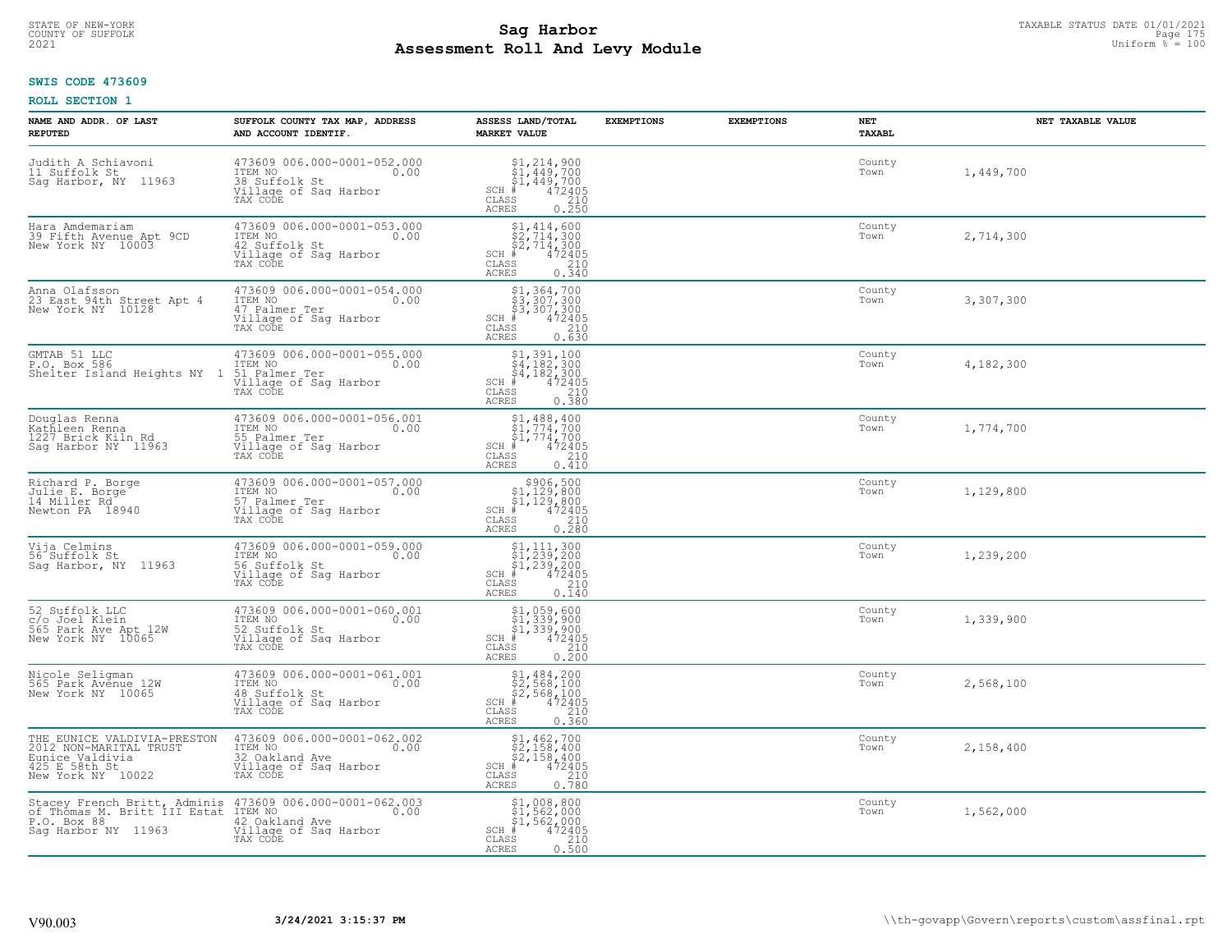STATE OF NEW-YORK
COUNTY OF SUFFOLK
2021

# Sag Harbor
## Assessment Roll And Levy Module

TAXABLE STATUS DATE 01/01/2021
Uniform % = 100

**SWIS CODE 473609**

**ROLL SECTION 1**

| NAME AND ADDR. OF LAST REPUTED | SUFFOLK COUNTY TAX MAP, ADDRESS AND ACCOUNT IDENTIF. | ASSESS LAND/TOTAL MARKET VALUE | EXEMPTIONS | EXEMPTIONS | NET TAXABL | NET TAXABLE VALUE |
|---|---|---|---|---|---|---|
| Judith A Schiavoni<br>11 Suffolk St<br>Sag Harbor, NY 11963 | 473609 006.000-0001-052.000<br>ITEM NO 0.00<br>38 Suffolk St<br>Village of Sag Harbor<br>TAX CODE | $1,214,900<br>$1,449,700<br>$1,449,700<br>SCH # 472405<br>CLASS 210<br>ACRES 0.250 | | | County<br>Town | 1,449,700 |
| Hara Amdemariam<br>39 Fifth Avenue Apt 9CD<br>New York NY 10003 | 473609 006.000-0001-053.000<br>ITEM NO 0.00<br>42 Suffolk St<br>Village of Sag Harbor<br>TAX CODE | $1,414,600<br>$2,714,300<br>$2,714,300<br>SCH # 472405<br>CLASS 210<br>ACRES 0.340 | | | County<br>Town | 2,714,300 |
| Anna Olafsson<br>23 East 94th Street Apt 4<br>New York NY 10128 | 473609 006.000-0001-054.000<br>ITEM NO 0.00<br>47 Palmer Ter<br>Village of Sag Harbor<br>TAX CODE | $1,364,700<br>$3,307,300<br>$3,307,300<br>SCH # 472405<br>CLASS 210<br>ACRES 0.630 | | | County<br>Town | 3,307,300 |
| GMTAB 51 LLC<br>P.O. Box 586<br>Shelter Island Heights NY 1 | 473609 006.000-0001-055.000<br>ITEM NO 0.00<br>51 Palmer Ter<br>Village of Sag Harbor<br>TAX CODE | $1,391,100<br>$4,182,300<br>$4,182,300<br>SCH # 472405<br>CLASS 210<br>ACRES 0.380 | | | County<br>Town | 4,182,300 |
| Douglas Renna<br>Kathleen Renna<br>1227 Brick Kiln Rd<br>Sag Harbor NY 11963 | 473609 006.000-0001-056.001<br>ITEM NO 0.00<br>55 Palmer Ter<br>Village of Sag Harbor<br>TAX CODE | $1,488,400<br>$1,774,700<br>$1,774,700<br>SCH # 472405<br>CLASS 210<br>ACRES 0.410 | | | County<br>Town | 1,774,700 |
| Richard P. Borge<br>Julie E. Borge<br>14 Miller Rd<br>Newton PA 18940 | 473609 006.000-0001-057.000<br>ITEM NO 0.00<br>57 Palmer Ter<br>Village of Sag Harbor<br>TAX CODE | $906,500<br>$1,129,800<br>$1,129,800<br>SCH # 472405<br>CLASS 210<br>ACRES 0.280 | | | County<br>Town | 1,129,800 |
| Vija Celmins<br>56 Suffolk St<br>Sag Harbor, NY 11963 | 473609 006.000-0001-059.000<br>ITEM NO 0.00<br>56 Suffolk St<br>Village of Sag Harbor<br>TAX CODE | $1,111,300<br>$1,239,200<br>$1,239,200<br>SCH # 472405<br>CLASS 210<br>ACRES 0.140 | | | County<br>Town | 1,239,200 |
| 52 Suffolk LLC<br>c/o Joel Klein<br>565 Park Ave Apt 12W<br>New York NY 10065 | 473609 006.000-0001-060.001<br>ITEM NO 0.00<br>52 Suffolk St<br>Village of Sag Harbor<br>TAX CODE | $1,059,600<br>$1,339,900<br>$1,339,900<br>SCH # 472405<br>CLASS 210<br>ACRES 0.200 | | | County<br>Town | 1,339,900 |
| Nicole Seligman<br>565 Park Avenue 12W<br>New York NY 10065 | 473609 006.000-0001-061.001<br>ITEM NO 0.00<br>48 Suffolk St<br>Village of Sag Harbor<br>TAX CODE | $1,484,200<br>$2,568,100<br>$2,568,100<br>SCH # 472405<br>CLASS 210<br>ACRES 0.360 | | | County<br>Town | 2,568,100 |
| THE EUNICE VALDIVIA-PRESTON<br>2012 NON-MARITAL TRUST<br>Eunice Valdivia<br>425 E 58th St<br>New York NY 10022 | 473609 006.000-0001-062.002<br>ITEM NO 0.00<br>32 Oakland Ave<br>Village of Sag Harbor<br>TAX CODE | $1,462,700<br>$2,158,400<br>$2,158,400<br>SCH # 472405<br>CLASS 210<br>ACRES 0.780 | | | County<br>Town | 2,158,400 |
| Stacey French Britt, Adminis<br>of Thomas M. Britt III Estat<br>P.O. Box 88<br>Sag Harbor NY 11963 | 473609 006.000-0001-062.003<br>ITEM NO 0.00<br>42 Oakland Ave<br>Village of Sag Harbor<br>TAX CODE | $1,008,800<br>$1,562,000<br>$1,562,000<br>SCH # 472405<br>CLASS 210<br>ACRES 0.500 | | | County<br>Town | 1,562,000 |

V90.003 3/24/2021 3:15:37 PM \\th-govapp\Govern\reports\custom\assfinal.rpt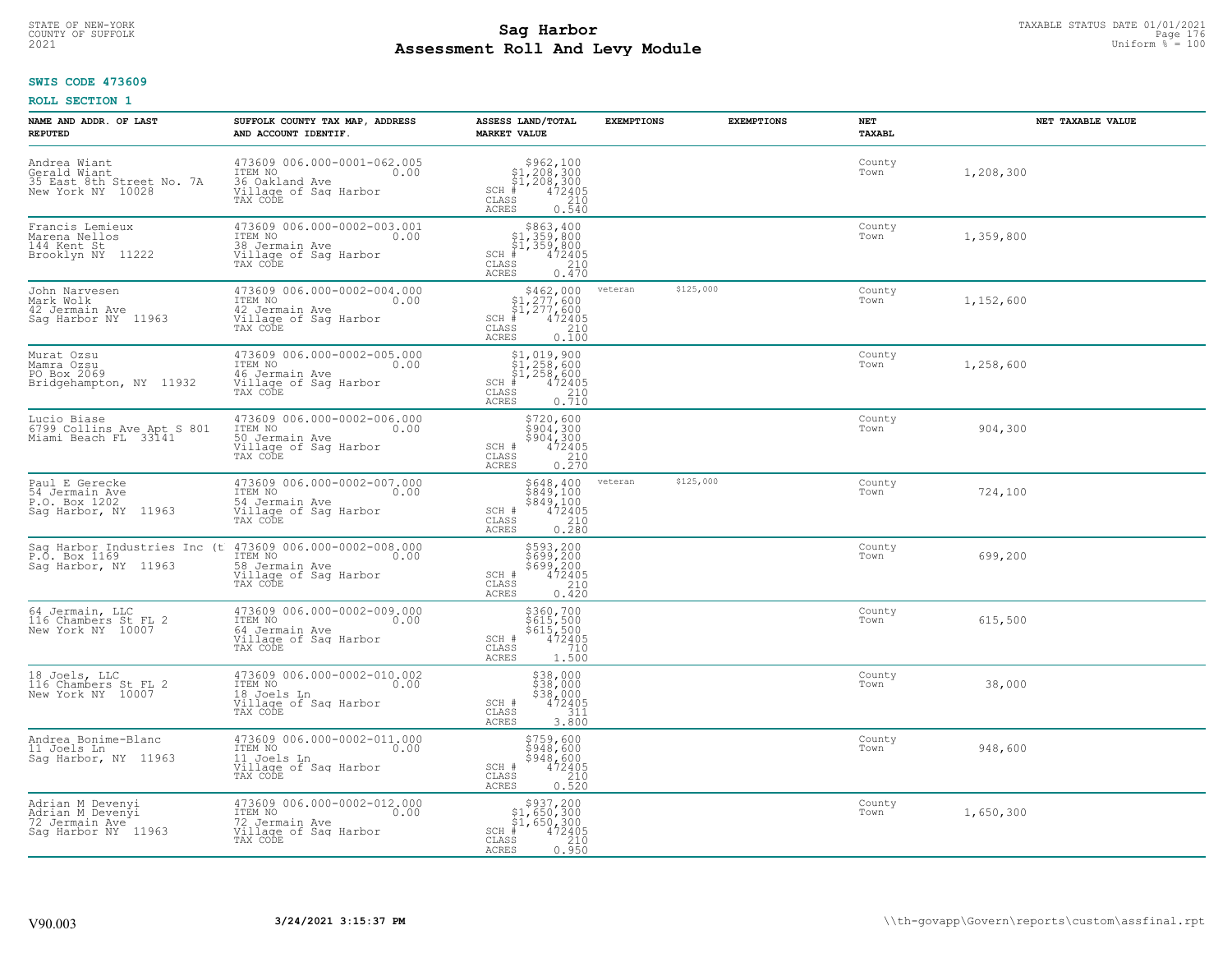STATE OF NEW-YORK
COUNTY OF SUFFOLK
2021

# Sag Harbor
# Assessment Roll And Levy Module

TAXABLE STATUS DATE 01/01/2021
Uniform % = 100

**SWIS CODE 473609**

**ROLL SECTION 1**

| NAME AND ADDR. OF LAST REPUTED | SUFFOLK COUNTY TAX MAP, ADDRESS AND ACCOUNT IDENTIF. | ASSESS LAND/TOTAL MARKET VALUE | EXEMPTIONS | EXEMPTIONS | NET TAXABL | NET TAXABLE VALUE |
|---|---|---|---|---|---|---|
| Andrea Wiant<br>Gerald Wiant<br>35 East 8th Street No. 7A<br>New York NY 10028 | 473609 006.000-0001-062.005<br>ITEM NO 0.00<br>36 Oakland Ave<br>Village of Sag Harbor<br>TAX CODE | $962,100<br>$1,208,300<br>$1,208,300<br>SCH # 472405<br>CLASS 210<br>ACRES 0.540 | | | County<br>Town | 1,208,300 |
| Francis Lemieux<br>Marena Nellos<br>144 Kent St<br>Brooklyn NY 11222 | 473609 006.000-0002-003.001<br>ITEM NO 0.00<br>38 Jermain Ave<br>Village of Sag Harbor<br>TAX CODE | $863,400<br>$1,359,800<br>$1,359,800<br>SCH # 472405<br>CLASS 210<br>ACRES 0.470 | | | County<br>Town | 1,359,800 |
| John Narvesen<br>Mark Wolk<br>42 Jermain Ave<br>Sag Harbor NY 11963 | 473609 006.000-0002-004.000<br>ITEM NO 0.00<br>42 Jermain Ave<br>Village of Sag Harbor<br>TAX CODE | $462,000<br>$1,277,600<br>$1,277,600<br>SCH # 472405<br>CLASS 210<br>ACRES 0.100 | veteran $125,000 | | County<br>Town | 1,152,600 |
| Murat Ozsu<br>Mamra Ozsu<br>PO Box 2069<br>Bridgehampton, NY 11932 | 473609 006.000-0002-005.000<br>ITEM NO 0.00<br>46 Jermain Ave<br>Village of Sag Harbor<br>TAX CODE | $1,019,900<br>$1,258,600<br>$1,258,600<br>SCH # 472405<br>CLASS 210<br>ACRES 0.710 | | | County<br>Town | 1,258,600 |
| Lucio Biase<br>6799 Collins Ave Apt S 801<br>Miami Beach FL 33141 | 473609 006.000-0002-006.000<br>ITEM NO 0.00<br>50 Jermain Ave<br>Village of Sag Harbor<br>TAX CODE | $720,600<br>$904,300<br>$904,300<br>SCH # 472405<br>CLASS 210<br>ACRES 0.270 | | | County<br>Town | 904,300 |
| Paul E Gerecke<br>54 Jermain Ave<br>P.O. Box 1202<br>Sag Harbor, NY 11963 | 473609 006.000-0002-007.000<br>ITEM NO 0.00<br>54 Jermain Ave<br>Village of Sag Harbor<br>TAX CODE | $648,400<br>$849,100<br>$849,100<br>SCH # 472405<br>CLASS 210<br>ACRES 0.280 | veteran $125,000 | | County<br>Town | 724,100 |
| Sag Harbor Industries Inc (t<br>P.O. Box 1169<br>Sag Harbor, NY 11963 | 473609 006.000-0002-008.000<br>ITEM NO 0.00<br>58 Jermain Ave<br>Village of Sag Harbor<br>TAX CODE | $593,200<br>$699,200<br>$699,200<br>SCH # 472405<br>CLASS 210<br>ACRES 0.420 | | | County<br>Town | 699,200 |
| 64 Jermain, LLC<br>116 Chambers St FL 2<br>New York NY 10007 | 473609 006.000-0002-009.000<br>ITEM NO 0.00<br>64 Jermain Ave<br>Village of Sag Harbor<br>TAX CODE | $360,700<br>$615,500<br>$615,500<br>SCH # 472405<br>CLASS 710<br>ACRES 1.500 | | | County<br>Town | 615,500 |
| 18 Joels, LLC<br>116 Chambers St FL 2<br>New York NY 10007 | 473609 006.000-0002-010.002<br>ITEM NO 0.00<br>18 Joels Ln<br>Village of Sag Harbor<br>TAX CODE | $38,000<br>$38,000<br>$38,000<br>SCH # 472405<br>CLASS 311<br>ACRES 3.800 | | | County<br>Town | 38,000 |
| Andrea Bonime-Blanc<br>11 Joels Ln<br>Sag Harbor, NY 11963 | 473609 006.000-0002-011.000<br>ITEM NO 0.00<br>11 Joels Ln<br>Village of Sag Harbor<br>TAX CODE | $759,600<br>$948,600<br>$948,600<br>SCH # 472405<br>CLASS 210<br>ACRES 0.520 | | | County<br>Town | 948,600 |
| Adrian M Devenyi<br>Adrian M Devenyi<br>72 Jermain Ave<br>Sag Harbor NY 11963 | 473609 006.000-0002-012.000<br>ITEM NO 0.00<br>72 Jermain Ave<br>Village of Sag Harbor<br>TAX CODE | $937,200<br>$1,650,300<br>$1,650,300<br>SCH # 472405<br>CLASS 210<br>ACRES 0.950 | | | County<br>Town | 1,650,300 |

V90.003 **3/24/2021 3:15:37 PM** \\th-govapp\Govern\reports\custom\assfinal.rpt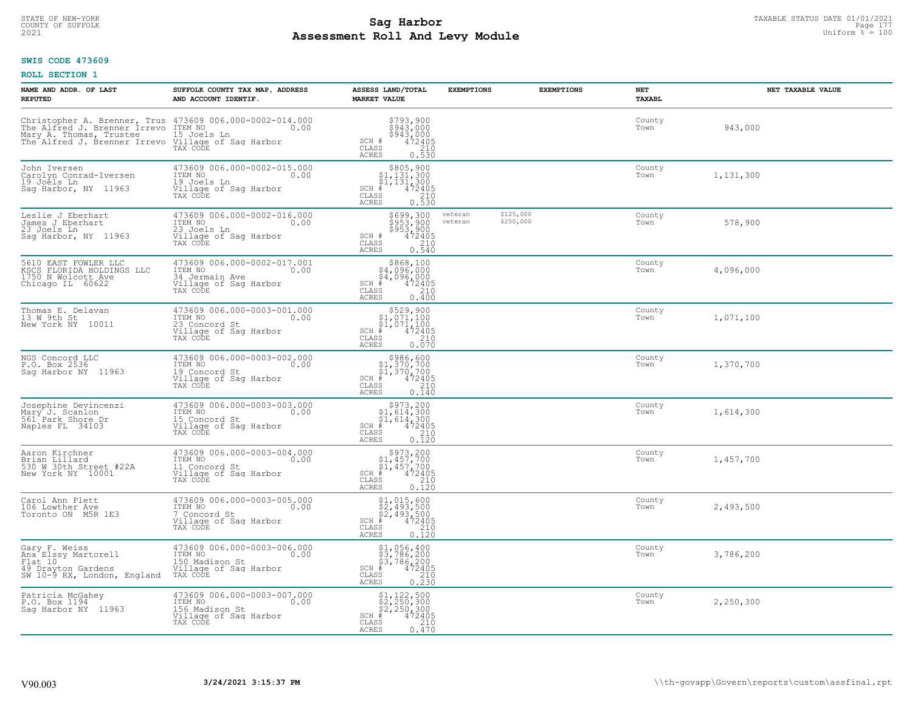STATE OF NEW-YORK
COUNTY OF SUFFOLK
2021

# Sag Harbor
# Assessment Roll And Levy Module

TAXABLE STATUS DATE 01/01/2021
Uniform % = 100

**SWIS CODE 473609**

**ROLL SECTION 1**

| NAME AND ADDR. OF LAST REPUTED | SUFFOLK COUNTY TAX MAP, ADDRESS AND ACCOUNT IDENTIF. | ASSESS LAND/TOTAL MARKET VALUE | EXEMPTIONS | EXEMPTIONS | NET TAXABL | NET TAXABLE VALUE |
|---|---|---|---|---|---|---|
| Christopher A. Brenner, Trus<br>The Alfred J. Brenner Irrevo<br>Mary A. Thomas, Trustee<br>The Alfred J. Brenner Irrevo | 473609 006.000-0002-014.000<br>ITEM NO 0.00<br>15 Joels Ln<br>Village of Sag Harbor<br>TAX CODE | $793,900<br>$943,000<br>$943,000<br>SCH # 472405<br>CLASS 210<br>ACRES 0.530 | | | County<br>Town | 943,000 |
| John Iversen<br>Carolyn Conrad-Iversen<br>19 Joels Ln<br>Sag Harbor, NY 11963 | 473609 006.000-0002-015.000<br>ITEM NO 0.00<br>19 Joels Ln<br>Village of Sag Harbor<br>TAX CODE | $805,900<br>$1,131,300<br>$1,131,300<br>SCH # 472405<br>CLASS 210<br>ACRES 0.530 | | | County<br>Town | 1,131,300 |
| Leslie J Eberhart<br>James J Eberhart<br>23 Joels Ln<br>Sag Harbor, NY 11963 | 473609 006.000-0002-016.000<br>ITEM NO 0.00<br>23 Joels Ln<br>Village of Sag Harbor<br>TAX CODE | $699,300<br>$953,900<br>$953,900<br>SCH # 472405<br>CLASS 210<br>ACRES 0.540 | veteran<br>veteran | $125,000<br>$250,000 | County<br>Town | 578,900 |
| 5610 EAST FOWLER LLC<br>KSCS FLORIDA HOLDINGS LLC<br>1750 N Wolcott Ave<br>Chicago IL 60622 | 473609 006.000-0002-017.001<br>ITEM NO 0.00<br>34 Jermain Ave<br>Village of Sag Harbor<br>TAX CODE | $868,100<br>$4,096,000<br>$4,096,000<br>SCH # 472405<br>CLASS 210<br>ACRES 0.400 | | | County<br>Town | 4,096,000 |
| Thomas E. Delavan<br>13 W 9th St<br>New York NY 10011 | 473609 006.000-0003-001.000<br>ITEM NO 0.00<br>23 Concord St<br>Village of Sag Harbor<br>TAX CODE | $529,900<br>$1,071,100<br>$1,071,100<br>SCH # 472405<br>CLASS 210<br>ACRES 0.070 | | | County<br>Town | 1,071,100 |
| NGS Concord LLC<br>P.O. Box 2536<br>Sag Harbor NY 11963 | 473609 006.000-0003-002.000<br>ITEM NO 0.00<br>19 Concord St<br>Village of Sag Harbor<br>TAX CODE | $986,600<br>$1,370,700<br>$1,370,700<br>SCH # 472405<br>CLASS 210<br>ACRES 0.140 | | | County<br>Town | 1,370,700 |
| Josephine Devincenzi<br>Mary J. Scanlon<br>561 Park Shore Dr<br>Naples FL 34103 | 473609 006.000-0003-003.000<br>ITEM NO 0.00<br>15 Concord St<br>Village of Sag Harbor<br>TAX CODE | $973,200<br>$1,614,300<br>$1,614,300<br>SCH # 472405<br>CLASS 210<br>ACRES 0.120 | | | County<br>Town | 1,614,300 |
| Aaron Kirchner<br>Brian Lillard<br>530 W 30th Street #22A<br>New York NY 10001 | 473609 006.000-0003-004.000<br>ITEM NO 0.00<br>11 Concord St<br>Village of Sag Harbor<br>TAX CODE | $973,200<br>$1,457,700<br>$1,457,700<br>SCH # 472405<br>CLASS 210<br>ACRES 0.120 | | | County<br>Town | 1,457,700 |
| Carol Ann Flett<br>106 Lowther Ave<br>Toronto ON M5R 1E3 | 473609 006.000-0003-005.000<br>ITEM NO 0.00<br>7 Concord St<br>Village of Sag Harbor<br>TAX CODE | $1,015,600<br>$2,493,500<br>$2,493,500<br>SCH # 472405<br>CLASS 210<br>ACRES 0.120 | | | County<br>Town | 2,493,500 |
| Gary F. Weiss<br>Ana Elssy Martorell<br>Flat 10<br>49 Drayton Gardens<br>SW 10-9 RX, London, England | 473609 006.000-0003-006.000<br>ITEM NO 0.00<br>150 Madison St<br>Village of Sag Harbor<br>TAX CODE | $1,056,400<br>$3,786,200<br>$3,786,200<br>SCH # 472405<br>CLASS 210<br>ACRES 0.230 | | | County<br>Town | 3,786,200 |
| Patricia McGahey<br>P.O. Box 1194<br>Sag Harbor NY 11963 | 473609 006.000-0003-007.000<br>ITEM NO 0.00<br>156 Madison St<br>Village of Sag Harbor<br>TAX CODE | $1,122,500<br>$2,250,300<br>$2,250,300<br>SCH # 472405<br>CLASS 210<br>ACRES 0.470 | | | County<br>Town | 2,250,300 |

V90.003 3/24/2021 3:15:37 PM \\th-govapp\Govern\reports\custom\assfinal.rpt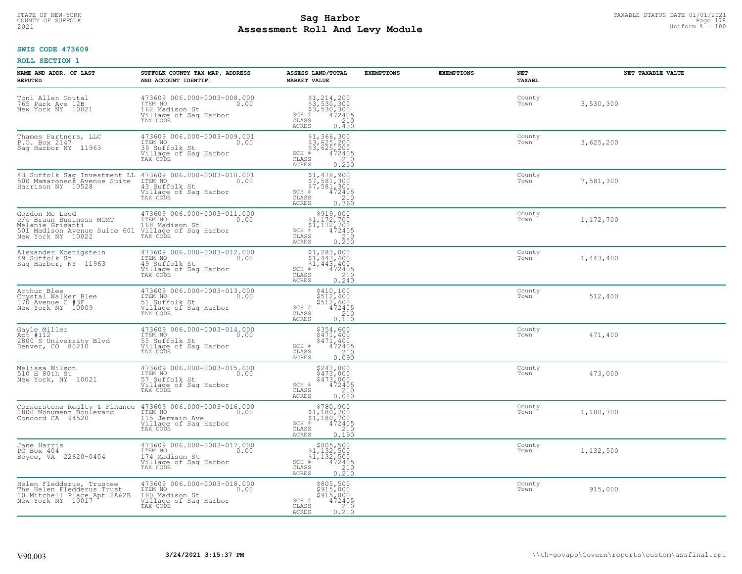**SWIS CODE 473609**

**ROLL SECTION 1**

| NAME AND ADDR. OF LAST REPUTED | SUFFOLK COUNTY TAX MAP, ADDRESS AND ACCOUNT IDENTIF. | ASSESS LAND/TOTAL MARKET VALUE | EXEMPTIONS | EXEMPTIONS | NET TAXABL | NET TAXABLE VALUE |
|---|---|---|---|---|---|---|
| Toni Allen Goutal<br>765 Park Ave 12B<br>New York NY 10021 | 473609 006.000-0003-008.000<br>ITEM NO 0.00<br>162 Madison St<br>Village of Sag Harbor<br>TAX CODE | $1,214,200<br>$3,530,300<br>$3,530,300<br>SCH # 472405<br>CLASS 210<br>ACRES 0.430 | | | County<br>Town | 3,530,300 |
| Thames Partners, LLC<br>P.O. Box 2147<br>Sag Harbor NY 11963 | 473609 006.000-0003-009.001<br>ITEM NO 0.00<br>39 Suffolk St<br>Village of Sag Harbor<br>TAX CODE | $1,366,300<br>$3,625,200<br>$3,625,200<br>SCH # 472405<br>CLASS 210<br>ACRES 0.250 | | | County<br>Town | 3,625,200 |
| 43 Suffolk Sag Investment LL<br>500 Mamaroneck Avenue Suite<br>Harrison NY 10528 | 473609 006.000-0003-010.001<br>ITEM NO 0.00<br>43 Suffolk St<br>Village of Sag Harbor<br>TAX CODE | $1,478,900<br>$7,581,300<br>$7,581,300<br>SCH # 472405<br>CLASS 210<br>ACRES 0.360 | | | County<br>Town | 7,581,300 |
| Gordon Mc Leod<br>c/o Braun Business MGMT<br>Melanie Grisanti<br>501 Madison Avenue Suite 601<br>New York NY 10022 | 473609 006.000-0003-011.000<br>ITEM NO 0.00<br>168 Madison St<br>Village of Sag Harbor<br>TAX CODE | $919,000<br>$1,172,700<br>$1,172,700<br>SCH # 472405<br>CLASS 210<br>ACRES 0.200 | | | County<br>Town | 1,172,700 |
| Alexander Koenigstein<br>49 Suffolk St<br>Sag Harbor, NY 11963 | 473609 006.000-0003-012.000<br>ITEM NO 0.00<br>49 Suffolk St<br>Village of Sag Harbor<br>TAX CODE | $1,283,000<br>$1,443,400<br>$1,443,400<br>SCH # 472405<br>CLASS 210<br>ACRES 0.240 | | | County<br>Town | 1,443,400 |
| Arthur Blee<br>Crystal Walker Blee<br>170 Avenue C #3F<br>New York NY 10009 | 473609 006.000-0003-013.000<br>ITEM NO 0.00<br>51 Suffolk St<br>Village of Sag Harbor<br>TAX CODE | $410,100<br>$512,400<br>$512,400<br>SCH # 472405<br>CLASS 210<br>ACRES 0.110 | | | County<br>Town | 512,400 |
| Gayle Miller<br>Apt #112<br>2800 S University Blvd<br>Denver, CO 80210 | 473609 006.000-0003-014.000<br>ITEM NO 0.00<br>55 Suffolk St<br>Village of Sag Harbor<br>TAX CODE | $354,600<br>$471,400<br>$471,400<br>SCH # 472405<br>CLASS 210<br>ACRES 0.090 | | | County<br>Town | 471,400 |
| Melissa Wilson<br>510 E 80th St<br>New York, NY 10021 | 473609 006.000-0003-015.000<br>ITEM NO 0.00<br>57 Suffolk St<br>Village of Sag Harbor<br>TAX CODE | $247,000<br>$473,000<br>$473,000<br>SCH # 472405<br>CLASS 210<br>ACRES 0.080 | | | County<br>Town | 473,000 |
| Cornerstone Realty & Finance<br>1800 Monument Boulevard<br>Concord CA 94520 | 473609 006.000-0003-016.000<br>ITEM NO 0.00<br>115 Jermain Ave<br>Village of Sag Harbor<br>TAX CODE | $780,900<br>$1,180,700<br>$1,180,700<br>SCH # 472405<br>CLASS 210<br>ACRES 0.190 | | | County<br>Town | 1,180,700 |
| Jane Harris<br>PO Box 404<br>Boyce, VA 22620-0404 | 473609 006.000-0003-017.000<br>ITEM NO 0.00<br>174 Madison St<br>Village of Sag Harbor<br>TAX CODE | $805,500<br>$1,132,500<br>$1,132,500<br>SCH # 472405<br>CLASS 210<br>ACRES 0.210 | | | County<br>Town | 1,132,500 |
| Helen Fledderus, Trustee<br>The Helen Fledderus Trust<br>10 Mitchell Place Apt 2A&2B<br>New York NY 10017 | 473609 006.000-0003-018.000<br>ITEM NO 0.00<br>180 Madison St<br>Village of Sag Harbor<br>TAX CODE | $805,500<br>$915,000<br>$915,000<br>SCH # 472405<br>CLASS 210<br>ACRES 0.210 | | | County<br>Town | 915,000 |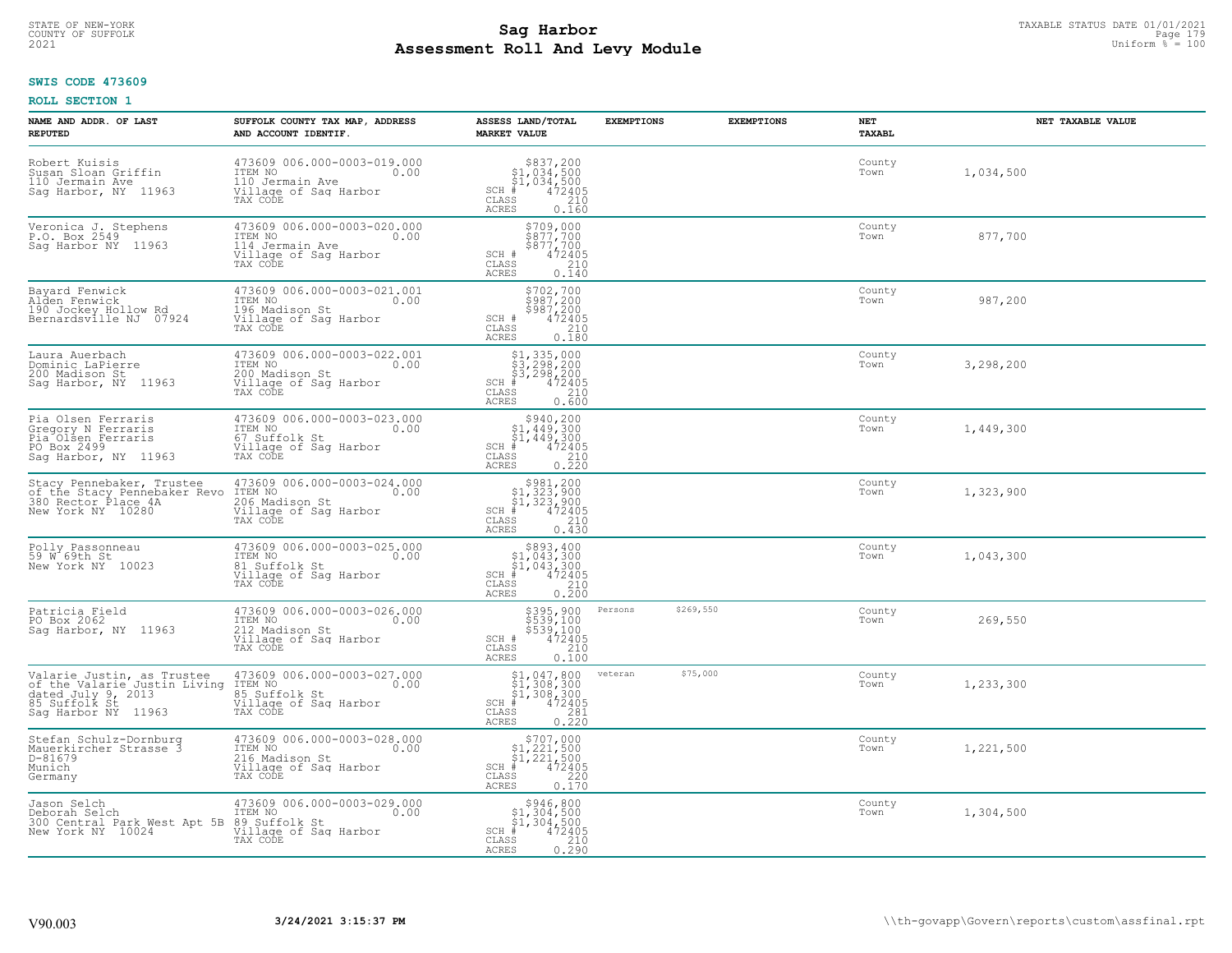# Sag Harbor
## Assessment Roll And Levy Module

STATE OF NEW-YORK
COUNTY OF SUFFOLK
2021

TAXABLE STATUS DATE 01/01/2021
Uniform % = 100

**SWIS CODE 473609**

**ROLL SECTION 1**

| NAME AND ADDR. OF LAST REPUTED | SUFFOLK COUNTY TAX MAP, ADDRESS AND ACCOUNT IDENTIF. | ASSESS LAND/TOTAL MARKET VALUE | EXEMPTIONS | EXEMPTIONS | NET TAXABL | NET TAXABLE VALUE |
|---|---|---|---|---|---|---|
| Robert Kuisis<br>Susan Sloan Griffin<br>110 Jermain Ave<br>Sag Harbor, NY 11963 | 473609 006.000-0003-019.000<br>ITEM NO 0.00<br>110 Jermain Ave<br>Village of Sag Harbor<br>TAX CODE | $837,200<br>$1,034,500<br>$1,034,500<br>SCH # 472405<br>CLASS 210<br>ACRES 0.160 | | | County<br>Town | 1,034,500 |
| Veronica J. Stephens<br>P.O. Box 2549<br>Sag Harbor NY 11963 | 473609 006.000-0003-020.000<br>ITEM NO 0.00<br>114 Jermain Ave<br>Village of Sag Harbor<br>TAX CODE | $709,000<br>$877,700<br>$877,700<br>SCH # 472405<br>CLASS 210<br>ACRES 0.140 | | | County<br>Town | 877,700 |
| Bayard Fenwick<br>Alden Fenwick<br>190 Jockey Hollow Rd<br>Bernardsville NJ 07924 | 473609 006.000-0003-021.001<br>ITEM NO 0.00<br>196 Madison St<br>Village of Sag Harbor<br>TAX CODE | $702,700<br>$987,200<br>$987,200<br>SCH # 472405<br>CLASS 210<br>ACRES 0.180 | | | County<br>Town | 987,200 |
| Laura Auerbach<br>Dominic LaPierre<br>200 Madison St<br>Sag Harbor, NY 11963 | 473609 006.000-0003-022.001<br>ITEM NO 0.00<br>200 Madison St<br>Village of Sag Harbor<br>TAX CODE | $1,335,000<br>$3,298,200<br>$3,298,200<br>SCH # 472405<br>CLASS 210<br>ACRES 0.600 | | | County<br>Town | 3,298,200 |
| Pia Olsen Ferraris<br>Gregory N Ferraris<br>Pia Olsen Ferraris<br>PO Box 2499<br>Sag Harbor, NY 11963 | 473609 006.000-0003-023.000<br>ITEM NO 0.00<br>67 Suffolk St<br>Village of Sag Harbor<br>TAX CODE | $940,200<br>$1,449,300<br>$1,449,300<br>SCH # 472405<br>CLASS 210<br>ACRES 0.220 | | | County<br>Town | 1,449,300 |
| Stacy Pennebaker, Trustee<br>of the Stacy Pennebaker Revo<br>380 Rector Place 4A<br>New York NY 10280 | 473609 006.000-0003-024.000<br>ITEM NO 0.00<br>206 Madison St<br>Village of Sag Harbor<br>TAX CODE | $981,200<br>$1,323,900<br>$1,323,900<br>SCH # 472405<br>CLASS 210<br>ACRES 0.430 | | | County<br>Town | 1,323,900 |
| Polly Passonneau<br>59 W 69th St<br>New York NY 10023 | 473609 006.000-0003-025.000<br>ITEM NO 0.00<br>81 Suffolk St<br>Village of Sag Harbor<br>TAX CODE | $893,400<br>$1,043,300<br>$1,043,300<br>SCH # 472405<br>CLASS 210<br>ACRES 0.200 | | | County<br>Town | 1,043,300 |
| Patricia Field<br>PO Box 2062<br>Sag Harbor, NY 11963 | 473609 006.000-0003-026.000<br>ITEM NO 0.00<br>212 Madison St<br>Village of Sag Harbor<br>TAX CODE | $395,900<br>$539,100<br>$539,100<br>SCH # 472405<br>CLASS 210<br>ACRES 0.100 | Persons | $269,550 | County<br>Town | 269,550 |
| Valarie Justin, as Trustee<br>of the Valarie Justin Living<br>dated July 9, 2013<br>85 Suffolk St<br>Sag Harbor NY 11963 | 473609 006.000-0003-027.000<br>ITEM NO 0.00<br>85 Suffolk St<br>Village of Sag Harbor<br>TAX CODE | $1,047,800<br>$1,308,300<br>$1,308,300<br>SCH # 472405<br>CLASS 281<br>ACRES 0.220 | veteran | $75,000 | County<br>Town | 1,233,300 |
| Stefan Schulz-Dornburg<br>Mauerkircher Strasse 3<br>D-81679<br>Munich<br>Germany | 473609 006.000-0003-028.000<br>ITEM NO 0.00<br>216 Madison St<br>Village of Sag Harbor<br>TAX CODE | $707,000<br>$1,221,500<br>$1,221,500<br>SCH # 472405<br>CLASS 220<br>ACRES 0.170 | | | County<br>Town | 1,221,500 |
| Jason Selch<br>Deborah Selch<br>300 Central Park West Apt 5B<br>New York NY 10024 | 473609 006.000-0003-029.000<br>ITEM NO 0.00<br>89 Suffolk St<br>Village of Sag Harbor<br>TAX CODE | $946,800<br>$1,304,500<br>$1,304,500<br>SCH # 472405<br>CLASS 210<br>ACRES 0.290 | | | County<br>Town | 1,304,500 |

V90.003 3/24/2021 3:15:37 PM \\th-govapp\Govern\reports\custom\assfinal.rpt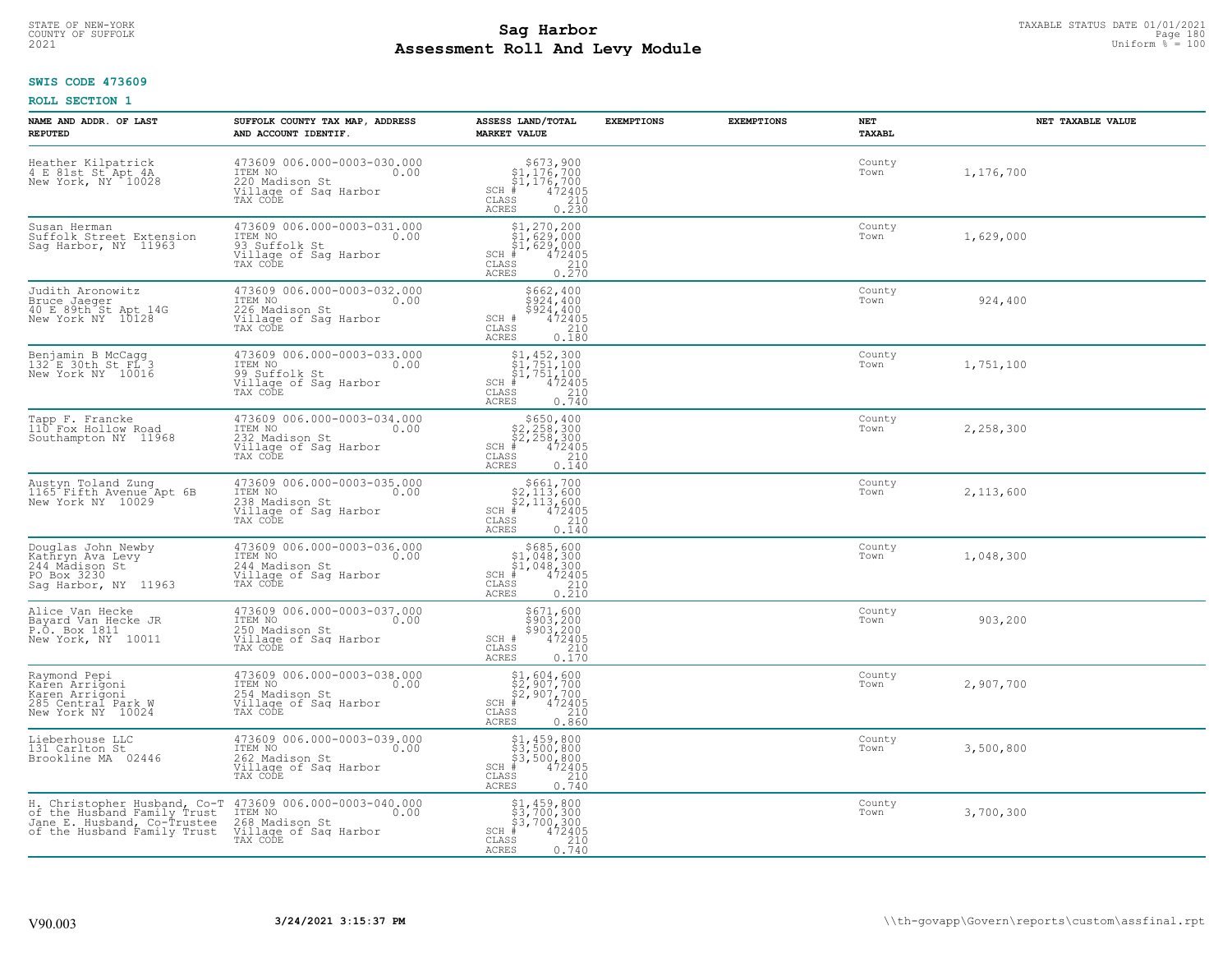**SWIS CODE 473609**

**ROLL SECTION 1**

| NAME AND ADDR. OF LAST REPUTED | SUFFOLK COUNTY TAX MAP, ADDRESS AND ACCOUNT IDENTIF. | ASSESS LAND/TOTAL MARKET VALUE | EXEMPTIONS | EXEMPTIONS | NET TAXABL | NET TAXABLE VALUE |
|---|---|---|---|---|---|---|
| Heather Kilpatrick<br>4 E 81st St Apt 4A<br>New York, NY 10028 | 473609 006.000-0003-030.000<br>ITEM NO 0.00<br>220 Madison St<br>Village of Sag Harbor<br>TAX CODE | $673,900<br>$1,176,700<br>$1,176,700<br>SCH # 472405<br>CLASS 210<br>ACRES 0.230 | | | County<br>Town | 1,176,700 |
| Susan Herman<br>Suffolk Street Extension<br>Sag Harbor, NY 11963 | 473609 006.000-0003-031.000<br>ITEM NO 0.00<br>93 Suffolk St<br>Village of Sag Harbor<br>TAX CODE | $1,270,200<br>$1,629,000<br>$1,629,000<br>SCH # 472405<br>CLASS 210<br>ACRES 0.270 | | | County<br>Town | 1,629,000 |
| Judith Aronowitz<br>Bruce Jaeger<br>40 E 89th St Apt 14G<br>New York NY 10128 | 473609 006.000-0003-032.000<br>ITEM NO 0.00<br>226 Madison St<br>Village of Sag Harbor<br>TAX CODE | $662,400<br>$924,400<br>$924,400<br>SCH # 472405<br>CLASS 210<br>ACRES 0.180 | | | County<br>Town | 924,400 |
| Benjamin B McCagg<br>132 E 30th St FL 3<br>New York NY 10016 | 473609 006.000-0003-033.000<br>ITEM NO 0.00<br>99 Suffolk St<br>Village of Sag Harbor<br>TAX CODE | $1,452,300<br>$1,751,100<br>$1,751,100<br>SCH # 472405<br>CLASS 210<br>ACRES 0.740 | | | County<br>Town | 1,751,100 |
| Tapp F. Francke<br>110 Fox Hollow Road<br>Southampton NY 11968 | 473609 006.000-0003-034.000<br>ITEM NO 0.00<br>232 Madison St<br>Village of Sag Harbor<br>TAX CODE | $650,400<br>$2,258,300<br>$2,258,300<br>SCH # 472405<br>CLASS 210<br>ACRES 0.140 | | | County<br>Town | 2,258,300 |
| Austyn Toland Zung<br>1165 Fifth Avenue Apt 6B<br>New York NY 10029 | 473609 006.000-0003-035.000<br>ITEM NO 0.00<br>238 Madison St<br>Village of Sag Harbor<br>TAX CODE | $661,700<br>$2,113,600<br>$2,113,600<br>SCH # 472405<br>CLASS 210<br>ACRES 0.140 | | | County<br>Town | 2,113,600 |
| Douglas John Newby<br>Kathryn Ava Levy<br>244 Madison St<br>PO Box 3230<br>Sag Harbor, NY 11963 | 473609 006.000-0003-036.000<br>ITEM NO 0.00<br>244 Madison St<br>Village of Sag Harbor<br>TAX CODE | $685,600<br>$1,048,300<br>$1,048,300<br>SCH # 472405<br>CLASS 210<br>ACRES 0.210 | | | County<br>Town | 1,048,300 |
| Alice Van Hecke<br>Bayard Van Hecke JR<br>P.O. Box 1811<br>New York, NY 10011 | 473609 006.000-0003-037.000<br>ITEM NO 0.00<br>250 Madison St<br>Village of Sag Harbor<br>TAX CODE | $671,600<br>$903,200<br>$903,200<br>SCH # 472405<br>CLASS 210<br>ACRES 0.170 | | | County<br>Town | 903,200 |
| Raymond Pepi<br>Karen Arrigoni<br>Karen Arrigoni<br>285 Central Park W<br>New York NY 10024 | 473609 006.000-0003-038.000<br>ITEM NO 0.00<br>254 Madison St<br>Village of Sag Harbor<br>TAX CODE | $1,604,600<br>$2,907,700<br>$2,907,700<br>SCH # 472405<br>CLASS 210<br>ACRES 0.860 | | | County<br>Town | 2,907,700 |
| Lieberhouse LLC<br>131 Carlton St<br>Brookline MA 02446 | 473609 006.000-0003-039.000<br>ITEM NO 0.00<br>262 Madison St<br>Village of Sag Harbor<br>TAX CODE | $1,459,800<br>$3,500,800<br>$3,500,800<br>SCH # 472405<br>CLASS 210<br>ACRES 0.740 | | | County<br>Town | 3,500,800 |
| H. Christopher Husband, Co-T<br>of the Husband Family Trust<br>Jane E. Husband, Co-Trustee<br>of the Husband Family Trust | 473609 006.000-0003-040.000<br>ITEM NO 0.00<br>268 Madison St<br>Village of Sag Harbor<br>TAX CODE | $1,459,800<br>$3,700,300<br>$3,700,300<br>SCH # 472405<br>CLASS 210<br>ACRES 0.740 | | | County<br>Town | 3,700,300 |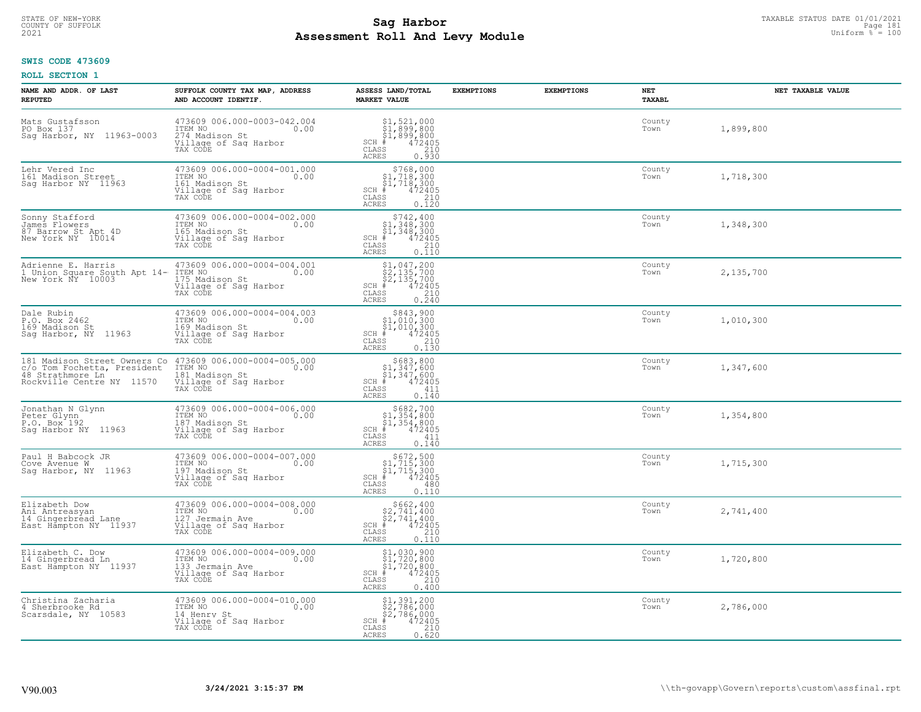**SWIS CODE 473609**

**ROLL SECTION 1**

| NAME AND ADDR. OF LAST REPUTED | SUFFOLK COUNTY TAX MAP, ADDRESS AND ACCOUNT IDENTIF. | ASSESS LAND/TOTAL MARKET VALUE | EXEMPTIONS | EXEMPTIONS | NET TAXABL | NET TAXABLE VALUE |
|---|---|---|---|---|---|---|
| Mats Gustafsson<br>PO Box 137<br>Sag Harbor, NY 11963-0003 | 473609 006.000-0003-042.004<br>ITEM NO 0.00<br>274 Madison St<br>Village of Sag Harbor<br>TAX CODE | $1,521,000<br>$1,899,800<br>$1,899,800<br>SCH # 472405<br>CLASS 210<br>ACRES 0.930 | | | County<br>Town | 1,899,800 |
| Lehr Vered Inc<br>161 Madison Street<br>Sag Harbor NY 11963 | 473609 006.000-0004-001.000<br>ITEM NO 0.00<br>161 Madison St<br>Village of Sag Harbor<br>TAX CODE | $768,000<br>$1,718,300<br>$1,718,300<br>SCH # 472405<br>CLASS 210<br>ACRES 0.120 | | | County<br>Town | 1,718,300 |
| Sonny Stafford<br>James Flowers<br>87 Barrow St Apt 4D<br>New York NY 10014 | 473609 006.000-0004-002.000<br>ITEM NO 0.00<br>165 Madison St<br>Village of Sag Harbor<br>TAX CODE | $742,400<br>$1,348,300<br>$1,348,300<br>SCH # 472405<br>CLASS 210<br>ACRES 0.110 | | | County<br>Town | 1,348,300 |
| Adrienne E. Harris<br>1 Union Square South Apt 14-<br>New York NY 10003 | 473609 006.000-0004-004.001<br>ITEM NO 0.00<br>175 Madison St<br>Village of Sag Harbor<br>TAX CODE | $1,047,200<br>$2,135,700<br>$2,135,700<br>SCH # 472405<br>CLASS 210<br>ACRES 0.240 | | | County<br>Town | 2,135,700 |
| Dale Rubin<br>P.O. Box 2462<br>169 Madison St<br>Sag Harbor, NY 11963 | 473609 006.000-0004-004.003<br>ITEM NO 0.00<br>169 Madison St<br>Village of Sag Harbor<br>TAX CODE | $843,900<br>$1,010,300<br>$1,010,300<br>SCH # 472405<br>CLASS 210<br>ACRES 0.130 | | | County<br>Town | 1,010,300 |
| 181 Madison Street Owners Co<br>c/o Tom Fochetta, President<br>48 Strathmore Ln<br>Rockville Centre NY 11570 | 473609 006.000-0004-005.000<br>ITEM NO 0.00<br>181 Madison St<br>Village of Sag Harbor<br>TAX CODE | $683,800<br>$1,347,600<br>$1,347,600<br>SCH # 472405<br>CLASS 411<br>ACRES 0.140 | | | County<br>Town | 1,347,600 |
| Jonathan N Glynn<br>Peter Glynn<br>P.O. Box 192<br>Sag Harbor NY 11963 | 473609 006.000-0004-006.000<br>ITEM NO 0.00<br>187 Madison St<br>Village of Sag Harbor<br>TAX CODE | $682,700<br>$1,354,800<br>$1,354,800<br>SCH # 472405<br>CLASS 411<br>ACRES 0.140 | | | County<br>Town | 1,354,800 |
| Paul H Babcock JR<br>Cove Avenue W<br>Sag Harbor, NY 11963 | 473609 006.000-0004-007.000<br>ITEM NO 0.00<br>197 Madison St<br>Village of Sag Harbor<br>TAX CODE | $672,500<br>$1,715,300<br>$1,715,300<br>SCH # 472405<br>CLASS 480<br>ACRES 0.110 | | | County<br>Town | 1,715,300 |
| Elizabeth Dow<br>Ani Antreasyan<br>14 Gingerbread Lane<br>East Hampton NY 11937 | 473609 006.000-0004-008.000<br>ITEM NO 0.00<br>127 Jermain Ave<br>Village of Sag Harbor<br>TAX CODE | $662,400<br>$2,741,400<br>$2,741,400<br>SCH # 472405<br>CLASS 210<br>ACRES 0.110 | | | County<br>Town | 2,741,400 |
| Elizabeth C. Dow<br>14 Gingerbread Ln<br>East Hampton NY 11937 | 473609 006.000-0004-009.000<br>ITEM NO 0.00<br>133 Jermain Ave<br>Village of Sag Harbor<br>TAX CODE | $1,030,900<br>$1,720,800<br>$1,720,800<br>SCH # 472405<br>CLASS 210<br>ACRES 0.400 | | | County<br>Town | 1,720,800 |
| Christina Zacharia<br>4 Sherbrooke Rd<br>Scarsdale, NY 10583 | 473609 006.000-0004-010.000<br>ITEM NO 0.00<br>14 Henry St<br>Village of Sag Harbor<br>TAX CODE | $1,391,200<br>$2,786,000<br>$2,786,000<br>SCH # 472405<br>CLASS 210<br>ACRES 0.620 | | | County<br>Town | 2,786,000 |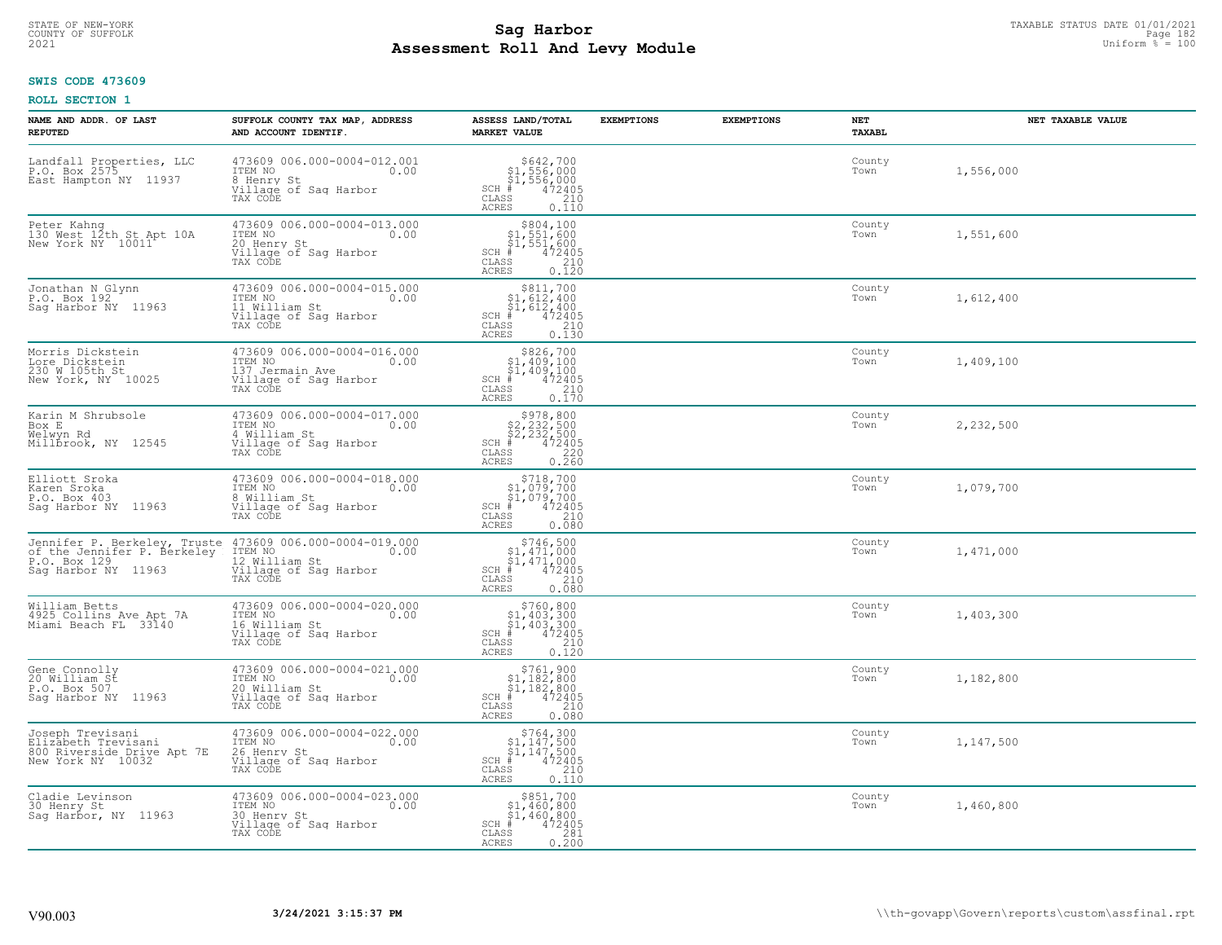STATE OF NEW-YORK
COUNTY OF SUFFOLK
2021

# Sag Harbor
# Assessment Roll And Levy Module

TAXABLE STATUS DATE 01/01/2021
Uniform % = 100

**SWIS CODE 473609**

**ROLL SECTION 1**

| NAME AND ADDR. OF LAST REPUTED | SUFFOLK COUNTY TAX MAP, ADDRESS AND ACCOUNT IDENTIF. | ASSESS LAND/TOTAL MARKET VALUE | EXEMPTIONS | EXEMPTIONS | NET TAXABL | NET TAXABLE VALUE |
|---|---|---|---|---|---|---|
| Landfall Properties, LLC<br>P.O. Box 2575<br>East Hampton NY 11937 | 473609 006.000-0004-012.001<br>ITEM NO 0.00<br>8 Henry St<br>Village of Sag Harbor<br>TAX CODE | $642,700<br>$1,556,000<br>$1,556,000<br>SCH # 472405<br>CLASS 210<br>ACRES 0.110 | | | County<br>Town | 1,556,000 |
| Peter Kahng<br>130 West 12th St Apt 10A<br>New York NY 10011 | 473609 006.000-0004-013.000<br>ITEM NO 0.00<br>20 Henry St<br>Village of Sag Harbor<br>TAX CODE | $804,100<br>$1,551,600<br>$1,551,600<br>SCH # 472405<br>CLASS 210<br>ACRES 0.120 | | | County<br>Town | 1,551,600 |
| Jonathan N Glynn<br>P.O. Box 192<br>Sag Harbor NY 11963 | 473609 006.000-0004-015.000<br>ITEM NO 0.00<br>11 William St<br>Village of Sag Harbor<br>TAX CODE | $811,700<br>$1,612,400<br>$1,612,400<br>SCH # 472405<br>CLASS 210<br>ACRES 0.130 | | | County<br>Town | 1,612,400 |
| Morris Dickstein<br>Lore Dickstein<br>230 W 105th St<br>New York, NY 10025 | 473609 006.000-0004-016.000<br>ITEM NO 0.00<br>137 Jermain Ave<br>Village of Sag Harbor<br>TAX CODE | $826,700<br>$1,409,100<br>$1,409,100<br>SCH # 472405<br>CLASS 210<br>ACRES 0.170 | | | County<br>Town | 1,409,100 |
| Karin M Shrubsole<br>Box E<br>Welwyn Rd<br>Millbrook, NY 12545 | 473609 006.000-0004-017.000<br>ITEM NO 0.00<br>4 William St<br>Village of Sag Harbor<br>TAX CODE | $978,800<br>$2,232,500<br>$2,232,500<br>SCH # 472405<br>CLASS 220<br>ACRES 0.260 | | | County<br>Town | 2,232,500 |
| Elliott Sroka<br>Karen Sroka<br>P.O. Box 403<br>Sag Harbor NY 11963 | 473609 006.000-0004-018.000<br>ITEM NO 0.00<br>8 William St<br>Village of Sag Harbor<br>TAX CODE | $718,700<br>$1,079,700<br>$1,079,700<br>SCH # 472405<br>CLASS 210<br>ACRES 0.080 | | | County<br>Town | 1,079,700 |
| Jennifer P. Berkeley, Truste<br>of the Jennifer P. Berkeley<br>P.O. Box 129<br>Sag Harbor NY 11963 | 473609 006.000-0004-019.000<br>ITEM NO 0.00<br>12 William St<br>Village of Sag Harbor<br>TAX CODE | $746,500<br>$1,471,000<br>$1,471,000<br>SCH # 472405<br>CLASS 210<br>ACRES 0.080 | | | County<br>Town | 1,471,000 |
| William Betts<br>4925 Collins Ave Apt 7A<br>Miami Beach FL 33140 | 473609 006.000-0004-020.000<br>ITEM NO 0.00<br>16 William St<br>Village of Sag Harbor<br>TAX CODE | $760,800<br>$1,403,300<br>$1,403,300<br>SCH # 472405<br>CLASS 210<br>ACRES 0.120 | | | County<br>Town | 1,403,300 |
| Gene Connolly<br>20 William St<br>P.O. Box 507<br>Sag Harbor NY 11963 | 473609 006.000-0004-021.000<br>ITEM NO 0.00<br>20 William St<br>Village of Sag Harbor<br>TAX CODE | $761,900<br>$1,182,800<br>$1,182,800<br>SCH # 472405<br>CLASS 210<br>ACRES 0.080 | | | County<br>Town | 1,182,800 |
| Joseph Trevisani<br>Elizabeth Trevisani<br>800 Riverside Drive Apt 7E<br>New York NY 10032 | 473609 006.000-0004-022.000<br>ITEM NO 0.00<br>26 Henry St<br>Village of Sag Harbor<br>TAX CODE | $764,300<br>$1,147,500<br>$1,147,500<br>SCH # 472405<br>CLASS 210<br>ACRES 0.110 | | | County<br>Town | 1,147,500 |
| Cladie Levinson<br>30 Henry St<br>Sag Harbor, NY 11963 | 473609 006.000-0004-023.000<br>ITEM NO 0.00<br>30 Henry St<br>Village of Sag Harbor<br>TAX CODE | $851,700<br>$1,460,800<br>$1,460,800<br>SCH # 472405<br>CLASS 281<br>ACRES 0.200 | | | County<br>Town | 1,460,800 |

V90.003 **3/24/2021 3:15:37 PM** \\th-govapp\Govern\reports\custom\assfinal.rpt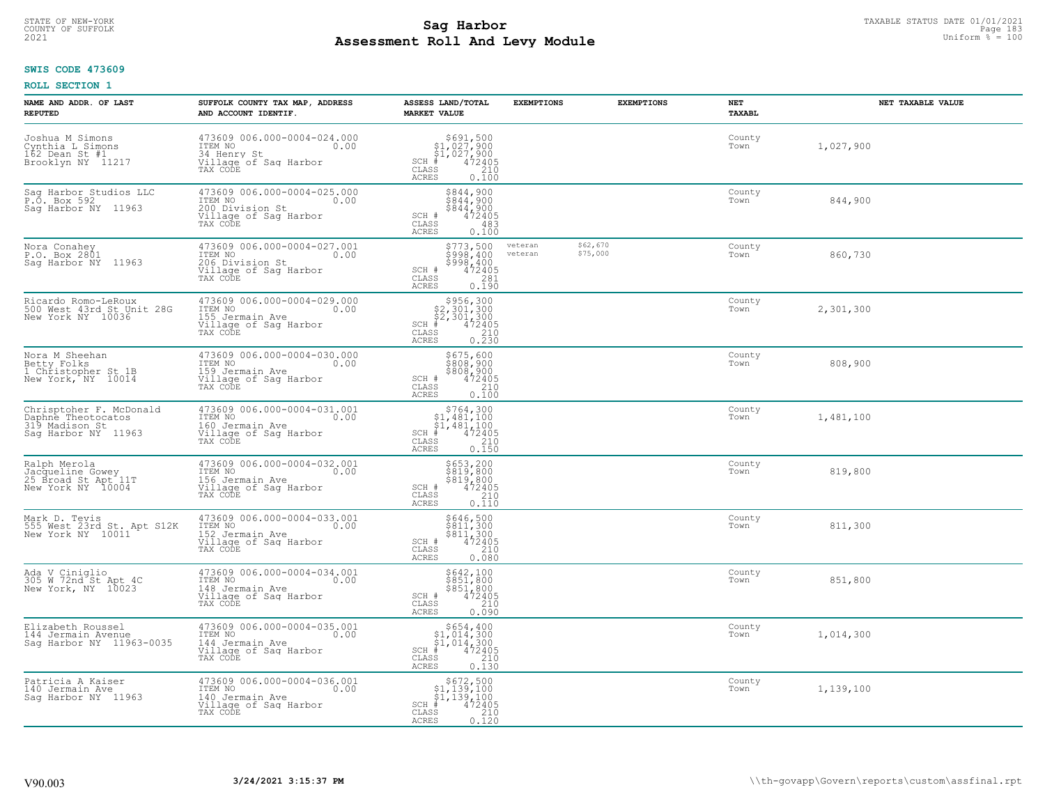# Sag Harbor
# Assessment Roll And Levy Module

STATE OF NEW-YORK
COUNTY OF SUFFOLK
2021

TAXABLE STATUS DATE 01/01/2021
Uniform % = 100

**SWIS CODE 473609**

**ROLL SECTION 1**

| NAME AND ADDR. OF LAST REPUTED | SUFFOLK COUNTY TAX MAP, ADDRESS AND ACCOUNT IDENTIF. | ASSESS LAND/TOTAL MARKET VALUE | EXEMPTIONS | EXEMPTIONS | NET TAXABL | NET TAXABLE VALUE |
|---|---|---|---|---|---|---|
| Joshua M Simons<br>Cynthia L Simons<br>162 Dean St #1<br>Brooklyn NY 11217 | 473609 006.000-0004-024.000<br>ITEM NO 0.00<br>34 Henry St<br>Village of Sag Harbor<br>TAX CODE | $691,500<br>$1,027,900<br>$1,027,900<br>SCH # 472405<br>CLASS 210<br>ACRES 0.100 | | | County<br>Town | 1,027,900 |
| Sag Harbor Studios LLC<br>P.O. Box 592<br>Sag Harbor NY 11963 | 473609 006.000-0004-025.000<br>ITEM NO 0.00<br>200 Division St<br>Village of Sag Harbor<br>TAX CODE | $844,900<br>$844,900<br>$844,900<br>SCH # 472405<br>CLASS 483<br>ACRES 0.100 | | | County<br>Town | 844,900 |
| Nora Conahey<br>P.O. Box 2801<br>Sag Harbor NY 11963 | 473609 006.000-0004-027.001<br>ITEM NO 0.00<br>206 Division St<br>Village of Sag Harbor<br>TAX CODE | $773,500<br>$998,400<br>$998,400<br>SCH # 472405<br>CLASS 281<br>ACRES 0.190 | veteran<br>veteran | $62,670<br>$75,000 | County<br>Town | 860,730 |
| Ricardo Romo-LeRoux<br>500 West 43rd St Unit 28G<br>New York NY 10036 | 473609 006.000-0004-029.000<br>ITEM NO 0.00<br>155 Jermain Ave<br>Village of Sag Harbor<br>TAX CODE | $956,300<br>$2,301,300<br>$2,301,300<br>SCH # 472405<br>CLASS 210<br>ACRES 0.230 | | | County<br>Town | 2,301,300 |
| Nora M Sheehan<br>Betty Folks<br>1 Christopher St 1B<br>New York, NY 10014 | 473609 006.000-0004-030.000<br>ITEM NO 0.00<br>159 Jermain Ave<br>Village of Sag Harbor<br>TAX CODE | $675,600<br>$808,900<br>$808,900<br>SCH # 472405<br>CLASS 210<br>ACRES 0.100 | | | County<br>Town | 808,900 |
| Chrisptoher F. McDonald<br>Daphne Theotocatos<br>319 Madison St<br>Sag Harbor NY 11963 | 473609 006.000-0004-031.001<br>ITEM NO 0.00<br>160 Jermain Ave<br>Village of Sag Harbor<br>TAX CODE | $764,300<br>$1,481,100<br>$1,481,100<br>SCH # 472405<br>CLASS 210<br>ACRES 0.150 | | | County<br>Town | 1,481,100 |
| Ralph Merola<br>Jacqueline Gowey<br>25 Broad St Apt 11T<br>New York NY 10004 | 473609 006.000-0004-032.001<br>ITEM NO 0.00<br>156 Jermain Ave<br>Village of Sag Harbor<br>TAX CODE | $653,200<br>$819,800<br>$819,800<br>SCH # 472405<br>CLASS 210<br>ACRES 0.110 | | | County<br>Town | 819,800 |
| Mark D. Tevis<br>555 West 23rd St. Apt S12K<br>New York NY 10011 | 473609 006.000-0004-033.001<br>ITEM NO 0.00<br>152 Jermain Ave<br>Village of Sag Harbor<br>TAX CODE | $646,500<br>$811,300<br>$811,300<br>SCH # 472405<br>CLASS 210<br>ACRES 0.080 | | | County<br>Town | 811,300 |
| Ada V Ciniglio<br>305 W 72nd St Apt 4C<br>New York, NY 10023 | 473609 006.000-0004-034.001<br>ITEM NO 0.00<br>148 Jermain Ave<br>Village of Sag Harbor<br>TAX CODE | $642,100<br>$851,800<br>$851,800<br>SCH # 472405<br>CLASS 210<br>ACRES 0.090 | | | County<br>Town | 851,800 |
| Elizabeth Roussel<br>144 Jermain Avenue<br>Sag Harbor NY 11963-0035 | 473609 006.000-0004-035.001<br>ITEM NO 0.00<br>144 Jermain Ave<br>Village of Sag Harbor<br>TAX CODE | $654,400<br>$1,014,300<br>$1,014,300<br>SCH # 472405<br>CLASS 210<br>ACRES 0.130 | | | County<br>Town | 1,014,300 |
| Patricia A Kaiser<br>140 Jermain Ave<br>Sag Harbor NY 11963 | 473609 006.000-0004-036.001<br>ITEM NO 0.00<br>140 Jermain Ave<br>Village of Sag Harbor<br>TAX CODE | $672,500<br>$1,139,100<br>$1,139,100<br>SCH # 472405<br>CLASS 210<br>ACRES 0.120 | | | County<br>Town | 1,139,100 |

V90.003 3/24/2021 3:15:37 PM \\th-govapp\Govern\reports\custom\assfinal.rpt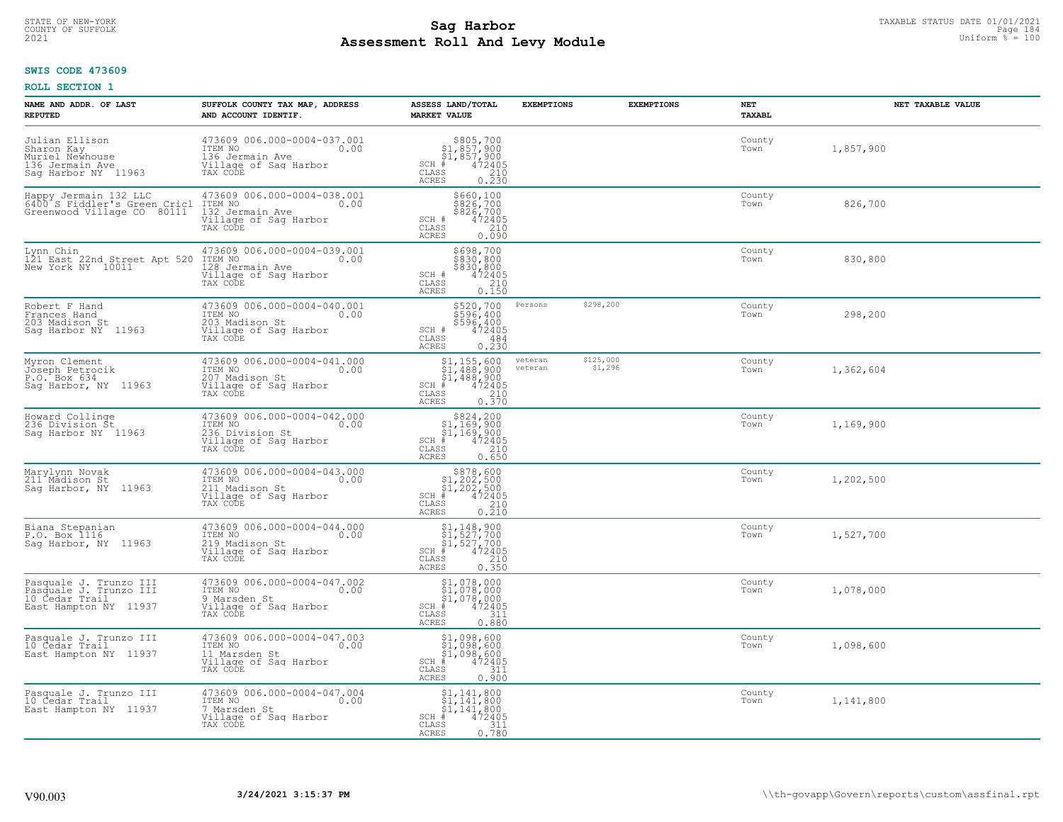STATE OF NEW-YORK
COUNTY OF SUFFOLK
2021

# Sag Harbor
## Assessment Roll And Levy Module

TAXABLE STATUS DATE 01/01/2021
Uniform % = 100

**SWIS CODE 473609**

**ROLL SECTION 1**

| NAME AND ADDR. OF LAST REPUTED | SUFFOLK COUNTY TAX MAP, ADDRESS AND ACCOUNT IDENTIF. | ASSESS LAND/TOTAL MARKET VALUE | EXEMPTIONS | EXEMPTIONS | NET TAXABL | NET TAXABLE VALUE |
|---|---|---|---|---|---|---|
| Julian Ellison<br>Sharon Kay<br>Muriel Newhouse<br>136 Jermain Ave<br>Sag Harbor NY 11963 | 473609 006.000-0004-037.001<br>ITEM NO 0.00<br>136 Jermain Ave<br>Village of Sag Harbor<br>TAX CODE | $805,700<br>$1,857,900<br>$1,857,900<br>SCH # 472405<br>CLASS 210<br>ACRES 0.230 | | | County<br>Town | 1,857,900 |
| Happy Jermain 132 LLC<br>6400 S Fiddler's Green Cricl<br>Greenwood Village CO 80111 | 473609 006.000-0004-038.001<br>ITEM NO 0.00<br>132 Jermain Ave<br>Village of Sag Harbor<br>TAX CODE | $660,100<br>$826,700<br>$826,700<br>SCH # 472405<br>CLASS 210<br>ACRES 0.090 | | | County<br>Town | 826,700 |
| Lynn Chin<br>121 East 22nd Street Apt 520<br>New York NY 10011 | 473609 006.000-0004-039.001<br>ITEM NO 0.00<br>128 Jermain Ave<br>Village of Sag Harbor<br>TAX CODE | $698,700<br>$830,800<br>$830,800<br>SCH # 472405<br>CLASS 210<br>ACRES 0.150 | | | County<br>Town | 830,800 |
| Robert F Hand<br>Frances Hand<br>203 Madison St<br>Sag Harbor NY 11963 | 473609 006.000-0004-040.001<br>ITEM NO 0.00<br>203 Madison St<br>Village of Sag Harbor<br>TAX CODE | $520,700<br>$596,400<br>$596,400<br>SCH # 472405<br>CLASS 484<br>ACRES 0.230 | Persons $298,200 | | County<br>Town | 298,200 |
| Myron Clement<br>Joseph Petrocik<br>P.O. Box 634<br>Sag Harbor, NY 11963 | 473609 006.000-0004-041.000<br>ITEM NO 0.00<br>207 Madison St<br>Village of Sag Harbor<br>TAX CODE | $1,155,600<br>$1,488,900<br>$1,488,900<br>SCH # 472405<br>CLASS 210<br>ACRES 0.370 | veteran $125,000<br>veteran $1,296 | | County<br>Town | 1,362,604 |
| Howard Collinge<br>236 Division St<br>Sag Harbor NY 11963 | 473609 006.000-0004-042.000<br>ITEM NO 0.00<br>236 Division St<br>Village of Sag Harbor<br>TAX CODE | $824,200<br>$1,169,900<br>$1,169,900<br>SCH # 472405<br>CLASS 210<br>ACRES 0.650 | | | County<br>Town | 1,169,900 |
| Marylynn Novak<br>211 Madison St<br>Sag Harbor, NY 11963 | 473609 006.000-0004-043.000<br>ITEM NO 0.00<br>211 Madison St<br>Village of Sag Harbor<br>TAX CODE | $878,600<br>$1,202,500<br>$1,202,500<br>SCH # 472405<br>CLASS 210<br>ACRES 0.210 | | | County<br>Town | 1,202,500 |
| Biana Stepanian<br>P.O. Box 1116<br>Sag Harbor, NY 11963 | 473609 006.000-0004-044.000<br>ITEM NO 0.00<br>219 Madison St<br>Village of Sag Harbor<br>TAX CODE | $1,148,900<br>$1,527,700<br>$1,527,700<br>SCH # 472405<br>CLASS 210<br>ACRES 0.350 | | | County<br>Town | 1,527,700 |
| Pasquale J. Trunzo III<br>Pasquale J. Trunzo III<br>10 Cedar Trail<br>East Hampton NY 11937 | 473609 006.000-0004-047.002<br>ITEM NO 0.00<br>9 Marsden St<br>Village of Sag Harbor<br>TAX CODE | $1,078,000<br>$1,078,000<br>$1,078,000<br>SCH # 472405<br>CLASS 311<br>ACRES 0.880 | | | County<br>Town | 1,078,000 |
| Pasquale J. Trunzo III<br>10 Cedar Trail<br>East Hampton NY 11937 | 473609 006.000-0004-047.003<br>ITEM NO 0.00<br>11 Marsden St<br>Village of Sag Harbor<br>TAX CODE | $1,098,600<br>$1,098,600<br>$1,098,600<br>SCH # 472405<br>CLASS 311<br>ACRES 0.900 | | | County<br>Town | 1,098,600 |
| Pasquale J. Trunzo III<br>10 Cedar Trail<br>East Hampton NY 11937 | 473609 006.000-0004-047.004<br>ITEM NO 0.00<br>7 Marsden St<br>Village of Sag Harbor<br>TAX CODE | $1,141,800<br>$1,141,800<br>$1,141,800<br>SCH # 472405<br>CLASS 311<br>ACRES 0.780 | | | County<br>Town | 1,141,800 |

V90.003 3/24/2021 3:15:37 PM \\th-govapp\Govern\reports\custom\assfinal.rpt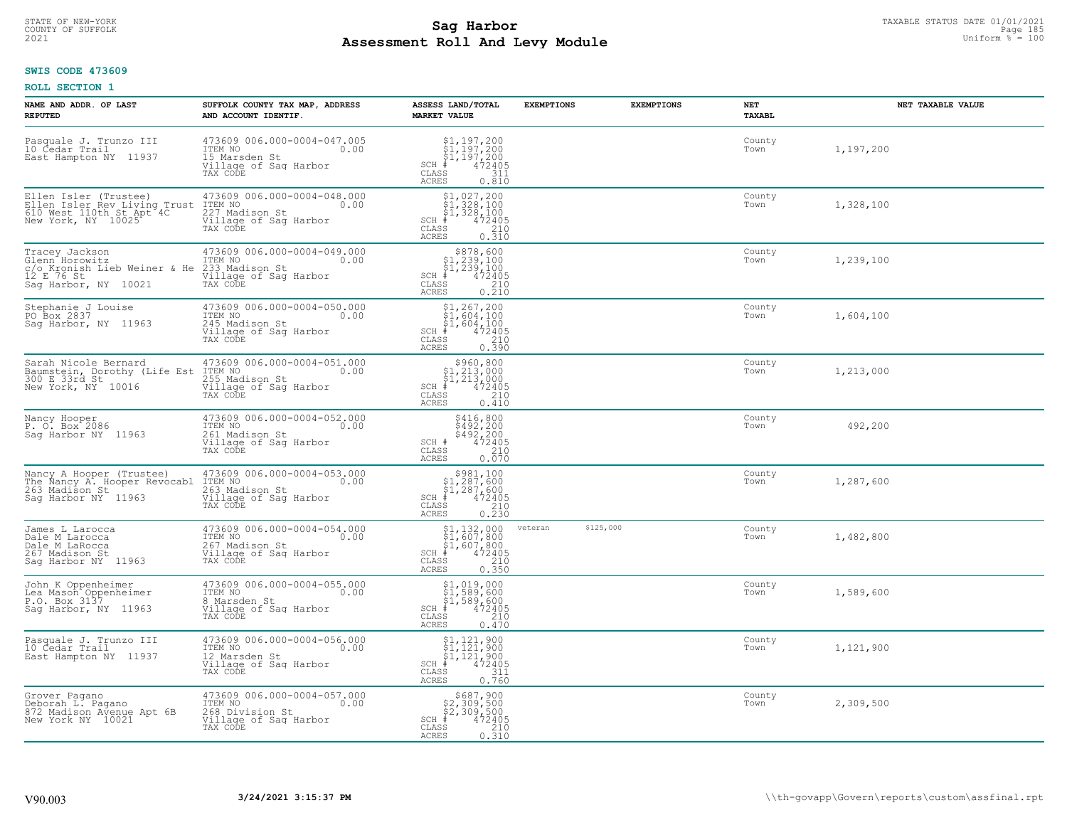STATE OF NEW-YORK
COUNTY OF SUFFOLK
2021

# Sag Harbor
# Assessment Roll And Levy Module

TAXABLE STATUS DATE 01/01/2021
Uniform % = 100

**SWIS CODE 473609**

**ROLL SECTION 1**

| NAME AND ADDR. OF LAST REPUTED | SUFFOLK COUNTY TAX MAP, ADDRESS AND ACCOUNT IDENTIF. | ASSESS LAND/TOTAL MARKET VALUE | EXEMPTIONS | EXEMPTIONS | NET TAXABL | NET TAXABLE VALUE |
|---|---|---|---|---|---|---|
| Pasquale J. Trunzo III<br>10 Cedar Trail<br>East Hampton NY 11937 | 473609 006.000-0004-047.005<br>ITEM NO 0.00<br>15 Marsden St<br>Village of Sag Harbor<br>TAX CODE | $1,197,200<br>$1,197,200<br>$1,197,200<br>SCH # 472405<br>CLASS 311<br>ACRES 0.810 | | | County<br>Town | 1,197,200 |
| Ellen Isler (Trustee)<br>Ellen Isler Rev Living Trust<br>610 West 110th St Apt 4C<br>New York, NY 10025 | 473609 006.000-0004-048.000<br>ITEM NO 0.00<br>227 Madison St<br>Village of Sag Harbor<br>TAX CODE | $1,027,200<br>$1,328,100<br>$1,328,100<br>SCH # 472405<br>CLASS 210<br>ACRES 0.310 | | | County<br>Town | 1,328,100 |
| Tracey Jackson<br>Glenn Horowitz<br>c/o Kronish Lieb Weiner & He<br>12 E 76 St<br>Sag Harbor, NY 10021 | 473609 006.000-0004-049.000<br>ITEM NO 0.00<br>233 Madison St<br>Village of Sag Harbor<br>TAX CODE | $878,600<br>$1,239,100<br>$1,239,100<br>SCH # 472405<br>CLASS 210<br>ACRES 0.210 | | | County<br>Town | 1,239,100 |
| Stephanie J Louise<br>PO Box 2837<br>Sag Harbor, NY 11963 | 473609 006.000-0004-050.000<br>ITEM NO 0.00<br>245 Madison St<br>Village of Sag Harbor<br>TAX CODE | $1,267,200<br>$1,604,100<br>$1,604,100<br>SCH # 472405<br>CLASS 210<br>ACRES 0.390 | | | County<br>Town | 1,604,100 |
| Sarah Nicole Bernard<br>Baumstein, Dorothy (Life Est<br>300 E 33rd St<br>New York, NY 10016 | 473609 006.000-0004-051.000<br>ITEM NO 0.00<br>255 Madison St<br>Village of Sag Harbor<br>TAX CODE | $960,800<br>$1,213,000<br>$1,213,000<br>SCH # 472405<br>CLASS 210<br>ACRES 0.410 | | | County<br>Town | 1,213,000 |
| Nancy Hooper<br>P. O. Box 2086<br>Sag Harbor NY 11963 | 473609 006.000-0004-052.000<br>ITEM NO 0.00<br>261 Madison St<br>Village of Sag Harbor<br>TAX CODE | $416,800<br>$492,200<br>$492,200<br>SCH # 472405<br>CLASS 210<br>ACRES 0.070 | | | County<br>Town | 492,200 |
| Nancy A Hooper (Trustee)<br>The Nancy A. Hooper Revocabl<br>263 Madison St<br>Sag Harbor NY 11963 | 473609 006.000-0004-053.000<br>ITEM NO 0.00<br>263 Madison St<br>Village of Sag Harbor<br>TAX CODE | $981,100<br>$1,287,600<br>$1,287,600<br>SCH # 472405<br>CLASS 210<br>ACRES 0.230 | | | County<br>Town | 1,287,600 |
| James L Larocca<br>Dale M Larocca<br>Dale M LaRocca<br>267 Madison St<br>Sag Harbor NY 11963 | 473609 006.000-0004-054.000<br>ITEM NO 0.00<br>267 Madison St<br>Village of Sag Harbor<br>TAX CODE | $1,132,000<br>$1,607,800<br>$1,607,800<br>SCH # 472405<br>CLASS 210<br>ACRES 0.350 | veteran $125,000 | | County<br>Town | 1,482,800 |
| John K Oppenheimer<br>Lea Mason Oppenheimer<br>P.O. Box 3137<br>Sag Harbor, NY 11963 | 473609 006.000-0004-055.000<br>ITEM NO 0.00<br>8 Marsden St<br>Village of Sag Harbor<br>TAX CODE | $1,019,000<br>$1,589,600<br>$1,589,600<br>SCH # 472405<br>CLASS 210<br>ACRES 0.470 | | | County<br>Town | 1,589,600 |
| Pasquale J. Trunzo III<br>10 Cedar Trail<br>East Hampton NY 11937 | 473609 006.000-0004-056.000<br>ITEM NO 0.00<br>12 Marsden St<br>Village of Sag Harbor<br>TAX CODE | $1,121,900<br>$1,121,900<br>$1,121,900<br>SCH # 472405<br>CLASS 311<br>ACRES 0.760 | | | County<br>Town | 1,121,900 |
| Grover Pagano<br>Deborah L. Pagano<br>872 Madison Avenue Apt 6B<br>New York NY 10021 | 473609 006.000-0004-057.000<br>ITEM NO 0.00<br>268 Division St<br>Village of Sag Harbor<br>TAX CODE | $687,900<br>$2,309,500<br>$2,309,500<br>SCH # 472405<br>CLASS 210<br>ACRES 0.310 | | | County<br>Town | 2,309,500 |

V90.003 3/24/2021 3:15:37 PM \\th-govapp\Govern\reports\custom\assfinal.rpt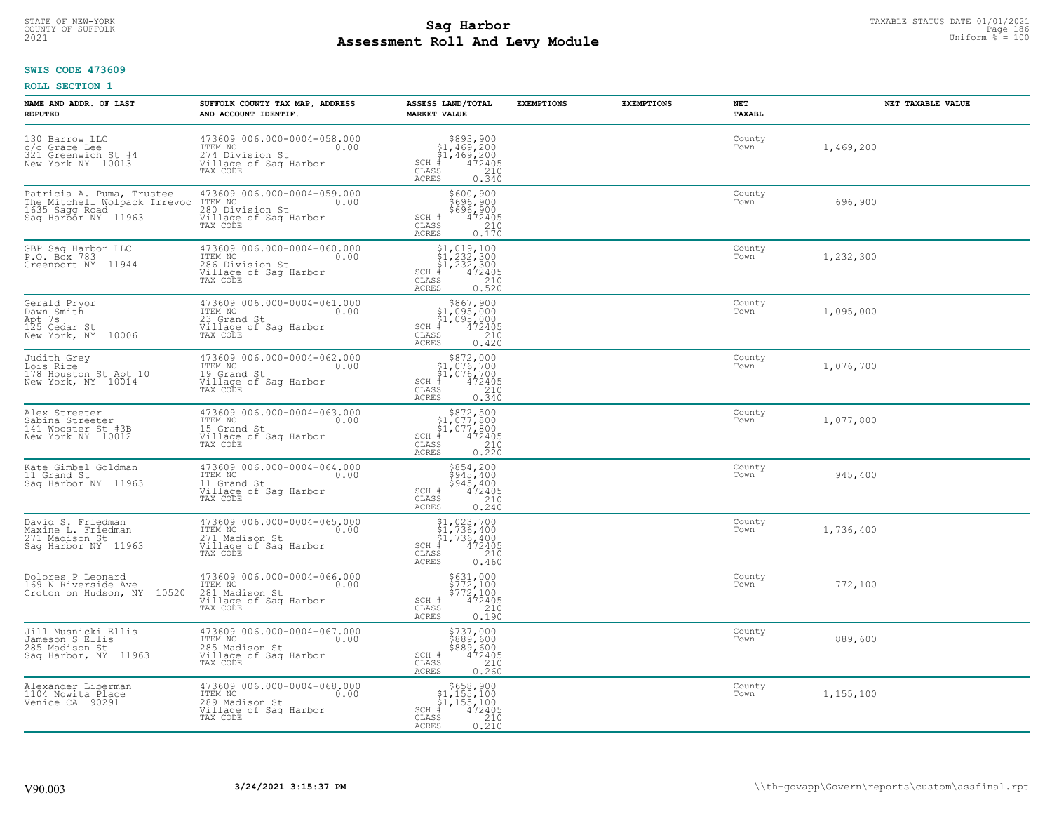STATE OF NEW-YORK
COUNTY OF SUFFOLK
2021

# Sag Harbor
## Assessment Roll And Levy Module

TAXABLE STATUS DATE 01/01/2021
Uniform % = 100

**SWIS CODE 473609**

**ROLL SECTION 1**

| NAME AND ADDR. OF LAST REPUTED | SUFFOLK COUNTY TAX MAP, ADDRESS AND ACCOUNT IDENTIF. | ASSESS LAND/TOTAL MARKET VALUE | EXEMPTIONS | EXEMPTIONS | NET TAXABL | NET TAXABLE VALUE |
|---|---|---|---|---|---|---|
| 130 Barrow LLC<br>c/o Grace Lee<br>321 Greenwich St #4<br>New York NY 10013 | 473609 006.000-0004-058.000<br>ITEM NO 0.00<br>274 Division St<br>Village of Sag Harbor<br>TAX CODE | $893,900<br>$1,469,200<br>$1,469,200<br>SCH # 472405<br>CLASS 210<br>ACRES 0.340 | | | County<br>Town | 1,469,200 |
| Patricia A. Puma, Trustee<br>The Mitchell Wolpack Irrevoc<br>1635 Sagg Road<br>Sag Harbor NY 11963 | 473609 006.000-0004-059.000<br>ITEM NO 0.00<br>280 Division St<br>Village of Sag Harbor<br>TAX CODE | $600,900<br>$696,900<br>$696,900<br>SCH # 472405<br>CLASS 210<br>ACRES 0.170 | | | County<br>Town | 696,900 |
| GBP Sag Harbor LLC<br>P.O. Box 783<br>Greenport NY 11944 | 473609 006.000-0004-060.000<br>ITEM NO 0.00<br>286 Division St<br>Village of Sag Harbor<br>TAX CODE | $1,019,100<br>$1,232,300<br>$1,232,300<br>SCH # 472405<br>CLASS 210<br>ACRES 0.520 | | | County<br>Town | 1,232,300 |
| Gerald Pryor<br>Dawn Smith<br>Apt 7s<br>125 Cedar St<br>New York, NY 10006 | 473609 006.000-0004-061.000<br>ITEM NO 0.00<br>23 Grand St<br>Village of Sag Harbor<br>TAX CODE | $867,900<br>$1,095,000<br>$1,095,000<br>SCH # 472405<br>CLASS 210<br>ACRES 0.420 | | | County<br>Town | 1,095,000 |
| Judith Grey<br>Lois Rice<br>178 Houston St Apt 10<br>New York, NY 10014 | 473609 006.000-0004-062.000<br>ITEM NO 0.00<br>19 Grand St<br>Village of Sag Harbor<br>TAX CODE | $872,000<br>$1,076,700<br>$1,076,700<br>SCH # 472405<br>CLASS 210<br>ACRES 0.340 | | | County<br>Town | 1,076,700 |
| Alex Streeter<br>Sabina Streeter<br>141 Wooster St #3B<br>New York NY 10012 | 473609 006.000-0004-063.000<br>ITEM NO 0.00<br>15 Grand St<br>Village of Sag Harbor<br>TAX CODE | $872,500<br>$1,077,800<br>$1,077,800<br>SCH # 472405<br>CLASS 210<br>ACRES 0.220 | | | County<br>Town | 1,077,800 |
| Kate Gimbel Goldman<br>11 Grand St<br>Sag Harbor NY 11963 | 473609 006.000-0004-064.000<br>ITEM NO 0.00<br>11 Grand St<br>Village of Sag Harbor<br>TAX CODE | $854,200<br>$945,400<br>$945,400<br>SCH # 472405<br>CLASS 210<br>ACRES 0.240 | | | County<br>Town | 945,400 |
| David S. Friedman<br>Maxine L. Friedman<br>271 Madison St<br>Sag Harbor NY 11963 | 473609 006.000-0004-065.000<br>ITEM NO 0.00<br>271 Madison St<br>Village of Sag Harbor<br>TAX CODE | $1,023,700<br>$1,736,400<br>$1,736,400<br>SCH # 472405<br>CLASS 210<br>ACRES 0.460 | | | County<br>Town | 1,736,400 |
| Dolores P Leonard<br>169 N Riverside Ave<br>Croton on Hudson, NY 10520 | 473609 006.000-0004-066.000<br>ITEM NO 0.00<br>281 Madison St<br>Village of Sag Harbor<br>TAX CODE | $631,000<br>$772,100<br>$772,100<br>SCH # 472405<br>CLASS 210<br>ACRES 0.190 | | | County<br>Town | 772,100 |
| Jill Musnicki Ellis<br>Jameson S Ellis<br>285 Madison St<br>Sag Harbor, NY 11963 | 473609 006.000-0004-067.000<br>ITEM NO 0.00<br>285 Madison St<br>Village of Sag Harbor<br>TAX CODE | $737,000<br>$889,600<br>$889,600<br>SCH # 472405<br>CLASS 210<br>ACRES 0.260 | | | County<br>Town | 889,600 |
| Alexander Liberman<br>1104 Nowita Place<br>Venice CA 90291 | 473609 006.000-0004-068.000<br>ITEM NO 0.00<br>289 Madison St<br>Village of Sag Harbor<br>TAX CODE | $658,900<br>$1,155,100<br>$1,155,100<br>SCH # 472405<br>CLASS 210<br>ACRES 0.210 | | | County<br>Town | 1,155,100 |

V90.003 **3/24/2021 3:15:37 PM** \\th-govapp\Govern\reports\custom\assfinal.rpt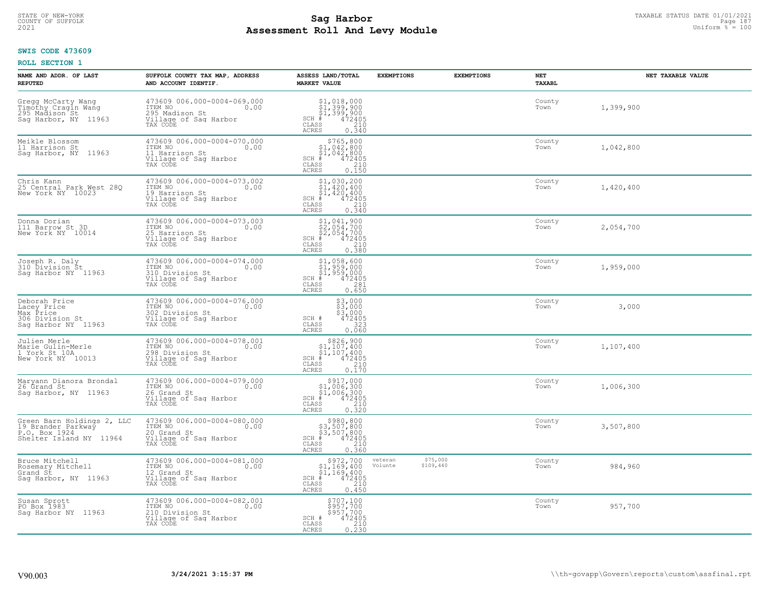**SWIS CODE 473609**

**ROLL SECTION 1**

| NAME AND ADDR. OF LAST REPUTED | SUFFOLK COUNTY TAX MAP, ADDRESS AND ACCOUNT IDENTIF. | ASSESS LAND/TOTAL MARKET VALUE | EXEMPTIONS | EXEMPTIONS | NET TAXABL | NET TAXABLE VALUE |
|---|---|---|---|---|---|---|
| Gregg McCarty Wang<br>Timothy Cragin Wang<br>295 Madison St<br>Sag Harbor, NY 11963 | 473609 006.000-0004-069.000<br>ITEM NO 0.00<br>295 Madison St<br>Village of Sag Harbor<br>TAX CODE | $1,018,000<br>$1,399,900<br>$1,399,900<br>SCH # 472405<br>CLASS 210<br>ACRES 0.340 | | | County<br>Town | 1,399,900 |
| Meikle Blossom<br>11 Harrison St<br>Sag Harbor, NY 11963 | 473609 006.000-0004-070.000<br>ITEM NO 0.00<br>11 Harrison St<br>Village of Sag Harbor<br>TAX CODE | $765,800<br>$1,042,800<br>$1,042,800<br>SCH # 472405<br>CLASS 210<br>ACRES 0.150 | | | County<br>Town | 1,042,800 |
| Chris Kann<br>25 Central Park West 28Q<br>New York NY 10023 | 473609 006.000-0004-073.002<br>ITEM NO 0.00<br>19 Harrison St<br>Village of Sag Harbor<br>TAX CODE | $1,030,200<br>$1,420,400<br>$1,420,400<br>SCH # 472405<br>CLASS 210<br>ACRES 0.340 | | | County<br>Town | 1,420,400 |
| Donna Dorian<br>111 Barrow St 3D<br>New York NY 10014 | 473609 006.000-0004-073.003<br>ITEM NO 0.00<br>25 Harrison St<br>Village of Sag Harbor<br>TAX CODE | $1,041,900<br>$2,054,700<br>$2,054,700<br>SCH # 472405<br>CLASS 210<br>ACRES 0.380 | | | County<br>Town | 2,054,700 |
| Joseph R. Daly<br>310 Division St<br>Sag Harbor NY 11963 | 473609 006.000-0004-074.000<br>ITEM NO 0.00<br>310 Division St<br>Village of Sag Harbor<br>TAX CODE | $1,058,600<br>$1,959,000<br>$1,959,000<br>SCH # 472405<br>CLASS 281<br>ACRES 0.650 | | | County<br>Town | 1,959,000 |
| Deborah Price<br>Lacey Price<br>Max Price<br>306 Division St<br>Sag Harbor NY 11963 | 473609 006.000-0004-076.000<br>ITEM NO 0.00<br>302 Division St<br>Village of Sag Harbor<br>TAX CODE | $3,000<br>$3,000<br>$3,000<br>SCH # 472405<br>CLASS 323<br>ACRES 0.060 | | | County<br>Town | 3,000 |
| Julien Merle<br>Marie Gulin-Merle<br>1 York St 10A<br>New York NY 10013 | 473609 006.000-0004-078.001<br>ITEM NO 0.00<br>298 Division St<br>Village of Sag Harbor<br>TAX CODE | $826,900<br>$1,107,400<br>$1,107,400<br>SCH # 472405<br>CLASS 210<br>ACRES 0.170 | | | County<br>Town | 1,107,400 |
| Maryann Dianora Brondal<br>26 Grand St<br>Sag Harbor, NY 11963 | 473609 006.000-0004-079.000<br>ITEM NO 0.00<br>26 Grand St<br>Village of Sag Harbor<br>TAX CODE | $917,000<br>$1,006,300<br>$1,006,300<br>SCH # 472405<br>CLASS 210<br>ACRES 0.320 | | | County<br>Town | 1,006,300 |
| Green Barn Holdings 2, LLC<br>19 Brander Parkway<br>P.O. Box 1924<br>Shelter Island NY 11964 | 473609 006.000-0004-080.000<br>ITEM NO 0.00<br>20 Grand St<br>Village of Sag Harbor<br>TAX CODE | $980,800<br>$3,507,800<br>$3,507,800<br>SCH # 472405<br>CLASS 210<br>ACRES 0.360 | | | County<br>Town | 3,507,800 |
| Bruce Mitchell<br>Rosemary Mitchell<br>Grand St<br>Sag Harbor, NY 11963 | 473609 006.000-0004-081.000<br>ITEM NO 0.00<br>12 Grand St<br>Village of Sag Harbor<br>TAX CODE | $972,700<br>$1,169,400<br>$1,169,400<br>SCH # 472405<br>CLASS 210<br>ACRES 0.450 | veteran<br>Volunte | $75,000<br>$109,440 | County<br>Town | 984,960 |
| Susan Sprott<br>PO Box 1983<br>Sag Harbor NY 11963 | 473609 006.000-0004-082.001<br>ITEM NO 0.00<br>210 Division St<br>Village of Sag Harbor<br>TAX CODE | $707,100<br>$957,700<br>$957,700<br>SCH # 472405<br>CLASS 210<br>ACRES 0.230 | | | County<br>Town | 957,700 |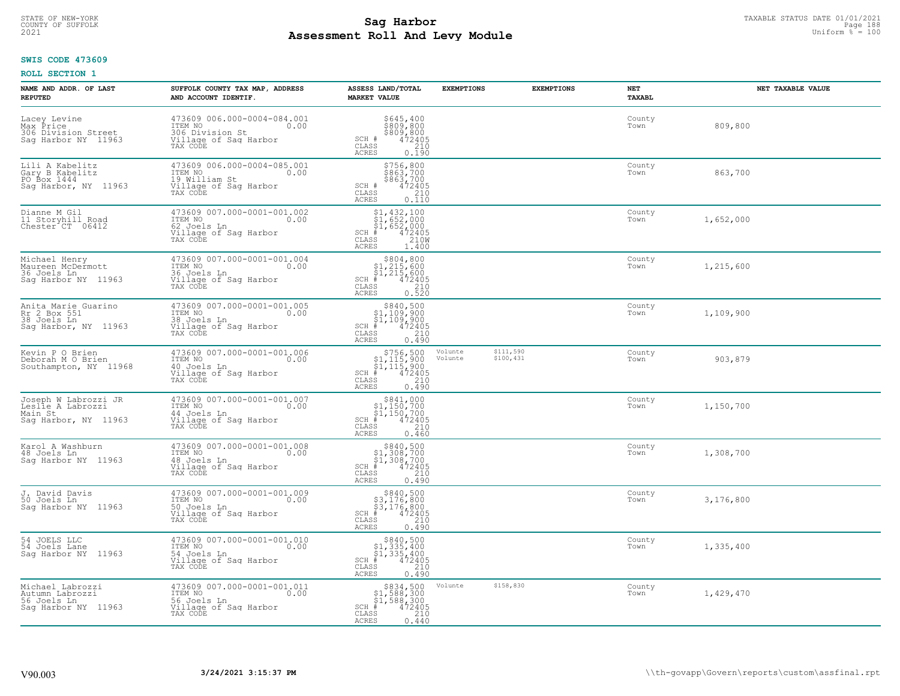STATE OF NEW-YORK
COUNTY OF SUFFOLK
2021

# Sag Harbor
## Assessment Roll And Levy Module

TAXABLE STATUS DATE 01/01/2021
Uniform % = 100

**SWIS CODE 473609**

**ROLL SECTION 1**

| NAME AND ADDR. OF LAST REPUTED | SUFFOLK COUNTY TAX MAP, ADDRESS AND ACCOUNT IDENTIF. | ASSESS LAND/TOTAL MARKET VALUE | EXEMPTIONS | EXEMPTIONS | NET TAXABL | NET TAXABLE VALUE |
|---|---|---|---|---|---|---|
| Lacey Levine<br>Max Price<br>306 Division Street<br>Sag Harbor NY 11963 | 473609 006.000-0004-084.001<br>ITEM NO 0.00<br>306 Division St<br>Village of Sag Harbor<br>TAX CODE | $645,400<br>$809,800<br>$809,800<br>SCH # 472405<br>CLASS 210<br>ACRES 0.190 | | | County<br>Town | 809,800 |
| Lili A Kabelitz<br>Gary B Kabelitz<br>PO Box 1444<br>Sag Harbor, NY 11963 | 473609 006.000-0004-085.001<br>ITEM NO 0.00<br>19 William St<br>Village of Sag Harbor<br>TAX CODE | $756,800<br>$863,700<br>$863,700<br>SCH # 472405<br>CLASS 210<br>ACRES 0.110 | | | County<br>Town | 863,700 |
| Dianne M Gil<br>11 Storyhill Road<br>Chester CT 06412 | 473609 007.000-0001-001.002<br>ITEM NO 0.00<br>62 Joels Ln<br>Village of Sag Harbor<br>TAX CODE | $1,432,100<br>$1,652,000<br>$1,652,000<br>SCH # 472405<br>CLASS 210W<br>ACRES 1.400 | | | County<br>Town | 1,652,000 |
| Michael Henry<br>Maureen McDermott<br>36 Joels Ln<br>Sag Harbor NY 11963 | 473609 007.000-0001-001.004<br>ITEM NO 0.00<br>36 Joels Ln<br>Village of Sag Harbor<br>TAX CODE | $804,800<br>$1,215,600<br>$1,215,600<br>SCH # 472405<br>CLASS 210<br>ACRES 0.520 | | | County<br>Town | 1,215,600 |
| Anita Marie Guarino<br>Rr 2 Box 551<br>38 Joels Ln<br>Sag Harbor, NY 11963 | 473609 007.000-0001-001.005<br>ITEM NO 0.00<br>38 Joels Ln<br>Village of Sag Harbor<br>TAX CODE | $840,500<br>$1,109,900<br>$1,109,900<br>SCH # 472405<br>CLASS 210<br>ACRES 0.490 | | | County<br>Town | 1,109,900 |
| Kevin P O Brien<br>Deborah M O Brien<br>Southampton, NY 11968 | 473609 007.000-0001-001.006<br>ITEM NO 0.00<br>40 Joels Ln<br>Village of Sag Harbor<br>TAX CODE | $756,500<br>$1,115,900<br>$1,115,900<br>SCH # 472405<br>CLASS 210<br>ACRES 0.490 | Volunte<br>Volunte | $111,590<br>$100,431 | County<br>Town | 903,879 |
| Joseph W Labrozzi JR<br>Leslie A Labrozzi<br>Main St<br>Sag Harbor, NY 11963 | 473609 007.000-0001-001.007<br>ITEM NO 0.00<br>44 Joels Ln<br>Village of Sag Harbor<br>TAX CODE | $841,000<br>$1,150,700<br>$1,150,700<br>SCH # 472405<br>CLASS 210<br>ACRES 0.460 | | | County<br>Town | 1,150,700 |
| Karol A Washburn<br>48 Joels Ln<br>Sag Harbor NY 11963 | 473609 007.000-0001-001.008<br>ITEM NO 0.00<br>48 Joels Ln<br>Village of Sag Harbor<br>TAX CODE | $840,500<br>$1,308,700<br>$1,308,700<br>SCH # 472405<br>CLASS 210<br>ACRES 0.490 | | | County<br>Town | 1,308,700 |
| J. David Davis<br>50 Joels Ln<br>Sag Harbor NY 11963 | 473609 007.000-0001-001.009<br>ITEM NO 0.00<br>50 Joels Ln<br>Village of Sag Harbor<br>TAX CODE | $840,500<br>$3,176,800<br>$3,176,800<br>SCH # 472405<br>CLASS 210<br>ACRES 0.490 | | | County<br>Town | 3,176,800 |
| 54 JOELS LLC<br>54 Joels Lane<br>Sag Harbor NY 11963 | 473609 007.000-0001-001.010<br>ITEM NO 0.00<br>54 Joels Ln<br>Village of Sag Harbor<br>TAX CODE | $840,500<br>$1,335,400<br>$1,335,400<br>SCH # 472405<br>CLASS 210<br>ACRES 0.490 | | | County<br>Town | 1,335,400 |
| Michael Labrozzi<br>Autumn Labrozzi<br>56 Joels Ln<br>Sag Harbor NY 11963 | 473609 007.000-0001-001.011<br>ITEM NO 0.00<br>56 Joels Ln<br>Village of Sag Harbor<br>TAX CODE | $834,500<br>$1,588,300<br>$1,588,300<br>SCH # 472405<br>CLASS 210<br>ACRES 0.440 | Volunte | $158,830 | County<br>Town | 1,429,470 |

V90.003 **3/24/2021 3:15:37 PM** \\th-govapp\Govern\reports\custom\assfinal.rpt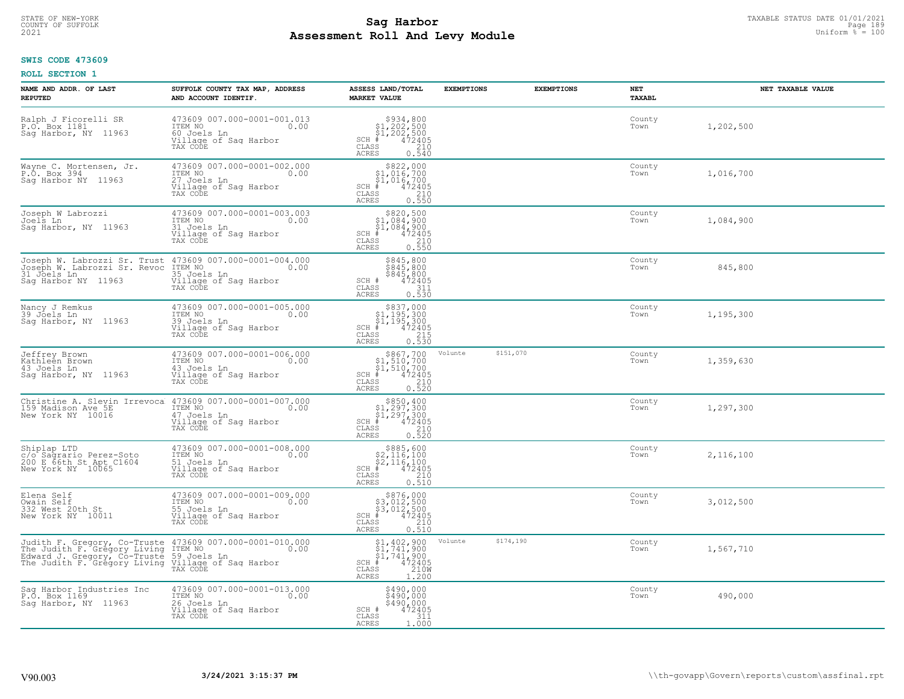STATE OF NEW-YORK
COUNTY OF SUFFOLK
2021

# Sag Harbor
## Assessment Roll And Levy Module

TAXABLE STATUS DATE 01/01/2021
Uniform % = 100

**SWIS CODE 473609**

**ROLL SECTION 1**

| NAME AND ADDR. OF LAST REPUTED | SUFFOLK COUNTY TAX MAP, ADDRESS AND ACCOUNT IDENTIF. | ASSESS LAND/TOTAL MARKET VALUE | EXEMPTIONS | EXEMPTIONS | NET TAXABL | NET TAXABLE VALUE |
|---|---|---|---|---|---|---|
| Ralph J Ficorelli SR<br>P.O. Box 1181<br>Sag Harbor, NY 11963 | 473609 007.000-0001-001.013<br>ITEM NO 0.00<br>60 Joels Ln<br>Village of Sag Harbor<br>TAX CODE | $934,800<br>$1,202,500<br>$1,202,500<br>SCH # 472405<br>CLASS 210<br>ACRES 0.540 | | | County<br>Town | 1,202,500 |
| Wayne C. Mortensen, Jr.<br>P.O. Box 394<br>Sag Harbor NY 11963 | 473609 007.000-0001-002.000<br>ITEM NO 0.00<br>27 Joels Ln<br>Village of Sag Harbor<br>TAX CODE | $822,000<br>$1,016,700<br>$1,016,700<br>SCH # 472405<br>CLASS 210<br>ACRES 0.550 | | | County<br>Town | 1,016,700 |
| Joseph W Labrozzi<br>Joels Ln<br>Sag Harbor, NY 11963 | 473609 007.000-0001-003.003<br>ITEM NO 0.00<br>31 Joels Ln<br>Village of Sag Harbor<br>TAX CODE | $820,500<br>$1,084,900<br>$1,084,900<br>SCH # 472405<br>CLASS 210<br>ACRES 0.550 | | | County<br>Town | 1,084,900 |
| Joseph W. Labrozzi Sr. Trust<br>Joseph W. Labrozzi Sr. Revoc<br>31 Joels Ln<br>Sag Harbor NY 11963 | 473609 007.000-0001-004.000<br>ITEM NO 0.00<br>35 Joels Ln<br>Village of Sag Harbor<br>TAX CODE | $845,800<br>$845,800<br>$845,800<br>SCH # 472405<br>CLASS 311<br>ACRES 0.530 | | | County<br>Town | 845,800 |
| Nancy J Remkus<br>39 Joels Ln<br>Sag Harbor, NY 11963 | 473609 007.000-0001-005.000<br>ITEM NO 0.00<br>39 Joels Ln<br>Village of Sag Harbor<br>TAX CODE | $837,000<br>$1,195,300<br>$1,195,300<br>SCH # 472405<br>CLASS 215<br>ACRES 0.530 | | | County<br>Town | 1,195,300 |
| Jeffrey Brown<br>Kathleen Brown<br>43 Joels Ln<br>Sag Harbor, NY 11963 | 473609 007.000-0001-006.000<br>ITEM NO 0.00<br>43 Joels Ln<br>Village of Sag Harbor<br>TAX CODE | $867,700<br>$1,510,700<br>$1,510,700<br>SCH # 472405<br>CLASS 210<br>ACRES 0.520 | Volunte | $151,070 | County<br>Town | 1,359,630 |
| Christine A. Slevin Irrevoca<br>159 Madison Ave 5E<br>New York NY 10016 | 473609 007.000-0001-007.000<br>ITEM NO 0.00<br>47 Joels Ln<br>Village of Sag Harbor<br>TAX CODE | $850,400<br>$1,297,300<br>$1,297,300<br>SCH # 472405<br>CLASS 210<br>ACRES 0.520 | | | County<br>Town | 1,297,300 |
| Shiplap LTD<br>c/o Sagrario Perez-Soto<br>200 E 66th St Apt C1604<br>New York NY 10065 | 473609 007.000-0001-008.000<br>ITEM NO 0.00<br>51 Joels Ln<br>Village of Sag Harbor<br>TAX CODE | $885,600<br>$2,116,100<br>$2,116,100<br>SCH # 472405<br>CLASS 210<br>ACRES 0.510 | | | County<br>Town | 2,116,100 |
| Elena Self<br>Owain Self<br>332 West 20th St<br>New York NY 10011 | 473609 007.000-0001-009.000<br>ITEM NO 0.00<br>55 Joels Ln<br>Village of Sag Harbor<br>TAX CODE | $876,000<br>$3,012,500<br>$3,012,500<br>SCH # 472405<br>CLASS 210<br>ACRES 0.510 | | | County<br>Town | 3,012,500 |
| Judith F. Gregory, Co-Truste<br>The Judith F. Gregory Living<br>Edward J. Gregory, Co-Truste<br>The Judith F. Gregory Living | 473609 007.000-0001-010.000<br>ITEM NO 0.00<br>59 Joels Ln<br>Village of Sag Harbor<br>TAX CODE | $1,402,900<br>$1,741,900<br>$1,741,900<br>SCH # 472405<br>CLASS 210W<br>ACRES 1.200 | Volunte | $174,190 | County<br>Town | 1,567,710 |
| Sag Harbor Industries Inc<br>P.O. Box 1169<br>Sag Harbor, NY 11963 | 473609 007.000-0001-013.000<br>ITEM NO 0.00<br>26 Joels Ln<br>Village of Sag Harbor<br>TAX CODE | $490,000<br>$490,000<br>$490,000<br>SCH # 472405<br>CLASS 311<br>ACRES 1.000 | | | County<br>Town | 490,000 |

V90.003 3/24/2021 3:15:37 PM \\th-govapp\Govern\reports\custom\assfinal.rpt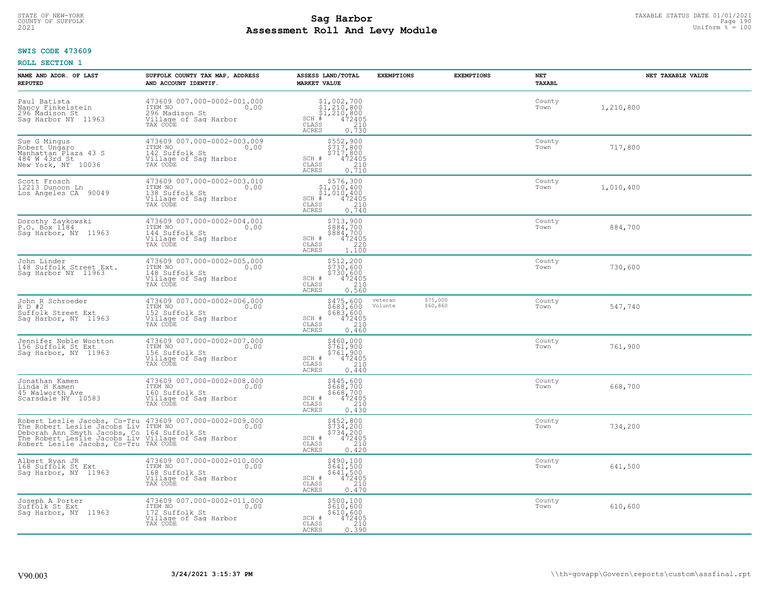# Sag Harbor
## Assessment Roll And Levy Module

STATE OF NEW-YORK
COUNTY OF SUFFOLK
2021

TAXABLE STATUS DATE 01/01/2021
Uniform % = 100

**SWIS CODE 473609**

**ROLL SECTION 1**

| NAME AND ADDR. OF LAST REPUTED | SUFFOLK COUNTY TAX MAP, ADDRESS AND ACCOUNT IDENTIF. | ASSESS LAND/TOTAL MARKET VALUE | EXEMPTIONS | EXEMPTIONS | NET TAXABL | NET TAXABLE VALUE |
|---|---|---|---|---|---|---|
| Paul Batista<br>Nancy Finkelstein<br>296 Madison St<br>Sag Harbor NY 11963 | 473609 007.000-0002-001.000<br>ITEM NO 0.00<br>296 Madison St<br>Village of Sag Harbor<br>TAX CODE | $1,002,700<br>$1,210,800<br>$1,210,800<br>SCH # 472405<br>CLASS 210<br>ACRES 0.730 | | | County<br>Town | 1,210,800 |
| Sue G Mingus<br>Robert Ungaro<br>Manhattan Plaza 43 S<br>484 W 43rd St<br>New York, NY 10036 | 473609 007.000-0002-003.009<br>ITEM NO 0.00<br>142 Suffolk St<br>Village of Sag Harbor<br>TAX CODE | $552,900<br>$717,800<br>$717,800<br>SCH # 472405<br>CLASS 210<br>ACRES 0.710 | | | County<br>Town | 717,800 |
| Scott Frosch<br>12213 Dunoon Ln<br>Los Angeles CA 90049 | 473609 007.000-0002-003.010<br>ITEM NO 0.00<br>138 Suffolk St<br>Village of Sag Harbor<br>TAX CODE | $576,300<br>$1,010,400<br>$1,010,400<br>SCH # 472405<br>CLASS 210<br>ACRES 0.740 | | | County<br>Town | 1,010,400 |
| Dorothy Zaykowski<br>P.O. Box 1184<br>Sag Harbor, NY 11963 | 473609 007.000-0002-004.001<br>ITEM NO 0.00<br>144 Suffolk St<br>Village of Sag Harbor<br>TAX CODE | $713,900<br>$884,700<br>$884,700<br>SCH # 472405<br>CLASS 220<br>ACRES 1.100 | | | County<br>Town | 884,700 |
| John Linder<br>148 Suffolk Street Ext.<br>Sag Harbor NY 11963 | 473609 007.000-0002-005.000<br>ITEM NO 0.00<br>148 Suffolk St<br>Village of Sag Harbor<br>TAX CODE | $512,200<br>$730,600<br>$730,600<br>SCH # 472405<br>CLASS 210<br>ACRES 0.560 | | | County<br>Town | 730,600 |
| John R Schroeder<br>R D #2<br>Suffolk Street Ext<br>Sag Harbor, NY 11963 | 473609 007.000-0002-006.000<br>ITEM NO 0.00<br>152 Suffolk St<br>Village of Sag Harbor<br>TAX CODE | $475,600<br>$683,600<br>$683,600<br>SCH # 472405<br>CLASS 210<br>ACRES 0.460 | veteran<br>Volunte | $75,000<br>$60,860 | County<br>Town | 547,740 |
| Jennifer Noble Wootton<br>156 Suffolk St Ext<br>Sag Harbor, NY 11963 | 473609 007.000-0002-007.000<br>ITEM NO 0.00<br>156 Suffolk St<br>Village of Sag Harbor<br>TAX CODE | $460,000<br>$761,900<br>$761,900<br>SCH # 472405<br>CLASS 210<br>ACRES 0.440 | | | County<br>Town | 761,900 |
| Jonathan Kamen<br>Linda H Kamen<br>45 Walworth Ave<br>Scarsdale NY 10583 | 473609 007.000-0002-008.000<br>ITEM NO 0.00<br>160 Suffolk St<br>Village of Sag Harbor<br>TAX CODE | $445,600<br>$668,700<br>$668,700<br>SCH # 472405<br>CLASS 210<br>ACRES 0.430 | | | County<br>Town | 668,700 |
| Robert Leslie Jacobs, Co-Tru<br>The Robert Leslie Jacobs Liv<br>Deborah Ann Smyth Jacobs, Co<br>The Robert Leslie Jacobs Liv<br>Robert Leslie Jacobs, Co-Tru | 473609 007.000-0002-009.000<br>ITEM NO 0.00<br>164 Suffolk St<br>Village of Sag Harbor<br>TAX CODE | $452,800<br>$734,200<br>$734,200<br>SCH # 472405<br>CLASS 210<br>ACRES 0.420 | | | County<br>Town | 734,200 |
| Albert Ryan JR<br>168 Suffolk St Ext<br>Sag Harbor, NY 11963 | 473609 007.000-0002-010.000<br>ITEM NO 0.00<br>168 Suffolk St<br>Village of Sag Harbor<br>TAX CODE | $490,100<br>$641,500<br>$641,500<br>SCH # 472405<br>CLASS 210<br>ACRES 0.470 | | | County<br>Town | 641,500 |
| Joseph A Porter<br>Suffolk St Ext<br>Sag Harbor, NY 11963 | 473609 007.000-0002-011.000<br>ITEM NO 0.00<br>172 Suffolk St<br>Village of Sag Harbor<br>TAX CODE | $500,100<br>$610,600<br>$610,600<br>SCH # 472405<br>CLASS 210<br>ACRES 0.390 | | | County<br>Town | 610,600 |

V90.003 3/24/2021 3:15:37 PM \\th-govapp\Govern\reports\custom\assfinal.rpt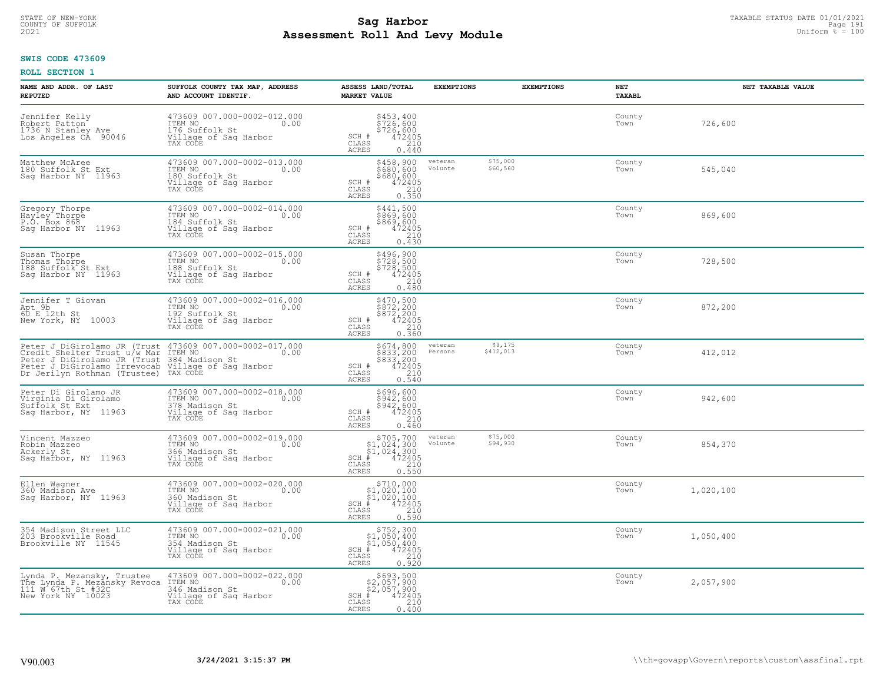**SWIS CODE 473609**

**ROLL SECTION 1**

| NAME AND ADDR. OF LAST REPUTED | SUFFOLK COUNTY TAX MAP, ADDRESS AND ACCOUNT IDENTIF. | ASSESS LAND/TOTAL MARKET VALUE | EXEMPTIONS | EXEMPTIONS | NET TAXABL | NET TAXABLE VALUE |
|---|---|---|---|---|---|---|
| Jennifer Kelly<br>Robert Patton<br>1736 N Stanley Ave<br>Los Angeles CA 90046 | 473609 007.000-0002-012.000<br>ITEM NO 0.00<br>176 Suffolk St<br>Village of Sag Harbor<br>TAX CODE | $453,400<br>$726,600<br>$726,600<br>SCH # 472405<br>CLASS 210<br>ACRES 0.440 | | | County<br>Town | 726,600 |
| Matthew McAree<br>180 Suffolk St Ext<br>Sag Harbor NY 11963 | 473609 007.000-0002-013.000<br>ITEM NO 0.00<br>180 Suffolk St<br>Village of Sag Harbor<br>TAX CODE | $458,900<br>$680,600<br>$680,600<br>SCH # 472405<br>CLASS 210<br>ACRES 0.350 | veteran $75,000<br>Volunte $60,560 | | County<br>Town | 545,040 |
| Gregory Thorpe<br>Hayley Thorpe<br>P.O. Box 868<br>Sag Harbor NY 11963 | 473609 007.000-0002-014.000<br>ITEM NO 0.00<br>184 Suffolk St<br>Village of Sag Harbor<br>TAX CODE | $441,500<br>$869,600<br>$869,600<br>SCH # 472405<br>CLASS 210<br>ACRES 0.430 | | | County<br>Town | 869,600 |
| Susan Thorpe<br>Thomas Thorpe<br>188 Suffolk St Ext<br>Sag Harbor NY 11963 | 473609 007.000-0002-015.000<br>ITEM NO 0.00<br>188 Suffolk St<br>Village of Sag Harbor<br>TAX CODE | $496,900<br>$728,500<br>$728,500<br>SCH # 472405<br>CLASS 210<br>ACRES 0.480 | | | County<br>Town | 728,500 |
| Jennifer T Giovan<br>Apt 9b<br>60 E 12th St<br>New York, NY 10003 | 473609 007.000-0002-016.000<br>ITEM NO 0.00<br>192 Suffolk St<br>Village of Sag Harbor<br>TAX CODE | $470,500<br>$872,200<br>$872,200<br>SCH # 472405<br>CLASS 210<br>ACRES 0.360 | | | County<br>Town | 872,200 |
| Peter J DiGirolamo JR (Trust<br>Credit Shelter Trust u/w Mar<br>Peter J DiGirolamo JR (Trust<br>Peter J DiGirolamo Irrevocab<br>Dr Jerilyn Rothman (Trustee) | 473609 007.000-0002-017.000<br>ITEM NO 0.00<br>384 Madison St<br>Village of Sag Harbor<br>TAX CODE | $674,800<br>$833,200<br>$833,200<br>SCH # 472405<br>CLASS 210<br>ACRES 0.540 | veteran $9,175<br>Persons $412,013 | | County<br>Town | 412,012 |
| Peter Di Girolamo JR<br>Virginia Di Girolamo<br>Suffolk St Ext<br>Sag Harbor, NY 11963 | 473609 007.000-0002-018.000<br>ITEM NO 0.00<br>378 Madison St<br>Village of Sag Harbor<br>TAX CODE | $696,600<br>$942,600<br>$942,600<br>SCH # 472405<br>CLASS 210<br>ACRES 0.460 | | | County<br>Town | 942,600 |
| Vincent Mazzeo<br>Robin Mazzeo<br>Ackerly St<br>Sag Harbor, NY 11963 | 473609 007.000-0002-019.000<br>ITEM NO 0.00<br>366 Madison St<br>Village of Sag Harbor<br>TAX CODE | $705,700<br>$1,024,300<br>$1,024,300<br>SCH # 472405<br>CLASS 210<br>ACRES 0.550 | veteran $75,000<br>Volunte $94,930 | | County<br>Town | 854,370 |
| Ellen Wagner<br>360 Madison Ave<br>Sag Harbor, NY 11963 | 473609 007.000-0002-020.000<br>ITEM NO 0.00<br>360 Madison St<br>Village of Sag Harbor<br>TAX CODE | $710,000<br>$1,020,100<br>$1,020,100<br>SCH # 472405<br>CLASS 210<br>ACRES 0.590 | | | County<br>Town | 1,020,100 |
| 354 Madison Street LLC<br>203 Brookville Road<br>Brookville NY 11545 | 473609 007.000-0002-021.000<br>ITEM NO 0.00<br>354 Madison St<br>Village of Sag Harbor<br>TAX CODE | $752,300<br>$1,050,400<br>$1,050,400<br>SCH # 472405<br>CLASS 210<br>ACRES 0.920 | | | County<br>Town | 1,050,400 |
| Lynda P. Mezansky, Trustee<br>The Lynda P. Mezansky Revoca<br>111 W 67th St #32C<br>New York NY 10023 | 473609 007.000-0002-022.000<br>ITEM NO 0.00<br>346 Madison St<br>Village of Sag Harbor<br>TAX CODE | $693,500<br>$2,057,900<br>$2,057,900<br>SCH # 472405<br>CLASS 210<br>ACRES 0.400 | | | County<br>Town | 2,057,900 |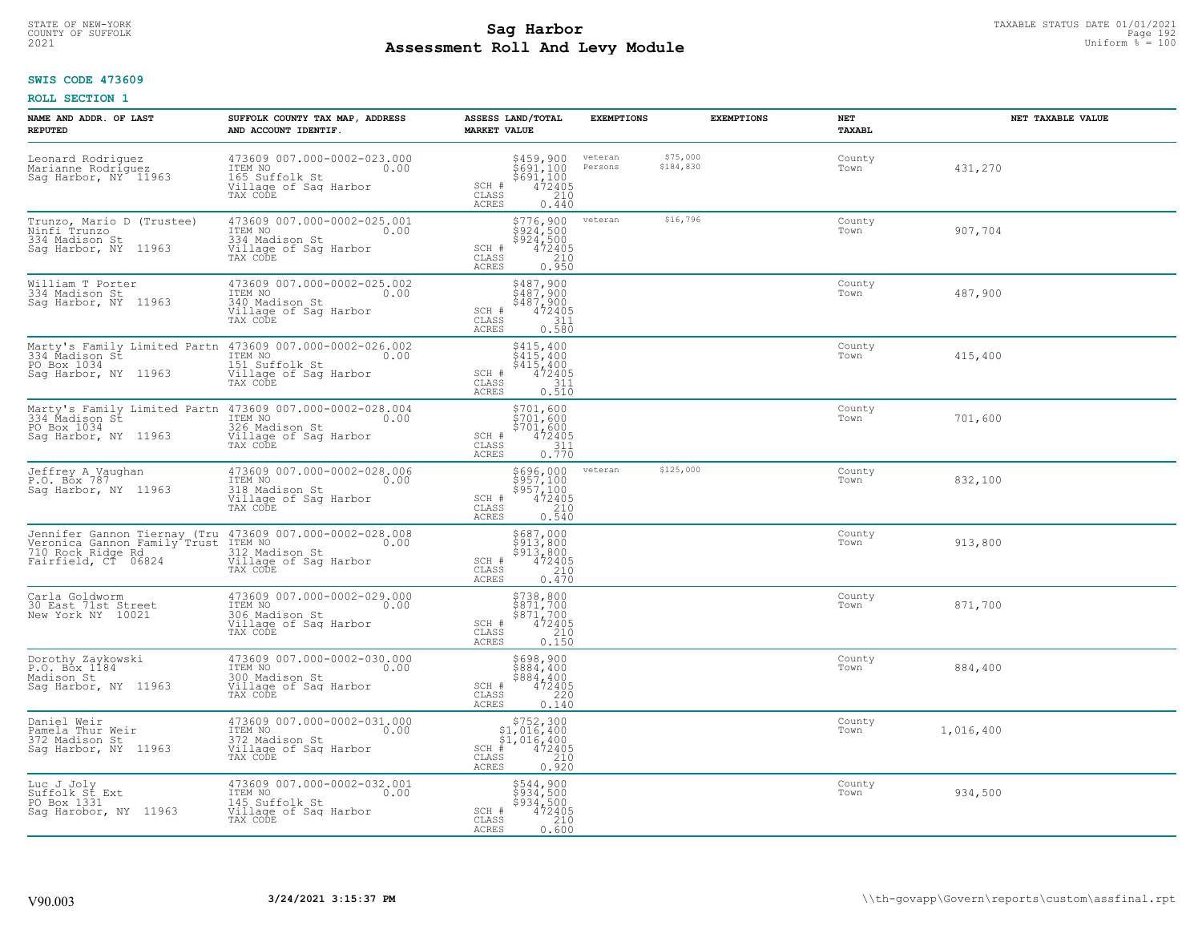**SWIS CODE 473609**

**ROLL SECTION 1**

| NAME AND ADDR. OF LAST REPUTED | SUFFOLK COUNTY TAX MAP, ADDRESS AND ACCOUNT IDENTIF. | ASSESS LAND/TOTAL MARKET VALUE | EXEMPTIONS | EXEMPTIONS | NET TAXABL | NET TAXABLE VALUE |
|---|---|---|---|---|---|---|
| Leonard Rodriguez<br>Marianne Rodriguez<br>Sag Harbor, NY 11963 | 473609 007.000-0002-023.000<br>ITEM NO 0.00<br>165 Suffolk St<br>Village of Sag Harbor<br>TAX CODE | $459,900<br>$691,100<br>$691,100<br>SCH # 472405<br>CLASS 210<br>ACRES 0.440 | veteran $75,000<br>Persons $184,830 | | County<br>Town | 431,270 |
| Trunzo, Mario D (Trustee)<br>Ninfi Trunzo<br>334 Madison St<br>Sag Harbor, NY 11963 | 473609 007.000-0002-025.001<br>ITEM NO 0.00<br>334 Madison St<br>Village of Sag Harbor<br>TAX CODE | $776,900<br>$924,500<br>$924,500<br>SCH # 472405<br>CLASS 210<br>ACRES 0.950 | veteran $16,796 | | County<br>Town | 907,704 |
| William T Porter<br>334 Madison St<br>Sag Harbor, NY 11963 | 473609 007.000-0002-025.002<br>ITEM NO 0.00<br>340 Madison St<br>Village of Sag Harbor<br>TAX CODE | $487,900<br>$487,900<br>$487,900<br>SCH # 472405<br>CLASS 311<br>ACRES 0.580 | | | County<br>Town | 487,900 |
| Marty's Family Limited Partn<br>334 Madison St<br>PO Box 1034<br>Sag Harbor, NY 11963 | 473609 007.000-0002-026.002<br>ITEM NO 0.00<br>151 Suffolk St<br>Village of Sag Harbor<br>TAX CODE | $415,400<br>$415,400<br>$415,400<br>SCH # 472405<br>CLASS 311<br>ACRES 0.510 | | | County<br>Town | 415,400 |
| Marty's Family Limited Partn<br>334 Madison St<br>PO Box 1034<br>Sag Harbor, NY 11963 | 473609 007.000-0002-028.004<br>ITEM NO 0.00<br>326 Madison St<br>Village of Sag Harbor<br>TAX CODE | $701,600<br>$701,600<br>$701,600<br>SCH # 472405<br>CLASS 311<br>ACRES 0.770 | | | County<br>Town | 701,600 |
| Jeffrey A Vaughan<br>P.O. Box 787<br>Sag Harbor, NY 11963 | 473609 007.000-0002-028.006<br>ITEM NO 0.00<br>318 Madison St<br>Village of Sag Harbor<br>TAX CODE | $696,000<br>$957,100<br>$957,100<br>SCH # 472405<br>CLASS 210<br>ACRES 0.540 | veteran $125,000 | | County<br>Town | 832,100 |
| Jennifer Gannon Tiernay (Tru<br>Veronica Gannon Family Trust<br>710 Rock Ridge Rd<br>Fairfield, CT 06824 | 473609 007.000-0002-028.008<br>ITEM NO 0.00<br>312 Madison St<br>Village of Sag Harbor<br>TAX CODE | $687,000<br>$913,800<br>$913,800<br>SCH # 472405<br>CLASS 210<br>ACRES 0.470 | | | County<br>Town | 913,800 |
| Carla Goldworm<br>30 East 71st Street<br>New York NY 10021 | 473609 007.000-0002-029.000<br>ITEM NO 0.00<br>306 Madison St<br>Village of Sag Harbor<br>TAX CODE | $738,800<br>$871,700<br>$871,700<br>SCH # 472405<br>CLASS 210<br>ACRES 0.150 | | | County<br>Town | 871,700 |
| Dorothy Zaykowski<br>P.O. Box 1184<br>Madison St<br>Sag Harbor, NY 11963 | 473609 007.000-0002-030.000<br>ITEM NO 0.00<br>300 Madison St<br>Village of Sag Harbor<br>TAX CODE | $698,900<br>$884,400<br>$884,400<br>SCH # 472405<br>CLASS 220<br>ACRES 0.140 | | | County<br>Town | 884,400 |
| Daniel Weir<br>Pamela Thur Weir<br>372 Madison St<br>Sag Harbor, NY 11963 | 473609 007.000-0002-031.000<br>ITEM NO 0.00<br>372 Madison St<br>Village of Sag Harbor<br>TAX CODE | $752,300<br>$1,016,400<br>$1,016,400<br>SCH # 472405<br>CLASS 210<br>ACRES 0.920 | | | County<br>Town | 1,016,400 |
| Luc J Joly<br>Suffolk St Ext<br>PO Box 1331<br>Sag Harobor, NY 11963 | 473609 007.000-0002-032.001<br>ITEM NO 0.00<br>145 Suffolk St<br>Village of Sag Harbor<br>TAX CODE | $544,900<br>$934,500<br>$934,500<br>SCH # 472405<br>CLASS 210<br>ACRES 0.600 | | | County<br>Town | 934,500 |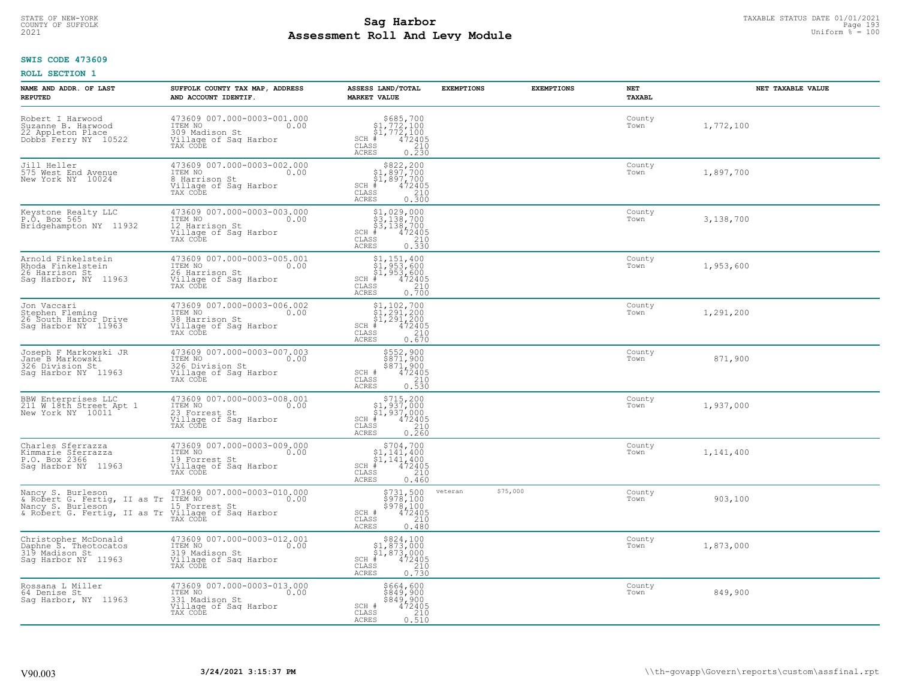STATE OF NEW-YORK
COUNTY OF SUFFOLK
2021

# Sag Harbor
# Assessment Roll And Levy Module

TAXABLE STATUS DATE 01/01/2021
Uniform % = 100

**SWIS CODE 473609**

**ROLL SECTION 1**

| NAME AND ADDR. OF LAST REPUTED | SUFFOLK COUNTY TAX MAP, ADDRESS AND ACCOUNT IDENTIF. | ASSESS LAND/TOTAL MARKET VALUE | EXEMPTIONS | EXEMPTIONS | NET TAXABL | NET TAXABLE VALUE |
|---|---|---|---|---|---|---|
| Robert I Harwood<br>Suzanne B. Harwood<br>22 Appleton Place<br>Dobbs Ferry NY 10522 | 473609 007.000-0003-001.000<br>ITEM NO 0.00<br>309 Madison St<br>Village of Sag Harbor<br>TAX CODE | $685,700<br>$1,772,100<br>$1,772,100<br>SCH # 472405<br>CLASS 210<br>ACRES 0.230 | | | County<br>Town | 1,772,100 |
| Jill Heller<br>575 West End Avenue<br>New York NY 10024 | 473609 007.000-0003-002.000<br>ITEM NO 0.00<br>8 Harrison St<br>Village of Sag Harbor<br>TAX CODE | $822,200<br>$1,897,700<br>$1,897,700<br>SCH # 472405<br>CLASS 210<br>ACRES 0.300 | | | County<br>Town | 1,897,700 |
| Keystone Realty LLC<br>P.O. Box 565<br>Bridgehampton NY 11932 | 473609 007.000-0003-003.000<br>ITEM NO 0.00<br>12 Harrison St<br>Village of Sag Harbor<br>TAX CODE | $1,029,000<br>$3,138,700<br>$3,138,700<br>SCH # 472405<br>CLASS 210<br>ACRES 0.330 | | | County<br>Town | 3,138,700 |
| Arnold Finkelstein<br>Rhoda Finkelstein<br>26 Harrison St<br>Sag Harbor, NY 11963 | 473609 007.000-0003-005.001<br>ITEM NO 0.00<br>26 Harrison St<br>Village of Sag Harbor<br>TAX CODE | $1,151,400<br>$1,953,600<br>$1,953,600<br>SCH # 472405<br>CLASS 210<br>ACRES 0.700 | | | County<br>Town | 1,953,600 |
| Jon Vaccari<br>Stephen Fleming<br>26 South Harbor Drive<br>Sag Harbor NY 11963 | 473609 007.000-0003-006.002<br>ITEM NO 0.00<br>38 Harrison St<br>Village of Sag Harbor<br>TAX CODE | $1,102,700<br>$1,291,200<br>$1,291,200<br>SCH # 472405<br>CLASS 210<br>ACRES 0.670 | | | County<br>Town | 1,291,200 |
| Joseph F Markowski JR<br>Jane B Markowski<br>326 Division St<br>Sag Harbor NY 11963 | 473609 007.000-0003-007.003<br>ITEM NO 0.00<br>326 Division St<br>Village of Sag Harbor<br>TAX CODE | $552,900<br>$871,900<br>$871,900<br>SCH # 472405<br>CLASS 210<br>ACRES 0.530 | | | County<br>Town | 871,900 |
| BBW Enterprises LLC<br>211 W 18th Street Apt 1<br>New York NY 10011 | 473609 007.000-0003-008.001<br>ITEM NO 0.00<br>23 Forrest St<br>Village of Sag Harbor<br>TAX CODE | $715,200<br>$1,937,000<br>$1,937,000<br>SCH # 472405<br>CLASS 210<br>ACRES 0.260 | | | County<br>Town | 1,937,000 |
| Charles Sferrazza<br>Kimmarie Sferrazza<br>P.O. Box 2366<br>Sag Harbor NY 11963 | 473609 007.000-0003-009.000<br>ITEM NO 0.00<br>19 Forrest St<br>Village of Sag Harbor<br>TAX CODE | $704,700<br>$1,141,400<br>$1,141,400<br>SCH # 472405<br>CLASS 210<br>ACRES 0.460 | | | County<br>Town | 1,141,400 |
| Nancy S. Burleson<br>& Robert G. Fertig, II as Tr<br>Nancy S. Burleson<br>& Robert G. Fertig, II as Tr | 473609 007.000-0003-010.000<br>ITEM NO 0.00<br>15 Forrest St<br>Village of Sag Harbor<br>TAX CODE | $731,500<br>$978,100<br>$978,100<br>SCH # 472405<br>CLASS 210<br>ACRES 0.480 | veteran $75,000 | | County<br>Town | 903,100 |
| Christopher McDonald<br>Daphne S. Theotocatos<br>319 Madison St<br>Sag Harbor NY 11963 | 473609 007.000-0003-012.001<br>ITEM NO 0.00<br>319 Madison St<br>Village of Sag Harbor<br>TAX CODE | $824,100<br>$1,873,000<br>$1,873,000<br>SCH # 472405<br>CLASS 210<br>ACRES 0.730 | | | County<br>Town | 1,873,000 |
| Rossana L Miller<br>64 Denise St<br>Sag Harbor, NY 11963 | 473609 007.000-0003-013.000<br>ITEM NO 0.00<br>331 Madison St<br>Village of Sag Harbor<br>TAX CODE | $664,600<br>$849,900<br>$849,900<br>SCH # 472405<br>CLASS 210<br>ACRES 0.510 | | | County<br>Town | 849,900 |

V90.003 3/24/2021 3:15:37 PM \\th-govapp\Govern\reports\custom\assfinal.rpt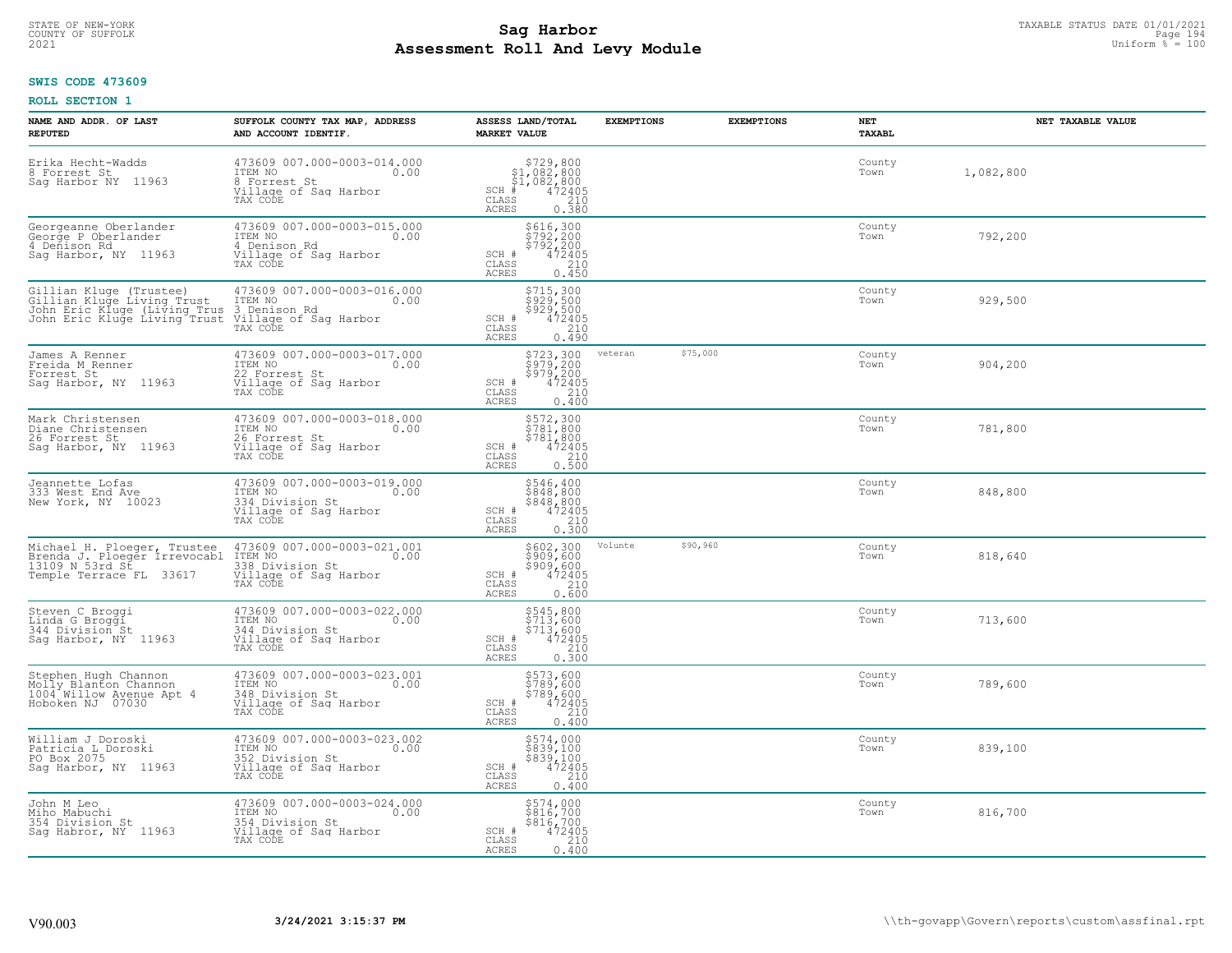STATE OF NEW-YORK
COUNTY OF SUFFOLK
2021

# Sag Harbor
## Assessment Roll And Levy Module

TAXABLE STATUS DATE 01/01/2021
Uniform % = 100

**SWIS CODE 473609**

**ROLL SECTION 1**

| NAME AND ADDR. OF LAST REPUTED | SUFFOLK COUNTY TAX MAP, ADDRESS AND ACCOUNT IDENTIF. | ASSESS LAND/TOTAL MARKET VALUE | EXEMPTIONS | | EXEMPTIONS | NET TAXABL | NET TAXABLE VALUE |
|---|---|---|---|---|---|---|---|
| Erika Hecht-Wadds<br>8 Forrest St<br>Sag Harbor NY 11963 | 473609 007.000-0003-014.000<br>ITEM NO 0.00<br>8 Forrest St<br>Village of Sag Harbor<br>TAX CODE | $729,800<br>$1,082,800<br>$1,082,800<br>SCH # 472405<br>CLASS 210<br>ACRES 0.380 | | | | County<br>Town | 1,082,800 |
| Georgeanne Oberlander<br>George P Oberlander<br>4 Denison Rd<br>Sag Harbor, NY 11963 | 473609 007.000-0003-015.000<br>ITEM NO 0.00<br>4 Denison Rd<br>Village of Sag Harbor<br>TAX CODE | $616,300<br>$792,200<br>$792,200<br>SCH # 472405<br>CLASS 210<br>ACRES 0.450 | | | | County<br>Town | 792,200 |
| Gillian Kluge (Trustee)<br>Gillian Kluge Living Trust<br>John Eric Kluge (Living Trus<br>John Eric Kluge Living Trust | 473609 007.000-0003-016.000<br>ITEM NO 0.00<br>3 Denison Rd<br>Village of Sag Harbor<br>TAX CODE | $715,300<br>$929,500<br>$929,500<br>SCH # 472405<br>CLASS 210<br>ACRES 0.490 | | | | County<br>Town | 929,500 |
| James A Renner<br>Freida M Renner<br>Forrest St<br>Sag Harbor, NY 11963 | 473609 007.000-0003-017.000<br>ITEM NO 0.00<br>22 Forrest St<br>Village of Sag Harbor<br>TAX CODE | $723,300<br>$979,200<br>$979,200<br>SCH # 472405<br>CLASS 210<br>ACRES 0.400 | veteran | $75,000 | | County<br>Town | 904,200 |
| Mark Christensen<br>Diane Christensen<br>26 Forrest St<br>Sag Harbor, NY 11963 | 473609 007.000-0003-018.000<br>ITEM NO 0.00<br>26 Forrest St<br>Village of Sag Harbor<br>TAX CODE | $572,300<br>$781,800<br>$781,800<br>SCH # 472405<br>CLASS 210<br>ACRES 0.500 | | | | County<br>Town | 781,800 |
| Jeannette Lofas<br>333 West End Ave<br>New York, NY 10023 | 473609 007.000-0003-019.000<br>ITEM NO 0.00<br>334 Division St<br>Village of Sag Harbor<br>TAX CODE | $546,400<br>$848,800<br>$848,800<br>SCH # 472405<br>CLASS 210<br>ACRES 0.300 | | | | County<br>Town | 848,800 |
| Michael H. Ploeger, Trustee<br>Brenda J. Ploeger Irrevocabl<br>13109 N 53rd St<br>Temple Terrace FL 33617 | 473609 007.000-0003-021.001<br>ITEM NO 0.00<br>338 Division St<br>Village of Sag Harbor<br>TAX CODE | $602,300<br>$909,600<br>$909,600<br>SCH # 472405<br>CLASS 210<br>ACRES 0.600 | Volunte | $90,960 | | County<br>Town | 818,640 |
| Steven C Broggi<br>Linda G Broggi<br>344 Division St<br>Sag Harbor, NY 11963 | 473609 007.000-0003-022.000<br>ITEM NO 0.00<br>344 Division St<br>Village of Sag Harbor<br>TAX CODE | $545,800<br>$713,600<br>$713,600<br>SCH # 472405<br>CLASS 210<br>ACRES 0.300 | | | | County<br>Town | 713,600 |
| Stephen Hugh Channon<br>Molly Blanton Channon<br>1004 Willow Avenue Apt 4<br>Hoboken NJ 07030 | 473609 007.000-0003-023.001<br>ITEM NO 0.00<br>348 Division St<br>Village of Sag Harbor<br>TAX CODE | $573,600<br>$789,600<br>$789,600<br>SCH # 472405<br>CLASS 210<br>ACRES 0.400 | | | | County<br>Town | 789,600 |
| William J Doroski<br>Patricia L Doroski<br>PO Box 2075<br>Sag Harbor, NY 11963 | 473609 007.000-0003-023.002<br>ITEM NO 0.00<br>352 Division St<br>Village of Sag Harbor<br>TAX CODE | $574,000<br>$839,100<br>$839,100<br>SCH # 472405<br>CLASS 210<br>ACRES 0.400 | | | | County<br>Town | 839,100 |
| John M Leo<br>Miho Mabuchi<br>354 Division St<br>Sag Habror, NY 11963 | 473609 007.000-0003-024.000<br>ITEM NO 0.00<br>354 Division St<br>Village of Sag Harbor<br>TAX CODE | $574,000<br>$816,700<br>$816,700<br>SCH # 472405<br>CLASS 210<br>ACRES 0.400 | | | | County<br>Town | 816,700 |

V90.003 3/24/2021 3:15:37 PM \\th-govapp\Govern\reports\custom\assfinal.rpt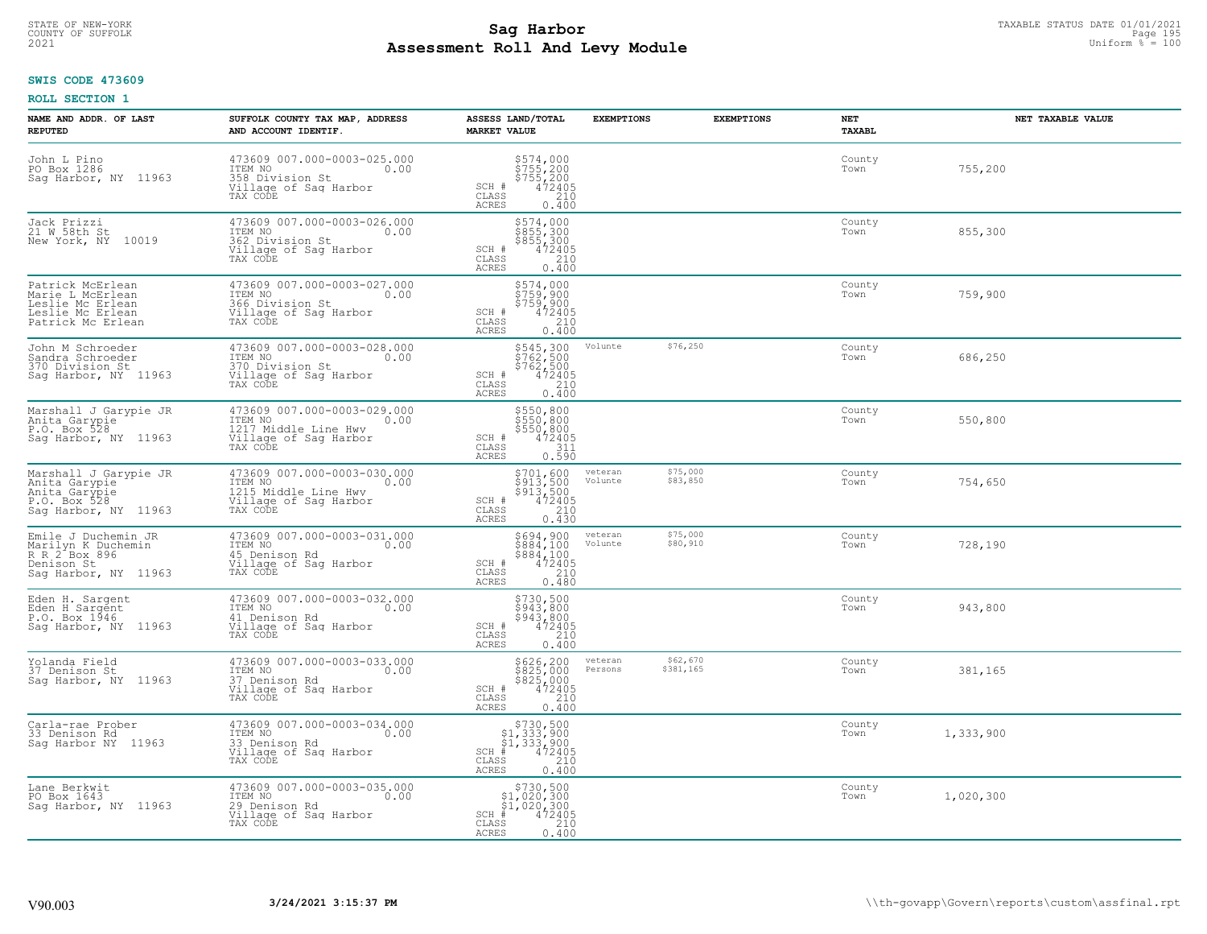**SWIS CODE 473609**

**ROLL SECTION 1**

| NAME AND ADDR. OF LAST REPUTED | SUFFOLK COUNTY TAX MAP, ADDRESS AND ACCOUNT IDENTIF. | ASSESS LAND/TOTAL MARKET VALUE | EXEMPTIONS | EXEMPTIONS | NET TAXABL | NET TAXABLE VALUE |
|---|---|---|---|---|---|---|
| John L Pino<br>PO Box 1286<br>Sag Harbor, NY 11963 | 473609 007.000-0003-025.000<br>ITEM NO 0.00<br>358 Division St<br>Village of Sag Harbor<br>TAX CODE | $574,000<br>$755,200<br>$755,200<br>SCH # 472405<br>CLASS 210<br>ACRES 0.400 | | | County<br>Town | 755,200 |
| Jack Prizzi<br>21 W 58th St<br>New York, NY 10019 | 473609 007.000-0003-026.000<br>ITEM NO 0.00<br>362 Division St<br>Village of Sag Harbor<br>TAX CODE | $574,000<br>$855,300<br>$855,300<br>SCH # 472405<br>CLASS 210<br>ACRES 0.400 | | | County<br>Town | 855,300 |
| Patrick McErlean<br>Marie L McErlean<br>Leslie Mc Erlean<br>Leslie Mc Erlean<br>Patrick Mc Erlean | 473609 007.000-0003-027.000<br>ITEM NO 0.00<br>366 Division St<br>Village of Sag Harbor<br>TAX CODE | $574,000<br>$759,900<br>$759,900<br>SCH # 472405<br>CLASS 210<br>ACRES 0.400 | | | County<br>Town | 759,900 |
| John M Schroeder<br>Sandra Schroeder<br>370 Division St<br>Sag Harbor, NY 11963 | 473609 007.000-0003-028.000<br>ITEM NO 0.00<br>370 Division St<br>Village of Sag Harbor<br>TAX CODE | $545,300<br>$762,500<br>$762,500<br>SCH # 472405<br>CLASS 210<br>ACRES 0.400 | Volunte | $76,250 | County<br>Town | 686,250 |
| Marshall J Garypie JR<br>Anita Garypie<br>P.O. Box 528<br>Sag Harbor, NY 11963 | 473609 007.000-0003-029.000<br>ITEM NO 0.00<br>1217 Middle Line Hwy<br>Village of Sag Harbor<br>TAX CODE | $550,800<br>$550,800<br>$550,800<br>SCH # 472405<br>CLASS 311<br>ACRES 0.590 | | | County<br>Town | 550,800 |
| Marshall J Garypie JR<br>Anita Garypie<br>Anita Garypie<br>P.O. Box 528<br>Sag Harbor, NY 11963 | 473609 007.000-0003-030.000<br>ITEM NO 0.00<br>1215 Middle Line Hwy<br>Village of Sag Harbor<br>TAX CODE | $701,600<br>$913,500<br>$913,500<br>SCH # 472405<br>CLASS 210<br>ACRES 0.430 | veteran<br>Volunte | $75,000<br>$83,850 | County<br>Town | 754,650 |
| Emile J Duchemin JR<br>Marilyn K Duchemin<br>R R 2 Box 896<br>Denison St<br>Sag Harbor, NY 11963 | 473609 007.000-0003-031.000<br>ITEM NO 0.00<br>45 Denison Rd<br>Village of Sag Harbor<br>TAX CODE | $694,900<br>$884,100<br>$884,100<br>SCH # 472405<br>CLASS 210<br>ACRES 0.480 | veteran<br>Volunte | $75,000<br>$80,910 | County<br>Town | 728,190 |
| Eden H. Sargent<br>Eden H Sargent<br>P.O. Box 1946<br>Sag Harbor, NY 11963 | 473609 007.000-0003-032.000<br>ITEM NO 0.00<br>41 Denison Rd<br>Village of Sag Harbor<br>TAX CODE | $730,500<br>$943,800<br>$943,800<br>SCH # 472405<br>CLASS 210<br>ACRES 0.400 | | | County<br>Town | 943,800 |
| Yolanda Field<br>37 Denison St<br>Sag Harbor, NY 11963 | 473609 007.000-0003-033.000<br>ITEM NO 0.00<br>37 Denison Rd<br>Village of Sag Harbor<br>TAX CODE | $626,200<br>$825,000<br>$825,000<br>SCH # 472405<br>CLASS 210<br>ACRES 0.400 | veteran<br>Persons | $62,670<br>$381,165 | County<br>Town | 381,165 |
| Carla-rae Prober<br>33 Denison Rd<br>Sag Harbor NY 11963 | 473609 007.000-0003-034.000<br>ITEM NO 0.00<br>33 Denison Rd<br>Village of Sag Harbor<br>TAX CODE | $730,500<br>$1,333,900<br>$1,333,900<br>SCH # 472405<br>CLASS 210<br>ACRES 0.400 | | | County<br>Town | 1,333,900 |
| Lane Berkwit<br>PO Box 1643<br>Sag Harbor, NY 11963 | 473609 007.000-0003-035.000<br>ITEM NO 0.00<br>29 Denison Rd<br>Village of Sag Harbor<br>TAX CODE | $730,500<br>$1,020,300<br>$1,020,300<br>SCH # 472405<br>CLASS 210<br>ACRES 0.400 | | | County<br>Town | 1,020,300 |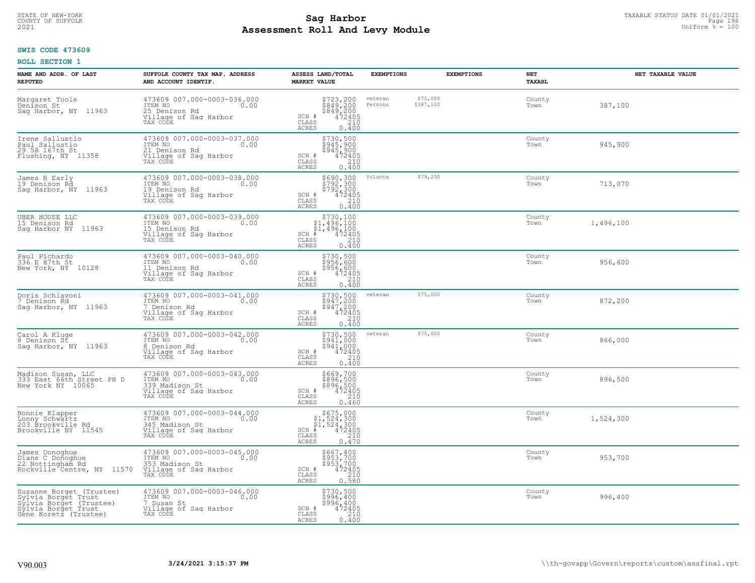STATE OF NEW-YORK
COUNTY OF SUFFOLK
2021

# Sag Harbor
# Assessment Roll And Levy Module

TAXABLE STATUS DATE 01/01/2021
Uniform % = 100

**SWIS CODE 473609**

**ROLL SECTION 1**

| NAME AND ADDR. OF LAST REPUTED | SUFFOLK COUNTY TAX MAP, ADDRESS AND ACCOUNT IDENTIF. | ASSESS LAND/TOTAL MARKET VALUE | EXEMPTIONS | EXEMPTIONS | NET TAXABL | NET TAXABLE VALUE |
|---|---|---|---|---|---|---|
| Margaret Toole<br>Denison St<br>Sag Harbor, NY 11963 | 473609 007.000-0003-036.000<br>ITEM NO 0.00<br>25 Denison Rd<br>Village of Sag Harbor<br>TAX CODE | $723,200<br>$849,200<br>$849,200<br>SCH # 472405<br>CLASS 210<br>ACRES 0.400 | veteran $75,000<br>Persons $387,100 | | County<br>Town | 387,100 |
| Irene Sallustio<br>Paul Sallustio<br>29 58 167th St<br>Flushing, NY 11358 | 473609 007.000-0003-037.000<br>ITEM NO 0.00<br>21 Denison Rd<br>Village of Sag Harbor<br>TAX CODE | $730,500<br>$945,900<br>$945,900<br>SCH # 472405<br>CLASS 210<br>ACRES 0.400 | | | County<br>Town | 945,900 |
| James R Early<br>19 Denison Rd<br>Sag Harbor, NY 11963 | 473609 007.000-0003-038.000<br>ITEM NO 0.00<br>19 Denison Rd<br>Village of Sag Harbor<br>TAX CODE | $690,300<br>$792,300<br>$792,300<br>SCH # 472405<br>CLASS 210<br>ACRES 0.400 | Volunte $79,230 | | County<br>Town | 713,070 |
| UBER HOUSE LLC<br>15 Denison Rd<br>Sag Harbor NY 11963 | 473609 007.000-0003-039.000<br>ITEM NO 0.00<br>15 Denison Rd<br>Village of Sag Harbor<br>TAX CODE | $730,100<br>$1,496,100<br>$1,496,100<br>SCH # 472405<br>CLASS 210<br>ACRES 0.400 | | | County<br>Town | 1,496,100 |
| Paul Pichardo<br>336 E 87th St<br>New York, NY 10128 | 473609 007.000-0003-040.000<br>ITEM NO 0.00<br>11 Denison Rd<br>Village of Sag Harbor<br>TAX CODE | $730,500<br>$956,600<br>$956,600<br>SCH # 472405<br>CLASS 210<br>ACRES 0.400 | | | County<br>Town | 956,600 |
| Doris Schiavoni<br>7 Denison Rd<br>Sag Harbor, NY 11963 | 473609 007.000-0003-041.000<br>ITEM NO 0.00<br>7 Denison Rd<br>Village of Sag Harbor<br>TAX CODE | $730,500<br>$947,200<br>$947,200<br>SCH # 472405<br>CLASS 210<br>ACRES 0.400 | veteran $75,000 | | County<br>Town | 872,200 |
| Carol A Kluge<br>8 Denison St<br>Sag Harbor, NY 11963 | 473609 007.000-0003-042.000<br>ITEM NO 0.00<br>8 Denison Rd<br>Village of Sag Harbor<br>TAX CODE | $730,500<br>$941,000<br>$941,000<br>SCH # 472405<br>CLASS 210<br>ACRES 0.400 | veteran $75,000 | | County<br>Town | 866,000 |
| Madison Susan, LLC<br>333 East 66th Street PH D<br>New York NY 10065 | 473609 007.000-0003-043.000<br>ITEM NO 0.00<br>339 Madison St<br>Village of Sag Harbor<br>TAX CODE | $669,700<br>$896,500<br>$896,500<br>SCH # 472405<br>CLASS 210<br>ACRES 0.460 | | | County<br>Town | 896,500 |
| Bonnie Klapper<br>Lonny Schwartz<br>203 Brookville Rd<br>Brookville NY 11545 | 473609 007.000-0003-044.000<br>ITEM NO 0.00<br>345 Madison St<br>Village of Sag Harbor<br>TAX CODE | $675,000<br>$1,524,300<br>$1,524,300<br>SCH # 472405<br>CLASS 210<br>ACRES 0.470 | | | County<br>Town | 1,524,300 |
| James Donoghue<br>Diane C Donoghue<br>22 Nottingham Rd<br>Rockville Centre, NY 11570 | 473609 007.000-0003-045.000<br>ITEM NO 0.00<br>353 Madison St<br>Village of Sag Harbor<br>TAX CODE | $667,400<br>$953,700<br>$953,700<br>SCH # 472405<br>CLASS 210<br>ACRES 0.580 | | | County<br>Town | 953,700 |
| Suzanne Borget (Trustee)<br>Sylvia Borget Trust<br>Sylvia Borget (Trustee)<br>Sylvia Borget Trust<br>Gene Koretz (Trustee) | 473609 007.000-0003-046.000<br>ITEM NO 0.00<br>7 Susan St<br>Village of Sag Harbor<br>TAX CODE | $730,500<br>$996,400<br>$996,400<br>SCH # 472405<br>CLASS 210<br>ACRES 0.400 | | | County<br>Town | 996,400 |

V90.003 3/24/2021 3:15:37 PM \\th-govapp\Govern\reports\custom\assfinal.rpt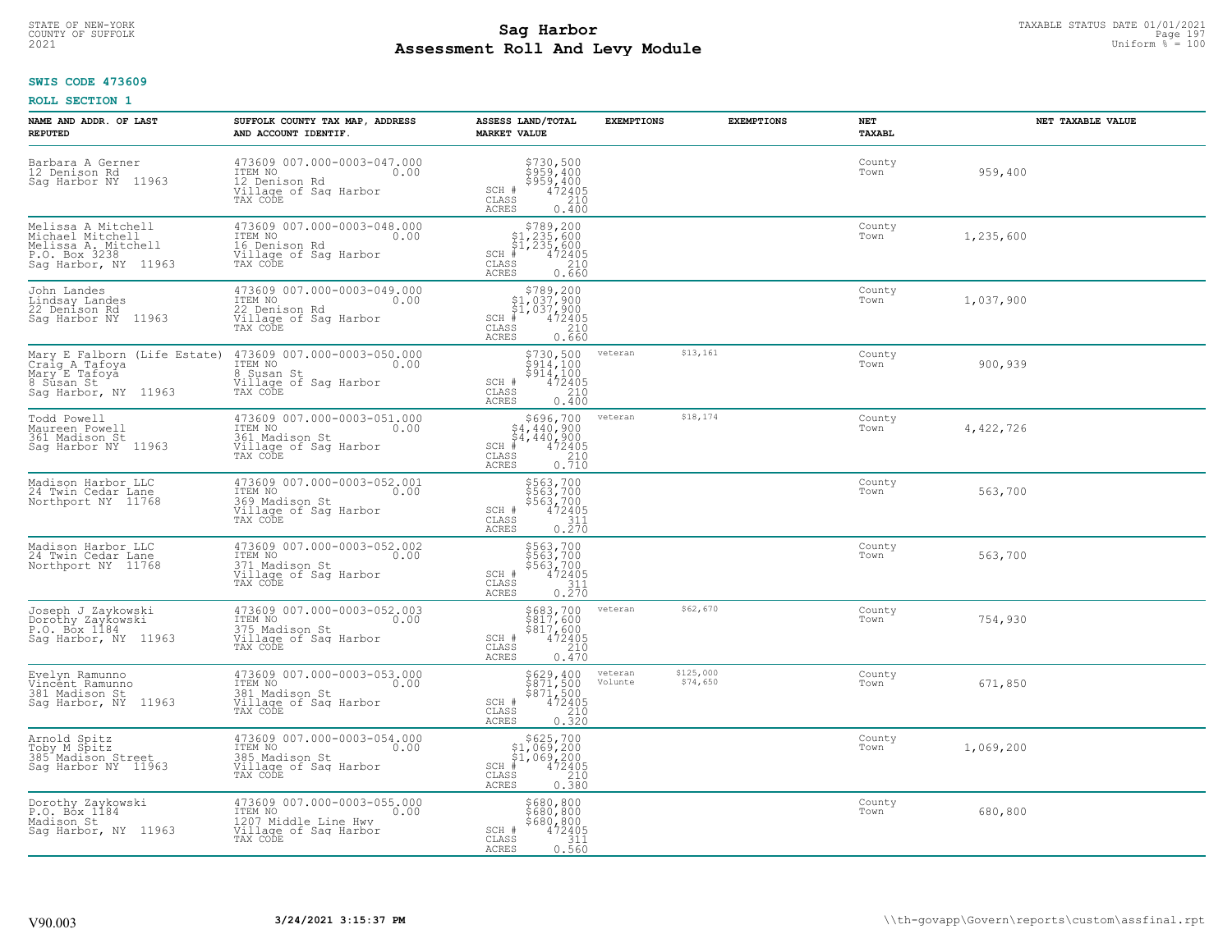STATE OF NEW-YORK
COUNTY OF SUFFOLK
2021

# Sag Harbor
## Assessment Roll And Levy Module

TAXABLE STATUS DATE 01/01/2021
Uniform % = 100

**SWIS CODE 473609**

**ROLL SECTION 1**

| NAME AND ADDR. OF LAST REPUTED | SUFFOLK COUNTY TAX MAP, ADDRESS AND ACCOUNT IDENTIF. | ASSESS LAND/TOTAL MARKET VALUE | EXEMPTIONS | EXEMPTIONS | NET TAXABL | NET TAXABLE VALUE |
|---|---|---|---|---|---|---|
| Barbara A Gerner<br>12 Denison Rd<br>Sag Harbor NY 11963 | 473609 007.000-0003-047.000<br>ITEM NO 0.00<br>12 Denison Rd<br>Village of Sag Harbor<br>TAX CODE | $730,500<br>$959,400<br>$959,400<br>SCH # 472405<br>CLASS 210<br>ACRES 0.400 | | | County<br>Town | 959,400 |
| Melissa A Mitchell<br>Michael Mitchell<br>Melissa A. Mitchell<br>P.O. Box 3238<br>Sag Harbor, NY 11963 | 473609 007.000-0003-048.000<br>ITEM NO 0.00<br>16 Denison Rd<br>Village of Sag Harbor<br>TAX CODE | $789,200<br>$1,235,600<br>$1,235,600<br>SCH # 472405<br>CLASS 210<br>ACRES 0.660 | | | County<br>Town | 1,235,600 |
| John Landes<br>Lindsay Landes<br>22 Denison Rd<br>Sag Harbor NY 11963 | 473609 007.000-0003-049.000<br>ITEM NO 0.00<br>22 Denison Rd<br>Village of Sag Harbor<br>TAX CODE | $789,200<br>$1,037,900<br>$1,037,900<br>SCH # 472405<br>CLASS 210<br>ACRES 0.660 | | | County<br>Town | 1,037,900 |
| Mary E Falborn (Life Estate)<br>Craig A Tafoya<br>Mary E Tafoya<br>8 Susan St<br>Sag Harbor, NY 11963 | 473609 007.000-0003-050.000<br>ITEM NO 0.00<br>8 Susan St<br>Village of Sag Harbor<br>TAX CODE | $730,500<br>$914,100<br>$914,100<br>SCH # 472405<br>CLASS 210<br>ACRES 0.400 | veteran | $13,161 | County<br>Town | 900,939 |
| Todd Powell<br>Maureen Powell<br>361 Madison St<br>Sag Harbor NY 11963 | 473609 007.000-0003-051.000<br>ITEM NO 0.00<br>361 Madison St<br>Village of Sag Harbor<br>TAX CODE | $696,700<br>$4,440,900<br>$4,440,900<br>SCH # 472405<br>CLASS 210<br>ACRES 0.710 | veteran | $18,174 | County<br>Town | 4,422,726 |
| Madison Harbor LLC<br>24 Twin Cedar Lane<br>Northport NY 11768 | 473609 007.000-0003-052.001<br>ITEM NO 0.00<br>369 Madison St<br>Village of Sag Harbor<br>TAX CODE | $563,700<br>$563,700<br>$563,700<br>SCH # 472405<br>CLASS 311<br>ACRES 0.270 | | | County<br>Town | 563,700 |
| Madison Harbor LLC<br>24 Twin Cedar Lane<br>Northport NY 11768 | 473609 007.000-0003-052.002<br>ITEM NO 0.00<br>371 Madison St<br>Village of Sag Harbor<br>TAX CODE | $563,700<br>$563,700<br>$563,700<br>SCH # 472405<br>CLASS 311<br>ACRES 0.270 | | | County<br>Town | 563,700 |
| Joseph J Zaykowski<br>Dorothy Zaykowski<br>P.O. Box 1184<br>Sag Harbor, NY 11963 | 473609 007.000-0003-052.003<br>ITEM NO 0.00<br>375 Madison St<br>Village of Sag Harbor<br>TAX CODE | $683,700<br>$817,600<br>$817,600<br>SCH # 472405<br>CLASS 210<br>ACRES 0.470 | veteran | $62,670 | County<br>Town | 754,930 |
| Evelyn Ramunno<br>Vincent Ramunno<br>381 Madison St<br>Sag Harbor, NY 11963 | 473609 007.000-0003-053.000<br>ITEM NO 0.00<br>381 Madison St<br>Village of Sag Harbor<br>TAX CODE | $629,400<br>$871,500<br>$871,500<br>SCH # 472405<br>CLASS 210<br>ACRES 0.320 | veteran<br>Volunte | $125,000<br>$74,650 | County<br>Town | 671,850 |
| Arnold Spitz<br>Toby M Spitz<br>385 Madison Street<br>Sag Harbor NY 11963 | 473609 007.000-0003-054.000<br>ITEM NO 0.00<br>385 Madison St<br>Village of Sag Harbor<br>TAX CODE | $625,700<br>$1,069,200<br>$1,069,200<br>SCH # 472405<br>CLASS 210<br>ACRES 0.380 | | | County<br>Town | 1,069,200 |
| Dorothy Zaykowski<br>P.O. Box 1184<br>Madison St<br>Sag Harbor, NY 11963 | 473609 007.000-0003-055.000<br>ITEM NO 0.00<br>1207 Middle Line Hwy<br>Village of Sag Harbor<br>TAX CODE | $680,800<br>$680,800<br>$680,800<br>SCH # 472405<br>CLASS 311<br>ACRES 0.560 | | | County<br>Town | 680,800 |

V90.003 **3/24/2021 3:15:37 PM** \\th-govapp\Govern\reports\custom\assfinal.rpt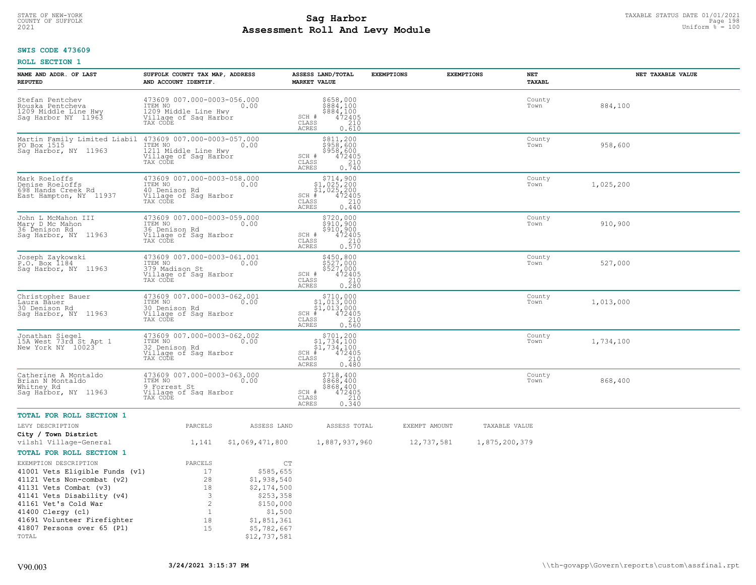**SWIS CODE 473609**

**ROLL SECTION 1**

| NAME AND ADDR. OF LAST REPUTED | SUFFOLK COUNTY TAX MAP, ADDRESS AND ACCOUNT IDENTIF. | ASSESS LAND/TOTAL MARKET VALUE | EXEMPTIONS | EXEMPTIONS | NET TAXABL | NET TAXABLE VALUE |
|---|---|---|---|---|---|---|
| Stefan Pentchev<br>Rouska Pentcheva<br>1209 Middle Line Hwy<br>Sag Harbor NY 11963 | 473609 007.000-0003-056.000<br>ITEM NO 0.00<br>1209 Middle Line Hwy<br>Village of Sag Harbor<br>TAX CODE | $658,000<br>$884,100<br>$884,100<br>SCH # 472405<br>CLASS 210<br>ACRES 0.610 | | | County<br>Town | 884,100 |
| Martin Family Limited Liabil<br>PO Box 1515<br>Sag Harbor, NY 11963 | 473609 007.000-0003-057.000<br>ITEM NO 0.00<br>1211 Middle Line Hwy<br>Village of Sag Harbor<br>TAX CODE | $811,200<br>$958,600<br>$958,600<br>SCH # 472405<br>CLASS 210<br>ACRES 0.740 | | | County<br>Town | 958,600 |
| Mark Roeloffs<br>Denise Roeloffs<br>698 Hands Creek Rd<br>East Hampton, NY 11937 | 473609 007.000-0003-058.000<br>ITEM NO 0.00<br>40 Denison Rd<br>Village of Sag Harbor<br>TAX CODE | $714,900<br>$1,025,200<br>$1,025,200<br>SCH # 472405<br>CLASS 210<br>ACRES 0.440 | | | County<br>Town | 1,025,200 |
| John L McMahon III<br>Mary D Mc Mahon<br>36 Denison Rd<br>Sag Harbor, NY 11963 | 473609 007.000-0003-059.000<br>ITEM NO 0.00<br>36 Denison Rd<br>Village of Sag Harbor<br>TAX CODE | $720,000<br>$910,900<br>$910,900<br>SCH # 472405<br>CLASS 210<br>ACRES 0.570 | | | County<br>Town | 910,900 |
| Joseph Zaykowski<br>P.O. Box 1184<br>Sag Harbor, NY 11963 | 473609 007.000-0003-061.001<br>ITEM NO 0.00<br>379 Madison St<br>Village of Sag Harbor<br>TAX CODE | $450,800<br>$527,000<br>$527,000<br>SCH # 472405<br>CLASS 210<br>ACRES 0.280 | | | County<br>Town | 527,000 |
| Christopher Bauer<br>Laura Bauer<br>30 Denison Rd<br>Sag Harbor, NY 11963 | 473609 007.000-0003-062.001<br>ITEM NO 0.00<br>30 Denison Rd<br>Village of Sag Harbor<br>TAX CODE | $710,000<br>$1,013,000<br>$1,013,000<br>SCH # 472405<br>CLASS 210<br>ACRES 0.560 | | | County<br>Town | 1,013,000 |
| Jonathan Siegel<br>15A West 73rd St Apt 1<br>New York NY 10023 | 473609 007.000-0003-062.002<br>ITEM NO 0.00<br>32 Denison Rd<br>Village of Sag Harbor<br>TAX CODE | $701,200<br>$1,734,100<br>$1,734,100<br>SCH # 472405<br>CLASS 210<br>ACRES 0.480 | | | County<br>Town | 1,734,100 |
| Catherine A Montaldo<br>Brian N Montaldo<br>Whitney Rd<br>Sag Harbor, NY 11963 | 473609 007.000-0003-063.000<br>ITEM NO 0.00<br>9 Forrest St<br>Village of Sag Harbor<br>TAX CODE | $718,400<br>$868,400<br>$868,400<br>SCH # 472405<br>CLASS 210<br>ACRES 0.340 | | | County<br>Town | 868,400 |

**TOTAL FOR ROLL SECTION 1**

| LEVY DESCRIPTION | PARCELS | ASSESS LAND | ASSESS TOTAL | EXEMPT AMOUNT | TAXABLE VALUE |
|---|---|---|---|---|---|
| **City / Town District** | | | | | |
| vilsh1 Village-General | 1,141 | $1,069,471,800 | 1,887,937,960 | 12,737,581 | 1,875,200,379 |

**TOTAL FOR ROLL SECTION 1**

| EXEMPTION DESCRIPTION | PARCELS | CT |
|---|---|---|
| 41001 Vets Eligible Funds (v1) | 17 | $585,655 |
| 41121 Vets Non-combat (v2) | 28 | $1,938,540 |
| 41131 Vets Combat (v3) | 18 | $2,174,500 |
| 41141 Vets Disability (v4) | 3 | $253,358 |
| 41161 Vet's Cold War | 2 | $150,000 |
| 41400 Clergy (c1) | 1 | $1,500 |
| 41691 Volunteer Firefighter | 18 | $1,851,361 |
| 41807 Persons over 65 (P1) | 15 | $5,782,667 |
| TOTAL | | $12,737,581 |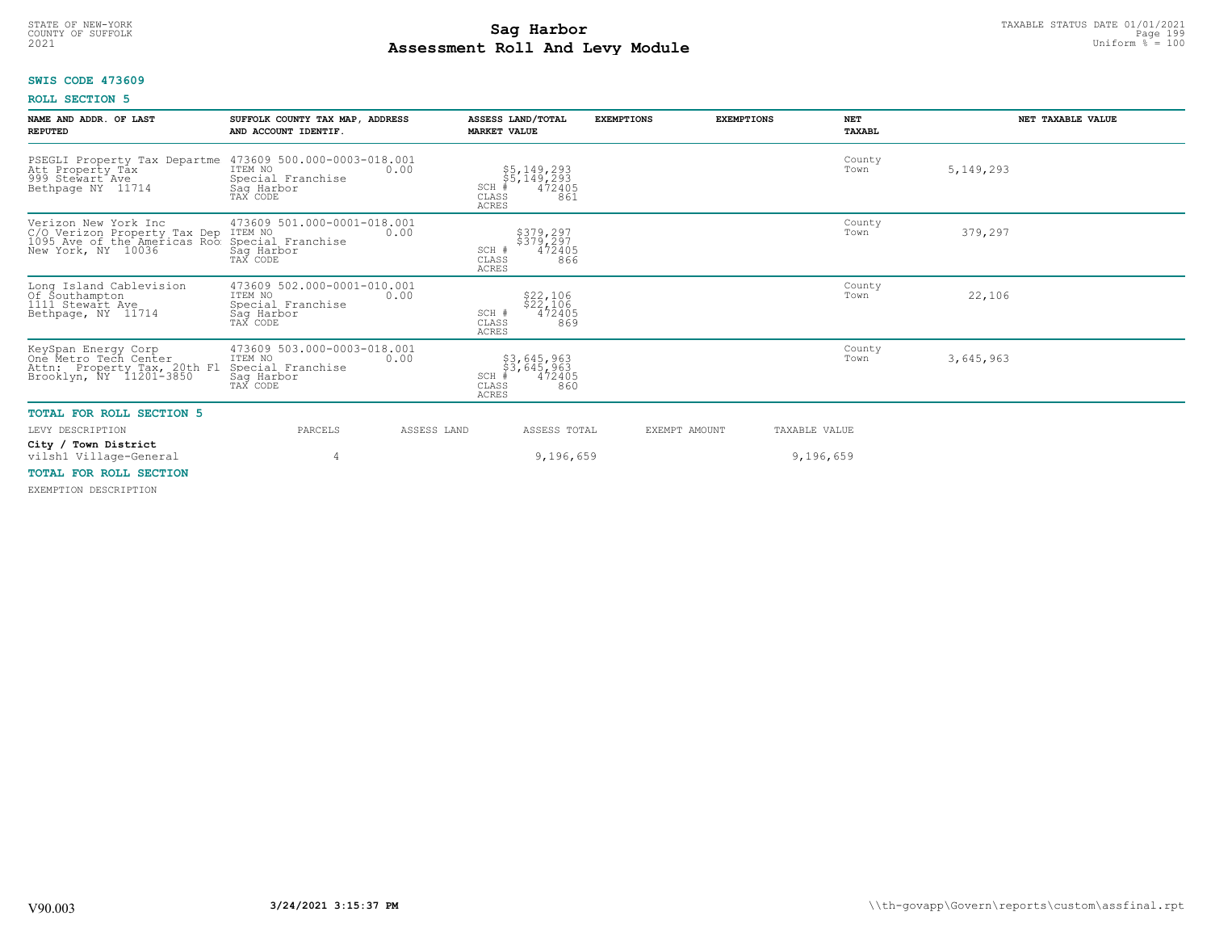STATE OF NEW-YORK
COUNTY OF SUFFOLK
2021

# Sag Harbor
## Assessment Roll And Levy Module

TAXABLE STATUS DATE 01/01/2021
Uniform % = 100

**SWIS CODE 473609**

**ROLL SECTION 5**

| NAME AND ADDR. OF LAST REPUTED | SUFFOLK COUNTY TAX MAP, ADDRESS AND ACCOUNT IDENTIF. | ASSESS LAND/TOTAL MARKET VALUE | EXEMPTIONS | EXEMPTIONS | NET TAXABL | NET TAXABLE VALUE |
|---|---|---|---|---|---|---|
| PSEGLI Property Tax Departme<br>Att Property Tax<br>999 Stewart Ave<br>Bethpage NY 11714 | 473609 500.000-0003-018.001<br>ITEM NO 0.00<br>Special Franchise<br>Sag Harbor<br>TAX CODE | $5,149,293<br>$5,149,293<br>SCH # 472405<br>CLASS 861<br>ACRES | | | County<br>Town | 5,149,293 |
| Verizon New York Inc<br>C/O Verizon Property Tax Dep<br>1095 Ave of the Americas Roo<br>New York, NY 10036 | 473609 501.000-0001-018.001<br>ITEM NO 0.00<br>Special Franchise<br>Sag Harbor<br>TAX CODE | $379,297<br>$379,297<br>SCH # 472405<br>CLASS 866<br>ACRES | | | County<br>Town | 379,297 |
| Long Island Cablevision<br>Of Southampton<br>1111 Stewart Ave<br>Bethpage, NY 11714 | 473609 502.000-0001-010.001<br>ITEM NO 0.00<br>Special Franchise<br>Sag Harbor<br>TAX CODE | $22,106<br>$22,106<br>SCH # 472405<br>CLASS 869<br>ACRES | | | County<br>Town | 22,106 |
| KeySpan Energy Corp<br>One Metro Tech Center<br>Attn: Property Tax, 20th Fl<br>Brooklyn, NY 11201-3850 | 473609 503.000-0003-018.001<br>ITEM NO 0.00<br>Special Franchise<br>Sag Harbor<br>TAX CODE | $3,645,963<br>$3,645,963<br>SCH # 472405<br>CLASS 860<br>ACRES | | | County<br>Town | 3,645,963 |

**TOTAL FOR ROLL SECTION 5**

| LEVY DESCRIPTION | PARCELS | ASSESS LAND | ASSESS TOTAL | EXEMPT AMOUNT | TAXABLE VALUE |
|---|---|---|---|---|---|
| **City / Town District** | | | | | |
| vilsh1 Village-General | 4 | | 9,196,659 | | 9,196,659 |

**TOTAL FOR ROLL SECTION**

EXEMPTION DESCRIPTION

V90.003 3/24/2021 3:15:37 PM \\th-govapp\Govern\reports\custom\assfinal.rpt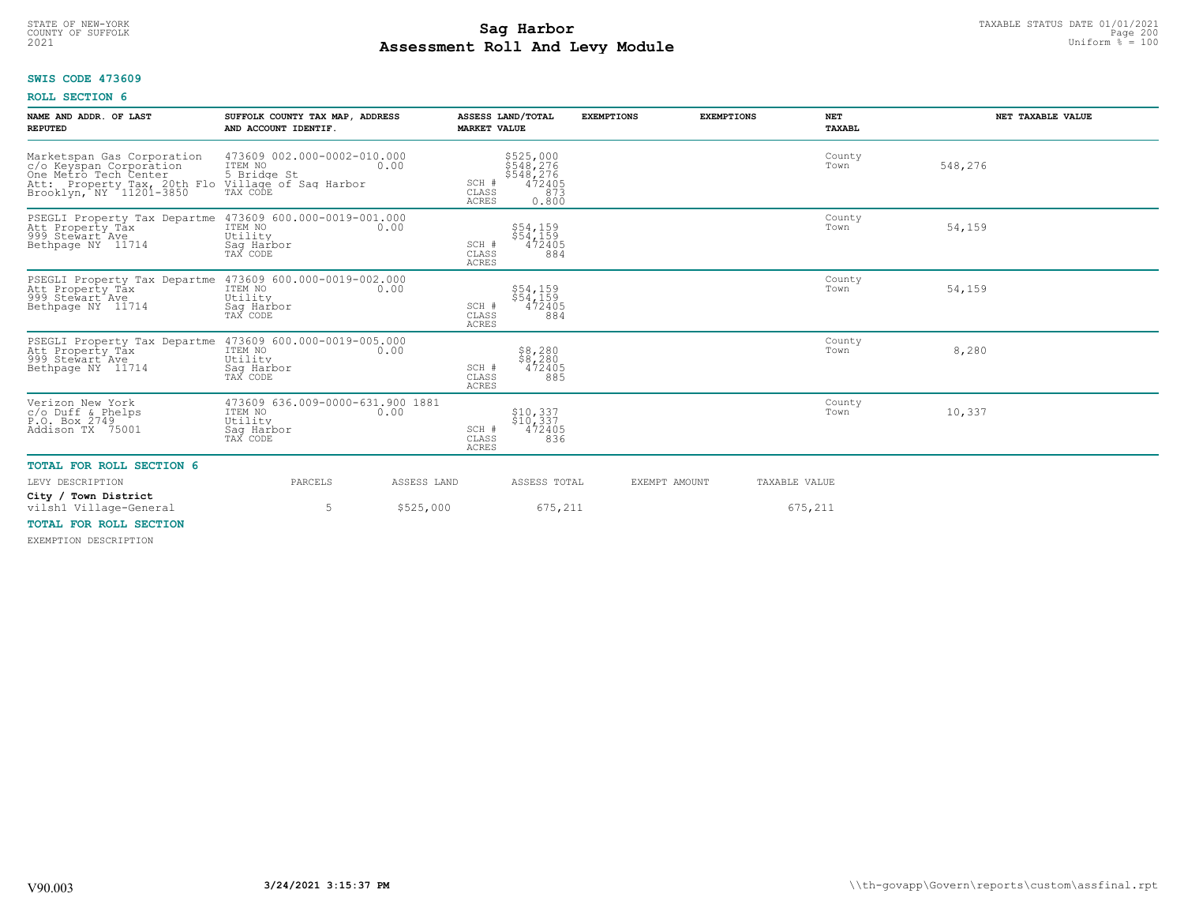STATE OF NEW-YORK
COUNTY OF SUFFOLK
2021

# Sag Harbor
## Assessment Roll And Levy Module

TAXABLE STATUS DATE 01/01/2021
Uniform % = 100

**SWIS CODE 473609**

**ROLL SECTION 6**

| NAME AND ADDR. OF LAST REPUTED | SUFFOLK COUNTY TAX MAP, ADDRESS AND ACCOUNT IDENTIF. | ASSESS LAND/TOTAL MARKET VALUE | EXEMPTIONS | EXEMPTIONS | NET TAXABL | NET TAXABLE VALUE |
|---|---|---|---|---|---|---|
| Marketspan Gas Corporation<br>c/o Keyspan Corporation<br>One Metro Tech Center<br>Att: Property Tax, 20th Flo<br>Brooklyn, NY 11201-3850 | 473609 002.000-0002-010.000<br>ITEM NO 0.00<br>5 Bridge St<br>Village of Sag Harbor<br>TAX CODE | $525,000<br>$548,276<br>$548,276<br>SCH # 472405<br>CLASS 873<br>ACRES 0.800 | | | County<br>Town | 548,276 |
| PSEGLI Property Tax Departme<br>Att Property Tax<br>999 Stewart Ave<br>Bethpage NY 11714 | 473609 600.000-0019-001.000<br>ITEM NO 0.00<br>Utility<br>Sag Harbor<br>TAX CODE | $54,159<br>$54,159<br>SCH # 472405<br>CLASS 884<br>ACRES | | | County<br>Town | 54,159 |
| PSEGLI Property Tax Departme<br>Att Property Tax<br>999 Stewart Ave<br>Bethpage NY 11714 | 473609 600.000-0019-002.000<br>ITEM NO 0.00<br>Utility<br>Sag Harbor<br>TAX CODE | $54,159<br>$54,159<br>SCH # 472405<br>CLASS 884<br>ACRES | | | County<br>Town | 54,159 |
| PSEGLI Property Tax Departme<br>Att Property Tax<br>999 Stewart Ave<br>Bethpage NY 11714 | 473609 600.000-0019-005.000<br>ITEM NO 0.00<br>Utility<br>Sag Harbor<br>TAX CODE | $8,280<br>$8,280<br>SCH # 472405<br>CLASS 885<br>ACRES | | | County<br>Town | 8,280 |
| Verizon New York<br>c/o Duff & Phelps<br>P.O. Box 2749<br>Addison TX 75001 | 473609 636.009-0000-631.900 1881<br>ITEM NO 0.00<br>Utility<br>Sag Harbor<br>TAX CODE | $10,337<br>$10,337<br>SCH # 472405<br>CLASS 836<br>ACRES | | | County<br>Town | 10,337 |

**TOTAL FOR ROLL SECTION 6**

| LEVY DESCRIPTION | PARCELS | ASSESS LAND | ASSESS TOTAL | EXEMPT AMOUNT | TAXABLE VALUE |
|---|---|---|---|---|---|
| **City / Town District** | | | | | |
| vilsh1 Village-General | 5 | $525,000 | 675,211 | | 675,211 |

**TOTAL FOR ROLL SECTION**

EXEMPTION DESCRIPTION

V90.003 3/24/2021 3:15:37 PM \\th-govapp\Govern\reports\custom\assfinal.rpt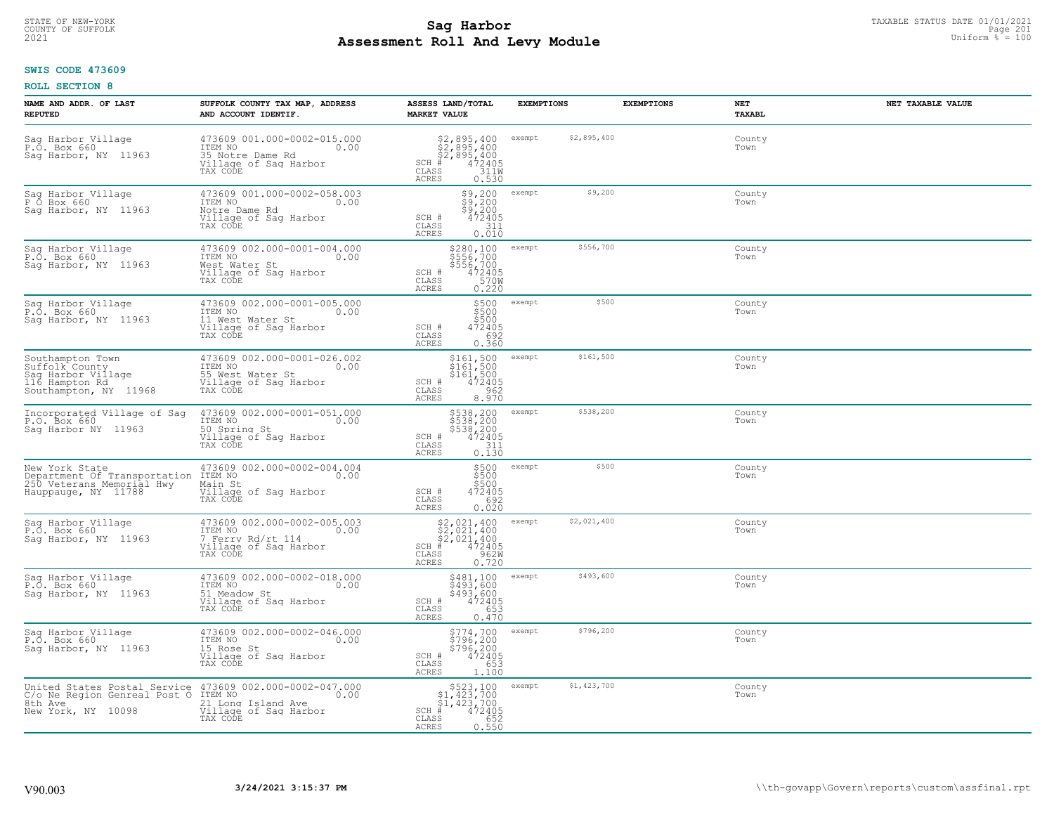**SWIS CODE 473609**

**ROLL SECTION 8**

| NAME AND ADDR. OF LAST REPUTED | SUFFOLK COUNTY TAX MAP, ADDRESS AND ACCOUNT IDENTIF. | ASSESS LAND/TOTAL MARKET VALUE | EXEMPTIONS | | EXEMPTIONS | NET TAXABL | NET TAXABLE VALUE |
|---|---|---|---|---|---|---|---|
| Sag Harbor Village<br>P.O. Box 660<br>Sag Harbor, NY 11963 | 473609 001.000-0002-015.000<br>ITEM NO 0.00<br>35 Notre Dame Rd<br>Village of Sag Harbor<br>TAX CODE | $2,895,400<br>$2,895,400<br>$2,895,400<br>SCH # 472405<br>CLASS 311W<br>ACRES 0.530 | exempt | $2,895,400 | | County<br>Town | |
| Sag Harbor Village<br>P O Box 660<br>Sag Harbor, NY 11963 | 473609 001.000-0002-058.003<br>ITEM NO 0.00<br>Notre Dame Rd<br>Village of Sag Harbor<br>TAX CODE | $9,200<br>$9,200<br>$9,200<br>SCH # 472405<br>CLASS 311<br>ACRES 0.010 | exempt | $9,200 | | County<br>Town | |
| Sag Harbor Village<br>P.O. Box 660<br>Sag Harbor, NY 11963 | 473609 002.000-0001-004.000<br>ITEM NO 0.00<br>West Water St<br>Village of Sag Harbor<br>TAX CODE | $280,100<br>$556,700<br>$556,700<br>SCH # 472405<br>CLASS 570W<br>ACRES 0.220 | exempt | $556,700 | | County<br>Town | |
| Sag Harbor Village<br>P.O. Box 660<br>Sag Harbor, NY 11963 | 473609 002.000-0001-005.000<br>ITEM NO 0.00<br>11 West Water St<br>Village of Sag Harbor<br>TAX CODE | $500<br>$500<br>$500<br>SCH # 472405<br>CLASS 692<br>ACRES 0.360 | exempt | $500 | | County<br>Town | |
| Southampton Town<br>Suffolk County<br>Sag Harbor Village<br>116 Hampton Rd<br>Southampton, NY 11968 | 473609 002.000-0001-026.002<br>ITEM NO 0.00<br>55 West Water St<br>Village of Sag Harbor<br>TAX CODE | $161,500<br>$161,500<br>$161,500<br>SCH # 472405<br>CLASS 962<br>ACRES 8.970 | exempt | $161,500 | | County<br>Town | |
| Incorporated Village of Sag<br>P.O. Box 660<br>Sag Harbor NY 11963 | 473609 002.000-0001-051.000<br>ITEM NO 0.00<br>50 Spring St<br>Village of Sag Harbor<br>TAX CODE | $538,200<br>$538,200<br>$538,200<br>SCH # 472405<br>CLASS 311<br>ACRES 0.130 | exempt | $538,200 | | County<br>Town | |
| New York State<br>Department Of Transportation<br>250 Veterans Memorial Hwy<br>Hauppauge, NY 11788 | 473609 002.000-0002-004.004<br>ITEM NO 0.00<br>Main St<br>Village of Sag Harbor<br>TAX CODE | $500<br>$500<br>$500<br>SCH # 472405<br>CLASS 692<br>ACRES 0.020 | exempt | $500 | | County<br>Town | |
| Sag Harbor Village<br>P.O. Box 660<br>Sag Harbor, NY 11963 | 473609 002.000-0002-005.003<br>ITEM NO 0.00<br>7 Ferry Rd/rt 114<br>Village of Sag Harbor<br>TAX CODE | $2,021,400<br>$2,021,400<br>$2,021,400<br>SCH # 472405<br>CLASS 962W<br>ACRES 0.720 | exempt | $2,021,400 | | County<br>Town | |
| Sag Harbor Village<br>P.O. Box 660<br>Sag Harbor, NY 11963 | 473609 002.000-0002-018.000<br>ITEM NO 0.00<br>51 Meadow St<br>Village of Sag Harbor<br>TAX CODE | $481,100<br>$493,600<br>$493,600<br>SCH # 472405<br>CLASS 653<br>ACRES 0.470 | exempt | $493,600 | | County<br>Town | |
| Sag Harbor Village<br>P.O. Box 660<br>Sag Harbor, NY 11963 | 473609 002.000-0002-046.000<br>ITEM NO 0.00<br>15 Rose St<br>Village of Sag Harbor<br>TAX CODE | $774,700<br>$796,200<br>$796,200<br>SCH # 472405<br>CLASS 653<br>ACRES 1.100 | exempt | $796,200 | | County<br>Town | |
| United States Postal Service<br>C/o Ne Region Genreal Post O<br>8th Ave<br>New York, NY 10098 | 473609 002.000-0002-047.000<br>ITEM NO 0.00<br>21 Long Island Ave<br>Village of Sag Harbor<br>TAX CODE | $523,100<br>$1,423,700<br>$1,423,700<br>SCH # 472405<br>CLASS 652<br>ACRES 0.550 | exempt | $1,423,700 | | County<br>Town | |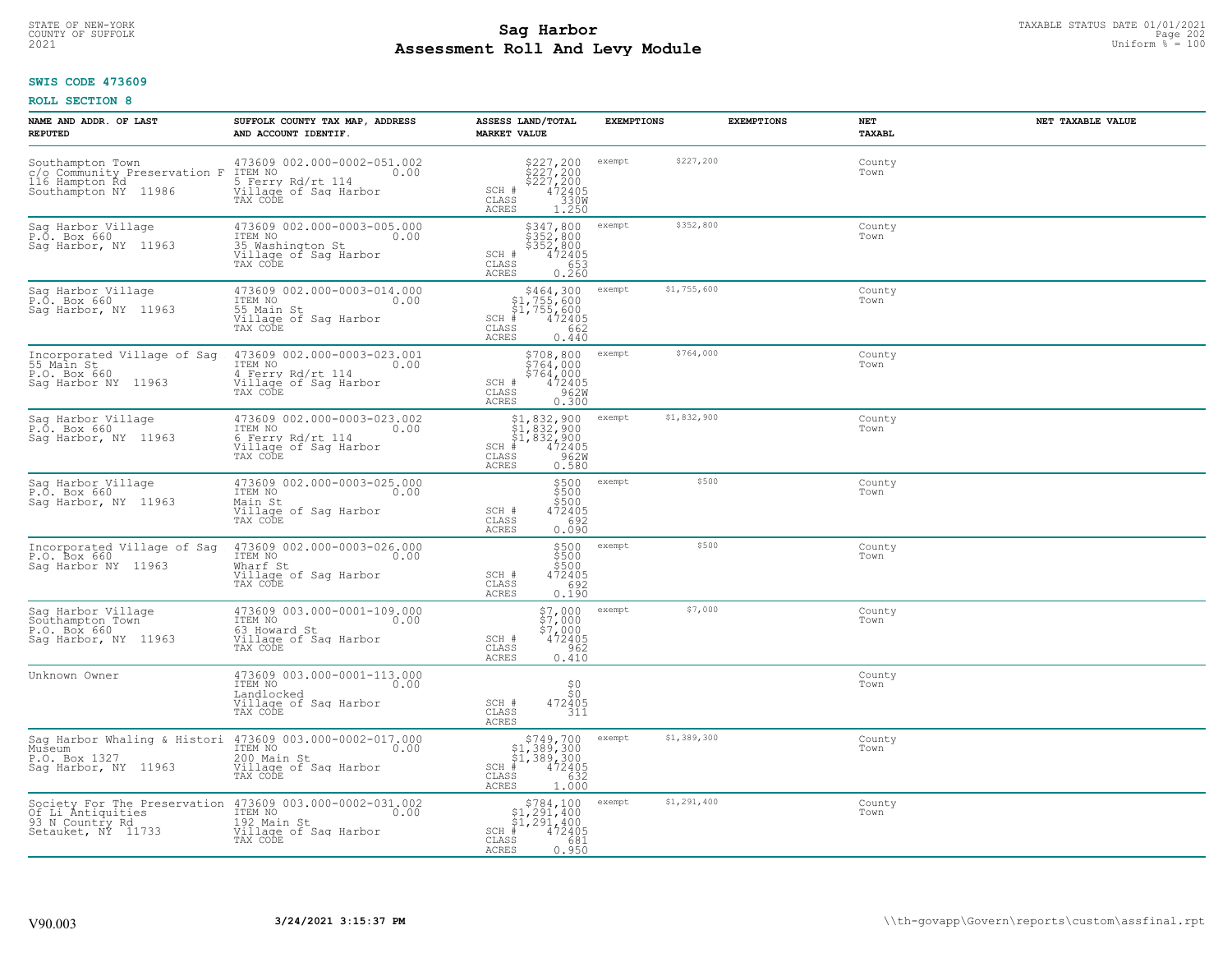# Sag Harbor
## Assessment Roll And Levy Module

STATE OF NEW-YORK
COUNTY OF SUFFOLK
2021

TAXABLE STATUS DATE 01/01/2021
Uniform % = 100

**SWIS CODE 473609**

**ROLL SECTION 8**

| NAME AND ADDR. OF LAST REPUTED | SUFFOLK COUNTY TAX MAP, ADDRESS AND ACCOUNT IDENTIF. | ASSESS LAND/TOTAL MARKET VALUE | EXEMPTIONS | EXEMPTIONS | NET TAXABL | NET TAXABLE VALUE |
|---|---|---|---|---|---|---|
| Southampton Town<br>c/o Community Preservation F<br>116 Hampton Rd<br>Southampton NY 11986 | 473609 002.000-0002-051.002<br>ITEM NO 0.00<br>5 Ferry Rd/rt 114<br>Village of Sag Harbor<br>TAX CODE | $227,200<br>$227,200<br>$227,200<br>SCH # 472405<br>CLASS 330W<br>ACRES 1.250 | exempt $227,200 | | County<br>Town | |
| Sag Harbor Village<br>P.O. Box 660<br>Sag Harbor, NY 11963 | 473609 002.000-0003-005.000<br>ITEM NO 0.00<br>35 Washington St<br>Village of Sag Harbor<br>TAX CODE | $347,800<br>$352,800<br>$352,800<br>SCH # 472405<br>CLASS 653<br>ACRES 0.260 | exempt $352,800 | | County<br>Town | |
| Sag Harbor Village<br>P.O. Box 660<br>Sag Harbor, NY 11963 | 473609 002.000-0003-014.000<br>ITEM NO 0.00<br>55 Main St<br>Village of Sag Harbor<br>TAX CODE | $464,300<br>$1,755,600<br>$1,755,600<br>SCH # 472405<br>CLASS 662<br>ACRES 0.440 | exempt $1,755,600 | | County<br>Town | |
| Incorporated Village of Sag<br>55 Main St<br>P.O. Box 660<br>Sag Harbor NY 11963 | 473609 002.000-0003-023.001<br>ITEM NO 0.00<br>4 Ferry Rd/rt 114<br>Village of Sag Harbor<br>TAX CODE | $708,800<br>$764,000<br>$764,000<br>SCH # 472405<br>CLASS 962W<br>ACRES 0.300 | exempt $764,000 | | County<br>Town | |
| Sag Harbor Village<br>P.O. Box 660<br>Sag Harbor, NY 11963 | 473609 002.000-0003-023.002<br>ITEM NO 0.00<br>6 Ferry Rd/rt 114<br>Village of Sag Harbor<br>TAX CODE | $1,832,900<br>$1,832,900<br>$1,832,900<br>SCH # 472405<br>CLASS 962W<br>ACRES 0.580 | exempt $1,832,900 | | County<br>Town | |
| Sag Harbor Village<br>P.O. Box 660<br>Sag Harbor, NY 11963 | 473609 002.000-0003-025.000<br>ITEM NO 0.00<br>Main St<br>Village of Sag Harbor<br>TAX CODE | $500<br>$500<br>$500<br>SCH # 472405<br>CLASS 692<br>ACRES 0.090 | exempt $500 | | County<br>Town | |
| Incorporated Village of Sag<br>P.O. Box 660<br>Sag Harbor NY 11963 | 473609 002.000-0003-026.000<br>ITEM NO 0.00<br>Wharf St<br>Village of Sag Harbor<br>TAX CODE | $500<br>$500<br>$500<br>SCH # 472405<br>CLASS 692<br>ACRES 0.190 | exempt $500 | | County<br>Town | |
| Sag Harbor Village<br>Southampton Town<br>P.O. Box 660<br>Sag Harbor, NY 11963 | 473609 003.000-0001-109.000<br>ITEM NO 0.00<br>63 Howard St<br>Village of Sag Harbor<br>TAX CODE | $7,000<br>$7,000<br>$7,000<br>SCH # 472405<br>CLASS 962<br>ACRES 0.410 | exempt $7,000 | | County<br>Town | |
| Unknown Owner | 473609 003.000-0001-113.000<br>ITEM NO 0.00<br>Landlocked<br>Village of Sag Harbor<br>TAX CODE | $0<br>$0<br>SCH # 472405<br>CLASS 311<br>ACRES | | | County<br>Town | |
| Sag Harbor Whaling & Histori<br>Museum<br>P.O. Box 1327<br>Sag Harbor, NY 11963 | 473609 003.000-0002-017.000<br>ITEM NO 0.00<br>200 Main St<br>Village of Sag Harbor<br>TAX CODE | $749,700<br>$1,389,300<br>$1,389,300<br>SCH # 472405<br>CLASS 632<br>ACRES 1.000 | exempt $1,389,300 | | County<br>Town | |
| Society For The Preservation<br>Of Li Antiquities<br>93 N Country Rd<br>Setauket, NY 11733 | 473609 003.000-0002-031.002<br>ITEM NO 0.00<br>192 Main St<br>Village of Sag Harbor<br>TAX CODE | $784,100<br>$1,291,400<br>$1,291,400<br>SCH # 472405<br>CLASS 681<br>ACRES 0.950 | exempt $1,291,400 | | County<br>Town | |

V90.003 **3/24/2021 3:15:37 PM** \\th-govapp\Govern\reports\custom\assfinal.rpt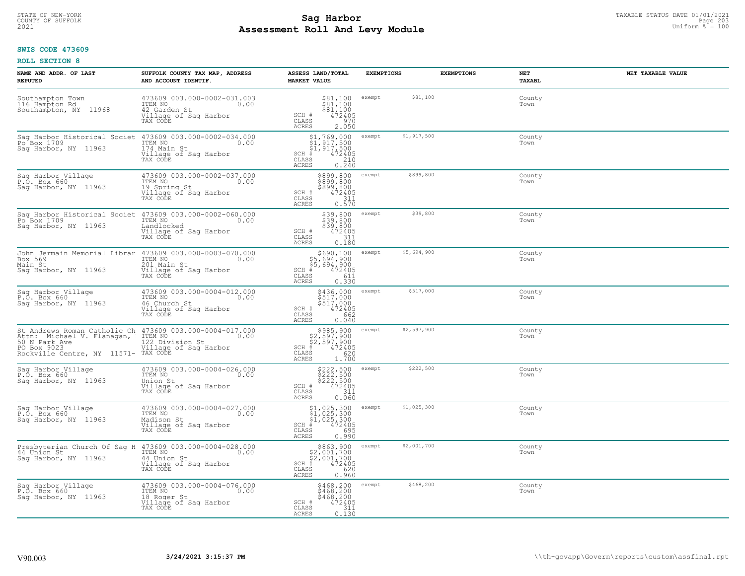STATE OF NEW-YORK
COUNTY OF SUFFOLK
2021

# Sag Harbor
# Assessment Roll And Levy Module

TAXABLE STATUS DATE 01/01/2021
Uniform % = 100

**SWIS CODE 473609**

**ROLL SECTION 8**

| NAME AND ADDR. OF LAST REPUTED | SUFFOLK COUNTY TAX MAP, ADDRESS AND ACCOUNT IDENTIF. | ASSESS LAND/TOTAL MARKET VALUE | EXEMPTIONS | | EXEMPTIONS | NET TAXABL | NET TAXABLE VALUE |
|---|---|---|---|---|---|---|---|
| Southampton Town<br>116 Hampton Rd<br>Southampton, NY 11968 | 473609 003.000-0002-031.003<br>ITEM NO 0.00<br>42 Garden St<br>Village of Sag Harbor<br>TAX CODE | $81,100<br>$81,100<br>$81,100<br>SCH # 472405<br>CLASS 970<br>ACRES 2.050 | exempt | $81,100 | | County<br>Town | |
| Sag Harbor Historical Societ<br>Po Box 1709<br>Sag Harbor, NY 11963 | 473609 003.000-0002-034.000<br>ITEM NO 0.00<br>174 Main St<br>Village of Sag Harbor<br>TAX CODE | $1,769,000<br>$1,917,500<br>$1,917,500<br>SCH # 472405<br>CLASS 210<br>ACRES 0.240 | exempt | $1,917,500 | | County<br>Town | |
| Sag Harbor Village<br>P.O. Box 660<br>Sag Harbor, NY 11963 | 473609 003.000-0002-037.000<br>ITEM NO 0.00<br>19 Spring St<br>Village of Sag Harbor<br>TAX CODE | $899,800<br>$899,800<br>$899,800<br>SCH # 472405<br>CLASS 311<br>ACRES 0.570 | exempt | $899,800 | | County<br>Town | |
| Sag Harbor Historical Societ<br>Po Box 1709<br>Sag Harbor, NY 11963 | 473609 003.000-0002-060.000<br>ITEM NO 0.00<br>Landlocked<br>Village of Sag Harbor<br>TAX CODE | $39,800<br>$39,800<br>$39,800<br>SCH # 472405<br>CLASS 311<br>ACRES 0.180 | exempt | $39,800 | | County<br>Town | |
| John Jermain Memorial Librar<br>Box 569<br>Main St<br>Sag Harbor, NY 11963 | 473609 003.000-0003-070.000<br>ITEM NO 0.00<br>201 Main St<br>Village of Sag Harbor<br>TAX CODE | $690,100<br>$5,694,900<br>$5,694,900<br>SCH # 472405<br>CLASS 611<br>ACRES 0.330 | exempt | $5,694,900 | | County<br>Town | |
| Sag Harbor Village<br>P.O. Box 660<br>Sag Harbor, NY 11963 | 473609 003.000-0004-012.000<br>ITEM NO 0.00<br>46 Church St<br>Village of Sag Harbor<br>TAX CODE | $436,000<br>$517,000<br>$517,000<br>SCH # 472405<br>CLASS 662<br>ACRES 0.040 | exempt | $517,000 | | County<br>Town | |
| St Andrews Roman Catholic Ch<br>Attn: Michael V. Flanagan,<br>50 N Park Ave<br>PO Box 9023<br>Rockville Centre, NY 11571- | 473609 003.000-0004-017.000<br>ITEM NO 0.00<br>122 Division St<br>Village of Sag Harbor<br>TAX CODE | $985,900<br>$2,597,900<br>$2,597,900<br>SCH # 472405<br>CLASS 620<br>ACRES 1.700 | exempt | $2,597,900 | | County<br>Town | |
| Sag Harbor Village<br>P.O. Box 660<br>Sag Harbor, NY 11963 | 473609 003.000-0004-026.000<br>ITEM NO 0.00<br>Union St<br>Village of Sag Harbor<br>TAX CODE | $222,500<br>$222,500<br>$222,500<br>SCH # 472405<br>CLASS 311<br>ACRES 0.060 | exempt | $222,500 | | County<br>Town | |
| Sag Harbor Village<br>P.O. Box 660<br>Sag Harbor, NY 11963 | 473609 003.000-0004-027.000<br>ITEM NO 0.00<br>Madison St<br>Village of Sag Harbor<br>TAX CODE | $1,025,300<br>$1,025,300<br>$1,025,300<br>SCH # 472405<br>CLASS 695<br>ACRES 0.990 | exempt | $1,025,300 | | County<br>Town | |
| Presbyterian Church Of Sag H<br>44 Union St<br>Sag Harbor, NY 11963 | 473609 003.000-0004-028.000<br>ITEM NO 0.00<br>44 Union St<br>Village of Sag Harbor<br>TAX CODE | $863,900<br>$2,001,700<br>$2,001,700<br>SCH # 472405<br>CLASS 620<br>ACRES 0.960 | exempt | $2,001,700 | | County<br>Town | |
| Sag Harbor Village<br>P.O. Box 660<br>Sag Harbor, NY 11963 | 473609 003.000-0004-076.000<br>ITEM NO 0.00<br>18 Roger St<br>Village of Sag Harbor<br>TAX CODE | $468,200<br>$468,200<br>$468,200<br>SCH # 472405<br>CLASS 311<br>ACRES 0.130 | exempt | $468,200 | | County<br>Town | |

V90.003 3/24/2021 3:15:37 PM \\th-govapp\Govern\reports\custom\assfinal.rpt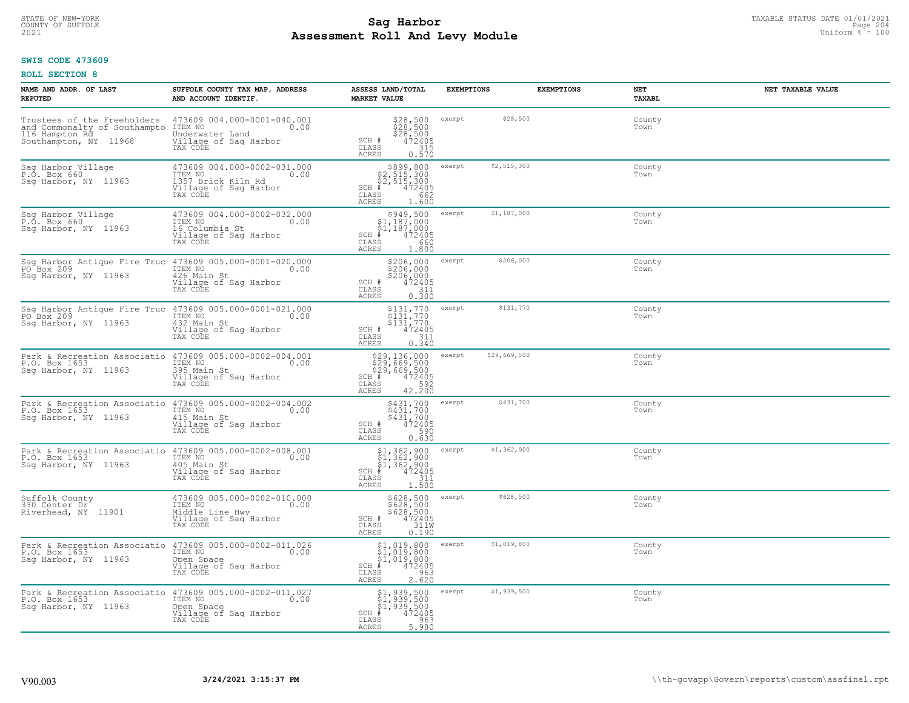**SWIS CODE 473609**

**ROLL SECTION 8**

| NAME AND ADDR. OF LAST REPUTED | SUFFOLK COUNTY TAX MAP, ADDRESS AND ACCOUNT IDENTIF. | ASSESS LAND/TOTAL MARKET VALUE | EXEMPTIONS | | EXEMPTIONS | NET TAXABL | NET TAXABLE VALUE |
|---|---|---|---|---|---|---|---|
| Trustees of the Freeholders and Commonalty of Southampto 116 Hampton Rd Southampton, NY 11968 | 473609 004.000-0001-040.001 ITEM NO 0.00 Underwater Land Village of Sag Harbor TAX CODE | $28,500 $28,500 $28,500 SCH # 472405 CLASS 315 ACRES 0.570 | exempt | $28,500 | | County Town | |
| Sag Harbor Village P.O. Box 660 Sag Harbor, NY 11963 | 473609 004.000-0002-031.000 ITEM NO 0.00 1357 Brick Kiln Rd Village of Sag Harbor TAX CODE | $899,800 $2,515,300 $2,515,300 SCH # 472405 CLASS 662 ACRES 1.600 | exempt | $2,515,300 | | County Town | |
| Sag Harbor Village P.O. Box 660 Sag Harbor, NY 11963 | 473609 004.000-0002-032.000 ITEM NO 0.00 16 Columbia St Village of Sag Harbor TAX CODE | $949,500 $1,187,000 $1,187,000 SCH # 472405 CLASS 660 ACRES 1.800 | exempt | $1,187,000 | | County Town | |
| Sag Harbor Antique Fire Truc PO Box 209 Sag Harbor, NY 11963 | 473609 005.000-0001-020.000 ITEM NO 0.00 426 Main St Village of Sag Harbor TAX CODE | $206,000 $206,000 $206,000 SCH # 472405 CLASS 311 ACRES 0.300 | exempt | $206,000 | | County Town | |
| Sag Harbor Antique Fire Truc PO Box 209 Sag Harbor, NY 11963 | 473609 005.000-0001-021.000 ITEM NO 0.00 432 Main St Village of Sag Harbor TAX CODE | $131,770 $131,770 $131,770 SCH # 472405 CLASS 311 ACRES 0.340 | exempt | $131,770 | | County Town | |
| Park & Recreation Associatio P.O. Box 1653 Sag Harbor, NY 11963 | 473609 005.000-0002-004.001 ITEM NO 0.00 395 Main St Village of Sag Harbor TAX CODE | $29,136,000 $29,669,500 $29,669,500 SCH # 472405 CLASS 592 ACRES 42.200 | exempt | $29,669,500 | | County Town | |
| Park & Recreation Associatio P.O. Box 1653 Sag Harbor, NY 11963 | 473609 005.000-0002-004.002 ITEM NO 0.00 415 Main St Village of Sag Harbor TAX CODE | $431,700 $431,700 $431,700 SCH # 472405 CLASS 590 ACRES 0.630 | exempt | $431,700 | | County Town | |
| Park & Recreation Associatio P.O. Box 1653 Sag Harbor, NY 11963 | 473609 005.000-0002-008.001 ITEM NO 0.00 405 Main St Village of Sag Harbor TAX CODE | $1,362,900 $1,362,900 $1,362,900 SCH # 472405 CLASS 311 ACRES 1.500 | exempt | $1,362,900 | | County Town | |
| Suffolk County 330 Center Dr Riverhead, NY 11901 | 473609 005.000-0002-010.000 ITEM NO 0.00 Middle Line Hwy Village of Sag Harbor TAX CODE | $628,500 $628,500 $628,500 SCH # 472405 CLASS 311W ACRES 0.190 | exempt | $628,500 | | County Town | |
| Park & Recreation Associatio P.O. Box 1653 Sag Harbor, NY 11963 | 473609 005.000-0002-011.026 ITEM NO 0.00 Open Space Village of Sag Harbor TAX CODE | $1,019,800 $1,019,800 $1,019,800 SCH # 472405 CLASS 963 ACRES 2.620 | exempt | $1,019,800 | | County Town | |
| Park & Recreation Associatio P.O. Box 1653 Sag Harbor, NY 11963 | 473609 005.000-0002-011.027 ITEM NO 0.00 Open Space Village of Sag Harbor TAX CODE | $1,939,500 $1,939,500 $1,939,500 SCH # 472405 CLASS 963 ACRES 5.980 | exempt | $1,939,500 | | County Town | |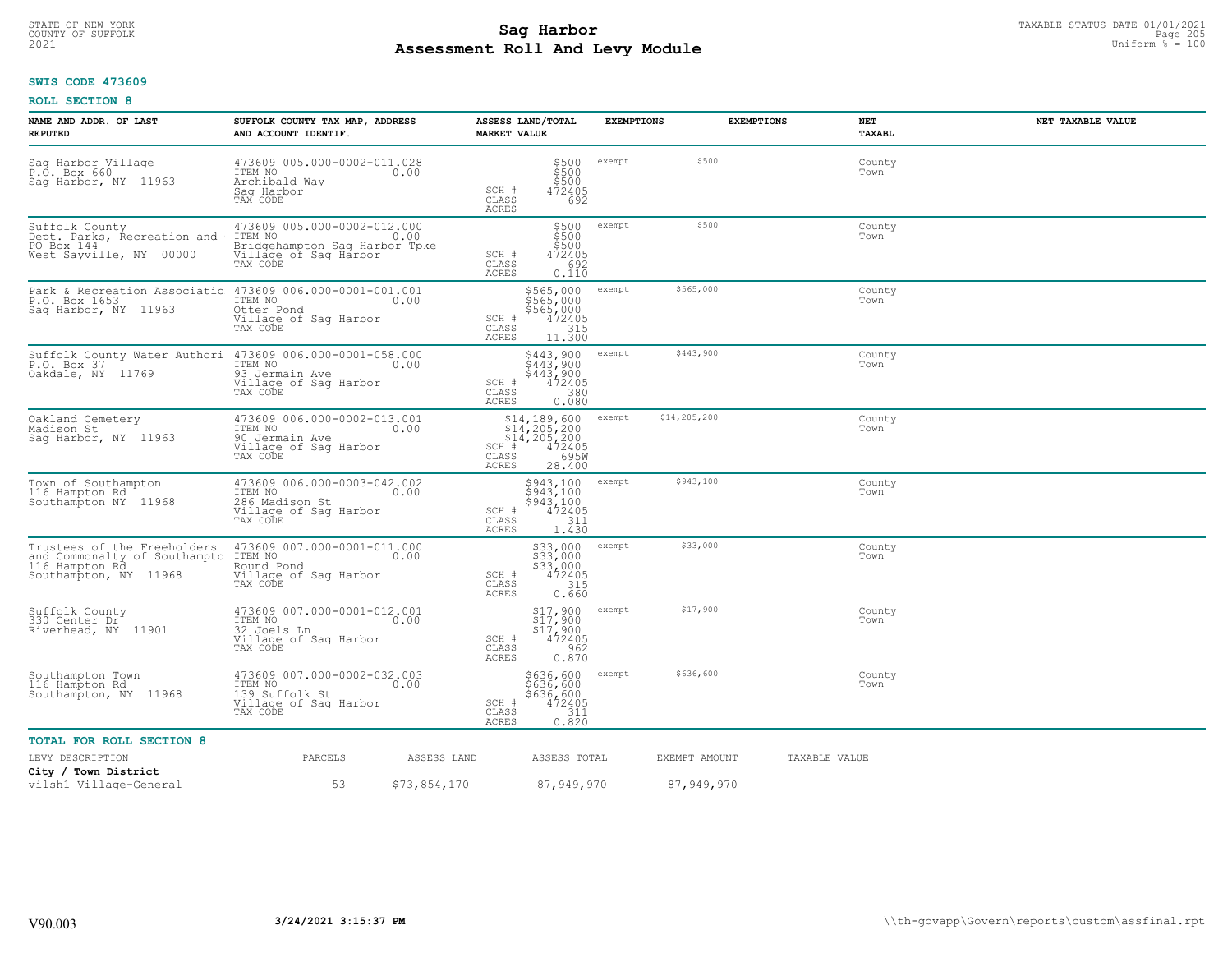# Sag Harbor
# Assessment Roll And Levy Module

STATE OF NEW-YORK
COUNTY OF SUFFOLK
2021

TAXABLE STATUS DATE 01/01/2021
Uniform % = 100

**SWIS CODE 473609**

**ROLL SECTION 8**

| NAME AND ADDR. OF LAST REPUTED | SUFFOLK COUNTY TAX MAP, ADDRESS AND ACCOUNT IDENTIF. | ASSESS LAND/TOTAL MARKET VALUE | EXEMPTIONS | EXEMPTIONS | NET TAXABL | NET TAXABLE VALUE |
|---|---|---|---|---|---|---|
| Sag Harbor Village<br>P.O. Box 660<br>Sag Harbor, NY 11963 | 473609 005.000-0002-011.028<br>ITEM NO 0.00<br>Archibald Way<br>Sag Harbor<br>TAX CODE | $500<br>$500<br>$500<br>SCH # 472405<br>CLASS 692<br>ACRES | exempt $500 | | County<br>Town | |
| Suffolk County<br>Dept. Parks, Recreation and<br>PO Box 144<br>West Sayville, NY 00000 | 473609 005.000-0002-012.000<br>ITEM NO 0.00<br>Bridgehampton Sag Harbor Tpke<br>Village of Sag Harbor<br>TAX CODE | $500<br>$500<br>$500<br>SCH # 472405<br>CLASS 692<br>ACRES 0.110 | exempt $500 | | County<br>Town | |
| Park & Recreation Associatio<br>P.O. Box 1653<br>Sag Harbor, NY 11963 | 473609 006.000-0001-001.001<br>ITEM NO 0.00<br>Otter Pond<br>Village of Sag Harbor<br>TAX CODE | $565,000<br>$565,000<br>$565,000<br>SCH # 472405<br>CLASS 315<br>ACRES 11.300 | exempt $565,000 | | County<br>Town | |
| Suffolk County Water Authori<br>P.O. Box 37<br>Oakdale, NY 11769 | 473609 006.000-0001-058.000<br>ITEM NO 0.00<br>93 Jermain Ave<br>Village of Sag Harbor<br>TAX CODE | $443,900<br>$443,900<br>$443,900<br>SCH # 472405<br>CLASS 380<br>ACRES 0.080 | exempt $443,900 | | County<br>Town | |
| Oakland Cemetery<br>Madison St<br>Sag Harbor, NY 11963 | 473609 006.000-0002-013.001<br>ITEM NO 0.00<br>90 Jermain Ave<br>Village of Sag Harbor<br>TAX CODE | $14,189,600<br>$14,205,200<br>$14,205,200<br>SCH # 472405<br>CLASS 695W<br>ACRES 28.400 | exempt $14,205,200 | | County<br>Town | |
| Town of Southampton<br>116 Hampton Rd<br>Southampton NY 11968 | 473609 006.000-0003-042.002<br>ITEM NO 0.00<br>286 Madison St<br>Village of Sag Harbor<br>TAX CODE | $943,100<br>$943,100<br>$943,100<br>SCH # 472405<br>CLASS 311<br>ACRES 1.430 | exempt $943,100 | | County<br>Town | |
| Trustees of the Freeholders<br>and Commonalty of Southampto<br>116 Hampton Rd<br>Southampton, NY 11968 | 473609 007.000-0001-011.000<br>ITEM NO 0.00<br>Round Pond<br>Village of Sag Harbor<br>TAX CODE | $33,000<br>$33,000<br>$33,000<br>SCH # 472405<br>CLASS 315<br>ACRES 0.660 | exempt $33,000 | | County<br>Town | |
| Suffolk County<br>330 Center Dr<br>Riverhead, NY 11901 | 473609 007.000-0001-012.001<br>ITEM NO 0.00<br>32 Joels Ln<br>Village of Sag Harbor<br>TAX CODE | $17,900<br>$17,900<br>$17,900<br>SCH # 472405<br>CLASS 962<br>ACRES 0.870 | exempt $17,900 | | County<br>Town | |
| Southampton Town<br>116 Hampton Rd<br>Southampton, NY 11968 | 473609 007.000-0002-032.003<br>ITEM NO 0.00<br>139 Suffolk St<br>Village of Sag Harbor<br>TAX CODE | $636,600<br>$636,600<br>$636,600<br>SCH # 472405<br>CLASS 311<br>ACRES 0.820 | exempt $636,600 | | County<br>Town | |

**TOTAL FOR ROLL SECTION 8**

| LEVY DESCRIPTION | PARCELS | ASSESS LAND | ASSESS TOTAL | EXEMPT AMOUNT | TAXABLE VALUE |
|---|---|---|---|---|---|
| **City / Town District** | | | | | |
| vilsh1 Village-General | 53 | $73,854,170 | 87,949,970 | 87,949,970 | |

V90.003 3/24/2021 3:15:37 PM \\th-govapp\Govern\reports\custom\assfinal.rpt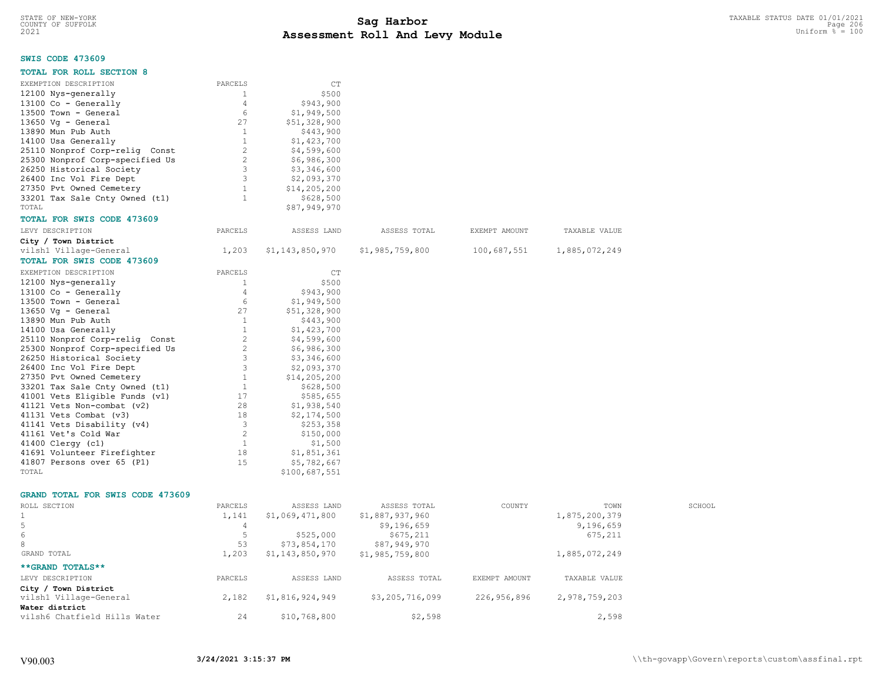# Sag Harbor
## Assessment Roll And Levy Module

STATE OF NEW-YORK
COUNTY OF SUFFOLK
2021

TAXABLE STATUS DATE 01/01/2021
Uniform % = 100

### SWIS CODE 473609

### TOTAL FOR ROLL SECTION 8

| EXEMPTION DESCRIPTION | PARCELS | CT |
|---|---|---|
| 12100 Nys-generally | 1 | $500 |
| 13100 Co - Generally | 4 | $943,900 |
| 13500 Town - General | 6 | $1,949,500 |
| 13650 Vg - General | 27 | $51,328,900 |
| 13890 Mun Pub Auth | 1 | $443,900 |
| 14100 Usa Generally | 1 | $1,423,700 |
| 25110 Nonprof Corp-relig Const | 2 | $4,599,600 |
| 25300 Nonprof Corp-specified Us | 2 | $6,986,300 |
| 26250 Historical Society | 3 | $3,346,600 |
| 26400 Inc Vol Fire Dept | 3 | $2,093,370 |
| 27350 Pvt Owned Cemetery | 1 | $14,205,200 |
| 33201 Tax Sale Cnty Owned (t1) | 1 | $628,500 |
| TOTAL | | $87,949,970 |

### TOTAL FOR SWIS CODE 473609

| LEVY DESCRIPTION | PARCELS | ASSESS LAND | ASSESS TOTAL | EXEMPT AMOUNT | TAXABLE VALUE |
|---|---|---|---|---|---|
| **City / Town District** | | | | | |
| vilsh1 Village-General | 1,203 | $1,143,850,970 | $1,985,759,800 | 100,687,551 | 1,885,072,249 |

### TOTAL FOR SWIS CODE 473609

| EXEMPTION DESCRIPTION | PARCELS | CT |
|---|---|---|
| 12100 Nys-generally | 1 | $500 |
| 13100 Co - Generally | 4 | $943,900 |
| 13500 Town - General | 6 | $1,949,500 |
| 13650 Vg - General | 27 | $51,328,900 |
| 13890 Mun Pub Auth | 1 | $443,900 |
| 14100 Usa Generally | 1 | $1,423,700 |
| 25110 Nonprof Corp-relig Const | 2 | $4,599,600 |
| 25300 Nonprof Corp-specified Us | 2 | $6,986,300 |
| 26250 Historical Society | 3 | $3,346,600 |
| 26400 Inc Vol Fire Dept | 3 | $2,093,370 |
| 27350 Pvt Owned Cemetery | 1 | $14,205,200 |
| 33201 Tax Sale Cnty Owned (t1) | 1 | $628,500 |
| 41001 Vets Eligible Funds (v1) | 17 | $585,655 |
| 41121 Vets Non-combat (v2) | 28 | $1,938,540 |
| 41131 Vets Combat (v3) | 18 | $2,174,500 |
| 41141 Vets Disability (v4) | 3 | $253,358 |
| 41161 Vet's Cold War | 2 | $150,000 |
| 41400 Clergy (c1) | 1 | $1,500 |
| 41691 Volunteer Firefighter | 18 | $1,851,361 |
| 41807 Persons over 65 (P1) | 15 | $5,782,667 |
| TOTAL | | $100,687,551 |

### GRAND TOTAL FOR SWIS CODE 473609

| ROLL SECTION | PARCELS | ASSESS LAND | ASSESS TOTAL | COUNTY | TOWN | SCHOOL |
|---|---|---|---|---|---|---|
| 1 | 1,141 | $1,069,471,800 | $1,887,937,960 | | 1,875,200,379 | |
| 5 | 4 | | $9,196,659 | | 9,196,659 | |
| 6 | 5 | $525,000 | $675,211 | | 675,211 | |
| 8 | 53 | $73,854,170 | $87,949,970 | | | |
| GRAND TOTAL | 1,203 | $1,143,850,970 | $1,985,759,800 | | 1,885,072,249 | |

### **GRAND TOTALS**

| LEVY DESCRIPTION | PARCELS | ASSESS LAND | ASSESS TOTAL | EXEMPT AMOUNT | TAXABLE VALUE |
|---|---|---|---|---|---|
| **City / Town District** | | | | | |
| vilsh1 Village-General | 2,182 | $1,816,924,949 | $3,205,716,099 | 226,956,896 | 2,978,759,203 |
| **Water district** | | | | | |
| vilsh6 Chatfield Hills Water | 24 | $10,768,800 | $2,598 | | 2,598 |

V90.003 3/24/2021 3:15:37 PM \\th-govapp\Govern\reports\custom\assfinal.rpt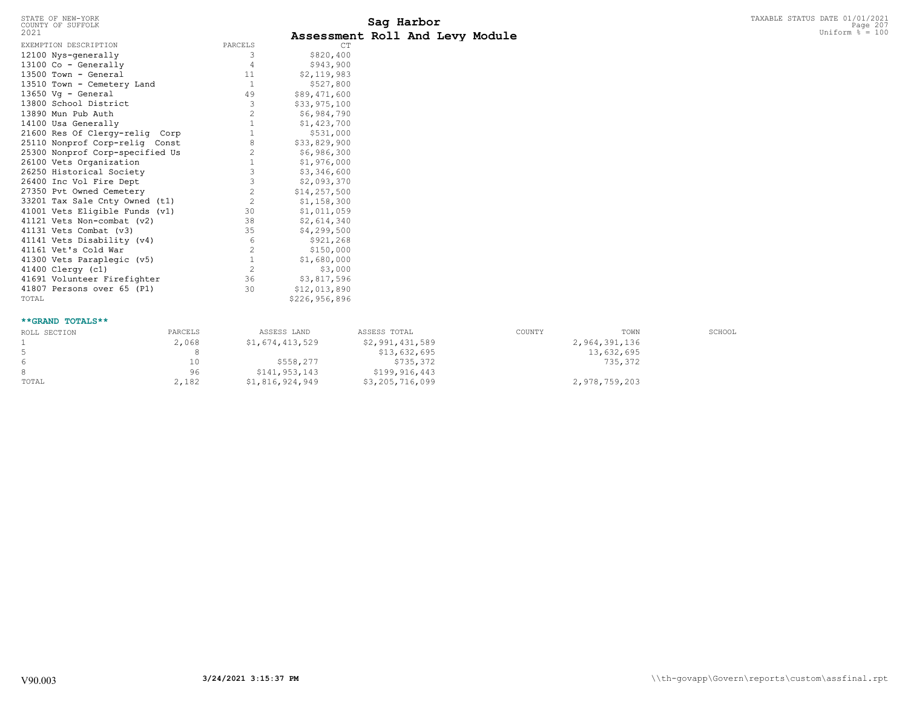STATE OF NEW-YORK
COUNTY OF SUFFOLK
2021

# Sag Harbor
## Assessment Roll And Levy Module

TAXABLE STATUS DATE 01/01/2021
Uniform % = 100

| EXEMPTION DESCRIPTION | PARCELS | CT |
|---|---|---|
| 12100 Nys-generally | 3 | $820,400 |
| 13100 Co - Generally | 4 | $943,900 |
| 13500 Town - General | 11 | $2,119,983 |
| 13510 Town - Cemetery Land | 1 | $527,800 |
| 13650 Vg - General | 49 | $89,471,600 |
| 13800 School District | 3 | $33,975,100 |
| 13890 Mun Pub Auth | 2 | $6,984,790 |
| 14100 Usa Generally | 1 | $1,423,700 |
| 21600 Res Of Clergy-relig Corp | 1 | $531,000 |
| 25110 Nonprof Corp-relig Const | 8 | $33,829,900 |
| 25300 Nonprof Corp-specified Us | 2 | $6,986,300 |
| 26100 Vets Organization | 1 | $1,976,000 |
| 26250 Historical Society | 3 | $3,346,600 |
| 26400 Inc Vol Fire Dept | 3 | $2,093,370 |
| 27350 Pvt Owned Cemetery | 2 | $14,257,500 |
| 33201 Tax Sale Cnty Owned (t1) | 2 | $1,158,300 |
| 41001 Vets Eligible Funds (v1) | 30 | $1,011,059 |
| 41121 Vets Non-combat (v2) | 38 | $2,614,340 |
| 41131 Vets Combat (v3) | 35 | $4,299,500 |
| 41141 Vets Disability (v4) | 6 | $921,268 |
| 41161 Vet's Cold War | 2 | $150,000 |
| 41300 Vets Paraplegic (v5) | 1 | $1,680,000 |
| 41400 Clergy (c1) | 2 | $3,000 |
| 41691 Volunteer Firefighter | 36 | $3,817,596 |
| 41807 Persons over 65 (P1) | 30 | $12,013,890 |
| TOTAL | | $226,956,896 |

**\*\*GRAND TOTALS\*\***

| ROLL SECTION | PARCELS | ASSESS LAND | ASSESS TOTAL | COUNTY | TOWN | SCHOOL |
|---|---|---|---|---|---|---|
| 1 | 2,068 | $1,674,413,529 | $2,991,431,589 | | 2,964,391,136 | |
| 5 | 8 | | $13,632,695 | | 13,632,695 | |
| 6 | 10 | $558,277 | $735,372 | | 735,372 | |
| 8 | 96 | $141,953,143 | $199,916,443 | | | |
| TOTAL | 2,182 | $1,816,924,949 | $3,205,716,099 | | 2,978,759,203 | |

V90.003 **3/24/2021 3:15:37 PM** \\th-govapp\Govern\reports\custom\assfinal.rpt